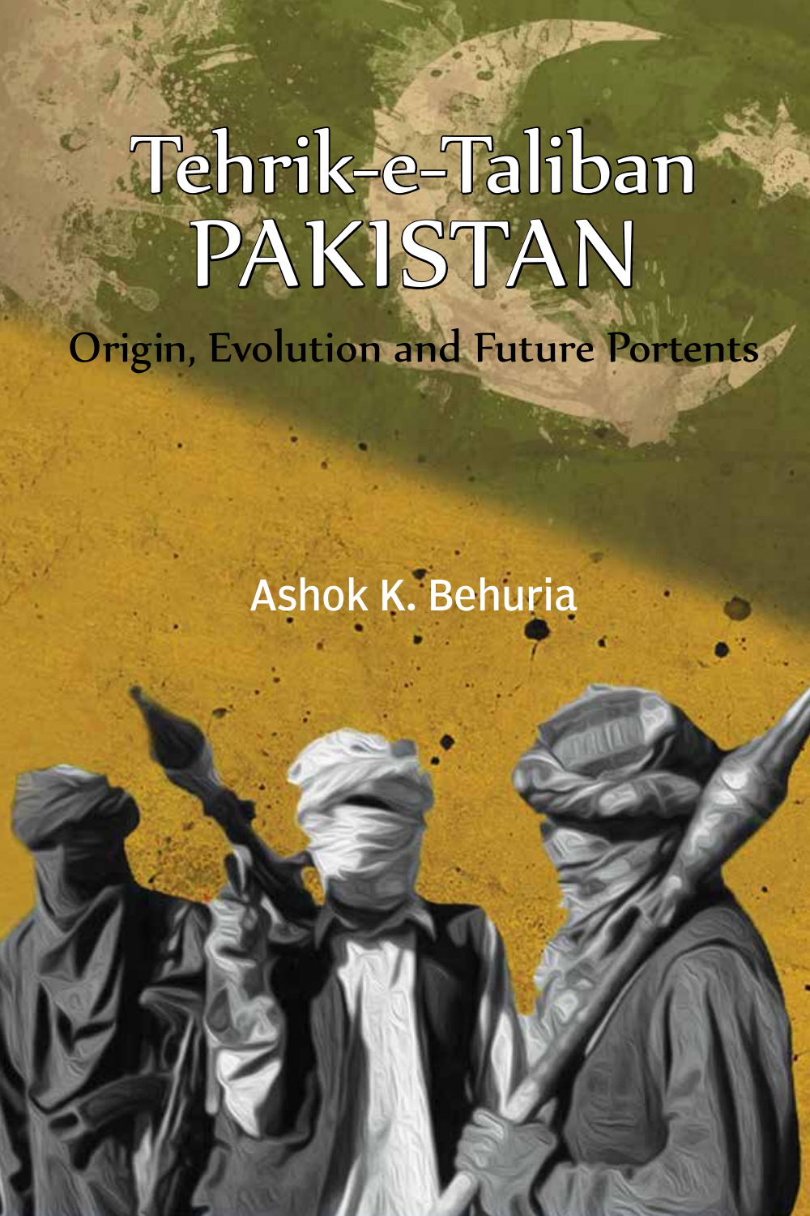# Tehrik-e-Taliban PAKISTAN

## Origin, Evolution and Future Portents

Ashok K. Behuria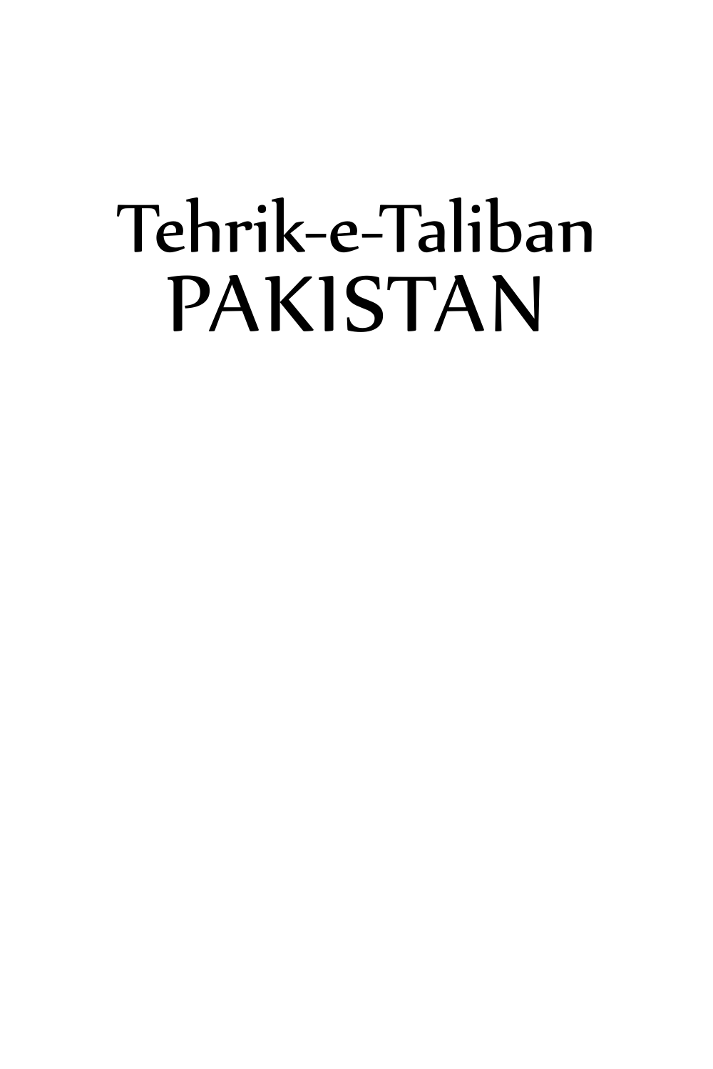# Tehrik-e-Taliban PAKISTAN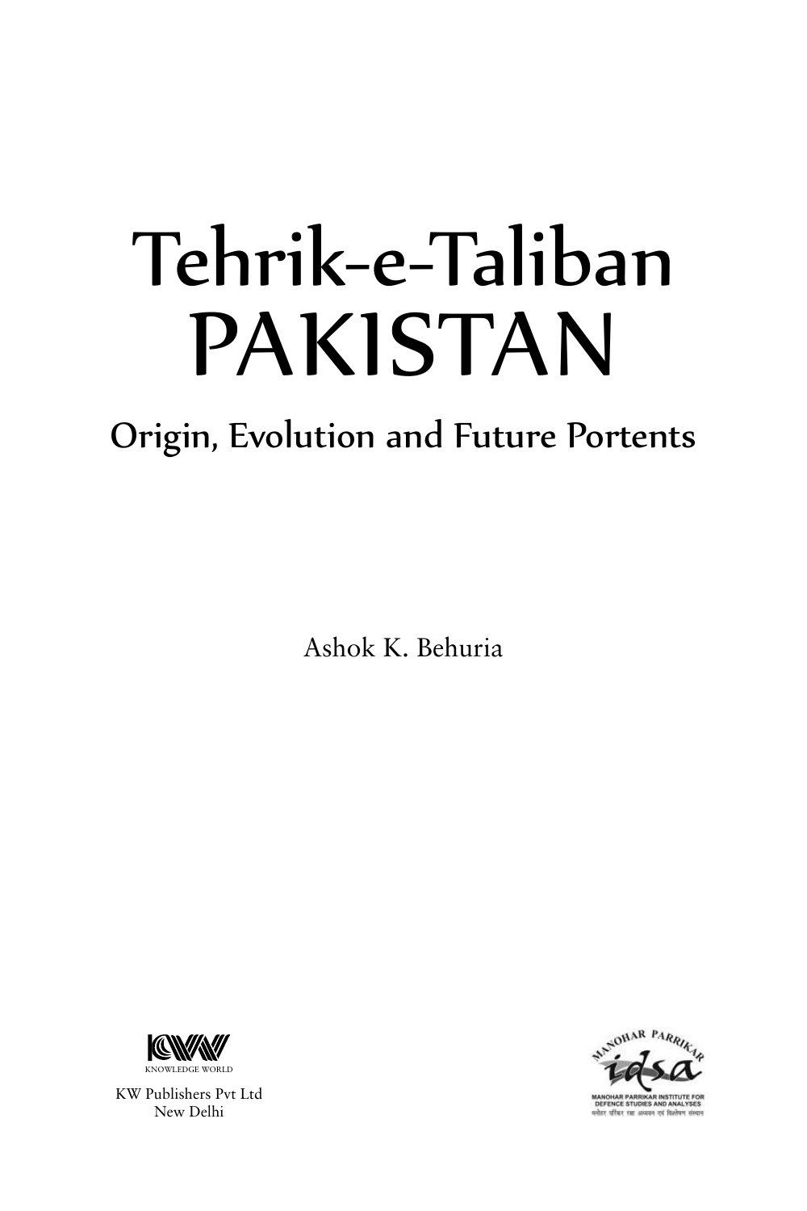# Tehrik-e-Taliban PAKISTAN

## Origin, Evolution and Future Portents

Ashok K. Behuria

KNOWLEDGE WORLD

KW Publishers Pvt Ltd
New Delhi

MANOHAR PARRIKAR idsa
MANOHAR PARRIKAR INSTITUTE FOR DEFENCE STUDIES AND ANALYSES
मनोहर पर्रिकर रक्षा अध्ययन एवं विश्लेषण संस्थान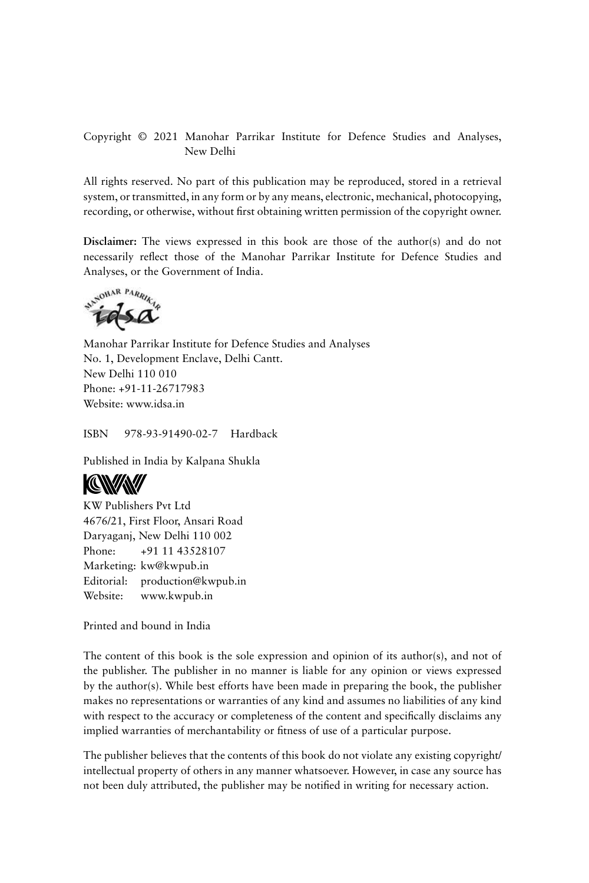Copyright © 2021 Manohar Parrikar Institute for Defence Studies and Analyses, New Delhi

All rights reserved. No part of this publication may be reproduced, stored in a retrieval system, or transmitted, in any form or by any means, electronic, mechanical, photocopying, recording, or otherwise, without first obtaining written permission of the copyright owner.

**Disclaimer:** The views expressed in this book are those of the author(s) and do not necessarily reflect those of the Manohar Parrikar Institute for Defence Studies and Analyses, or the Government of India.

Manohar Parrikar Institute for Defence Studies and Analyses
No. 1, Development Enclave, Delhi Cantt.
New Delhi 110 010
Phone: +91-11-26717983
Website: www.idsa.in

ISBN 978-93-91490-02-7 Hardback

Published in India by Kalpana Shukla

KW Publishers Pvt Ltd
4676/21, First Floor, Ansari Road
Daryaganj, New Delhi 110 002
Phone: +91 11 43528107
Marketing: kw@kwpub.in
Editorial: production@kwpub.in
Website: www.kwpub.in

Printed and bound in India

The content of this book is the sole expression and opinion of its author(s), and not of the publisher. The publisher in no manner is liable for any opinion or views expressed by the author(s). While best efforts have been made in preparing the book, the publisher makes no representations or warranties of any kind and assumes no liabilities of any kind with respect to the accuracy or completeness of the content and specifically disclaims any implied warranties of merchantability or fitness of use of a particular purpose.

The publisher believes that the contents of this book do not violate any existing copyright/intellectual property of others in any manner whatsoever. However, in case any source has not been duly attributed, the publisher may be notified in writing for necessary action.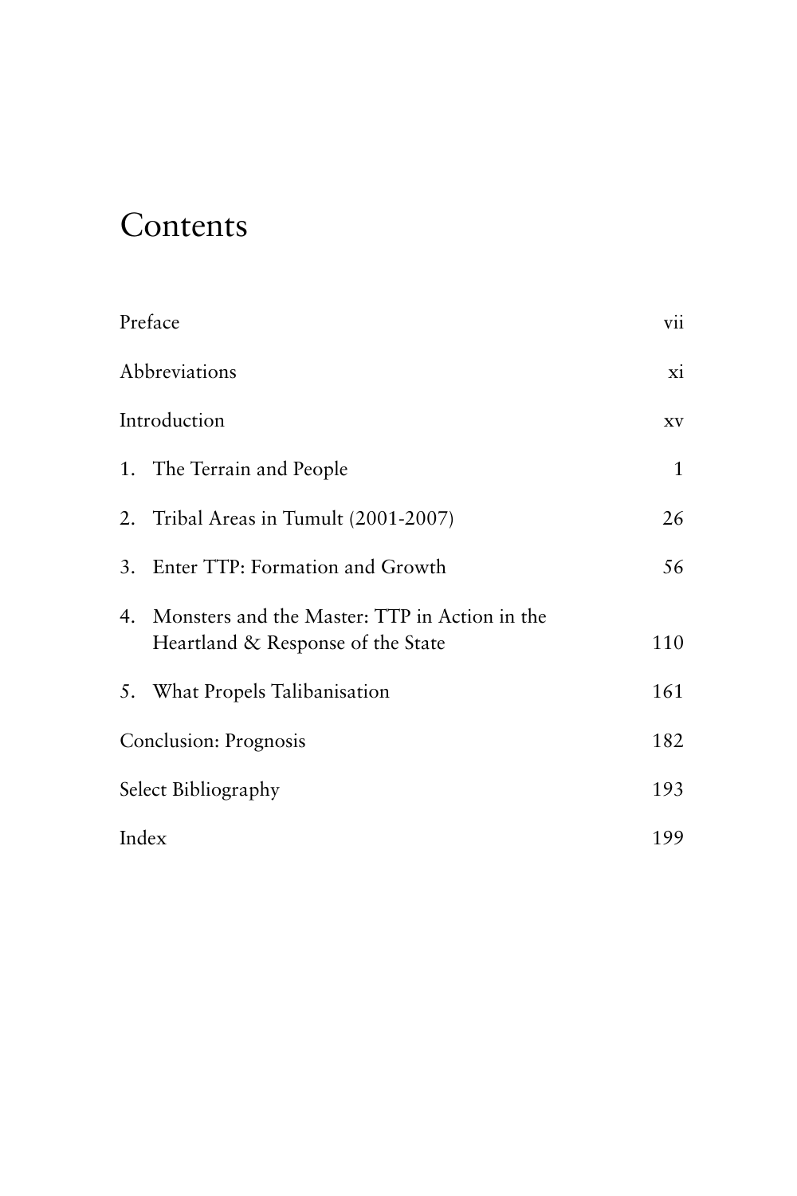# Contents

| | |
|---|---|
| Preface | vii |
| Abbreviations | xi |
| Introduction | xv |
| 1. The Terrain and People | 1 |
| 2. Tribal Areas in Tumult (2001-2007) | 26 |
| 3. Enter TTP: Formation and Growth | 56 |
| 4. Monsters and the Master: TTP in Action in the Heartland & Response of the State | 110 |
| 5. What Propels Talibanisation | 161 |
| Conclusion: Prognosis | 182 |
| Select Bibliography | 193 |
| Index | 199 |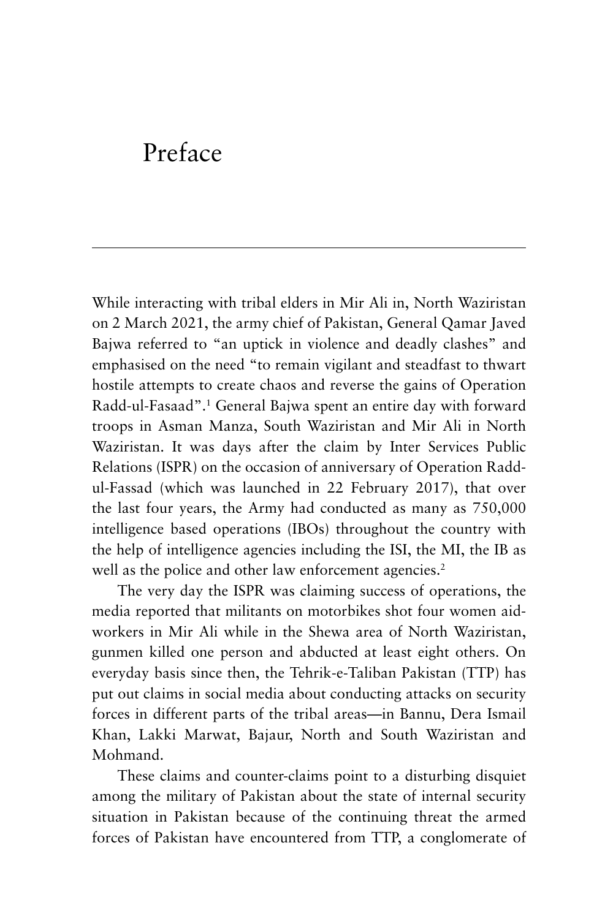# Preface

While interacting with tribal elders in Mir Ali in, North Waziristan on 2 March 2021, the army chief of Pakistan, General Qamar Javed Bajwa referred to "an uptick in violence and deadly clashes" and emphasised on the need "to remain vigilant and steadfast to thwart hostile attempts to create chaos and reverse the gains of Operation Radd-ul-Fasaad".[1] General Bajwa spent an entire day with forward troops in Asman Manza, South Waziristan and Mir Ali in North Waziristan. It was days after the claim by Inter Services Public Relations (ISPR) on the occasion of anniversary of Operation Radd-ul-Fassad (which was launched in 22 February 2017), that over the last four years, the Army had conducted as many as 750,000 intelligence based operations (IBOs) throughout the country with the help of intelligence agencies including the ISI, the MI, the IB as well as the police and other law enforcement agencies.[2]

The very day the ISPR was claiming success of operations, the media reported that militants on motorbikes shot four women aid-workers in Mir Ali while in the Shewa area of North Waziristan, gunmen killed one person and abducted at least eight others. On everyday basis since then, the Tehrik-e-Taliban Pakistan (TTP) has put out claims in social media about conducting attacks on security forces in different parts of the tribal areas—in Bannu, Dera Ismail Khan, Lakki Marwat, Bajaur, North and South Waziristan and Mohmand.

These claims and counter-claims point to a disturbing disquiet among the military of Pakistan about the state of internal security situation in Pakistan because of the continuing threat the armed forces of Pakistan have encountered from TTP, a conglomerate of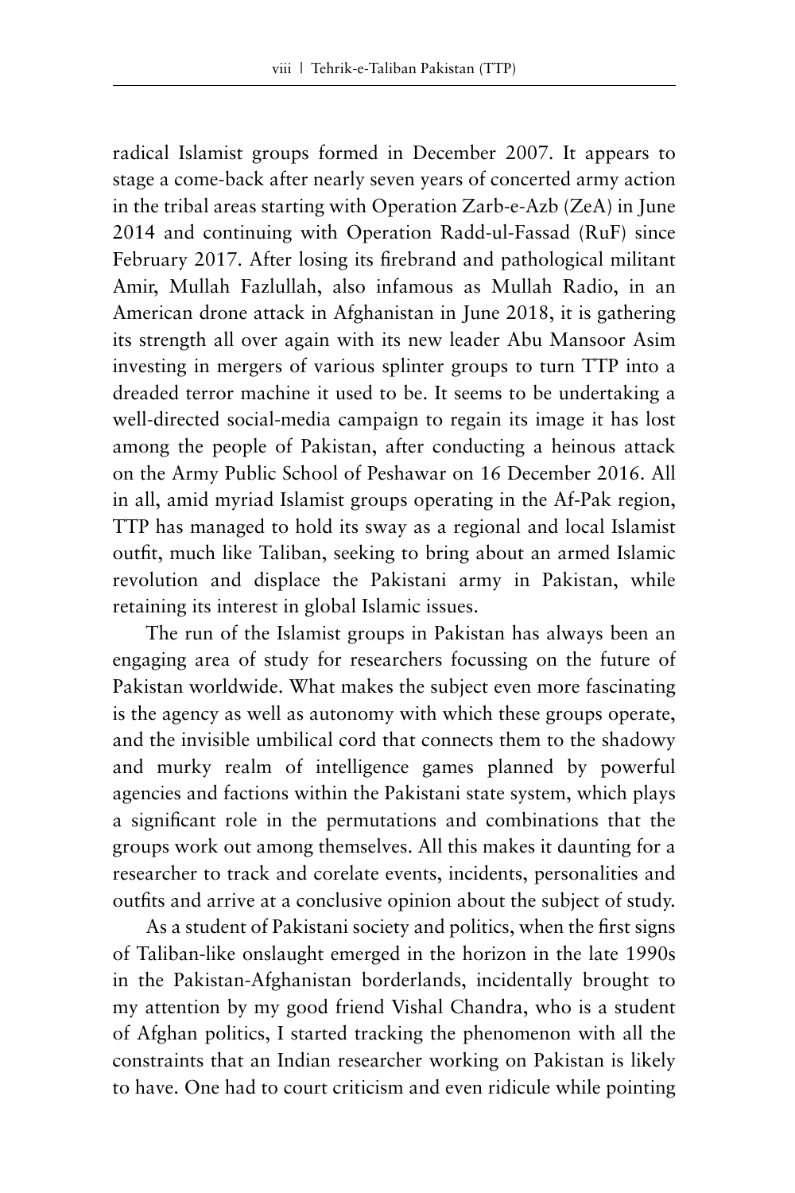radical Islamist groups formed in December 2007. It appears to stage a come-back after nearly seven years of concerted army action in the tribal areas starting with Operation Zarb-e-Azb (ZeA) in June 2014 and continuing with Operation Radd-ul-Fassad (RuF) since February 2017. After losing its firebrand and pathological militant Amir, Mullah Fazlullah, also infamous as Mullah Radio, in an American drone attack in Afghanistan in June 2018, it is gathering its strength all over again with its new leader Abu Mansoor Asim investing in mergers of various splinter groups to turn TTP into a dreaded terror machine it used to be. It seems to be undertaking a well-directed social-media campaign to regain its image it has lost among the people of Pakistan, after conducting a heinous attack on the Army Public School of Peshawar on 16 December 2016. All in all, amid myriad Islamist groups operating in the Af-Pak region, TTP has managed to hold its sway as a regional and local Islamist outfit, much like Taliban, seeking to bring about an armed Islamic revolution and displace the Pakistani army in Pakistan, while retaining its interest in global Islamic issues.

The run of the Islamist groups in Pakistan has always been an engaging area of study for researchers focussing on the future of Pakistan worldwide. What makes the subject even more fascinating is the agency as well as autonomy with which these groups operate, and the invisible umbilical cord that connects them to the shadowy and murky realm of intelligence games planned by powerful agencies and factions within the Pakistani state system, which plays a significant role in the permutations and combinations that the groups work out among themselves. All this makes it daunting for a researcher to track and corelate events, incidents, personalities and outfits and arrive at a conclusive opinion about the subject of study.

As a student of Pakistani society and politics, when the first signs of Taliban-like onslaught emerged in the horizon in the late 1990s in the Pakistan-Afghanistan borderlands, incidentally brought to my attention by my good friend Vishal Chandra, who is a student of Afghan politics, I started tracking the phenomenon with all the constraints that an Indian researcher working on Pakistan is likely to have. One had to court criticism and even ridicule while pointing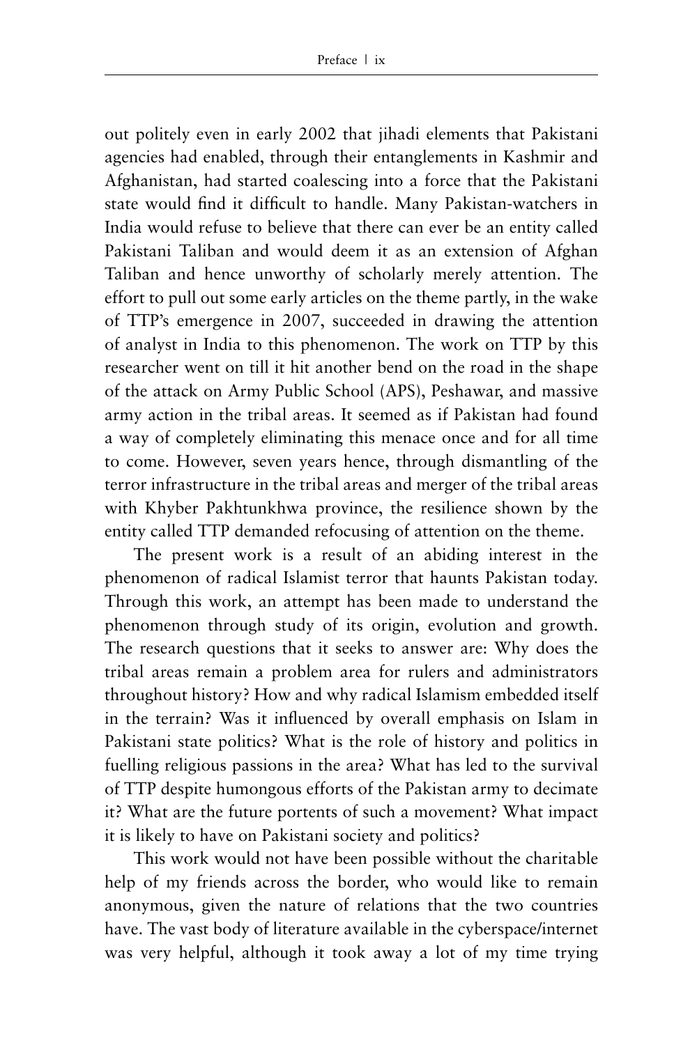out politely even in early 2002 that jihadi elements that Pakistani agencies had enabled, through their entanglements in Kashmir and Afghanistan, had started coalescing into a force that the Pakistani state would find it difficult to handle. Many Pakistan-watchers in India would refuse to believe that there can ever be an entity called Pakistani Taliban and would deem it as an extension of Afghan Taliban and hence unworthy of scholarly merely attention. The effort to pull out some early articles on the theme partly, in the wake of TTP's emergence in 2007, succeeded in drawing the attention of analyst in India to this phenomenon. The work on TTP by this researcher went on till it hit another bend on the road in the shape of the attack on Army Public School (APS), Peshawar, and massive army action in the tribal areas. It seemed as if Pakistan had found a way of completely eliminating this menace once and for all time to come. However, seven years hence, through dismantling of the terror infrastructure in the tribal areas and merger of the tribal areas with Khyber Pakhtunkhwa province, the resilience shown by the entity called TTP demanded refocusing of attention on the theme.

The present work is a result of an abiding interest in the phenomenon of radical Islamist terror that haunts Pakistan today. Through this work, an attempt has been made to understand the phenomenon through study of its origin, evolution and growth. The research questions that it seeks to answer are: Why does the tribal areas remain a problem area for rulers and administrators throughout history? How and why radical Islamism embedded itself in the terrain? Was it influenced by overall emphasis on Islam in Pakistani state politics? What is the role of history and politics in fuelling religious passions in the area? What has led to the survival of TTP despite humongous efforts of the Pakistan army to decimate it? What are the future portents of such a movement? What impact it is likely to have on Pakistani society and politics?

This work would not have been possible without the charitable help of my friends across the border, who would like to remain anonymous, given the nature of relations that the two countries have. The vast body of literature available in the cyberspace/internet was very helpful, although it took away a lot of my time trying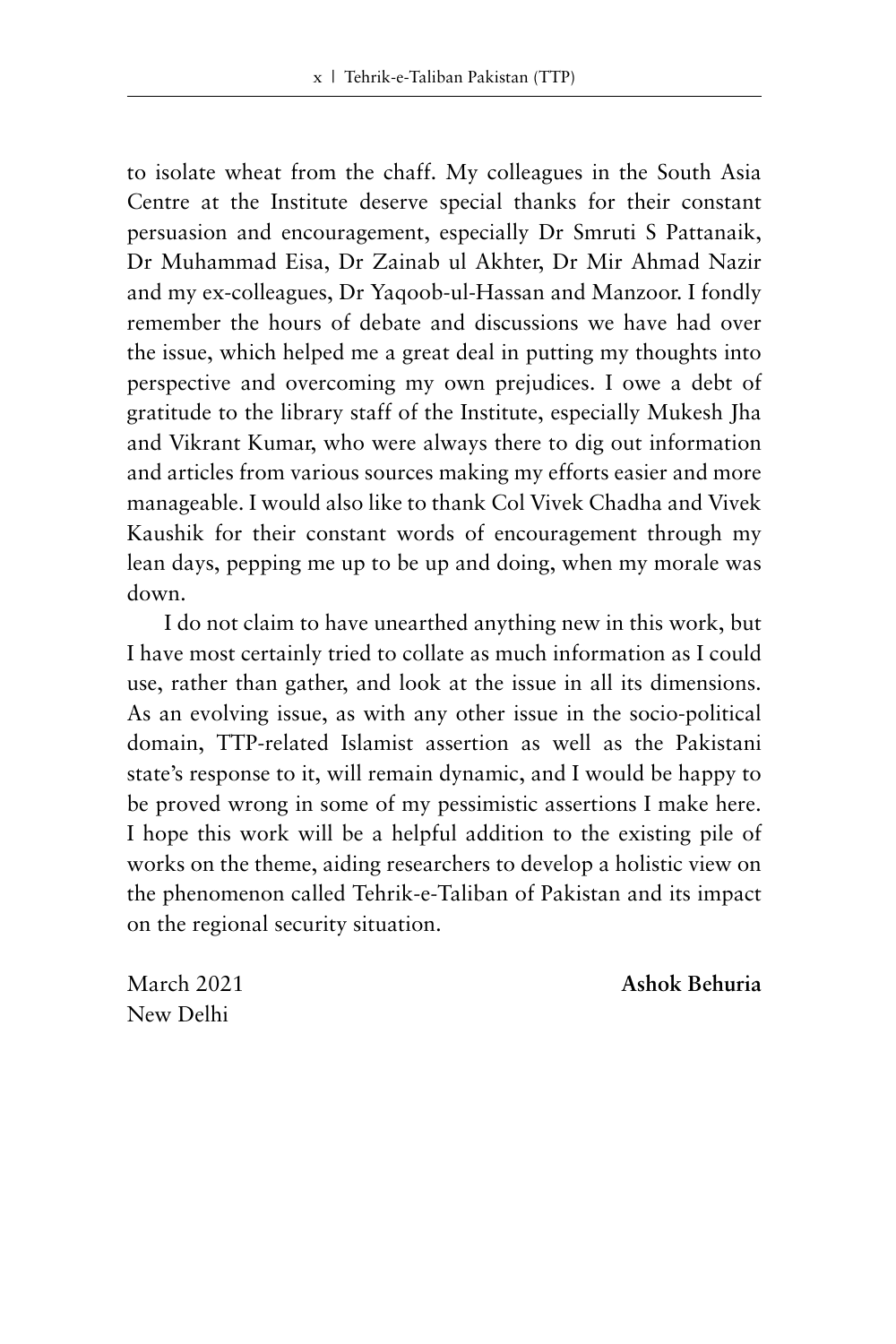to isolate wheat from the chaff. My colleagues in the South Asia Centre at the Institute deserve special thanks for their constant persuasion and encouragement, especially Dr Smruti S Pattanaik, Dr Muhammad Eisa, Dr Zainab ul Akhter, Dr Mir Ahmad Nazir and my ex-colleagues, Dr Yaqoob-ul-Hassan and Manzoor. I fondly remember the hours of debate and discussions we have had over the issue, which helped me a great deal in putting my thoughts into perspective and overcoming my own prejudices. I owe a debt of gratitude to the library staff of the Institute, especially Mukesh Jha and Vikrant Kumar, who were always there to dig out information and articles from various sources making my efforts easier and more manageable. I would also like to thank Col Vivek Chadha and Vivek Kaushik for their constant words of encouragement through my lean days, pepping me up to be up and doing, when my morale was down.

I do not claim to have unearthed anything new in this work, but I have most certainly tried to collate as much information as I could use, rather than gather, and look at the issue in all its dimensions. As an evolving issue, as with any other issue in the socio-political domain, TTP-related Islamist assertion as well as the Pakistani state's response to it, will remain dynamic, and I would be happy to be proved wrong in some of my pessimistic assertions I make here. I hope this work will be a helpful addition to the existing pile of works on the theme, aiding researchers to develop a holistic view on the phenomenon called Tehrik-e-Taliban of Pakistan and its impact on the regional security situation.

March 2021
New Delhi

**Ashok Behuria**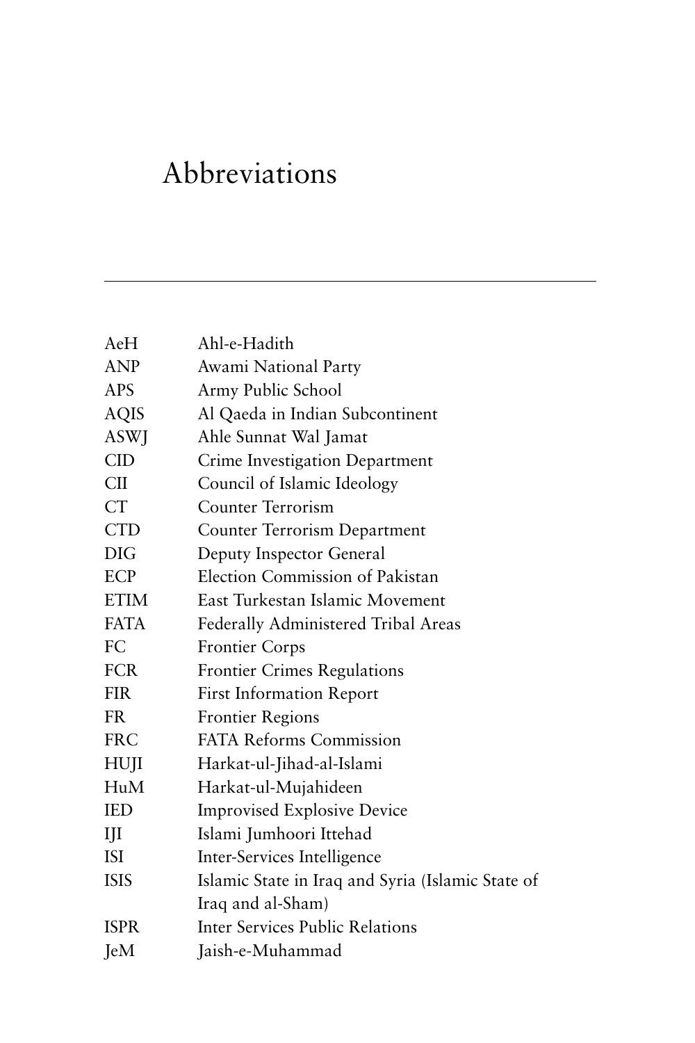# Abbreviations

| | |
|---|---|
| AeH | Ahl-e-Hadith |
| ANP | Awami National Party |
| APS | Army Public School |
| AQIS | Al Qaeda in Indian Subcontinent |
| ASWJ | Ahle Sunnat Wal Jamat |
| CID | Crime Investigation Department |
| CII | Council of Islamic Ideology |
| CT | Counter Terrorism |
| CTD | Counter Terrorism Department |
| DIG | Deputy Inspector General |
| ECP | Election Commission of Pakistan |
| ETIM | East Turkestan Islamic Movement |
| FATA | Federally Administered Tribal Areas |
| FC | Frontier Corps |
| FCR | Frontier Crimes Regulations |
| FIR | First Information Report |
| FR | Frontier Regions |
| FRC | FATA Reforms Commission |
| HUJI | Harkat-ul-Jihad-al-Islami |
| HuM | Harkat-ul-Mujahideen |
| IED | Improvised Explosive Device |
| IJI | Islami Jumhoori Ittehad |
| ISI | Inter-Services Intelligence |
| ISIS | Islamic State in Iraq and Syria (Islamic State of Iraq and al-Sham) |
| ISPR | Inter Services Public Relations |
| JeM | Jaish-e-Muhammad |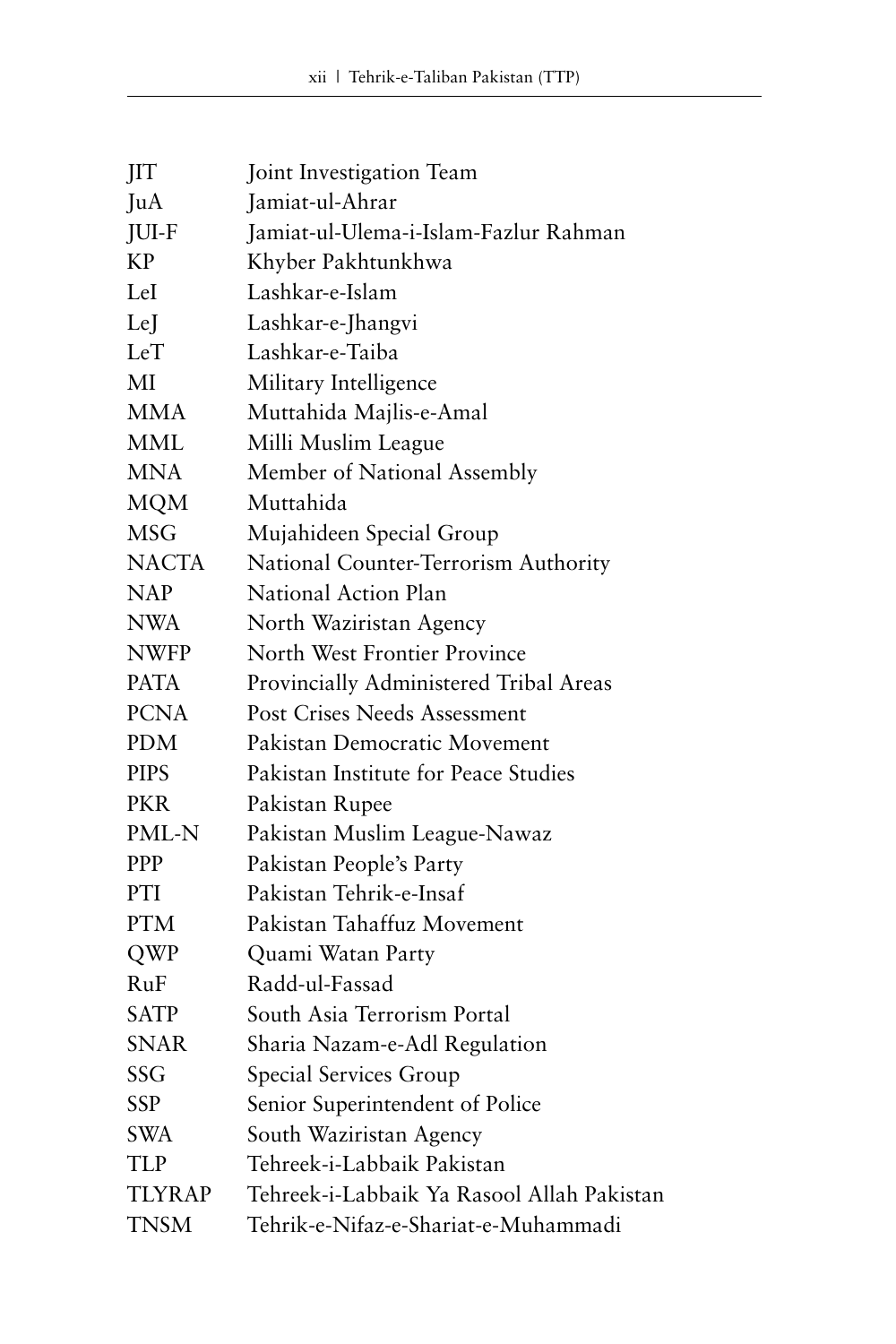| | |
|---|---|
| JIT | Joint Investigation Team |
| JuA | Jamiat-ul-Ahrar |
| JUI-F | Jamiat-ul-Ulema-i-Islam-Fazlur Rahman |
| KP | Khyber Pakhtunkhwa |
| LeI | Lashkar-e-Islam |
| LeJ | Lashkar-e-Jhangvi |
| LeT | Lashkar-e-Taiba |
| MI | Military Intelligence |
| MMA | Muttahida Majlis-e-Amal |
| MML | Milli Muslim League |
| MNA | Member of National Assembly |
| MQM | Muttahida |
| MSG | Mujahideen Special Group |
| NACTA | National Counter-Terrorism Authority |
| NAP | National Action Plan |
| NWA | North Waziristan Agency |
| NWFP | North West Frontier Province |
| PATA | Provincially Administered Tribal Areas |
| PCNA | Post Crises Needs Assessment |
| PDM | Pakistan Democratic Movement |
| PIPS | Pakistan Institute for Peace Studies |
| PKR | Pakistan Rupee |
| PML-N | Pakistan Muslim League-Nawaz |
| PPP | Pakistan People's Party |
| PTI | Pakistan Tehrik-e-Insaf |
| PTM | Pakistan Tahaffuz Movement |
| QWP | Quami Watan Party |
| RuF | Radd-ul-Fassad |
| SATP | South Asia Terrorism Portal |
| SNAR | Sharia Nazam-e-Adl Regulation |
| SSG | Special Services Group |
| SSP | Senior Superintendent of Police |
| SWA | South Waziristan Agency |
| TLP | Tehreek-i-Labbaik Pakistan |
| TLYRAP | Tehreek-i-Labbaik Ya Rasool Allah Pakistan |
| TNSM | Tehrik-e-Nifaz-e-Shariat-e-Muhammadi |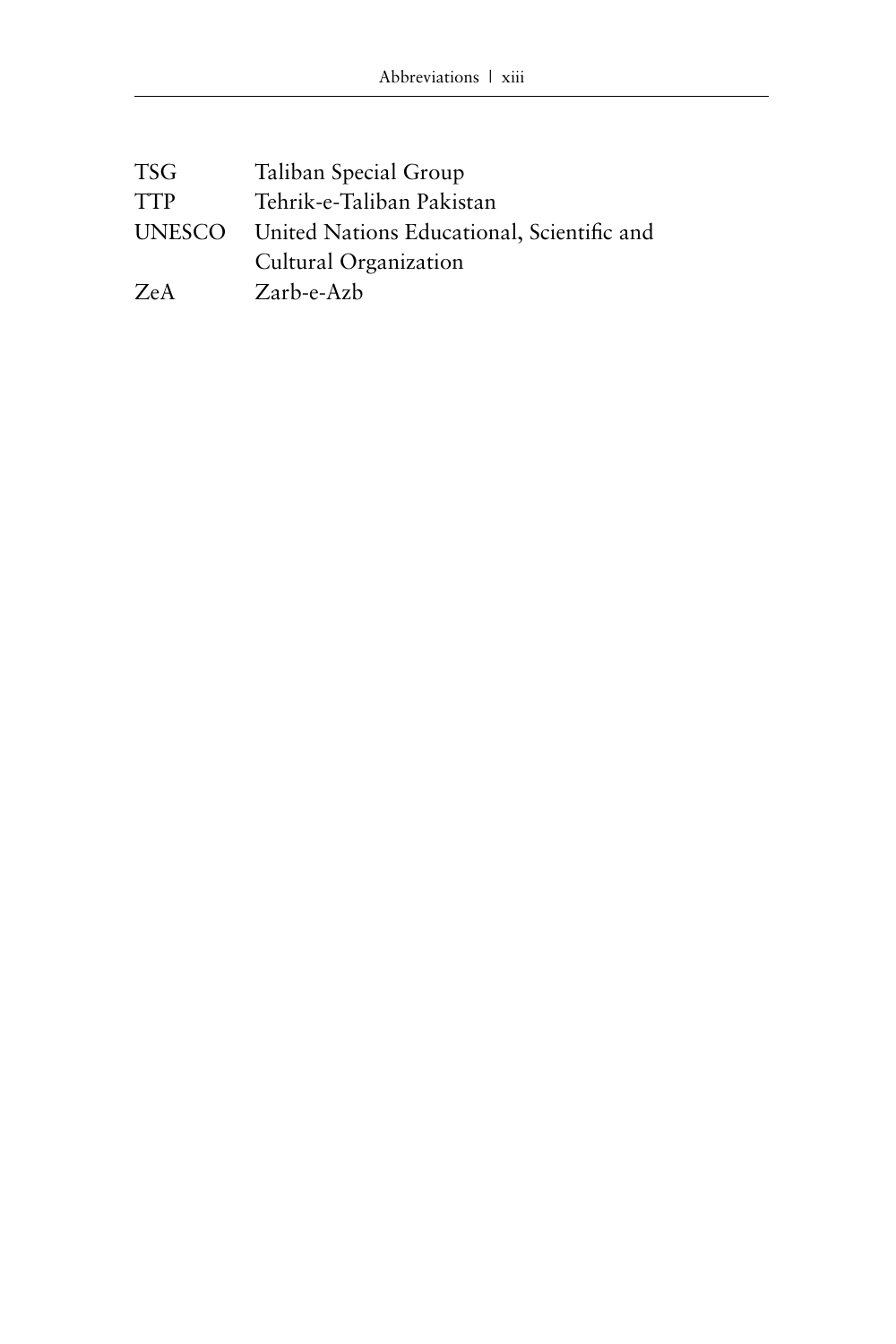| | |
|---|---|
| TSG | Taliban Special Group |
| TTP | Tehrik-e-Taliban Pakistan |
| UNESCO | United Nations Educational, Scientific and Cultural Organization |
| ZeA | Zarb-e-Azb |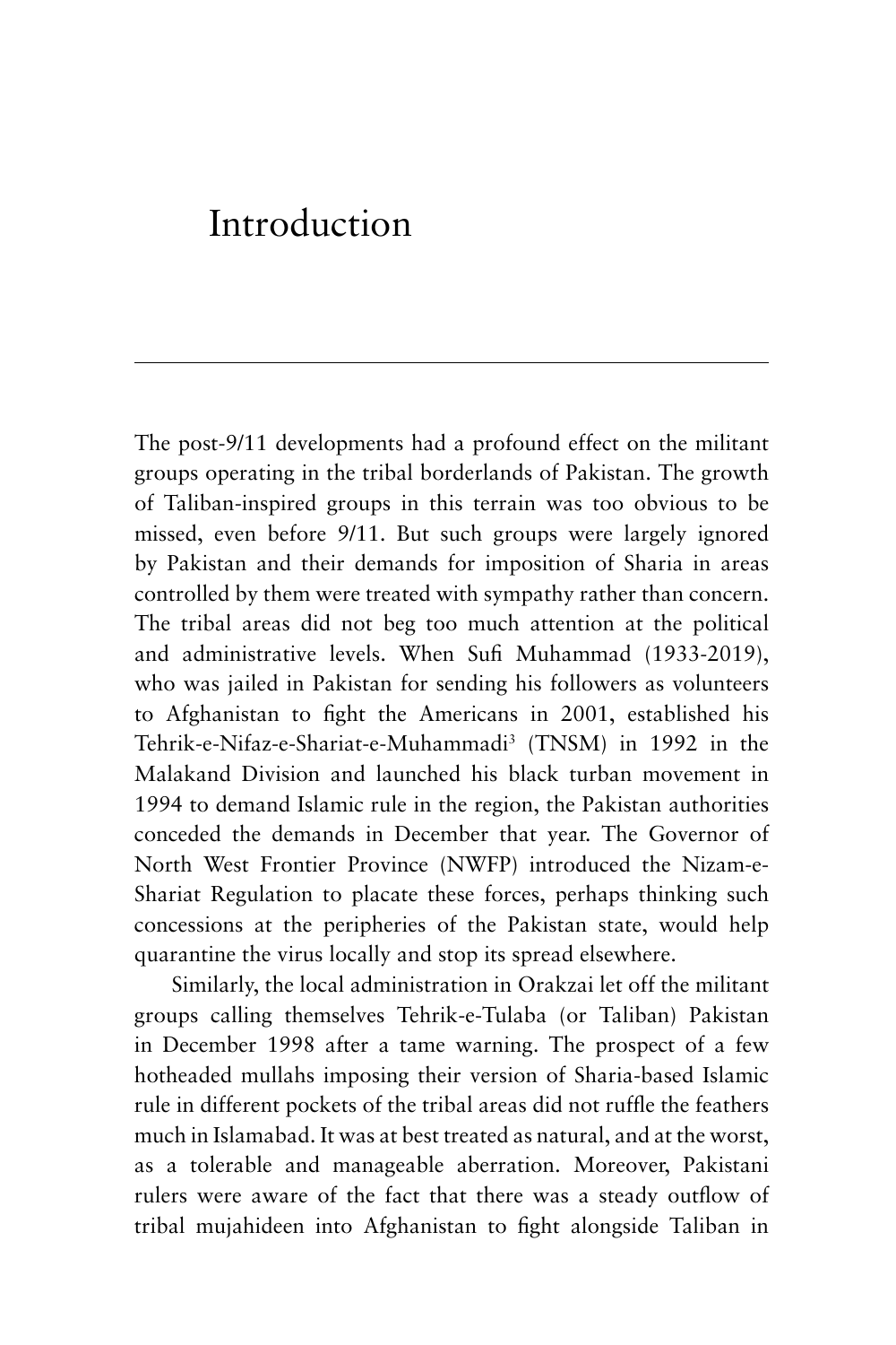# Introduction

The post-9/11 developments had a profound effect on the militant groups operating in the tribal borderlands of Pakistan. The growth of Taliban-inspired groups in this terrain was too obvious to be missed, even before 9/11. But such groups were largely ignored by Pakistan and their demands for imposition of Sharia in areas controlled by them were treated with sympathy rather than concern. The tribal areas did not beg too much attention at the political and administrative levels. When Sufi Muhammad (1933-2019), who was jailed in Pakistan for sending his followers as volunteers to Afghanistan to fight the Americans in 2001, established his Tehrik-e-Nifaz-e-Shariat-e-Muhammadi[3] (TNSM) in 1992 in the Malakand Division and launched his black turban movement in 1994 to demand Islamic rule in the region, the Pakistan authorities conceded the demands in December that year. The Governor of North West Frontier Province (NWFP) introduced the Nizam-e-Shariat Regulation to placate these forces, perhaps thinking such concessions at the peripheries of the Pakistan state, would help quarantine the virus locally and stop its spread elsewhere.

Similarly, the local administration in Orakzai let off the militant groups calling themselves Tehrik-e-Tulaba (or Taliban) Pakistan in December 1998 after a tame warning. The prospect of a few hotheaded mullahs imposing their version of Sharia-based Islamic rule in different pockets of the tribal areas did not ruffle the feathers much in Islamabad. It was at best treated as natural, and at the worst, as a tolerable and manageable aberration. Moreover, Pakistani rulers were aware of the fact that there was a steady outflow of tribal mujahideen into Afghanistan to fight alongside Taliban in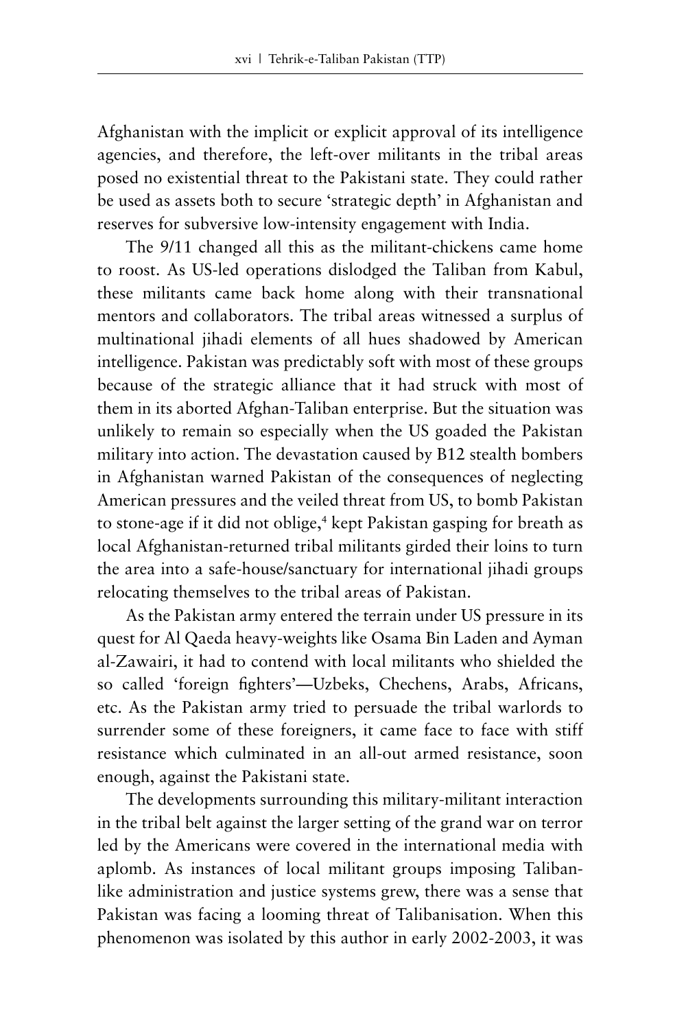Afghanistan with the implicit or explicit approval of its intelligence agencies, and therefore, the left-over militants in the tribal areas posed no existential threat to the Pakistani state. They could rather be used as assets both to secure 'strategic depth' in Afghanistan and reserves for subversive low-intensity engagement with India.

The 9/11 changed all this as the militant-chickens came home to roost. As US-led operations dislodged the Taliban from Kabul, these militants came back home along with their transnational mentors and collaborators. The tribal areas witnessed a surplus of multinational jihadi elements of all hues shadowed by American intelligence. Pakistan was predictably soft with most of these groups because of the strategic alliance that it had struck with most of them in its aborted Afghan-Taliban enterprise. But the situation was unlikely to remain so especially when the US goaded the Pakistan military into action. The devastation caused by B12 stealth bombers in Afghanistan warned Pakistan of the consequences of neglecting American pressures and the veiled threat from US, to bomb Pakistan to stone-age if it did not oblige,[4] kept Pakistan gasping for breath as local Afghanistan-returned tribal militants girded their loins to turn the area into a safe-house/sanctuary for international jihadi groups relocating themselves to the tribal areas of Pakistan.

As the Pakistan army entered the terrain under US pressure in its quest for Al Qaeda heavy-weights like Osama Bin Laden and Ayman al-Zawairi, it had to contend with local militants who shielded the so called 'foreign fighters'—Uzbeks, Chechens, Arabs, Africans, etc. As the Pakistan army tried to persuade the tribal warlords to surrender some of these foreigners, it came face to face with stiff resistance which culminated in an all-out armed resistance, soon enough, against the Pakistani state.

The developments surrounding this military-militant interaction in the tribal belt against the larger setting of the grand war on terror led by the Americans were covered in the international media with aplomb. As instances of local militant groups imposing Taliban-like administration and justice systems grew, there was a sense that Pakistan was facing a looming threat of Talibanisation. When this phenomenon was isolated by this author in early 2002-2003, it was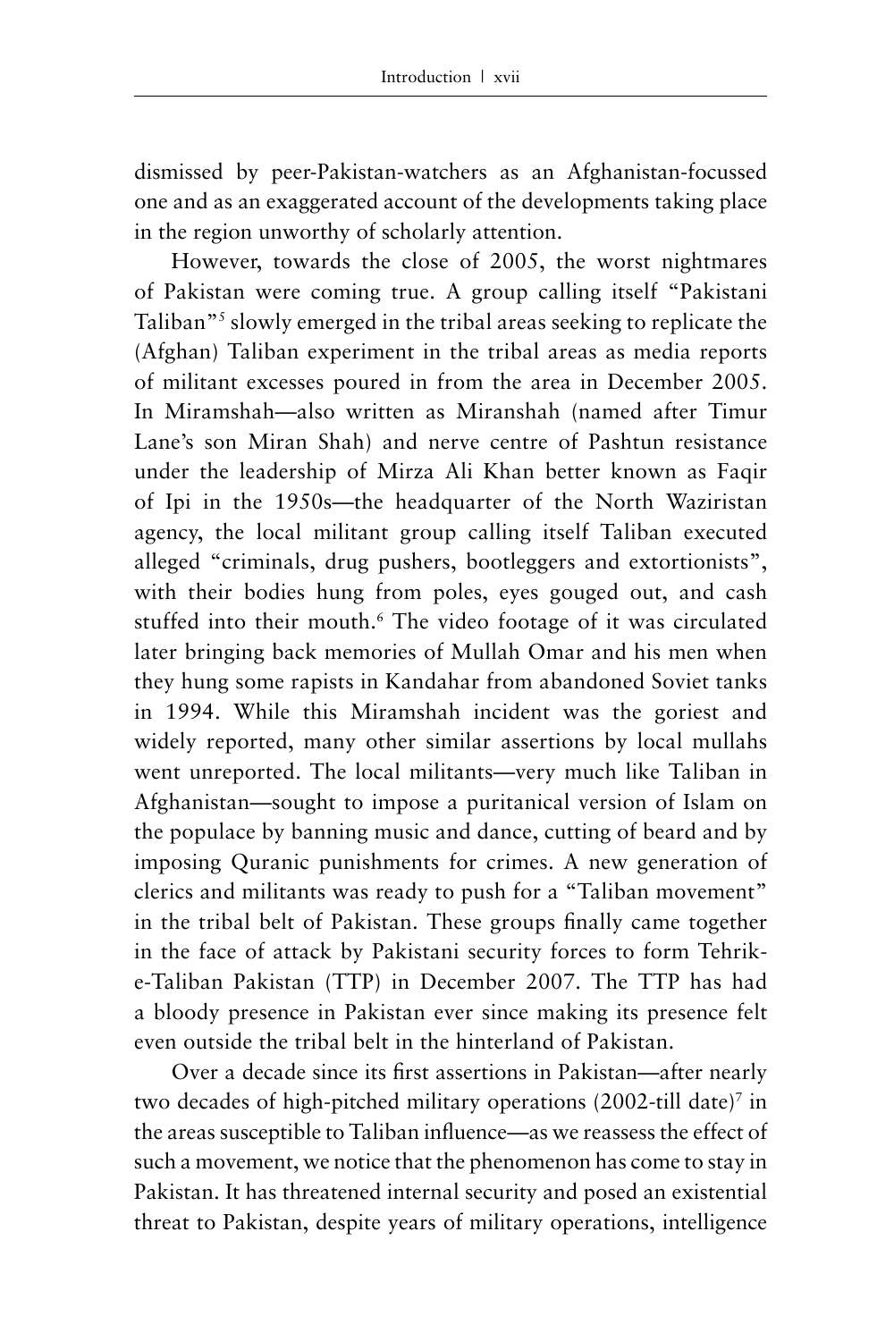dismissed by peer-Pakistan-watchers as an Afghanistan-focussed one and as an exaggerated account of the developments taking place in the region unworthy of scholarly attention.

However, towards the close of 2005, the worst nightmares of Pakistan were coming true. A group calling itself "Pakistani Taliban"[5] slowly emerged in the tribal areas seeking to replicate the (Afghan) Taliban experiment in the tribal areas as media reports of militant excesses poured in from the area in December 2005. In Miramshah—also written as Miranshah (named after Timur Lane's son Miran Shah) and nerve centre of Pashtun resistance under the leadership of Mirza Ali Khan better known as Faqir of Ipi in the 1950s—the headquarter of the North Waziristan agency, the local militant group calling itself Taliban executed alleged "criminals, drug pushers, bootleggers and extortionists", with their bodies hung from poles, eyes gouged out, and cash stuffed into their mouth.[6] The video footage of it was circulated later bringing back memories of Mullah Omar and his men when they hung some rapists in Kandahar from abandoned Soviet tanks in 1994. While this Miramshah incident was the goriest and widely reported, many other similar assertions by local mullahs went unreported. The local militants—very much like Taliban in Afghanistan—sought to impose a puritanical version of Islam on the populace by banning music and dance, cutting of beard and by imposing Quranic punishments for crimes. A new generation of clerics and militants was ready to push for a "Taliban movement" in the tribal belt of Pakistan. These groups finally came together in the face of attack by Pakistani security forces to form Tehrik-e-Taliban Pakistan (TTP) in December 2007. The TTP has had a bloody presence in Pakistan ever since making its presence felt even outside the tribal belt in the hinterland of Pakistan.

Over a decade since its first assertions in Pakistan—after nearly two decades of high-pitched military operations (2002-till date)[7] in the areas susceptible to Taliban influence—as we reassess the effect of such a movement, we notice that the phenomenon has come to stay in Pakistan. It has threatened internal security and posed an existential threat to Pakistan, despite years of military operations, intelligence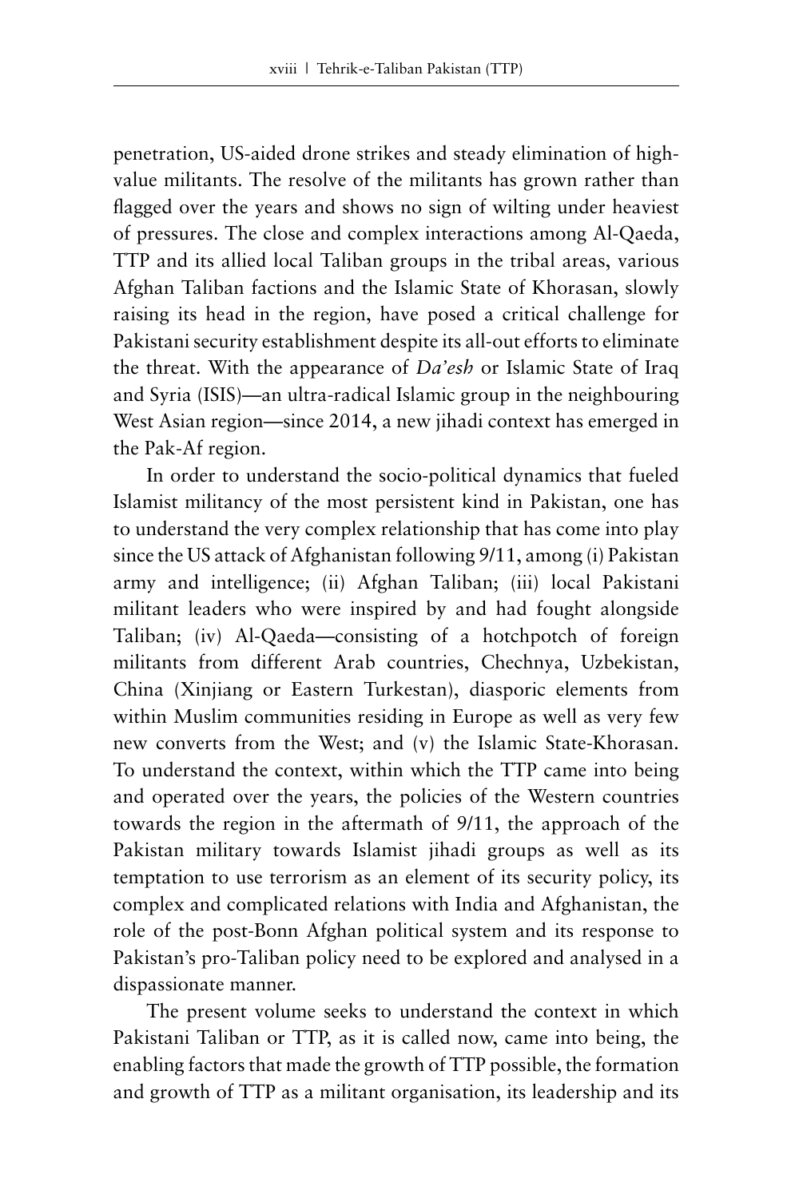penetration, US-aided drone strikes and steady elimination of high-value militants. The resolve of the militants has grown rather than flagged over the years and shows no sign of wilting under heaviest of pressures. The close and complex interactions among Al-Qaeda, TTP and its allied local Taliban groups in the tribal areas, various Afghan Taliban factions and the Islamic State of Khorasan, slowly raising its head in the region, have posed a critical challenge for Pakistani security establishment despite its all-out efforts to eliminate the threat. With the appearance of *Da'esh* or Islamic State of Iraq and Syria (ISIS)—an ultra-radical Islamic group in the neighbouring West Asian region—since 2014, a new jihadi context has emerged in the Pak-Af region.

In order to understand the socio-political dynamics that fueled Islamist militancy of the most persistent kind in Pakistan, one has to understand the very complex relationship that has come into play since the US attack of Afghanistan following 9/11, among (i) Pakistan army and intelligence; (ii) Afghan Taliban; (iii) local Pakistani militant leaders who were inspired by and had fought alongside Taliban; (iv) Al-Qaeda—consisting of a hotchpotch of foreign militants from different Arab countries, Chechnya, Uzbekistan, China (Xinjiang or Eastern Turkestan), diasporic elements from within Muslim communities residing in Europe as well as very few new converts from the West; and (v) the Islamic State-Khorasan. To understand the context, within which the TTP came into being and operated over the years, the policies of the Western countries towards the region in the aftermath of 9/11, the approach of the Pakistan military towards Islamist jihadi groups as well as its temptation to use terrorism as an element of its security policy, its complex and complicated relations with India and Afghanistan, the role of the post-Bonn Afghan political system and its response to Pakistan's pro-Taliban policy need to be explored and analysed in a dispassionate manner.

The present volume seeks to understand the context in which Pakistani Taliban or TTP, as it is called now, came into being, the enabling factors that made the growth of TTP possible, the formation and growth of TTP as a militant organisation, its leadership and its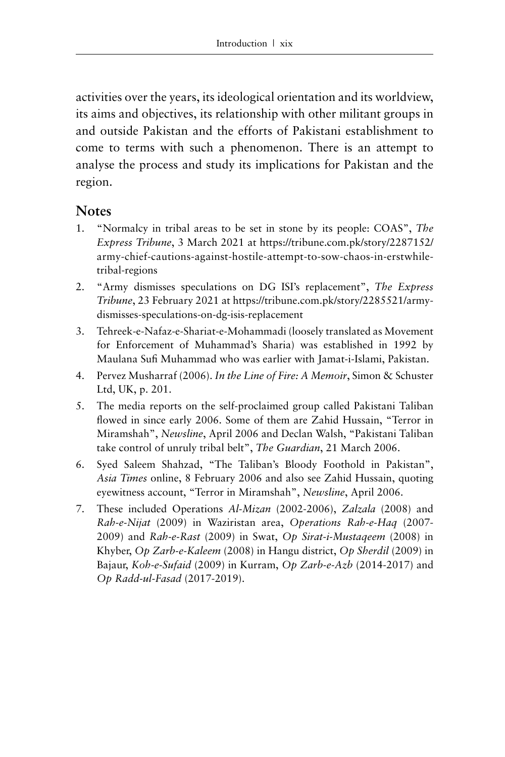activities over the years, its ideological orientation and its worldview, its aims and objectives, its relationship with other militant groups in and outside Pakistan and the efforts of Pakistani establishment to come to terms with such a phenomenon. There is an attempt to analyse the process and study its implications for Pakistan and the region.

## Notes

1. "Normalcy in tribal areas to be set in stone by its people: COAS", *The Express Tribune*, 3 March 2021 at https://tribune.com.pk/story/2287152/army-chief-cautions-against-hostile-attempt-to-sow-chaos-in-erstwhile-tribal-regions
2. "Army dismisses speculations on DG ISI's replacement", *The Express Tribune*, 23 February 2021 at https://tribune.com.pk/story/2285521/army-dismisses-speculations-on-dg-isis-replacement
3. Tehreek-e-Nafaz-e-Shariat-e-Mohammadi (loosely translated as Movement for Enforcement of Muhammad's Sharia) was established in 1992 by Maulana Sufi Muhammad who was earlier with Jamat-i-Islami, Pakistan.
4. Pervez Musharraf (2006). *In the Line of Fire: A Memoir*, Simon & Schuster Ltd, UK, p. 201.
5. The media reports on the self-proclaimed group called Pakistani Taliban flowed in since early 2006. Some of them are Zahid Hussain, "Terror in Miramshah", *Newsline*, April 2006 and Declan Walsh, "Pakistani Taliban take control of unruly tribal belt", *The Guardian*, 21 March 2006.
6. Syed Saleem Shahzad, "The Taliban's Bloody Foothold in Pakistan", *Asia Times* online, 8 February 2006 and also see Zahid Hussain, quoting eyewitness account, "Terror in Miramshah", *Newsline*, April 2006.
7. These included Operations *Al-Mizan* (2002-2006), *Zalzala* (2008) and *Rah-e-Nijat* (2009) in Waziristan area, *Operations Rah-e-Haq* (2007-2009) and *Rah-e-Rast* (2009) in Swat, *Op Sirat-i-Mustaqeem* (2008) in Khyber, *Op Zarb-e-Kaleem* (2008) in Hangu district, *Op Sherdil* (2009) in Bajaur, *Koh-e-Sufaid* (2009) in Kurram, *Op Zarb-e-Azb* (2014-2017) and *Op Radd-ul-Fasad* (2017-2019).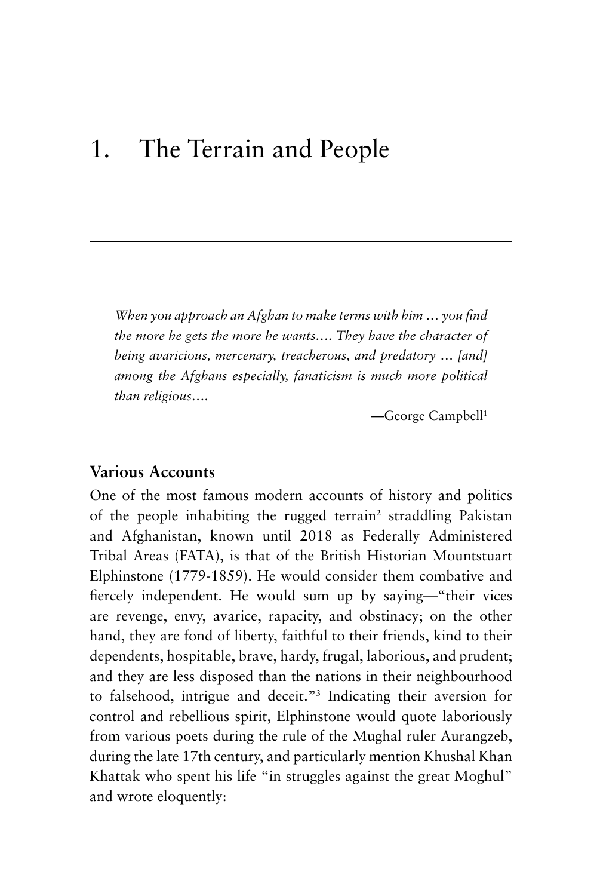# 1. The Terrain and People

---

> *When you approach an Afghan to make terms with him ... you find the more he gets the more he wants.... They have the character of being avaricious, mercenary, treacherous, and predatory ... [and] among the Afghans especially, fanaticism is much more political than religious....*
>
> —George Campbell[1]

### Various Accounts

One of the most famous modern accounts of history and politics of the people inhabiting the rugged terrain[2] straddling Pakistan and Afghanistan, known until 2018 as Federally Administered Tribal Areas (FATA), is that of the British Historian Mountstuart Elphinstone (1779-1859). He would consider them combative and fiercely independent. He would sum up by saying—"their vices are revenge, envy, avarice, rapacity, and obstinacy; on the other hand, they are fond of liberty, faithful to their friends, kind to their dependents, hospitable, brave, hardy, frugal, laborious, and prudent; and they are less disposed than the nations in their neighbourhood to falsehood, intrigue and deceit."[3] Indicating their aversion for control and rebellious spirit, Elphinstone would quote laboriously from various poets during the rule of the Mughal ruler Aurangzeb, during the late 17th century, and particularly mention Khushal Khan Khattak who spent his life "in struggles against the great Moghul" and wrote eloquently: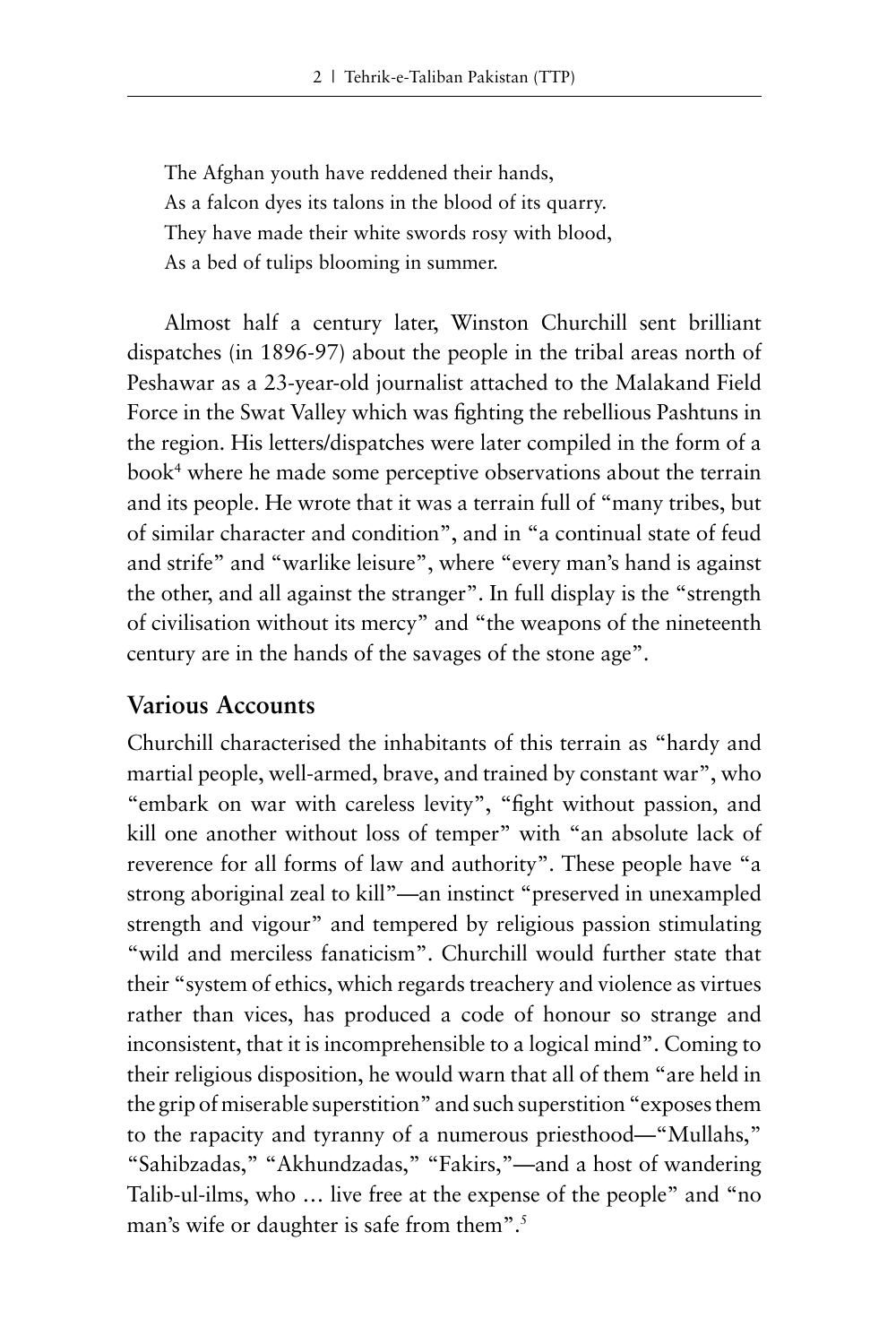The Afghan youth have reddened their hands,  
As a falcon dyes its talons in the blood of its quarry.  
They have made their white swords rosy with blood,  
As a bed of tulips blooming in summer.

Almost half a century later, Winston Churchill sent brilliant dispatches (in 1896-97) about the people in the tribal areas north of Peshawar as a 23-year-old journalist attached to the Malakand Field Force in the Swat Valley which was fighting the rebellious Pashtuns in the region. His letters/dispatches were later compiled in the form of a book[4] where he made some perceptive observations about the terrain and its people. He wrote that it was a terrain full of "many tribes, but of similar character and condition", and in "a continual state of feud and strife" and "warlike leisure", where "every man's hand is against the other, and all against the stranger". In full display is the "strength of civilisation without its mercy" and "the weapons of the nineteenth century are in the hands of the savages of the stone age".

## Various Accounts

Churchill characterised the inhabitants of this terrain as "hardy and martial people, well-armed, brave, and trained by constant war", who "embark on war with careless levity", "fight without passion, and kill one another without loss of temper" with "an absolute lack of reverence for all forms of law and authority". These people have "a strong aboriginal zeal to kill"—an instinct "preserved in unexampled strength and vigour" and tempered by religious passion stimulating "wild and merciless fanaticism". Churchill would further state that their "system of ethics, which regards treachery and violence as virtues rather than vices, has produced a code of honour so strange and inconsistent, that it is incomprehensible to a logical mind". Coming to their religious disposition, he would warn that all of them "are held in the grip of miserable superstition" and such superstition "exposes them to the rapacity and tyranny of a numerous priesthood—"Mullahs," "Sahibzadas," "Akhundzadas," "Fakirs,"—and a host of wandering Talib-ul-ilms, who … live free at the expense of the people" and "no man's wife or daughter is safe from them".[5]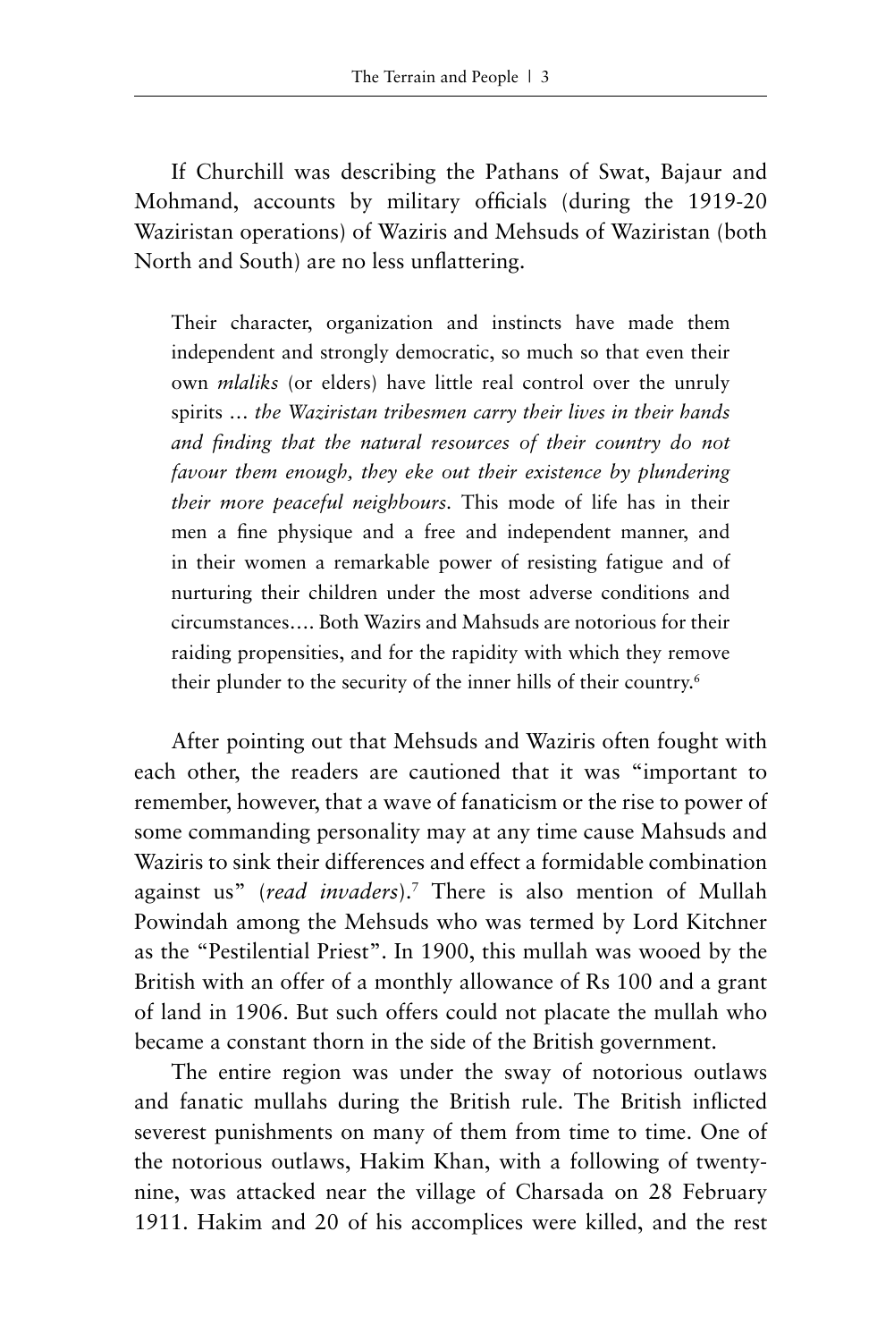If Churchill was describing the Pathans of Swat, Bajaur and Mohmand, accounts by military officials (during the 1919-20 Waziristan operations) of Waziris and Mehsuds of Waziristan (both North and South) are no less unflattering.

> Their character, organization and instincts have made them independent and strongly democratic, so much so that even their own *mlaliks* (or elders) have little real control over the unruly spirits … *the Waziristan tribesmen carry their lives in their hands and finding that the natural resources of their country do not favour them enough, they eke out their existence by plundering their more peaceful neighbours.* This mode of life has in their men a fine physique and a free and independent manner, and in their women a remarkable power of resisting fatigue and of nurturing their children under the most adverse conditions and circumstances…. Both Wazirs and Mahsuds are notorious for their raiding propensities, and for the rapidity with which they remove their plunder to the security of the inner hills of their country.[6]

After pointing out that Mehsuds and Waziris often fought with each other, the readers are cautioned that it was "important to remember, however, that a wave of fanaticism or the rise to power of some commanding personality may at any time cause Mahsuds and Waziris to sink their differences and effect a formidable combination against us" (*read invaders*).[7] There is also mention of Mullah Powindah among the Mehsuds who was termed by Lord Kitchner as the "Pestilential Priest". In 1900, this mullah was wooed by the British with an offer of a monthly allowance of Rs 100 and a grant of land in 1906. But such offers could not placate the mullah who became a constant thorn in the side of the British government.

The entire region was under the sway of notorious outlaws and fanatic mullahs during the British rule. The British inflicted severest punishments on many of them from time to time. One of the notorious outlaws, Hakim Khan, with a following of twenty-nine, was attacked near the village of Charsada on 28 February 1911. Hakim and 20 of his accomplices were killed, and the rest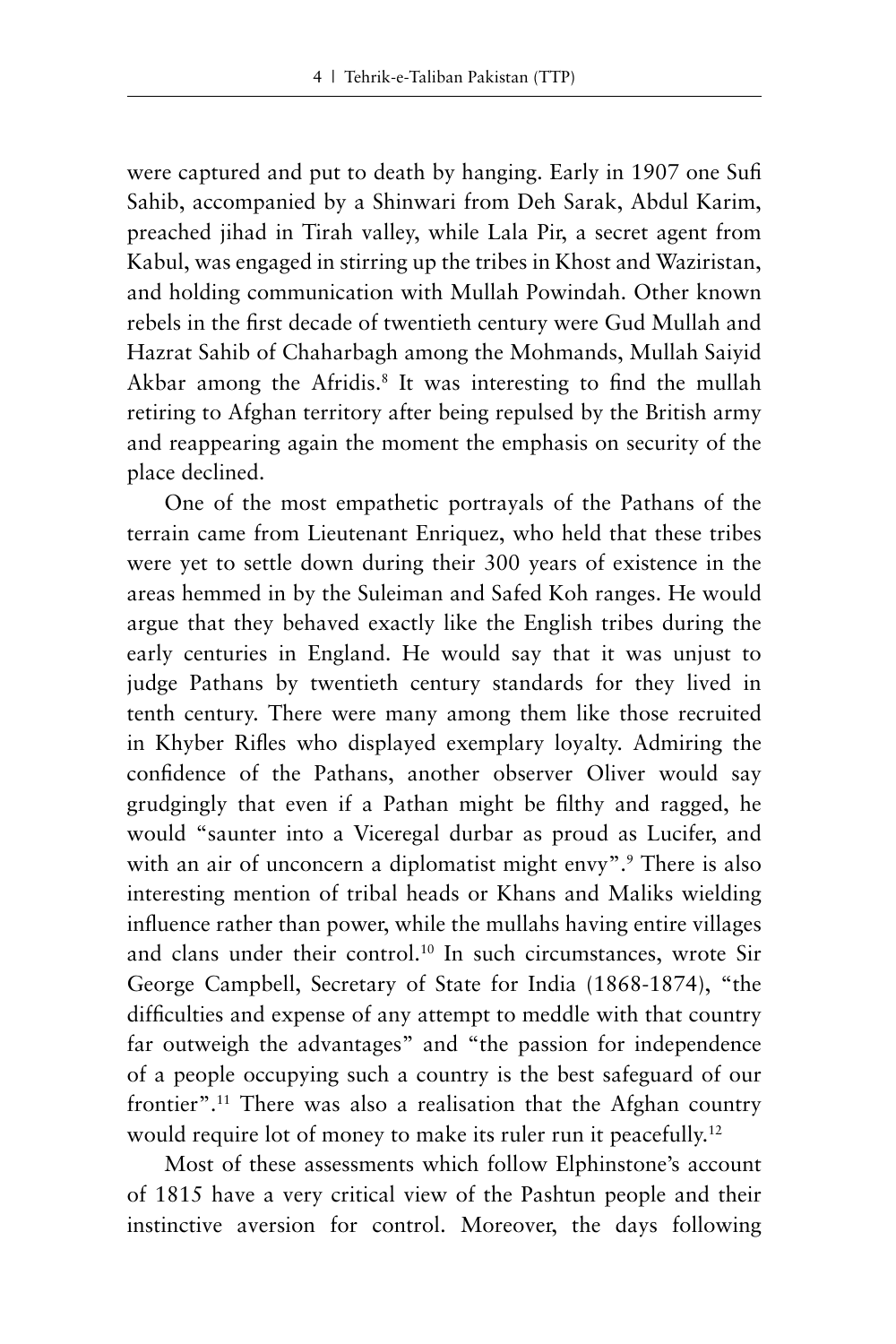were captured and put to death by hanging. Early in 1907 one Sufi Sahib, accompanied by a Shinwari from Deh Sarak, Abdul Karim, preached jihad in Tirah valley, while Lala Pir, a secret agent from Kabul, was engaged in stirring up the tribes in Khost and Waziristan, and holding communication with Mullah Powindah. Other known rebels in the first decade of twentieth century were Gud Mullah and Hazrat Sahib of Chaharbagh among the Mohmands, Mullah Saiyid Akbar among the Afridis.[8] It was interesting to find the mullah retiring to Afghan territory after being repulsed by the British army and reappearing again the moment the emphasis on security of the place declined.

One of the most empathetic portrayals of the Pathans of the terrain came from Lieutenant Enriquez, who held that these tribes were yet to settle down during their 300 years of existence in the areas hemmed in by the Suleiman and Safed Koh ranges. He would argue that they behaved exactly like the English tribes during the early centuries in England. He would say that it was unjust to judge Pathans by twentieth century standards for they lived in tenth century. There were many among them like those recruited in Khyber Rifles who displayed exemplary loyalty. Admiring the confidence of the Pathans, another observer Oliver would say grudgingly that even if a Pathan might be filthy and ragged, he would "saunter into a Viceregal durbar as proud as Lucifer, and with an air of unconcern a diplomatist might envy".[9] There is also interesting mention of tribal heads or Khans and Maliks wielding influence rather than power, while the mullahs having entire villages and clans under their control.[10] In such circumstances, wrote Sir George Campbell, Secretary of State for India (1868-1874), "the difficulties and expense of any attempt to meddle with that country far outweigh the advantages" and "the passion for independence of a people occupying such a country is the best safeguard of our frontier".[11] There was also a realisation that the Afghan country would require lot of money to make its ruler run it peacefully.[12]

Most of these assessments which follow Elphinstone's account of 1815 have a very critical view of the Pashtun people and their instinctive aversion for control. Moreover, the days following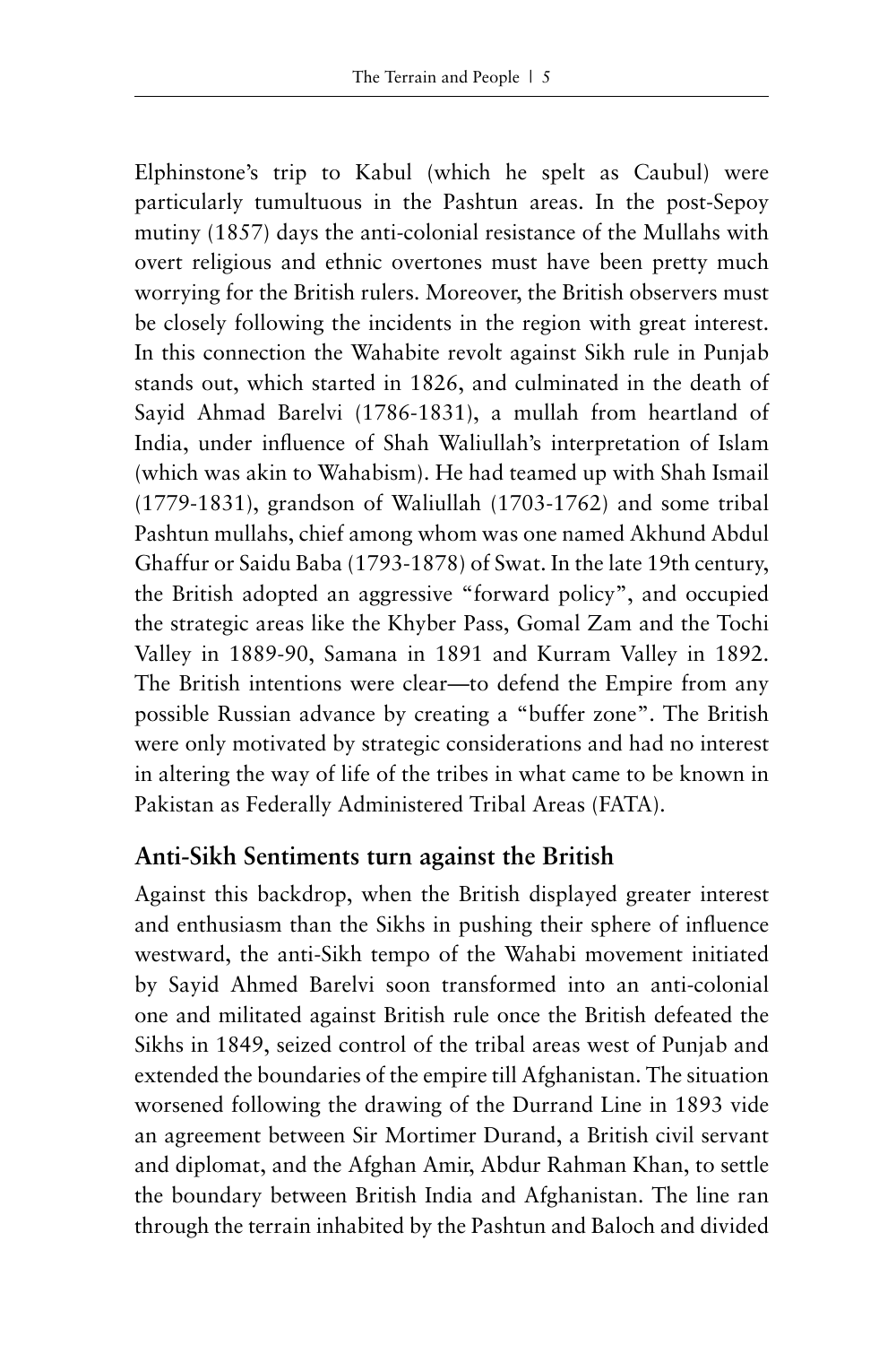Elphinstone's trip to Kabul (which he spelt as Caubul) were particularly tumultuous in the Pashtun areas. In the post-Sepoy mutiny (1857) days the anti-colonial resistance of the Mullahs with overt religious and ethnic overtones must have been pretty much worrying for the British rulers. Moreover, the British observers must be closely following the incidents in the region with great interest. In this connection the Wahabite revolt against Sikh rule in Punjab stands out, which started in 1826, and culminated in the death of Sayid Ahmad Barelvi (1786-1831), a mullah from heartland of India, under influence of Shah Waliullah's interpretation of Islam (which was akin to Wahabism). He had teamed up with Shah Ismail (1779-1831), grandson of Waliullah (1703-1762) and some tribal Pashtun mullahs, chief among whom was one named Akhund Abdul Ghaffur or Saidu Baba (1793-1878) of Swat. In the late 19th century, the British adopted an aggressive "forward policy", and occupied the strategic areas like the Khyber Pass, Gomal Zam and the Tochi Valley in 1889-90, Samana in 1891 and Kurram Valley in 1892. The British intentions were clear—to defend the Empire from any possible Russian advance by creating a "buffer zone". The British were only motivated by strategic considerations and had no interest in altering the way of life of the tribes in what came to be known in Pakistan as Federally Administered Tribal Areas (FATA).

## Anti-Sikh Sentiments turn against the British

Against this backdrop, when the British displayed greater interest and enthusiasm than the Sikhs in pushing their sphere of influence westward, the anti-Sikh tempo of the Wahabi movement initiated by Sayid Ahmed Barelvi soon transformed into an anti-colonial one and militated against British rule once the British defeated the Sikhs in 1849, seized control of the tribal areas west of Punjab and extended the boundaries of the empire till Afghanistan. The situation worsened following the drawing of the Durrand Line in 1893 vide an agreement between Sir Mortimer Durand, a British civil servant and diplomat, and the Afghan Amir, Abdur Rahman Khan, to settle the boundary between British India and Afghanistan. The line ran through the terrain inhabited by the Pashtun and Baloch and divided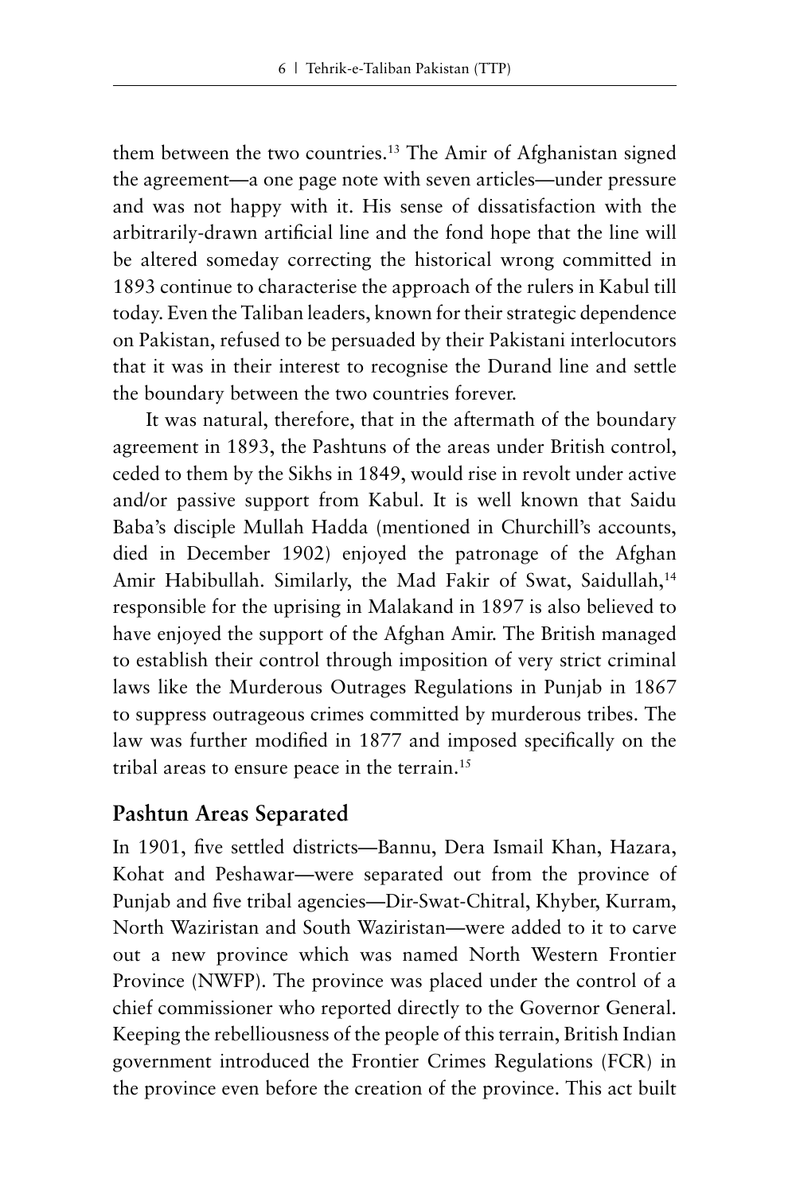them between the two countries.[13] The Amir of Afghanistan signed the agreement—a one page note with seven articles—under pressure and was not happy with it. His sense of dissatisfaction with the arbitrarily-drawn artificial line and the fond hope that the line will be altered someday correcting the historical wrong committed in 1893 continue to characterise the approach of the rulers in Kabul till today. Even the Taliban leaders, known for their strategic dependence on Pakistan, refused to be persuaded by their Pakistani interlocutors that it was in their interest to recognise the Durand line and settle the boundary between the two countries forever.

It was natural, therefore, that in the aftermath of the boundary agreement in 1893, the Pashtuns of the areas under British control, ceded to them by the Sikhs in 1849, would rise in revolt under active and/or passive support from Kabul. It is well known that Saidu Baba's disciple Mullah Hadda (mentioned in Churchill's accounts, died in December 1902) enjoyed the patronage of the Afghan Amir Habibullah. Similarly, the Mad Fakir of Swat, Saidullah,[14] responsible for the uprising in Malakand in 1897 is also believed to have enjoyed the support of the Afghan Amir. The British managed to establish their control through imposition of very strict criminal laws like the Murderous Outrages Regulations in Punjab in 1867 to suppress outrageous crimes committed by murderous tribes. The law was further modified in 1877 and imposed specifically on the tribal areas to ensure peace in the terrain.[15]

## Pashtun Areas Separated

In 1901, five settled districts—Bannu, Dera Ismail Khan, Hazara, Kohat and Peshawar—were separated out from the province of Punjab and five tribal agencies—Dir-Swat-Chitral, Khyber, Kurram, North Waziristan and South Waziristan—were added to it to carve out a new province which was named North Western Frontier Province (NWFP). The province was placed under the control of a chief commissioner who reported directly to the Governor General. Keeping the rebelliousness of the people of this terrain, British Indian government introduced the Frontier Crimes Regulations (FCR) in the province even before the creation of the province. This act built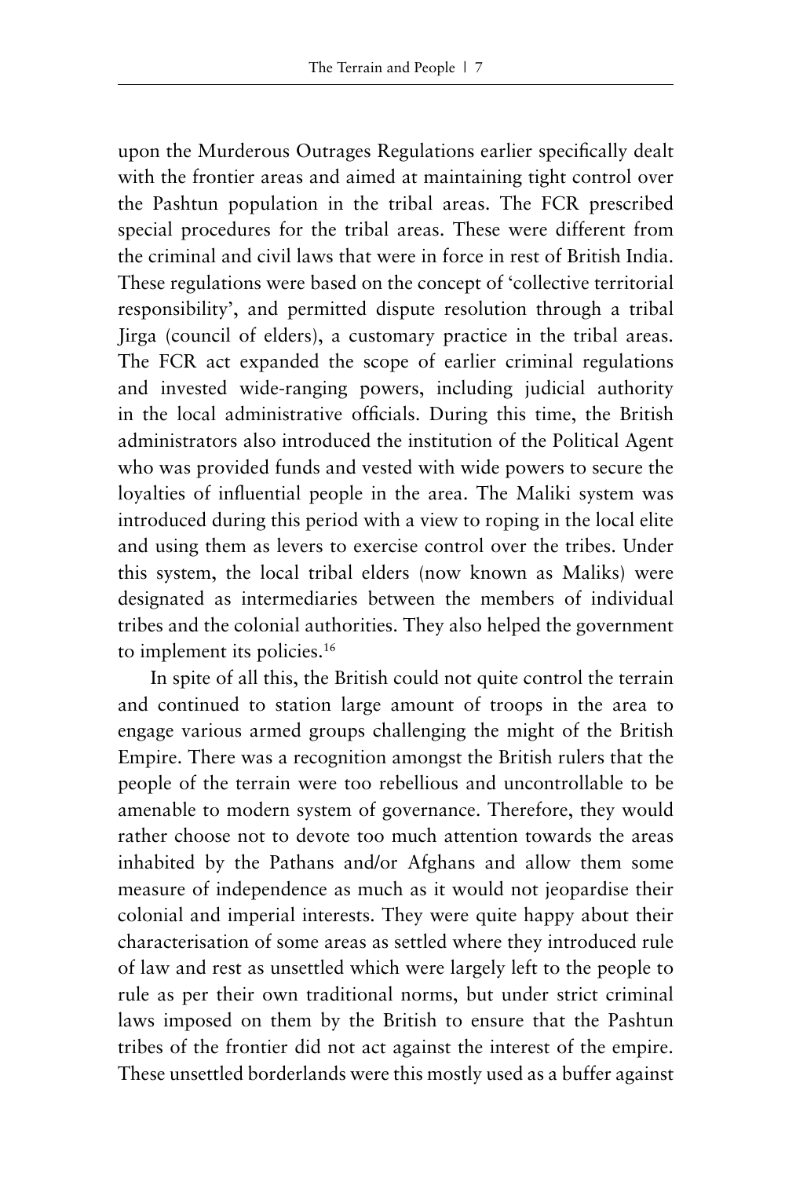upon the Murderous Outrages Regulations earlier specifically dealt with the frontier areas and aimed at maintaining tight control over the Pashtun population in the tribal areas. The FCR prescribed special procedures for the tribal areas. These were different from the criminal and civil laws that were in force in rest of British India. These regulations were based on the concept of 'collective territorial responsibility', and permitted dispute resolution through a tribal Jirga (council of elders), a customary practice in the tribal areas. The FCR act expanded the scope of earlier criminal regulations and invested wide-ranging powers, including judicial authority in the local administrative officials. During this time, the British administrators also introduced the institution of the Political Agent who was provided funds and vested with wide powers to secure the loyalties of influential people in the area. The Maliki system was introduced during this period with a view to roping in the local elite and using them as levers to exercise control over the tribes. Under this system, the local tribal elders (now known as Maliks) were designated as intermediaries between the members of individual tribes and the colonial authorities. They also helped the government to implement its policies.[16]

In spite of all this, the British could not quite control the terrain and continued to station large amount of troops in the area to engage various armed groups challenging the might of the British Empire. There was a recognition amongst the British rulers that the people of the terrain were too rebellious and uncontrollable to be amenable to modern system of governance. Therefore, they would rather choose not to devote too much attention towards the areas inhabited by the Pathans and/or Afghans and allow them some measure of independence as much as it would not jeopardise their colonial and imperial interests. They were quite happy about their characterisation of some areas as settled where they introduced rule of law and rest as unsettled which were largely left to the people to rule as per their own traditional norms, but under strict criminal laws imposed on them by the British to ensure that the Pashtun tribes of the frontier did not act against the interest of the empire. These unsettled borderlands were this mostly used as a buffer against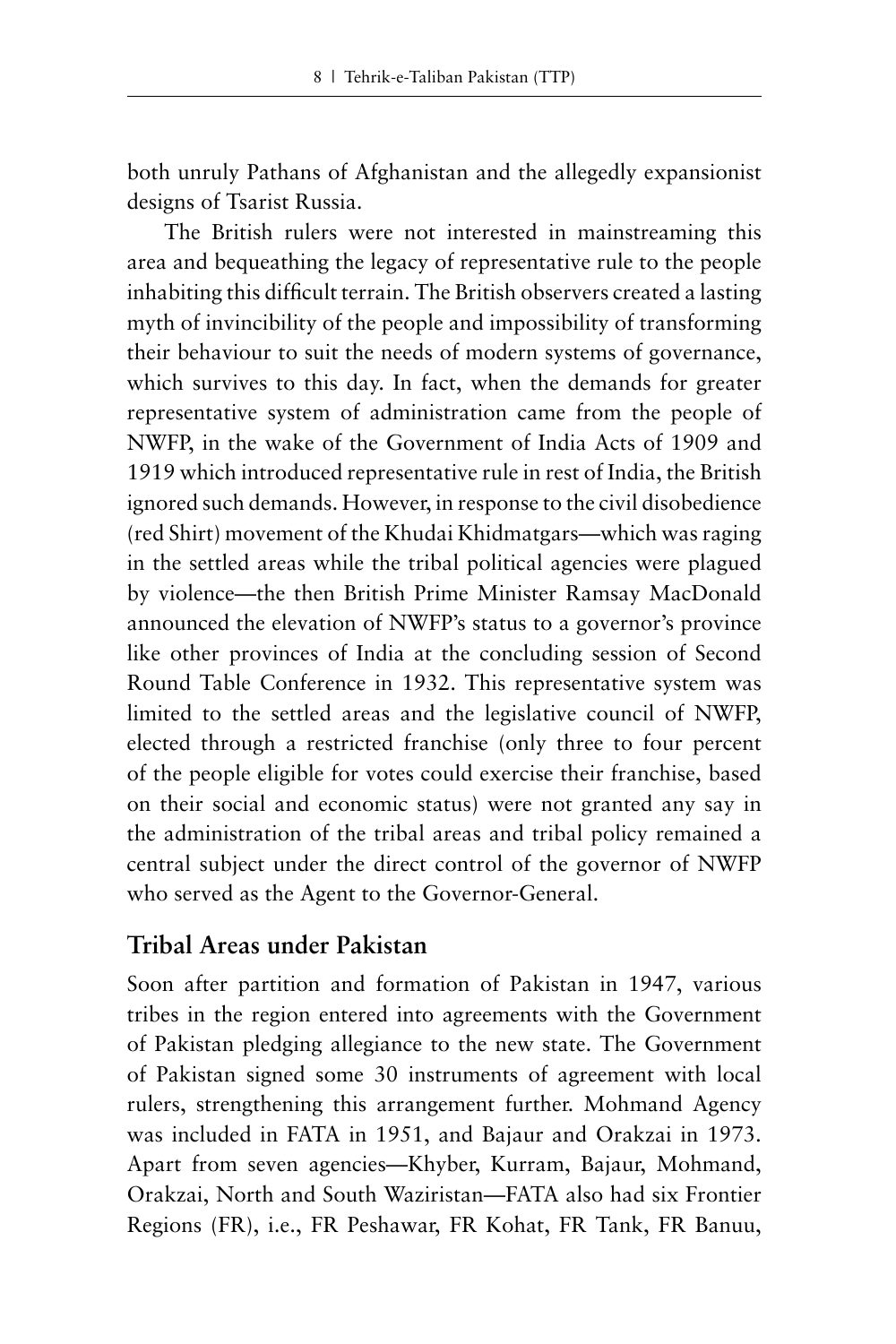both unruly Pathans of Afghanistan and the allegedly expansionist designs of Tsarist Russia.

The British rulers were not interested in mainstreaming this area and bequeathing the legacy of representative rule to the people inhabiting this difficult terrain. The British observers created a lasting myth of invincibility of the people and impossibility of transforming their behaviour to suit the needs of modern systems of governance, which survives to this day. In fact, when the demands for greater representative system of administration came from the people of NWFP, in the wake of the Government of India Acts of 1909 and 1919 which introduced representative rule in rest of India, the British ignored such demands. However, in response to the civil disobedience (red Shirt) movement of the Khudai Khidmatgars—which was raging in the settled areas while the tribal political agencies were plagued by violence—the then British Prime Minister Ramsay MacDonald announced the elevation of NWFP's status to a governor's province like other provinces of India at the concluding session of Second Round Table Conference in 1932. This representative system was limited to the settled areas and the legislative council of NWFP, elected through a restricted franchise (only three to four percent of the people eligible for votes could exercise their franchise, based on their social and economic status) were not granted any say in the administration of the tribal areas and tribal policy remained a central subject under the direct control of the governor of NWFP who served as the Agent to the Governor-General.

## Tribal Areas under Pakistan

Soon after partition and formation of Pakistan in 1947, various tribes in the region entered into agreements with the Government of Pakistan pledging allegiance to the new state. The Government of Pakistan signed some 30 instruments of agreement with local rulers, strengthening this arrangement further. Mohmand Agency was included in FATA in 1951, and Bajaur and Orakzai in 1973. Apart from seven agencies—Khyber, Kurram, Bajaur, Mohmand, Orakzai, North and South Waziristan—FATA also had six Frontier Regions (FR), i.e., FR Peshawar, FR Kohat, FR Tank, FR Banuu,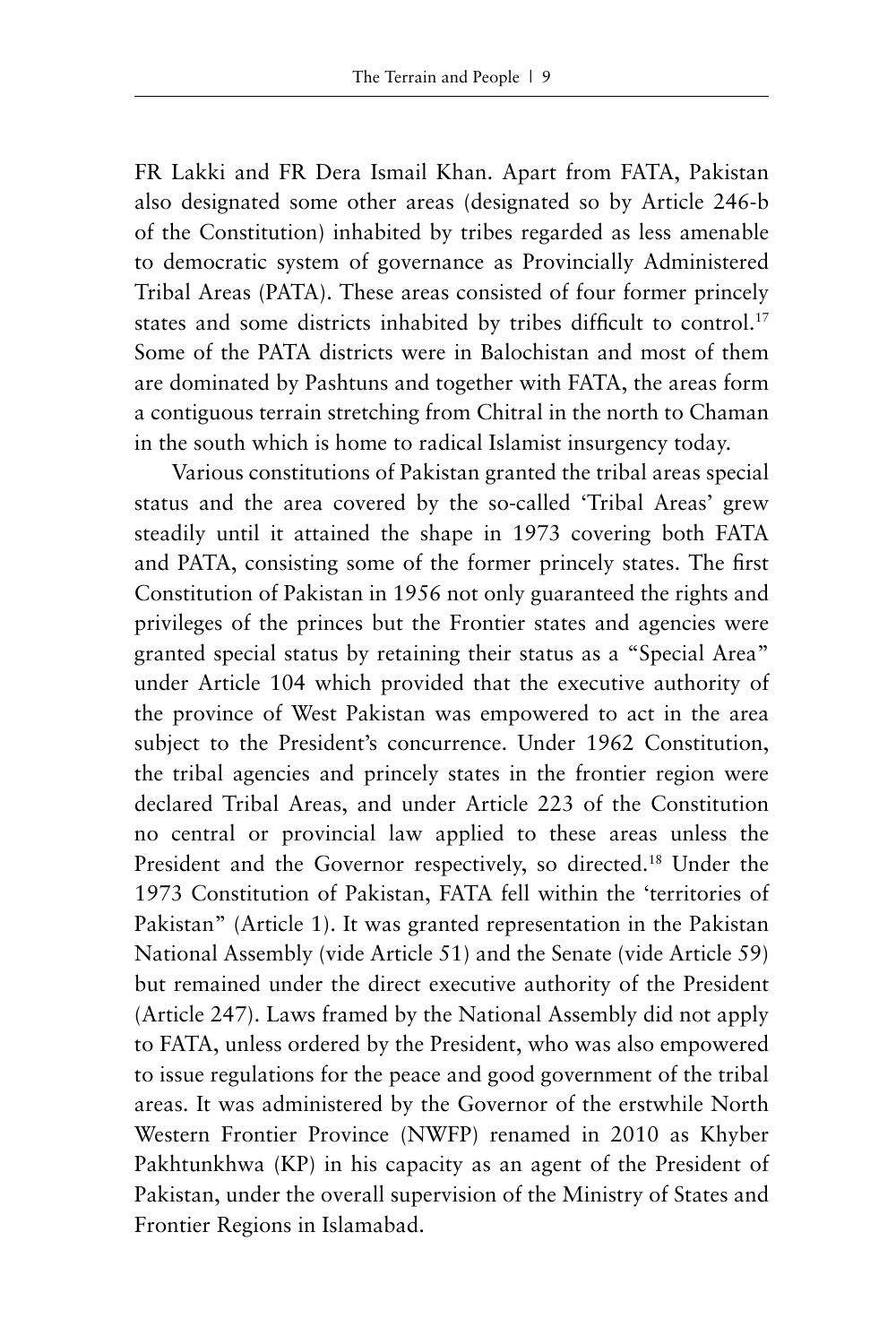FR Lakki and FR Dera Ismail Khan. Apart from FATA, Pakistan also designated some other areas (designated so by Article 246-b of the Constitution) inhabited by tribes regarded as less amenable to democratic system of governance as Provincially Administered Tribal Areas (PATA). These areas consisted of four former princely states and some districts inhabited by tribes difficult to control.[17] Some of the PATA districts were in Balochistan and most of them are dominated by Pashtuns and together with FATA, the areas form a contiguous terrain stretching from Chitral in the north to Chaman in the south which is home to radical Islamist insurgency today.

Various constitutions of Pakistan granted the tribal areas special status and the area covered by the so-called 'Tribal Areas' grew steadily until it attained the shape in 1973 covering both FATA and PATA, consisting some of the former princely states. The first Constitution of Pakistan in 1956 not only guaranteed the rights and privileges of the princes but the Frontier states and agencies were granted special status by retaining their status as a "Special Area" under Article 104 which provided that the executive authority of the province of West Pakistan was empowered to act in the area subject to the President's concurrence. Under 1962 Constitution, the tribal agencies and princely states in the frontier region were declared Tribal Areas, and under Article 223 of the Constitution no central or provincial law applied to these areas unless the President and the Governor respectively, so directed.[18] Under the 1973 Constitution of Pakistan, FATA fell within the 'territories of Pakistan" (Article 1). It was granted representation in the Pakistan National Assembly (vide Article 51) and the Senate (vide Article 59) but remained under the direct executive authority of the President (Article 247). Laws framed by the National Assembly did not apply to FATA, unless ordered by the President, who was also empowered to issue regulations for the peace and good government of the tribal areas. It was administered by the Governor of the erstwhile North Western Frontier Province (NWFP) renamed in 2010 as Khyber Pakhtunkhwa (KP) in his capacity as an agent of the President of Pakistan, under the overall supervision of the Ministry of States and Frontier Regions in Islamabad.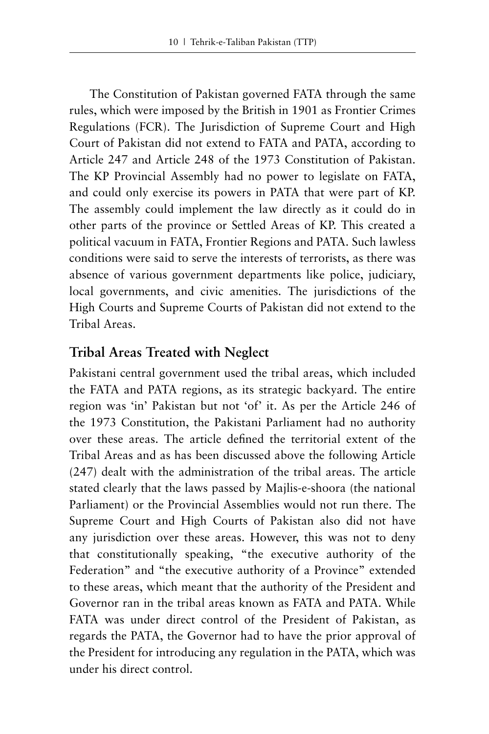The Constitution of Pakistan governed FATA through the same rules, which were imposed by the British in 1901 as Frontier Crimes Regulations (FCR). The Jurisdiction of Supreme Court and High Court of Pakistan did not extend to FATA and PATA, according to Article 247 and Article 248 of the 1973 Constitution of Pakistan. The KP Provincial Assembly had no power to legislate on FATA, and could only exercise its powers in PATA that were part of KP. The assembly could implement the law directly as it could do in other parts of the province or Settled Areas of KP. This created a political vacuum in FATA, Frontier Regions and PATA. Such lawless conditions were said to serve the interests of terrorists, as there was absence of various government departments like police, judiciary, local governments, and civic amenities. The jurisdictions of the High Courts and Supreme Courts of Pakistan did not extend to the Tribal Areas.

## Tribal Areas Treated with Neglect

Pakistani central government used the tribal areas, which included the FATA and PATA regions, as its strategic backyard. The entire region was 'in' Pakistan but not 'of' it. As per the Article 246 of the 1973 Constitution, the Pakistani Parliament had no authority over these areas. The article defined the territorial extent of the Tribal Areas and as has been discussed above the following Article (247) dealt with the administration of the tribal areas. The article stated clearly that the laws passed by Majlis-e-shoora (the national Parliament) or the Provincial Assemblies would not run there. The Supreme Court and High Courts of Pakistan also did not have any jurisdiction over these areas. However, this was not to deny that constitutionally speaking, "the executive authority of the Federation" and "the executive authority of a Province" extended to these areas, which meant that the authority of the President and Governor ran in the tribal areas known as FATA and PATA. While FATA was under direct control of the President of Pakistan, as regards the PATA, the Governor had to have the prior approval of the President for introducing any regulation in the PATA, which was under his direct control.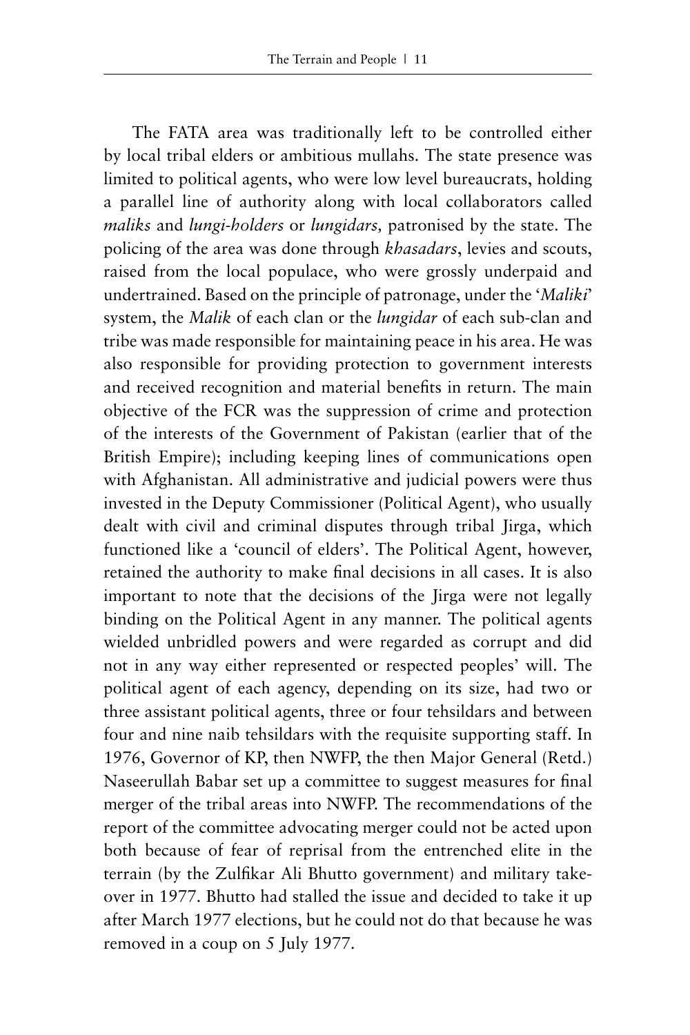The FATA area was traditionally left to be controlled either by local tribal elders or ambitious mullahs. The state presence was limited to political agents, who were low level bureaucrats, holding a parallel line of authority along with local collaborators called *maliks* and *lungi-holders* or *lungidars,* patronised by the state. The policing of the area was done through *khasadars*, levies and scouts, raised from the local populace, who were grossly underpaid and undertrained. Based on the principle of patronage, under the '*Maliki*' system, the *Malik* of each clan or the *lungidar* of each sub-clan and tribe was made responsible for maintaining peace in his area. He was also responsible for providing protection to government interests and received recognition and material benefits in return. The main objective of the FCR was the suppression of crime and protection of the interests of the Government of Pakistan (earlier that of the British Empire); including keeping lines of communications open with Afghanistan. All administrative and judicial powers were thus invested in the Deputy Commissioner (Political Agent), who usually dealt with civil and criminal disputes through tribal Jirga, which functioned like a 'council of elders'. The Political Agent, however, retained the authority to make final decisions in all cases. It is also important to note that the decisions of the Jirga were not legally binding on the Political Agent in any manner. The political agents wielded unbridled powers and were regarded as corrupt and did not in any way either represented or respected peoples' will. The political agent of each agency, depending on its size, had two or three assistant political agents, three or four tehsildars and between four and nine naib tehsildars with the requisite supporting staff. In 1976, Governor of KP, then NWFP, the then Major General (Retd.) Naseerullah Babar set up a committee to suggest measures for final merger of the tribal areas into NWFP. The recommendations of the report of the committee advocating merger could not be acted upon both because of fear of reprisal from the entrenched elite in the terrain (by the Zulfikar Ali Bhutto government) and military take-over in 1977. Bhutto had stalled the issue and decided to take it up after March 1977 elections, but he could not do that because he was removed in a coup on 5 July 1977.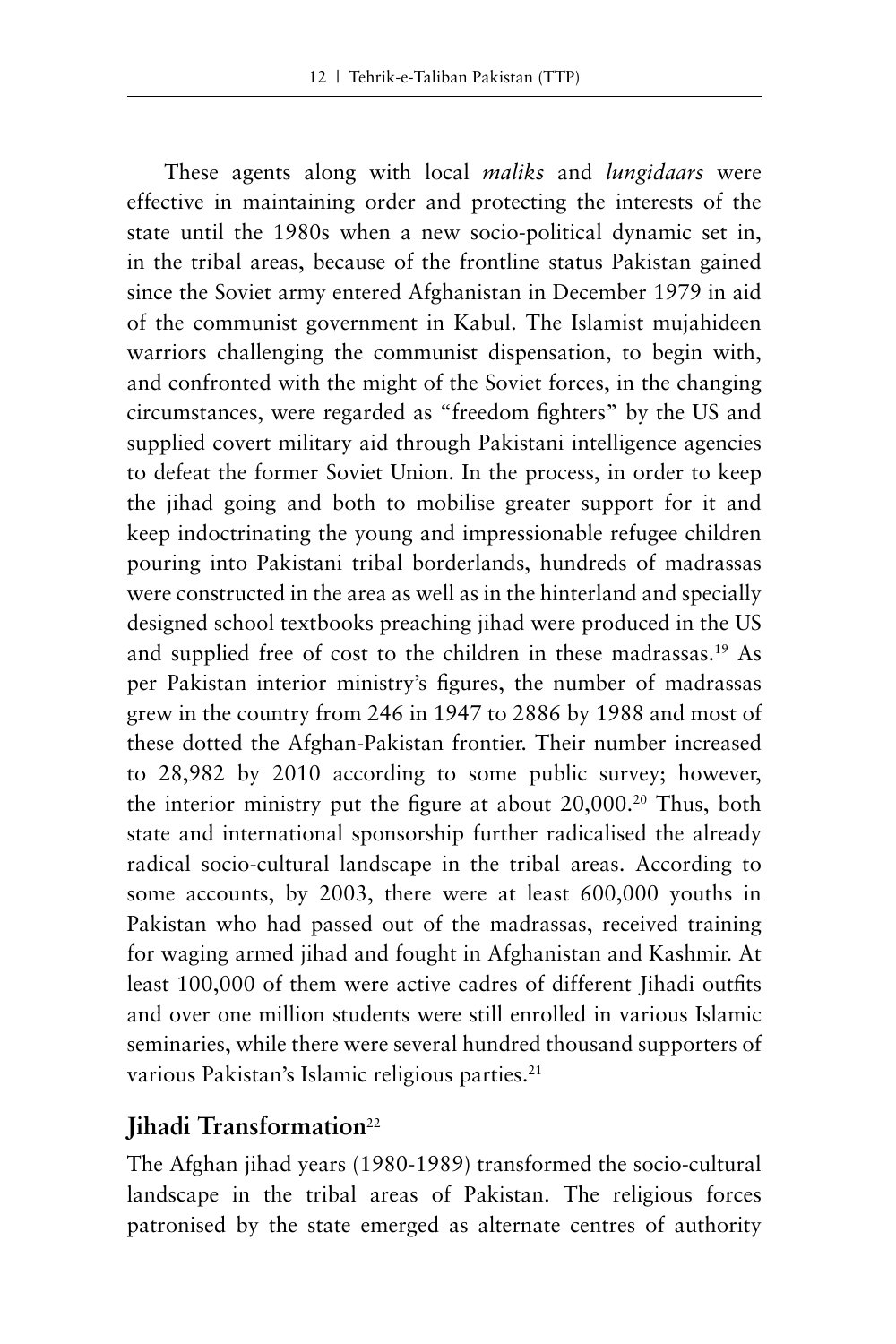These agents along with local *maliks* and *lungidaars* were effective in maintaining order and protecting the interests of the state until the 1980s when a new socio-political dynamic set in, in the tribal areas, because of the frontline status Pakistan gained since the Soviet army entered Afghanistan in December 1979 in aid of the communist government in Kabul. The Islamist mujahideen warriors challenging the communist dispensation, to begin with, and confronted with the might of the Soviet forces, in the changing circumstances, were regarded as "freedom fighters" by the US and supplied covert military aid through Pakistani intelligence agencies to defeat the former Soviet Union. In the process, in order to keep the jihad going and both to mobilise greater support for it and keep indoctrinating the young and impressionable refugee children pouring into Pakistani tribal borderlands, hundreds of madrassas were constructed in the area as well as in the hinterland and specially designed school textbooks preaching jihad were produced in the US and supplied free of cost to the children in these madrassas.[19] As per Pakistan interior ministry's figures, the number of madrassas grew in the country from 246 in 1947 to 2886 by 1988 and most of these dotted the Afghan-Pakistan frontier. Their number increased to 28,982 by 2010 according to some public survey; however, the interior ministry put the figure at about 20,000.[20] Thus, both state and international sponsorship further radicalised the already radical socio-cultural landscape in the tribal areas. According to some accounts, by 2003, there were at least 600,000 youths in Pakistan who had passed out of the madrassas, received training for waging armed jihad and fought in Afghanistan and Kashmir. At least 100,000 of them were active cadres of different Jihadi outfits and over one million students were still enrolled in various Islamic seminaries, while there were several hundred thousand supporters of various Pakistan's Islamic religious parties.[21]

## Jihadi Transformation[22]

The Afghan jihad years (1980-1989) transformed the socio-cultural landscape in the tribal areas of Pakistan. The religious forces patronised by the state emerged as alternate centres of authority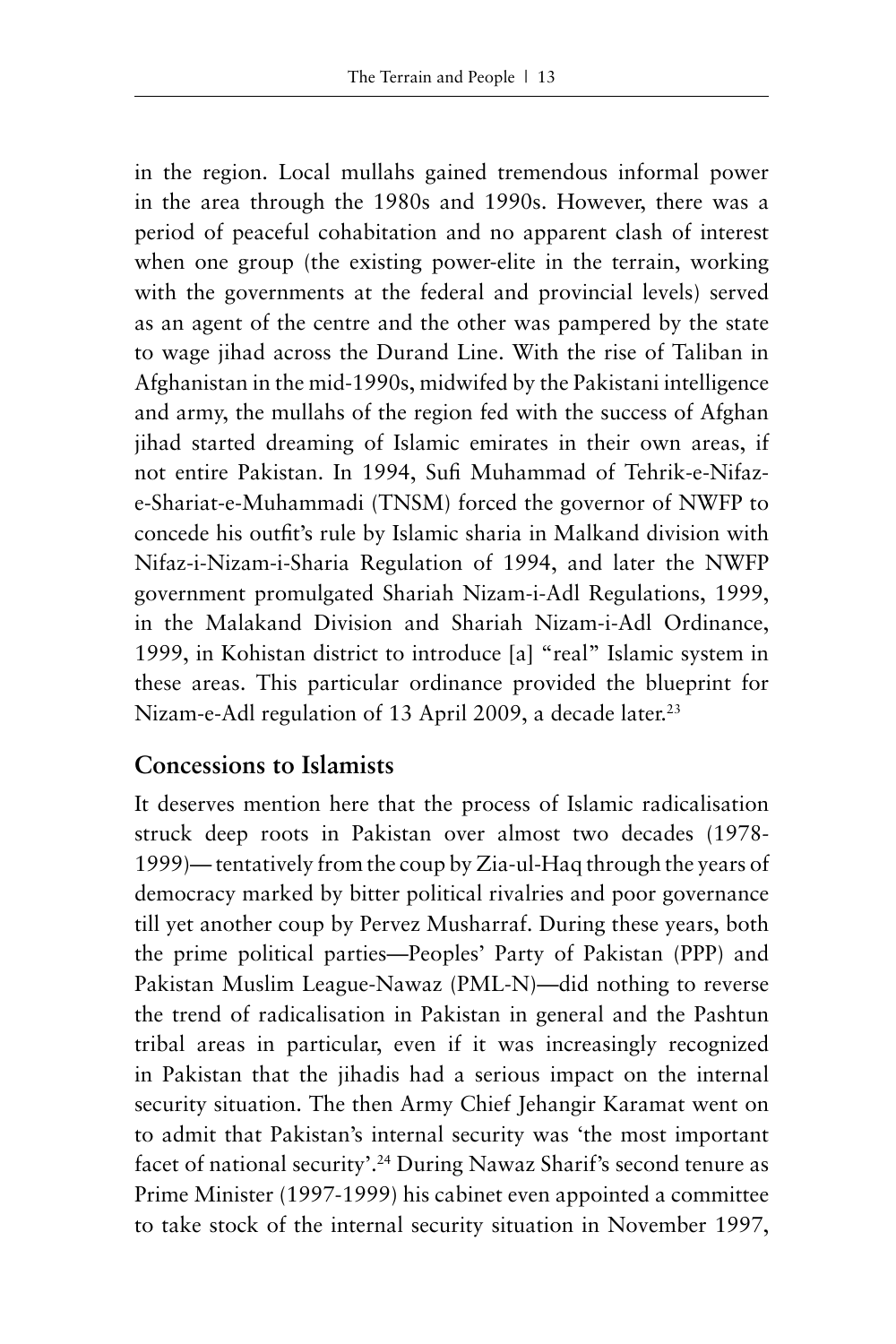in the region. Local mullahs gained tremendous informal power in the area through the 1980s and 1990s. However, there was a period of peaceful cohabitation and no apparent clash of interest when one group (the existing power-elite in the terrain, working with the governments at the federal and provincial levels) served as an agent of the centre and the other was pampered by the state to wage jihad across the Durand Line. With the rise of Taliban in Afghanistan in the mid-1990s, midwifed by the Pakistani intelligence and army, the mullahs of the region fed with the success of Afghan jihad started dreaming of Islamic emirates in their own areas, if not entire Pakistan. In 1994, Sufi Muhammad of Tehrik-e-Nifaz-e-Shariat-e-Muhammadi (TNSM) forced the governor of NWFP to concede his outfit's rule by Islamic sharia in Malkand division with Nifaz-i-Nizam-i-Sharia Regulation of 1994, and later the NWFP government promulgated Shariah Nizam-i-Adl Regulations, 1999, in the Malakand Division and Shariah Nizam-i-Adl Ordinance, 1999, in Kohistan district to introduce [a] "real" Islamic system in these areas. This particular ordinance provided the blueprint for Nizam-e-Adl regulation of 13 April 2009, a decade later.[23]

## Concessions to Islamists

It deserves mention here that the process of Islamic radicalisation struck deep roots in Pakistan over almost two decades (1978-1999)— tentatively from the coup by Zia-ul-Haq through the years of democracy marked by bitter political rivalries and poor governance till yet another coup by Pervez Musharraf. During these years, both the prime political parties—Peoples' Party of Pakistan (PPP) and Pakistan Muslim League-Nawaz (PML-N)—did nothing to reverse the trend of radicalisation in Pakistan in general and the Pashtun tribal areas in particular, even if it was increasingly recognized in Pakistan that the jihadis had a serious impact on the internal security situation. The then Army Chief Jehangir Karamat went on to admit that Pakistan's internal security was 'the most important facet of national security'.[24] During Nawaz Sharif's second tenure as Prime Minister (1997-1999) his cabinet even appointed a committee to take stock of the internal security situation in November 1997,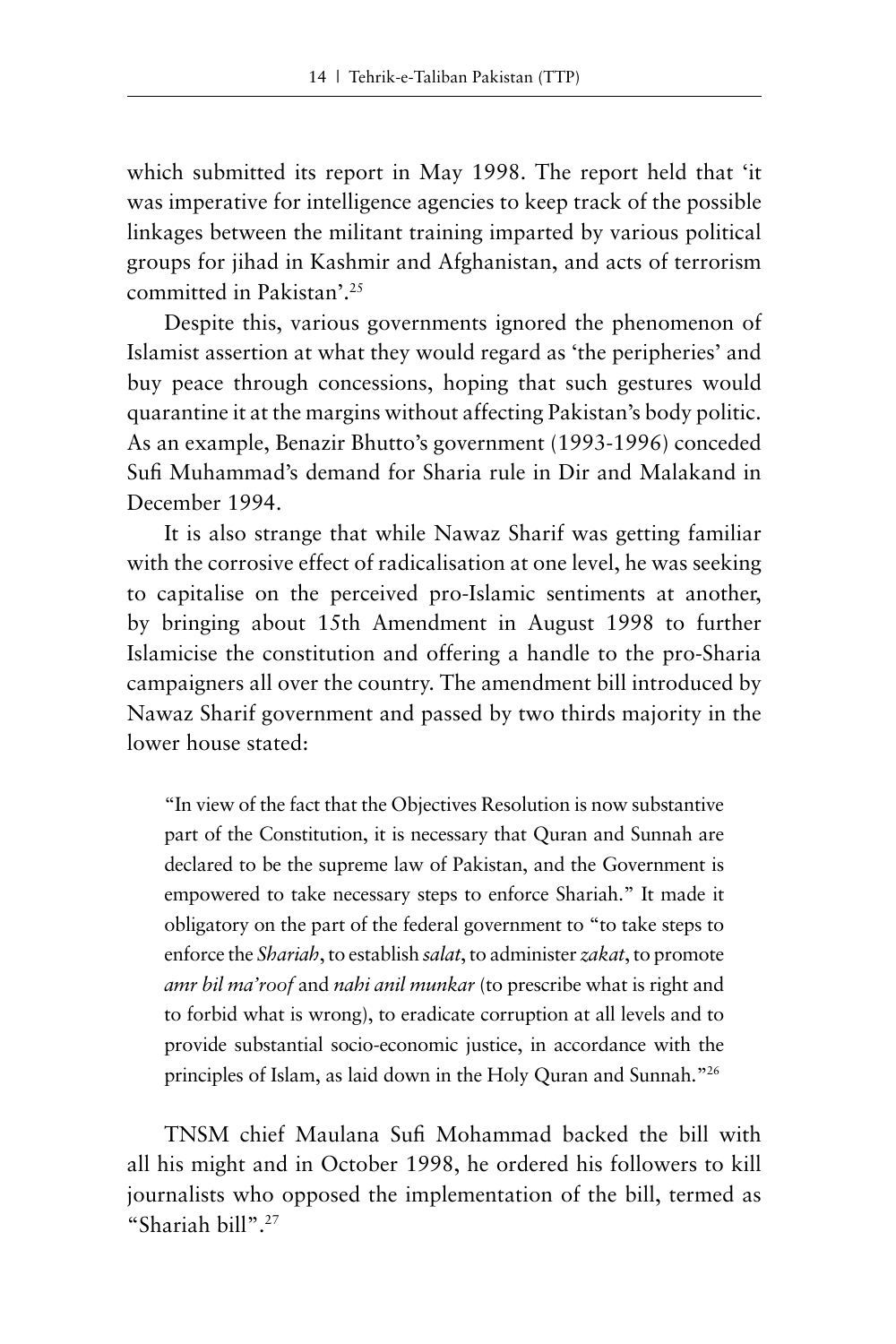which submitted its report in May 1998. The report held that 'it was imperative for intelligence agencies to keep track of the possible linkages between the militant training imparted by various political groups for jihad in Kashmir and Afghanistan, and acts of terrorism committed in Pakistan'.[25]

Despite this, various governments ignored the phenomenon of Islamist assertion at what they would regard as 'the peripheries' and buy peace through concessions, hoping that such gestures would quarantine it at the margins without affecting Pakistan's body politic. As an example, Benazir Bhutto's government (1993-1996) conceded Sufi Muhammad's demand for Sharia rule in Dir and Malakand in December 1994.

It is also strange that while Nawaz Sharif was getting familiar with the corrosive effect of radicalisation at one level, he was seeking to capitalise on the perceived pro-Islamic sentiments at another, by bringing about 15th Amendment in August 1998 to further Islamicise the constitution and offering a handle to the pro-Sharia campaigners all over the country. The amendment bill introduced by Nawaz Sharif government and passed by two thirds majority in the lower house stated:

> "In view of the fact that the Objectives Resolution is now substantive part of the Constitution, it is necessary that Quran and Sunnah are declared to be the supreme law of Pakistan, and the Government is empowered to take necessary steps to enforce Shariah." It made it obligatory on the part of the federal government to "to take steps to enforce the *Shariah*, to establish *salat*, to administer *zakat*, to promote *amr bil ma'roof* and *nahi anil munkar* (to prescribe what is right and to forbid what is wrong), to eradicate corruption at all levels and to provide substantial socio-economic justice, in accordance with the principles of Islam, as laid down in the Holy Quran and Sunnah."[26]

TNSM chief Maulana Sufi Mohammad backed the bill with all his might and in October 1998, he ordered his followers to kill journalists who opposed the implementation of the bill, termed as "Shariah bill".[27]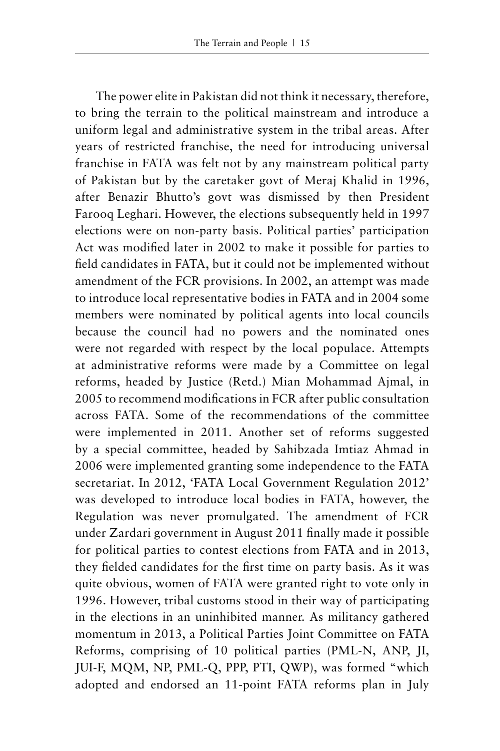The power elite in Pakistan did not think it necessary, therefore, to bring the terrain to the political mainstream and introduce a uniform legal and administrative system in the tribal areas. After years of restricted franchise, the need for introducing universal franchise in FATA was felt not by any mainstream political party of Pakistan but by the caretaker govt of Meraj Khalid in 1996, after Benazir Bhutto's govt was dismissed by then President Farooq Leghari. However, the elections subsequently held in 1997 elections were on non-party basis. Political parties' participation Act was modified later in 2002 to make it possible for parties to field candidates in FATA, but it could not be implemented without amendment of the FCR provisions. In 2002, an attempt was made to introduce local representative bodies in FATA and in 2004 some members were nominated by political agents into local councils because the council had no powers and the nominated ones were not regarded with respect by the local populace. Attempts at administrative reforms were made by a Committee on legal reforms, headed by Justice (Retd.) Mian Mohammad Ajmal, in 2005 to recommend modifications in FCR after public consultation across FATA. Some of the recommendations of the committee were implemented in 2011. Another set of reforms suggested by a special committee, headed by Sahibzada Imtiaz Ahmad in 2006 were implemented granting some independence to the FATA secretariat. In 2012, 'FATA Local Government Regulation 2012' was developed to introduce local bodies in FATA, however, the Regulation was never promulgated. The amendment of FCR under Zardari government in August 2011 finally made it possible for political parties to contest elections from FATA and in 2013, they fielded candidates for the first time on party basis. As it was quite obvious, women of FATA were granted right to vote only in 1996. However, tribal customs stood in their way of participating in the elections in an uninhibited manner. As militancy gathered momentum in 2013, a Political Parties Joint Committee on FATA Reforms, comprising of 10 political parties (PML-N, ANP, JI, JUI-F, MQM, NP, PML-Q, PPP, PTI, QWP), was formed "which adopted and endorsed an 11-point FATA reforms plan in July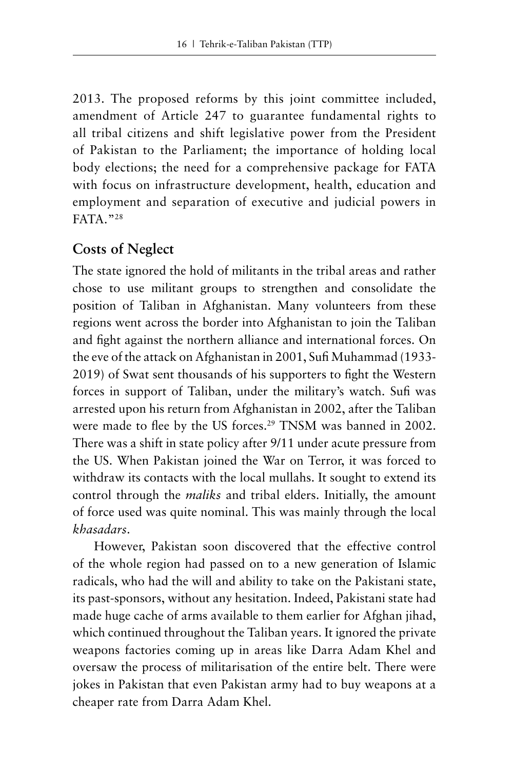2013. The proposed reforms by this joint committee included, amendment of Article 247 to guarantee fundamental rights to all tribal citizens and shift legislative power from the President of Pakistan to the Parliament; the importance of holding local body elections; the need for a comprehensive package for FATA with focus on infrastructure development, health, education and employment and separation of executive and judicial powers in FATA."[28]

## Costs of Neglect

The state ignored the hold of militants in the tribal areas and rather chose to use militant groups to strengthen and consolidate the position of Taliban in Afghanistan. Many volunteers from these regions went across the border into Afghanistan to join the Taliban and fight against the northern alliance and international forces. On the eve of the attack on Afghanistan in 2001, Sufi Muhammad (1933-2019) of Swat sent thousands of his supporters to fight the Western forces in support of Taliban, under the military's watch. Sufi was arrested upon his return from Afghanistan in 2002, after the Taliban were made to flee by the US forces.[29] TNSM was banned in 2002. There was a shift in state policy after 9/11 under acute pressure from the US. When Pakistan joined the War on Terror, it was forced to withdraw its contacts with the local mullahs. It sought to extend its control through the *maliks* and tribal elders. Initially, the amount of force used was quite nominal. This was mainly through the local *khasadars*.

However, Pakistan soon discovered that the effective control of the whole region had passed on to a new generation of Islamic radicals, who had the will and ability to take on the Pakistani state, its past-sponsors, without any hesitation. Indeed, Pakistani state had made huge cache of arms available to them earlier for Afghan jihad, which continued throughout the Taliban years. It ignored the private weapons factories coming up in areas like Darra Adam Khel and oversaw the process of militarisation of the entire belt. There were jokes in Pakistan that even Pakistan army had to buy weapons at a cheaper rate from Darra Adam Khel.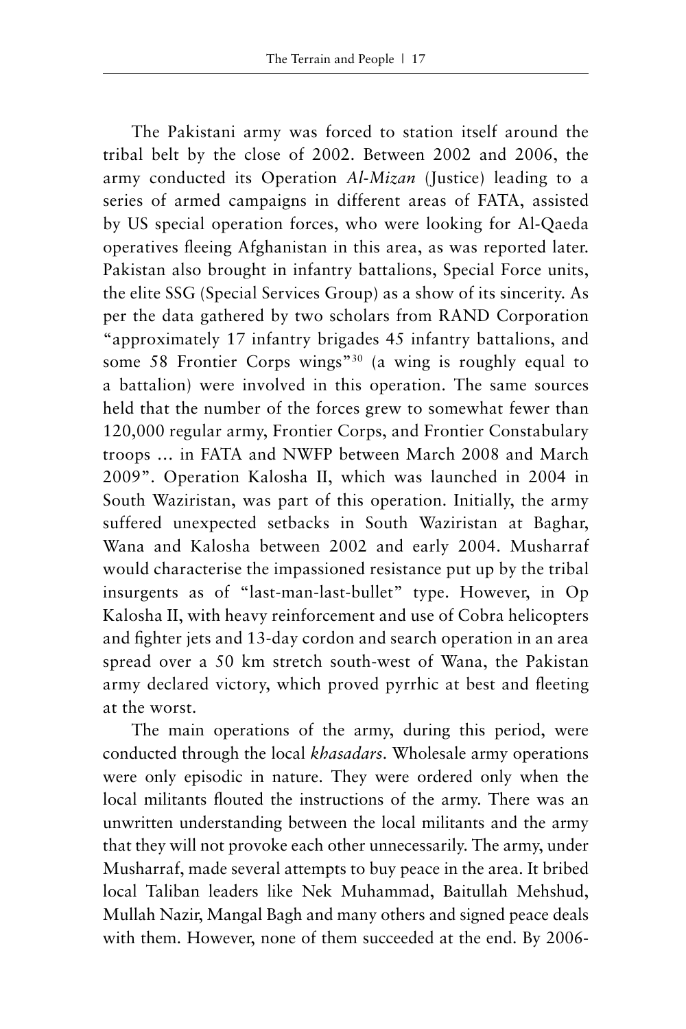The Pakistani army was forced to station itself around the tribal belt by the close of 2002. Between 2002 and 2006, the army conducted its Operation *Al-Mizan* (Justice) leading to a series of armed campaigns in different areas of FATA, assisted by US special operation forces, who were looking for Al-Qaeda operatives fleeing Afghanistan in this area, as was reported later. Pakistan also brought in infantry battalions, Special Force units, the elite SSG (Special Services Group) as a show of its sincerity. As per the data gathered by two scholars from RAND Corporation "approximately 17 infantry brigades 45 infantry battalions, and some 58 Frontier Corps wings"[30] (a wing is roughly equal to a battalion) were involved in this operation. The same sources held that the number of the forces grew to somewhat fewer than 120,000 regular army, Frontier Corps, and Frontier Constabulary troops ... in FATA and NWFP between March 2008 and March 2009". Operation Kalosha II, which was launched in 2004 in South Waziristan, was part of this operation. Initially, the army suffered unexpected setbacks in South Waziristan at Baghar, Wana and Kalosha between 2002 and early 2004. Musharraf would characterise the impassioned resistance put up by the tribal insurgents as of "last-man-last-bullet" type. However, in Op Kalosha II, with heavy reinforcement and use of Cobra helicopters and fighter jets and 13-day cordon and search operation in an area spread over a 50 km stretch south-west of Wana, the Pakistan army declared victory, which proved pyrrhic at best and fleeting at the worst.

The main operations of the army, during this period, were conducted through the local *khasadars*. Wholesale army operations were only episodic in nature. They were ordered only when the local militants flouted the instructions of the army. There was an unwritten understanding between the local militants and the army that they will not provoke each other unnecessarily. The army, under Musharraf, made several attempts to buy peace in the area. It bribed local Taliban leaders like Nek Muhammad, Baitullah Mehshud, Mullah Nazir, Mangal Bagh and many others and signed peace deals with them. However, none of them succeeded at the end. By 2006-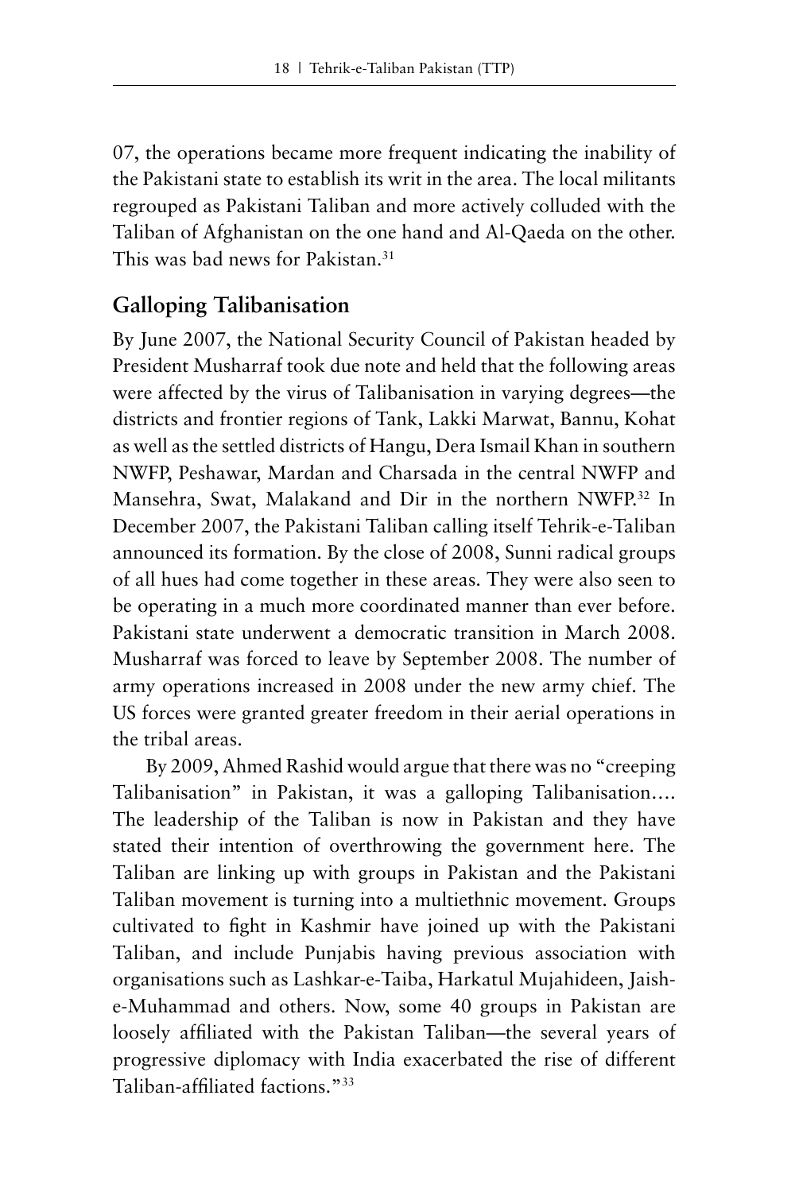07, the operations became more frequent indicating the inability of the Pakistani state to establish its writ in the area. The local militants regrouped as Pakistani Taliban and more actively colluded with the Taliban of Afghanistan on the one hand and Al-Qaeda on the other. This was bad news for Pakistan.[31]

## Galloping Talibanisation

By June 2007, the National Security Council of Pakistan headed by President Musharraf took due note and held that the following areas were affected by the virus of Talibanisation in varying degrees—the districts and frontier regions of Tank, Lakki Marwat, Bannu, Kohat as well as the settled districts of Hangu, Dera Ismail Khan in southern NWFP, Peshawar, Mardan and Charsada in the central NWFP and Mansehra, Swat, Malakand and Dir in the northern NWFP.[32] In December 2007, the Pakistani Taliban calling itself Tehrik-e-Taliban announced its formation. By the close of 2008, Sunni radical groups of all hues had come together in these areas. They were also seen to be operating in a much more coordinated manner than ever before. Pakistani state underwent a democratic transition in March 2008. Musharraf was forced to leave by September 2008. The number of army operations increased in 2008 under the new army chief. The US forces were granted greater freedom in their aerial operations in the tribal areas.

By 2009, Ahmed Rashid would argue that there was no "creeping Talibanisation" in Pakistan, it was a galloping Talibanisation…. The leadership of the Taliban is now in Pakistan and they have stated their intention of overthrowing the government here. The Taliban are linking up with groups in Pakistan and the Pakistani Taliban movement is turning into a multiethnic movement. Groups cultivated to fight in Kashmir have joined up with the Pakistani Taliban, and include Punjabis having previous association with organisations such as Lashkar-e-Taiba, Harkatul Mujahideen, Jaish-e-Muhammad and others. Now, some 40 groups in Pakistan are loosely affiliated with the Pakistan Taliban—the several years of progressive diplomacy with India exacerbated the rise of different Taliban-affiliated factions."[33]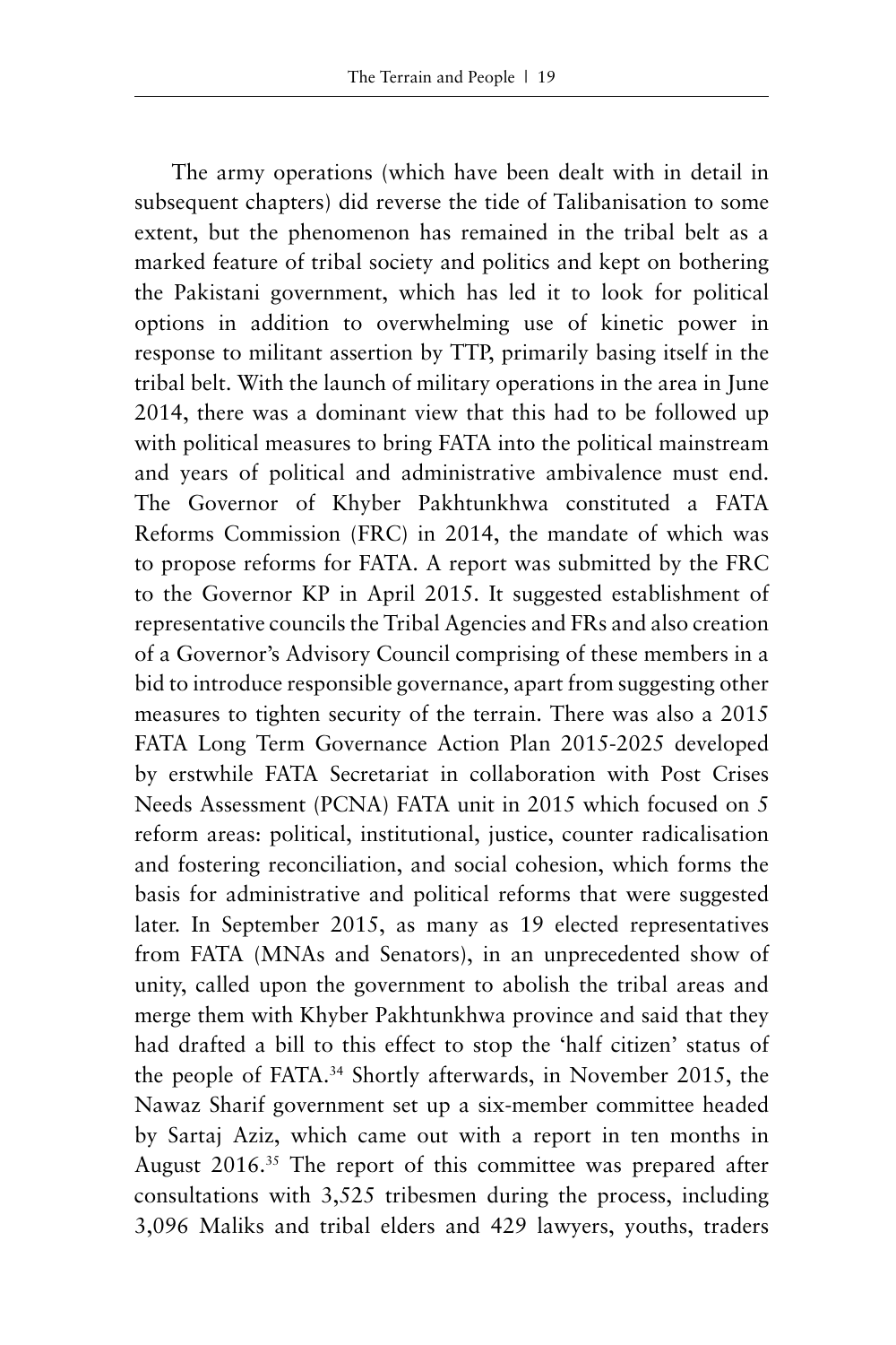The army operations (which have been dealt with in detail in subsequent chapters) did reverse the tide of Talibanisation to some extent, but the phenomenon has remained in the tribal belt as a marked feature of tribal society and politics and kept on bothering the Pakistani government, which has led it to look for political options in addition to overwhelming use of kinetic power in response to militant assertion by TTP, primarily basing itself in the tribal belt. With the launch of military operations in the area in June 2014, there was a dominant view that this had to be followed up with political measures to bring FATA into the political mainstream and years of political and administrative ambivalence must end. The Governor of Khyber Pakhtunkhwa constituted a FATA Reforms Commission (FRC) in 2014, the mandate of which was to propose reforms for FATA. A report was submitted by the FRC to the Governor KP in April 2015. It suggested establishment of representative councils the Tribal Agencies and FRs and also creation of a Governor's Advisory Council comprising of these members in a bid to introduce responsible governance, apart from suggesting other measures to tighten security of the terrain. There was also a 2015 FATA Long Term Governance Action Plan 2015-2025 developed by erstwhile FATA Secretariat in collaboration with Post Crises Needs Assessment (PCNA) FATA unit in 2015 which focused on 5 reform areas: political, institutional, justice, counter radicalisation and fostering reconciliation, and social cohesion, which forms the basis for administrative and political reforms that were suggested later. In September 2015, as many as 19 elected representatives from FATA (MNAs and Senators), in an unprecedented show of unity, called upon the government to abolish the tribal areas and merge them with Khyber Pakhtunkhwa province and said that they had drafted a bill to this effect to stop the 'half citizen' status of the people of FATA.[34] Shortly afterwards, in November 2015, the Nawaz Sharif government set up a six-member committee headed by Sartaj Aziz, which came out with a report in ten months in August 2016.[35] The report of this committee was prepared after consultations with 3,525 tribesmen during the process, including 3,096 Maliks and tribal elders and 429 lawyers, youths, traders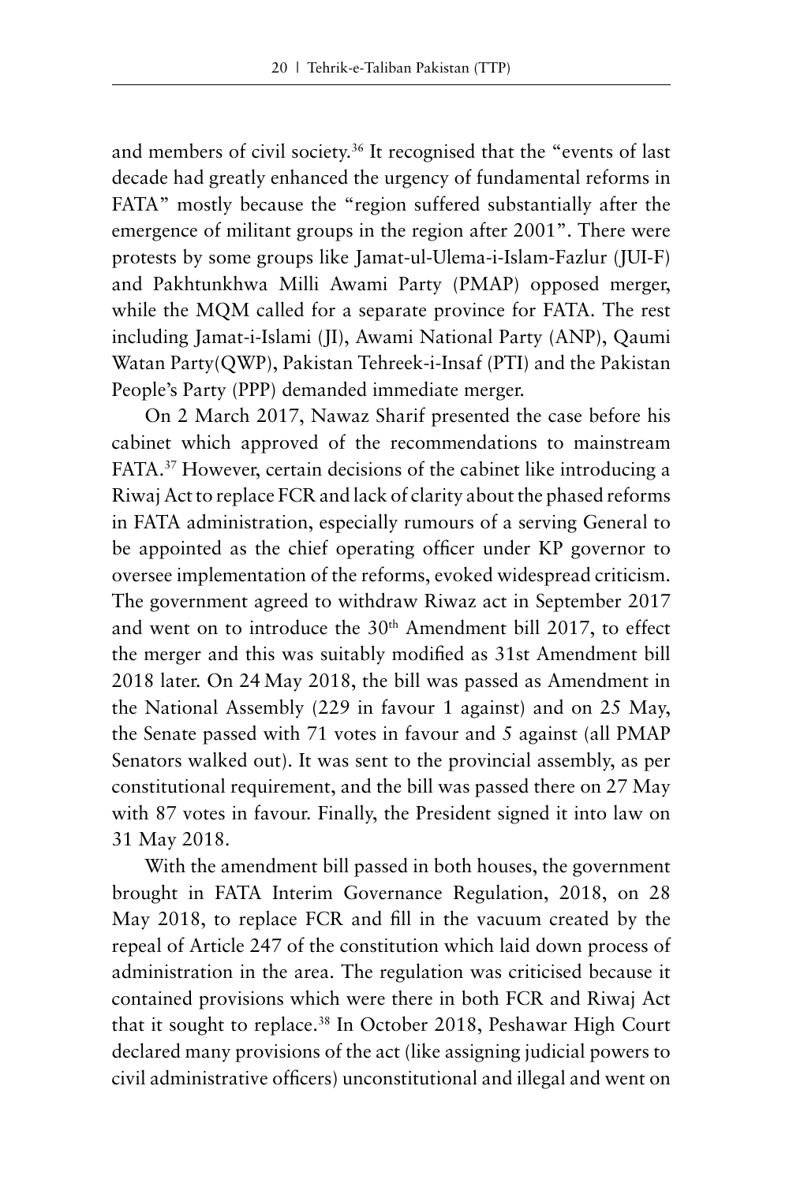and members of civil society.[36] It recognised that the "events of last decade had greatly enhanced the urgency of fundamental reforms in FATA" mostly because the "region suffered substantially after the emergence of militant groups in the region after 2001". There were protests by some groups like Jamat-ul-Ulema-i-Islam-Fazlur (JUI-F) and Pakhtunkhwa Milli Awami Party (PMAP) opposed merger, while the MQM called for a separate province for FATA. The rest including Jamat-i-Islami (JI), Awami National Party (ANP), Qaumi Watan Party(QWP), Pakistan Tehreek-i-Insaf (PTI) and the Pakistan People's Party (PPP) demanded immediate merger.

On 2 March 2017, Nawaz Sharif presented the case before his cabinet which approved of the recommendations to mainstream FATA.[37] However, certain decisions of the cabinet like introducing a Riwaj Act to replace FCR and lack of clarity about the phased reforms in FATA administration, especially rumours of a serving General to be appointed as the chief operating officer under KP governor to oversee implementation of the reforms, evoked widespread criticism. The government agreed to withdraw Riwaz act in September 2017 and went on to introduce the 30th Amendment bill 2017, to effect the merger and this was suitably modified as 31st Amendment bill 2018 later. On 24 May 2018, the bill was passed as Amendment in the National Assembly (229 in favour 1 against) and on 25 May, the Senate passed with 71 votes in favour and 5 against (all PMAP Senators walked out). It was sent to the provincial assembly, as per constitutional requirement, and the bill was passed there on 27 May with 87 votes in favour. Finally, the President signed it into law on 31 May 2018.

With the amendment bill passed in both houses, the government brought in FATA Interim Governance Regulation, 2018, on 28 May 2018, to replace FCR and fill in the vacuum created by the repeal of Article 247 of the constitution which laid down process of administration in the area. The regulation was criticised because it contained provisions which were there in both FCR and Riwaj Act that it sought to replace.[38] In October 2018, Peshawar High Court declared many provisions of the act (like assigning judicial powers to civil administrative officers) unconstitutional and illegal and went on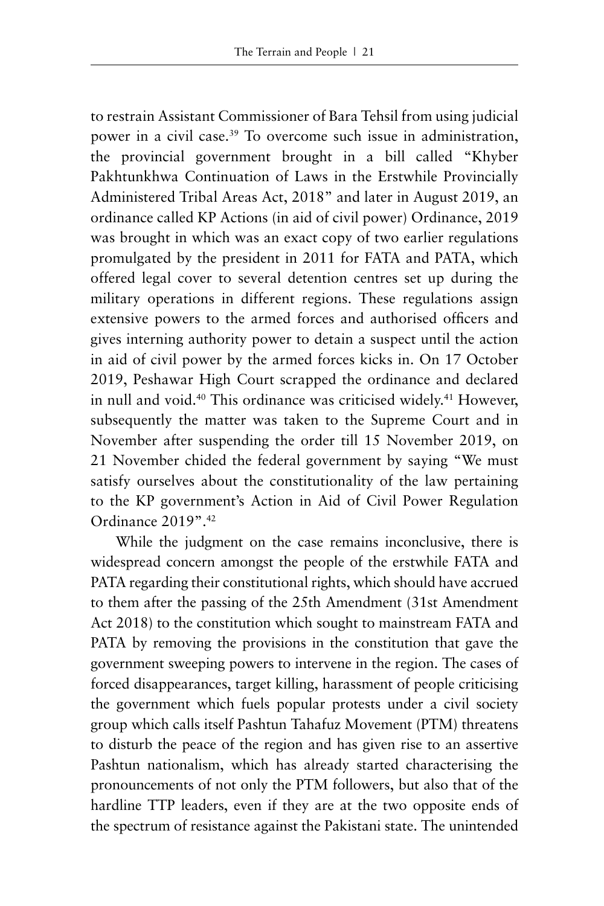to restrain Assistant Commissioner of Bara Tehsil from using judicial power in a civil case.[39] To overcome such issue in administration, the provincial government brought in a bill called "Khyber Pakhtunkhwa Continuation of Laws in the Erstwhile Provincially Administered Tribal Areas Act, 2018" and later in August 2019, an ordinance called KP Actions (in aid of civil power) Ordinance, 2019 was brought in which was an exact copy of two earlier regulations promulgated by the president in 2011 for FATA and PATA, which offered legal cover to several detention centres set up during the military operations in different regions. These regulations assign extensive powers to the armed forces and authorised officers and gives interning authority power to detain a suspect until the action in aid of civil power by the armed forces kicks in. On 17 October 2019, Peshawar High Court scrapped the ordinance and declared in null and void.[40] This ordinance was criticised widely.[41] However, subsequently the matter was taken to the Supreme Court and in November after suspending the order till 15 November 2019, on 21 November chided the federal government by saying "We must satisfy ourselves about the constitutionality of the law pertaining to the KP government's Action in Aid of Civil Power Regulation Ordinance 2019".[42]

While the judgment on the case remains inconclusive, there is widespread concern amongst the people of the erstwhile FATA and PATA regarding their constitutional rights, which should have accrued to them after the passing of the 25th Amendment (31st Amendment Act 2018) to the constitution which sought to mainstream FATA and PATA by removing the provisions in the constitution that gave the government sweeping powers to intervene in the region. The cases of forced disappearances, target killing, harassment of people criticising the government which fuels popular protests under a civil society group which calls itself Pashtun Tahafuz Movement (PTM) threatens to disturb the peace of the region and has given rise to an assertive Pashtun nationalism, which has already started characterising the pronouncements of not only the PTM followers, but also that of the hardline TTP leaders, even if they are at the two opposite ends of the spectrum of resistance against the Pakistani state. The unintended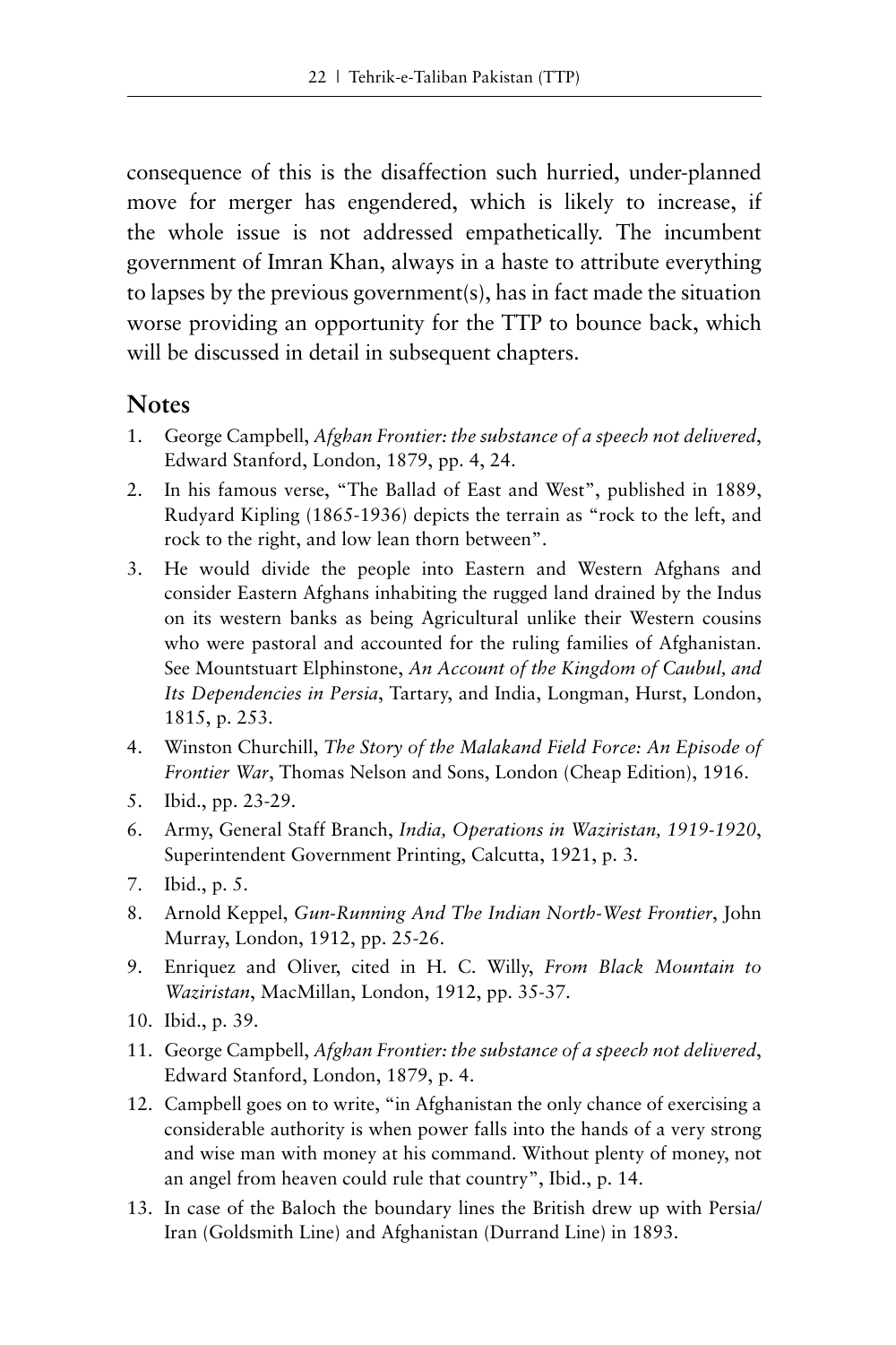consequence of this is the disaffection such hurried, under-planned move for merger has engendered, which is likely to increase, if the whole issue is not addressed empathetically. The incumbent government of Imran Khan, always in a haste to attribute everything to lapses by the previous government(s), has in fact made the situation worse providing an opportunity for the TTP to bounce back, which will be discussed in detail in subsequent chapters.

## Notes

1. George Campbell, *Afghan Frontier: the substance of a speech not delivered*, Edward Stanford, London, 1879, pp. 4, 24.
2. In his famous verse, "The Ballad of East and West", published in 1889, Rudyard Kipling (1865-1936) depicts the terrain as "rock to the left, and rock to the right, and low lean thorn between".
3. He would divide the people into Eastern and Western Afghans and consider Eastern Afghans inhabiting the rugged land drained by the Indus on its western banks as being Agricultural unlike their Western cousins who were pastoral and accounted for the ruling families of Afghanistan. See Mountstuart Elphinstone, *An Account of the Kingdom of Caubul, and Its Dependencies in Persia*, Tartary, and India, Longman, Hurst, London, 1815, p. 253.
4. Winston Churchill, *The Story of the Malakand Field Force: An Episode of Frontier War*, Thomas Nelson and Sons, London (Cheap Edition), 1916.
5. Ibid., pp. 23-29.
6. Army, General Staff Branch, *India, Operations in Waziristan, 1919-1920*, Superintendent Government Printing, Calcutta, 1921, p. 3.
7. Ibid., p. 5.
8. Arnold Keppel, *Gun-Running And The Indian North-West Frontier*, John Murray, London, 1912, pp. 25-26.
9. Enriquez and Oliver, cited in H. C. Willy, *From Black Mountain to Waziristan*, MacMillan, London, 1912, pp. 35-37.
10. Ibid., p. 39.
11. George Campbell, *Afghan Frontier: the substance of a speech not delivered*, Edward Stanford, London, 1879, p. 4.
12. Campbell goes on to write, "in Afghanistan the only chance of exercising a considerable authority is when power falls into the hands of a very strong and wise man with money at his command. Without plenty of money, not an angel from heaven could rule that country", Ibid., p. 14.
13. In case of the Baloch the boundary lines the British drew up with Persia/ Iran (Goldsmith Line) and Afghanistan (Durrand Line) in 1893.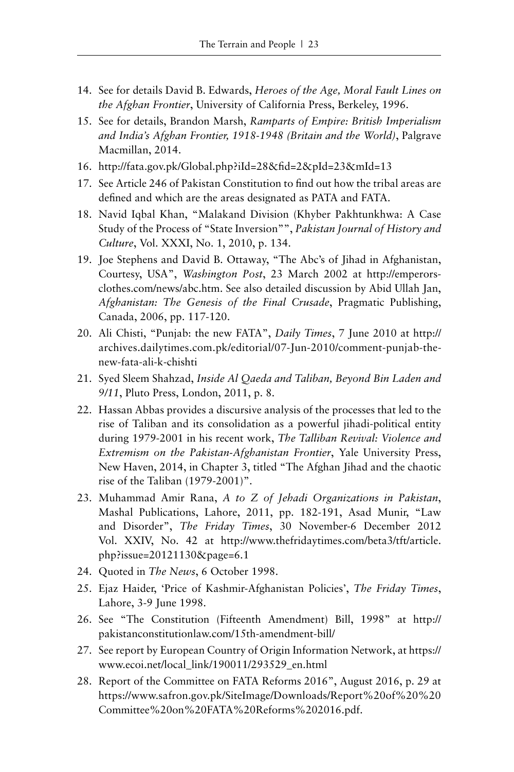14. See for details David B. Edwards, *Heroes of the Age, Moral Fault Lines on the Afghan Frontier*, University of California Press, Berkeley, 1996.
15. See for details, Brandon Marsh, *Ramparts of Empire: British Imperialism and India's Afghan Frontier, 1918-1948 (Britain and the World)*, Palgrave Macmillan, 2014.
16. http://fata.gov.pk/Global.php?iId=28&fid=2&pId=23&mId=13
17. See Article 246 of Pakistan Constitution to find out how the tribal areas are defined and which are the areas designated as PATA and FATA.
18. Navid Iqbal Khan, "Malakand Division (Khyber Pakhtunkhwa: A Case Study of the Process of "State Inversion"", *Pakistan Journal of History and Culture*, Vol. XXXI, No. 1, 2010, p. 134.
19. Joe Stephens and David B. Ottaway, "The Abc's of Jihad in Afghanistan, Courtesy, USA", *Washington Post*, 23 March 2002 at http://emperors-clothes.com/news/abc.htm. See also detailed discussion by Abid Ullah Jan, *Afghanistan: The Genesis of the Final Crusade*, Pragmatic Publishing, Canada, 2006, pp. 117-120.
20. Ali Chisti, "Punjab: the new FATA", *Daily Times*, 7 June 2010 at http://archives.dailytimes.com.pk/editorial/07-Jun-2010/comment-punjab-the-new-fata-ali-k-chishti
21. Syed Sleem Shahzad, *Inside Al Qaeda and Taliban, Beyond Bin Laden and 9/11*, Pluto Press, London, 2011, p. 8.
22. Hassan Abbas provides a discursive analysis of the processes that led to the rise of Taliban and its consolidation as a powerful jihadi-political entity during 1979-2001 in his recent work, *The Talliban Revival: Violence and Extremism on the Pakistan-Afghanistan Frontier*, Yale University Press, New Haven, 2014, in Chapter 3, titled "The Afghan Jihad and the chaotic rise of the Taliban (1979-2001)".
23. Muhammad Amir Rana, *A to Z of Jehadi Organizations in Pakistan*, Mashal Publications, Lahore, 2011, pp. 182-191, Asad Munir, "Law and Disorder", *The Friday Times*, 30 November-6 December 2012 Vol. XXIV, No. 42 at http://www.thefridaytimes.com/beta3/tft/article.php?issue=20121130&page=6.1
24. Quoted in *The News*, 6 October 1998.
25. Ejaz Haider, 'Price of Kashmir-Afghanistan Policies', *The Friday Times*, Lahore, 3-9 June 1998.
26. See "The Constitution (Fifteenth Amendment) Bill, 1998" at http://pakistanconstitutionlaw.com/15th-amendment-bill/
27. See report by European Country of Origin Information Network, at https://www.ecoi.net/local_link/190011/293529_en.html
28. Report of the Committee on FATA Reforms 2016", August 2016, p. 29 at https://www.safron.gov.pk/SiteImage/Downloads/Report%20of%20%20Committee%20on%20FATA%20Reforms%202016.pdf.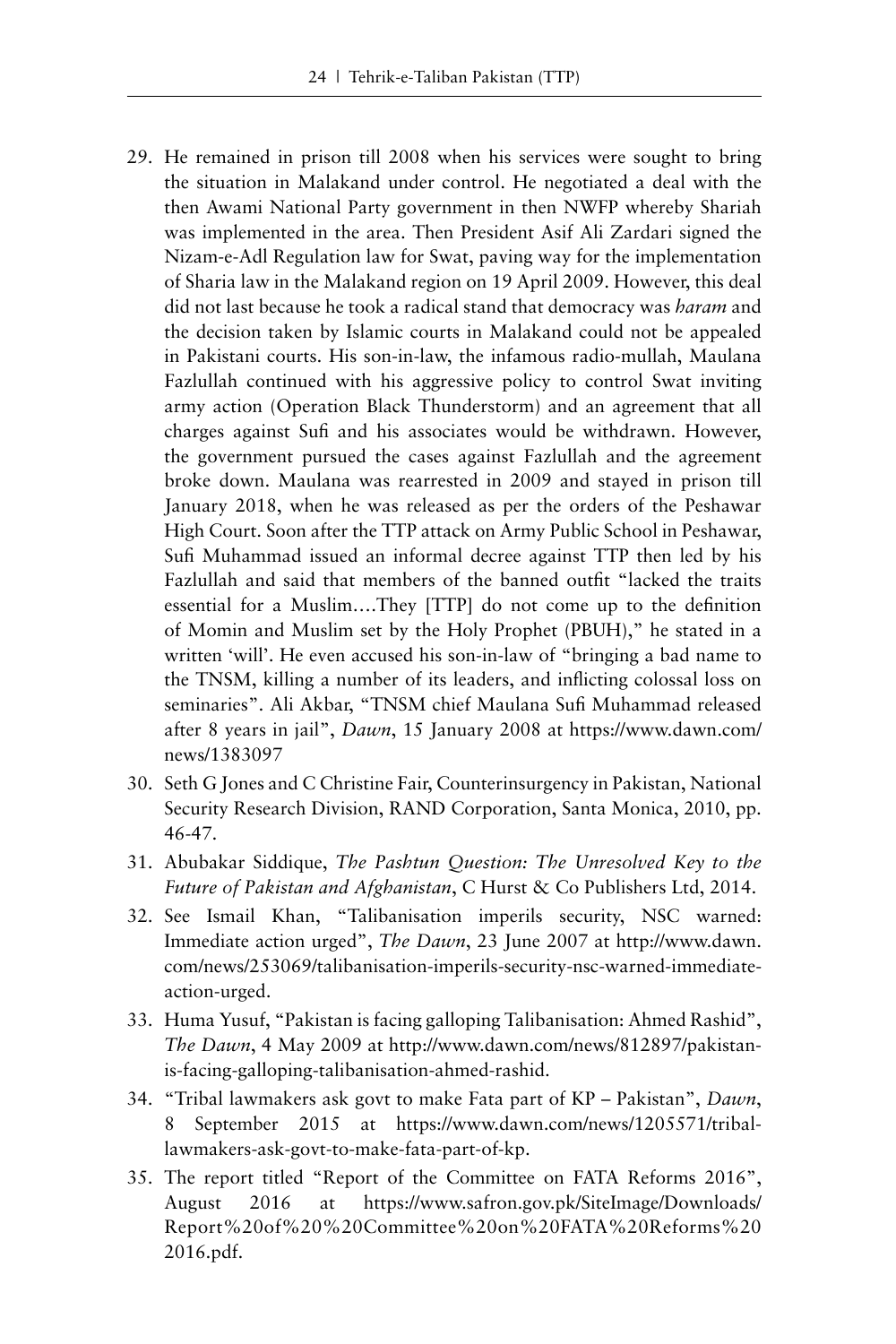29. He remained in prison till 2008 when his services were sought to bring the situation in Malakand under control. He negotiated a deal with the then Awami National Party government in then NWFP whereby Shariah was implemented in the area. Then President Asif Ali Zardari signed the Nizam-e-Adl Regulation law for Swat, paving way for the implementation of Sharia law in the Malakand region on 19 April 2009. However, this deal did not last because he took a radical stand that democracy was *haram* and the decision taken by Islamic courts in Malakand could not be appealed in Pakistani courts. His son-in-law, the infamous radio-mullah, Maulana Fazlullah continued with his aggressive policy to control Swat inviting army action (Operation Black Thunderstorm) and an agreement that all charges against Sufi and his associates would be withdrawn. However, the government pursued the cases against Fazlullah and the agreement broke down. Maulana was rearrested in 2009 and stayed in prison till January 2018, when he was released as per the orders of the Peshawar High Court. Soon after the TTP attack on Army Public School in Peshawar, Sufi Muhammad issued an informal decree against TTP then led by his Fazlullah and said that members of the banned outfit "lacked the traits essential for a Muslim….They [TTP] do not come up to the definition of Momin and Muslim set by the Holy Prophet (PBUH)," he stated in a written 'will'. He even accused his son-in-law of "bringing a bad name to the TNSM, killing a number of its leaders, and inflicting colossal loss on seminaries". Ali Akbar, "TNSM chief Maulana Sufi Muhammad released after 8 years in jail", *Dawn*, 15 January 2008 at https://www.dawn.com/news/1383097
30. Seth G Jones and C Christine Fair, Counterinsurgency in Pakistan, National Security Research Division, RAND Corporation, Santa Monica, 2010, pp. 46-47.
31. Abubakar Siddique, *The Pashtun Question: The Unresolved Key to the Future of Pakistan and Afghanistan*, C Hurst & Co Publishers Ltd, 2014.
32. See Ismail Khan, "Talibanisation imperils security, NSC warned: Immediate action urged", *The Dawn*, 23 June 2007 at http://www.dawn.com/news/253069/talibanisation-imperils-security-nsc-warned-immediate-action-urged.
33. Huma Yusuf, "Pakistan is facing galloping Talibanisation: Ahmed Rashid", *The Dawn*, 4 May 2009 at http://www.dawn.com/news/812897/pakistan-is-facing-galloping-talibanisation-ahmed-rashid.
34. "Tribal lawmakers ask govt to make Fata part of KP – Pakistan", *Dawn*, 8 September 2015 at https://www.dawn.com/news/1205571/tribal-lawmakers-ask-govt-to-make-fata-part-of-kp.
35. The report titled "Report of the Committee on FATA Reforms 2016", August 2016 at https://www.safron.gov.pk/SiteImage/Downloads/Report%20of%20%20Committee%20on%20FATA%20Reforms%202016.pdf.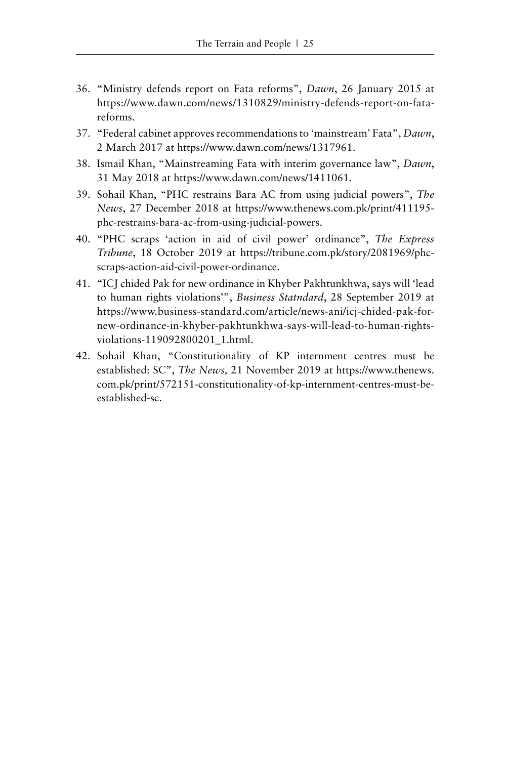36. "Ministry defends report on Fata reforms", *Dawn*, 26 January 2015 at https://www.dawn.com/news/1310829/ministry-defends-report-on-fata-reforms.
37. "Federal cabinet approves recommendations to 'mainstream' Fata", *Dawn*, 2 March 2017 at https://www.dawn.com/news/1317961.
38. Ismail Khan, "Mainstreaming Fata with interim governance law", *Dawn*, 31 May 2018 at https://www.dawn.com/news/1411061.
39. Sohail Khan, "PHC restrains Bara AC from using judicial powers", *The News*, 27 December 2018 at https://www.thenews.com.pk/print/411195-phc-restrains-bara-ac-from-using-judicial-powers.
40. "PHC scraps 'action in aid of civil power' ordinance", *The Express Tribune*, 18 October 2019 at https://tribune.com.pk/story/2081969/phc-scraps-action-aid-civil-power-ordinance.
41. "ICJ chided Pak for new ordinance in Khyber Pakhtunkhwa, says will 'lead to human rights violations'", *Business Statndard*, 28 September 2019 at https://www.business-standard.com/article/news-ani/icj-chided-pak-for-new-ordinance-in-khyber-pakhtunkhwa-says-will-lead-to-human-rights-violations-119092800201_1.html.
42. Sohail Khan, "Constitutionality of KP internment centres must be established: SC", *The News,* 21 November 2019 at https://www.thenews.com.pk/print/572151-constitutionality-of-kp-internment-centres-must-be-established-sc.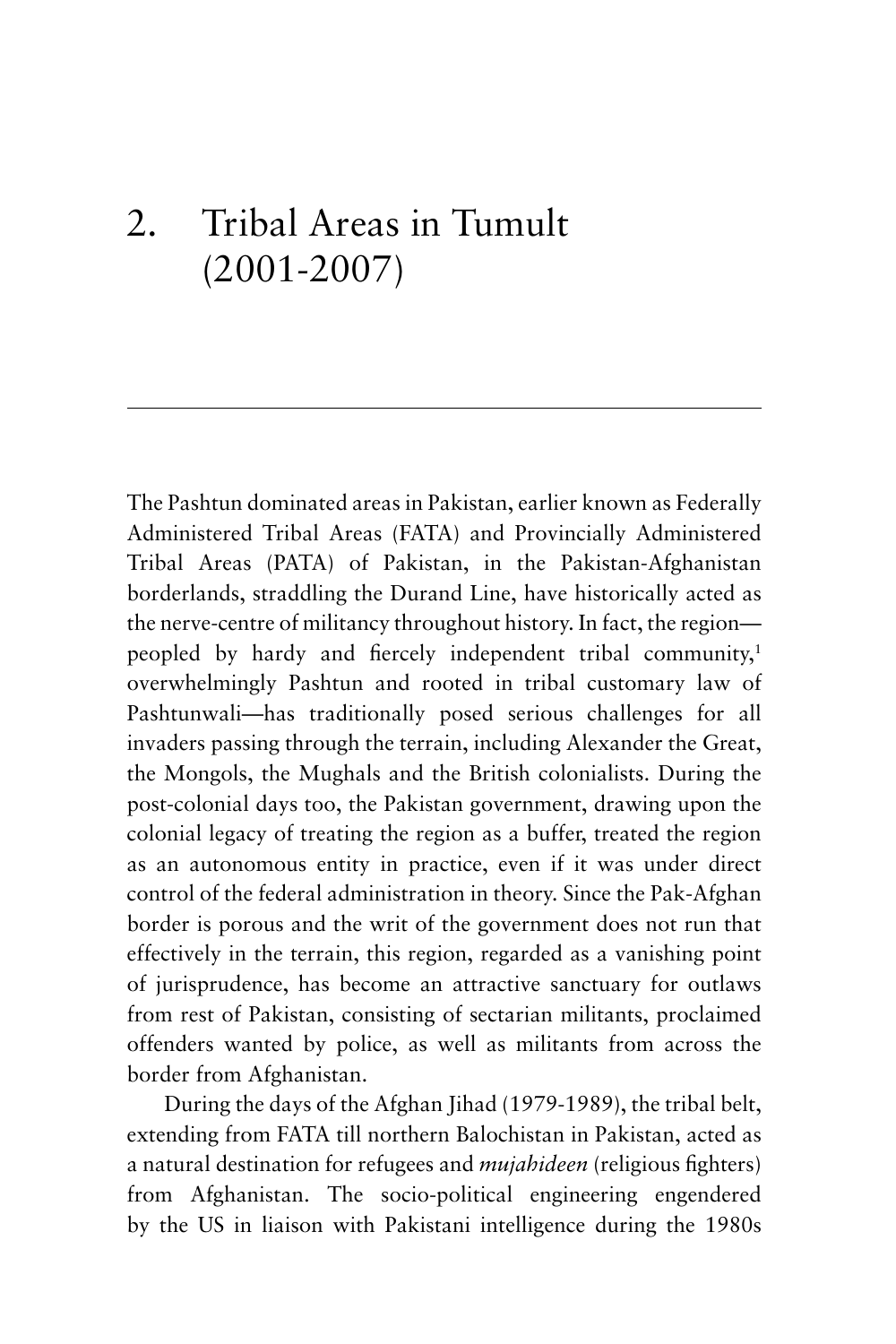# 2. Tribal Areas in Tumult (2001-2007)

The Pashtun dominated areas in Pakistan, earlier known as Federally Administered Tribal Areas (FATA) and Provincially Administered Tribal Areas (PATA) of Pakistan, in the Pakistan-Afghanistan borderlands, straddling the Durand Line, have historically acted as the nerve-centre of militancy throughout history. In fact, the region—peopled by hardy and fiercely independent tribal community,[1] overwhelmingly Pashtun and rooted in tribal customary law of Pashtunwali—has traditionally posed serious challenges for all invaders passing through the terrain, including Alexander the Great, the Mongols, the Mughals and the British colonialists. During the post-colonial days too, the Pakistan government, drawing upon the colonial legacy of treating the region as a buffer, treated the region as an autonomous entity in practice, even if it was under direct control of the federal administration in theory. Since the Pak-Afghan border is porous and the writ of the government does not run that effectively in the terrain, this region, regarded as a vanishing point of jurisprudence, has become an attractive sanctuary for outlaws from rest of Pakistan, consisting of sectarian militants, proclaimed offenders wanted by police, as well as militants from across the border from Afghanistan.

During the days of the Afghan Jihad (1979-1989), the tribal belt, extending from FATA till northern Balochistan in Pakistan, acted as a natural destination for refugees and *mujahideen* (religious fighters) from Afghanistan. The socio-political engineering engendered by the US in liaison with Pakistani intelligence during the 1980s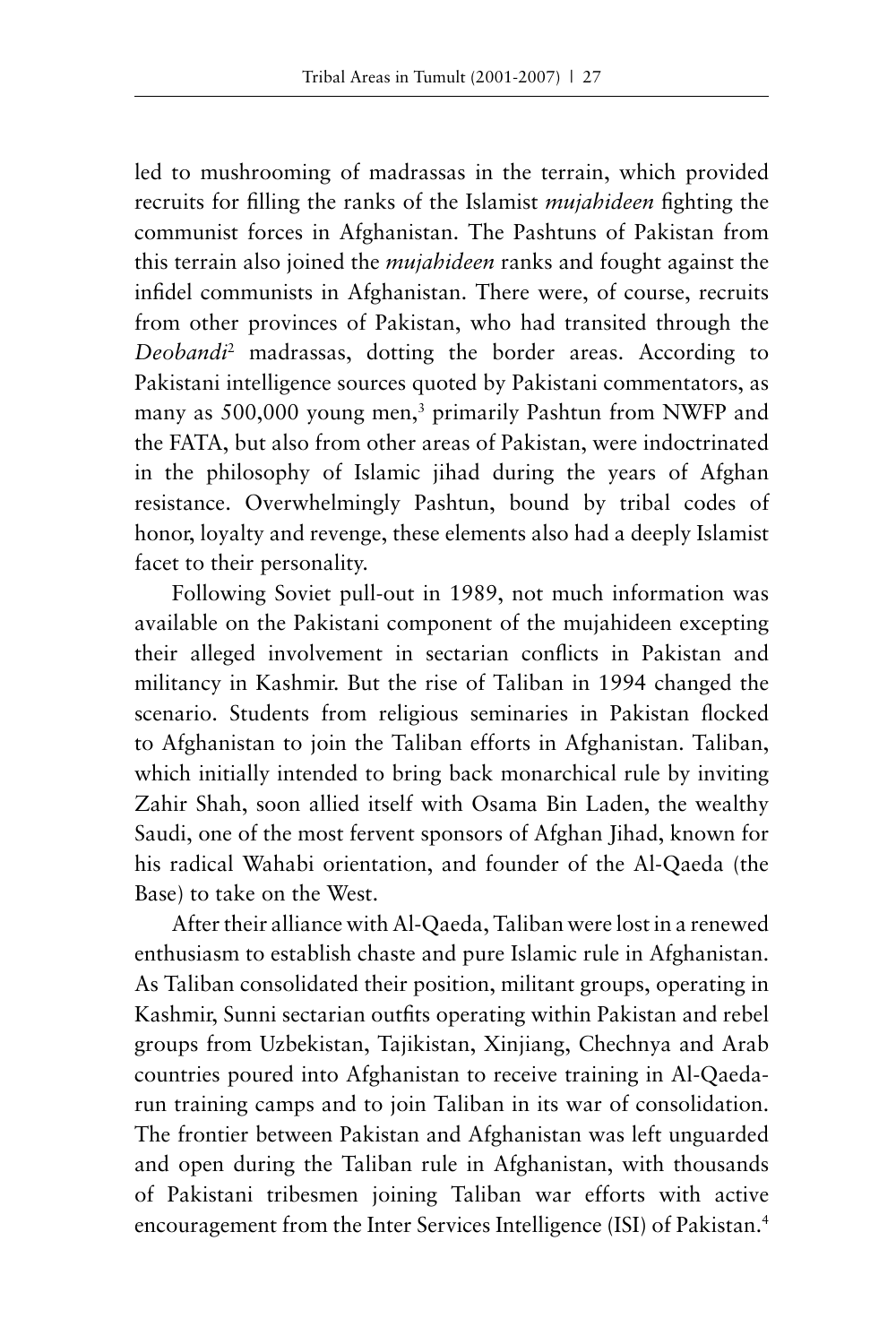led to mushrooming of madrassas in the terrain, which provided recruits for filling the ranks of the Islamist *mujahideen* fighting the communist forces in Afghanistan. The Pashtuns of Pakistan from this terrain also joined the *mujahideen* ranks and fought against the infidel communists in Afghanistan. There were, of course, recruits from other provinces of Pakistan, who had transited through the *Deobandi*[2] madrassas, dotting the border areas. According to Pakistani intelligence sources quoted by Pakistani commentators, as many as 500,000 young men,[3] primarily Pashtun from NWFP and the FATA, but also from other areas of Pakistan, were indoctrinated in the philosophy of Islamic jihad during the years of Afghan resistance. Overwhelmingly Pashtun, bound by tribal codes of honor, loyalty and revenge, these elements also had a deeply Islamist facet to their personality.

Following Soviet pull-out in 1989, not much information was available on the Pakistani component of the mujahideen excepting their alleged involvement in sectarian conflicts in Pakistan and militancy in Kashmir. But the rise of Taliban in 1994 changed the scenario. Students from religious seminaries in Pakistan flocked to Afghanistan to join the Taliban efforts in Afghanistan. Taliban, which initially intended to bring back monarchical rule by inviting Zahir Shah, soon allied itself with Osama Bin Laden, the wealthy Saudi, one of the most fervent sponsors of Afghan Jihad, known for his radical Wahabi orientation, and founder of the Al-Qaeda (the Base) to take on the West.

After their alliance with Al-Qaeda, Taliban were lost in a renewed enthusiasm to establish chaste and pure Islamic rule in Afghanistan. As Taliban consolidated their position, militant groups, operating in Kashmir, Sunni sectarian outfits operating within Pakistan and rebel groups from Uzbekistan, Tajikistan, Xinjiang, Chechnya and Arab countries poured into Afghanistan to receive training in Al-Qaeda-run training camps and to join Taliban in its war of consolidation. The frontier between Pakistan and Afghanistan was left unguarded and open during the Taliban rule in Afghanistan, with thousands of Pakistani tribesmen joining Taliban war efforts with active encouragement from the Inter Services Intelligence (ISI) of Pakistan.[4]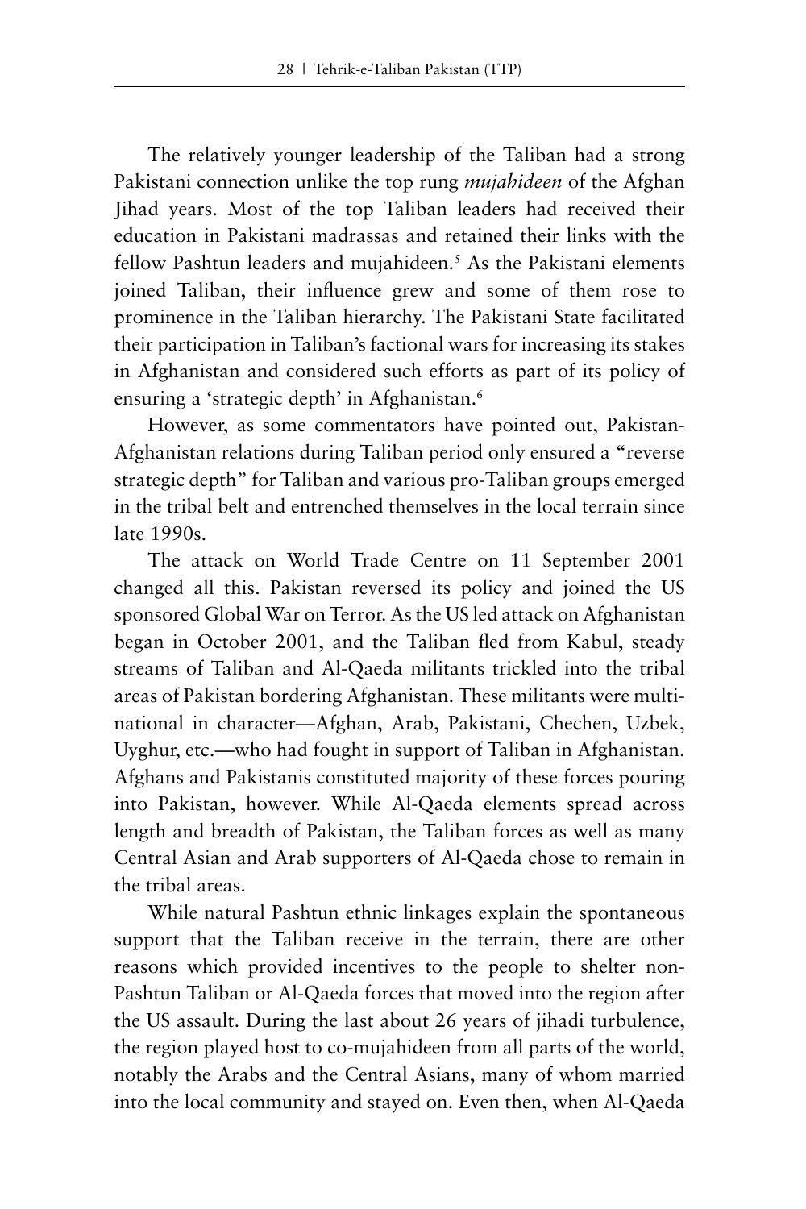The relatively younger leadership of the Taliban had a strong Pakistani connection unlike the top rung *mujahideen* of the Afghan Jihad years. Most of the top Taliban leaders had received their education in Pakistani madrassas and retained their links with the fellow Pashtun leaders and mujahideen.[5] As the Pakistani elements joined Taliban, their influence grew and some of them rose to prominence in the Taliban hierarchy. The Pakistani State facilitated their participation in Taliban's factional wars for increasing its stakes in Afghanistan and considered such efforts as part of its policy of ensuring a 'strategic depth' in Afghanistan.[6]

However, as some commentators have pointed out, Pakistan-Afghanistan relations during Taliban period only ensured a "reverse strategic depth" for Taliban and various pro-Taliban groups emerged in the tribal belt and entrenched themselves in the local terrain since late 1990s.

The attack on World Trade Centre on 11 September 2001 changed all this. Pakistan reversed its policy and joined the US sponsored Global War on Terror. As the US led attack on Afghanistan began in October 2001, and the Taliban fled from Kabul, steady streams of Taliban and Al-Qaeda militants trickled into the tribal areas of Pakistan bordering Afghanistan. These militants were multi-national in character—Afghan, Arab, Pakistani, Chechen, Uzbek, Uyghur, etc.—who had fought in support of Taliban in Afghanistan. Afghans and Pakistanis constituted majority of these forces pouring into Pakistan, however. While Al-Qaeda elements spread across length and breadth of Pakistan, the Taliban forces as well as many Central Asian and Arab supporters of Al-Qaeda chose to remain in the tribal areas.

While natural Pashtun ethnic linkages explain the spontaneous support that the Taliban receive in the terrain, there are other reasons which provided incentives to the people to shelter non-Pashtun Taliban or Al-Qaeda forces that moved into the region after the US assault. During the last about 26 years of jihadi turbulence, the region played host to co-mujahideen from all parts of the world, notably the Arabs and the Central Asians, many of whom married into the local community and stayed on. Even then, when Al-Qaeda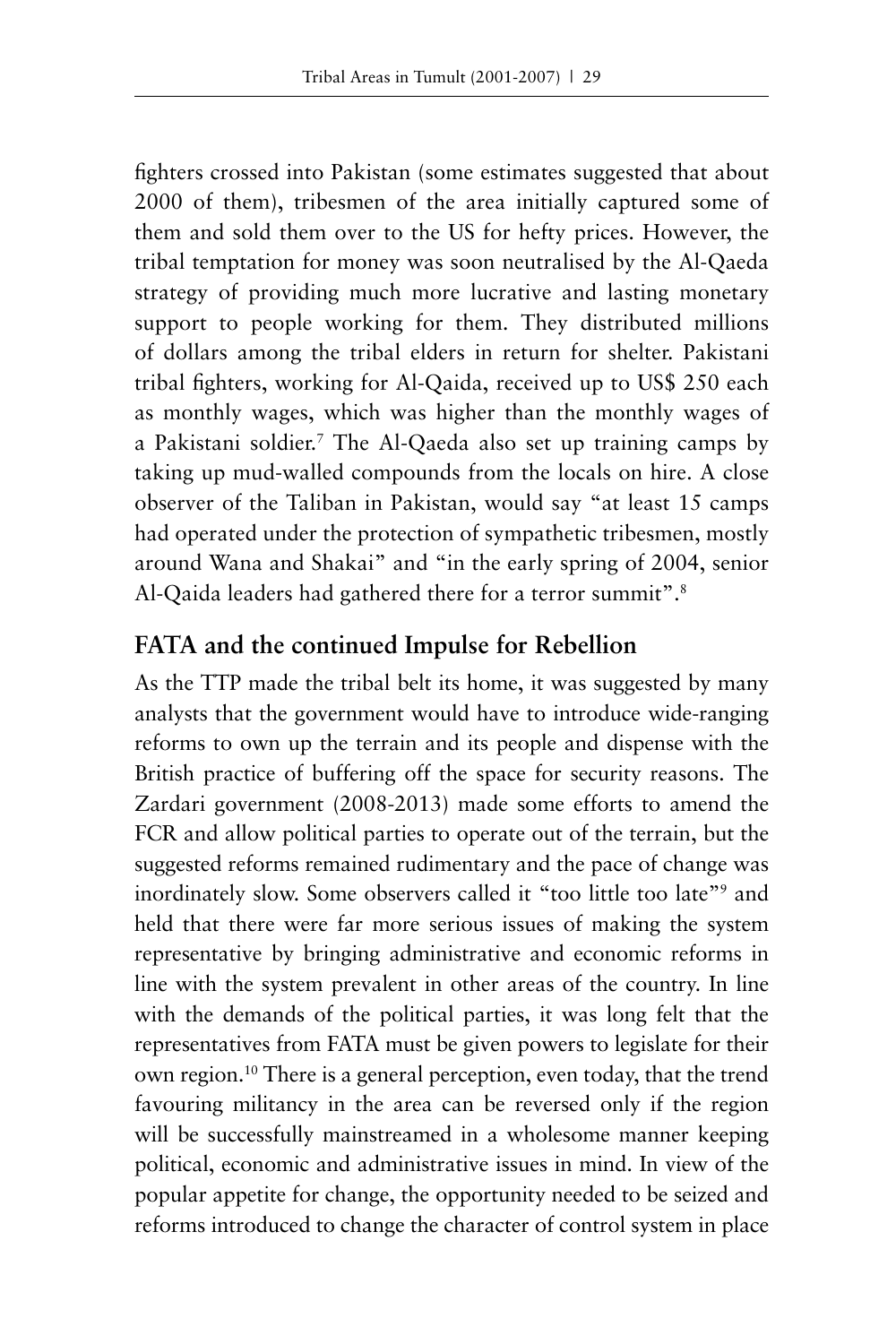fighters crossed into Pakistan (some estimates suggested that about 2000 of them), tribesmen of the area initially captured some of them and sold them over to the US for hefty prices. However, the tribal temptation for money was soon neutralised by the Al-Qaeda strategy of providing much more lucrative and lasting monetary support to people working for them. They distributed millions of dollars among the tribal elders in return for shelter. Pakistani tribal fighters, working for Al-Qaida, received up to US$ 250 each as monthly wages, which was higher than the monthly wages of a Pakistani soldier.[7] The Al-Qaeda also set up training camps by taking up mud-walled compounds from the locals on hire. A close observer of the Taliban in Pakistan, would say "at least 15 camps had operated under the protection of sympathetic tribesmen, mostly around Wana and Shakai" and "in the early spring of 2004, senior Al-Qaida leaders had gathered there for a terror summit".[8]

## FATA and the continued Impulse for Rebellion

As the TTP made the tribal belt its home, it was suggested by many analysts that the government would have to introduce wide-ranging reforms to own up the terrain and its people and dispense with the British practice of buffering off the space for security reasons. The Zardari government (2008-2013) made some efforts to amend the FCR and allow political parties to operate out of the terrain, but the suggested reforms remained rudimentary and the pace of change was inordinately slow. Some observers called it "too little too late"[9] and held that there were far more serious issues of making the system representative by bringing administrative and economic reforms in line with the system prevalent in other areas of the country. In line with the demands of the political parties, it was long felt that the representatives from FATA must be given powers to legislate for their own region.[10] There is a general perception, even today, that the trend favouring militancy in the area can be reversed only if the region will be successfully mainstreamed in a wholesome manner keeping political, economic and administrative issues in mind. In view of the popular appetite for change, the opportunity needed to be seized and reforms introduced to change the character of control system in place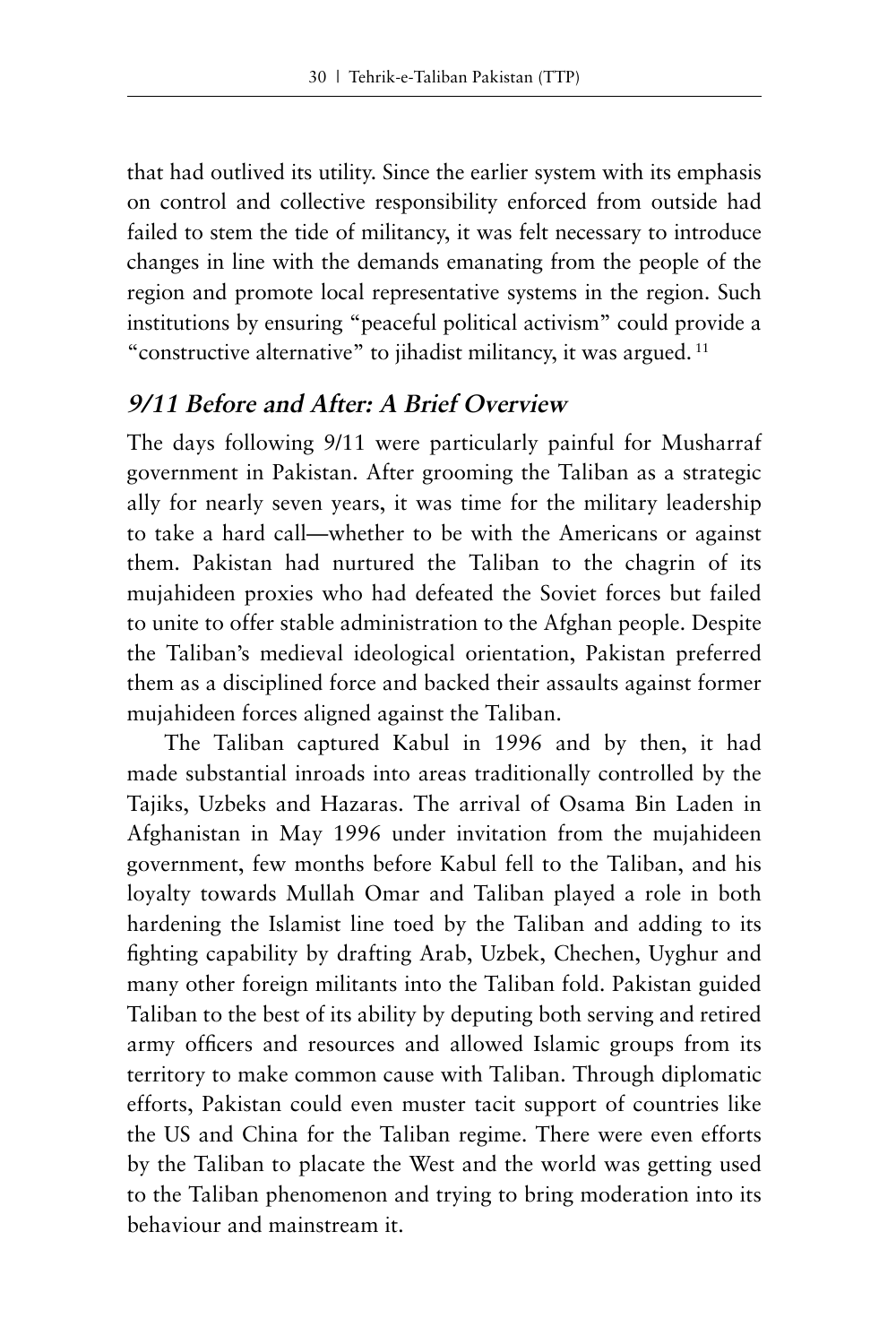that had outlived its utility. Since the earlier system with its emphasis on control and collective responsibility enforced from outside had failed to stem the tide of militancy, it was felt necessary to introduce changes in line with the demands emanating from the people of the region and promote local representative systems in the region. Such institutions by ensuring "peaceful political activism" could provide a "constructive alternative" to jihadist militancy, it was argued. [11]

## *9/11 Before and After: A Brief Overview*

The days following 9/11 were particularly painful for Musharraf government in Pakistan. After grooming the Taliban as a strategic ally for nearly seven years, it was time for the military leadership to take a hard call—whether to be with the Americans or against them. Pakistan had nurtured the Taliban to the chagrin of its mujahideen proxies who had defeated the Soviet forces but failed to unite to offer stable administration to the Afghan people. Despite the Taliban's medieval ideological orientation, Pakistan preferred them as a disciplined force and backed their assaults against former mujahideen forces aligned against the Taliban.

The Taliban captured Kabul in 1996 and by then, it had made substantial inroads into areas traditionally controlled by the Tajiks, Uzbeks and Hazaras. The arrival of Osama Bin Laden in Afghanistan in May 1996 under invitation from the mujahideen government, few months before Kabul fell to the Taliban, and his loyalty towards Mullah Omar and Taliban played a role in both hardening the Islamist line toed by the Taliban and adding to its fighting capability by drafting Arab, Uzbek, Chechen, Uyghur and many other foreign militants into the Taliban fold. Pakistan guided Taliban to the best of its ability by deputing both serving and retired army officers and resources and allowed Islamic groups from its territory to make common cause with Taliban. Through diplomatic efforts, Pakistan could even muster tacit support of countries like the US and China for the Taliban regime. There were even efforts by the Taliban to placate the West and the world was getting used to the Taliban phenomenon and trying to bring moderation into its behaviour and mainstream it.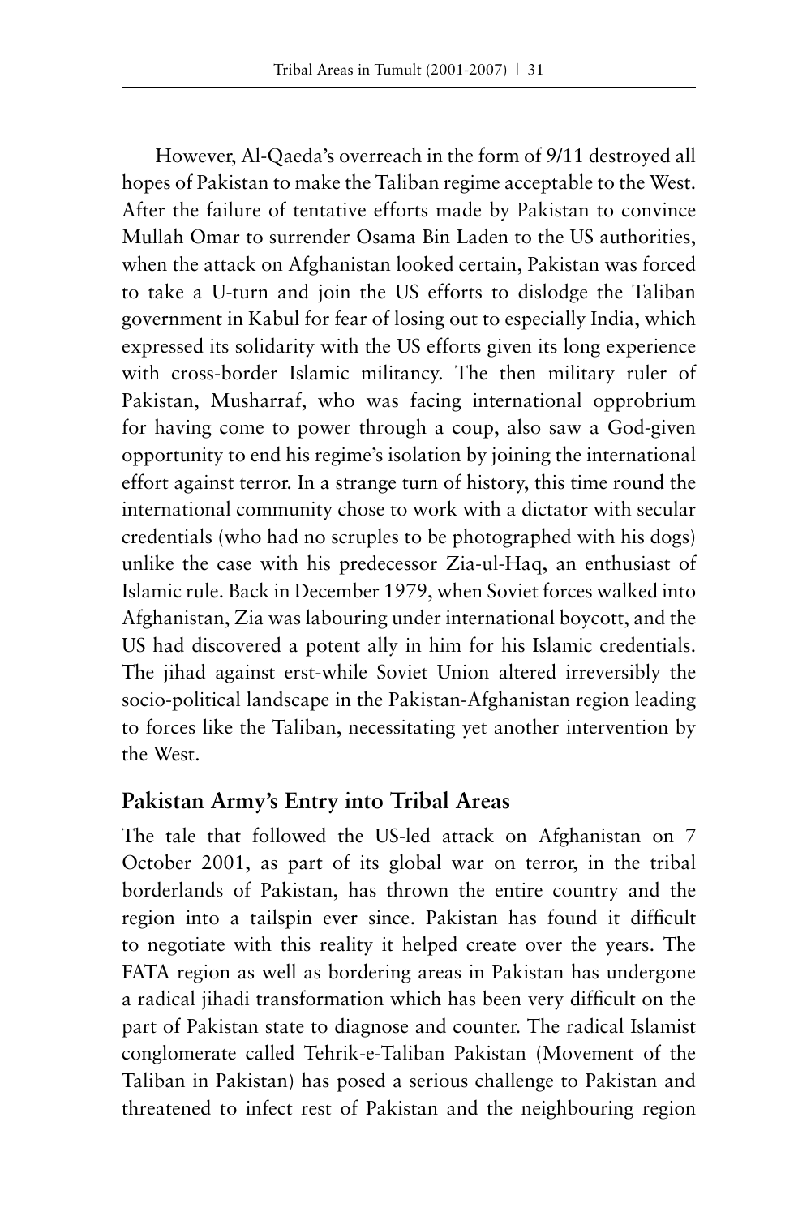However, Al-Qaeda's overreach in the form of 9/11 destroyed all hopes of Pakistan to make the Taliban regime acceptable to the West. After the failure of tentative efforts made by Pakistan to convince Mullah Omar to surrender Osama Bin Laden to the US authorities, when the attack on Afghanistan looked certain, Pakistan was forced to take a U-turn and join the US efforts to dislodge the Taliban government in Kabul for fear of losing out to especially India, which expressed its solidarity with the US efforts given its long experience with cross-border Islamic militancy. The then military ruler of Pakistan, Musharraf, who was facing international opprobrium for having come to power through a coup, also saw a God-given opportunity to end his regime's isolation by joining the international effort against terror. In a strange turn of history, this time round the international community chose to work with a dictator with secular credentials (who had no scruples to be photographed with his dogs) unlike the case with his predecessor Zia-ul-Haq, an enthusiast of Islamic rule. Back in December 1979, when Soviet forces walked into Afghanistan, Zia was labouring under international boycott, and the US had discovered a potent ally in him for his Islamic credentials. The jihad against erst-while Soviet Union altered irreversibly the socio-political landscape in the Pakistan-Afghanistan region leading to forces like the Taliban, necessitating yet another intervention by the West.

## Pakistan Army's Entry into Tribal Areas

The tale that followed the US-led attack on Afghanistan on 7 October 2001, as part of its global war on terror, in the tribal borderlands of Pakistan, has thrown the entire country and the region into a tailspin ever since. Pakistan has found it difficult to negotiate with this reality it helped create over the years. The FATA region as well as bordering areas in Pakistan has undergone a radical jihadi transformation which has been very difficult on the part of Pakistan state to diagnose and counter. The radical Islamist conglomerate called Tehrik-e-Taliban Pakistan (Movement of the Taliban in Pakistan) has posed a serious challenge to Pakistan and threatened to infect rest of Pakistan and the neighbouring region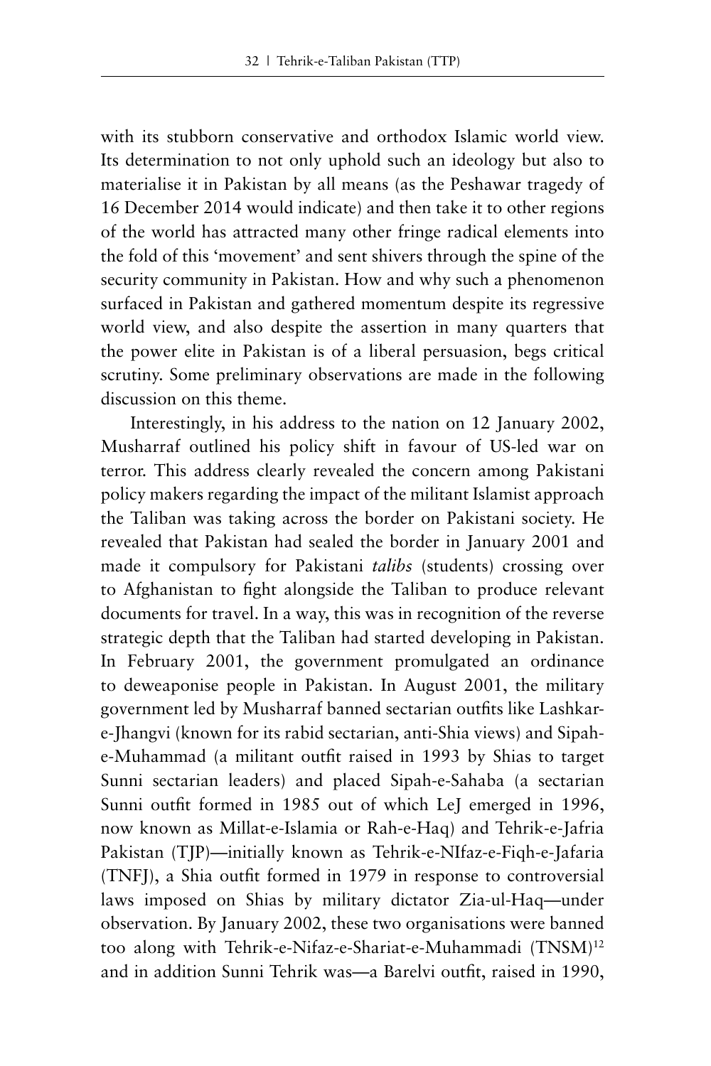with its stubborn conservative and orthodox Islamic world view. Its determination to not only uphold such an ideology but also to materialise it in Pakistan by all means (as the Peshawar tragedy of 16 December 2014 would indicate) and then take it to other regions of the world has attracted many other fringe radical elements into the fold of this 'movement' and sent shivers through the spine of the security community in Pakistan. How and why such a phenomenon surfaced in Pakistan and gathered momentum despite its regressive world view, and also despite the assertion in many quarters that the power elite in Pakistan is of a liberal persuasion, begs critical scrutiny. Some preliminary observations are made in the following discussion on this theme.

Interestingly, in his address to the nation on 12 January 2002, Musharraf outlined his policy shift in favour of US-led war on terror. This address clearly revealed the concern among Pakistani policy makers regarding the impact of the militant Islamist approach the Taliban was taking across the border on Pakistani society. He revealed that Pakistan had sealed the border in January 2001 and made it compulsory for Pakistani *talibs* (students) crossing over to Afghanistan to fight alongside the Taliban to produce relevant documents for travel. In a way, this was in recognition of the reverse strategic depth that the Taliban had started developing in Pakistan. In February 2001, the government promulgated an ordinance to deweaponise people in Pakistan. In August 2001, the military government led by Musharraf banned sectarian outfits like Lashkar-e-Jhangvi (known for its rabid sectarian, anti-Shia views) and Sipah-e-Muhammad (a militant outfit raised in 1993 by Shias to target Sunni sectarian leaders) and placed Sipah-e-Sahaba (a sectarian Sunni outfit formed in 1985 out of which LeJ emerged in 1996, now known as Millat-e-Islamia or Rah-e-Haq) and Tehrik-e-Jafria Pakistan (TJP)—initially known as Tehrik-e-NIfaz-e-Fiqh-e-Jafaria (TNFJ), a Shia outfit formed in 1979 in response to controversial laws imposed on Shias by military dictator Zia-ul-Haq—under observation. By January 2002, these two organisations were banned too along with Tehrik-e-Nifaz-e-Shariat-e-Muhammadi (TNSM)[12] and in addition Sunni Tehrik was—a Barelvi outfit, raised in 1990,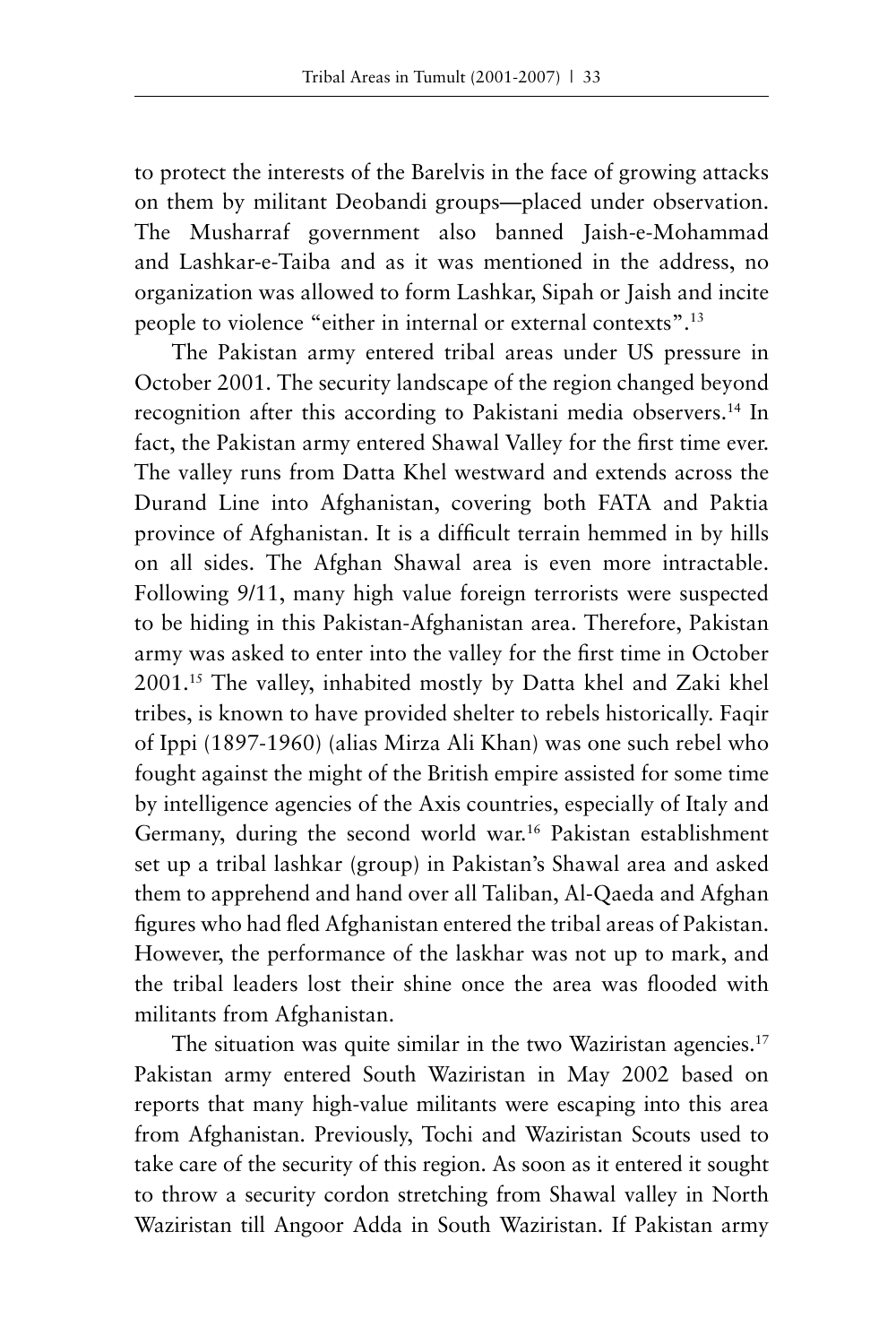to protect the interests of the Barelvis in the face of growing attacks on them by militant Deobandi groups—placed under observation. The Musharraf government also banned Jaish-e-Mohammad and Lashkar-e-Taiba and as it was mentioned in the address, no organization was allowed to form Lashkar, Sipah or Jaish and incite people to violence "either in internal or external contexts".[13]

The Pakistan army entered tribal areas under US pressure in October 2001. The security landscape of the region changed beyond recognition after this according to Pakistani media observers.[14] In fact, the Pakistan army entered Shawal Valley for the first time ever. The valley runs from Datta Khel westward and extends across the Durand Line into Afghanistan, covering both FATA and Paktia province of Afghanistan. It is a difficult terrain hemmed in by hills on all sides. The Afghan Shawal area is even more intractable. Following 9/11, many high value foreign terrorists were suspected to be hiding in this Pakistan-Afghanistan area. Therefore, Pakistan army was asked to enter into the valley for the first time in October 2001.[15] The valley, inhabited mostly by Datta khel and Zaki khel tribes, is known to have provided shelter to rebels historically. Faqir of Ippi (1897-1960) (alias Mirza Ali Khan) was one such rebel who fought against the might of the British empire assisted for some time by intelligence agencies of the Axis countries, especially of Italy and Germany, during the second world war.[16] Pakistan establishment set up a tribal lashkar (group) in Pakistan's Shawal area and asked them to apprehend and hand over all Taliban, Al-Qaeda and Afghan figures who had fled Afghanistan entered the tribal areas of Pakistan. However, the performance of the laskhar was not up to mark, and the tribal leaders lost their shine once the area was flooded with militants from Afghanistan.

The situation was quite similar in the two Waziristan agencies.[17] Pakistan army entered South Waziristan in May 2002 based on reports that many high-value militants were escaping into this area from Afghanistan. Previously, Tochi and Waziristan Scouts used to take care of the security of this region. As soon as it entered it sought to throw a security cordon stretching from Shawal valley in North Waziristan till Angoor Adda in South Waziristan. If Pakistan army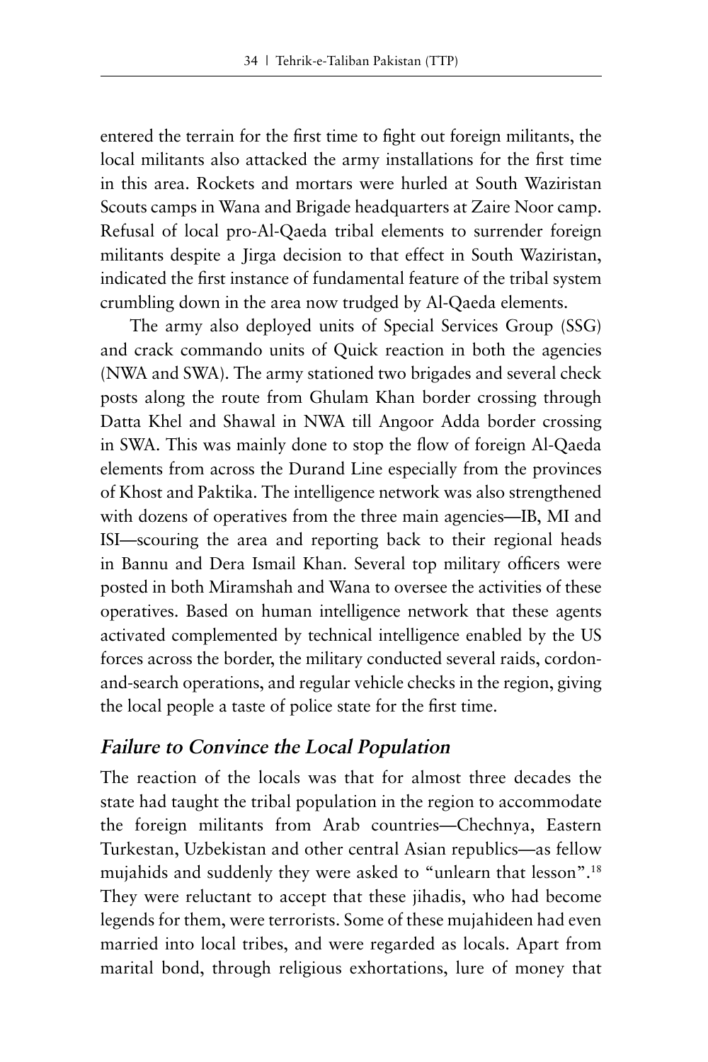entered the terrain for the first time to fight out foreign militants, the local militants also attacked the army installations for the first time in this area. Rockets and mortars were hurled at South Waziristan Scouts camps in Wana and Brigade headquarters at Zaire Noor camp. Refusal of local pro-Al-Qaeda tribal elements to surrender foreign militants despite a Jirga decision to that effect in South Waziristan, indicated the first instance of fundamental feature of the tribal system crumbling down in the area now trudged by Al-Qaeda elements.

The army also deployed units of Special Services Group (SSG) and crack commando units of Quick reaction in both the agencies (NWA and SWA). The army stationed two brigades and several check posts along the route from Ghulam Khan border crossing through Datta Khel and Shawal in NWA till Angoor Adda border crossing in SWA. This was mainly done to stop the flow of foreign Al-Qaeda elements from across the Durand Line especially from the provinces of Khost and Paktika. The intelligence network was also strengthened with dozens of operatives from the three main agencies—IB, MI and ISI—scouring the area and reporting back to their regional heads in Bannu and Dera Ismail Khan. Several top military officers were posted in both Miramshah and Wana to oversee the activities of these operatives. Based on human intelligence network that these agents activated complemented by technical intelligence enabled by the US forces across the border, the military conducted several raids, cordon-and-search operations, and regular vehicle checks in the region, giving the local people a taste of police state for the first time.

### *Failure to Convince the Local Population*

The reaction of the locals was that for almost three decades the state had taught the tribal population in the region to accommodate the foreign militants from Arab countries—Chechnya, Eastern Turkestan, Uzbekistan and other central Asian republics—as fellow mujahids and suddenly they were asked to "unlearn that lesson".[18] They were reluctant to accept that these jihadis, who had become legends for them, were terrorists. Some of these mujahideen had even married into local tribes, and were regarded as locals. Apart from marital bond, through religious exhortations, lure of money that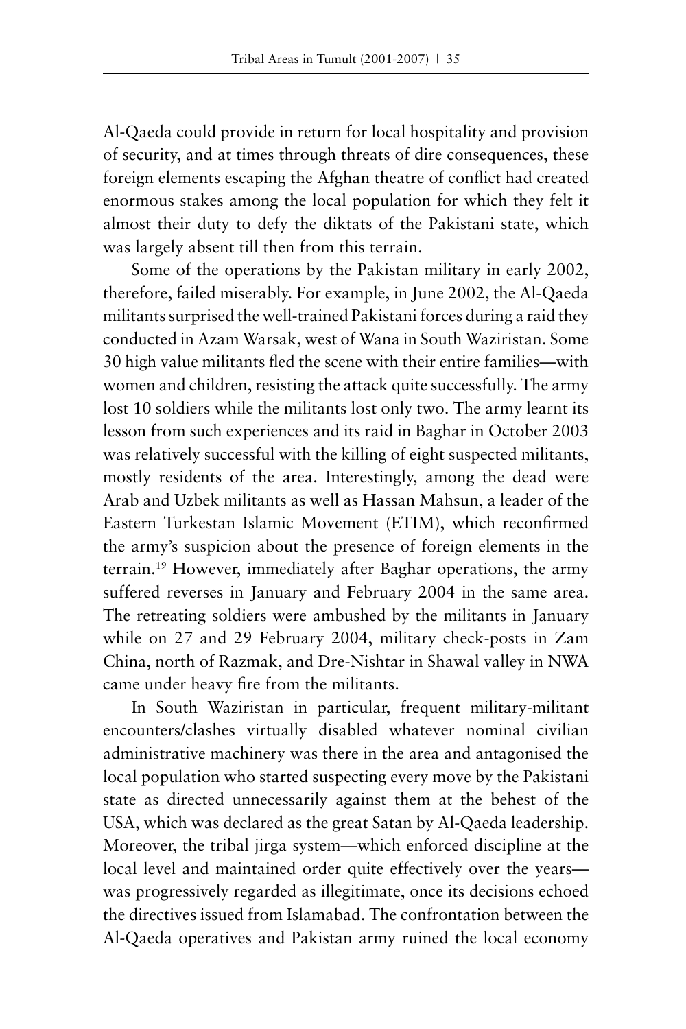Al-Qaeda could provide in return for local hospitality and provision of security, and at times through threats of dire consequences, these foreign elements escaping the Afghan theatre of conflict had created enormous stakes among the local population for which they felt it almost their duty to defy the diktats of the Pakistani state, which was largely absent till then from this terrain.

Some of the operations by the Pakistan military in early 2002, therefore, failed miserably. For example, in June 2002, the Al-Qaeda militants surprised the well-trained Pakistani forces during a raid they conducted in Azam Warsak, west of Wana in South Waziristan. Some 30 high value militants fled the scene with their entire families—with women and children, resisting the attack quite successfully. The army lost 10 soldiers while the militants lost only two. The army learnt its lesson from such experiences and its raid in Baghar in October 2003 was relatively successful with the killing of eight suspected militants, mostly residents of the area. Interestingly, among the dead were Arab and Uzbek militants as well as Hassan Mahsun, a leader of the Eastern Turkestan Islamic Movement (ETIM), which reconfirmed the army's suspicion about the presence of foreign elements in the terrain.[19] However, immediately after Baghar operations, the army suffered reverses in January and February 2004 in the same area. The retreating soldiers were ambushed by the militants in January while on 27 and 29 February 2004, military check-posts in Zam China, north of Razmak, and Dre-Nishtar in Shawal valley in NWA came under heavy fire from the militants.

In South Waziristan in particular, frequent military-militant encounters/clashes virtually disabled whatever nominal civilian administrative machinery was there in the area and antagonised the local population who started suspecting every move by the Pakistani state as directed unnecessarily against them at the behest of the USA, which was declared as the great Satan by Al-Qaeda leadership. Moreover, the tribal jirga system—which enforced discipline at the local level and maintained order quite effectively over the years—was progressively regarded as illegitimate, once its decisions echoed the directives issued from Islamabad. The confrontation between the Al-Qaeda operatives and Pakistan army ruined the local economy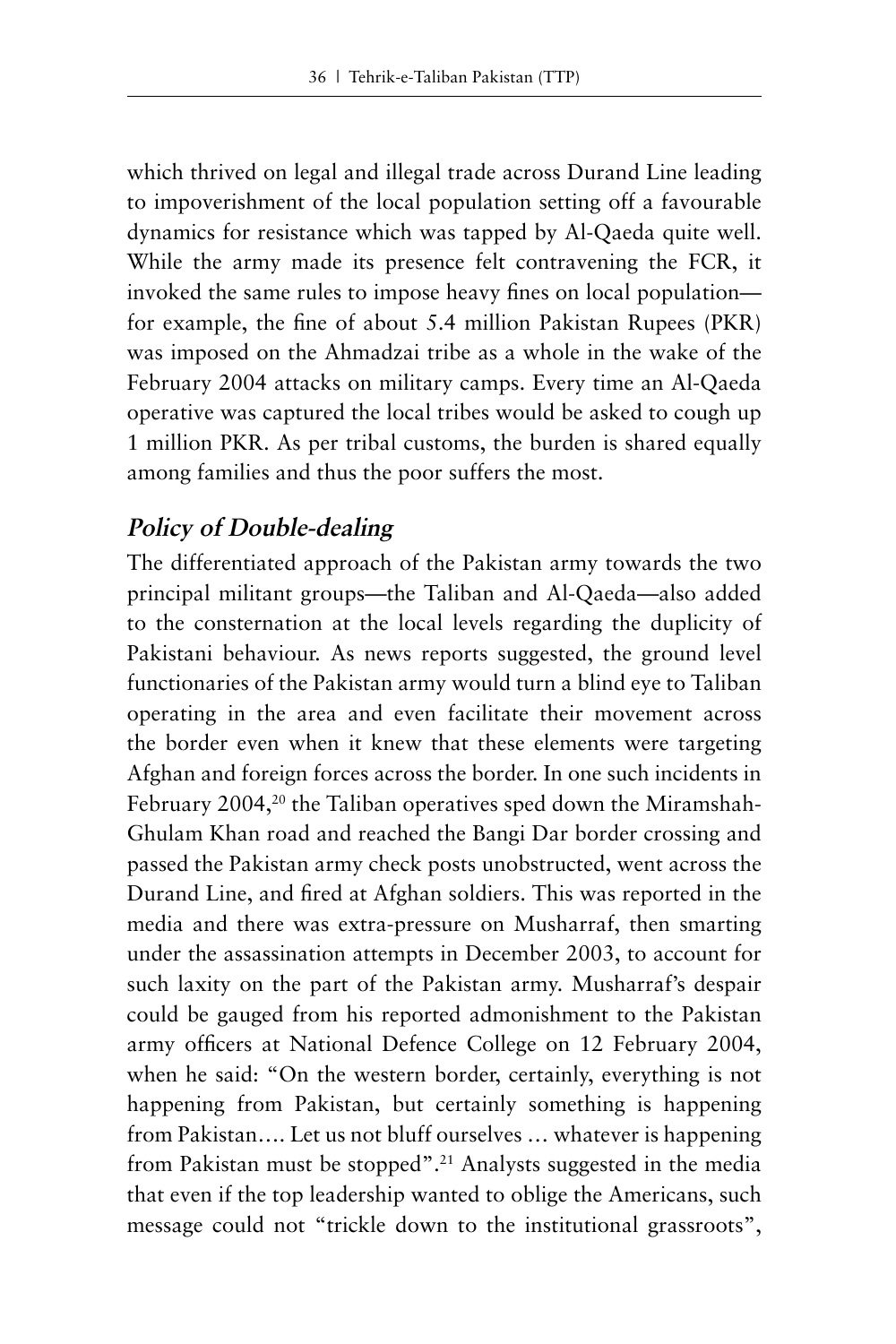which thrived on legal and illegal trade across Durand Line leading to impoverishment of the local population setting off a favourable dynamics for resistance which was tapped by Al-Qaeda quite well. While the army made its presence felt contravening the FCR, it invoked the same rules to impose heavy fines on local population—for example, the fine of about 5.4 million Pakistan Rupees (PKR) was imposed on the Ahmadzai tribe as a whole in the wake of the February 2004 attacks on military camps. Every time an Al-Qaeda operative was captured the local tribes would be asked to cough up 1 million PKR. As per tribal customs, the burden is shared equally among families and thus the poor suffers the most.

## *Policy of Double-dealing*

The differentiated approach of the Pakistan army towards the two principal militant groups—the Taliban and Al-Qaeda—also added to the consternation at the local levels regarding the duplicity of Pakistani behaviour. As news reports suggested, the ground level functionaries of the Pakistan army would turn a blind eye to Taliban operating in the area and even facilitate their movement across the border even when it knew that these elements were targeting Afghan and foreign forces across the border. In one such incidents in February 2004,[20] the Taliban operatives sped down the Miramshah-Ghulam Khan road and reached the Bangi Dar border crossing and passed the Pakistan army check posts unobstructed, went across the Durand Line, and fired at Afghan soldiers. This was reported in the media and there was extra-pressure on Musharraf, then smarting under the assassination attempts in December 2003, to account for such laxity on the part of the Pakistan army. Musharraf's despair could be gauged from his reported admonishment to the Pakistan army officers at National Defence College on 12 February 2004, when he said: "On the western border, certainly, everything is not happening from Pakistan, but certainly something is happening from Pakistan…. Let us not bluff ourselves … whatever is happening from Pakistan must be stopped".[21] Analysts suggested in the media that even if the top leadership wanted to oblige the Americans, such message could not "trickle down to the institutional grassroots",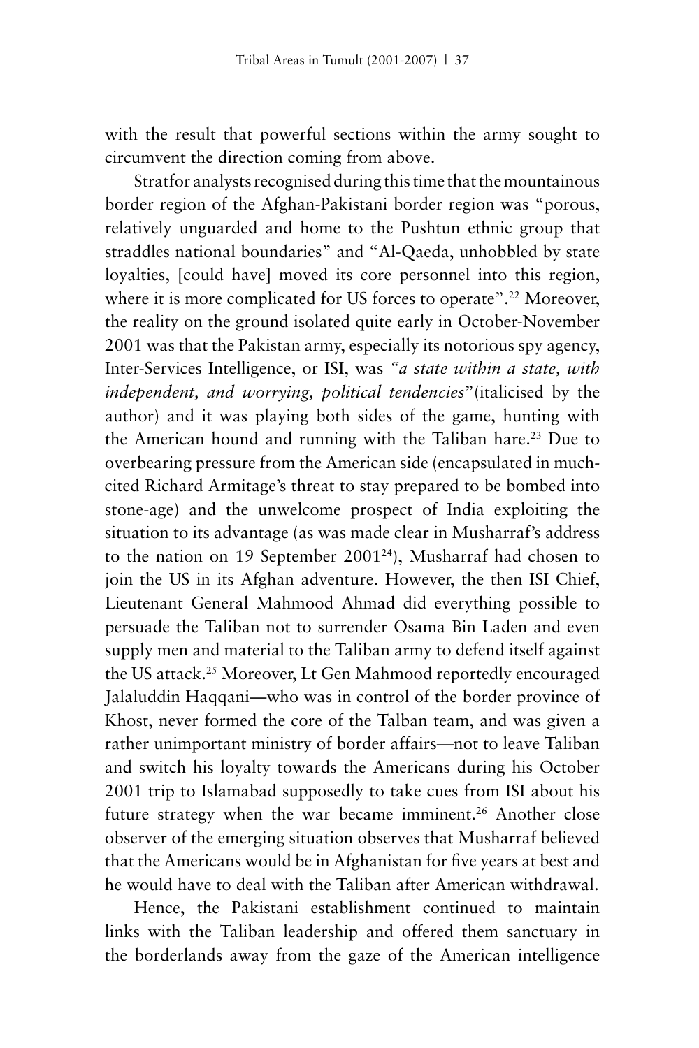with the result that powerful sections within the army sought to circumvent the direction coming from above.

Stratfor analysts recognised during this time that the mountainous border region of the Afghan-Pakistani border region was "porous, relatively unguarded and home to the Pushtun ethnic group that straddles national boundaries" and "Al-Qaeda, unhobbled by state loyalties, [could have] moved its core personnel into this region, where it is more complicated for US forces to operate".[22] Moreover, the reality on the ground isolated quite early in October-November 2001 was that the Pakistan army, especially its notorious spy agency, Inter-Services Intelligence, or ISI, was *"a state within a state, with independent, and worrying, political tendencies"*(italicised by the author) and it was playing both sides of the game, hunting with the American hound and running with the Taliban hare.[23] Due to overbearing pressure from the American side (encapsulated in much-cited Richard Armitage's threat to stay prepared to be bombed into stone-age) and the unwelcome prospect of India exploiting the situation to its advantage (as was made clear in Musharraf's address to the nation on 19 September 2001[24]), Musharraf had chosen to join the US in its Afghan adventure. However, the then ISI Chief, Lieutenant General Mahmood Ahmad did everything possible to persuade the Taliban not to surrender Osama Bin Laden and even supply men and material to the Taliban army to defend itself against the US attack.[25] Moreover, Lt Gen Mahmood reportedly encouraged Jalaluddin Haqqani—who was in control of the border province of Khost, never formed the core of the Talban team, and was given a rather unimportant ministry of border affairs—not to leave Taliban and switch his loyalty towards the Americans during his October 2001 trip to Islamabad supposedly to take cues from ISI about his future strategy when the war became imminent.[26] Another close observer of the emerging situation observes that Musharraf believed that the Americans would be in Afghanistan for five years at best and he would have to deal with the Taliban after American withdrawal.

Hence, the Pakistani establishment continued to maintain links with the Taliban leadership and offered them sanctuary in the borderlands away from the gaze of the American intelligence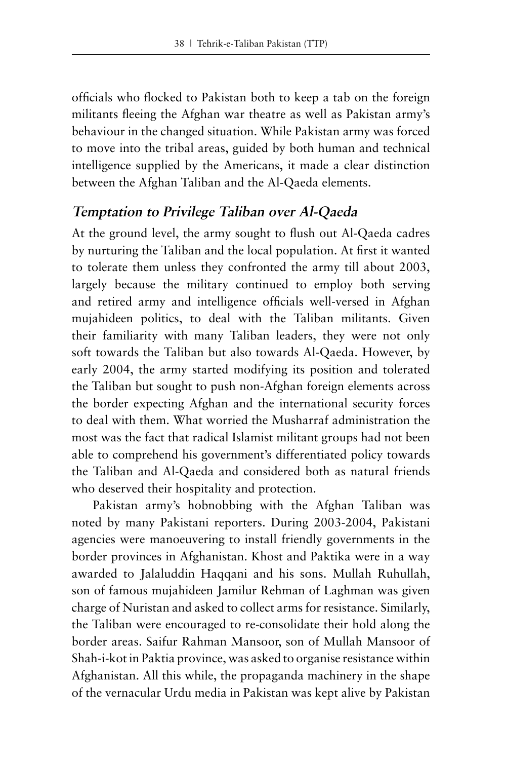officials who flocked to Pakistan both to keep a tab on the foreign militants fleeing the Afghan war theatre as well as Pakistan army's behaviour in the changed situation. While Pakistan army was forced to move into the tribal areas, guided by both human and technical intelligence supplied by the Americans, it made a clear distinction between the Afghan Taliban and the Al-Qaeda elements.

## *Temptation to Privilege Taliban over Al-Qaeda*

At the ground level, the army sought to flush out Al-Qaeda cadres by nurturing the Taliban and the local population. At first it wanted to tolerate them unless they confronted the army till about 2003, largely because the military continued to employ both serving and retired army and intelligence officials well-versed in Afghan mujahideen politics, to deal with the Taliban militants. Given their familiarity with many Taliban leaders, they were not only soft towards the Taliban but also towards Al-Qaeda. However, by early 2004, the army started modifying its position and tolerated the Taliban but sought to push non-Afghan foreign elements across the border expecting Afghan and the international security forces to deal with them. What worried the Musharraf administration the most was the fact that radical Islamist militant groups had not been able to comprehend his government's differentiated policy towards the Taliban and Al-Qaeda and considered both as natural friends who deserved their hospitality and protection.

Pakistan army's hobnobbing with the Afghan Taliban was noted by many Pakistani reporters. During 2003-2004, Pakistani agencies were manoeuvering to install friendly governments in the border provinces in Afghanistan. Khost and Paktika were in a way awarded to Jalaluddin Haqqani and his sons. Mullah Ruhullah, son of famous mujahideen Jamilur Rehman of Laghman was given charge of Nuristan and asked to collect arms for resistance. Similarly, the Taliban were encouraged to re-consolidate their hold along the border areas. Saifur Rahman Mansoor, son of Mullah Mansoor of Shah-i-kot in Paktia province, was asked to organise resistance within Afghanistan. All this while, the propaganda machinery in the shape of the vernacular Urdu media in Pakistan was kept alive by Pakistan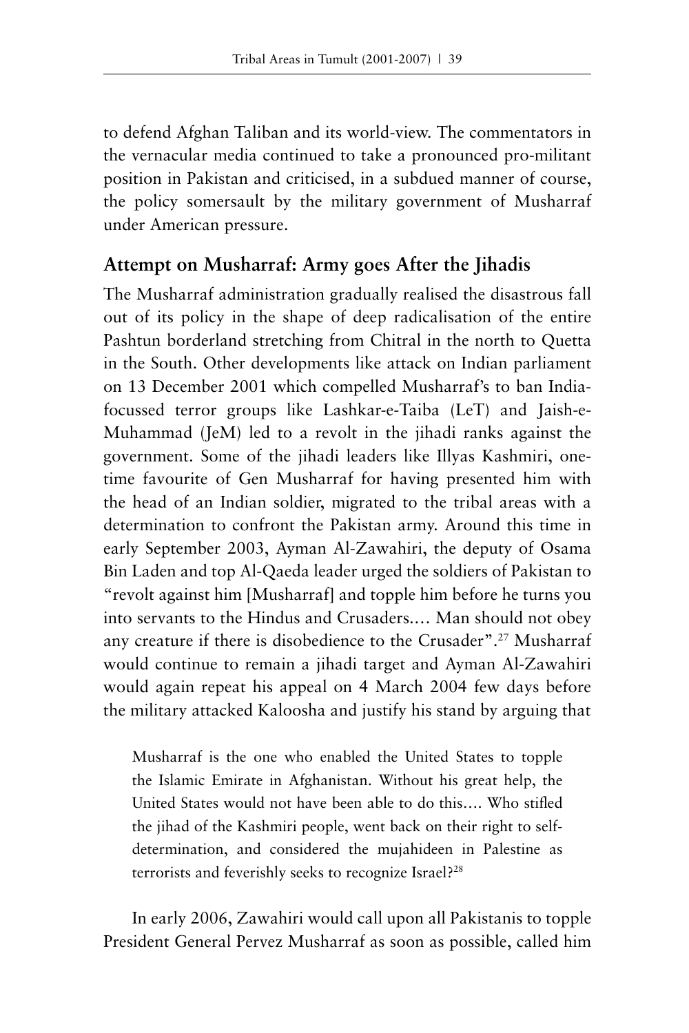to defend Afghan Taliban and its world-view. The commentators in the vernacular media continued to take a pronounced pro-militant position in Pakistan and criticised, in a subdued manner of course, the policy somersault by the military government of Musharraf under American pressure.

## Attempt on Musharraf: Army goes After the Jihadis

The Musharraf administration gradually realised the disastrous fall out of its policy in the shape of deep radicalisation of the entire Pashtun borderland stretching from Chitral in the north to Quetta in the South. Other developments like attack on Indian parliament on 13 December 2001 which compelled Musharraf's to ban India-focussed terror groups like Lashkar-e-Taiba (LeT) and Jaish-e-Muhammad (JeM) led to a revolt in the jihadi ranks against the government. Some of the jihadi leaders like Illyas Kashmiri, one-time favourite of Gen Musharraf for having presented him with the head of an Indian soldier, migrated to the tribal areas with a determination to confront the Pakistan army. Around this time in early September 2003, Ayman Al-Zawahiri, the deputy of Osama Bin Laden and top Al-Qaeda leader urged the soldiers of Pakistan to "revolt against him [Musharraf] and topple him before he turns you into servants to the Hindus and Crusaders.... Man should not obey any creature if there is disobedience to the Crusader".[27] Musharraf would continue to remain a jihadi target and Ayman Al-Zawahiri would again repeat his appeal on 4 March 2004 few days before the military attacked Kaloosha and justify his stand by arguing that

> Musharraf is the one who enabled the United States to topple the Islamic Emirate in Afghanistan. Without his great help, the United States would not have been able to do this.... Who stifled the jihad of the Kashmiri people, went back on their right to self-determination, and considered the mujahideen in Palestine as terrorists and feverishly seeks to recognize Israel?[28]

In early 2006, Zawahiri would call upon all Pakistanis to topple President General Pervez Musharraf as soon as possible, called him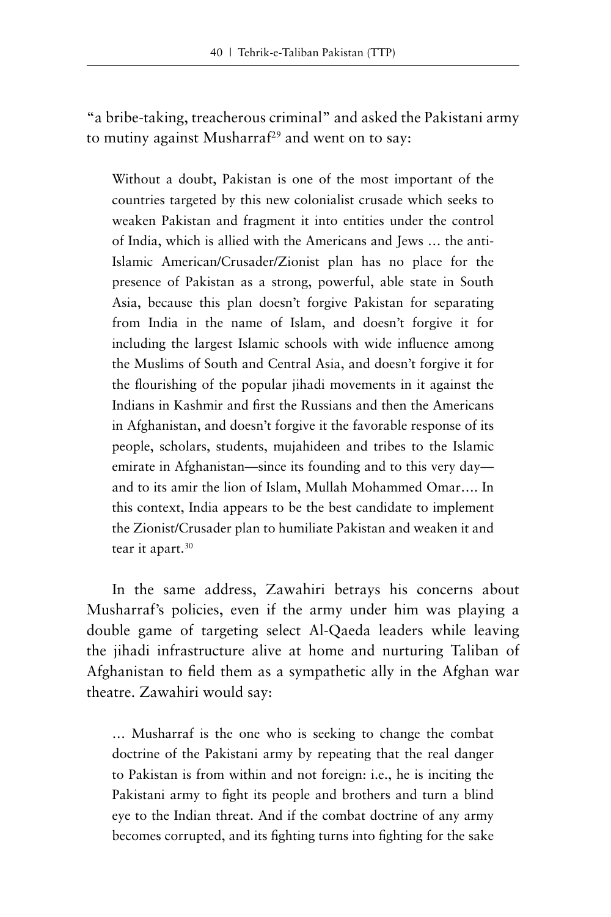"a bribe-taking, treacherous criminal" and asked the Pakistani army to mutiny against Musharraf[29] and went on to say:

> Without a doubt, Pakistan is one of the most important of the countries targeted by this new colonialist crusade which seeks to weaken Pakistan and fragment it into entities under the control of India, which is allied with the Americans and Jews … the anti-Islamic American/Crusader/Zionist plan has no place for the presence of Pakistan as a strong, powerful, able state in South Asia, because this plan doesn't forgive Pakistan for separating from India in the name of Islam, and doesn't forgive it for including the largest Islamic schools with wide influence among the Muslims of South and Central Asia, and doesn't forgive it for the flourishing of the popular jihadi movements in it against the Indians in Kashmir and first the Russians and then the Americans in Afghanistan, and doesn't forgive it the favorable response of its people, scholars, students, mujahideen and tribes to the Islamic emirate in Afghanistan—since its founding and to this very day—and to its amir the lion of Islam, Mullah Mohammed Omar…. In this context, India appears to be the best candidate to implement the Zionist/Crusader plan to humiliate Pakistan and weaken it and tear it apart.[30]

In the same address, Zawahiri betrays his concerns about Musharraf's policies, even if the army under him was playing a double game of targeting select Al-Qaeda leaders while leaving the jihadi infrastructure alive at home and nurturing Taliban of Afghanistan to field them as a sympathetic ally in the Afghan war theatre. Zawahiri would say:

> … Musharraf is the one who is seeking to change the combat doctrine of the Pakistani army by repeating that the real danger to Pakistan is from within and not foreign: i.e., he is inciting the Pakistani army to fight its people and brothers and turn a blind eye to the Indian threat. And if the combat doctrine of any army becomes corrupted, and its fighting turns into fighting for the sake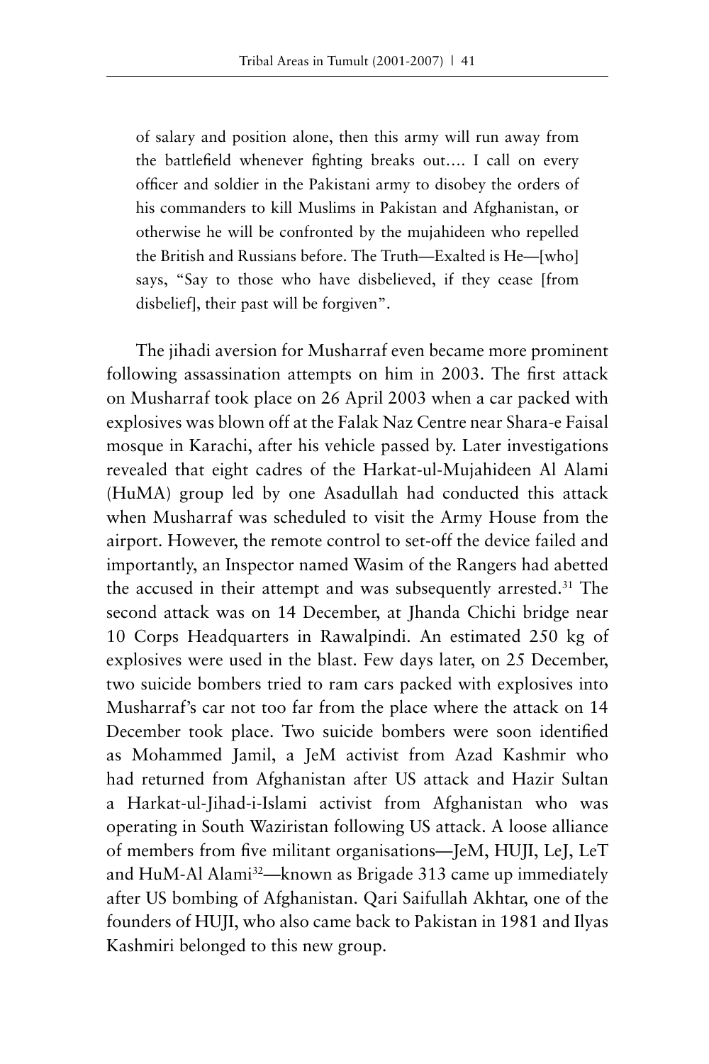> of salary and position alone, then this army will run away from the battlefield whenever fighting breaks out.... I call on every officer and soldier in the Pakistani army to disobey the orders of his commanders to kill Muslims in Pakistan and Afghanistan, or otherwise he will be confronted by the mujahideen who repelled the British and Russians before. The Truth—Exalted is He—[who] says, "Say to those who have disbelieved, if they cease [from disbelief], their past will be forgiven".

The jihadi aversion for Musharraf even became more prominent following assassination attempts on him in 2003. The first attack on Musharraf took place on 26 April 2003 when a car packed with explosives was blown off at the Falak Naz Centre near Shara-e Faisal mosque in Karachi, after his vehicle passed by. Later investigations revealed that eight cadres of the Harkat-ul-Mujahideen Al Alami (HuMA) group led by one Asadullah had conducted this attack when Musharraf was scheduled to visit the Army House from the airport. However, the remote control to set-off the device failed and importantly, an Inspector named Wasim of the Rangers had abetted the accused in their attempt and was subsequently arrested.[31] The second attack was on 14 December, at Jhanda Chichi bridge near 10 Corps Headquarters in Rawalpindi. An estimated 250 kg of explosives were used in the blast. Few days later, on 25 December, two suicide bombers tried to ram cars packed with explosives into Musharraf's car not too far from the place where the attack on 14 December took place. Two suicide bombers were soon identified as Mohammed Jamil, a JeM activist from Azad Kashmir who had returned from Afghanistan after US attack and Hazir Sultan a Harkat-ul-Jihad-i-Islami activist from Afghanistan who was operating in South Waziristan following US attack. A loose alliance of members from five militant organisations—JeM, HUJI, LeJ, LeT and HuM-Al Alami[32]—known as Brigade 313 came up immediately after US bombing of Afghanistan. Qari Saifullah Akhtar, one of the founders of HUJI, who also came back to Pakistan in 1981 and Ilyas Kashmiri belonged to this new group.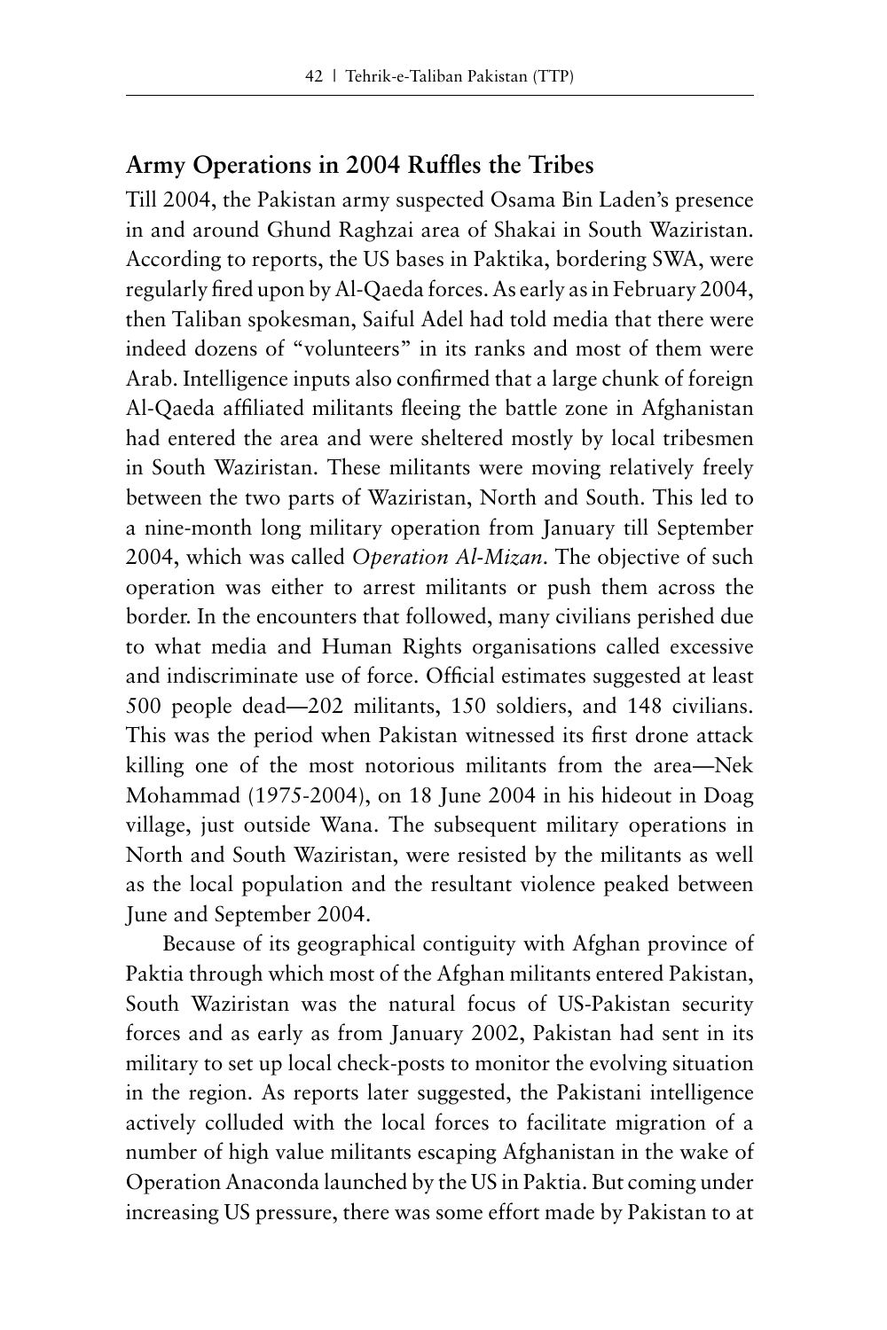## Army Operations in 2004 Ruffles the Tribes

Till 2004, the Pakistan army suspected Osama Bin Laden's presence in and around Ghund Raghzai area of Shakai in South Waziristan. According to reports, the US bases in Paktika, bordering SWA, were regularly fired upon by Al-Qaeda forces. As early as in February 2004, then Taliban spokesman, Saiful Adel had told media that there were indeed dozens of "volunteers" in its ranks and most of them were Arab. Intelligence inputs also confirmed that a large chunk of foreign Al-Qaeda affiliated militants fleeing the battle zone in Afghanistan had entered the area and were sheltered mostly by local tribesmen in South Waziristan. These militants were moving relatively freely between the two parts of Waziristan, North and South. This led to a nine-month long military operation from January till September 2004, which was called *Operation Al-Mizan*. The objective of such operation was either to arrest militants or push them across the border. In the encounters that followed, many civilians perished due to what media and Human Rights organisations called excessive and indiscriminate use of force. Official estimates suggested at least 500 people dead—202 militants, 150 soldiers, and 148 civilians. This was the period when Pakistan witnessed its first drone attack killing one of the most notorious militants from the area—Nek Mohammad (1975-2004), on 18 June 2004 in his hideout in Doag village, just outside Wana. The subsequent military operations in North and South Waziristan, were resisted by the militants as well as the local population and the resultant violence peaked between June and September 2004.

Because of its geographical contiguity with Afghan province of Paktia through which most of the Afghan militants entered Pakistan, South Waziristan was the natural focus of US-Pakistan security forces and as early as from January 2002, Pakistan had sent in its military to set up local check-posts to monitor the evolving situation in the region. As reports later suggested, the Pakistani intelligence actively colluded with the local forces to facilitate migration of a number of high value militants escaping Afghanistan in the wake of Operation Anaconda launched by the US in Paktia. But coming under increasing US pressure, there was some effort made by Pakistan to at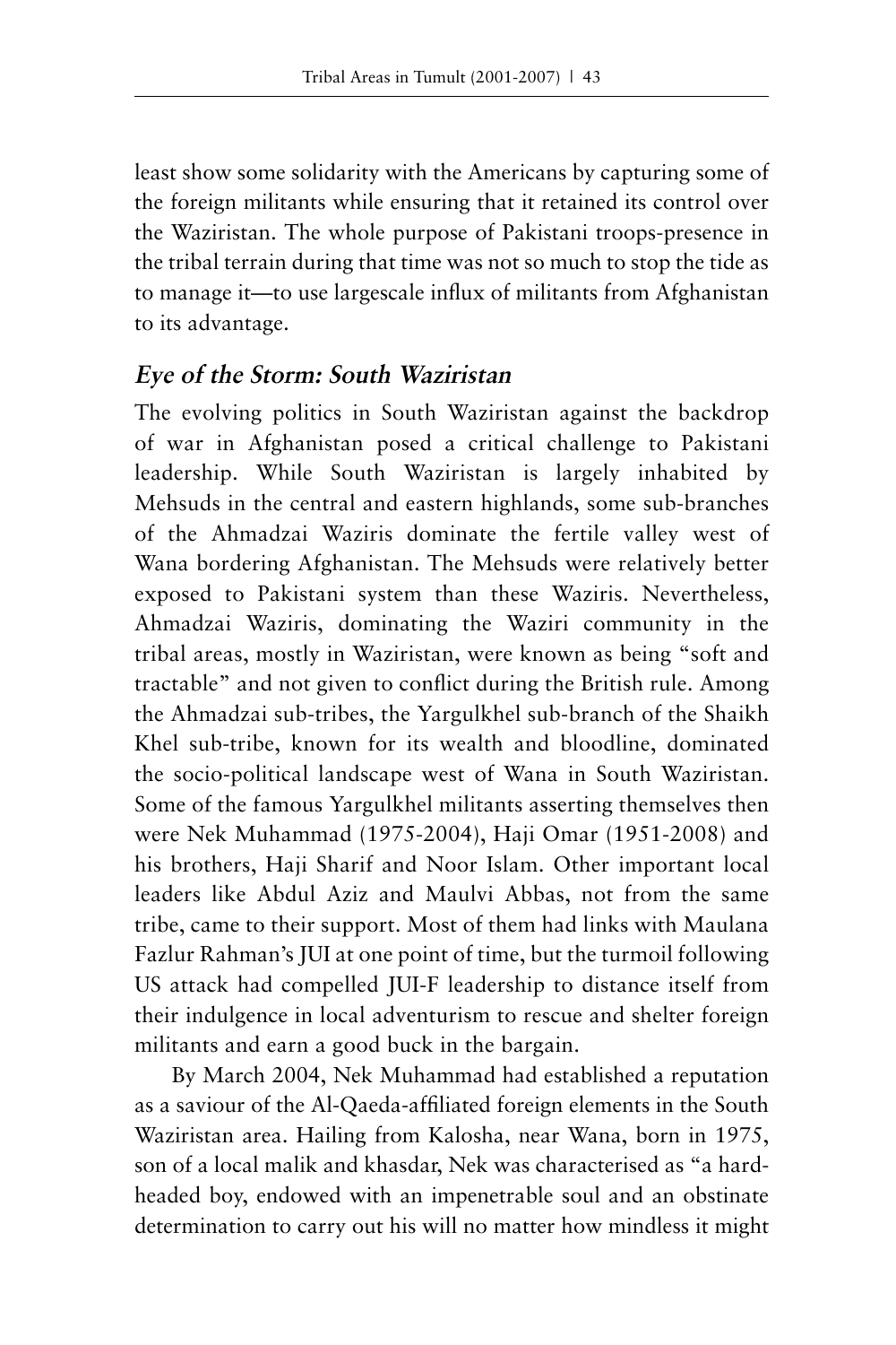least show some solidarity with the Americans by capturing some of the foreign militants while ensuring that it retained its control over the Waziristan. The whole purpose of Pakistani troops-presence in the tribal terrain during that time was not so much to stop the tide as to manage it—to use largescale influx of militants from Afghanistan to its advantage.

## *Eye of the Storm: South Waziristan*

The evolving politics in South Waziristan against the backdrop of war in Afghanistan posed a critical challenge to Pakistani leadership. While South Waziristan is largely inhabited by Mehsuds in the central and eastern highlands, some sub-branches of the Ahmadzai Waziris dominate the fertile valley west of Wana bordering Afghanistan. The Mehsuds were relatively better exposed to Pakistani system than these Waziris. Nevertheless, Ahmadzai Waziris, dominating the Waziri community in the tribal areas, mostly in Waziristan, were known as being "soft and tractable" and not given to conflict during the British rule. Among the Ahmadzai sub-tribes, the Yargulkhel sub-branch of the Shaikh Khel sub-tribe, known for its wealth and bloodline, dominated the socio-political landscape west of Wana in South Waziristan. Some of the famous Yargulkhel militants asserting themselves then were Nek Muhammad (1975-2004), Haji Omar (1951-2008) and his brothers, Haji Sharif and Noor Islam. Other important local leaders like Abdul Aziz and Maulvi Abbas, not from the same tribe, came to their support. Most of them had links with Maulana Fazlur Rahman's JUI at one point of time, but the turmoil following US attack had compelled JUI-F leadership to distance itself from their indulgence in local adventurism to rescue and shelter foreign militants and earn a good buck in the bargain.

By March 2004, Nek Muhammad had established a reputation as a saviour of the Al-Qaeda-affiliated foreign elements in the South Waziristan area. Hailing from Kalosha, near Wana, born in 1975, son of a local malik and khasdar, Nek was characterised as "a hard-headed boy, endowed with an impenetrable soul and an obstinate determination to carry out his will no matter how mindless it might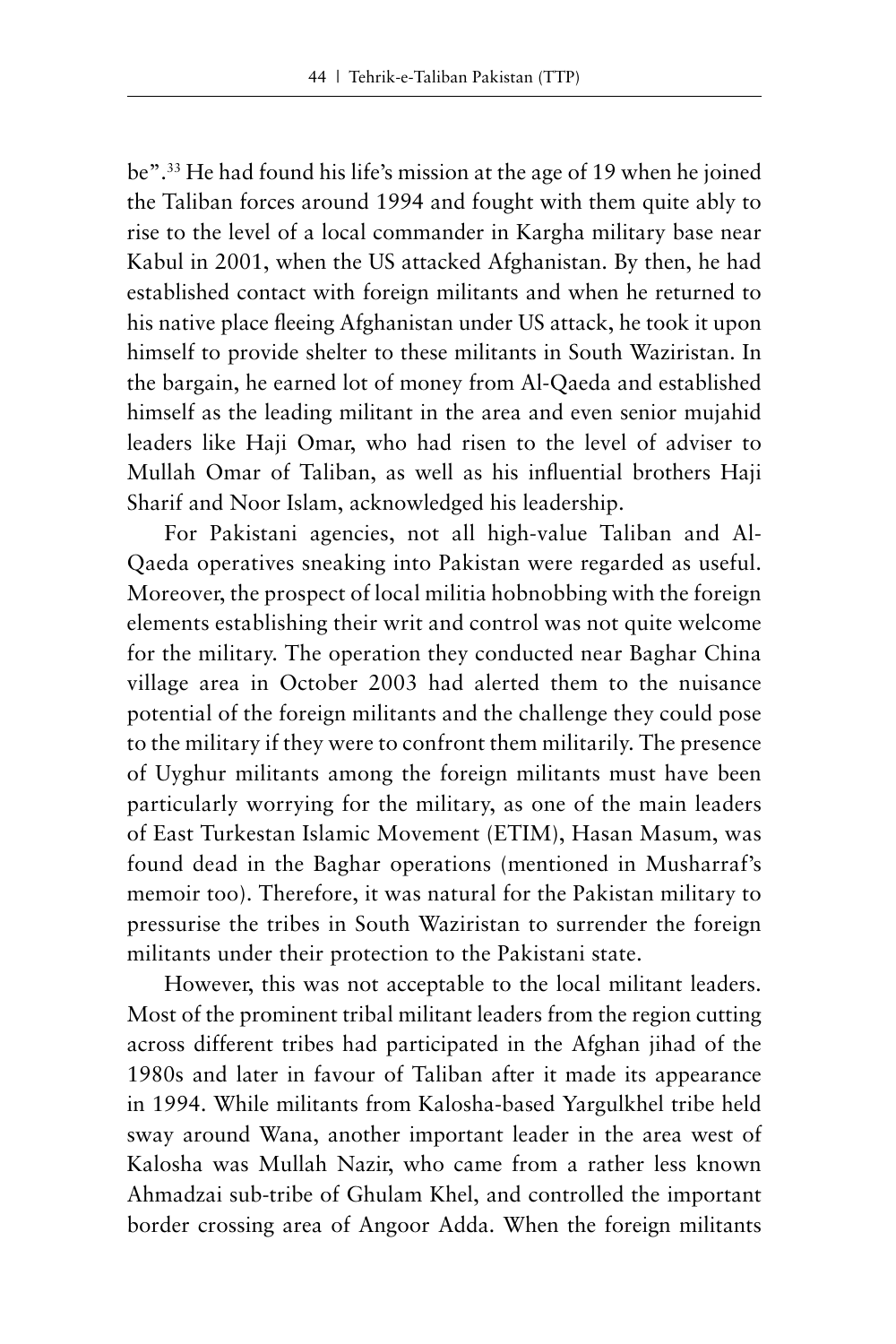be".[33] He had found his life's mission at the age of 19 when he joined the Taliban forces around 1994 and fought with them quite ably to rise to the level of a local commander in Kargha military base near Kabul in 2001, when the US attacked Afghanistan. By then, he had established contact with foreign militants and when he returned to his native place fleeing Afghanistan under US attack, he took it upon himself to provide shelter to these militants in South Waziristan. In the bargain, he earned lot of money from Al-Qaeda and established himself as the leading militant in the area and even senior mujahid leaders like Haji Omar, who had risen to the level of adviser to Mullah Omar of Taliban, as well as his influential brothers Haji Sharif and Noor Islam, acknowledged his leadership.

For Pakistani agencies, not all high-value Taliban and Al-Qaeda operatives sneaking into Pakistan were regarded as useful. Moreover, the prospect of local militia hobnobbing with the foreign elements establishing their writ and control was not quite welcome for the military. The operation they conducted near Baghar China village area in October 2003 had alerted them to the nuisance potential of the foreign militants and the challenge they could pose to the military if they were to confront them militarily. The presence of Uyghur militants among the foreign militants must have been particularly worrying for the military, as one of the main leaders of East Turkestan Islamic Movement (ETIM), Hasan Masum, was found dead in the Baghar operations (mentioned in Musharraf's memoir too). Therefore, it was natural for the Pakistan military to pressurise the tribes in South Waziristan to surrender the foreign militants under their protection to the Pakistani state.

However, this was not acceptable to the local militant leaders. Most of the prominent tribal militant leaders from the region cutting across different tribes had participated in the Afghan jihad of the 1980s and later in favour of Taliban after it made its appearance in 1994. While militants from Kalosha-based Yargulkhel tribe held sway around Wana, another important leader in the area west of Kalosha was Mullah Nazir, who came from a rather less known Ahmadzai sub-tribe of Ghulam Khel, and controlled the important border crossing area of Angoor Adda. When the foreign militants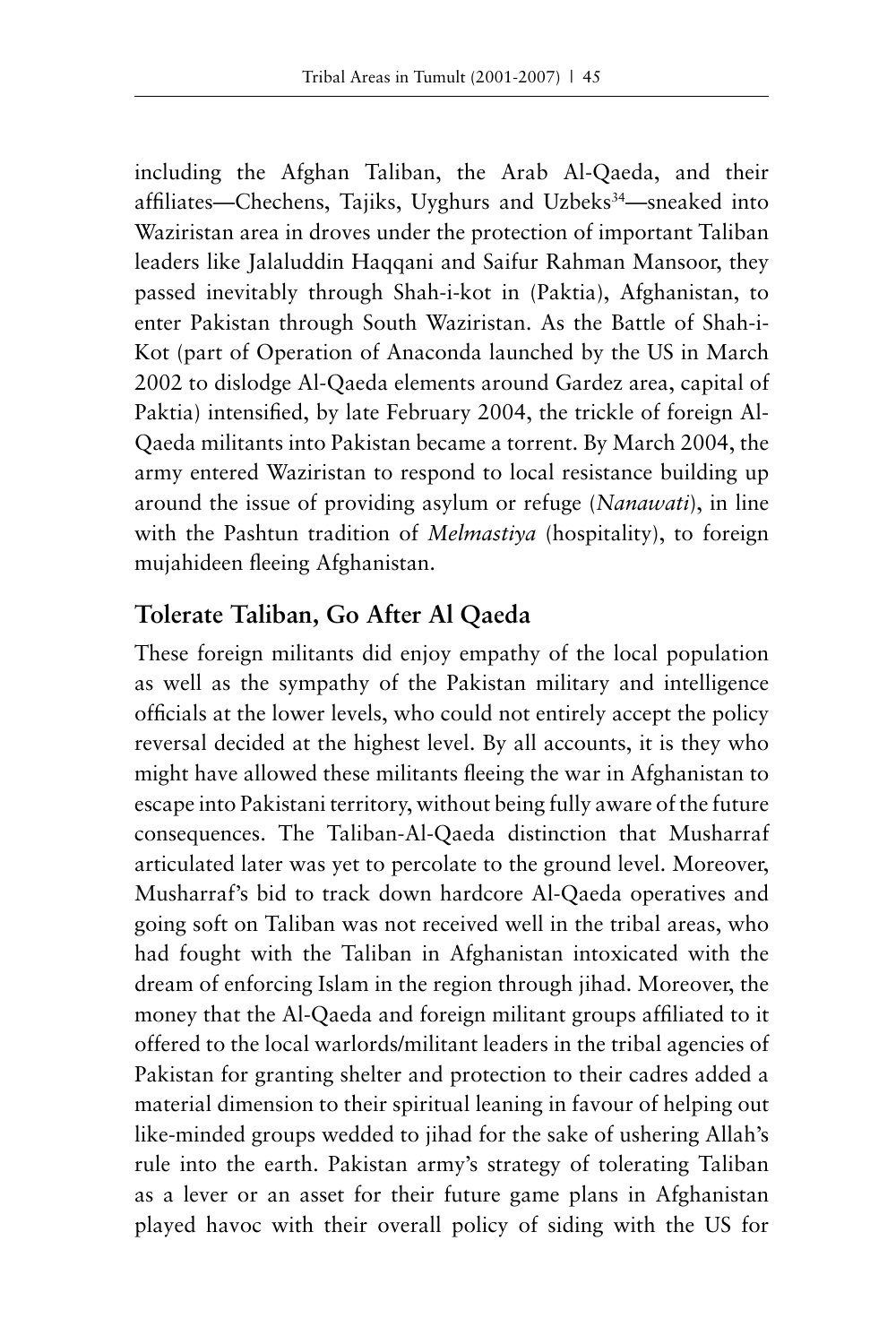including the Afghan Taliban, the Arab Al-Qaeda, and their affiliates—Chechens, Tajiks, Uyghurs and Uzbeks[34]—sneaked into Waziristan area in droves under the protection of important Taliban leaders like Jalaluddin Haqqani and Saifur Rahman Mansoor, they passed inevitably through Shah-i-kot in (Paktia), Afghanistan, to enter Pakistan through South Waziristan. As the Battle of Shah-i-Kot (part of Operation of Anaconda launched by the US in March 2002 to dislodge Al-Qaeda elements around Gardez area, capital of Paktia) intensified, by late February 2004, the trickle of foreign Al-Qaeda militants into Pakistan became a torrent. By March 2004, the army entered Waziristan to respond to local resistance building up around the issue of providing asylum or refuge (*Nanawati*), in line with the Pashtun tradition of *Melmastiya* (hospitality), to foreign mujahideen fleeing Afghanistan.

## Tolerate Taliban, Go After Al Qaeda

These foreign militants did enjoy empathy of the local population as well as the sympathy of the Pakistan military and intelligence officials at the lower levels, who could not entirely accept the policy reversal decided at the highest level. By all accounts, it is they who might have allowed these militants fleeing the war in Afghanistan to escape into Pakistani territory, without being fully aware of the future consequences. The Taliban-Al-Qaeda distinction that Musharraf articulated later was yet to percolate to the ground level. Moreover, Musharraf's bid to track down hardcore Al-Qaeda operatives and going soft on Taliban was not received well in the tribal areas, who had fought with the Taliban in Afghanistan intoxicated with the dream of enforcing Islam in the region through jihad. Moreover, the money that the Al-Qaeda and foreign militant groups affiliated to it offered to the local warlords/militant leaders in the tribal agencies of Pakistan for granting shelter and protection to their cadres added a material dimension to their spiritual leaning in favour of helping out like-minded groups wedded to jihad for the sake of ushering Allah's rule into the earth. Pakistan army's strategy of tolerating Taliban as a lever or an asset for their future game plans in Afghanistan played havoc with their overall policy of siding with the US for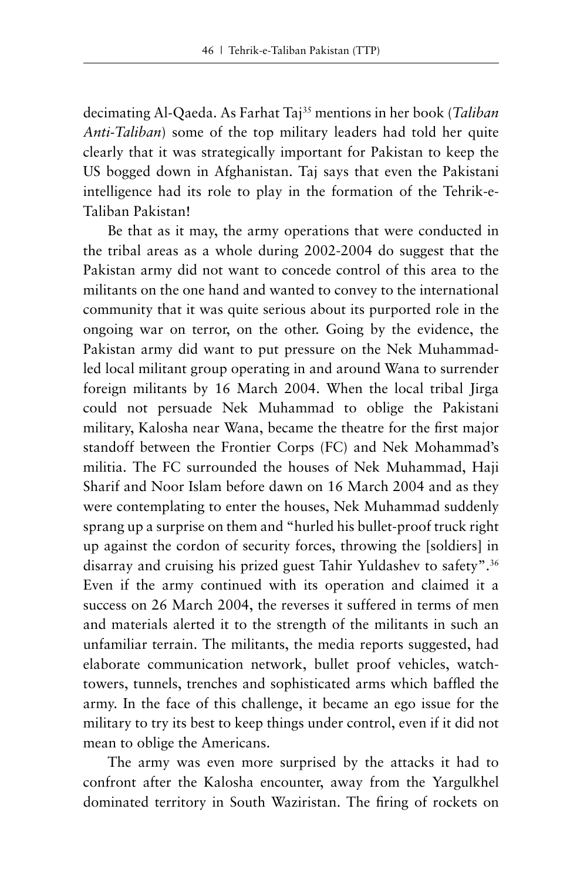decimating Al-Qaeda. As Farhat Taj[35] mentions in her book (*Taliban Anti-Taliban*) some of the top military leaders had told her quite clearly that it was strategically important for Pakistan to keep the US bogged down in Afghanistan. Taj says that even the Pakistani intelligence had its role to play in the formation of the Tehrik-e-Taliban Pakistan!

Be that as it may, the army operations that were conducted in the tribal areas as a whole during 2002-2004 do suggest that the Pakistan army did not want to concede control of this area to the militants on the one hand and wanted to convey to the international community that it was quite serious about its purported role in the ongoing war on terror, on the other. Going by the evidence, the Pakistan army did want to put pressure on the Nek Muhammad-led local militant group operating in and around Wana to surrender foreign militants by 16 March 2004. When the local tribal Jirga could not persuade Nek Muhammad to oblige the Pakistani military, Kalosha near Wana, became the theatre for the first major standoff between the Frontier Corps (FC) and Nek Mohammad's militia. The FC surrounded the houses of Nek Muhammad, Haji Sharif and Noor Islam before dawn on 16 March 2004 and as they were contemplating to enter the houses, Nek Muhammad suddenly sprang up a surprise on them and "hurled his bullet-proof truck right up against the cordon of security forces, throwing the [soldiers] in disarray and cruising his prized guest Tahir Yuldashev to safety".[36] Even if the army continued with its operation and claimed it a success on 26 March 2004, the reverses it suffered in terms of men and materials alerted it to the strength of the militants in such an unfamiliar terrain. The militants, the media reports suggested, had elaborate communication network, bullet proof vehicles, watch-towers, tunnels, trenches and sophisticated arms which baffled the army. In the face of this challenge, it became an ego issue for the military to try its best to keep things under control, even if it did not mean to oblige the Americans.

The army was even more surprised by the attacks it had to confront after the Kalosha encounter, away from the Yargulkhel dominated territory in South Waziristan. The firing of rockets on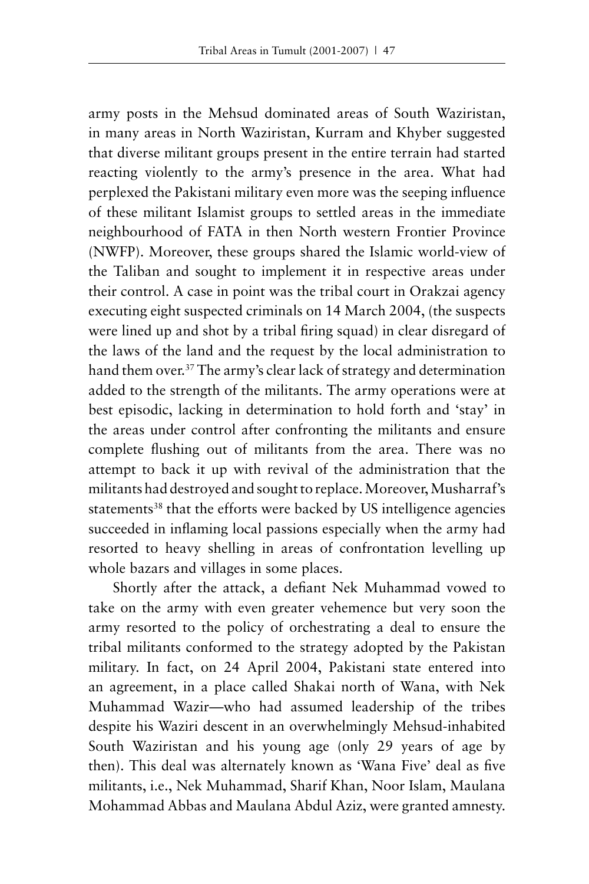army posts in the Mehsud dominated areas of South Waziristan, in many areas in North Waziristan, Kurram and Khyber suggested that diverse militant groups present in the entire terrain had started reacting violently to the army's presence in the area. What had perplexed the Pakistani military even more was the seeping influence of these militant Islamist groups to settled areas in the immediate neighbourhood of FATA in then North western Frontier Province (NWFP). Moreover, these groups shared the Islamic world-view of the Taliban and sought to implement it in respective areas under their control. A case in point was the tribal court in Orakzai agency executing eight suspected criminals on 14 March 2004, (the suspects were lined up and shot by a tribal firing squad) in clear disregard of the laws of the land and the request by the local administration to hand them over.[37] The army's clear lack of strategy and determination added to the strength of the militants. The army operations were at best episodic, lacking in determination to hold forth and 'stay' in the areas under control after confronting the militants and ensure complete flushing out of militants from the area. There was no attempt to back it up with revival of the administration that the militants had destroyed and sought to replace. Moreover, Musharraf's statements[38] that the efforts were backed by US intelligence agencies succeeded in inflaming local passions especially when the army had resorted to heavy shelling in areas of confrontation levelling up whole bazars and villages in some places.

Shortly after the attack, a defiant Nek Muhammad vowed to take on the army with even greater vehemence but very soon the army resorted to the policy of orchestrating a deal to ensure the tribal militants conformed to the strategy adopted by the Pakistan military. In fact, on 24 April 2004, Pakistani state entered into an agreement, in a place called Shakai north of Wana, with Nek Muhammad Wazir—who had assumed leadership of the tribes despite his Waziri descent in an overwhelmingly Mehsud-inhabited South Waziristan and his young age (only 29 years of age by then). This deal was alternately known as 'Wana Five' deal as five militants, i.e., Nek Muhammad, Sharif Khan, Noor Islam, Maulana Mohammad Abbas and Maulana Abdul Aziz, were granted amnesty.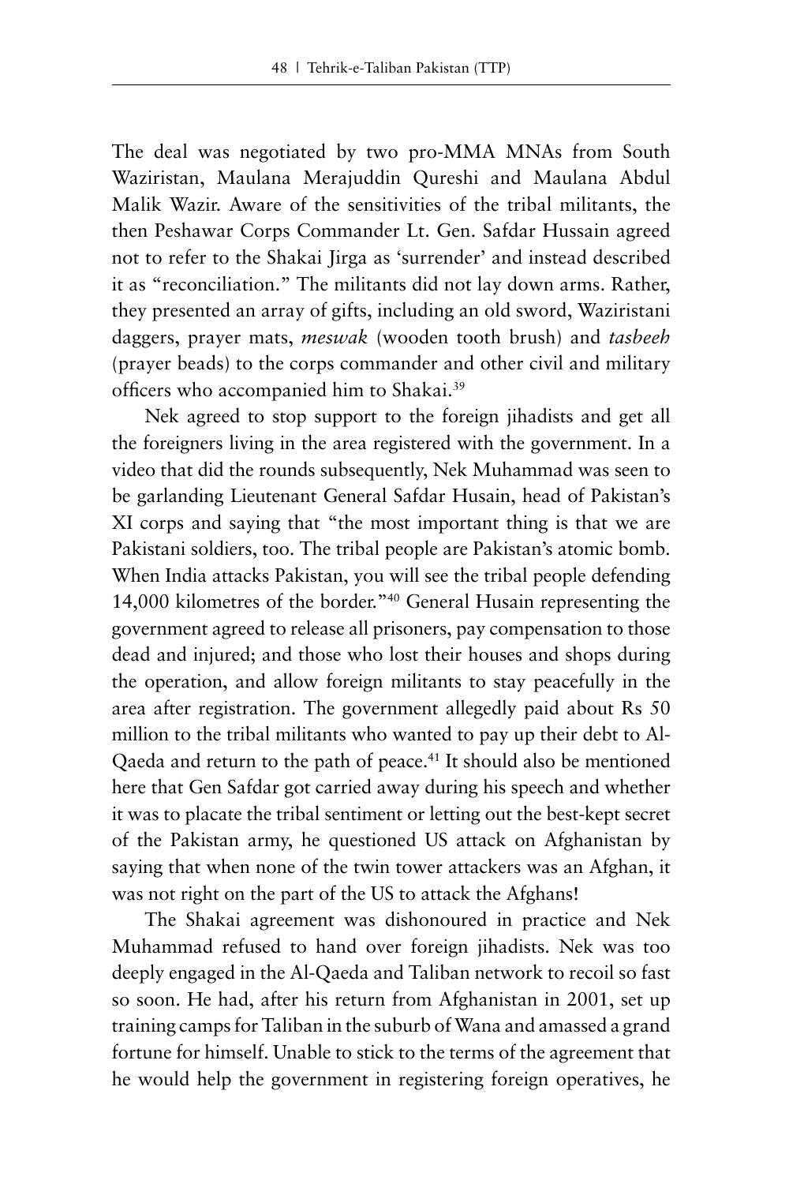The deal was negotiated by two pro-MMA MNAs from South Waziristan, Maulana Merajuddin Qureshi and Maulana Abdul Malik Wazir. Aware of the sensitivities of the tribal militants, the then Peshawar Corps Commander Lt. Gen. Safdar Hussain agreed not to refer to the Shakai Jirga as 'surrender' and instead described it as "reconciliation." The militants did not lay down arms. Rather, they presented an array of gifts, including an old sword, Waziristani daggers, prayer mats, *meswak* (wooden tooth brush) and *tasbeeh* (prayer beads) to the corps commander and other civil and military officers who accompanied him to Shakai.[39]

Nek agreed to stop support to the foreign jihadists and get all the foreigners living in the area registered with the government. In a video that did the rounds subsequently, Nek Muhammad was seen to be garlanding Lieutenant General Safdar Husain, head of Pakistan's XI corps and saying that "the most important thing is that we are Pakistani soldiers, too. The tribal people are Pakistan's atomic bomb. When India attacks Pakistan, you will see the tribal people defending 14,000 kilometres of the border."[40] General Husain representing the government agreed to release all prisoners, pay compensation to those dead and injured; and those who lost their houses and shops during the operation, and allow foreign militants to stay peacefully in the area after registration. The government allegedly paid about Rs 50 million to the tribal militants who wanted to pay up their debt to Al-Qaeda and return to the path of peace.[41] It should also be mentioned here that Gen Safdar got carried away during his speech and whether it was to placate the tribal sentiment or letting out the best-kept secret of the Pakistan army, he questioned US attack on Afghanistan by saying that when none of the twin tower attackers was an Afghan, it was not right on the part of the US to attack the Afghans!

The Shakai agreement was dishonoured in practice and Nek Muhammad refused to hand over foreign jihadists. Nek was too deeply engaged in the Al-Qaeda and Taliban network to recoil so fast so soon. He had, after his return from Afghanistan in 2001, set up training camps for Taliban in the suburb of Wana and amassed a grand fortune for himself. Unable to stick to the terms of the agreement that he would help the government in registering foreign operatives, he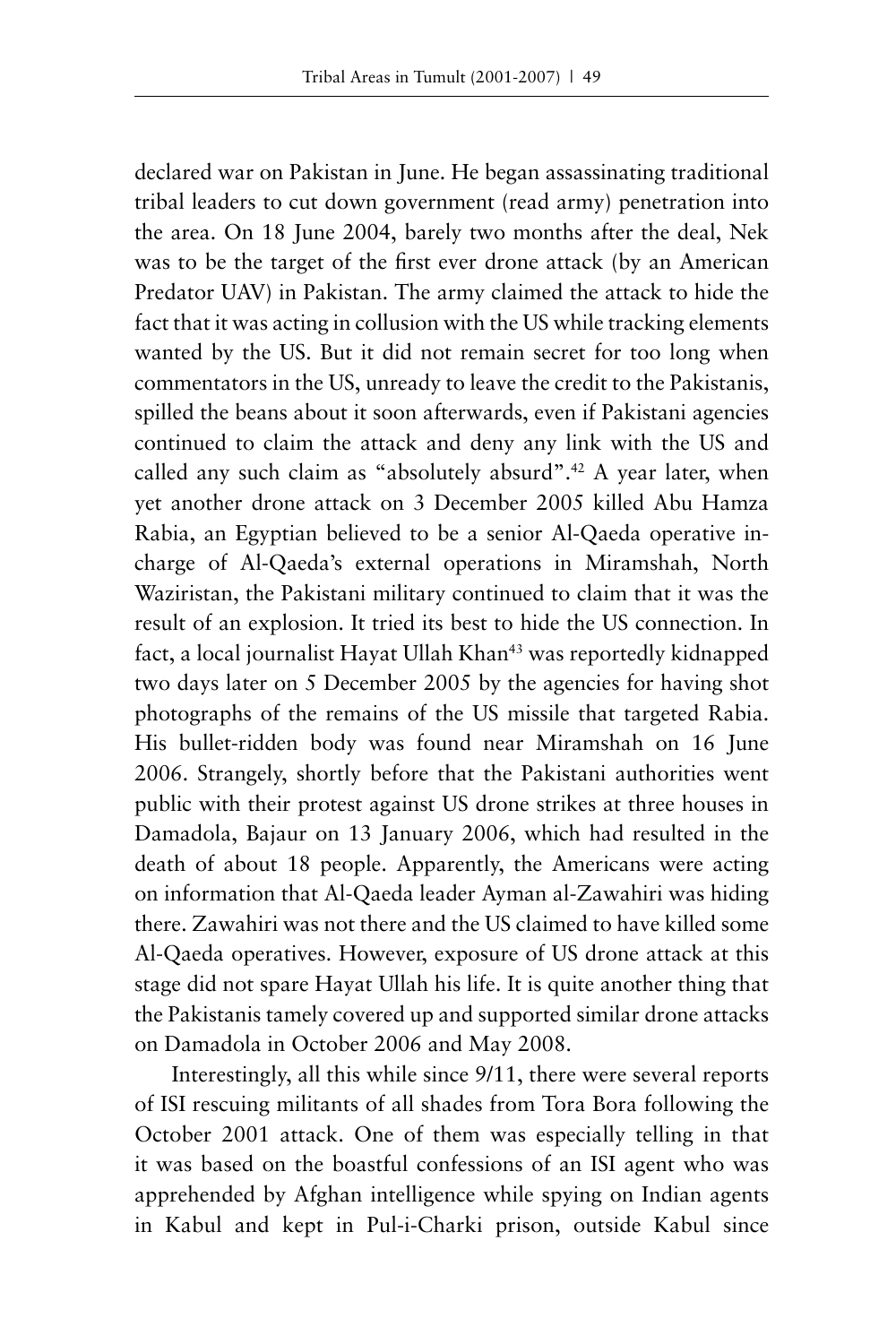declared war on Pakistan in June. He began assassinating traditional tribal leaders to cut down government (read army) penetration into the area. On 18 June 2004, barely two months after the deal, Nek was to be the target of the first ever drone attack (by an American Predator UAV) in Pakistan. The army claimed the attack to hide the fact that it was acting in collusion with the US while tracking elements wanted by the US. But it did not remain secret for too long when commentators in the US, unready to leave the credit to the Pakistanis, spilled the beans about it soon afterwards, even if Pakistani agencies continued to claim the attack and deny any link with the US and called any such claim as "absolutely absurd".[42] A year later, when yet another drone attack on 3 December 2005 killed Abu Hamza Rabia, an Egyptian believed to be a senior Al-Qaeda operative in-charge of Al-Qaeda's external operations in Miramshah, North Waziristan, the Pakistani military continued to claim that it was the result of an explosion. It tried its best to hide the US connection. In fact, a local journalist Hayat Ullah Khan[43] was reportedly kidnapped two days later on 5 December 2005 by the agencies for having shot photographs of the remains of the US missile that targeted Rabia. His bullet-ridden body was found near Miramshah on 16 June 2006. Strangely, shortly before that the Pakistani authorities went public with their protest against US drone strikes at three houses in Damadola, Bajaur on 13 January 2006, which had resulted in the death of about 18 people. Apparently, the Americans were acting on information that Al-Qaeda leader Ayman al-Zawahiri was hiding there. Zawahiri was not there and the US claimed to have killed some Al-Qaeda operatives. However, exposure of US drone attack at this stage did not spare Hayat Ullah his life. It is quite another thing that the Pakistanis tamely covered up and supported similar drone attacks on Damadola in October 2006 and May 2008.

Interestingly, all this while since 9/11, there were several reports of ISI rescuing militants of all shades from Tora Bora following the October 2001 attack. One of them was especially telling in that it was based on the boastful confessions of an ISI agent who was apprehended by Afghan intelligence while spying on Indian agents in Kabul and kept in Pul-i-Charki prison, outside Kabul since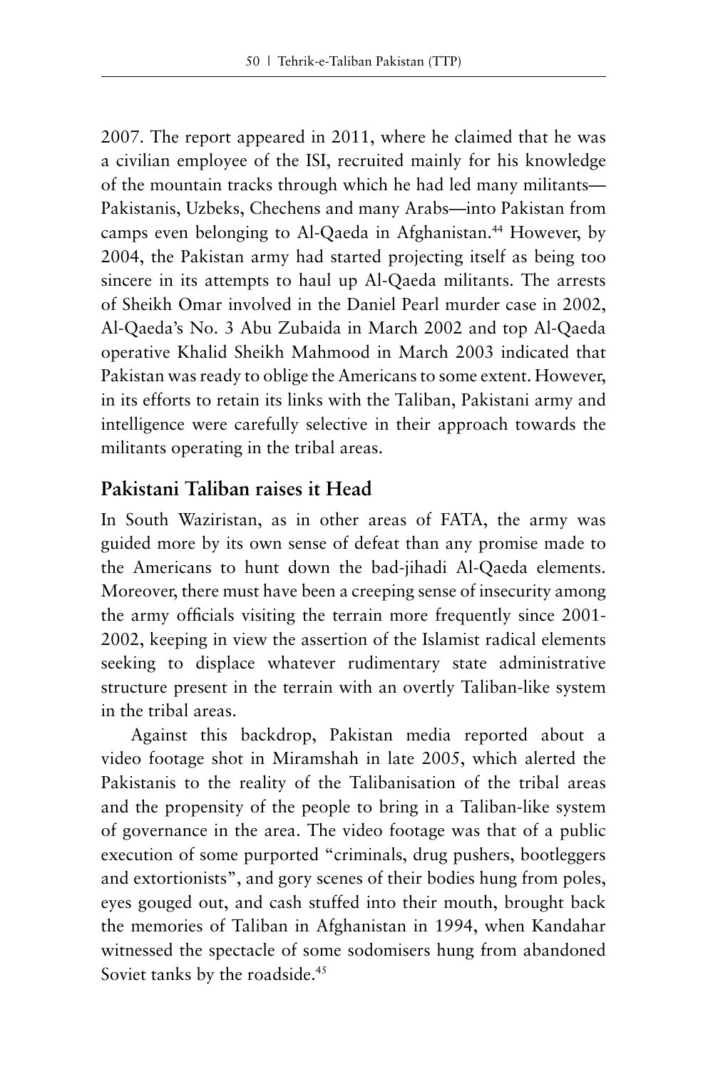2007. The report appeared in 2011, where he claimed that he was a civilian employee of the ISI, recruited mainly for his knowledge of the mountain tracks through which he had led many militants—Pakistanis, Uzbeks, Chechens and many Arabs—into Pakistan from camps even belonging to Al-Qaeda in Afghanistan.[44] However, by 2004, the Pakistan army had started projecting itself as being too sincere in its attempts to haul up Al-Qaeda militants. The arrests of Sheikh Omar involved in the Daniel Pearl murder case in 2002, Al-Qaeda's No. 3 Abu Zubaida in March 2002 and top Al-Qaeda operative Khalid Sheikh Mahmood in March 2003 indicated that Pakistan was ready to oblige the Americans to some extent. However, in its efforts to retain its links with the Taliban, Pakistani army and intelligence were carefully selective in their approach towards the militants operating in the tribal areas.

## Pakistani Taliban raises it Head

In South Waziristan, as in other areas of FATA, the army was guided more by its own sense of defeat than any promise made to the Americans to hunt down the bad-jihadi Al-Qaeda elements. Moreover, there must have been a creeping sense of insecurity among the army officials visiting the terrain more frequently since 2001-2002, keeping in view the assertion of the Islamist radical elements seeking to displace whatever rudimentary state administrative structure present in the terrain with an overtly Taliban-like system in the tribal areas.

Against this backdrop, Pakistan media reported about a video footage shot in Miramshah in late 2005, which alerted the Pakistanis to the reality of the Talibanisation of the tribal areas and the propensity of the people to bring in a Taliban-like system of governance in the area. The video footage was that of a public execution of some purported "criminals, drug pushers, bootleggers and extortionists", and gory scenes of their bodies hung from poles, eyes gouged out, and cash stuffed into their mouth, brought back the memories of Taliban in Afghanistan in 1994, when Kandahar witnessed the spectacle of some sodomisers hung from abandoned Soviet tanks by the roadside.[45]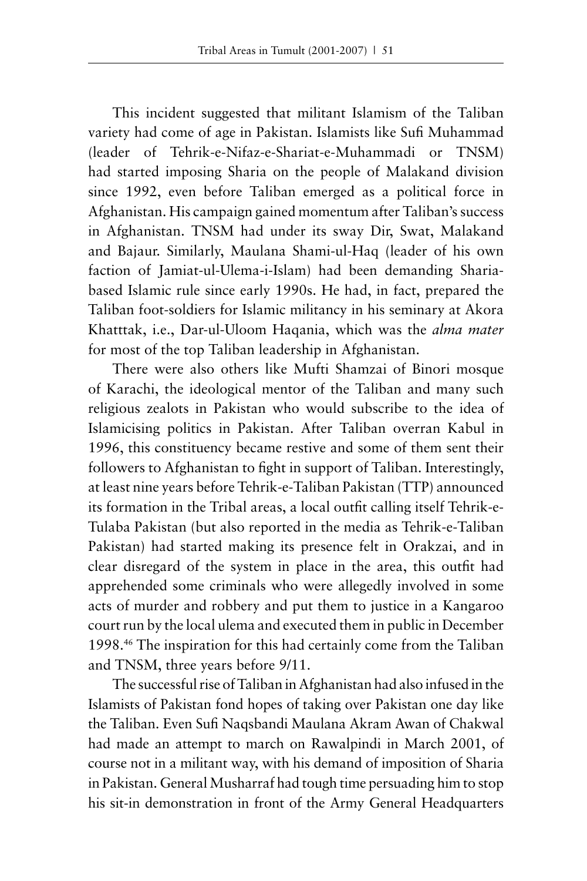This incident suggested that militant Islamism of the Taliban variety had come of age in Pakistan. Islamists like Sufi Muhammad (leader of Tehrik-e-Nifaz-e-Shariat-e-Muhammadi or TNSM) had started imposing Sharia on the people of Malakand division since 1992, even before Taliban emerged as a political force in Afghanistan. His campaign gained momentum after Taliban's success in Afghanistan. TNSM had under its sway Dir, Swat, Malakand and Bajaur. Similarly, Maulana Shami-ul-Haq (leader of his own faction of Jamiat-ul-Ulema-i-Islam) had been demanding Sharia-based Islamic rule since early 1990s. He had, in fact, prepared the Taliban foot-soldiers for Islamic militancy in his seminary at Akora Khatttak, i.e., Dar-ul-Uloom Haqania, which was the *alma mater* for most of the top Taliban leadership in Afghanistan.

There were also others like Mufti Shamzai of Binori mosque of Karachi, the ideological mentor of the Taliban and many such religious zealots in Pakistan who would subscribe to the idea of Islamicising politics in Pakistan. After Taliban overran Kabul in 1996, this constituency became restive and some of them sent their followers to Afghanistan to fight in support of Taliban. Interestingly, at least nine years before Tehrik-e-Taliban Pakistan (TTP) announced its formation in the Tribal areas, a local outfit calling itself Tehrik-e-Tulaba Pakistan (but also reported in the media as Tehrik-e-Taliban Pakistan) had started making its presence felt in Orakzai, and in clear disregard of the system in place in the area, this outfit had apprehended some criminals who were allegedly involved in some acts of murder and robbery and put them to justice in a Kangaroo court run by the local ulema and executed them in public in December 1998.[46] The inspiration for this had certainly come from the Taliban and TNSM, three years before 9/11.

The successful rise of Taliban in Afghanistan had also infused in the Islamists of Pakistan fond hopes of taking over Pakistan one day like the Taliban. Even Sufi Naqsbandi Maulana Akram Awan of Chakwal had made an attempt to march on Rawalpindi in March 2001, of course not in a militant way, with his demand of imposition of Sharia in Pakistan. General Musharraf had tough time persuading him to stop his sit-in demonstration in front of the Army General Headquarters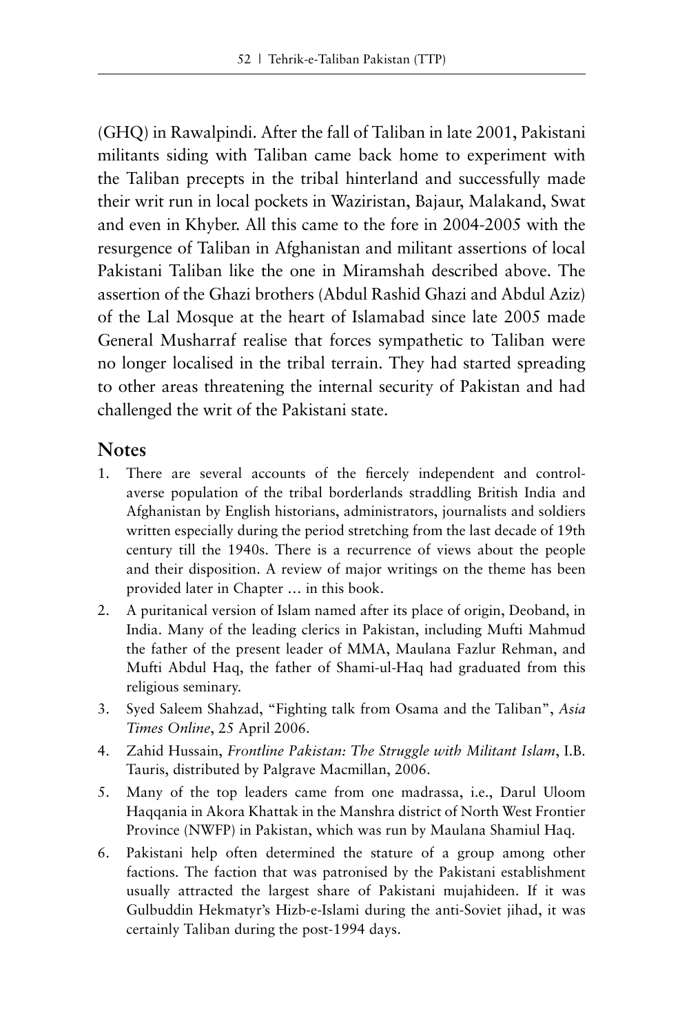(GHQ) in Rawalpindi. After the fall of Taliban in late 2001, Pakistani militants siding with Taliban came back home to experiment with the Taliban precepts in the tribal hinterland and successfully made their writ run in local pockets in Waziristan, Bajaur, Malakand, Swat and even in Khyber. All this came to the fore in 2004-2005 with the resurgence of Taliban in Afghanistan and militant assertions of local Pakistani Taliban like the one in Miramshah described above. The assertion of the Ghazi brothers (Abdul Rashid Ghazi and Abdul Aziz) of the Lal Mosque at the heart of Islamabad since late 2005 made General Musharraf realise that forces sympathetic to Taliban were no longer localised in the tribal terrain. They had started spreading to other areas threatening the internal security of Pakistan and had challenged the writ of the Pakistani state.

## Notes

1. There are several accounts of the fiercely independent and control-averse population of the tribal borderlands straddling British India and Afghanistan by English historians, administrators, journalists and soldiers written especially during the period stretching from the last decade of 19th century till the 1940s. There is a recurrence of views about the people and their disposition. A review of major writings on the theme has been provided later in Chapter … in this book.
2. A puritanical version of Islam named after its place of origin, Deoband, in India. Many of the leading clerics in Pakistan, including Mufti Mahmud the father of the present leader of MMA, Maulana Fazlur Rehman, and Mufti Abdul Haq, the father of Shami-ul-Haq had graduated from this religious seminary.
3. Syed Saleem Shahzad, "Fighting talk from Osama and the Taliban", *Asia Times Online*, 25 April 2006.
4. Zahid Hussain, *Frontline Pakistan: The Struggle with Militant Islam*, I.B. Tauris, distributed by Palgrave Macmillan, 2006.
5. Many of the top leaders came from one madrassa, i.e., Darul Uloom Haqqania in Akora Khattak in the Manshra district of North West Frontier Province (NWFP) in Pakistan, which was run by Maulana Shamiul Haq.
6. Pakistani help often determined the stature of a group among other factions. The faction that was patronised by the Pakistani establishment usually attracted the largest share of Pakistani mujahideen. If it was Gulbuddin Hekmatyr's Hizb-e-Islami during the anti-Soviet jihad, it was certainly Taliban during the post-1994 days.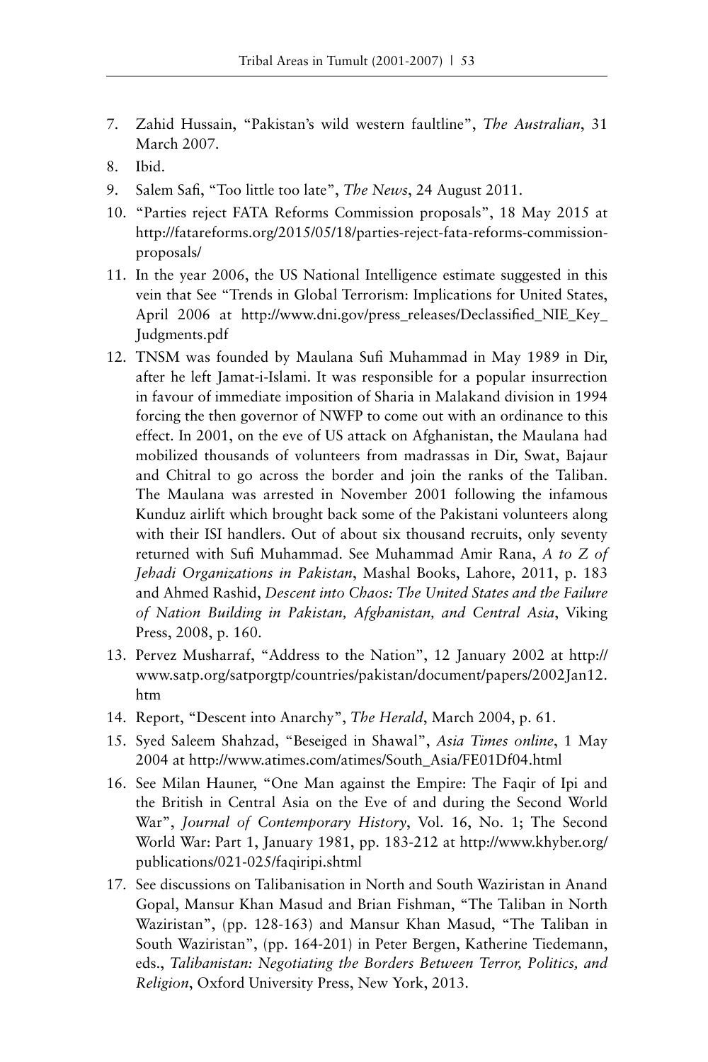7. Zahid Hussain, "Pakistan's wild western faultline", *The Australian*, 31 March 2007.
8. Ibid.
9. Salem Safi, "Too little too late", *The News*, 24 August 2011.
10. "Parties reject FATA Reforms Commission proposals", 18 May 2015 at http://fatareforms.org/2015/05/18/parties-reject-fata-reforms-commission-proposals/
11. In the year 2006, the US National Intelligence estimate suggested in this vein that See "Trends in Global Terrorism: Implications for United States, April 2006 at http://www.dni.gov/press_releases/Declassified_NIE_Key_Judgments.pdf
12. TNSM was founded by Maulana Sufi Muhammad in May 1989 in Dir, after he left Jamat-i-Islami. It was responsible for a popular insurrection in favour of immediate imposition of Sharia in Malakand division in 1994 forcing the then governor of NWFP to come out with an ordinance to this effect. In 2001, on the eve of US attack on Afghanistan, the Maulana had mobilized thousands of volunteers from madrassas in Dir, Swat, Bajaur and Chitral to go across the border and join the ranks of the Taliban. The Maulana was arrested in November 2001 following the infamous Kunduz airlift which brought back some of the Pakistani volunteers along with their ISI handlers. Out of about six thousand recruits, only seventy returned with Sufi Muhammad. See Muhammad Amir Rana, *A to Z of Jehadi Organizations in Pakistan*, Mashal Books, Lahore, 2011, p. 183 and Ahmed Rashid, *Descent into Chaos: The United States and the Failure of Nation Building in Pakistan, Afghanistan, and Central Asia*, Viking Press, 2008, p. 160.
13. Pervez Musharraf, "Address to the Nation", 12 January 2002 at http://www.satp.org/satporgtp/countries/pakistan/document/papers/2002Jan12.htm
14. Report, "Descent into Anarchy", *The Herald*, March 2004, p. 61.
15. Syed Saleem Shahzad, "Beseiged in Shawal", *Asia Times online*, 1 May 2004 at http://www.atimes.com/atimes/South_Asia/FE01Df04.html
16. See Milan Hauner, "One Man against the Empire: The Faqir of Ipi and the British in Central Asia on the Eve of and during the Second World War", *Journal of Contemporary History*, Vol. 16, No. 1; The Second World War: Part 1, January 1981, pp. 183-212 at http://www.khyber.org/publications/021-025/faqiripi.shtml
17. See discussions on Talibanisation in North and South Waziristan in Anand Gopal, Mansur Khan Masud and Brian Fishman, "The Taliban in North Waziristan", (pp. 128-163) and Mansur Khan Masud, "The Taliban in South Waziristan", (pp. 164-201) in Peter Bergen, Katherine Tiedemann, eds., *Talibanistan: Negotiating the Borders Between Terror, Politics, and Religion*, Oxford University Press, New York, 2013.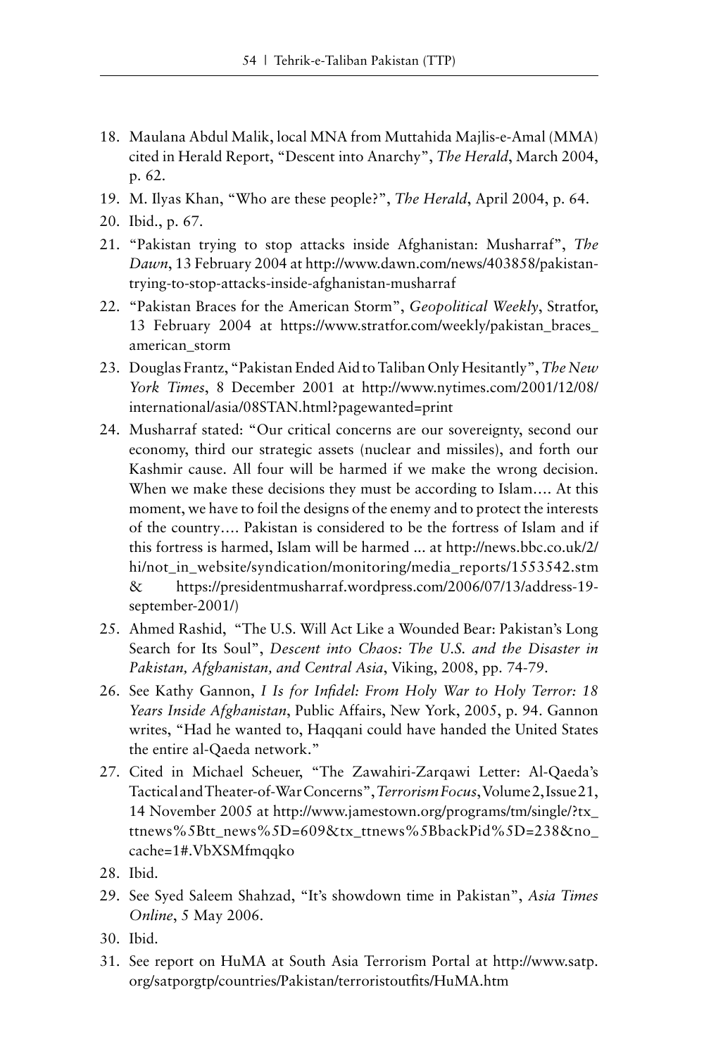18. Maulana Abdul Malik, local MNA from Muttahida Majlis-e-Amal (MMA) cited in Herald Report, "Descent into Anarchy", *The Herald*, March 2004, p. 62.
19. M. Ilyas Khan, "Who are these people?", *The Herald*, April 2004, p. 64.
20. Ibid., p. 67.
21. "Pakistan trying to stop attacks inside Afghanistan: Musharraf", *The Dawn*, 13 February 2004 at http://www.dawn.com/news/403858/pakistan-trying-to-stop-attacks-inside-afghanistan-musharraf
22. "Pakistan Braces for the American Storm", *Geopolitical Weekly*, Stratfor, 13 February 2004 at https://www.stratfor.com/weekly/pakistan_braces_american_storm
23. Douglas Frantz, "Pakistan Ended Aid to Taliban Only Hesitantly", *The New York Times*, 8 December 2001 at http://www.nytimes.com/2001/12/08/international/asia/08STAN.html?pagewanted=print
24. Musharraf stated: "Our critical concerns are our sovereignty, second our economy, third our strategic assets (nuclear and missiles), and forth our Kashmir cause. All four will be harmed if we make the wrong decision. When we make these decisions they must be according to Islam.... At this moment, we have to foil the designs of the enemy and to protect the interests of the country.... Pakistan is considered to be the fortress of Islam and if this fortress is harmed, Islam will be harmed ... at http://news.bbc.co.uk/2/hi/not_in_website/syndication/monitoring/media_reports/1553542.stm & https://presidentmusharraf.wordpress.com/2006/07/13/address-19-september-2001/)
25. Ahmed Rashid, "The U.S. Will Act Like a Wounded Bear: Pakistan's Long Search for Its Soul", *Descent into Chaos: The U.S. and the Disaster in Pakistan, Afghanistan, and Central Asia*, Viking, 2008, pp. 74-79.
26. See Kathy Gannon, *I Is for Infidel: From Holy War to Holy Terror: 18 Years Inside Afghanistan*, Public Affairs, New York, 2005, p. 94. Gannon writes, "Had he wanted to, Haqqani could have handed the United States the entire al-Qaeda network."
27. Cited in Michael Scheuer, "The Zawahiri-Zarqawi Letter: Al-Qaeda's Tactical and Theater-of-War Concerns", *Terrorism Focus*, Volume 2, Issue 21, 14 November 2005 at http://www.jamestown.org/programs/tm/single/?tx_ttnews%5Btt_news%5D=609&tx_ttnews%5BbackPid%5D=238&no_cache=1#.VbXSMfmqqko
28. Ibid.
29. See Syed Saleem Shahzad, "It's showdown time in Pakistan", *Asia Times Online*, 5 May 2006.
30. Ibid.
31. See report on HuMA at South Asia Terrorism Portal at http://www.satp.org/satporgtp/countries/Pakistan/terroristoutfits/HuMA.htm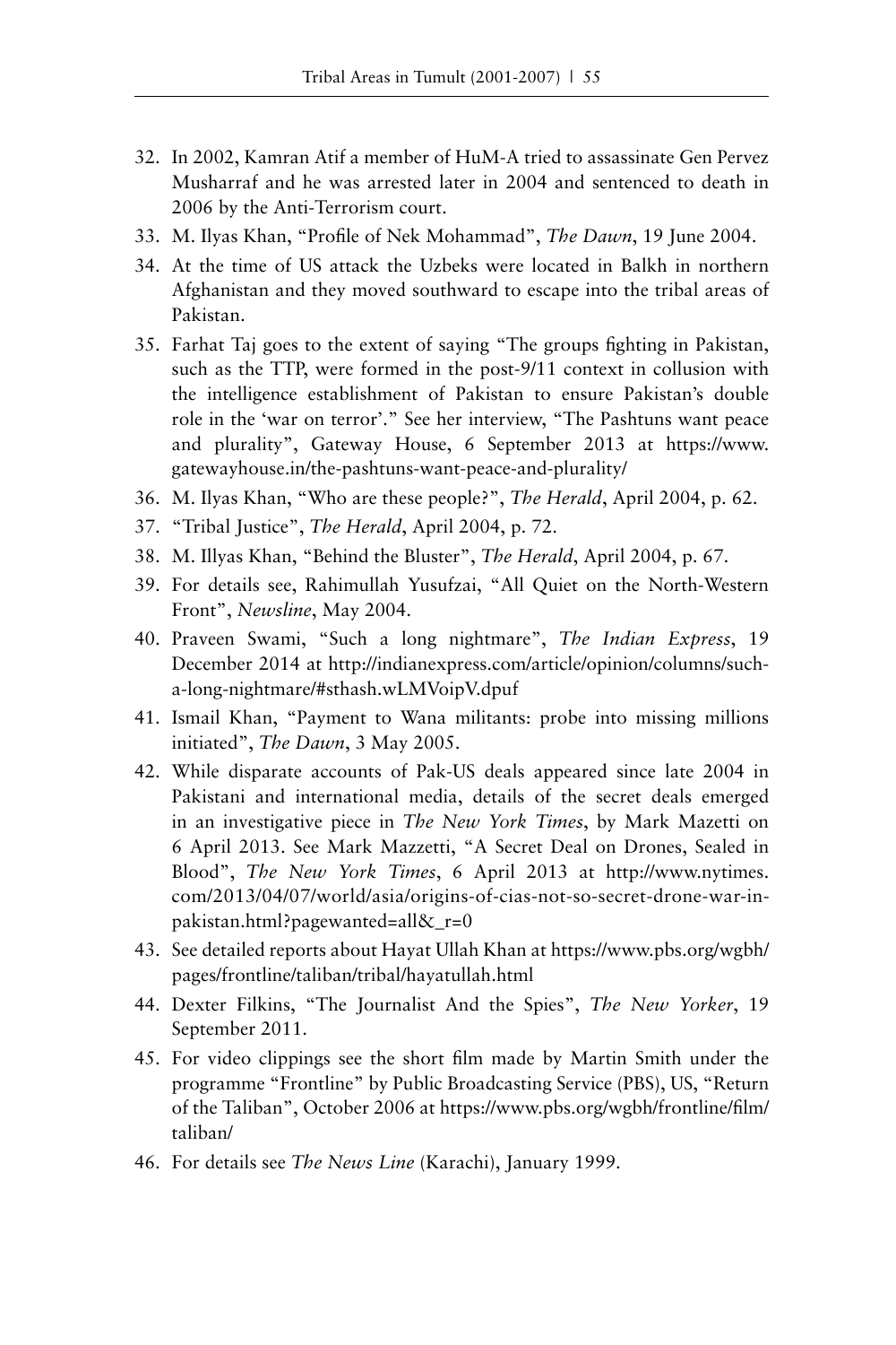32. In 2002, Kamran Atif a member of HuM-A tried to assassinate Gen Pervez Musharraf and he was arrested later in 2004 and sentenced to death in 2006 by the Anti-Terrorism court.
33. M. Ilyas Khan, "Profile of Nek Mohammad", *The Dawn*, 19 June 2004.
34. At the time of US attack the Uzbeks were located in Balkh in northern Afghanistan and they moved southward to escape into the tribal areas of Pakistan.
35. Farhat Taj goes to the extent of saying "The groups fighting in Pakistan, such as the TTP, were formed in the post-9/11 context in collusion with the intelligence establishment of Pakistan to ensure Pakistan's double role in the 'war on terror'." See her interview, "The Pashtuns want peace and plurality", Gateway House, 6 September 2013 at https://www.gatewayhouse.in/the-pashtuns-want-peace-and-plurality/
36. M. Ilyas Khan, "Who are these people?", *The Herald*, April 2004, p. 62.
37. "Tribal Justice", *The Herald*, April 2004, p. 72.
38. M. Illyas Khan, "Behind the Bluster", *The Herald*, April 2004, p. 67.
39. For details see, Rahimullah Yusufzai, "All Quiet on the North-Western Front", *Newsline*, May 2004.
40. Praveen Swami, "Such a long nightmare", *The Indian Express*, 19 December 2014 at http://indianexpress.com/article/opinion/columns/such-a-long-nightmare/#sthash.wLMVoipV.dpuf
41. Ismail Khan, "Payment to Wana militants: probe into missing millions initiated", *The Dawn*, 3 May 2005.
42. While disparate accounts of Pak-US deals appeared since late 2004 in Pakistani and international media, details of the secret deals emerged in an investigative piece in *The New York Times*, by Mark Mazetti on 6 April 2013. See Mark Mazzetti, "A Secret Deal on Drones, Sealed in Blood", *The New York Times*, 6 April 2013 at http://www.nytimes.com/2013/04/07/world/asia/origins-of-cias-not-so-secret-drone-war-in-pakistan.html?pagewanted=all&_r=0
43. See detailed reports about Hayat Ullah Khan at https://www.pbs.org/wgbh/pages/frontline/taliban/tribal/hayatullah.html
44. Dexter Filkins, "The Journalist And the Spies", *The New Yorker*, 19 September 2011.
45. For video clippings see the short film made by Martin Smith under the programme "Frontline" by Public Broadcasting Service (PBS), US, "Return of the Taliban", October 2006 at https://www.pbs.org/wgbh/frontline/film/taliban/
46. For details see *The News Line* (Karachi), January 1999.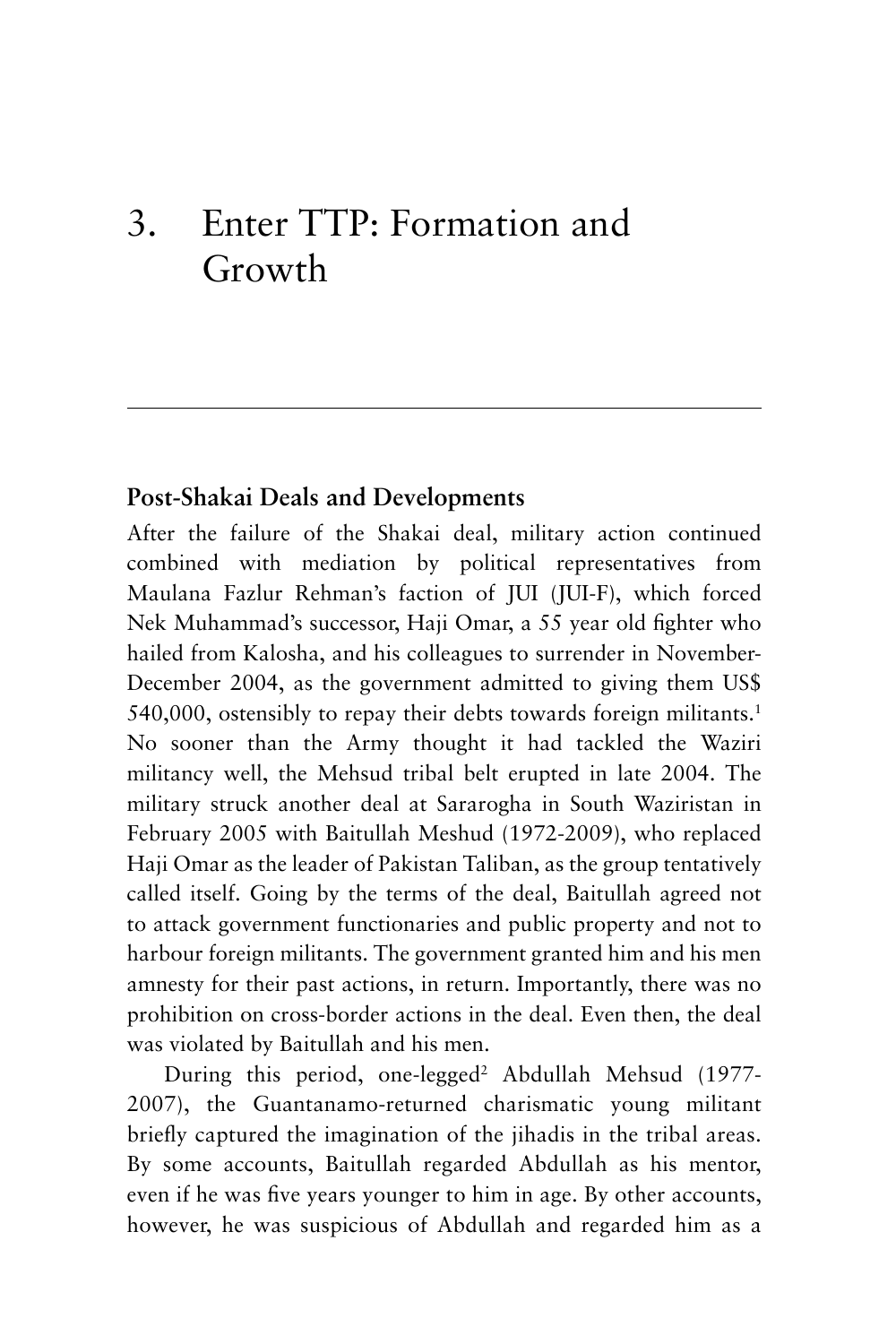# 3. Enter TTP: Formation and Growth

## Post-Shakai Deals and Developments

After the failure of the Shakai deal, military action continued combined with mediation by political representatives from Maulana Fazlur Rehman's faction of JUI (JUI-F), which forced Nek Muhammad's successor, Haji Omar, a 55 year old fighter who hailed from Kalosha, and his colleagues to surrender in November-December 2004, as the government admitted to giving them US$ 540,000, ostensibly to repay their debts towards foreign militants.[1] No sooner than the Army thought it had tackled the Waziri militancy well, the Mehsud tribal belt erupted in late 2004. The military struck another deal at Sararogha in South Waziristan in February 2005 with Baitullah Meshud (1972-2009), who replaced Haji Omar as the leader of Pakistan Taliban, as the group tentatively called itself. Going by the terms of the deal, Baitullah agreed not to attack government functionaries and public property and not to harbour foreign militants. The government granted him and his men amnesty for their past actions, in return. Importantly, there was no prohibition on cross-border actions in the deal. Even then, the deal was violated by Baitullah and his men.

During this period, one-legged[2] Abdullah Mehsud (1977-2007), the Guantanamo-returned charismatic young militant briefly captured the imagination of the jihadis in the tribal areas. By some accounts, Baitullah regarded Abdullah as his mentor, even if he was five years younger to him in age. By other accounts, however, he was suspicious of Abdullah and regarded him as a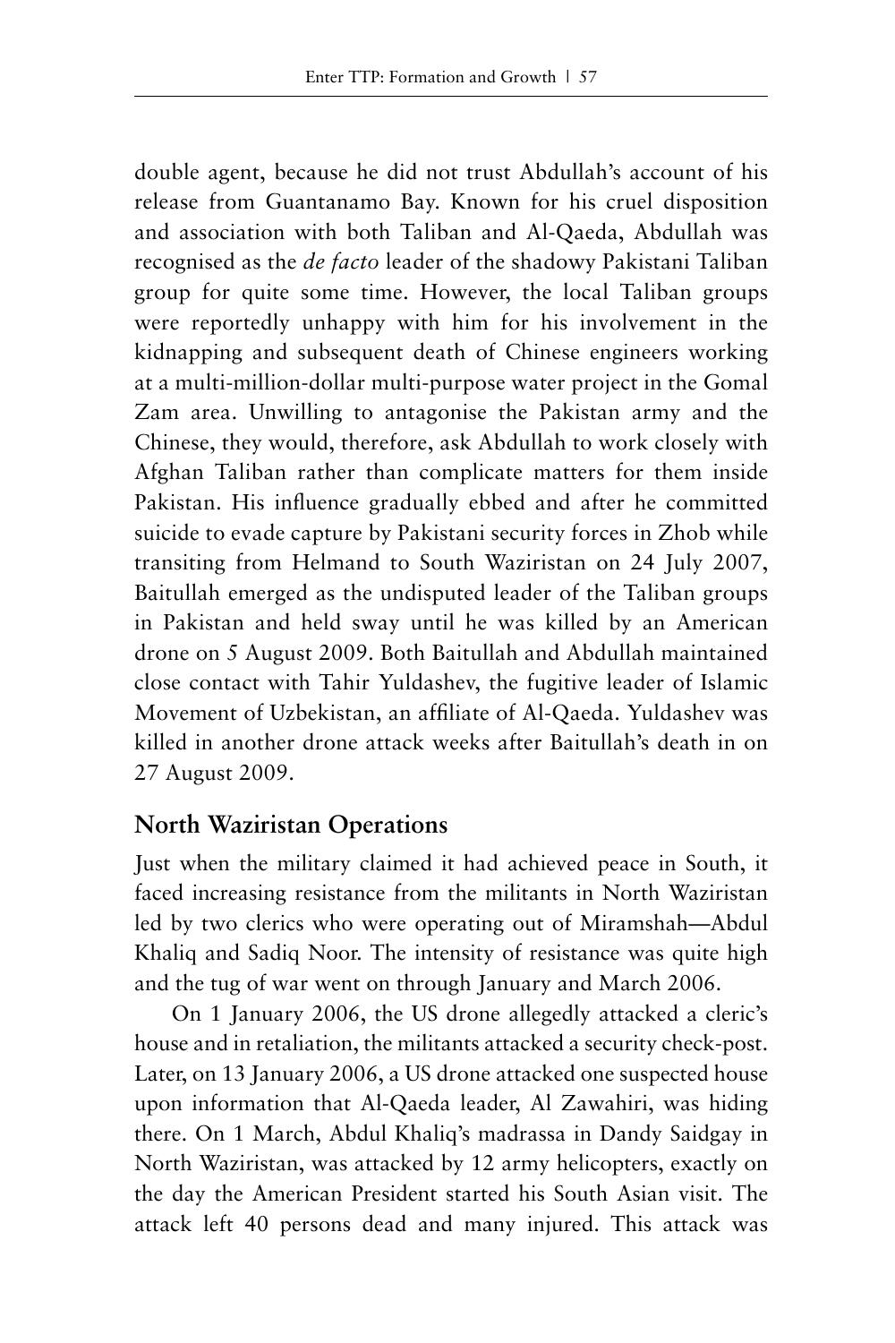double agent, because he did not trust Abdullah's account of his release from Guantanamo Bay. Known for his cruel disposition and association with both Taliban and Al-Qaeda, Abdullah was recognised as the *de facto* leader of the shadowy Pakistani Taliban group for quite some time. However, the local Taliban groups were reportedly unhappy with him for his involvement in the kidnapping and subsequent death of Chinese engineers working at a multi-million-dollar multi-purpose water project in the Gomal Zam area. Unwilling to antagonise the Pakistan army and the Chinese, they would, therefore, ask Abdullah to work closely with Afghan Taliban rather than complicate matters for them inside Pakistan. His influence gradually ebbed and after he committed suicide to evade capture by Pakistani security forces in Zhob while transiting from Helmand to South Waziristan on 24 July 2007, Baitullah emerged as the undisputed leader of the Taliban groups in Pakistan and held sway until he was killed by an American drone on 5 August 2009. Both Baitullah and Abdullah maintained close contact with Tahir Yuldashev, the fugitive leader of Islamic Movement of Uzbekistan, an affiliate of Al-Qaeda. Yuldashev was killed in another drone attack weeks after Baitullah's death in on 27 August 2009.

## North Waziristan Operations

Just when the military claimed it had achieved peace in South, it faced increasing resistance from the militants in North Waziristan led by two clerics who were operating out of Miramshah—Abdul Khaliq and Sadiq Noor. The intensity of resistance was quite high and the tug of war went on through January and March 2006.

On 1 January 2006, the US drone allegedly attacked a cleric's house and in retaliation, the militants attacked a security check-post. Later, on 13 January 2006, a US drone attacked one suspected house upon information that Al-Qaeda leader, Al Zawahiri, was hiding there. On 1 March, Abdul Khaliq's madrassa in Dandy Saidgay in North Waziristan, was attacked by 12 army helicopters, exactly on the day the American President started his South Asian visit. The attack left 40 persons dead and many injured. This attack was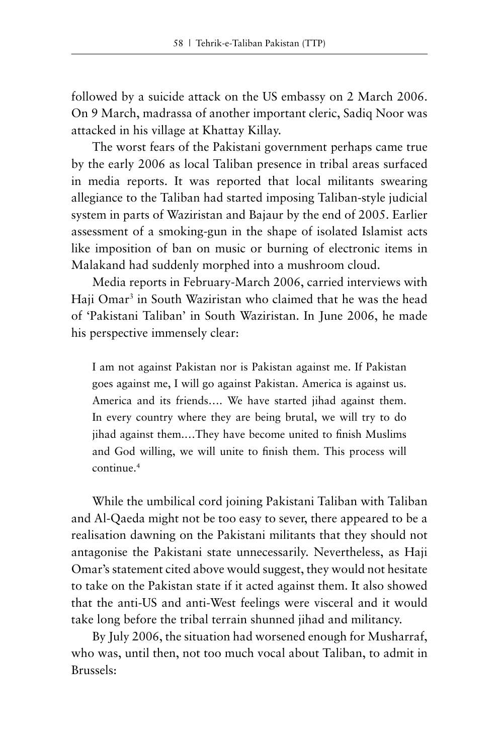followed by a suicide attack on the US embassy on 2 March 2006. On 9 March, madrassa of another important cleric, Sadiq Noor was attacked in his village at Khattay Killay.

The worst fears of the Pakistani government perhaps came true by the early 2006 as local Taliban presence in tribal areas surfaced in media reports. It was reported that local militants swearing allegiance to the Taliban had started imposing Taliban-style judicial system in parts of Waziristan and Bajaur by the end of 2005. Earlier assessment of a smoking-gun in the shape of isolated Islamist acts like imposition of ban on music or burning of electronic items in Malakand had suddenly morphed into a mushroom cloud.

Media reports in February-March 2006, carried interviews with Haji Omar[3] in South Waziristan who claimed that he was the head of 'Pakistani Taliban' in South Waziristan. In June 2006, he made his perspective immensely clear:

> I am not against Pakistan nor is Pakistan against me. If Pakistan goes against me, I will go against Pakistan. America is against us. America and its friends…. We have started jihad against them. In every country where they are being brutal, we will try to do jihad against them.…They have become united to finish Muslims and God willing, we will unite to finish them. This process will continue.[4]

While the umbilical cord joining Pakistani Taliban with Taliban and Al-Qaeda might not be too easy to sever, there appeared to be a realisation dawning on the Pakistani militants that they should not antagonise the Pakistani state unnecessarily. Nevertheless, as Haji Omar's statement cited above would suggest, they would not hesitate to take on the Pakistan state if it acted against them. It also showed that the anti-US and anti-West feelings were visceral and it would take long before the tribal terrain shunned jihad and militancy.

By July 2006, the situation had worsened enough for Musharraf, who was, until then, not too much vocal about Taliban, to admit in Brussels: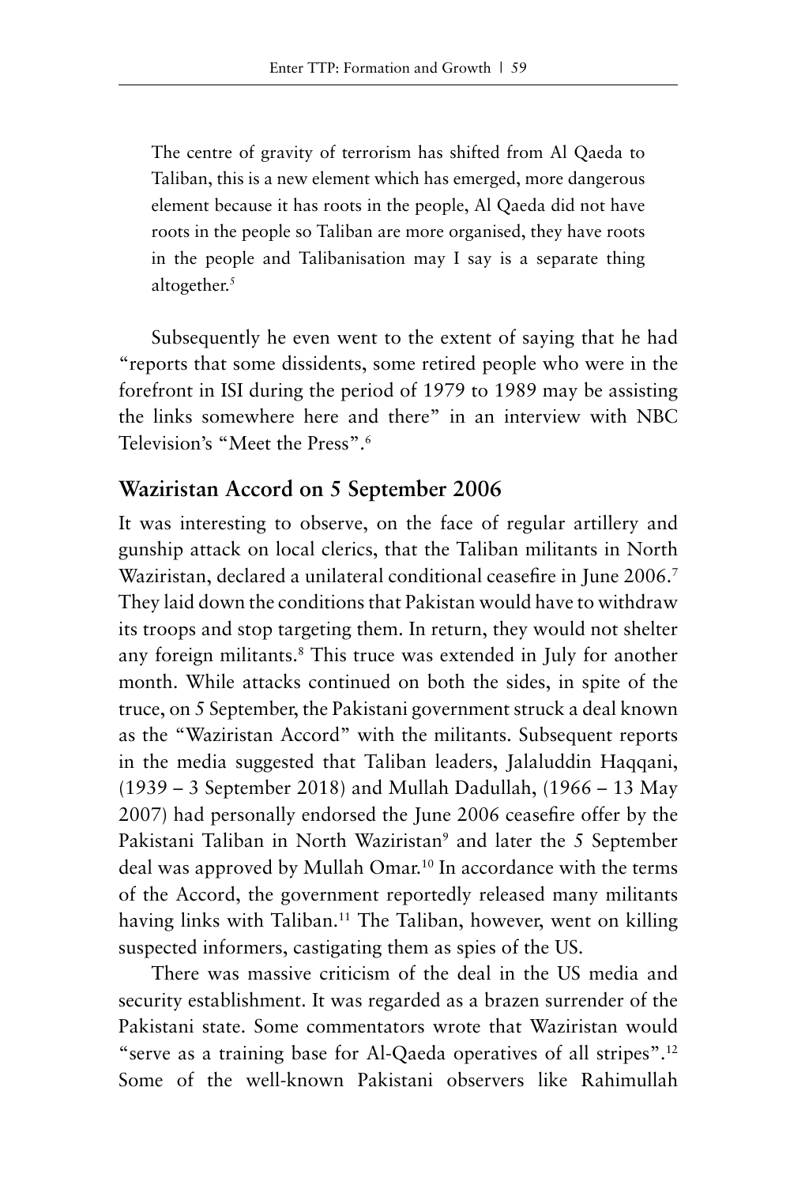> The centre of gravity of terrorism has shifted from Al Qaeda to Taliban, this is a new element which has emerged, more dangerous element because it has roots in the people, Al Qaeda did not have roots in the people so Taliban are more organised, they have roots in the people and Talibanisation may I say is a separate thing altogether.[5]

Subsequently he even went to the extent of saying that he had "reports that some dissidents, some retired people who were in the forefront in ISI during the period of 1979 to 1989 may be assisting the links somewhere here and there" in an interview with NBC Television's "Meet the Press".[6]

## Waziristan Accord on 5 September 2006

It was interesting to observe, on the face of regular artillery and gunship attack on local clerics, that the Taliban militants in North Waziristan, declared a unilateral conditional ceasefire in June 2006.[7] They laid down the conditions that Pakistan would have to withdraw its troops and stop targeting them. In return, they would not shelter any foreign militants.[8] This truce was extended in July for another month. While attacks continued on both the sides, in spite of the truce, on 5 September, the Pakistani government struck a deal known as the "Waziristan Accord" with the militants. Subsequent reports in the media suggested that Taliban leaders, Jalaluddin Haqqani, (1939 – 3 September 2018) and Mullah Dadullah, (1966 – 13 May 2007) had personally endorsed the June 2006 ceasefire offer by the Pakistani Taliban in North Waziristan[9] and later the 5 September deal was approved by Mullah Omar.[10] In accordance with the terms of the Accord, the government reportedly released many militants having links with Taliban.[11] The Taliban, however, went on killing suspected informers, castigating them as spies of the US.

There was massive criticism of the deal in the US media and security establishment. It was regarded as a brazen surrender of the Pakistani state. Some commentators wrote that Waziristan would "serve as a training base for Al-Qaeda operatives of all stripes".[12] Some of the well-known Pakistani observers like Rahimullah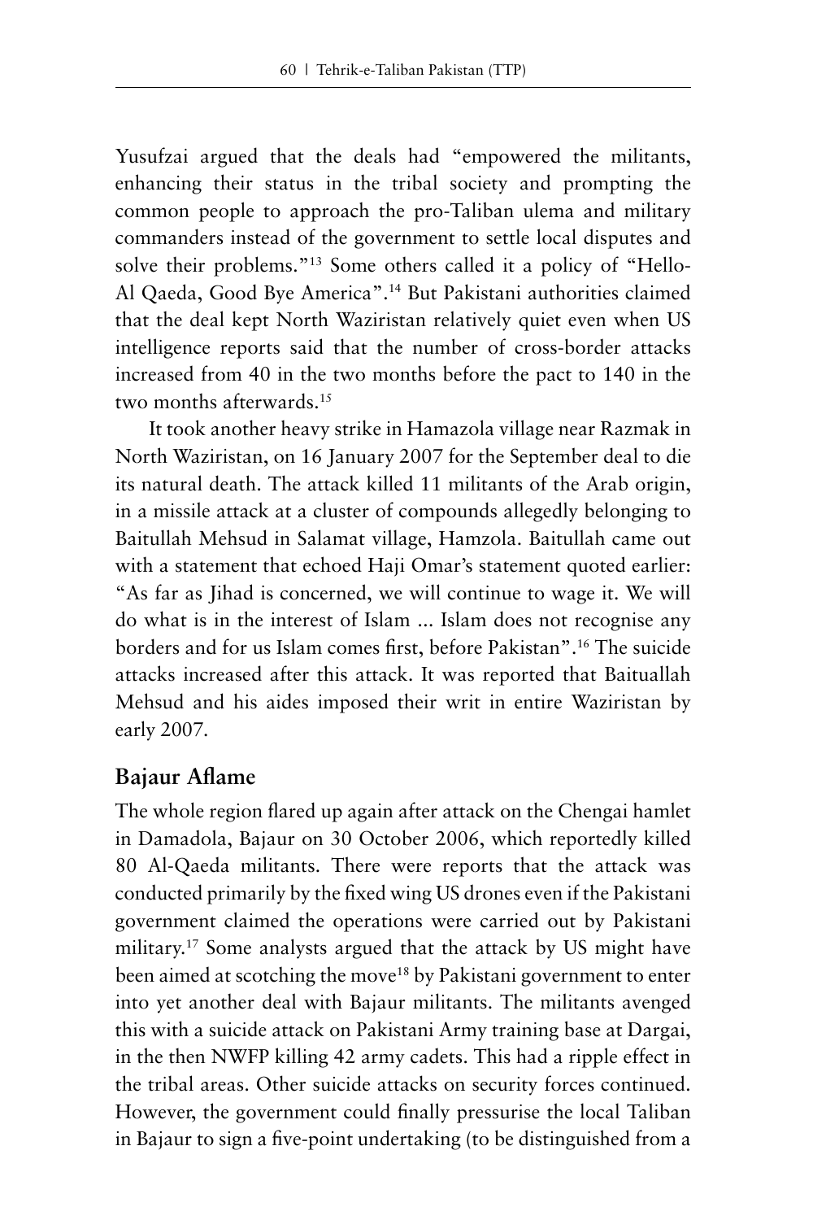Yusufzai argued that the deals had "empowered the militants, enhancing their status in the tribal society and prompting the common people to approach the pro-Taliban ulema and military commanders instead of the government to settle local disputes and solve their problems."[13] Some others called it a policy of "Hello-Al Qaeda, Good Bye America".[14] But Pakistani authorities claimed that the deal kept North Waziristan relatively quiet even when US intelligence reports said that the number of cross-border attacks increased from 40 in the two months before the pact to 140 in the two months afterwards.[15]

It took another heavy strike in Hamazola village near Razmak in North Waziristan, on 16 January 2007 for the September deal to die its natural death. The attack killed 11 militants of the Arab origin, in a missile attack at a cluster of compounds allegedly belonging to Baitullah Mehsud in Salamat village, Hamzola. Baitullah came out with a statement that echoed Haji Omar's statement quoted earlier: "As far as Jihad is concerned, we will continue to wage it. We will do what is in the interest of Islam ... Islam does not recognise any borders and for us Islam comes first, before Pakistan".[16] The suicide attacks increased after this attack. It was reported that Baituallah Mehsud and his aides imposed their writ in entire Waziristan by early 2007.

## Bajaur Aflame

The whole region flared up again after attack on the Chengai hamlet in Damadola, Bajaur on 30 October 2006, which reportedly killed 80 Al-Qaeda militants. There were reports that the attack was conducted primarily by the fixed wing US drones even if the Pakistani government claimed the operations were carried out by Pakistani military.[17] Some analysts argued that the attack by US might have been aimed at scotching the move[18] by Pakistani government to enter into yet another deal with Bajaur militants. The militants avenged this with a suicide attack on Pakistani Army training base at Dargai, in the then NWFP killing 42 army cadets. This had a ripple effect in the tribal areas. Other suicide attacks on security forces continued. However, the government could finally pressurise the local Taliban in Bajaur to sign a five-point undertaking (to be distinguished from a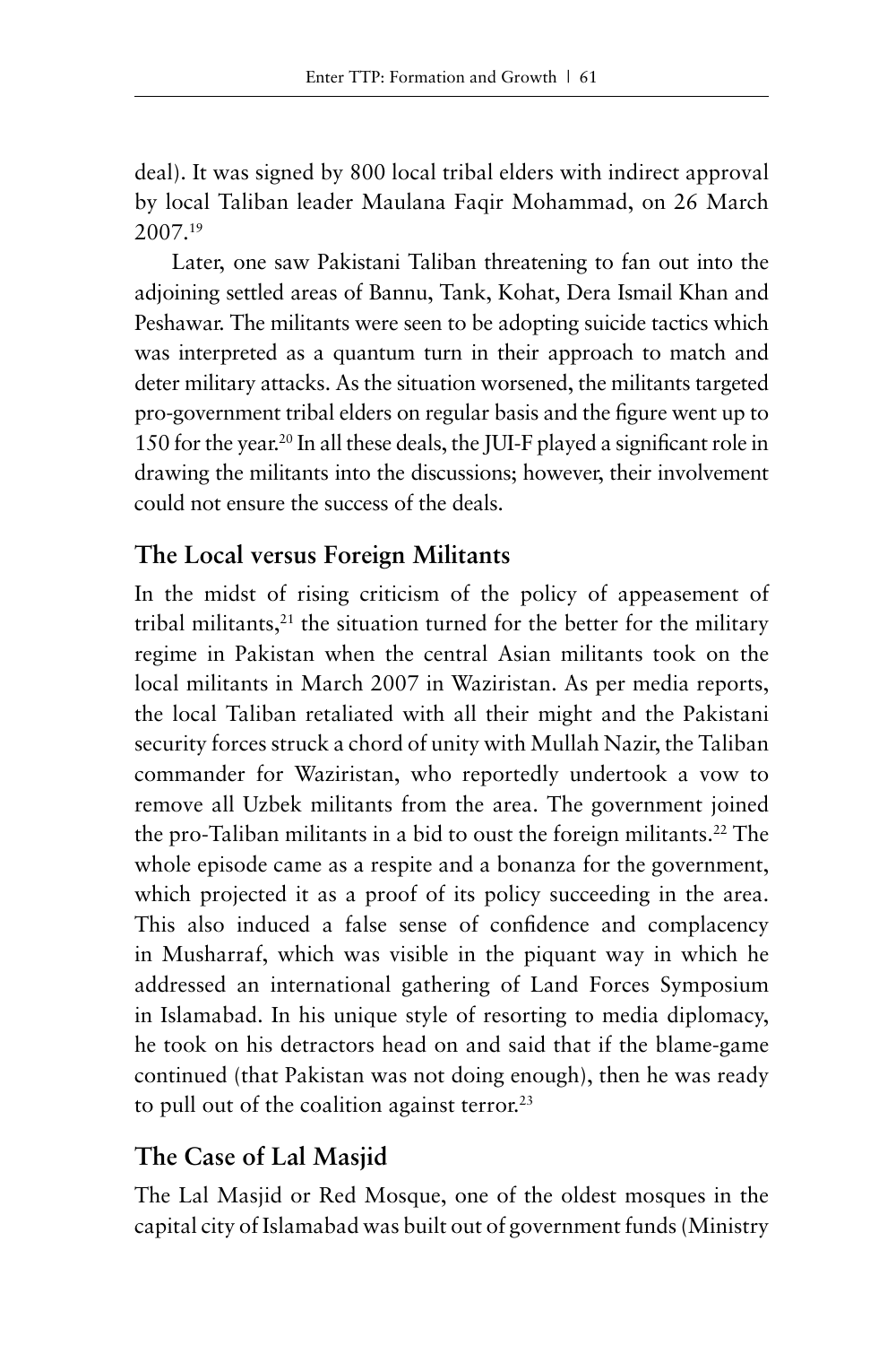deal). It was signed by 800 local tribal elders with indirect approval by local Taliban leader Maulana Faqir Mohammad, on 26 March 2007.[19]

Later, one saw Pakistani Taliban threatening to fan out into the adjoining settled areas of Bannu, Tank, Kohat, Dera Ismail Khan and Peshawar. The militants were seen to be adopting suicide tactics which was interpreted as a quantum turn in their approach to match and deter military attacks. As the situation worsened, the militants targeted pro-government tribal elders on regular basis and the figure went up to 150 for the year.[20] In all these deals, the JUI-F played a significant role in drawing the militants into the discussions; however, their involvement could not ensure the success of the deals.

## The Local versus Foreign Militants

In the midst of rising criticism of the policy of appeasement of tribal militants,[21] the situation turned for the better for the military regime in Pakistan when the central Asian militants took on the local militants in March 2007 in Waziristan. As per media reports, the local Taliban retaliated with all their might and the Pakistani security forces struck a chord of unity with Mullah Nazir, the Taliban commander for Waziristan, who reportedly undertook a vow to remove all Uzbek militants from the area. The government joined the pro-Taliban militants in a bid to oust the foreign militants.[22] The whole episode came as a respite and a bonanza for the government, which projected it as a proof of its policy succeeding in the area. This also induced a false sense of confidence and complacency in Musharraf, which was visible in the piquant way in which he addressed an international gathering of Land Forces Symposium in Islamabad. In his unique style of resorting to media diplomacy, he took on his detractors head on and said that if the blame-game continued (that Pakistan was not doing enough), then he was ready to pull out of the coalition against terror.[23]

## The Case of Lal Masjid

The Lal Masjid or Red Mosque, one of the oldest mosques in the capital city of Islamabad was built out of government funds (Ministry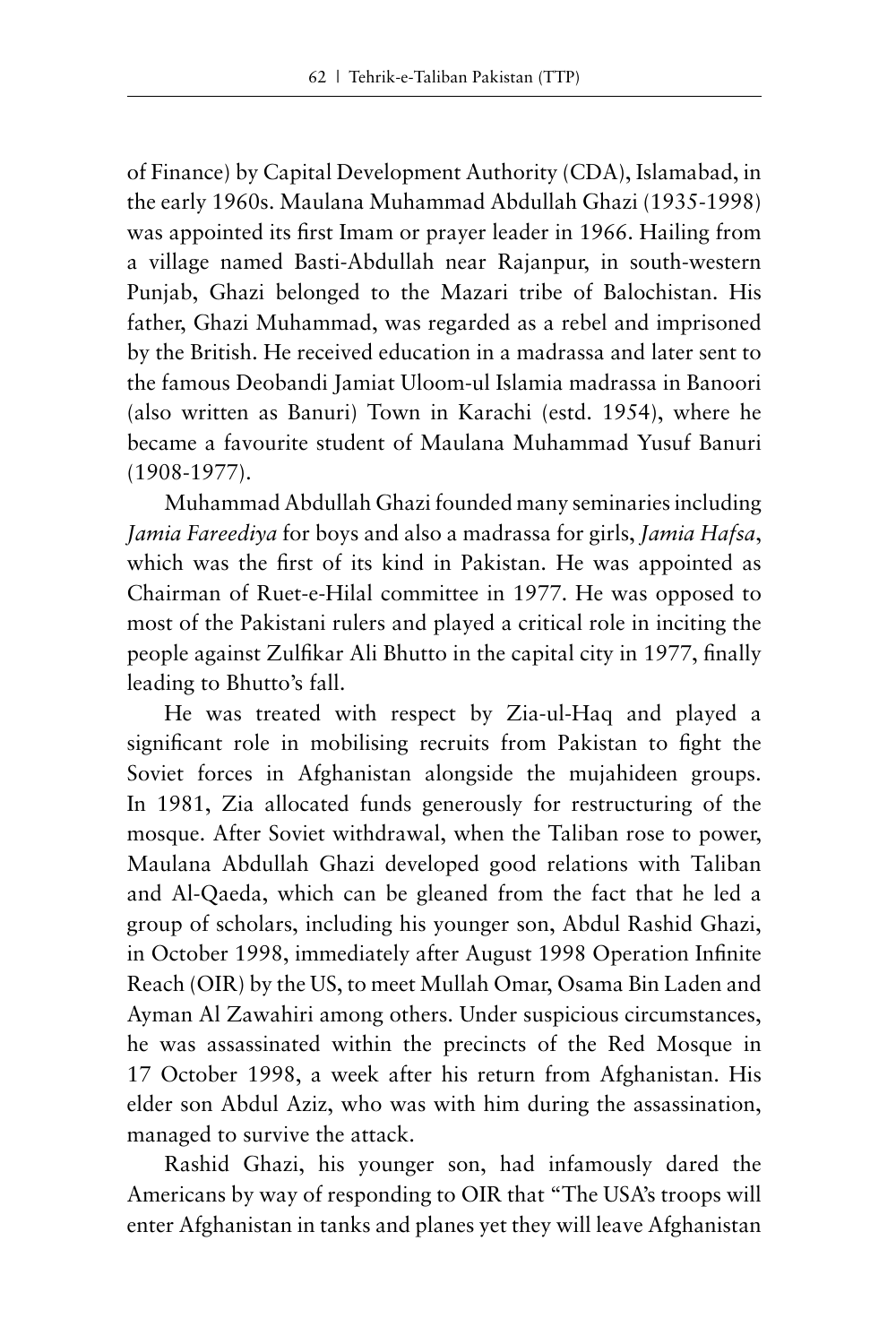of Finance) by Capital Development Authority (CDA), Islamabad, in the early 1960s. Maulana Muhammad Abdullah Ghazi (1935-1998) was appointed its first Imam or prayer leader in 1966. Hailing from a village named Basti-Abdullah near Rajanpur, in south-western Punjab, Ghazi belonged to the Mazari tribe of Balochistan. His father, Ghazi Muhammad, was regarded as a rebel and imprisoned by the British. He received education in a madrassa and later sent to the famous Deobandi Jamiat Uloom-ul Islamia madrassa in Banoori (also written as Banuri) Town in Karachi (estd. 1954), where he became a favourite student of Maulana Muhammad Yusuf Banuri (1908-1977).

Muhammad Abdullah Ghazi founded many seminaries including *Jamia Fareediya* for boys and also a madrassa for girls, *Jamia Hafsa*, which was the first of its kind in Pakistan. He was appointed as Chairman of Ruet-e-Hilal committee in 1977. He was opposed to most of the Pakistani rulers and played a critical role in inciting the people against Zulfikar Ali Bhutto in the capital city in 1977, finally leading to Bhutto's fall.

He was treated with respect by Zia-ul-Haq and played a significant role in mobilising recruits from Pakistan to fight the Soviet forces in Afghanistan alongside the mujahideen groups. In 1981, Zia allocated funds generously for restructuring of the mosque. After Soviet withdrawal, when the Taliban rose to power, Maulana Abdullah Ghazi developed good relations with Taliban and Al-Qaeda, which can be gleaned from the fact that he led a group of scholars, including his younger son, Abdul Rashid Ghazi, in October 1998, immediately after August 1998 Operation Infinite Reach (OIR) by the US, to meet Mullah Omar, Osama Bin Laden and Ayman Al Zawahiri among others. Under suspicious circumstances, he was assassinated within the precincts of the Red Mosque in 17 October 1998, a week after his return from Afghanistan. His elder son Abdul Aziz, who was with him during the assassination, managed to survive the attack.

Rashid Ghazi, his younger son, had infamously dared the Americans by way of responding to OIR that "The USA's troops will enter Afghanistan in tanks and planes yet they will leave Afghanistan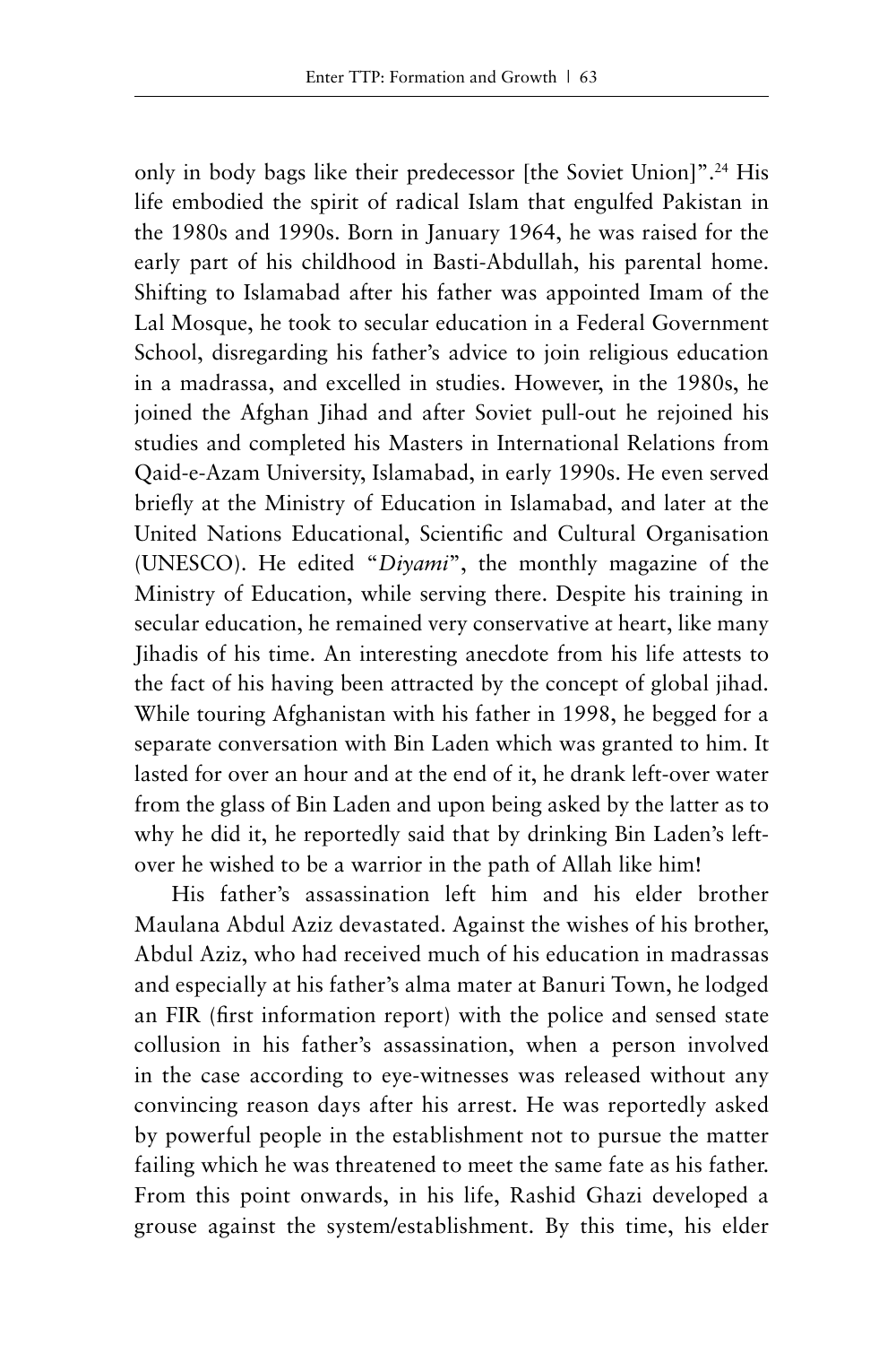only in body bags like their predecessor [the Soviet Union]".[24] His life embodied the spirit of radical Islam that engulfed Pakistan in the 1980s and 1990s. Born in January 1964, he was raised for the early part of his childhood in Basti-Abdullah, his parental home. Shifting to Islamabad after his father was appointed Imam of the Lal Mosque, he took to secular education in a Federal Government School, disregarding his father's advice to join religious education in a madrassa, and excelled in studies. However, in the 1980s, he joined the Afghan Jihad and after Soviet pull-out he rejoined his studies and completed his Masters in International Relations from Qaid-e-Azam University, Islamabad, in early 1990s. He even served briefly at the Ministry of Education in Islamabad, and later at the United Nations Educational, Scientific and Cultural Organisation (UNESCO). He edited "*Diyami*", the monthly magazine of the Ministry of Education, while serving there. Despite his training in secular education, he remained very conservative at heart, like many Jihadis of his time. An interesting anecdote from his life attests to the fact of his having been attracted by the concept of global jihad. While touring Afghanistan with his father in 1998, he begged for a separate conversation with Bin Laden which was granted to him. It lasted for over an hour and at the end of it, he drank left-over water from the glass of Bin Laden and upon being asked by the latter as to why he did it, he reportedly said that by drinking Bin Laden's left-over he wished to be a warrior in the path of Allah like him!

His father's assassination left him and his elder brother Maulana Abdul Aziz devastated. Against the wishes of his brother, Abdul Aziz, who had received much of his education in madrassas and especially at his father's alma mater at Banuri Town, he lodged an FIR (first information report) with the police and sensed state collusion in his father's assassination, when a person involved in the case according to eye-witnesses was released without any convincing reason days after his arrest. He was reportedly asked by powerful people in the establishment not to pursue the matter failing which he was threatened to meet the same fate as his father. From this point onwards, in his life, Rashid Ghazi developed a grouse against the system/establishment. By this time, his elder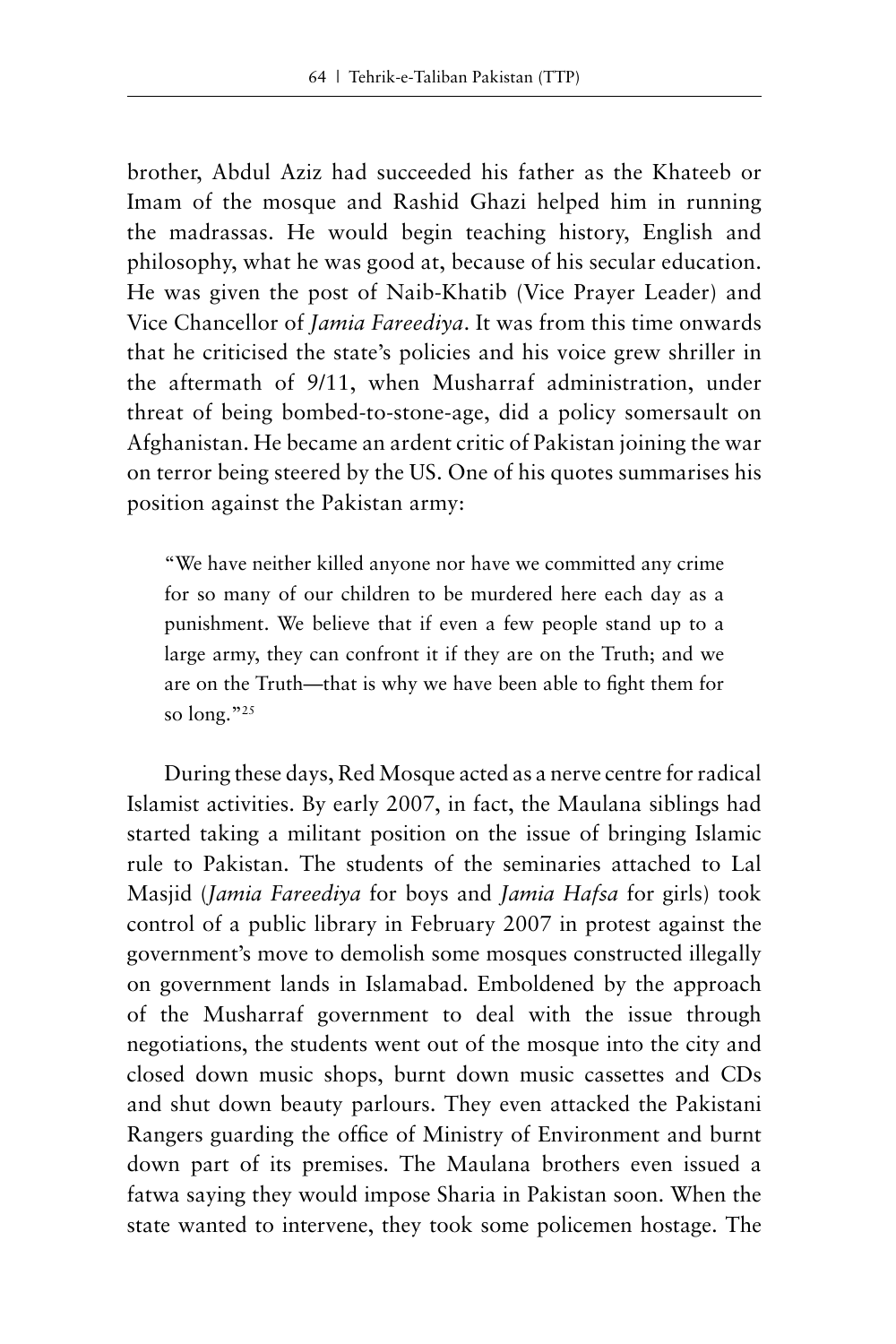brother, Abdul Aziz had succeeded his father as the Khateeb or Imam of the mosque and Rashid Ghazi helped him in running the madrassas. He would begin teaching history, English and philosophy, what he was good at, because of his secular education. He was given the post of Naib-Khatib (Vice Prayer Leader) and Vice Chancellor of *Jamia Fareediya*. It was from this time onwards that he criticised the state's policies and his voice grew shriller in the aftermath of 9/11, when Musharraf administration, under threat of being bombed-to-stone-age, did a policy somersault on Afghanistan. He became an ardent critic of Pakistan joining the war on terror being steered by the US. One of his quotes summarises his position against the Pakistan army:

> "We have neither killed anyone nor have we committed any crime for so many of our children to be murdered here each day as a punishment. We believe that if even a few people stand up to a large army, they can confront it if they are on the Truth; and we are on the Truth—that is why we have been able to fight them for so long."[25]

During these days, Red Mosque acted as a nerve centre for radical Islamist activities. By early 2007, in fact, the Maulana siblings had started taking a militant position on the issue of bringing Islamic rule to Pakistan. The students of the seminaries attached to Lal Masjid (*Jamia Fareediya* for boys and *Jamia Hafsa* for girls) took control of a public library in February 2007 in protest against the government's move to demolish some mosques constructed illegally on government lands in Islamabad. Emboldened by the approach of the Musharraf government to deal with the issue through negotiations, the students went out of the mosque into the city and closed down music shops, burnt down music cassettes and CDs and shut down beauty parlours. They even attacked the Pakistani Rangers guarding the office of Ministry of Environment and burnt down part of its premises. The Maulana brothers even issued a fatwa saying they would impose Sharia in Pakistan soon. When the state wanted to intervene, they took some policemen hostage. The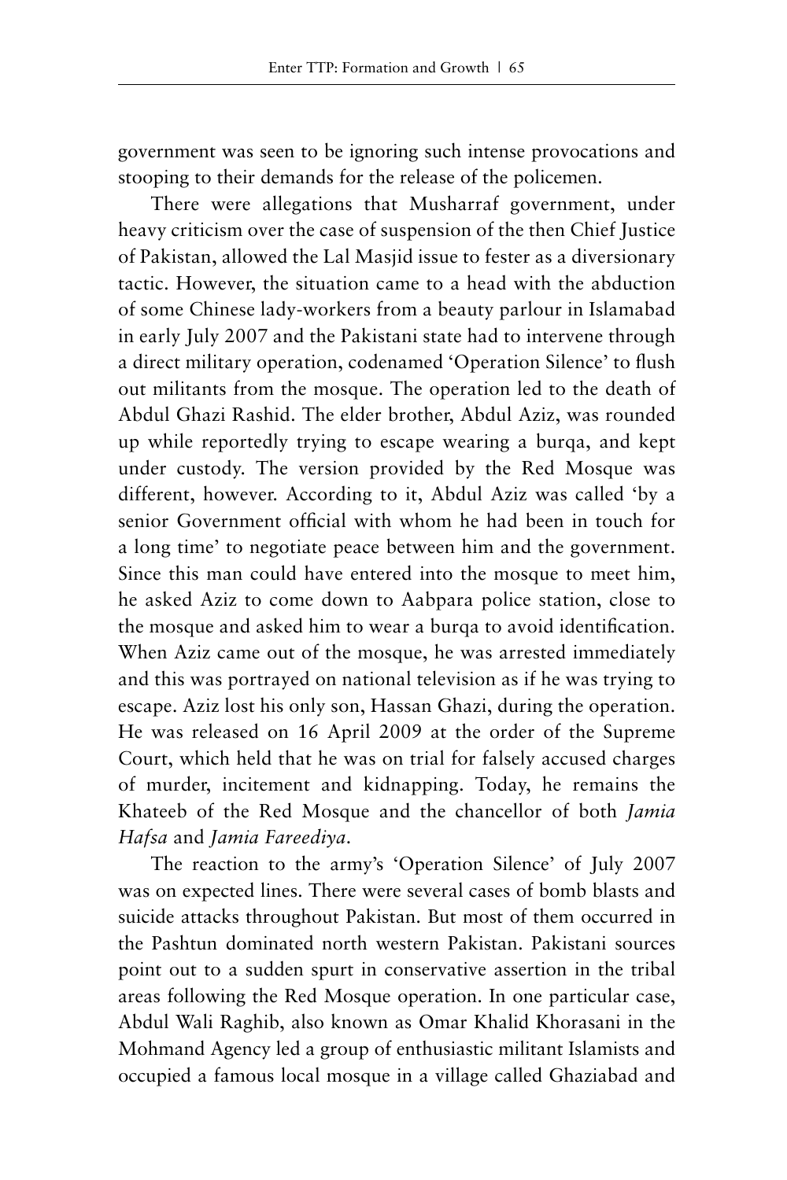government was seen to be ignoring such intense provocations and stooping to their demands for the release of the policemen.

There were allegations that Musharraf government, under heavy criticism over the case of suspension of the then Chief Justice of Pakistan, allowed the Lal Masjid issue to fester as a diversionary tactic. However, the situation came to a head with the abduction of some Chinese lady-workers from a beauty parlour in Islamabad in early July 2007 and the Pakistani state had to intervene through a direct military operation, codenamed 'Operation Silence' to flush out militants from the mosque. The operation led to the death of Abdul Ghazi Rashid. The elder brother, Abdul Aziz, was rounded up while reportedly trying to escape wearing a burqa, and kept under custody. The version provided by the Red Mosque was different, however. According to it, Abdul Aziz was called 'by a senior Government official with whom he had been in touch for a long time' to negotiate peace between him and the government. Since this man could have entered into the mosque to meet him, he asked Aziz to come down to Aabpara police station, close to the mosque and asked him to wear a burqa to avoid identification. When Aziz came out of the mosque, he was arrested immediately and this was portrayed on national television as if he was trying to escape. Aziz lost his only son, Hassan Ghazi, during the operation. He was released on 16 April 2009 at the order of the Supreme Court, which held that he was on trial for falsely accused charges of murder, incitement and kidnapping. Today, he remains the Khateeb of the Red Mosque and the chancellor of both *Jamia Hafsa* and *Jamia Fareediya*.

The reaction to the army's 'Operation Silence' of July 2007 was on expected lines. There were several cases of bomb blasts and suicide attacks throughout Pakistan. But most of them occurred in the Pashtun dominated north western Pakistan. Pakistani sources point out to a sudden spurt in conservative assertion in the tribal areas following the Red Mosque operation. In one particular case, Abdul Wali Raghib, also known as Omar Khalid Khorasani in the Mohmand Agency led a group of enthusiastic militant Islamists and occupied a famous local mosque in a village called Ghaziabad and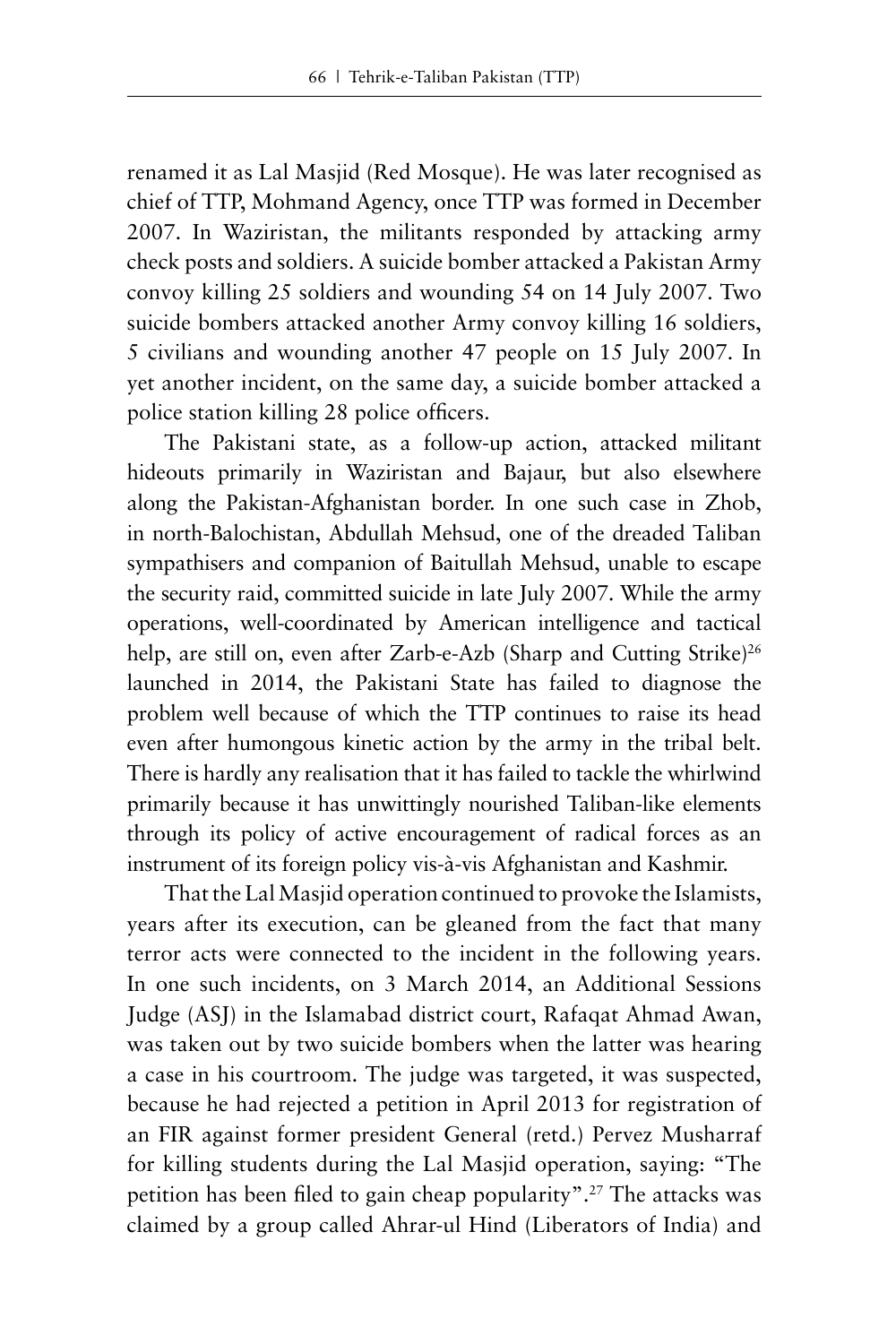renamed it as Lal Masjid (Red Mosque). He was later recognised as chief of TTP, Mohmand Agency, once TTP was formed in December 2007. In Waziristan, the militants responded by attacking army check posts and soldiers. A suicide bomber attacked a Pakistan Army convoy killing 25 soldiers and wounding 54 on 14 July 2007. Two suicide bombers attacked another Army convoy killing 16 soldiers, 5 civilians and wounding another 47 people on 15 July 2007. In yet another incident, on the same day, a suicide bomber attacked a police station killing 28 police officers.

The Pakistani state, as a follow-up action, attacked militant hideouts primarily in Waziristan and Bajaur, but also elsewhere along the Pakistan-Afghanistan border. In one such case in Zhob, in north-Balochistan, Abdullah Mehsud, one of the dreaded Taliban sympathisers and companion of Baitullah Mehsud, unable to escape the security raid, committed suicide in late July 2007. While the army operations, well-coordinated by American intelligence and tactical help, are still on, even after Zarb-e-Azb (Sharp and Cutting Strike)[26] launched in 2014, the Pakistani State has failed to diagnose the problem well because of which the TTP continues to raise its head even after humongous kinetic action by the army in the tribal belt. There is hardly any realisation that it has failed to tackle the whirlwind primarily because it has unwittingly nourished Taliban-like elements through its policy of active encouragement of radical forces as an instrument of its foreign policy vis-à-vis Afghanistan and Kashmir.

That the Lal Masjid operation continued to provoke the Islamists, years after its execution, can be gleaned from the fact that many terror acts were connected to the incident in the following years. In one such incidents, on 3 March 2014, an Additional Sessions Judge (ASJ) in the Islamabad district court, Rafaqat Ahmad Awan, was taken out by two suicide bombers when the latter was hearing a case in his courtroom. The judge was targeted, it was suspected, because he had rejected a petition in April 2013 for registration of an FIR against former president General (retd.) Pervez Musharraf for killing students during the Lal Masjid operation, saying: "The petition has been filed to gain cheap popularity".[27] The attacks was claimed by a group called Ahrar-ul Hind (Liberators of India) and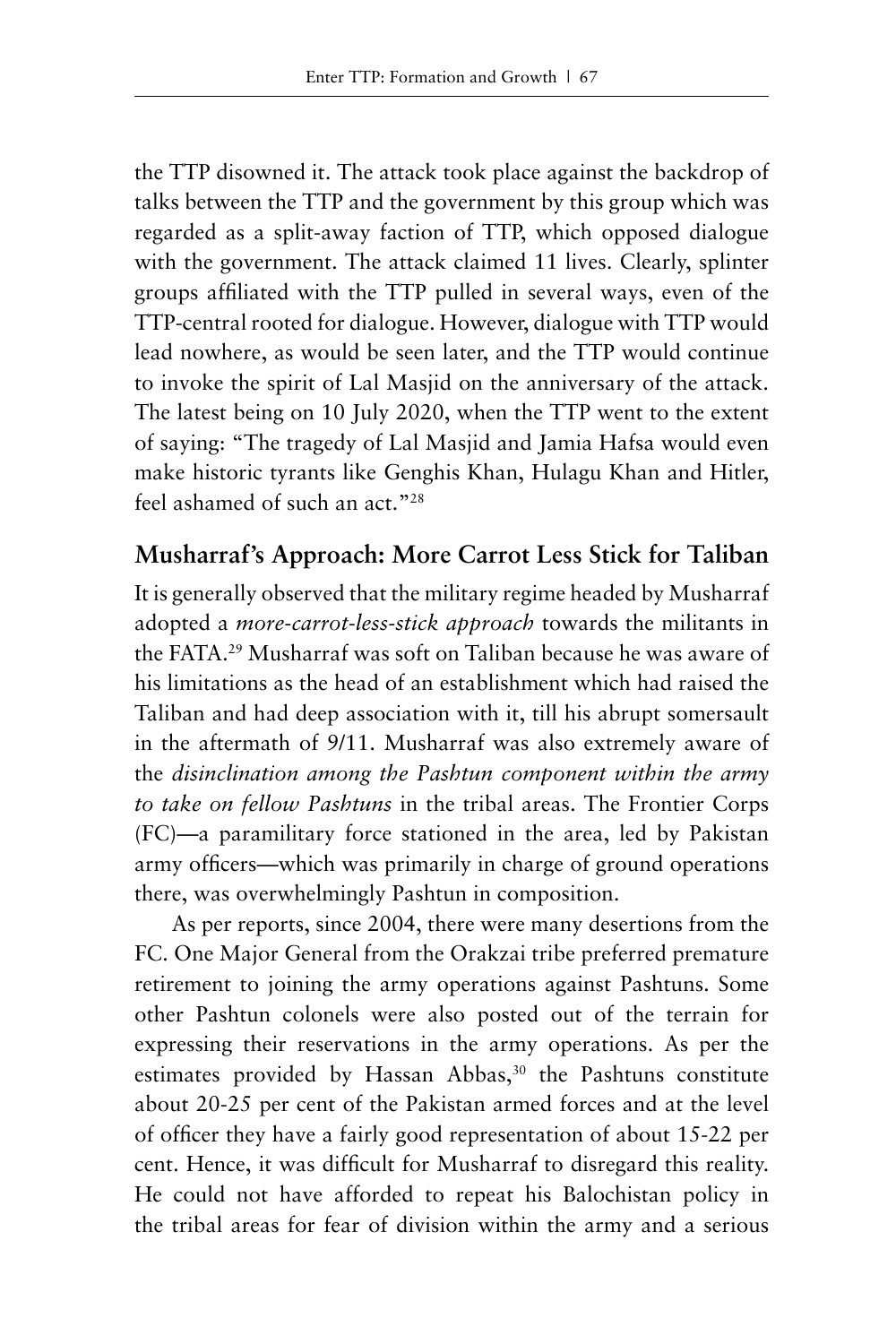the TTP disowned it. The attack took place against the backdrop of talks between the TTP and the government by this group which was regarded as a split-away faction of TTP, which opposed dialogue with the government. The attack claimed 11 lives. Clearly, splinter groups affiliated with the TTP pulled in several ways, even of the TTP-central rooted for dialogue. However, dialogue with TTP would lead nowhere, as would be seen later, and the TTP would continue to invoke the spirit of Lal Masjid on the anniversary of the attack. The latest being on 10 July 2020, when the TTP went to the extent of saying: "The tragedy of Lal Masjid and Jamia Hafsa would even make historic tyrants like Genghis Khan, Hulagu Khan and Hitler, feel ashamed of such an act."[28]

## Musharraf's Approach: More Carrot Less Stick for Taliban

It is generally observed that the military regime headed by Musharraf adopted a *more-carrot-less-stick approach* towards the militants in the FATA.[29] Musharraf was soft on Taliban because he was aware of his limitations as the head of an establishment which had raised the Taliban and had deep association with it, till his abrupt somersault in the aftermath of 9/11. Musharraf was also extremely aware of the *disinclination among the Pashtun component within the army to take on fellow Pashtuns* in the tribal areas. The Frontier Corps (FC)—a paramilitary force stationed in the area, led by Pakistan army officers—which was primarily in charge of ground operations there, was overwhelmingly Pashtun in composition.

As per reports, since 2004, there were many desertions from the FC. One Major General from the Orakzai tribe preferred premature retirement to joining the army operations against Pashtuns. Some other Pashtun colonels were also posted out of the terrain for expressing their reservations in the army operations. As per the estimates provided by Hassan Abbas,[30] the Pashtuns constitute about 20-25 per cent of the Pakistan armed forces and at the level of officer they have a fairly good representation of about 15-22 per cent. Hence, it was difficult for Musharraf to disregard this reality. He could not have afforded to repeat his Balochistan policy in the tribal areas for fear of division within the army and a serious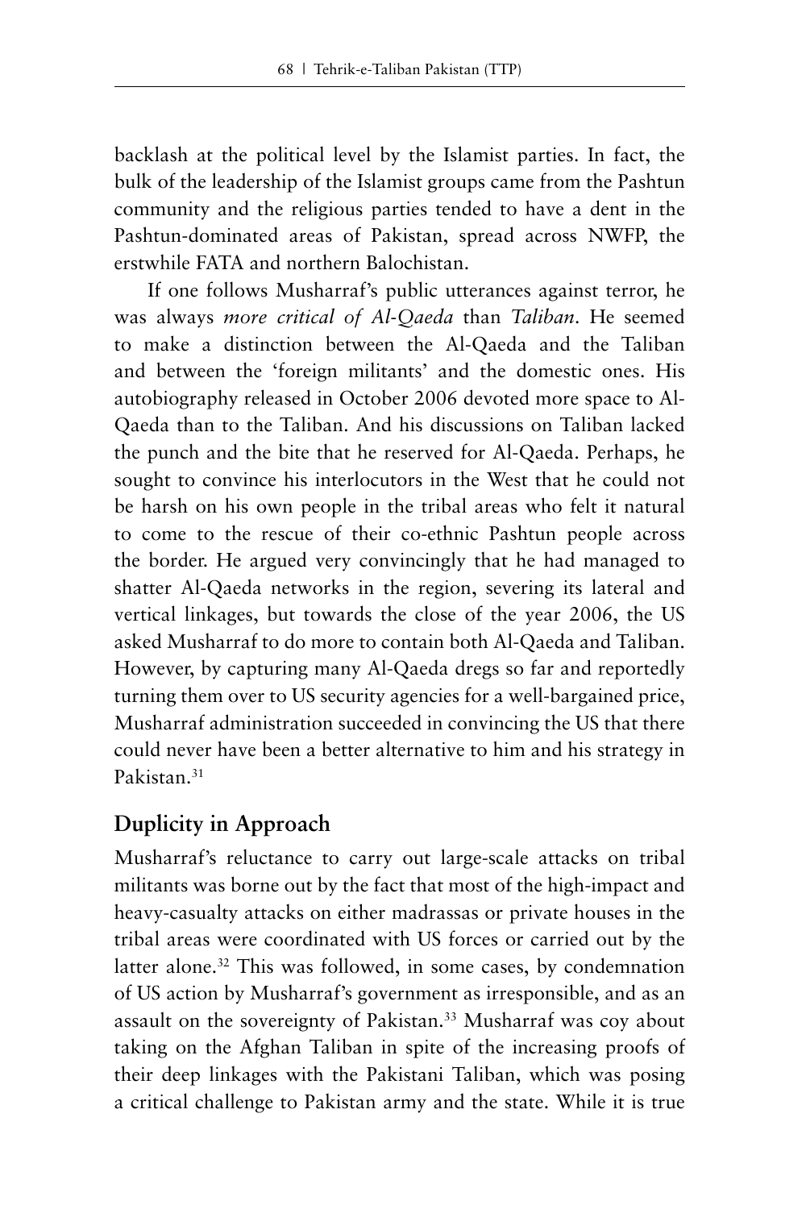backlash at the political level by the Islamist parties. In fact, the bulk of the leadership of the Islamist groups came from the Pashtun community and the religious parties tended to have a dent in the Pashtun-dominated areas of Pakistan, spread across NWFP, the erstwhile FATA and northern Balochistan.

If one follows Musharraf's public utterances against terror, he was always *more critical of Al-Qaeda* than *Taliban*. He seemed to make a distinction between the Al-Qaeda and the Taliban and between the 'foreign militants' and the domestic ones. His autobiography released in October 2006 devoted more space to Al-Qaeda than to the Taliban. And his discussions on Taliban lacked the punch and the bite that he reserved for Al-Qaeda. Perhaps, he sought to convince his interlocutors in the West that he could not be harsh on his own people in the tribal areas who felt it natural to come to the rescue of their co-ethnic Pashtun people across the border. He argued very convincingly that he had managed to shatter Al-Qaeda networks in the region, severing its lateral and vertical linkages, but towards the close of the year 2006, the US asked Musharraf to do more to contain both Al-Qaeda and Taliban. However, by capturing many Al-Qaeda dregs so far and reportedly turning them over to US security agencies for a well-bargained price, Musharraf administration succeeded in convincing the US that there could never have been a better alternative to him and his strategy in Pakistan.[31]

## Duplicity in Approach

Musharraf's reluctance to carry out large-scale attacks on tribal militants was borne out by the fact that most of the high-impact and heavy-casualty attacks on either madrassas or private houses in the tribal areas were coordinated with US forces or carried out by the latter alone.[32] This was followed, in some cases, by condemnation of US action by Musharraf's government as irresponsible, and as an assault on the sovereignty of Pakistan.[33] Musharraf was coy about taking on the Afghan Taliban in spite of the increasing proofs of their deep linkages with the Pakistani Taliban, which was posing a critical challenge to Pakistan army and the state. While it is true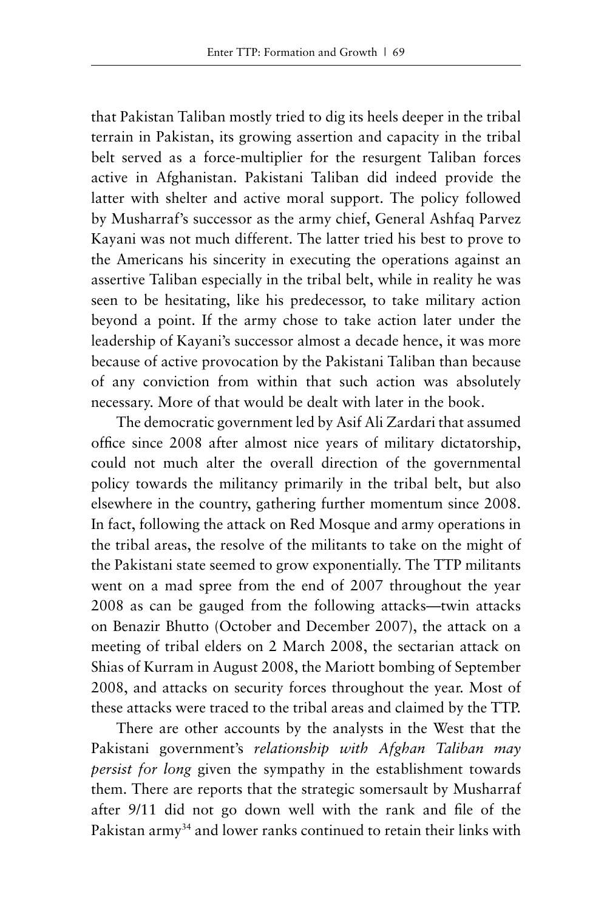that Pakistan Taliban mostly tried to dig its heels deeper in the tribal terrain in Pakistan, its growing assertion and capacity in the tribal belt served as a force-multiplier for the resurgent Taliban forces active in Afghanistan. Pakistani Taliban did indeed provide the latter with shelter and active moral support. The policy followed by Musharraf's successor as the army chief, General Ashfaq Parvez Kayani was not much different. The latter tried his best to prove to the Americans his sincerity in executing the operations against an assertive Taliban especially in the tribal belt, while in reality he was seen to be hesitating, like his predecessor, to take military action beyond a point. If the army chose to take action later under the leadership of Kayani's successor almost a decade hence, it was more because of active provocation by the Pakistani Taliban than because of any conviction from within that such action was absolutely necessary. More of that would be dealt with later in the book.

The democratic government led by Asif Ali Zardari that assumed office since 2008 after almost nice years of military dictatorship, could not much alter the overall direction of the governmental policy towards the militancy primarily in the tribal belt, but also elsewhere in the country, gathering further momentum since 2008. In fact, following the attack on Red Mosque and army operations in the tribal areas, the resolve of the militants to take on the might of the Pakistani state seemed to grow exponentially. The TTP militants went on a mad spree from the end of 2007 throughout the year 2008 as can be gauged from the following attacks—twin attacks on Benazir Bhutto (October and December 2007), the attack on a meeting of tribal elders on 2 March 2008, the sectarian attack on Shias of Kurram in August 2008, the Mariott bombing of September 2008, and attacks on security forces throughout the year. Most of these attacks were traced to the tribal areas and claimed by the TTP.

There are other accounts by the analysts in the West that the Pakistani government's *relationship with Afghan Taliban may persist for long* given the sympathy in the establishment towards them. There are reports that the strategic somersault by Musharraf after 9/11 did not go down well with the rank and file of the Pakistan army[34] and lower ranks continued to retain their links with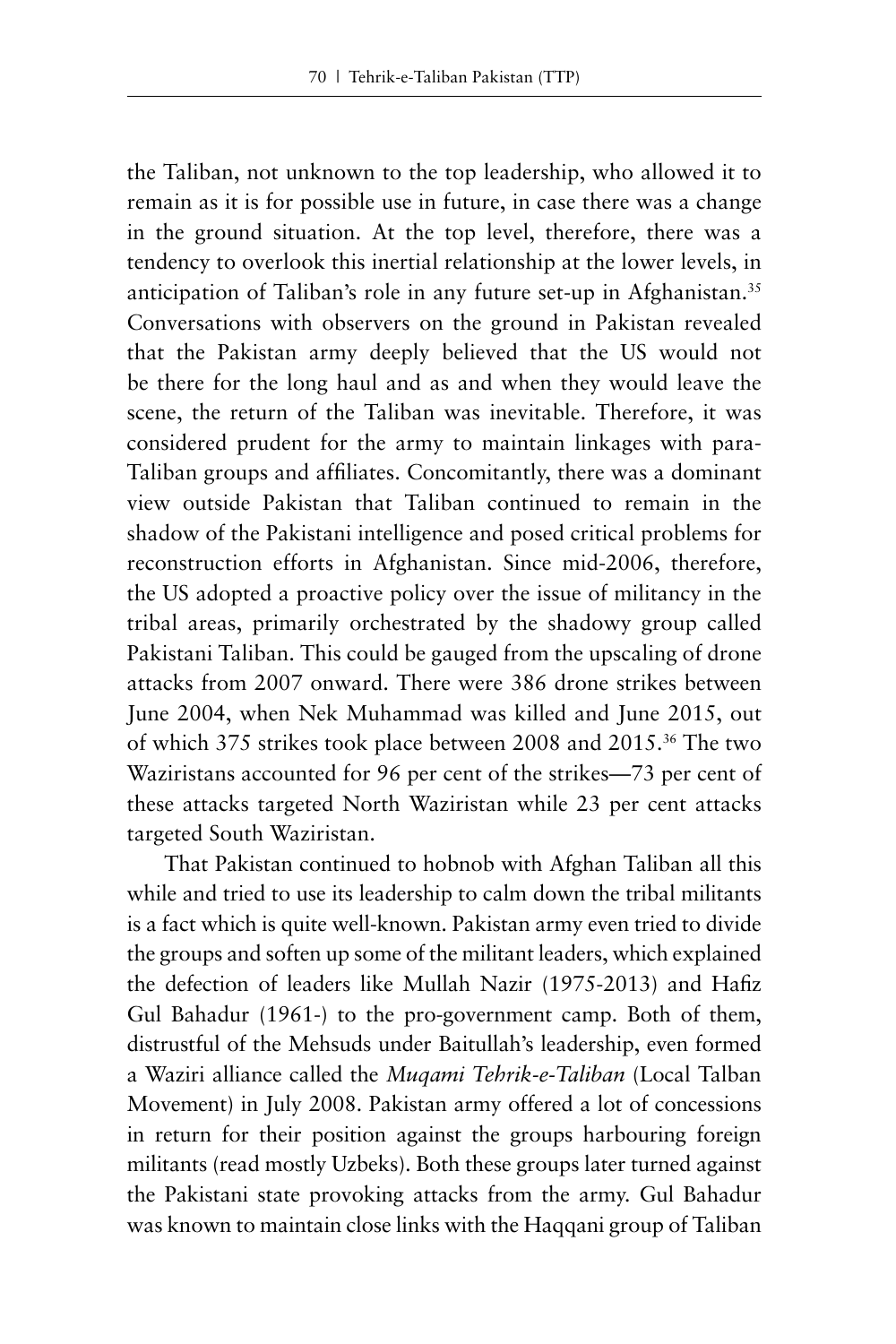the Taliban, not unknown to the top leadership, who allowed it to remain as it is for possible use in future, in case there was a change in the ground situation. At the top level, therefore, there was a tendency to overlook this inertial relationship at the lower levels, in anticipation of Taliban's role in any future set-up in Afghanistan.[35] Conversations with observers on the ground in Pakistan revealed that the Pakistan army deeply believed that the US would not be there for the long haul and as and when they would leave the scene, the return of the Taliban was inevitable. Therefore, it was considered prudent for the army to maintain linkages with para-Taliban groups and affiliates. Concomitantly, there was a dominant view outside Pakistan that Taliban continued to remain in the shadow of the Pakistani intelligence and posed critical problems for reconstruction efforts in Afghanistan. Since mid-2006, therefore, the US adopted a proactive policy over the issue of militancy in the tribal areas, primarily orchestrated by the shadowy group called Pakistani Taliban. This could be gauged from the upscaling of drone attacks from 2007 onward. There were 386 drone strikes between June 2004, when Nek Muhammad was killed and June 2015, out of which 375 strikes took place between 2008 and 2015.[36] The two Waziristans accounted for 96 per cent of the strikes—73 per cent of these attacks targeted North Waziristan while 23 per cent attacks targeted South Waziristan.

That Pakistan continued to hobnob with Afghan Taliban all this while and tried to use its leadership to calm down the tribal militants is a fact which is quite well-known. Pakistan army even tried to divide the groups and soften up some of the militant leaders, which explained the defection of leaders like Mullah Nazir (1975-2013) and Hafiz Gul Bahadur (1961-) to the pro-government camp. Both of them, distrustful of the Mehsuds under Baitullah's leadership, even formed a Waziri alliance called the *Muqami Tehrik-e-Taliban* (Local Talban Movement) in July 2008. Pakistan army offered a lot of concessions in return for their position against the groups harbouring foreign militants (read mostly Uzbeks). Both these groups later turned against the Pakistani state provoking attacks from the army. Gul Bahadur was known to maintain close links with the Haqqani group of Taliban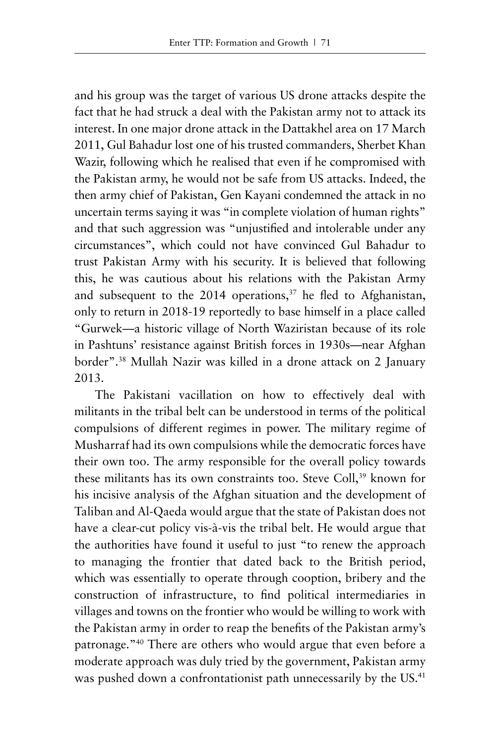and his group was the target of various US drone attacks despite the fact that he had struck a deal with the Pakistan army not to attack its interest. In one major drone attack in the Dattakhel area on 17 March 2011, Gul Bahadur lost one of his trusted commanders, Sherbet Khan Wazir, following which he realised that even if he compromised with the Pakistan army, he would not be safe from US attacks. Indeed, the then army chief of Pakistan, Gen Kayani condemned the attack in no uncertain terms saying it was "in complete violation of human rights" and that such aggression was "unjustified and intolerable under any circumstances", which could not have convinced Gul Bahadur to trust Pakistan Army with his security. It is believed that following this, he was cautious about his relations with the Pakistan Army and subsequent to the 2014 operations,[37] he fled to Afghanistan, only to return in 2018-19 reportedly to base himself in a place called "Gurwek—a historic village of North Waziristan because of its role in Pashtuns' resistance against British forces in 1930s—near Afghan border".[38] Mullah Nazir was killed in a drone attack on 2 January 2013.

The Pakistani vacillation on how to effectively deal with militants in the tribal belt can be understood in terms of the political compulsions of different regimes in power. The military regime of Musharraf had its own compulsions while the democratic forces have their own too. The army responsible for the overall policy towards these militants has its own constraints too. Steve Coll,[39] known for his incisive analysis of the Afghan situation and the development of Taliban and Al-Qaeda would argue that the state of Pakistan does not have a clear-cut policy vis-à-vis the tribal belt. He would argue that the authorities have found it useful to just "to renew the approach to managing the frontier that dated back to the British period, which was essentially to operate through cooption, bribery and the construction of infrastructure, to find political intermediaries in villages and towns on the frontier who would be willing to work with the Pakistan army in order to reap the benefits of the Pakistan army's patronage."[40] There are others who would argue that even before a moderate approach was duly tried by the government, Pakistan army was pushed down a confrontationist path unnecessarily by the US.[41]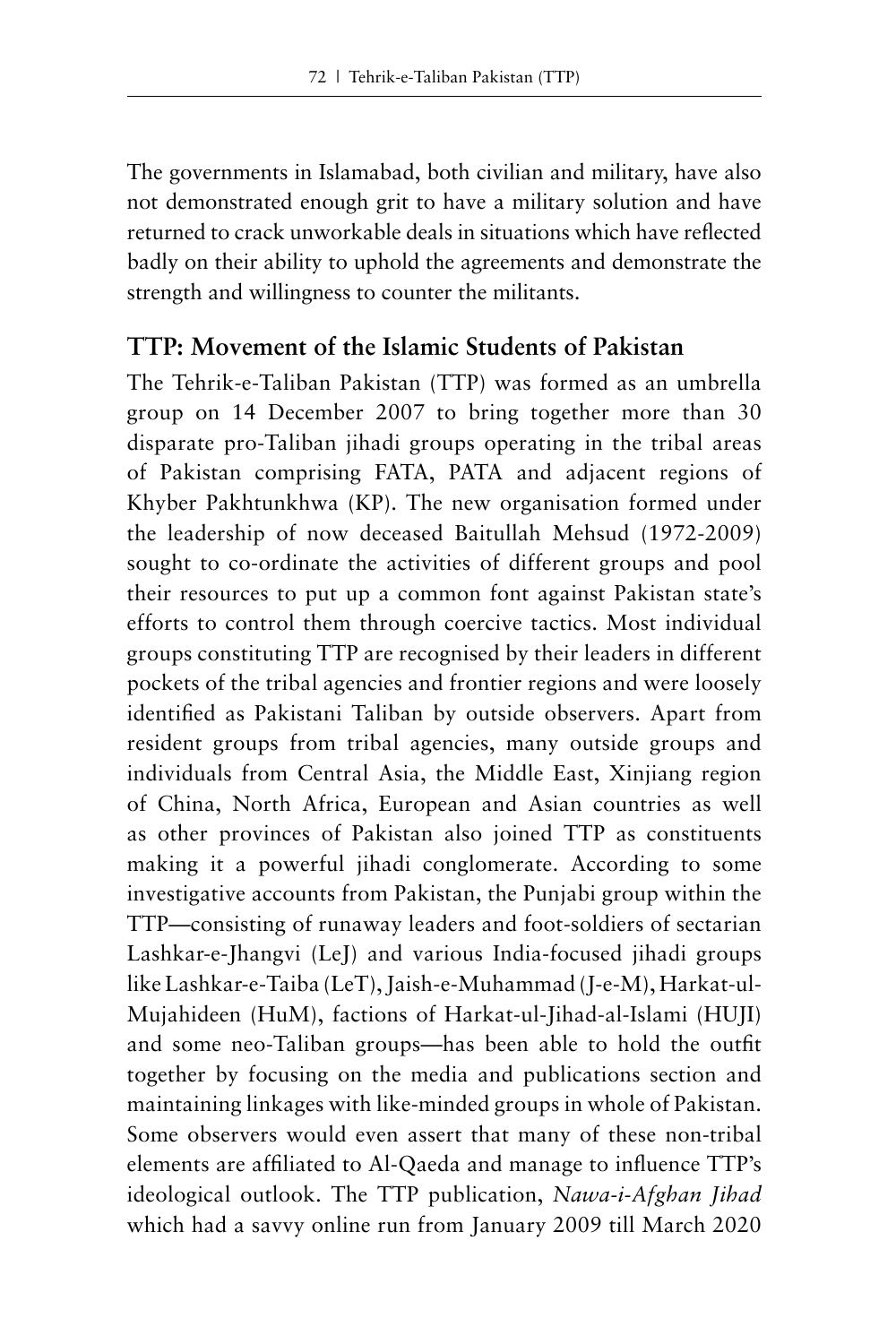The governments in Islamabad, both civilian and military, have also not demonstrated enough grit to have a military solution and have returned to crack unworkable deals in situations which have reflected badly on their ability to uphold the agreements and demonstrate the strength and willingness to counter the militants.

## TTP: Movement of the Islamic Students of Pakistan

The Tehrik-e-Taliban Pakistan (TTP) was formed as an umbrella group on 14 December 2007 to bring together more than 30 disparate pro-Taliban jihadi groups operating in the tribal areas of Pakistan comprising FATA, PATA and adjacent regions of Khyber Pakhtunkhwa (KP). The new organisation formed under the leadership of now deceased Baitullah Mehsud (1972-2009) sought to co-ordinate the activities of different groups and pool their resources to put up a common font against Pakistan state's efforts to control them through coercive tactics. Most individual groups constituting TTP are recognised by their leaders in different pockets of the tribal agencies and frontier regions and were loosely identified as Pakistani Taliban by outside observers. Apart from resident groups from tribal agencies, many outside groups and individuals from Central Asia, the Middle East, Xinjiang region of China, North Africa, European and Asian countries as well as other provinces of Pakistan also joined TTP as constituents making it a powerful jihadi conglomerate. According to some investigative accounts from Pakistan, the Punjabi group within the TTP—consisting of runaway leaders and foot-soldiers of sectarian Lashkar-e-Jhangvi (LeJ) and various India-focused jihadi groups like Lashkar-e-Taiba (LeT), Jaish-e-Muhammad (J-e-M), Harkat-ul-Mujahideen (HuM), factions of Harkat-ul-Jihad-al-Islami (HUJI) and some neo-Taliban groups—has been able to hold the outfit together by focusing on the media and publications section and maintaining linkages with like-minded groups in whole of Pakistan. Some observers would even assert that many of these non-tribal elements are affiliated to Al-Qaeda and manage to influence TTP's ideological outlook. The TTP publication, *Nawa-i-Afghan Jihad* which had a savvy online run from January 2009 till March 2020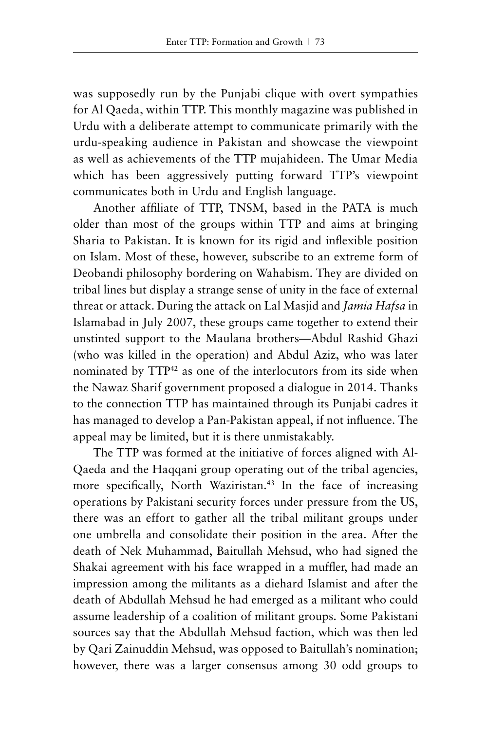was supposedly run by the Punjabi clique with overt sympathies for Al Qaeda, within TTP. This monthly magazine was published in Urdu with a deliberate attempt to communicate primarily with the urdu-speaking audience in Pakistan and showcase the viewpoint as well as achievements of the TTP mujahideen. The Umar Media which has been aggressively putting forward TTP's viewpoint communicates both in Urdu and English language.

Another affiliate of TTP, TNSM, based in the PATA is much older than most of the groups within TTP and aims at bringing Sharia to Pakistan. It is known for its rigid and inflexible position on Islam. Most of these, however, subscribe to an extreme form of Deobandi philosophy bordering on Wahabism. They are divided on tribal lines but display a strange sense of unity in the face of external threat or attack. During the attack on Lal Masjid and *Jamia Hafsa* in Islamabad in July 2007, these groups came together to extend their unstinted support to the Maulana brothers—Abdul Rashid Ghazi (who was killed in the operation) and Abdul Aziz, who was later nominated by TTP[42] as one of the interlocutors from its side when the Nawaz Sharif government proposed a dialogue in 2014. Thanks to the connection TTP has maintained through its Punjabi cadres it has managed to develop a Pan-Pakistan appeal, if not influence. The appeal may be limited, but it is there unmistakably.

The TTP was formed at the initiative of forces aligned with Al-Qaeda and the Haqqani group operating out of the tribal agencies, more specifically, North Waziristan.[43] In the face of increasing operations by Pakistani security forces under pressure from the US, there was an effort to gather all the tribal militant groups under one umbrella and consolidate their position in the area. After the death of Nek Muhammad, Baitullah Mehsud, who had signed the Shakai agreement with his face wrapped in a muffler, had made an impression among the militants as a diehard Islamist and after the death of Abdullah Mehsud he had emerged as a militant who could assume leadership of a coalition of militant groups. Some Pakistani sources say that the Abdullah Mehsud faction, which was then led by Qari Zainuddin Mehsud, was opposed to Baitullah's nomination; however, there was a larger consensus among 30 odd groups to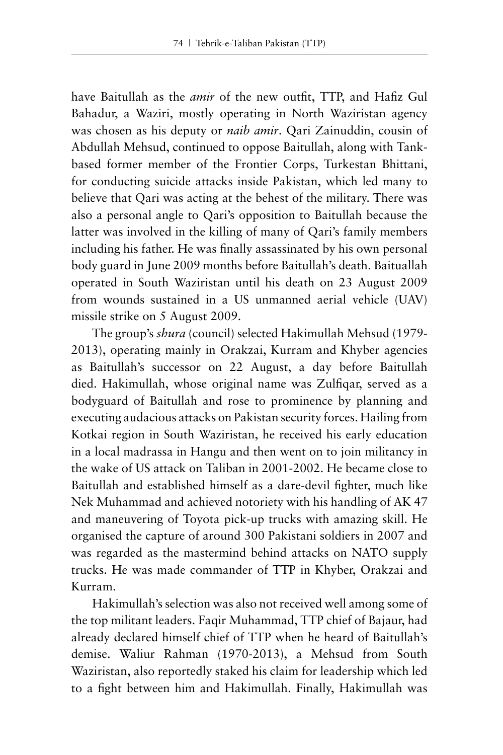have Baitullah as the *amir* of the new outfit, TTP, and Hafiz Gul Bahadur, a Waziri, mostly operating in North Waziristan agency was chosen as his deputy or *naib amir*. Qari Zainuddin, cousin of Abdullah Mehsud, continued to oppose Baitullah, along with Tank-based former member of the Frontier Corps, Turkestan Bhittani, for conducting suicide attacks inside Pakistan, which led many to believe that Qari was acting at the behest of the military. There was also a personal angle to Qari's opposition to Baitullah because the latter was involved in the killing of many of Qari's family members including his father. He was finally assassinated by his own personal body guard in June 2009 months before Baitullah's death. Baituallah operated in South Waziristan until his death on 23 August 2009 from wounds sustained in a US unmanned aerial vehicle (UAV) missile strike on 5 August 2009.

The group's *shura* (council) selected Hakimullah Mehsud (1979-2013), operating mainly in Orakzai, Kurram and Khyber agencies as Baitullah's successor on 22 August, a day before Baitullah died. Hakimullah, whose original name was Zulfiqar, served as a bodyguard of Baitullah and rose to prominence by planning and executing audacious attacks on Pakistan security forces. Hailing from Kotkai region in South Waziristan, he received his early education in a local madrassa in Hangu and then went on to join militancy in the wake of US attack on Taliban in 2001-2002. He became close to Baitullah and established himself as a dare-devil fighter, much like Nek Muhammad and achieved notoriety with his handling of AK 47 and maneuvering of Toyota pick-up trucks with amazing skill. He organised the capture of around 300 Pakistani soldiers in 2007 and was regarded as the mastermind behind attacks on NATO supply trucks. He was made commander of TTP in Khyber, Orakzai and Kurram.

Hakimullah's selection was also not received well among some of the top militant leaders. Faqir Muhammad, TTP chief of Bajaur, had already declared himself chief of TTP when he heard of Baitullah's demise. Waliur Rahman (1970-2013), a Mehsud from South Waziristan, also reportedly staked his claim for leadership which led to a fight between him and Hakimullah. Finally, Hakimullah was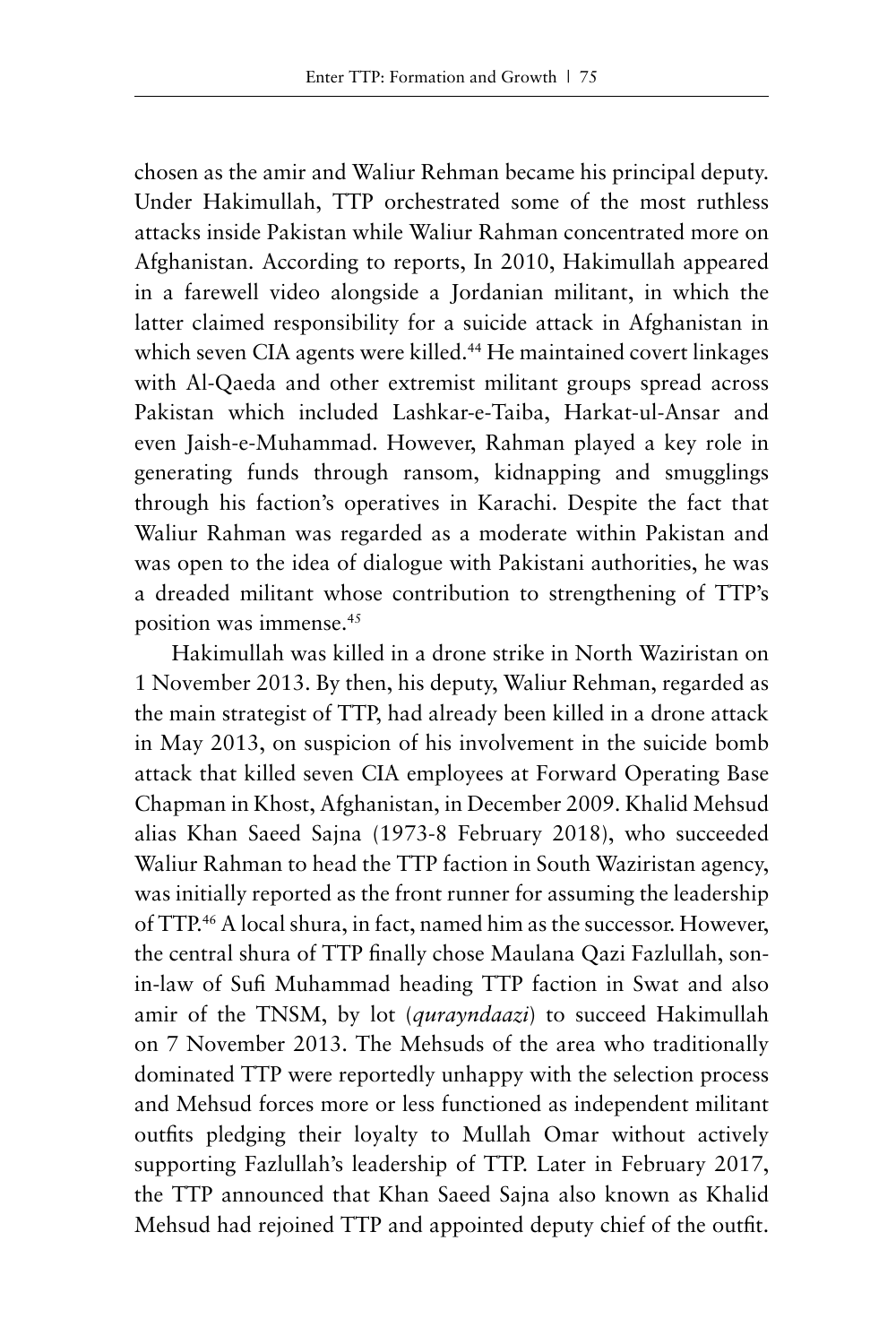chosen as the amir and Waliur Rehman became his principal deputy. Under Hakimullah, TTP orchestrated some of the most ruthless attacks inside Pakistan while Waliur Rahman concentrated more on Afghanistan. According to reports, In 2010, Hakimullah appeared in a farewell video alongside a Jordanian militant, in which the latter claimed responsibility for a suicide attack in Afghanistan in which seven CIA agents were killed.[44] He maintained covert linkages with Al-Qaeda and other extremist militant groups spread across Pakistan which included Lashkar-e-Taiba, Harkat-ul-Ansar and even Jaish-e-Muhammad. However, Rahman played a key role in generating funds through ransom, kidnapping and smugglings through his faction's operatives in Karachi. Despite the fact that Waliur Rahman was regarded as a moderate within Pakistan and was open to the idea of dialogue with Pakistani authorities, he was a dreaded militant whose contribution to strengthening of TTP's position was immense.[45]

Hakimullah was killed in a drone strike in North Waziristan on 1 November 2013. By then, his deputy, Waliur Rehman, regarded as the main strategist of TTP, had already been killed in a drone attack in May 2013, on suspicion of his involvement in the suicide bomb attack that killed seven CIA employees at Forward Operating Base Chapman in Khost, Afghanistan, in December 2009. Khalid Mehsud alias Khan Saeed Sajna (1973-8 February 2018), who succeeded Waliur Rahman to head the TTP faction in South Waziristan agency, was initially reported as the front runner for assuming the leadership of TTP.[46] A local shura, in fact, named him as the successor. However, the central shura of TTP finally chose Maulana Qazi Fazlullah, son-in-law of Sufi Muhammad heading TTP faction in Swat and also amir of the TNSM, by lot (*qurayndaazi*) to succeed Hakimullah on 7 November 2013. The Mehsuds of the area who traditionally dominated TTP were reportedly unhappy with the selection process and Mehsud forces more or less functioned as independent militant outfits pledging their loyalty to Mullah Omar without actively supporting Fazlullah's leadership of TTP. Later in February 2017, the TTP announced that Khan Saeed Sajna also known as Khalid Mehsud had rejoined TTP and appointed deputy chief of the outfit.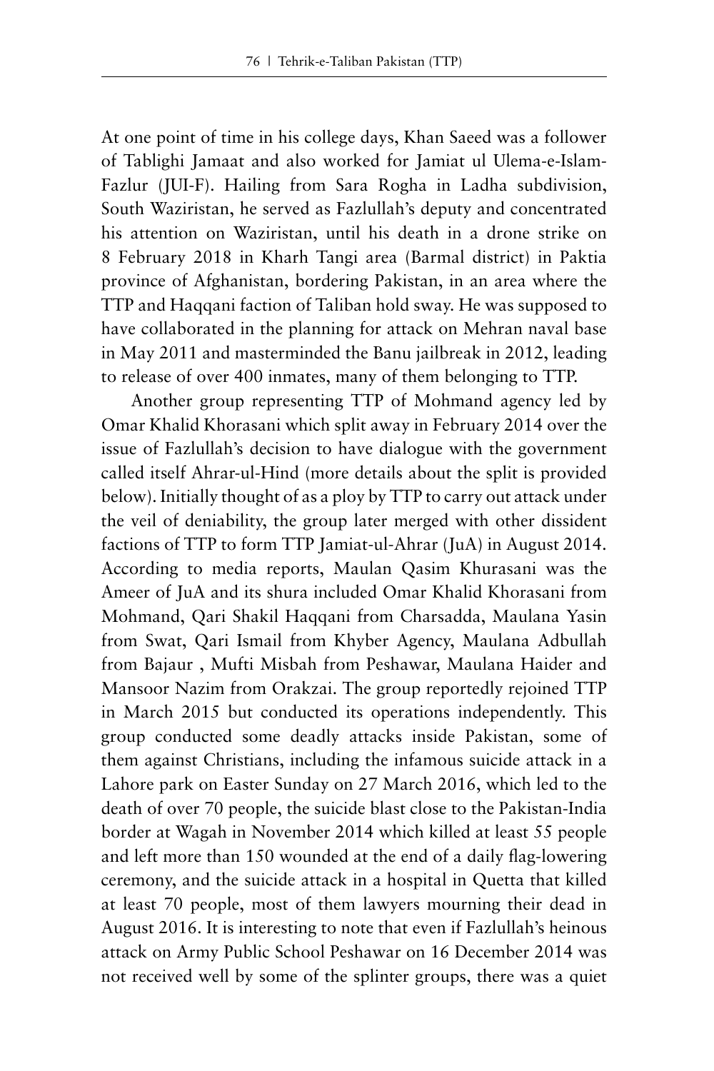At one point of time in his college days, Khan Saeed was a follower of Tablighi Jamaat and also worked for Jamiat ul Ulema-e-Islam-Fazlur (JUI-F). Hailing from Sara Rogha in Ladha subdivision, South Waziristan, he served as Fazlullah's deputy and concentrated his attention on Waziristan, until his death in a drone strike on 8 February 2018 in Kharh Tangi area (Barmal district) in Paktia province of Afghanistan, bordering Pakistan, in an area where the TTP and Haqqani faction of Taliban hold sway. He was supposed to have collaborated in the planning for attack on Mehran naval base in May 2011 and masterminded the Banu jailbreak in 2012, leading to release of over 400 inmates, many of them belonging to TTP.

Another group representing TTP of Mohmand agency led by Omar Khalid Khorasani which split away in February 2014 over the issue of Fazlullah's decision to have dialogue with the government called itself Ahrar-ul-Hind (more details about the split is provided below). Initially thought of as a ploy by TTP to carry out attack under the veil of deniability, the group later merged with other dissident factions of TTP to form TTP Jamiat-ul-Ahrar (JuA) in August 2014. According to media reports, Maulan Qasim Khurasani was the Ameer of JuA and its shura included Omar Khalid Khorasani from Mohmand, Qari Shakil Haqqani from Charsadda, Maulana Yasin from Swat, Qari Ismail from Khyber Agency, Maulana Adbullah from Bajaur , Mufti Misbah from Peshawar, Maulana Haider and Mansoor Nazim from Orakzai. The group reportedly rejoined TTP in March 2015 but conducted its operations independently. This group conducted some deadly attacks inside Pakistan, some of them against Christians, including the infamous suicide attack in a Lahore park on Easter Sunday on 27 March 2016, which led to the death of over 70 people, the suicide blast close to the Pakistan-India border at Wagah in November 2014 which killed at least 55 people and left more than 150 wounded at the end of a daily flag-lowering ceremony, and the suicide attack in a hospital in Quetta that killed at least 70 people, most of them lawyers mourning their dead in August 2016. It is interesting to note that even if Fazlullah's heinous attack on Army Public School Peshawar on 16 December 2014 was not received well by some of the splinter groups, there was a quiet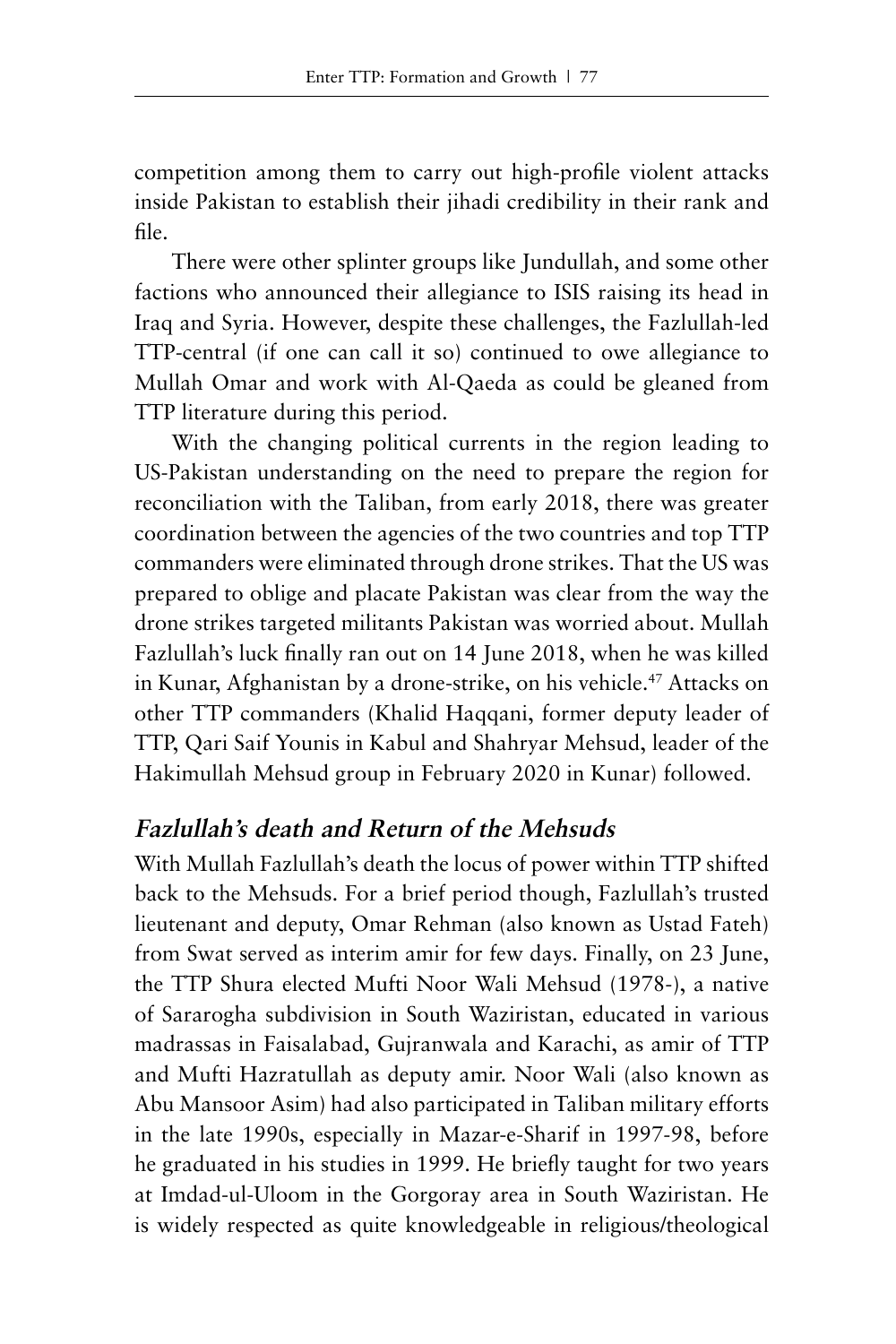competition among them to carry out high-profile violent attacks inside Pakistan to establish their jihadi credibility in their rank and file.

There were other splinter groups like Jundullah, and some other factions who announced their allegiance to ISIS raising its head in Iraq and Syria. However, despite these challenges, the Fazlullah-led TTP-central (if one can call it so) continued to owe allegiance to Mullah Omar and work with Al-Qaeda as could be gleaned from TTP literature during this period.

With the changing political currents in the region leading to US-Pakistan understanding on the need to prepare the region for reconciliation with the Taliban, from early 2018, there was greater coordination between the agencies of the two countries and top TTP commanders were eliminated through drone strikes. That the US was prepared to oblige and placate Pakistan was clear from the way the drone strikes targeted militants Pakistan was worried about. Mullah Fazlullah's luck finally ran out on 14 June 2018, when he was killed in Kunar, Afghanistan by a drone-strike, on his vehicle.[47] Attacks on other TTP commanders (Khalid Haqqani, former deputy leader of TTP, Qari Saif Younis in Kabul and Shahryar Mehsud, leader of the Hakimullah Mehsud group in February 2020 in Kunar) followed.

## *Fazlullah's death and Return of the Mehsuds*

With Mullah Fazlullah's death the locus of power within TTP shifted back to the Mehsuds. For a brief period though, Fazlullah's trusted lieutenant and deputy, Omar Rehman (also known as Ustad Fateh) from Swat served as interim amir for few days. Finally, on 23 June, the TTP Shura elected Mufti Noor Wali Mehsud (1978-), a native of Sararogha subdivision in South Waziristan, educated in various madrassas in Faisalabad, Gujranwala and Karachi, as amir of TTP and Mufti Hazratullah as deputy amir. Noor Wali (also known as Abu Mansoor Asim) had also participated in Taliban military efforts in the late 1990s, especially in Mazar-e-Sharif in 1997-98, before he graduated in his studies in 1999. He briefly taught for two years at Imdad-ul-Uloom in the Gorgoray area in South Waziristan. He is widely respected as quite knowledgeable in religious/theological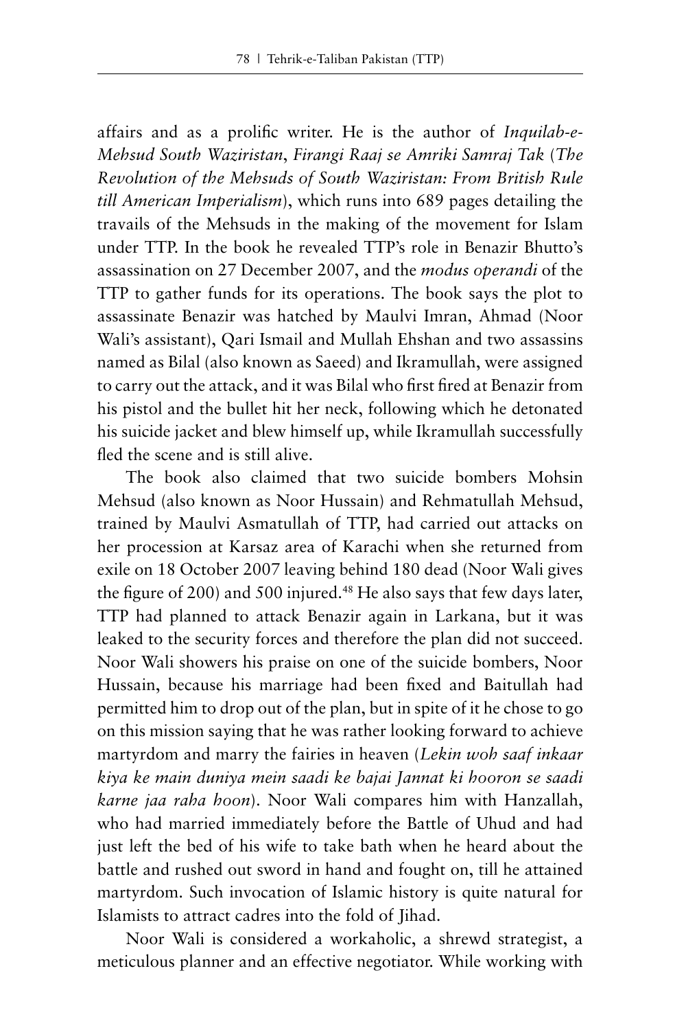affairs and as a prolific writer. He is the author of *Inquilab-e-Mehsud South Waziristan, Firangi Raaj se Amriki Samraj Tak* (*The Revolution of the Mehsuds of South Waziristan: From British Rule till American Imperialism*), which runs into 689 pages detailing the travails of the Mehsuds in the making of the movement for Islam under TTP. In the book he revealed TTP's role in Benazir Bhutto's assassination on 27 December 2007, and the *modus operandi* of the TTP to gather funds for its operations. The book says the plot to assassinate Benazir was hatched by Maulvi Imran, Ahmad (Noor Wali's assistant), Qari Ismail and Mullah Ehshan and two assassins named as Bilal (also known as Saeed) and Ikramullah, were assigned to carry out the attack, and it was Bilal who first fired at Benazir from his pistol and the bullet hit her neck, following which he detonated his suicide jacket and blew himself up, while Ikramullah successfully fled the scene and is still alive.

The book also claimed that two suicide bombers Mohsin Mehsud (also known as Noor Hussain) and Rehmatullah Mehsud, trained by Maulvi Asmatullah of TTP, had carried out attacks on her procession at Karsaz area of Karachi when she returned from exile on 18 October 2007 leaving behind 180 dead (Noor Wali gives the figure of 200) and 500 injured.[48] He also says that few days later, TTP had planned to attack Benazir again in Larkana, but it was leaked to the security forces and therefore the plan did not succeed. Noor Wali showers his praise on one of the suicide bombers, Noor Hussain, because his marriage had been fixed and Baitullah had permitted him to drop out of the plan, but in spite of it he chose to go on this mission saying that he was rather looking forward to achieve martyrdom and marry the fairies in heaven (*Lekin woh saaf inkaar kiya ke main duniya mein saadi ke bajai Jannat ki hooron se saadi karne jaa raha hoon*). Noor Wali compares him with Hanzallah, who had married immediately before the Battle of Uhud and had just left the bed of his wife to take bath when he heard about the battle and rushed out sword in hand and fought on, till he attained martyrdom. Such invocation of Islamic history is quite natural for Islamists to attract cadres into the fold of Jihad.

Noor Wali is considered a workaholic, a shrewd strategist, a meticulous planner and an effective negotiator. While working with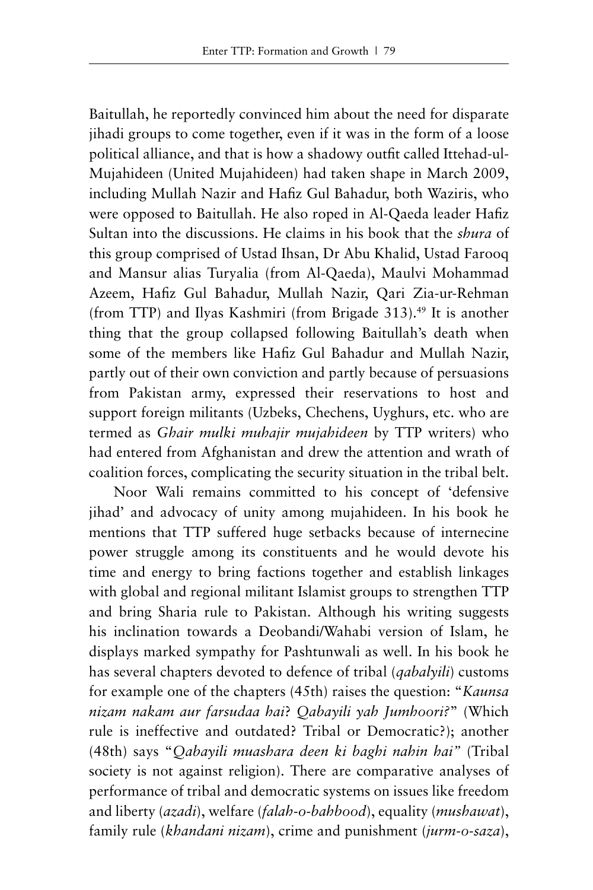Baitullah, he reportedly convinced him about the need for disparate jihadi groups to come together, even if it was in the form of a loose political alliance, and that is how a shadowy outfit called Ittehad-ul-Mujahideen (United Mujahideen) had taken shape in March 2009, including Mullah Nazir and Hafiz Gul Bahadur, both Waziris, who were opposed to Baitullah. He also roped in Al-Qaeda leader Hafiz Sultan into the discussions. He claims in his book that the *shura* of this group comprised of Ustad Ihsan, Dr Abu Khalid, Ustad Farooq and Mansur alias Turyalia (from Al-Qaeda), Maulvi Mohammad Azeem, Hafiz Gul Bahadur, Mullah Nazir, Qari Zia-ur-Rehman (from TTP) and Ilyas Kashmiri (from Brigade 313).[49] It is another thing that the group collapsed following Baitullah's death when some of the members like Hafiz Gul Bahadur and Mullah Nazir, partly out of their own conviction and partly because of persuasions from Pakistan army, expressed their reservations to host and support foreign militants (Uzbeks, Chechens, Uyghurs, etc. who are termed as *Ghair mulki muhajir mujahideen* by TTP writers) who had entered from Afghanistan and drew the attention and wrath of coalition forces, complicating the security situation in the tribal belt.

Noor Wali remains committed to his concept of 'defensive jihad' and advocacy of unity among mujahideen. In his book he mentions that TTP suffered huge setbacks because of internecine power struggle among its constituents and he would devote his time and energy to bring factions together and establish linkages with global and regional militant Islamist groups to strengthen TTP and bring Sharia rule to Pakistan. Although his writing suggests his inclination towards a Deobandi/Wahabi version of Islam, he displays marked sympathy for Pashtunwali as well. In his book he has several chapters devoted to defence of tribal (*qabalyili*) customs for example one of the chapters (45th) raises the question: "*Kaunsa nizam nakam aur farsudaa hai*? *Qabayili yah Jumhoori?*" (Which rule is ineffective and outdated? Tribal or Democratic?); another (48th) says "*Qabayili muashara deen ki baghi nahin hai"* (Tribal society is not against religion). There are comparative analyses of performance of tribal and democratic systems on issues like freedom and liberty (*azadi*), welfare (*falah-o-bahbood*), equality (*mushawat*), family rule (*khandani nizam*), crime and punishment (*jurm-o-saza*),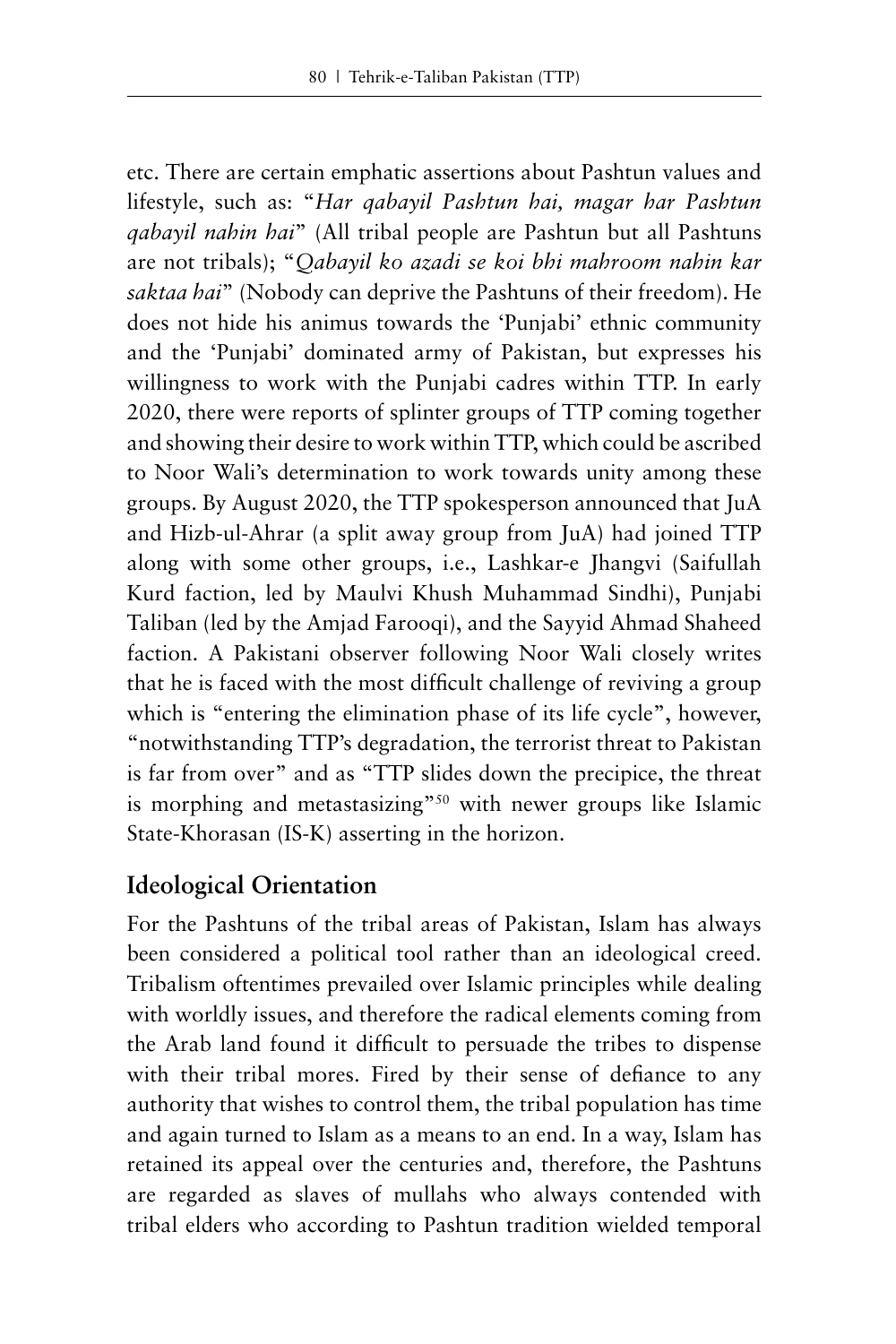etc. There are certain emphatic assertions about Pashtun values and lifestyle, such as: "*Har qabayil Pashtun hai, magar har Pashtun qabayil nahin hai*" (All tribal people are Pashtun but all Pashtuns are not tribals); "*Qabayil ko azadi se koi bhi mahroom nahin kar saktaa hai*" (Nobody can deprive the Pashtuns of their freedom). He does not hide his animus towards the 'Punjabi' ethnic community and the 'Punjabi' dominated army of Pakistan, but expresses his willingness to work with the Punjabi cadres within TTP. In early 2020, there were reports of splinter groups of TTP coming together and showing their desire to work within TTP, which could be ascribed to Noor Wali's determination to work towards unity among these groups. By August 2020, the TTP spokesperson announced that JuA and Hizb-ul-Ahrar (a split away group from JuA) had joined TTP along with some other groups, i.e., Lashkar-e Jhangvi (Saifullah Kurd faction, led by Maulvi Khush Muhammad Sindhi), Punjabi Taliban (led by the Amjad Farooqi), and the Sayyid Ahmad Shaheed faction. A Pakistani observer following Noor Wali closely writes that he is faced with the most difficult challenge of reviving a group which is "entering the elimination phase of its life cycle", however, "notwithstanding TTP's degradation, the terrorist threat to Pakistan is far from over" and as "TTP slides down the precipice, the threat is morphing and metastasizing"[50] with newer groups like Islamic State-Khorasan (IS-K) asserting in the horizon.

## Ideological Orientation

For the Pashtuns of the tribal areas of Pakistan, Islam has always been considered a political tool rather than an ideological creed. Tribalism oftentimes prevailed over Islamic principles while dealing with worldly issues, and therefore the radical elements coming from the Arab land found it difficult to persuade the tribes to dispense with their tribal mores. Fired by their sense of defiance to any authority that wishes to control them, the tribal population has time and again turned to Islam as a means to an end. In a way, Islam has retained its appeal over the centuries and, therefore, the Pashtuns are regarded as slaves of mullahs who always contended with tribal elders who according to Pashtun tradition wielded temporal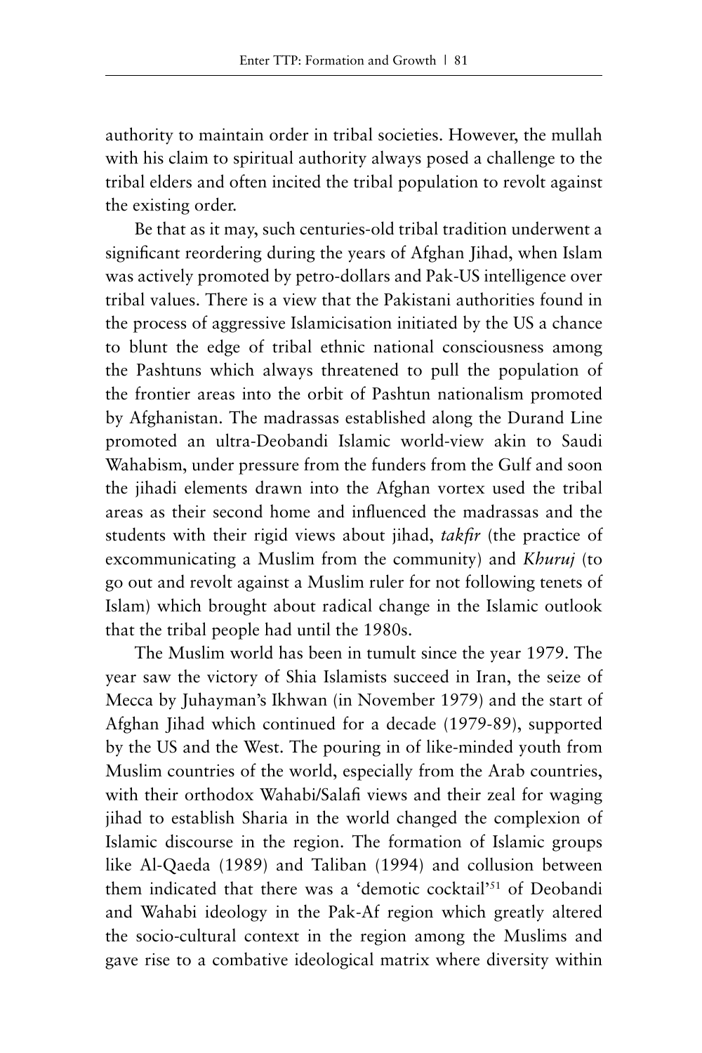authority to maintain order in tribal societies. However, the mullah with his claim to spiritual authority always posed a challenge to the tribal elders and often incited the tribal population to revolt against the existing order.

Be that as it may, such centuries-old tribal tradition underwent a significant reordering during the years of Afghan Jihad, when Islam was actively promoted by petro-dollars and Pak-US intelligence over tribal values. There is a view that the Pakistani authorities found in the process of aggressive Islamicisation initiated by the US a chance to blunt the edge of tribal ethnic national consciousness among the Pashtuns which always threatened to pull the population of the frontier areas into the orbit of Pashtun nationalism promoted by Afghanistan. The madrassas established along the Durand Line promoted an ultra-Deobandi Islamic world-view akin to Saudi Wahabism, under pressure from the funders from the Gulf and soon the jihadi elements drawn into the Afghan vortex used the tribal areas as their second home and influenced the madrassas and the students with their rigid views about jihad, *takfir* (the practice of excommunicating a Muslim from the community) and *Khuruj* (to go out and revolt against a Muslim ruler for not following tenets of Islam) which brought about radical change in the Islamic outlook that the tribal people had until the 1980s.

The Muslim world has been in tumult since the year 1979. The year saw the victory of Shia Islamists succeed in Iran, the seize of Mecca by Juhayman's Ikhwan (in November 1979) and the start of Afghan Jihad which continued for a decade (1979-89), supported by the US and the West. The pouring in of like-minded youth from Muslim countries of the world, especially from the Arab countries, with their orthodox Wahabi/Salafi views and their zeal for waging jihad to establish Sharia in the world changed the complexion of Islamic discourse in the region. The formation of Islamic groups like Al-Qaeda (1989) and Taliban (1994) and collusion between them indicated that there was a 'demotic cocktail'[51] of Deobandi and Wahabi ideology in the Pak-Af region which greatly altered the socio-cultural context in the region among the Muslims and gave rise to a combative ideological matrix where diversity within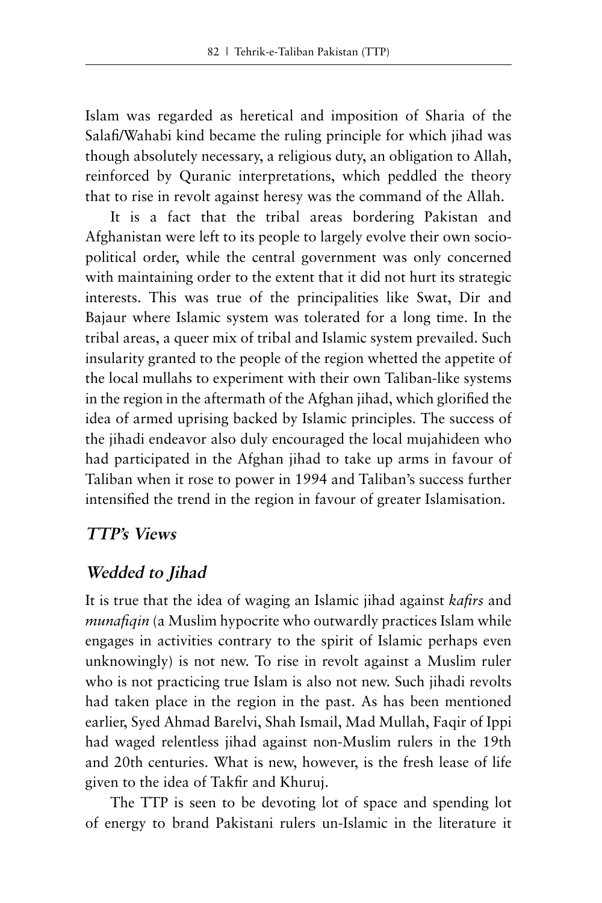Islam was regarded as heretical and imposition of Sharia of the Salafi/Wahabi kind became the ruling principle for which jihad was though absolutely necessary, a religious duty, an obligation to Allah, reinforced by Quranic interpretations, which peddled the theory that to rise in revolt against heresy was the command of the Allah.

It is a fact that the tribal areas bordering Pakistan and Afghanistan were left to its people to largely evolve their own socio-political order, while the central government was only concerned with maintaining order to the extent that it did not hurt its strategic interests. This was true of the principalities like Swat, Dir and Bajaur where Islamic system was tolerated for a long time. In the tribal areas, a queer mix of tribal and Islamic system prevailed. Such insularity granted to the people of the region whetted the appetite of the local mullahs to experiment with their own Taliban-like systems in the region in the aftermath of the Afghan jihad, which glorified the idea of armed uprising backed by Islamic principles. The success of the jihadi endeavor also duly encouraged the local mujahideen who had participated in the Afghan jihad to take up arms in favour of Taliban when it rose to power in 1994 and Taliban's success further intensified the trend in the region in favour of greater Islamisation.

## *TTP's Views*

### *Wedded to Jihad*

It is true that the idea of waging an Islamic jihad against *kafirs* and *munafiqin* (a Muslim hypocrite who outwardly practices Islam while engages in activities contrary to the spirit of Islamic perhaps even unknowingly) is not new. To rise in revolt against a Muslim ruler who is not practicing true Islam is also not new. Such jihadi revolts had taken place in the region in the past. As has been mentioned earlier, Syed Ahmad Barelvi, Shah Ismail, Mad Mullah, Faqir of Ippi had waged relentless jihad against non-Muslim rulers in the 19th and 20th centuries. What is new, however, is the fresh lease of life given to the idea of Takfir and Khuruj.

The TTP is seen to be devoting lot of space and spending lot of energy to brand Pakistani rulers un-Islamic in the literature it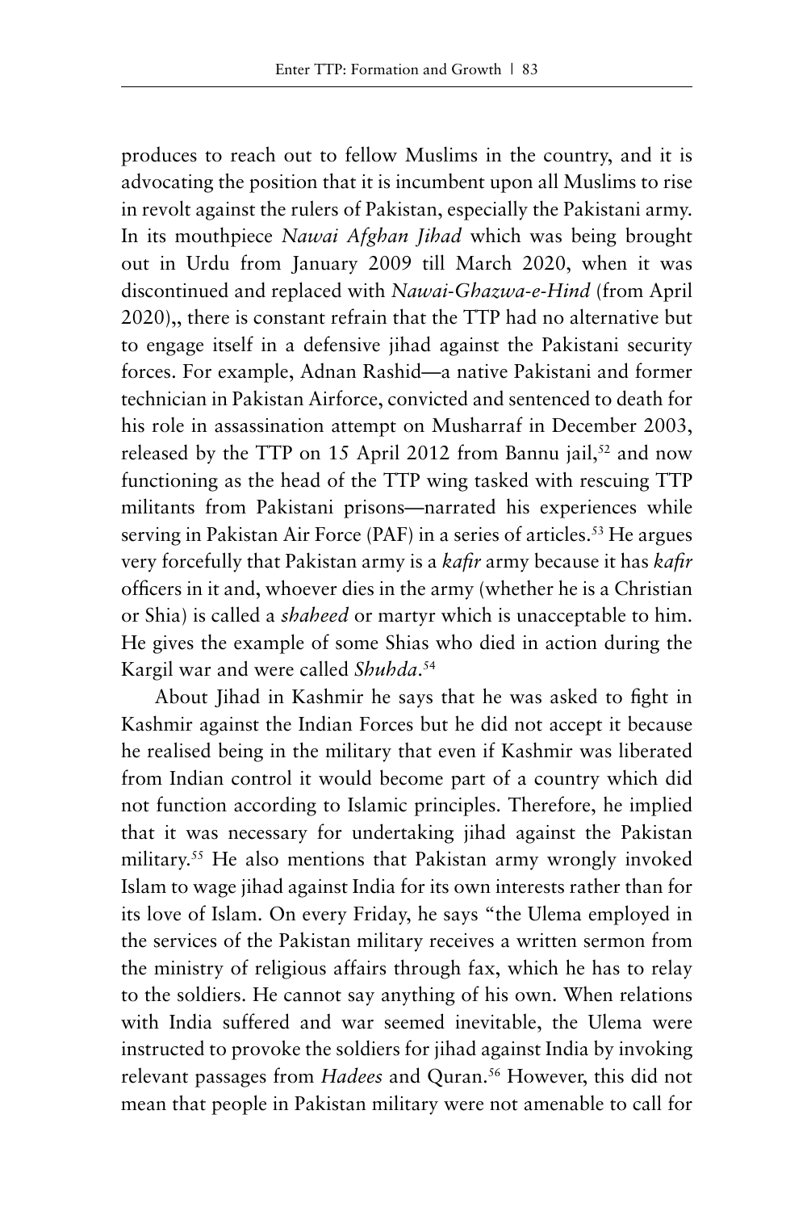produces to reach out to fellow Muslims in the country, and it is advocating the position that it is incumbent upon all Muslims to rise in revolt against the rulers of Pakistan, especially the Pakistani army. In its mouthpiece *Nawai Afghan Jihad* which was being brought out in Urdu from January 2009 till March 2020, when it was discontinued and replaced with *Nawai-Ghazwa-e-Hind* (from April 2020),, there is constant refrain that the TTP had no alternative but to engage itself in a defensive jihad against the Pakistani security forces. For example, Adnan Rashid—a native Pakistani and former technician in Pakistan Airforce, convicted and sentenced to death for his role in assassination attempt on Musharraf in December 2003, released by the TTP on 15 April 2012 from Bannu jail,[52] and now functioning as the head of the TTP wing tasked with rescuing TTP militants from Pakistani prisons—narrated his experiences while serving in Pakistan Air Force (PAF) in a series of articles.[53] He argues very forcefully that Pakistan army is a *kafir* army because it has *kafir* officers in it and, whoever dies in the army (whether he is a Christian or Shia) is called a *shaheed* or martyr which is unacceptable to him. He gives the example of some Shias who died in action during the Kargil war and were called *Shuhda*.[54]

About Jihad in Kashmir he says that he was asked to fight in Kashmir against the Indian Forces but he did not accept it because he realised being in the military that even if Kashmir was liberated from Indian control it would become part of a country which did not function according to Islamic principles. Therefore, he implied that it was necessary for undertaking jihad against the Pakistan military.[55] He also mentions that Pakistan army wrongly invoked Islam to wage jihad against India for its own interests rather than for its love of Islam. On every Friday, he says "the Ulema employed in the services of the Pakistan military receives a written sermon from the ministry of religious affairs through fax, which he has to relay to the soldiers. He cannot say anything of his own. When relations with India suffered and war seemed inevitable, the Ulema were instructed to provoke the soldiers for jihad against India by invoking relevant passages from *Hadees* and Quran.[56] However, this did not mean that people in Pakistan military were not amenable to call for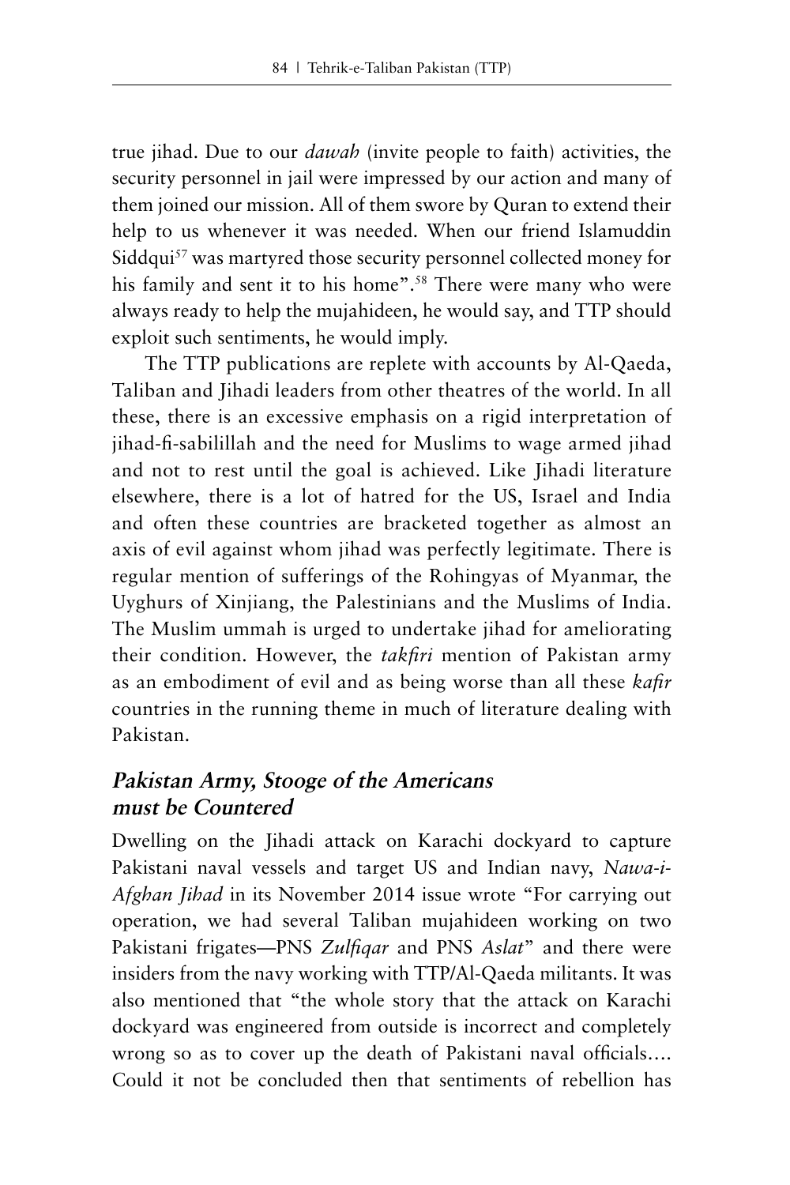true jihad. Due to our *dawah* (invite people to faith) activities, the security personnel in jail were impressed by our action and many of them joined our mission. All of them swore by Quran to extend their help to us whenever it was needed. When our friend Islamuddin Siddqui[57] was martyred those security personnel collected money for his family and sent it to his home".[58] There were many who were always ready to help the mujahideen, he would say, and TTP should exploit such sentiments, he would imply.

The TTP publications are replete with accounts by Al-Qaeda, Taliban and Jihadi leaders from other theatres of the world. In all these, there is an excessive emphasis on a rigid interpretation of jihad-fi-sabilillah and the need for Muslims to wage armed jihad and not to rest until the goal is achieved. Like Jihadi literature elsewhere, there is a lot of hatred for the US, Israel and India and often these countries are bracketed together as almost an axis of evil against whom jihad was perfectly legitimate. There is regular mention of sufferings of the Rohingyas of Myanmar, the Uyghurs of Xinjiang, the Palestinians and the Muslims of India. The Muslim ummah is urged to undertake jihad for ameliorating their condition. However, the *takfiri* mention of Pakistan army as an embodiment of evil and as being worse than all these *kafir* countries in the running theme in much of literature dealing with Pakistan.

## *Pakistan Army, Stooge of the Americans must be Countered*

Dwelling on the Jihadi attack on Karachi dockyard to capture Pakistani naval vessels and target US and Indian navy, *Nawa-i-Afghan Jihad* in its November 2014 issue wrote "For carrying out operation, we had several Taliban mujahideen working on two Pakistani frigates—PNS *Zulfiqar* and PNS *Aslat*" and there were insiders from the navy working with TTP/Al-Qaeda militants. It was also mentioned that "the whole story that the attack on Karachi dockyard was engineered from outside is incorrect and completely wrong so as to cover up the death of Pakistani naval officials…. Could it not be concluded then that sentiments of rebellion has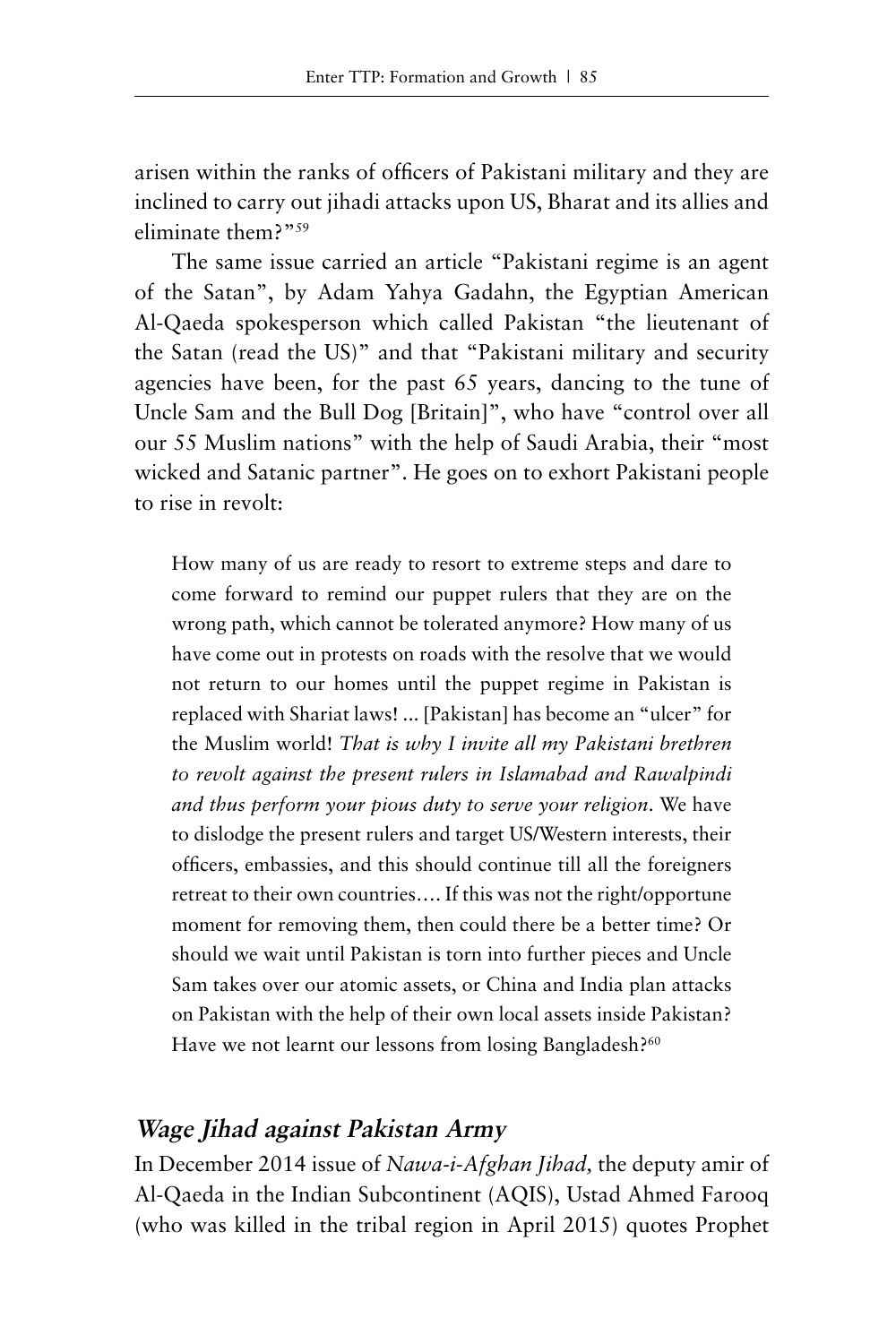arisen within the ranks of officers of Pakistani military and they are inclined to carry out jihadi attacks upon US, Bharat and its allies and eliminate them?"[59]

The same issue carried an article "Pakistani regime is an agent of the Satan", by Adam Yahya Gadahn, the Egyptian American Al-Qaeda spokesperson which called Pakistan "the lieutenant of the Satan (read the US)" and that "Pakistani military and security agencies have been, for the past 65 years, dancing to the tune of Uncle Sam and the Bull Dog [Britain]", who have "control over all our 55 Muslim nations" with the help of Saudi Arabia, their "most wicked and Satanic partner". He goes on to exhort Pakistani people to rise in revolt:

> How many of us are ready to resort to extreme steps and dare to come forward to remind our puppet rulers that they are on the wrong path, which cannot be tolerated anymore? How many of us have come out in protests on roads with the resolve that we would not return to our homes until the puppet regime in Pakistan is replaced with Shariat laws! ... [Pakistan] has become an "ulcer" for the Muslim world! *That is why I invite all my Pakistani brethren to revolt against the present rulers in Islamabad and Rawalpindi and thus perform your pious duty to serve your religion*. We have to dislodge the present rulers and target US/Western interests, their officers, embassies, and this should continue till all the foreigners retreat to their own countries.... If this was not the right/opportune moment for removing them, then could there be a better time? Or should we wait until Pakistan is torn into further pieces and Uncle Sam takes over our atomic assets, or China and India plan attacks on Pakistan with the help of their own local assets inside Pakistan? Have we not learnt our lessons from losing Bangladesh?[60]

## *Wage Jihad against Pakistan Army*

In December 2014 issue of *Nawa-i-Afghan Jihad*, the deputy amir of Al-Qaeda in the Indian Subcontinent (AQIS), Ustad Ahmed Farooq (who was killed in the tribal region in April 2015) quotes Prophet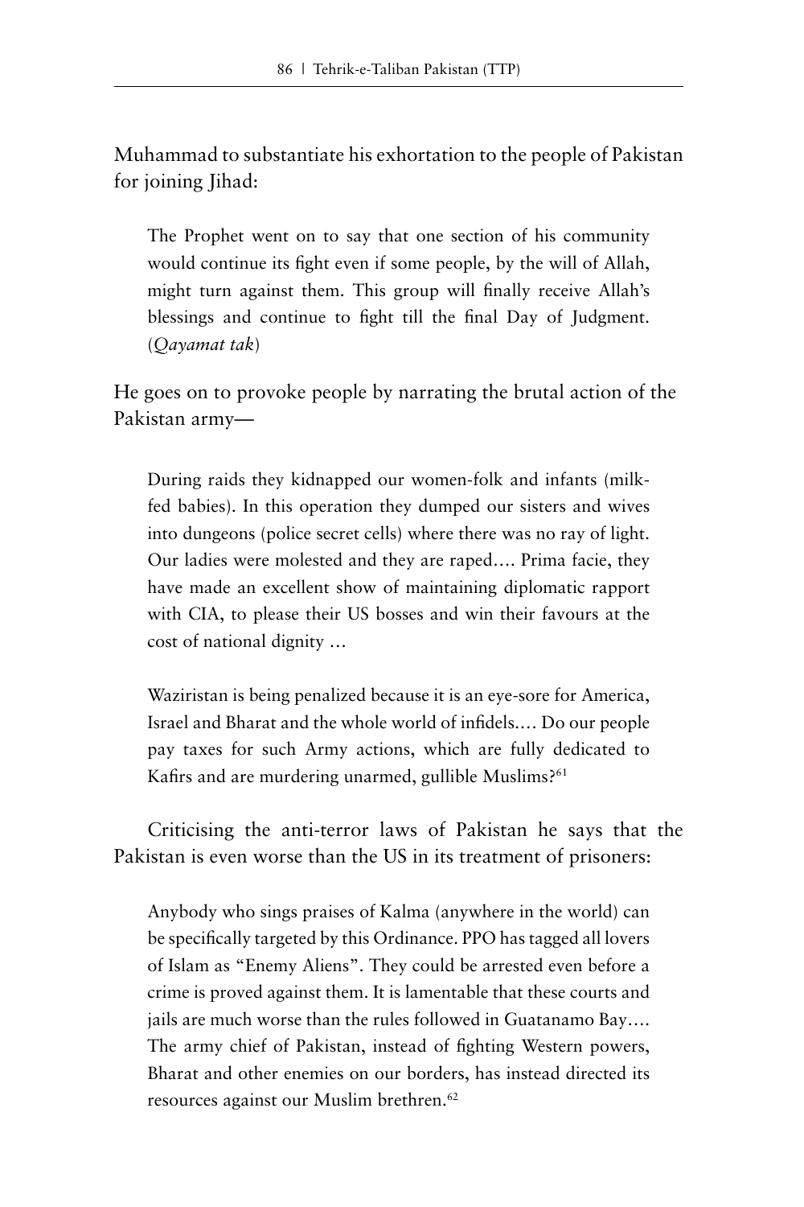Muhammad to substantiate his exhortation to the people of Pakistan for joining Jihad:

> The Prophet went on to say that one section of his community would continue its fight even if some people, by the will of Allah, might turn against them. This group will finally receive Allah's blessings and continue to fight till the final Day of Judgment. (*Qayamat tak*)

He goes on to provoke people by narrating the brutal action of the Pakistan army—

> During raids they kidnapped our women-folk and infants (milk-fed babies). In this operation they dumped our sisters and wives into dungeons (police secret cells) where there was no ray of light. Our ladies were molested and they are raped.... Prima facie, they have made an excellent show of maintaining diplomatic rapport with CIA, to please their US bosses and win their favours at the cost of national dignity ...
>
> Waziristan is being penalized because it is an eye-sore for America, Israel and Bharat and the whole world of infidels.... Do our people pay taxes for such Army actions, which are fully dedicated to Kafirs and are murdering unarmed, gullible Muslims?[61]

Criticising the anti-terror laws of Pakistan he says that the Pakistan is even worse than the US in its treatment of prisoners:

> Anybody who sings praises of Kalma (anywhere in the world) can be specifically targeted by this Ordinance. PPO has tagged all lovers of Islam as "Enemy Aliens". They could be arrested even before a crime is proved against them. It is lamentable that these courts and jails are much worse than the rules followed in Guatanamo Bay.... The army chief of Pakistan, instead of fighting Western powers, Bharat and other enemies on our borders, has instead directed its resources against our Muslim brethren.[62]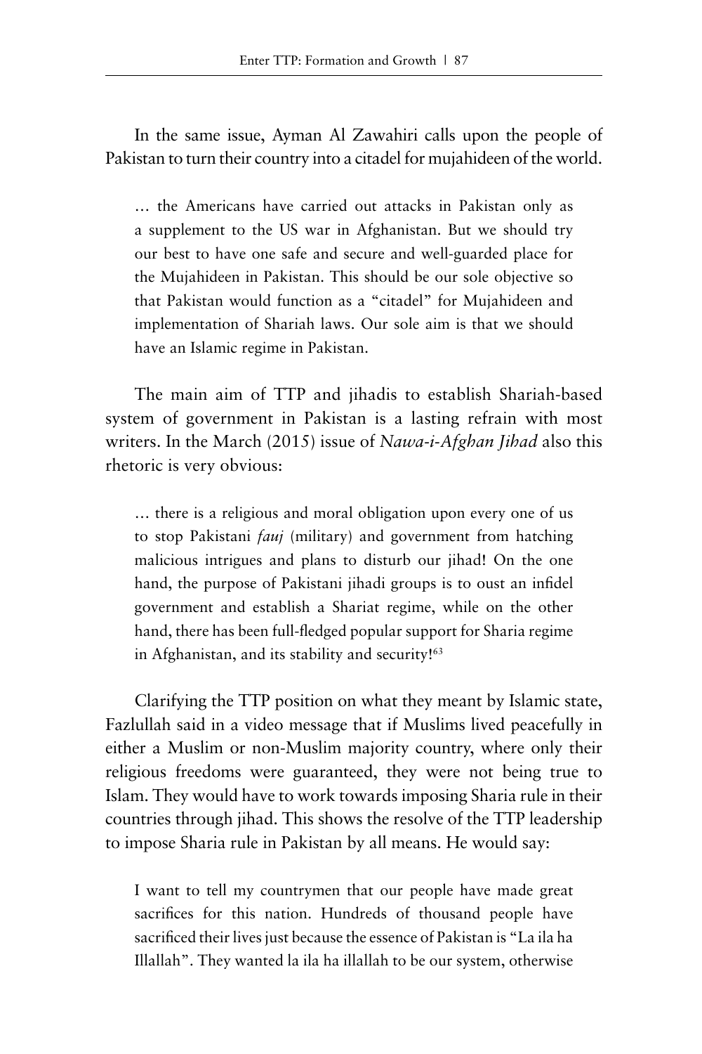In the same issue, Ayman Al Zawahiri calls upon the people of Pakistan to turn their country into a citadel for mujahideen of the world.

> … the Americans have carried out attacks in Pakistan only as a supplement to the US war in Afghanistan. But we should try our best to have one safe and secure and well-guarded place for the Mujahideen in Pakistan. This should be our sole objective so that Pakistan would function as a "citadel" for Mujahideen and implementation of Shariah laws. Our sole aim is that we should have an Islamic regime in Pakistan.

The main aim of TTP and jihadis to establish Shariah-based system of government in Pakistan is a lasting refrain with most writers. In the March (2015) issue of *Nawa-i-Afghan Jihad* also this rhetoric is very obvious:

> … there is a religious and moral obligation upon every one of us to stop Pakistani *fauj* (military) and government from hatching malicious intrigues and plans to disturb our jihad! On the one hand, the purpose of Pakistani jihadi groups is to oust an infidel government and establish a Shariat regime, while on the other hand, there has been full-fledged popular support for Sharia regime in Afghanistan, and its stability and security![63]

Clarifying the TTP position on what they meant by Islamic state, Fazlullah said in a video message that if Muslims lived peacefully in either a Muslim or non-Muslim majority country, where only their religious freedoms were guaranteed, they were not being true to Islam. They would have to work towards imposing Sharia rule in their countries through jihad. This shows the resolve of the TTP leadership to impose Sharia rule in Pakistan by all means. He would say:

> I want to tell my countrymen that our people have made great sacrifices for this nation. Hundreds of thousand people have sacrificed their lives just because the essence of Pakistan is "La ila ha Illallah". They wanted la ila ha illallah to be our system, otherwise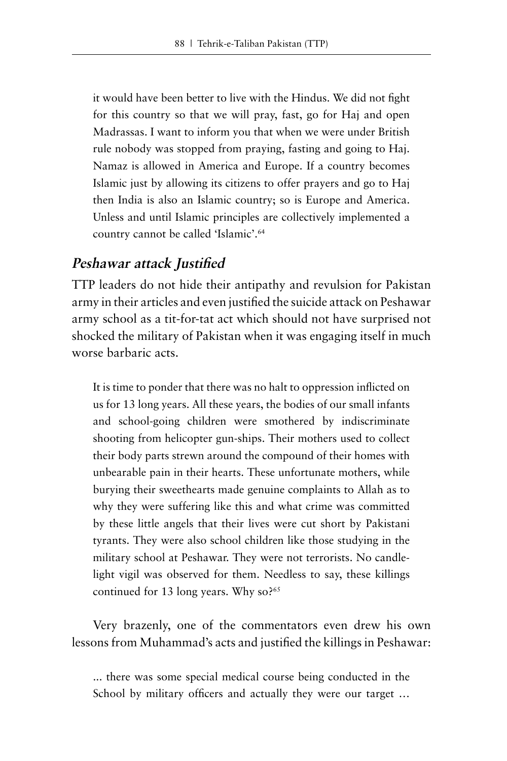> it would have been better to live with the Hindus. We did not fight for this country so that we will pray, fast, go for Haj and open Madrassas. I want to inform you that when we were under British rule nobody was stopped from praying, fasting and going to Haj. Namaz is allowed in America and Europe. If a country becomes Islamic just by allowing its citizens to offer prayers and go to Haj then India is also an Islamic country; so is Europe and America. Unless and until Islamic principles are collectively implemented a country cannot be called 'Islamic'.[64]

## *Peshawar attack Justified*

TTP leaders do not hide their antipathy and revulsion for Pakistan army in their articles and even justified the suicide attack on Peshawar army school as a tit-for-tat act which should not have surprised not shocked the military of Pakistan when it was engaging itself in much worse barbaric acts.

> It is time to ponder that there was no halt to oppression inflicted on us for 13 long years. All these years, the bodies of our small infants and school-going children were smothered by indiscriminate shooting from helicopter gun-ships. Their mothers used to collect their body parts strewn around the compound of their homes with unbearable pain in their hearts. These unfortunate mothers, while burying their sweethearts made genuine complaints to Allah as to why they were suffering like this and what crime was committed by these little angels that their lives were cut short by Pakistani tyrants. They were also school children like those studying in the military school at Peshawar. They were not terrorists. No candle-light vigil was observed for them. Needless to say, these killings continued for 13 long years. Why so?[65]

Very brazenly, one of the commentators even drew his own lessons from Muhammad's acts and justified the killings in Peshawar:

> ... there was some special medical course being conducted in the School by military officers and actually they were our target ...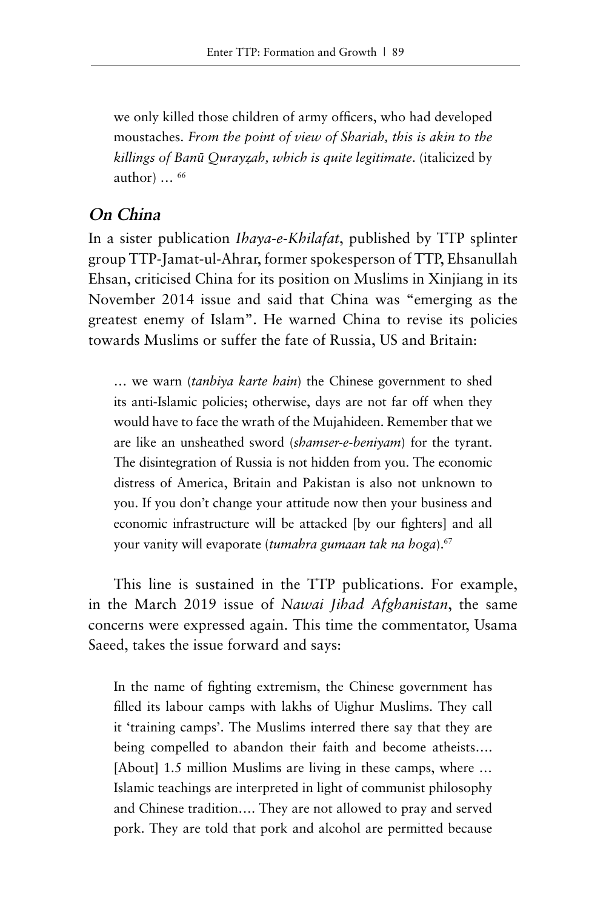> we only killed those children of army officers, who had developed moustaches. *From the point of view of Shariah, this is akin to the killings of Banū Qurayẓah, which is quite legitimate.* (italicized by author) … [66]

## *On China*

In a sister publication *Ihaya-e-Khilafat*, published by TTP splinter group TTP-Jamat-ul-Ahrar, former spokesperson of TTP, Ehsanullah Ehsan, criticised China for its position on Muslims in Xinjiang in its November 2014 issue and said that China was "emerging as the greatest enemy of Islam". He warned China to revise its policies towards Muslims or suffer the fate of Russia, US and Britain:

> … we warn (*tanbiya karte hain*) the Chinese government to shed its anti-Islamic policies; otherwise, days are not far off when they would have to face the wrath of the Mujahideen. Remember that we are like an unsheathed sword (*shamser-e-beniyam*) for the tyrant. The disintegration of Russia is not hidden from you. The economic distress of America, Britain and Pakistan is also not unknown to you. If you don't change your attitude now then your business and economic infrastructure will be attacked [by our fighters] and all your vanity will evaporate (*tumahra gumaan tak na hoga*).[67]

This line is sustained in the TTP publications. For example, in the March 2019 issue of *Nawai Jihad Afghanistan*, the same concerns were expressed again. This time the commentator, Usama Saeed, takes the issue forward and says:

> In the name of fighting extremism, the Chinese government has filled its labour camps with lakhs of Uighur Muslims. They call it 'training camps'. The Muslims interred there say that they are being compelled to abandon their faith and become atheists…. [About] 1.5 million Muslims are living in these camps, where … Islamic teachings are interpreted in light of communist philosophy and Chinese tradition…. They are not allowed to pray and served pork. They are told that pork and alcohol are permitted because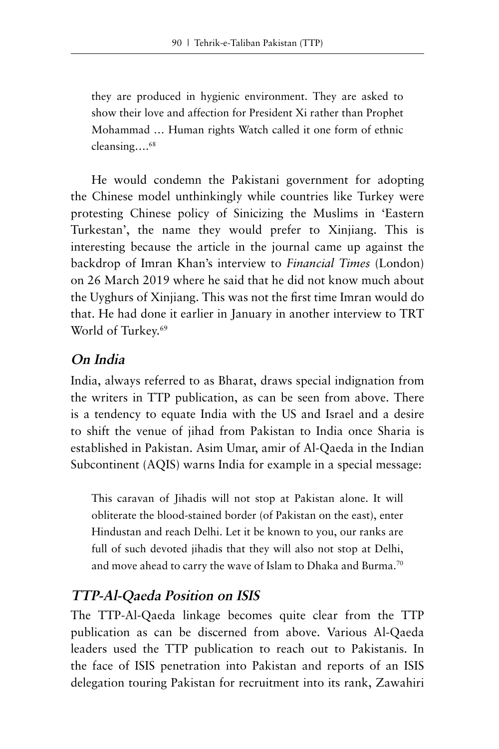> they are produced in hygienic environment. They are asked to show their love and affection for President Xi rather than Prophet Mohammad … Human rights Watch called it one form of ethnic cleansing….[68]

He would condemn the Pakistani government for adopting the Chinese model unthinkingly while countries like Turkey were protesting Chinese policy of Sinicizing the Muslims in 'Eastern Turkestan', the name they would prefer to Xinjiang. This is interesting because the article in the journal came up against the backdrop of Imran Khan's interview to *Financial Times* (London) on 26 March 2019 where he said that he did not know much about the Uyghurs of Xinjiang. This was not the first time Imran would do that. He had done it earlier in January in another interview to TRT World of Turkey.[69]

## On India

India, always referred to as Bharat, draws special indignation from the writers in TTP publication, as can be seen from above. There is a tendency to equate India with the US and Israel and a desire to shift the venue of jihad from Pakistan to India once Sharia is established in Pakistan. Asim Umar, amir of Al-Qaeda in the Indian Subcontinent (AQIS) warns India for example in a special message:

> This caravan of Jihadis will not stop at Pakistan alone. It will obliterate the blood-stained border (of Pakistan on the east), enter Hindustan and reach Delhi. Let it be known to you, our ranks are full of such devoted jihadis that they will also not stop at Delhi, and move ahead to carry the wave of Islam to Dhaka and Burma.[70]

## TTP-Al-Qaeda Position on ISIS

The TTP-Al-Qaeda linkage becomes quite clear from the TTP publication as can be discerned from above. Various Al-Qaeda leaders used the TTP publication to reach out to Pakistanis. In the face of ISIS penetration into Pakistan and reports of an ISIS delegation touring Pakistan for recruitment into its rank, Zawahiri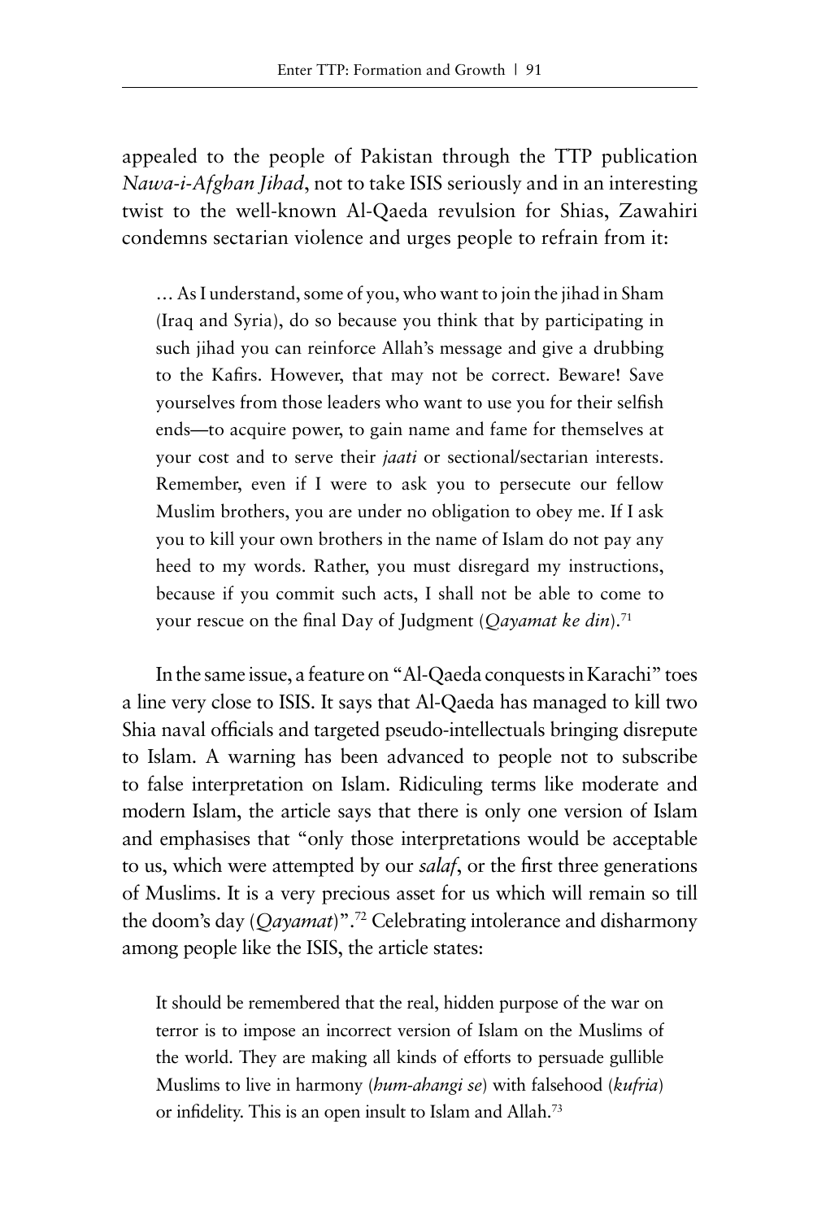appealed to the people of Pakistan through the TTP publication *Nawa-i-Afghan Jihad*, not to take ISIS seriously and in an interesting twist to the well-known Al-Qaeda revulsion for Shias, Zawahiri condemns sectarian violence and urges people to refrain from it:

> … As I understand, some of you, who want to join the jihad in Sham (Iraq and Syria), do so because you think that by participating in such jihad you can reinforce Allah's message and give a drubbing to the Kafirs. However, that may not be correct. Beware! Save yourselves from those leaders who want to use you for their selfish ends—to acquire power, to gain name and fame for themselves at your cost and to serve their *jaati* or sectional/sectarian interests. Remember, even if I were to ask you to persecute our fellow Muslim brothers, you are under no obligation to obey me. If I ask you to kill your own brothers in the name of Islam do not pay any heed to my words. Rather, you must disregard my instructions, because if you commit such acts, I shall not be able to come to your rescue on the final Day of Judgment (*Qayamat ke din*).[71]

In the same issue, a feature on "Al-Qaeda conquests in Karachi" toes a line very close to ISIS. It says that Al-Qaeda has managed to kill two Shia naval officials and targeted pseudo-intellectuals bringing disrepute to Islam. A warning has been advanced to people not to subscribe to false interpretation on Islam. Ridiculing terms like moderate and modern Islam, the article says that there is only one version of Islam and emphasises that "only those interpretations would be acceptable to us, which were attempted by our *salaf*, or the first three generations of Muslims. It is a very precious asset for us which will remain so till the doom's day (*Qayamat*)".[72] Celebrating intolerance and disharmony among people like the ISIS, the article states:

> It should be remembered that the real, hidden purpose of the war on terror is to impose an incorrect version of Islam on the Muslims of the world. They are making all kinds of efforts to persuade gullible Muslims to live in harmony (*hum-ahangi se*) with falsehood (*kufria*) or infidelity. This is an open insult to Islam and Allah.[73]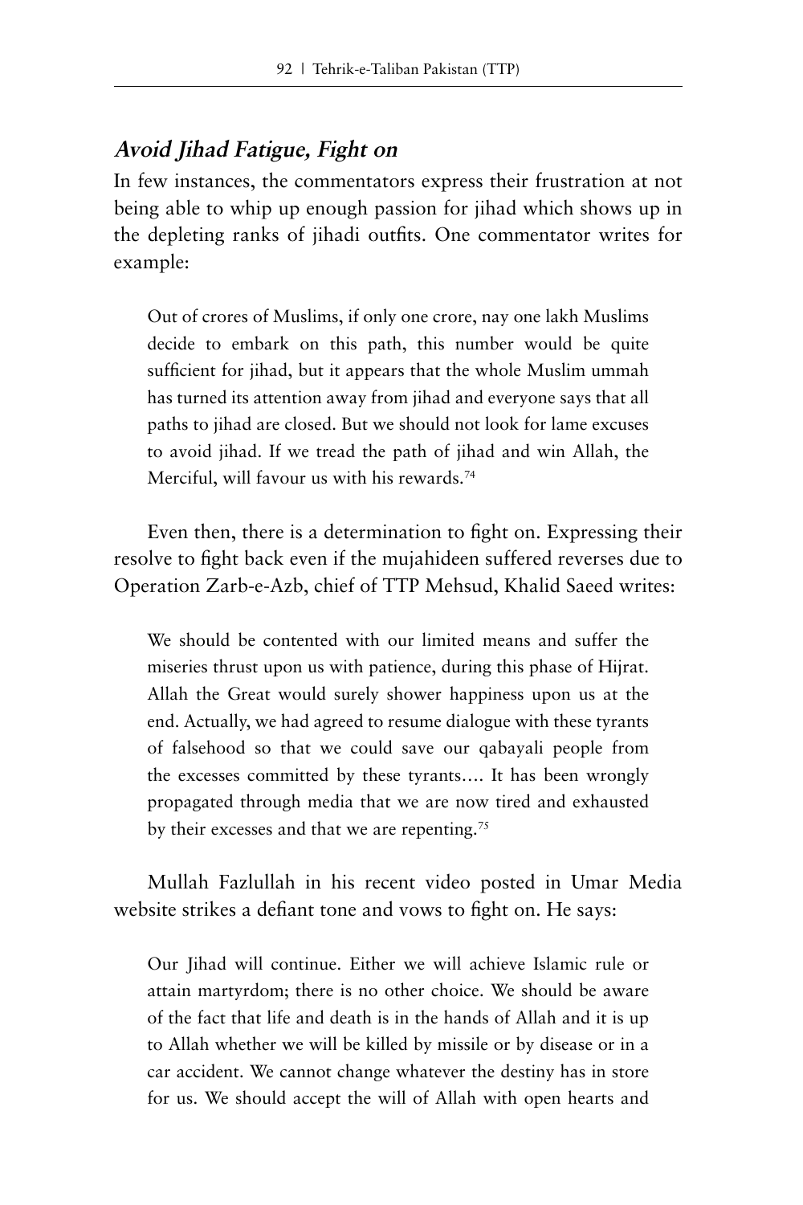### *Avoid Jihad Fatigue, Fight on*

In few instances, the commentators express their frustration at not being able to whip up enough passion for jihad which shows up in the depleting ranks of jihadi outfits. One commentator writes for example:

> Out of crores of Muslims, if only one crore, nay one lakh Muslims decide to embark on this path, this number would be quite sufficient for jihad, but it appears that the whole Muslim ummah has turned its attention away from jihad and everyone says that all paths to jihad are closed. But we should not look for lame excuses to avoid jihad. If we tread the path of jihad and win Allah, the Merciful, will favour us with his rewards.[74]

Even then, there is a determination to fight on. Expressing their resolve to fight back even if the mujahideen suffered reverses due to Operation Zarb-e-Azb, chief of TTP Mehsud, Khalid Saeed writes:

> We should be contented with our limited means and suffer the miseries thrust upon us with patience, during this phase of Hijrat. Allah the Great would surely shower happiness upon us at the end. Actually, we had agreed to resume dialogue with these tyrants of falsehood so that we could save our qabayali people from the excesses committed by these tyrants.... It has been wrongly propagated through media that we are now tired and exhausted by their excesses and that we are repenting.[75]

Mullah Fazlullah in his recent video posted in Umar Media website strikes a defiant tone and vows to fight on. He says:

> Our Jihad will continue. Either we will achieve Islamic rule or attain martyrdom; there is no other choice. We should be aware of the fact that life and death is in the hands of Allah and it is up to Allah whether we will be killed by missile or by disease or in a car accident. We cannot change whatever the destiny has in store for us. We should accept the will of Allah with open hearts and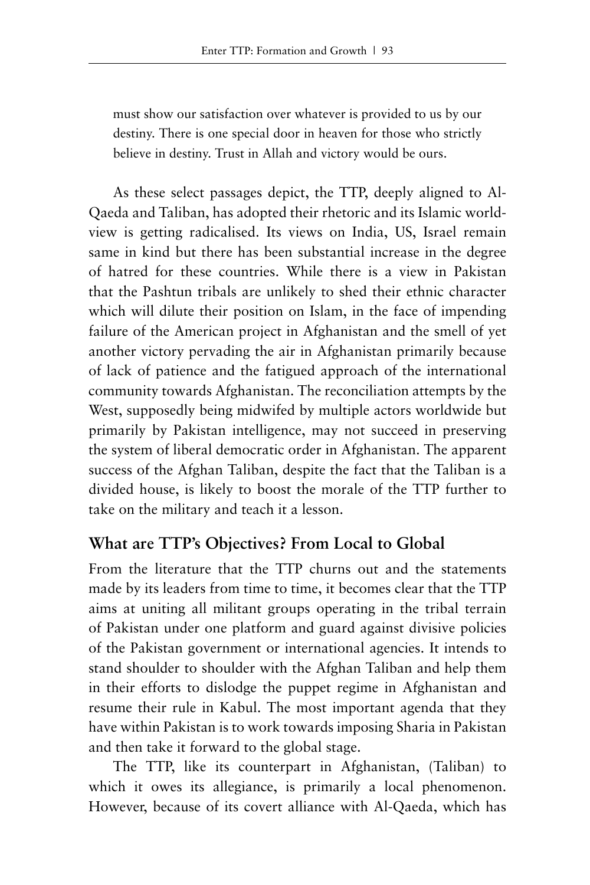must show our satisfaction over whatever is provided to us by our destiny. There is one special door in heaven for those who strictly believe in destiny. Trust in Allah and victory would be ours.

As these select passages depict, the TTP, deeply aligned to Al-Qaeda and Taliban, has adopted their rhetoric and its Islamic worldview is getting radicalised. Its views on India, US, Israel remain same in kind but there has been substantial increase in the degree of hatred for these countries. While there is a view in Pakistan that the Pashtun tribals are unlikely to shed their ethnic character which will dilute their position on Islam, in the face of impending failure of the American project in Afghanistan and the smell of yet another victory pervading the air in Afghanistan primarily because of lack of patience and the fatigued approach of the international community towards Afghanistan. The reconciliation attempts by the West, supposedly being midwifed by multiple actors worldwide but primarily by Pakistan intelligence, may not succeed in preserving the system of liberal democratic order in Afghanistan. The apparent success of the Afghan Taliban, despite the fact that the Taliban is a divided house, is likely to boost the morale of the TTP further to take on the military and teach it a lesson.

## What are TTP's Objectives? From Local to Global

From the literature that the TTP churns out and the statements made by its leaders from time to time, it becomes clear that the TTP aims at uniting all militant groups operating in the tribal terrain of Pakistan under one platform and guard against divisive policies of the Pakistan government or international agencies. It intends to stand shoulder to shoulder with the Afghan Taliban and help them in their efforts to dislodge the puppet regime in Afghanistan and resume their rule in Kabul. The most important agenda that they have within Pakistan is to work towards imposing Sharia in Pakistan and then take it forward to the global stage.

The TTP, like its counterpart in Afghanistan, (Taliban) to which it owes its allegiance, is primarily a local phenomenon. However, because of its covert alliance with Al-Qaeda, which has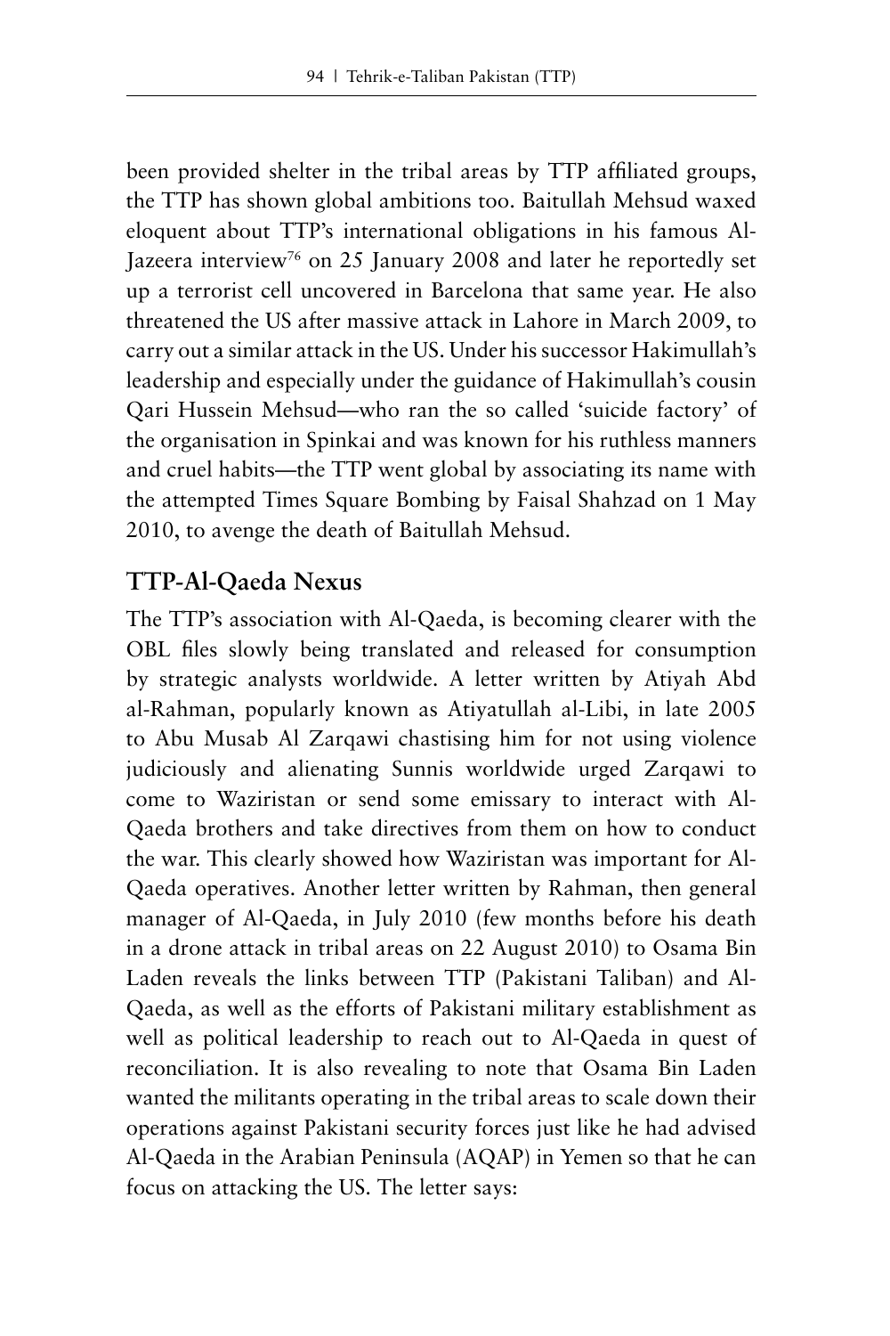been provided shelter in the tribal areas by TTP affiliated groups, the TTP has shown global ambitions too. Baitullah Mehsud waxed eloquent about TTP's international obligations in his famous Al-Jazeera interview[76] on 25 January 2008 and later he reportedly set up a terrorist cell uncovered in Barcelona that same year. He also threatened the US after massive attack in Lahore in March 2009, to carry out a similar attack in the US. Under his successor Hakimullah's leadership and especially under the guidance of Hakimullah's cousin Qari Hussein Mehsud—who ran the so called 'suicide factory' of the organisation in Spinkai and was known for his ruthless manners and cruel habits—the TTP went global by associating its name with the attempted Times Square Bombing by Faisal Shahzad on 1 May 2010, to avenge the death of Baitullah Mehsud.

## TTP-Al-Qaeda Nexus

The TTP's association with Al-Qaeda, is becoming clearer with the OBL files slowly being translated and released for consumption by strategic analysts worldwide. A letter written by Atiyah Abd al-Rahman, popularly known as Atiyatullah al-Libi, in late 2005 to Abu Musab Al Zarqawi chastising him for not using violence judiciously and alienating Sunnis worldwide urged Zarqawi to come to Waziristan or send some emissary to interact with Al-Qaeda brothers and take directives from them on how to conduct the war. This clearly showed how Waziristan was important for Al-Qaeda operatives. Another letter written by Rahman, then general manager of Al-Qaeda, in July 2010 (few months before his death in a drone attack in tribal areas on 22 August 2010) to Osama Bin Laden reveals the links between TTP (Pakistani Taliban) and Al-Qaeda, as well as the efforts of Pakistani military establishment as well as political leadership to reach out to Al-Qaeda in quest of reconciliation. It is also revealing to note that Osama Bin Laden wanted the militants operating in the tribal areas to scale down their operations against Pakistani security forces just like he had advised Al-Qaeda in the Arabian Peninsula (AQAP) in Yemen so that he can focus on attacking the US. The letter says: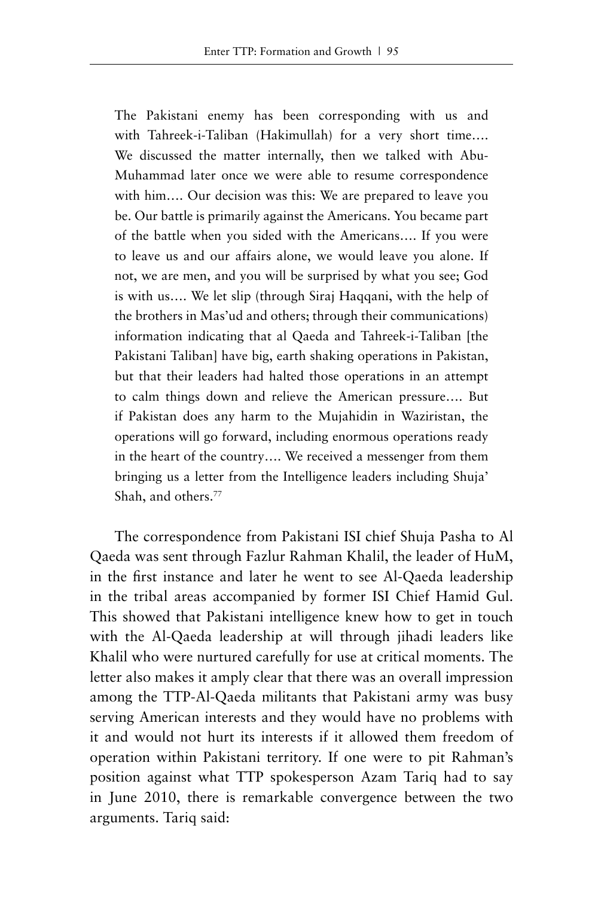> The Pakistani enemy has been corresponding with us and with Tahreek-i-Taliban (Hakimullah) for a very short time…. We discussed the matter internally, then we talked with Abu-Muhammad later once we were able to resume correspondence with him…. Our decision was this: We are prepared to leave you be. Our battle is primarily against the Americans. You became part of the battle when you sided with the Americans…. If you were to leave us and our affairs alone, we would leave you alone. If not, we are men, and you will be surprised by what you see; God is with us…. We let slip (through Siraj Haqqani, with the help of the brothers in Mas'ud and others; through their communications) information indicating that al Qaeda and Tahreek-i-Taliban [the Pakistani Taliban] have big, earth shaking operations in Pakistan, but that their leaders had halted those operations in an attempt to calm things down and relieve the American pressure…. But if Pakistan does any harm to the Mujahidin in Waziristan, the operations will go forward, including enormous operations ready in the heart of the country…. We received a messenger from them bringing us a letter from the Intelligence leaders including Shuja' Shah, and others.[77]

The correspondence from Pakistani ISI chief Shuja Pasha to Al Qaeda was sent through Fazlur Rahman Khalil, the leader of HuM, in the first instance and later he went to see Al-Qaeda leadership in the tribal areas accompanied by former ISI Chief Hamid Gul. This showed that Pakistani intelligence knew how to get in touch with the Al-Qaeda leadership at will through jihadi leaders like Khalil who were nurtured carefully for use at critical moments. The letter also makes it amply clear that there was an overall impression among the TTP-Al-Qaeda militants that Pakistani army was busy serving American interests and they would have no problems with it and would not hurt its interests if it allowed them freedom of operation within Pakistani territory. If one were to pit Rahman's position against what TTP spokesperson Azam Tariq had to say in June 2010, there is remarkable convergence between the two arguments. Tariq said: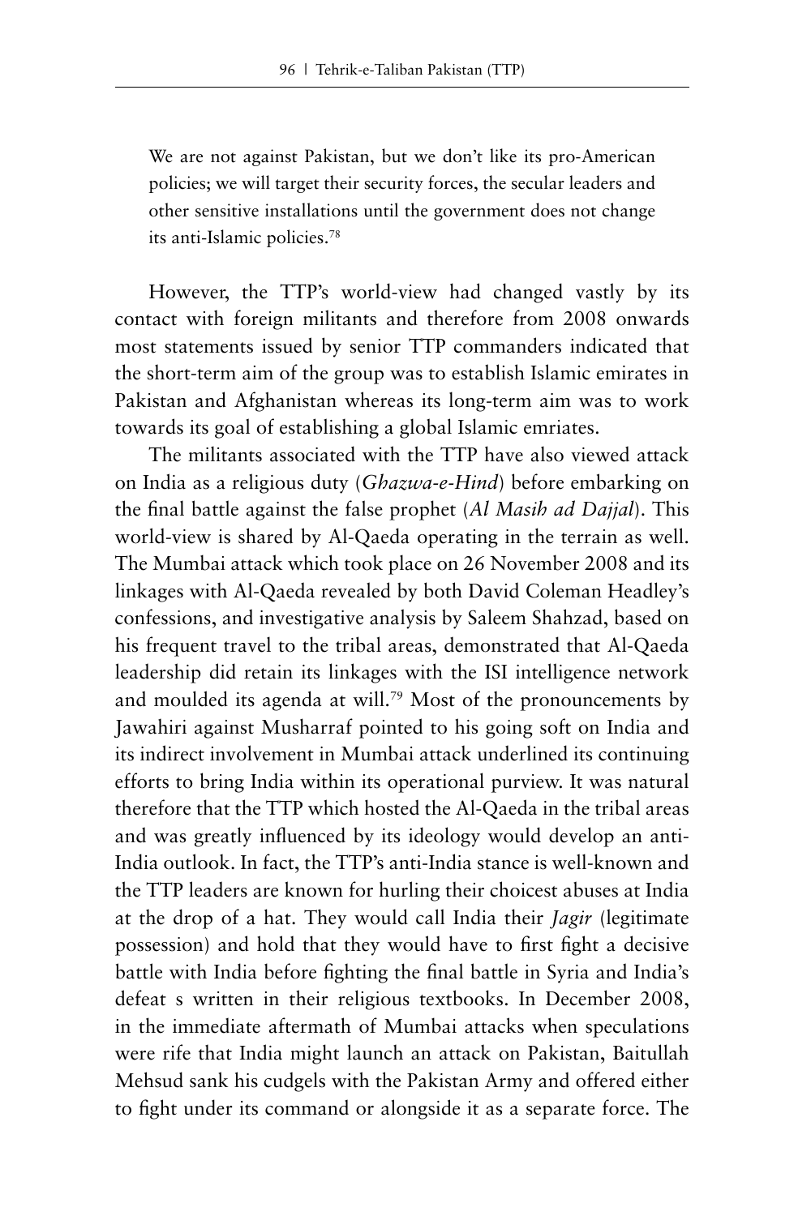> We are not against Pakistan, but we don't like its pro-American policies; we will target their security forces, the secular leaders and other sensitive installations until the government does not change its anti-Islamic policies.[78]

However, the TTP's world-view had changed vastly by its contact with foreign militants and therefore from 2008 onwards most statements issued by senior TTP commanders indicated that the short-term aim of the group was to establish Islamic emirates in Pakistan and Afghanistan whereas its long-term aim was to work towards its goal of establishing a global Islamic emriates.

The militants associated with the TTP have also viewed attack on India as a religious duty (*Ghazwa-e-Hind*) before embarking on the final battle against the false prophet (*Al Masih ad Dajjal*). This world-view is shared by Al-Qaeda operating in the terrain as well. The Mumbai attack which took place on 26 November 2008 and its linkages with Al-Qaeda revealed by both David Coleman Headley's confessions, and investigative analysis by Saleem Shahzad, based on his frequent travel to the tribal areas, demonstrated that Al-Qaeda leadership did retain its linkages with the ISI intelligence network and moulded its agenda at will.[79] Most of the pronouncements by Jawahiri against Musharraf pointed to his going soft on India and its indirect involvement in Mumbai attack underlined its continuing efforts to bring India within its operational purview. It was natural therefore that the TTP which hosted the Al-Qaeda in the tribal areas and was greatly influenced by its ideology would develop an anti-India outlook. In fact, the TTP's anti-India stance is well-known and the TTP leaders are known for hurling their choicest abuses at India at the drop of a hat. They would call India their *Jagir* (legitimate possession) and hold that they would have to first fight a decisive battle with India before fighting the final battle in Syria and India's defeat s written in their religious textbooks. In December 2008, in the immediate aftermath of Mumbai attacks when speculations were rife that India might launch an attack on Pakistan, Baitullah Mehsud sank his cudgels with the Pakistan Army and offered either to fight under its command or alongside it as a separate force. The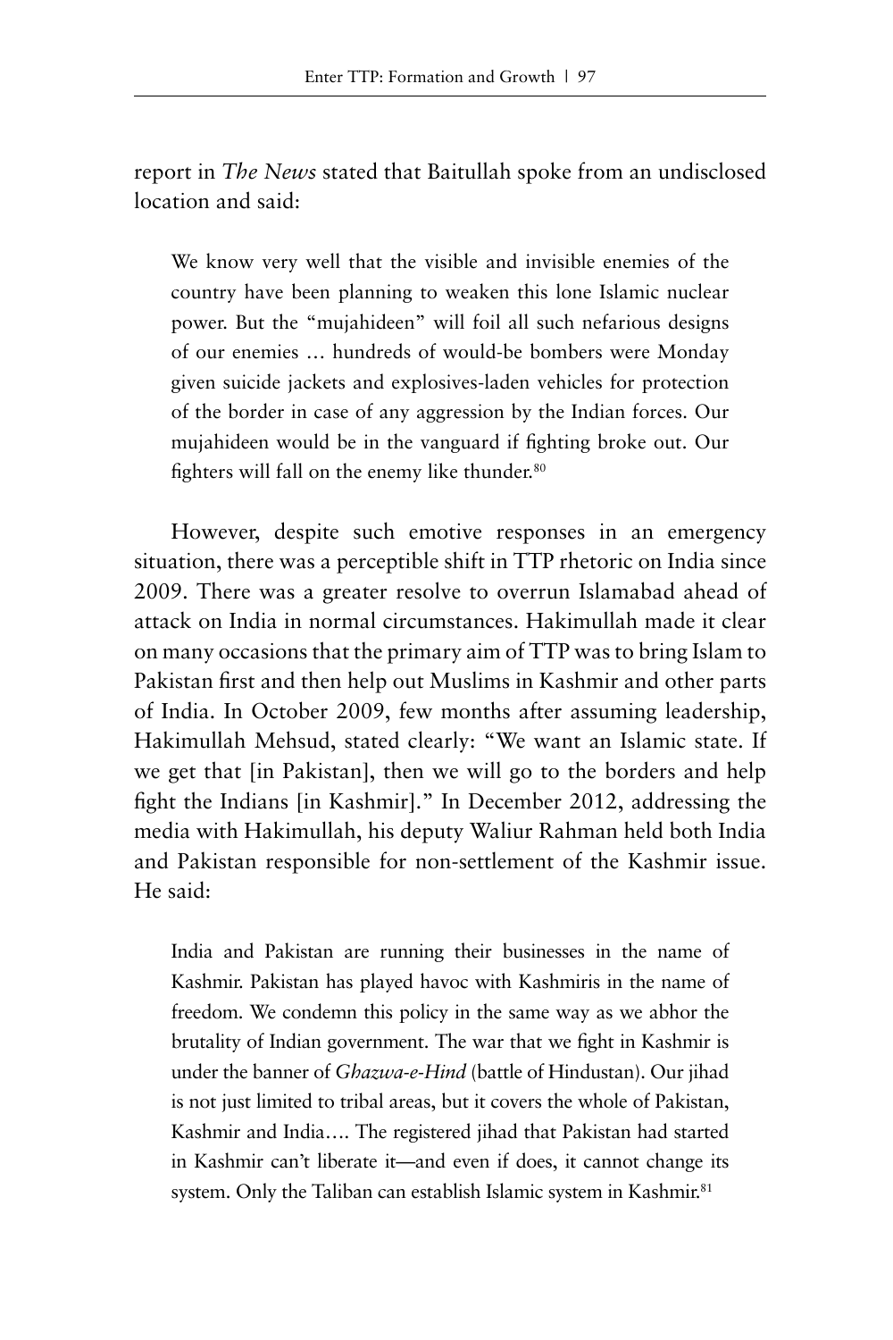report in *The News* stated that Baitullah spoke from an undisclosed location and said:

> We know very well that the visible and invisible enemies of the country have been planning to weaken this lone Islamic nuclear power. But the "mujahideen" will foil all such nefarious designs of our enemies … hundreds of would-be bombers were Monday given suicide jackets and explosives-laden vehicles for protection of the border in case of any aggression by the Indian forces. Our mujahideen would be in the vanguard if fighting broke out. Our fighters will fall on the enemy like thunder.[80]

However, despite such emotive responses in an emergency situation, there was a perceptible shift in TTP rhetoric on India since 2009. There was a greater resolve to overrun Islamabad ahead of attack on India in normal circumstances. Hakimullah made it clear on many occasions that the primary aim of TTP was to bring Islam to Pakistan first and then help out Muslims in Kashmir and other parts of India. In October 2009, few months after assuming leadership, Hakimullah Mehsud, stated clearly: "We want an Islamic state. If we get that [in Pakistan], then we will go to the borders and help fight the Indians [in Kashmir]." In December 2012, addressing the media with Hakimullah, his deputy Waliur Rahman held both India and Pakistan responsible for non-settlement of the Kashmir issue. He said:

> India and Pakistan are running their businesses in the name of Kashmir. Pakistan has played havoc with Kashmiris in the name of freedom. We condemn this policy in the same way as we abhor the brutality of Indian government. The war that we fight in Kashmir is under the banner of *Ghazwa-e-Hind* (battle of Hindustan). Our jihad is not just limited to tribal areas, but it covers the whole of Pakistan, Kashmir and India…. The registered jihad that Pakistan had started in Kashmir can't liberate it—and even if does, it cannot change its system. Only the Taliban can establish Islamic system in Kashmir.[81]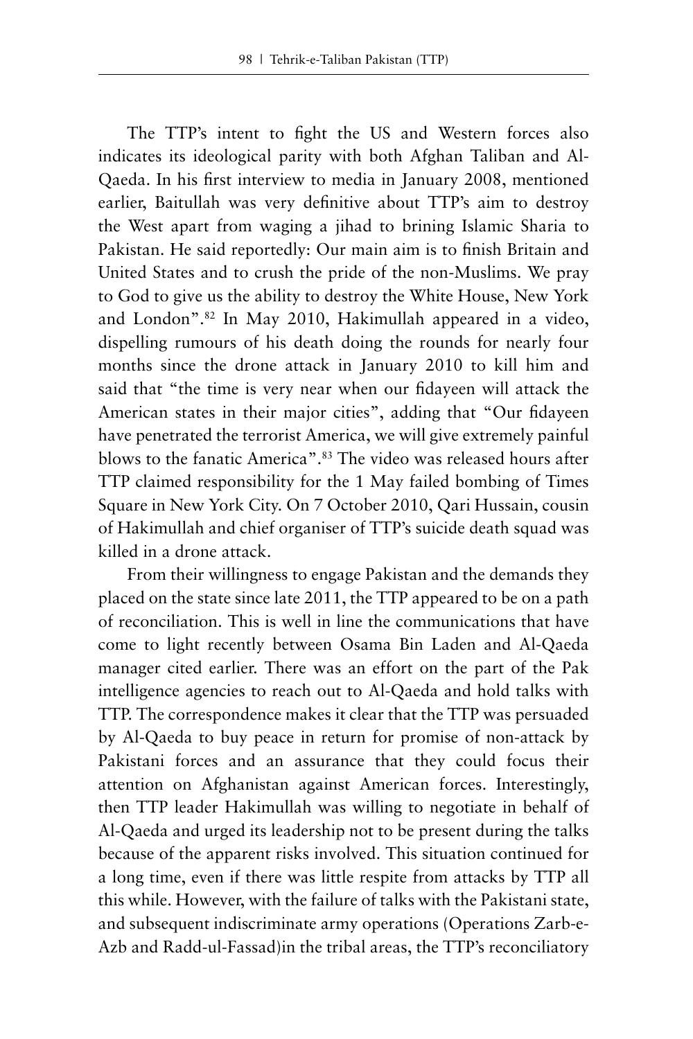The TTP's intent to fight the US and Western forces also indicates its ideological parity with both Afghan Taliban and Al-Qaeda. In his first interview to media in January 2008, mentioned earlier, Baitullah was very definitive about TTP's aim to destroy the West apart from waging a jihad to brining Islamic Sharia to Pakistan. He said reportedly: Our main aim is to finish Britain and United States and to crush the pride of the non-Muslims. We pray to God to give us the ability to destroy the White House, New York and London".[82] In May 2010, Hakimullah appeared in a video, dispelling rumours of his death doing the rounds for nearly four months since the drone attack in January 2010 to kill him and said that "the time is very near when our fidayeen will attack the American states in their major cities", adding that "Our fidayeen have penetrated the terrorist America, we will give extremely painful blows to the fanatic America".[83] The video was released hours after TTP claimed responsibility for the 1 May failed bombing of Times Square in New York City. On 7 October 2010, Qari Hussain, cousin of Hakimullah and chief organiser of TTP's suicide death squad was killed in a drone attack.

From their willingness to engage Pakistan and the demands they placed on the state since late 2011, the TTP appeared to be on a path of reconciliation. This is well in line the communications that have come to light recently between Osama Bin Laden and Al-Qaeda manager cited earlier. There was an effort on the part of the Pak intelligence agencies to reach out to Al-Qaeda and hold talks with TTP. The correspondence makes it clear that the TTP was persuaded by Al-Qaeda to buy peace in return for promise of non-attack by Pakistani forces and an assurance that they could focus their attention on Afghanistan against American forces. Interestingly, then TTP leader Hakimullah was willing to negotiate in behalf of Al-Qaeda and urged its leadership not to be present during the talks because of the apparent risks involved. This situation continued for a long time, even if there was little respite from attacks by TTP all this while. However, with the failure of talks with the Pakistani state, and subsequent indiscriminate army operations (Operations Zarb-e-Azb and Radd-ul-Fassad)in the tribal areas, the TTP's reconciliatory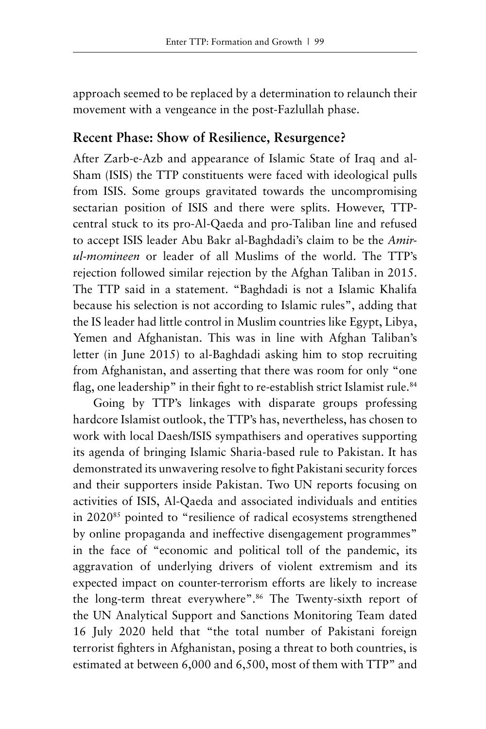approach seemed to be replaced by a determination to relaunch their movement with a vengeance in the post-Fazlullah phase.

## Recent Phase: Show of Resilience, Resurgence?

After Zarb-e-Azb and appearance of Islamic State of Iraq and al-Sham (ISIS) the TTP constituents were faced with ideological pulls from ISIS. Some groups gravitated towards the uncompromising sectarian position of ISIS and there were splits. However, TTP-central stuck to its pro-Al-Qaeda and pro-Taliban line and refused to accept ISIS leader Abu Bakr al-Baghdadi's claim to be the *Amir-ul-momineen* or leader of all Muslims of the world. The TTP's rejection followed similar rejection by the Afghan Taliban in 2015. The TTP said in a statement. "Baghdadi is not a Islamic Khalifa because his selection is not according to Islamic rules", adding that the IS leader had little control in Muslim countries like Egypt, Libya, Yemen and Afghanistan. This was in line with Afghan Taliban's letter (in June 2015) to al-Baghdadi asking him to stop recruiting from Afghanistan, and asserting that there was room for only "one flag, one leadership" in their fight to re-establish strict Islamist rule.[84]

Going by TTP's linkages with disparate groups professing hardcore Islamist outlook, the TTP's has, nevertheless, has chosen to work with local Daesh/ISIS sympathisers and operatives supporting its agenda of bringing Islamic Sharia-based rule to Pakistan. It has demonstrated its unwavering resolve to fight Pakistani security forces and their supporters inside Pakistan. Two UN reports focusing on activities of ISIS, Al-Qaeda and associated individuals and entities in 2020[85] pointed to "resilience of radical ecosystems strengthened by online propaganda and ineffective disengagement programmes" in the face of "economic and political toll of the pandemic, its aggravation of underlying drivers of violent extremism and its expected impact on counter-terrorism efforts are likely to increase the long-term threat everywhere".[86] The Twenty-sixth report of the UN Analytical Support and Sanctions Monitoring Team dated 16 July 2020 held that "the total number of Pakistani foreign terrorist fighters in Afghanistan, posing a threat to both countries, is estimated at between 6,000 and 6,500, most of them with TTP" and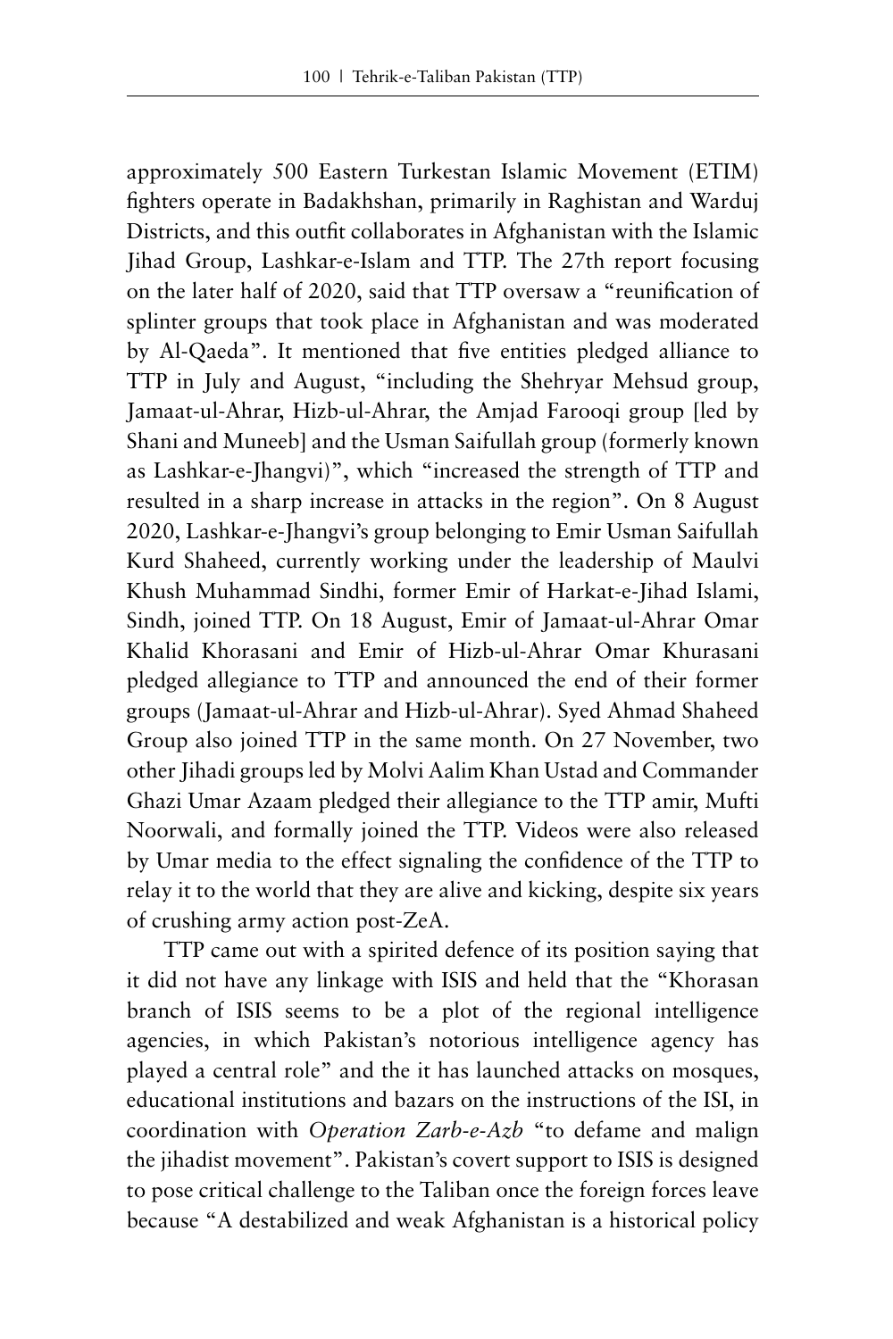approximately 500 Eastern Turkestan Islamic Movement (ETIM) fighters operate in Badakhshan, primarily in Raghistan and Warduj Districts, and this outfit collaborates in Afghanistan with the Islamic Jihad Group, Lashkar-e-Islam and TTP. The 27th report focusing on the later half of 2020, said that TTP oversaw a "reunification of splinter groups that took place in Afghanistan and was moderated by Al-Qaeda". It mentioned that five entities pledged alliance to TTP in July and August, "including the Shehryar Mehsud group, Jamaat-ul-Ahrar, Hizb-ul-Ahrar, the Amjad Farooqi group [led by Shani and Muneeb] and the Usman Saifullah group (formerly known as Lashkar-e-Jhangvi)", which "increased the strength of TTP and resulted in a sharp increase in attacks in the region". On 8 August 2020, Lashkar-e-Jhangvi's group belonging to Emir Usman Saifullah Kurd Shaheed, currently working under the leadership of Maulvi Khush Muhammad Sindhi, former Emir of Harkat-e-Jihad Islami, Sindh, joined TTP. On 18 August, Emir of Jamaat-ul-Ahrar Omar Khalid Khorasani and Emir of Hizb-ul-Ahrar Omar Khurasani pledged allegiance to TTP and announced the end of their former groups (Jamaat-ul-Ahrar and Hizb-ul-Ahrar). Syed Ahmad Shaheed Group also joined TTP in the same month. On 27 November, two other Jihadi groups led by Molvi Aalim Khan Ustad and Commander Ghazi Umar Azaam pledged their allegiance to the TTP amir, Mufti Noorwali, and formally joined the TTP. Videos were also released by Umar media to the effect signaling the confidence of the TTP to relay it to the world that they are alive and kicking, despite six years of crushing army action post-ZeA.

TTP came out with a spirited defence of its position saying that it did not have any linkage with ISIS and held that the "Khorasan branch of ISIS seems to be a plot of the regional intelligence agencies, in which Pakistan's notorious intelligence agency has played a central role" and the it has launched attacks on mosques, educational institutions and bazars on the instructions of the ISI, in coordination with *Operation Zarb-e-Azb* "to defame and malign the jihadist movement". Pakistan's covert support to ISIS is designed to pose critical challenge to the Taliban once the foreign forces leave because "A destabilized and weak Afghanistan is a historical policy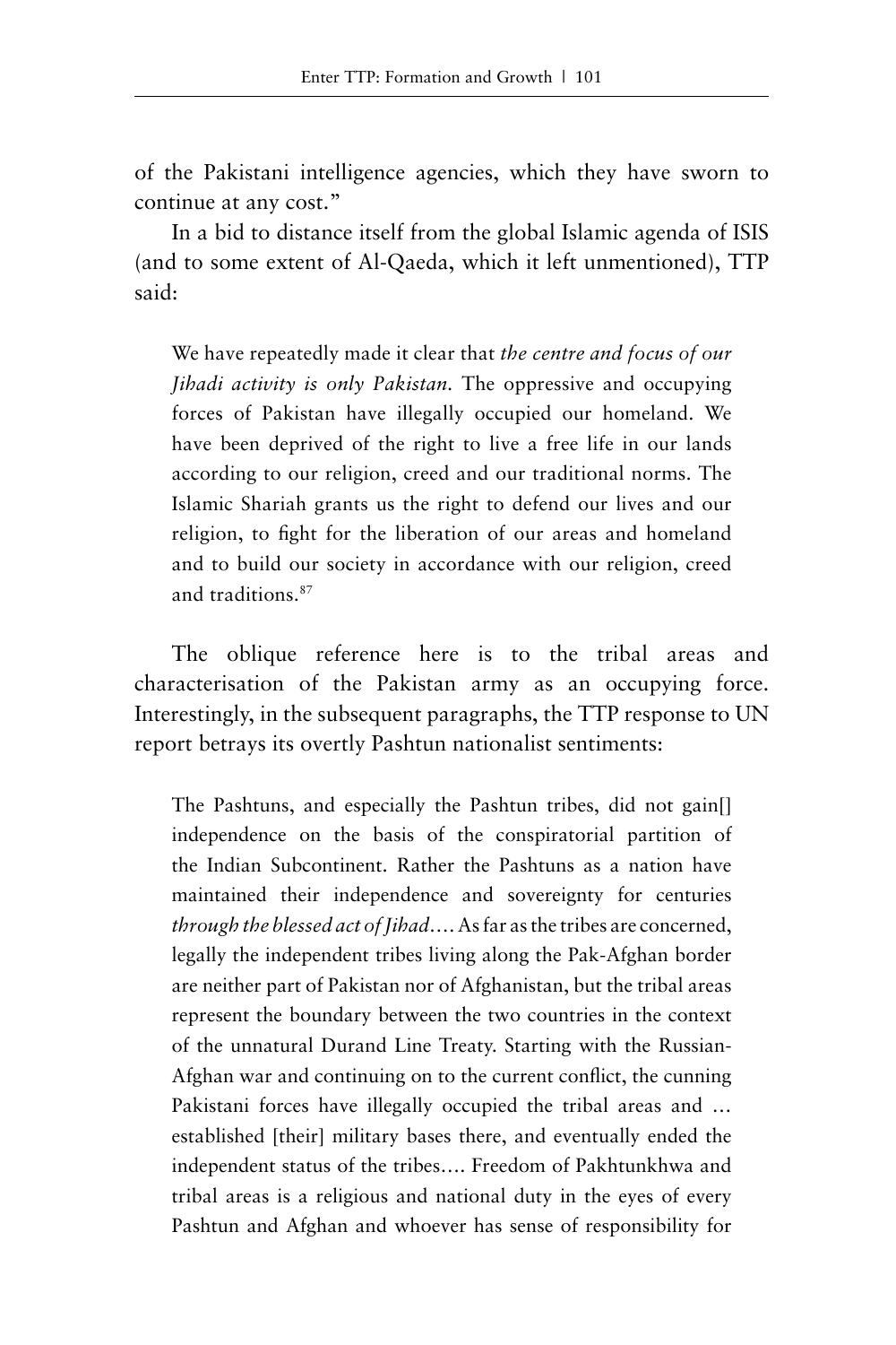of the Pakistani intelligence agencies, which they have sworn to continue at any cost."

In a bid to distance itself from the global Islamic agenda of ISIS (and to some extent of Al-Qaeda, which it left unmentioned), TTP said:

> We have repeatedly made it clear that *the centre and focus of our Jihadi activity is only Pakistan.* The oppressive and occupying forces of Pakistan have illegally occupied our homeland. We have been deprived of the right to live a free life in our lands according to our religion, creed and our traditional norms. The Islamic Shariah grants us the right to defend our lives and our religion, to fight for the liberation of our areas and homeland and to build our society in accordance with our religion, creed and traditions.[87]

The oblique reference here is to the tribal areas and characterisation of the Pakistan army as an occupying force. Interestingly, in the subsequent paragraphs, the TTP response to UN report betrays its overtly Pashtun nationalist sentiments:

> The Pashtuns, and especially the Pashtun tribes, did not gain[] independence on the basis of the conspiratorial partition of the Indian Subcontinent. Rather the Pashtuns as a nation have maintained their independence and sovereignty for centuries *through the blessed act of Jihad*.... As far as the tribes are concerned, legally the independent tribes living along the Pak-Afghan border are neither part of Pakistan nor of Afghanistan, but the tribal areas represent the boundary between the two countries in the context of the unnatural Durand Line Treaty. Starting with the Russian-Afghan war and continuing on to the current conflict, the cunning Pakistani forces have illegally occupied the tribal areas and ... established [their] military bases there, and eventually ended the independent status of the tribes.... Freedom of Pakhtunkhwa and tribal areas is a religious and national duty in the eyes of every Pashtun and Afghan and whoever has sense of responsibility for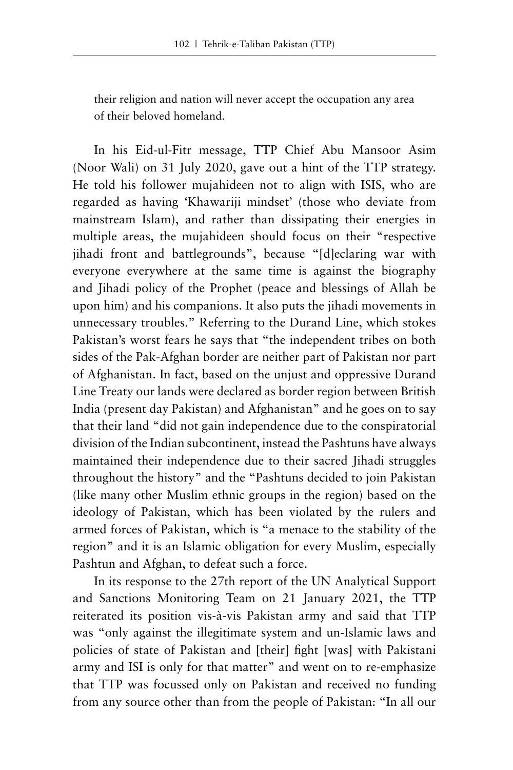their religion and nation will never accept the occupation any area of their beloved homeland.

In his Eid-ul-Fitr message, TTP Chief Abu Mansoor Asim (Noor Wali) on 31 July 2020, gave out a hint of the TTP strategy. He told his follower mujahideen not to align with ISIS, who are regarded as having 'Khawariji mindset' (those who deviate from mainstream Islam), and rather than dissipating their energies in multiple areas, the mujahideen should focus on their "respective jihadi front and battlegrounds", because "[d]eclaring war with everyone everywhere at the same time is against the biography and Jihadi policy of the Prophet (peace and blessings of Allah be upon him) and his companions. It also puts the jihadi movements in unnecessary troubles." Referring to the Durand Line, which stokes Pakistan's worst fears he says that "the independent tribes on both sides of the Pak-Afghan border are neither part of Pakistan nor part of Afghanistan. In fact, based on the unjust and oppressive Durand Line Treaty our lands were declared as border region between British India (present day Pakistan) and Afghanistan" and he goes on to say that their land "did not gain independence due to the conspiratorial division of the Indian subcontinent, instead the Pashtuns have always maintained their independence due to their sacred Jihadi struggles throughout the history" and the "Pashtuns decided to join Pakistan (like many other Muslim ethnic groups in the region) based on the ideology of Pakistan, which has been violated by the rulers and armed forces of Pakistan, which is "a menace to the stability of the region" and it is an Islamic obligation for every Muslim, especially Pashtun and Afghan, to defeat such a force.

In its response to the 27th report of the UN Analytical Support and Sanctions Monitoring Team on 21 January 2021, the TTP reiterated its position vis-à-vis Pakistan army and said that TTP was "only against the illegitimate system and un-Islamic laws and policies of state of Pakistan and [their] fight [was] with Pakistani army and ISI is only for that matter" and went on to re-emphasize that TTP was focussed only on Pakistan and received no funding from any source other than from the people of Pakistan: "In all our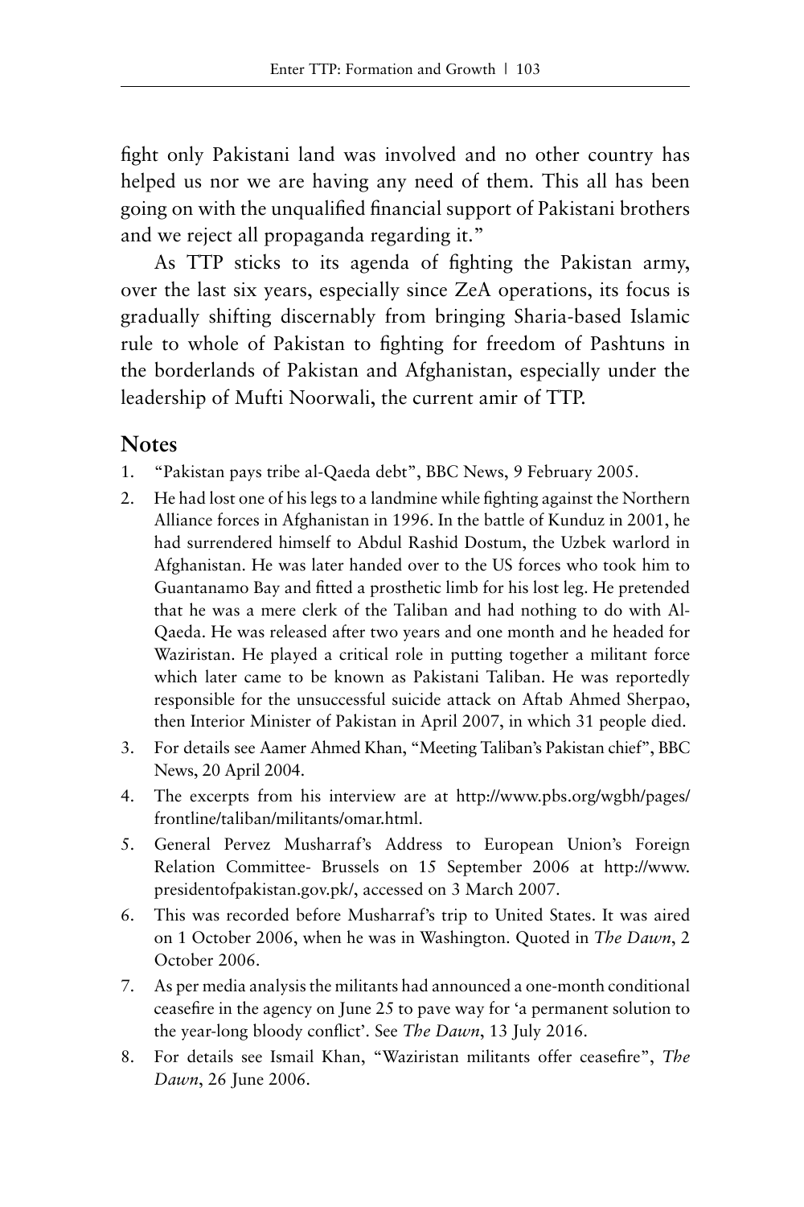fight only Pakistani land was involved and no other country has helped us nor we are having any need of them. This all has been going on with the unqualified financial support of Pakistani brothers and we reject all propaganda regarding it."

As TTP sticks to its agenda of fighting the Pakistan army, over the last six years, especially since ZeA operations, its focus is gradually shifting discernably from bringing Sharia-based Islamic rule to whole of Pakistan to fighting for freedom of Pashtuns in the borderlands of Pakistan and Afghanistan, especially under the leadership of Mufti Noorwali, the current amir of TTP.

## Notes

1. "Pakistan pays tribe al-Qaeda debt", BBC News, 9 February 2005.
2. He had lost one of his legs to a landmine while fighting against the Northern Alliance forces in Afghanistan in 1996. In the battle of Kunduz in 2001, he had surrendered himself to Abdul Rashid Dostum, the Uzbek warlord in Afghanistan. He was later handed over to the US forces who took him to Guantanamo Bay and fitted a prosthetic limb for his lost leg. He pretended that he was a mere clerk of the Taliban and had nothing to do with Al-Qaeda. He was released after two years and one month and he headed for Waziristan. He played a critical role in putting together a militant force which later came to be known as Pakistani Taliban. He was reportedly responsible for the unsuccessful suicide attack on Aftab Ahmed Sherpao, then Interior Minister of Pakistan in April 2007, in which 31 people died.
3. For details see Aamer Ahmed Khan, "Meeting Taliban's Pakistan chief", BBC News, 20 April 2004.
4. The excerpts from his interview are at http://www.pbs.org/wgbh/pages/frontline/taliban/militants/omar.html.
5. General Pervez Musharraf's Address to European Union's Foreign Relation Committee- Brussels on 15 September 2006 at http://www.presidentofpakistan.gov.pk/, accessed on 3 March 2007.
6. This was recorded before Musharraf's trip to United States. It was aired on 1 October 2006, when he was in Washington. Quoted in *The Dawn*, 2 October 2006.
7. As per media analysis the militants had announced a one-month conditional ceasefire in the agency on June 25 to pave way for 'a permanent solution to the year-long bloody conflict'. See *The Dawn*, 13 July 2016.
8. For details see Ismail Khan, "Waziristan militants offer ceasefire", *The Dawn*, 26 June 2006.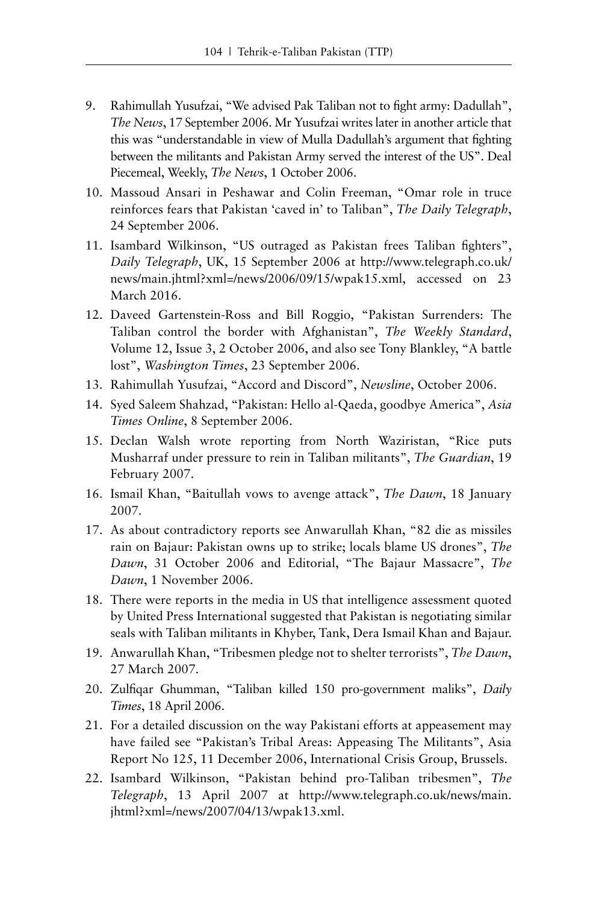9. Rahimullah Yusufzai, "We advised Pak Taliban not to fight army: Dadullah", *The News*, 17 September 2006. Mr Yusufzai writes later in another article that this was "understandable in view of Mulla Dadullah's argument that fighting between the militants and Pakistan Army served the interest of the US". Deal Piecemeal, Weekly, *The News*, 1 October 2006.
10. Massoud Ansari in Peshawar and Colin Freeman, "Omar role in truce reinforces fears that Pakistan 'caved in' to Taliban", *The Daily Telegraph*, 24 September 2006.
11. Isambard Wilkinson, "US outraged as Pakistan frees Taliban fighters", *Daily Telegraph*, UK, 15 September 2006 at http://www.telegraph.co.uk/news/main.jhtml?xml=/news/2006/09/15/wpak15.xml, accessed on 23 March 2016.
12. Daveed Gartenstein-Ross and Bill Roggio, "Pakistan Surrenders: The Taliban control the border with Afghanistan", *The Weekly Standard*, Volume 12, Issue 3, 2 October 2006, and also see Tony Blankley, "A battle lost", *Washington Times*, 23 September 2006.
13. Rahimullah Yusufzai, "Accord and Discord", *Newsline*, October 2006.
14. Syed Saleem Shahzad, "Pakistan: Hello al-Qaeda, goodbye America", *Asia Times Online*, 8 September 2006.
15. Declan Walsh wrote reporting from North Waziristan, "Rice puts Musharraf under pressure to rein in Taliban militants", *The Guardian*, 19 February 2007.
16. Ismail Khan, "Baitullah vows to avenge attack", *The Dawn*, 18 January 2007.
17. As about contradictory reports see Anwarullah Khan, "82 die as missiles rain on Bajaur: Pakistan owns up to strike; locals blame US drones", *The Dawn*, 31 October 2006 and Editorial, "The Bajaur Massacre", *The Dawn*, 1 November 2006.
18. There were reports in the media in US that intelligence assessment quoted by United Press International suggested that Pakistan is negotiating similar seals with Taliban militants in Khyber, Tank, Dera Ismail Khan and Bajaur.
19. Anwarullah Khan, "Tribesmen pledge not to shelter terrorists", *The Dawn*, 27 March 2007.
20. Zulfiqar Ghumman, "Taliban killed 150 pro-government maliks", *Daily Times*, 18 April 2006.
21. For a detailed discussion on the way Pakistani efforts at appeasement may have failed see "Pakistan's Tribal Areas: Appeasing The Militants", Asia Report No 125, 11 December 2006, International Crisis Group, Brussels.
22. Isambard Wilkinson, "Pakistan behind pro-Taliban tribesmen", *The Telegraph*, 13 April 2007 at http://www.telegraph.co.uk/news/main.jhtml?xml=/news/2007/04/13/wpak13.xml.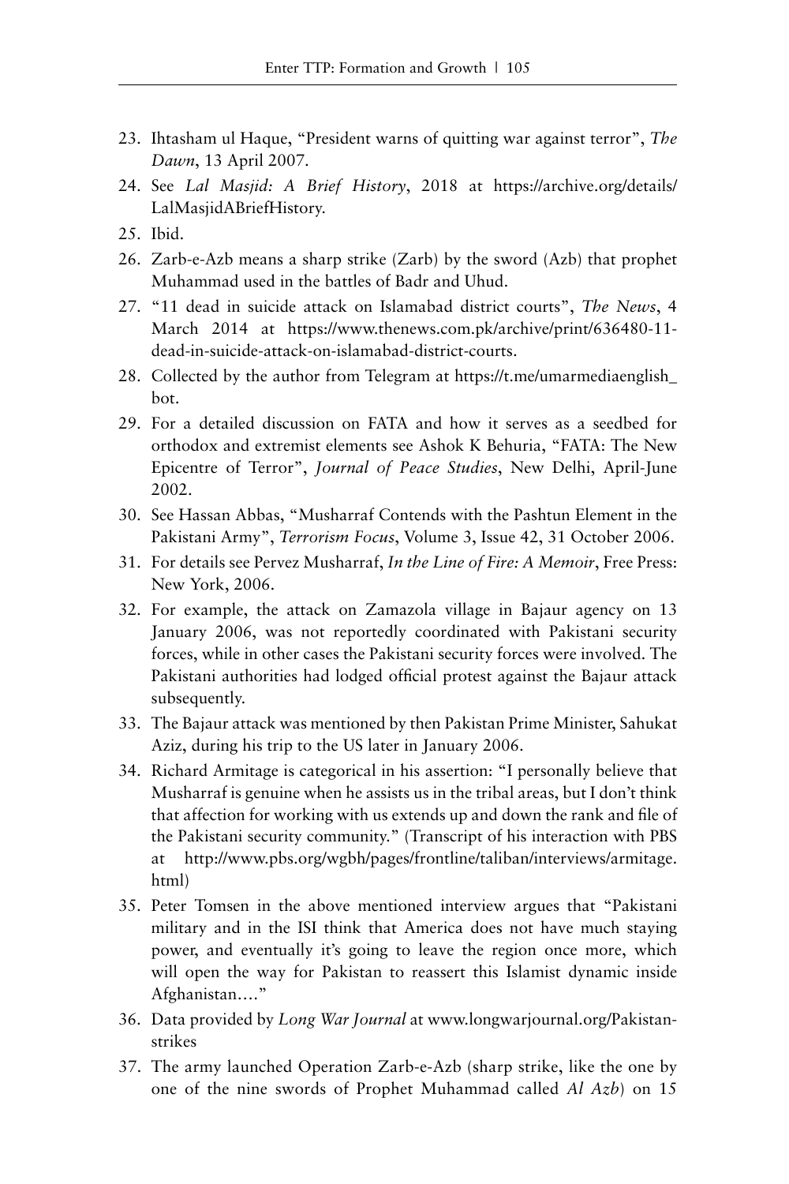23. Ihtasham ul Haque, "President warns of quitting war against terror", *The Dawn*, 13 April 2007.
24. See *Lal Masjid: A Brief History*, 2018 at https://archive.org/details/LalMasjidABriefHistory.
25. Ibid.
26. Zarb-e-Azb means a sharp strike (Zarb) by the sword (Azb) that prophet Muhammad used in the battles of Badr and Uhud.
27. "11 dead in suicide attack on Islamabad district courts", *The News*, 4 March 2014 at https://www.thenews.com.pk/archive/print/636480-11-dead-in-suicide-attack-on-islamabad-district-courts.
28. Collected by the author from Telegram at https://t.me/umarmediaenglish_bot.
29. For a detailed discussion on FATA and how it serves as a seedbed for orthodox and extremist elements see Ashok K Behuria, "FATA: The New Epicentre of Terror", *Journal of Peace Studies*, New Delhi, April-June 2002.
30. See Hassan Abbas, "Musharraf Contends with the Pashtun Element in the Pakistani Army", *Terrorism Focus*, Volume 3, Issue 42, 31 October 2006.
31. For details see Pervez Musharraf, *In the Line of Fire: A Memoir*, Free Press: New York, 2006.
32. For example, the attack on Zamazola village in Bajaur agency on 13 January 2006, was not reportedly coordinated with Pakistani security forces, while in other cases the Pakistani security forces were involved. The Pakistani authorities had lodged official protest against the Bajaur attack subsequently.
33. The Bajaur attack was mentioned by then Pakistan Prime Minister, Sahukat Aziz, during his trip to the US later in January 2006.
34. Richard Armitage is categorical in his assertion: "I personally believe that Musharraf is genuine when he assists us in the tribal areas, but I don't think that affection for working with us extends up and down the rank and file of the Pakistani security community." (Transcript of his interaction with PBS at http://www.pbs.org/wgbh/pages/frontline/taliban/interviews/armitage.html)
35. Peter Tomsen in the above mentioned interview argues that "Pakistani military and in the ISI think that America does not have much staying power, and eventually it's going to leave the region once more, which will open the way for Pakistan to reassert this Islamist dynamic inside Afghanistan…."
36. Data provided by *Long War Journal* at www.longwarjournal.org/Pakistan-strikes
37. The army launched Operation Zarb-e-Azb (sharp strike, like the one by one of the nine swords of Prophet Muhammad called *Al Azb*) on 15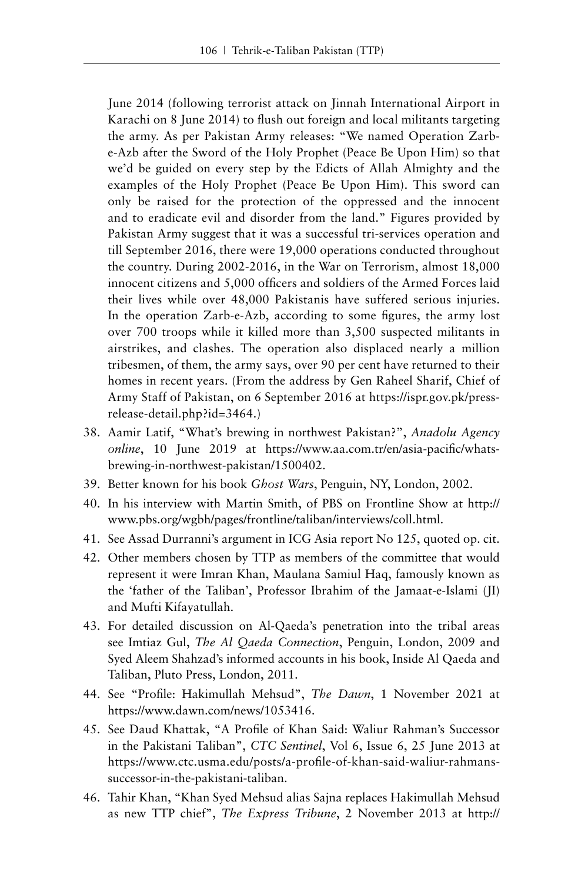June 2014 (following terrorist attack on Jinnah International Airport in Karachi on 8 June 2014) to flush out foreign and local militants targeting the army. As per Pakistan Army releases: "We named Operation Zarb-e-Azb after the Sword of the Holy Prophet (Peace Be Upon Him) so that we'd be guided on every step by the Edicts of Allah Almighty and the examples of the Holy Prophet (Peace Be Upon Him). This sword can only be raised for the protection of the oppressed and the innocent and to eradicate evil and disorder from the land." Figures provided by Pakistan Army suggest that it was a successful tri-services operation and till September 2016, there were 19,000 operations conducted throughout the country. During 2002-2016, in the War on Terrorism, almost 18,000 innocent citizens and 5,000 officers and soldiers of the Armed Forces laid their lives while over 48,000 Pakistanis have suffered serious injuries. In the operation Zarb-e-Azb, according to some figures, the army lost over 700 troops while it killed more than 3,500 suspected militants in airstrikes, and clashes. The operation also displaced nearly a million tribesmen, of them, the army says, over 90 per cent have returned to their homes in recent years. (From the address by Gen Raheel Sharif, Chief of Army Staff of Pakistan, on 6 September 2016 at https://ispr.gov.pk/press-release-detail.php?id=3464.)

38. Aamir Latif, "What's brewing in northwest Pakistan?", *Anadolu Agency online*, 10 June 2019 at https://www.aa.com.tr/en/asia-pacific/whats-brewing-in-northwest-pakistan/1500402.
39. Better known for his book *Ghost Wars*, Penguin, NY, London, 2002.
40. In his interview with Martin Smith, of PBS on Frontline Show at http://www.pbs.org/wgbh/pages/frontline/taliban/interviews/coll.html.
41. See Assad Durranni's argument in ICG Asia report No 125, quoted op. cit.
42. Other members chosen by TTP as members of the committee that would represent it were Imran Khan, Maulana Samiul Haq, famously known as the 'father of the Taliban', Professor Ibrahim of the Jamaat-e-Islami (JI) and Mufti Kifayatullah.
43. For detailed discussion on Al-Qaeda's penetration into the tribal areas see Imtiaz Gul, *The Al Qaeda Connection*, Penguin, London, 2009 and Syed Aleem Shahzad's informed accounts in his book, Inside Al Qaeda and Taliban, Pluto Press, London, 2011.
44. See "Profile: Hakimullah Mehsud", *The Dawn*, 1 November 2021 at https://www.dawn.com/news/1053416.
45. See Daud Khattak, "A Profile of Khan Said: Waliur Rahman's Successor in the Pakistani Taliban", *CTC Sentinel*, Vol 6, Issue 6, 25 June 2013 at https://www.ctc.usma.edu/posts/a-profile-of-khan-said-waliur-rahmans-successor-in-the-pakistani-taliban.
46. Tahir Khan, "Khan Syed Mehsud alias Sajna replaces Hakimullah Mehsud as new TTP chief", *The Express Tribune*, 2 November 2013 at http://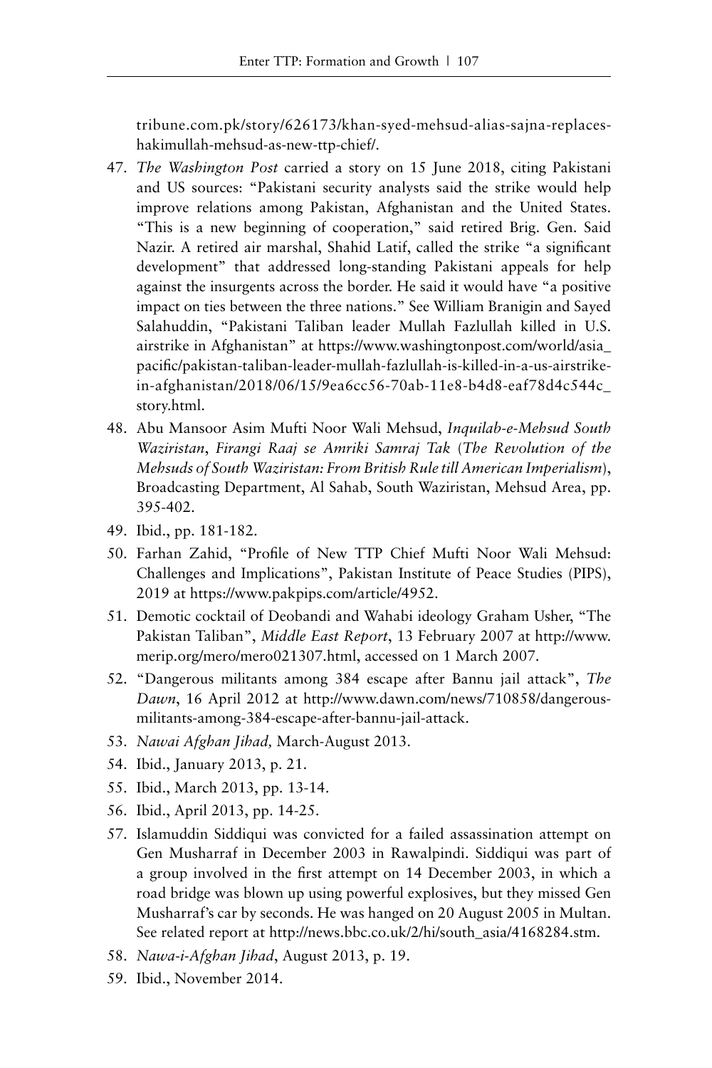tribune.com.pk/story/626173/khan-syed-mehsud-alias-sajna-replaces-hakimullah-mehsud-as-new-ttp-chief/.

47. *The Washington Post* carried a story on 15 June 2018, citing Pakistani and US sources: "Pakistani security analysts said the strike would help improve relations among Pakistan, Afghanistan and the United States. "This is a new beginning of cooperation," said retired Brig. Gen. Said Nazir. A retired air marshal, Shahid Latif, called the strike "a significant development" that addressed long-standing Pakistani appeals for help against the insurgents across the border. He said it would have "a positive impact on ties between the three nations." See William Branigin and Sayed Salahuddin, "Pakistani Taliban leader Mullah Fazlullah killed in U.S. airstrike in Afghanistan" at https://www.washingtonpost.com/world/asia_pacific/pakistan-taliban-leader-mullah-fazlullah-is-killed-in-a-us-airstrike-in-afghanistan/2018/06/15/9ea6cc56-70ab-11e8-b4d8-eaf78d4c544c_story.html.
48. Abu Mansoor Asim Mufti Noor Wali Mehsud, *Inquilab-e-Mehsud South Waziristan, Firangi Raaj se Amriki Samraj Tak* (*The Revolution of the Mehsuds of South Waziristan: From British Rule till American Imperialism*), Broadcasting Department, Al Sahab, South Waziristan, Mehsud Area, pp. 395-402.
49. Ibid., pp. 181-182.
50. Farhan Zahid, "Profile of New TTP Chief Mufti Noor Wali Mehsud: Challenges and Implications", Pakistan Institute of Peace Studies (PIPS), 2019 at https://www.pakpips.com/article/4952.
51. Demotic cocktail of Deobandi and Wahabi ideology Graham Usher, "The Pakistan Taliban", *Middle East Report*, 13 February 2007 at http://www.merip.org/mero/mero021307.html, accessed on 1 March 2007.
52. "Dangerous militants among 384 escape after Bannu jail attack", *The Dawn*, 16 April 2012 at http://www.dawn.com/news/710858/dangerous-militants-among-384-escape-after-bannu-jail-attack.
53. *Nawai Afghan Jihad,* March-August 2013.
54. Ibid., January 2013, p. 21.
55. Ibid., March 2013, pp. 13-14.
56. Ibid., April 2013, pp. 14-25.
57. Islamuddin Siddiqui was convicted for a failed assassination attempt on Gen Musharraf in December 2003 in Rawalpindi. Siddiqui was part of a group involved in the first attempt on 14 December 2003, in which a road bridge was blown up using powerful explosives, but they missed Gen Musharraf's car by seconds. He was hanged on 20 August 2005 in Multan. See related report at http://news.bbc.co.uk/2/hi/south_asia/4168284.stm.
58. *Nawa-i-Afghan Jihad*, August 2013, p. 19.
59. Ibid., November 2014.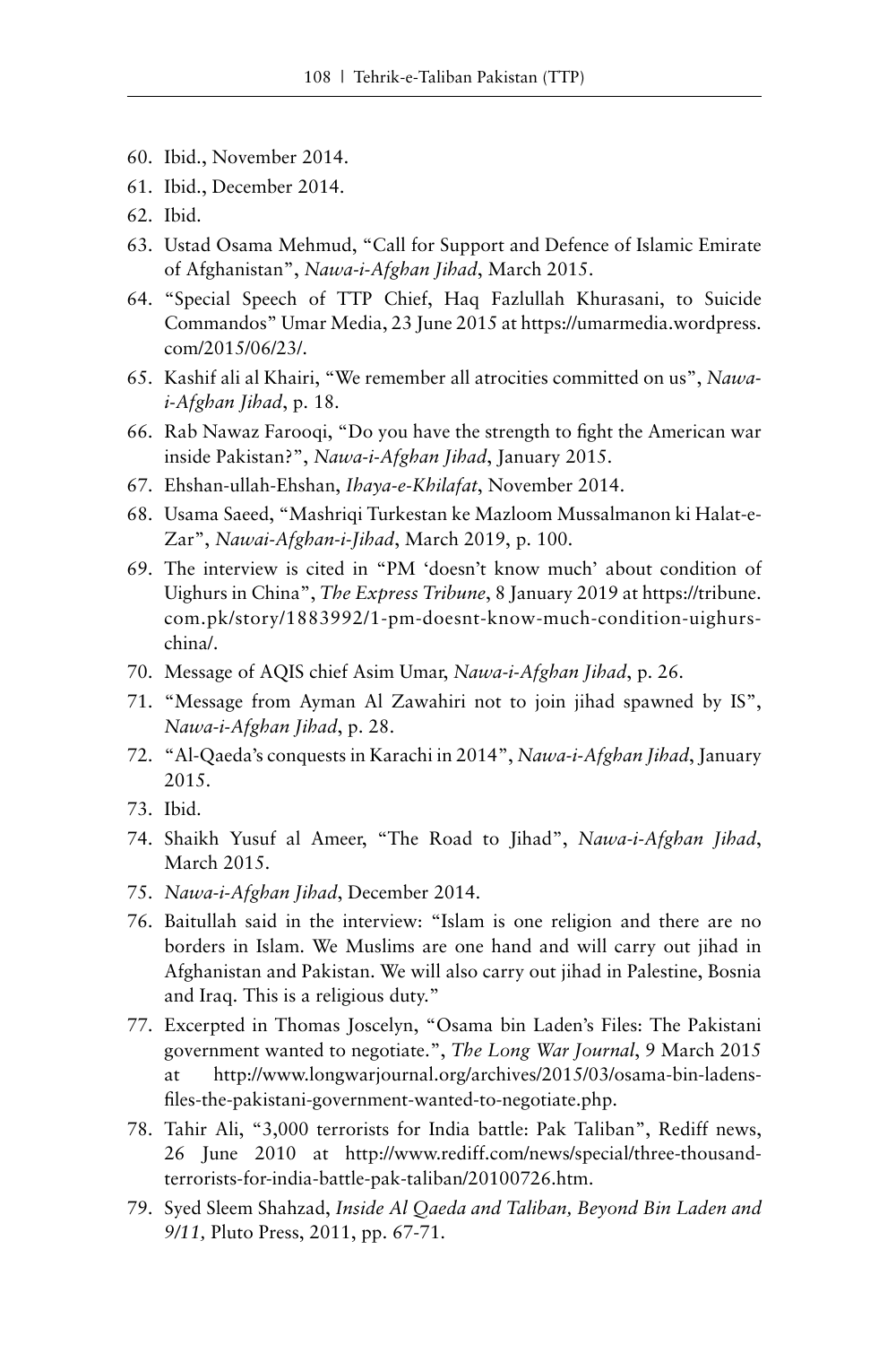60. Ibid., November 2014.
61. Ibid., December 2014.
62. Ibid.
63. Ustad Osama Mehmud, "Call for Support and Defence of Islamic Emirate of Afghanistan", *Nawa-i-Afghan Jihad*, March 2015.
64. "Special Speech of TTP Chief, Haq Fazlullah Khurasani, to Suicide Commandos" Umar Media, 23 June 2015 at https://umarmedia.wordpress.com/2015/06/23/.
65. Kashif ali al Khairi, "We remember all atrocities committed on us", *Nawa-i-Afghan Jihad*, p. 18.
66. Rab Nawaz Farooqi, "Do you have the strength to fight the American war inside Pakistan?", *Nawa-i-Afghan Jihad*, January 2015.
67. Ehshan-ullah-Ehshan, *Ihaya-e-Khilafat*, November 2014.
68. Usama Saeed, "Mashriqi Turkestan ke Mazloom Mussalmanon ki Halat-e-Zar", *Nawai-Afghan-i-Jihad*, March 2019, p. 100.
69. The interview is cited in "PM 'doesn't know much' about condition of Uighurs in China", *The Express Tribune*, 8 January 2019 at https://tribune.com.pk/story/1883992/1-pm-doesnt-know-much-condition-uighurs-china/.
70. Message of AQIS chief Asim Umar, *Nawa-i-Afghan Jihad*, p. 26.
71. "Message from Ayman Al Zawahiri not to join jihad spawned by IS", *Nawa-i-Afghan Jihad*, p. 28.
72. "Al-Qaeda's conquests in Karachi in 2014", *Nawa-i-Afghan Jihad*, January 2015.
73. Ibid.
74. Shaikh Yusuf al Ameer, "The Road to Jihad", *Nawa-i-Afghan Jihad*, March 2015.
75. *Nawa-i-Afghan Jihad*, December 2014.
76. Baitullah said in the interview: "Islam is one religion and there are no borders in Islam. We Muslims are one hand and will carry out jihad in Afghanistan and Pakistan. We will also carry out jihad in Palestine, Bosnia and Iraq. This is a religious duty."
77. Excerpted in Thomas Joscelyn, "Osama bin Laden's Files: The Pakistani government wanted to negotiate.", *The Long War Journal*, 9 March 2015 at http://www.longwarjournal.org/archives/2015/03/osama-bin-ladens-files-the-pakistani-government-wanted-to-negotiate.php.
78. Tahir Ali, "3,000 terrorists for India battle: Pak Taliban", Rediff news, 26 June 2010 at http://www.rediff.com/news/special/three-thousand-terrorists-for-india-battle-pak-taliban/20100726.htm.
79. Syed Sleem Shahzad, *Inside Al Qaeda and Taliban, Beyond Bin Laden and 9/11,* Pluto Press, 2011, pp. 67-71.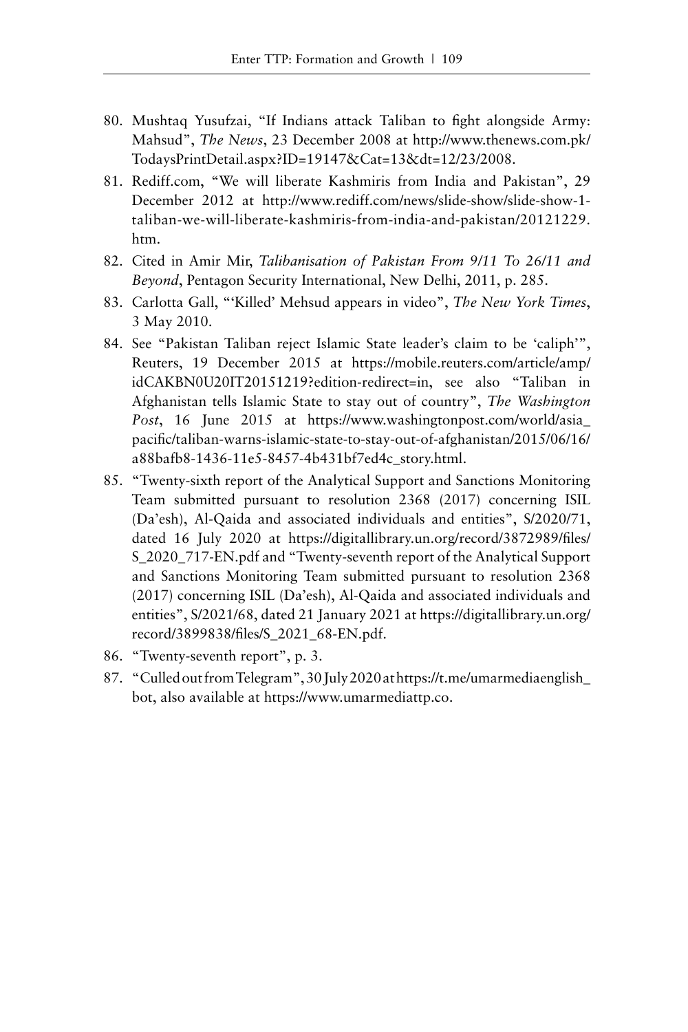80. Mushtaq Yusufzai, "If Indians attack Taliban to fight alongside Army: Mahsud", *The News*, 23 December 2008 at http://www.thenews.com.pk/TodaysPrintDetail.aspx?ID=19147&Cat=13&dt=12/23/2008.
81. Rediff.com, "We will liberate Kashmiris from India and Pakistan", 29 December 2012 at http://www.rediff.com/news/slide-show/slide-show-1-taliban-we-will-liberate-kashmiris-from-india-and-pakistan/20121229.htm.
82. Cited in Amir Mir, *Talibanisation of Pakistan From 9/11 To 26/11 and Beyond*, Pentagon Security International, New Delhi, 2011, p. 285.
83. Carlotta Gall, "'Killed' Mehsud appears in video", *The New York Times*, 3 May 2010.
84. See "Pakistan Taliban reject Islamic State leader's claim to be 'caliph'", Reuters, 19 December 2015 at https://mobile.reuters.com/article/amp/idCAKBN0U20IT20151219?edition-redirect=in, see also "Taliban in Afghanistan tells Islamic State to stay out of country", *The Washington Post*, 16 June 2015 at https://www.washingtonpost.com/world/asia_pacific/taliban-warns-islamic-state-to-stay-out-of-afghanistan/2015/06/16/a88bafb8-1436-11e5-8457-4b431bf7ed4c_story.html.
85. "Twenty-sixth report of the Analytical Support and Sanctions Monitoring Team submitted pursuant to resolution 2368 (2017) concerning ISIL (Da'esh), Al-Qaida and associated individuals and entities", S/2020/71, dated 16 July 2020 at https://digitallibrary.un.org/record/3872989/files/S_2020_717-EN.pdf and "Twenty-seventh report of the Analytical Support and Sanctions Monitoring Team submitted pursuant to resolution 2368 (2017) concerning ISIL (Da'esh), Al-Qaida and associated individuals and entities", S/2021/68, dated 21 January 2021 at https://digitallibrary.un.org/record/3899838/files/S_2021_68-EN.pdf.
86. "Twenty-seventh report", p. 3.
87. "Culled out from Telegram", 30 July 2020 at https://t.me/umarmediaenglish_bot, also available at https://www.umarmediattp.co.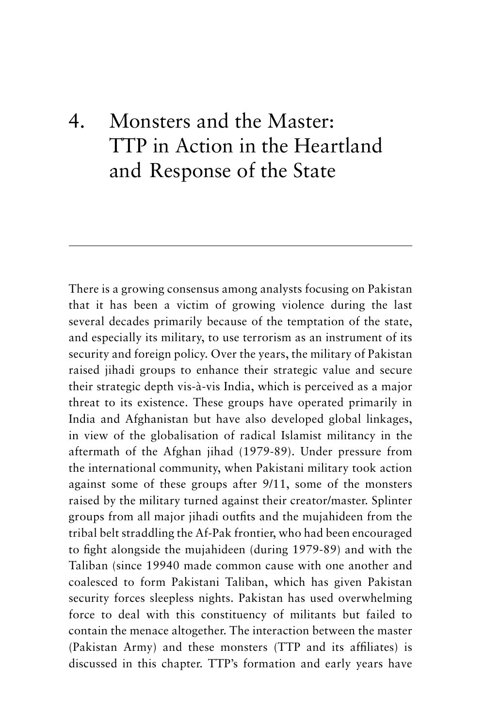# 4. Monsters and the Master: TTP in Action in the Heartland and Response of the State

There is a growing consensus among analysts focusing on Pakistan that it has been a victim of growing violence during the last several decades primarily because of the temptation of the state, and especially its military, to use terrorism as an instrument of its security and foreign policy. Over the years, the military of Pakistan raised jihadi groups to enhance their strategic value and secure their strategic depth vis-à-vis India, which is perceived as a major threat to its existence. These groups have operated primarily in India and Afghanistan but have also developed global linkages, in view of the globalisation of radical Islamist militancy in the aftermath of the Afghan jihad (1979-89). Under pressure from the international community, when Pakistani military took action against some of these groups after 9/11, some of the monsters raised by the military turned against their creator/master. Splinter groups from all major jihadi outfits and the mujahideen from the tribal belt straddling the Af-Pak frontier, who had been encouraged to fight alongside the mujahideen (during 1979-89) and with the Taliban (since 19940 made common cause with one another and coalesced to form Pakistani Taliban, which has given Pakistan security forces sleepless nights. Pakistan has used overwhelming force to deal with this constituency of militants but failed to contain the menace altogether. The interaction between the master (Pakistan Army) and these monsters (TTP and its affiliates) is discussed in this chapter. TTP's formation and early years have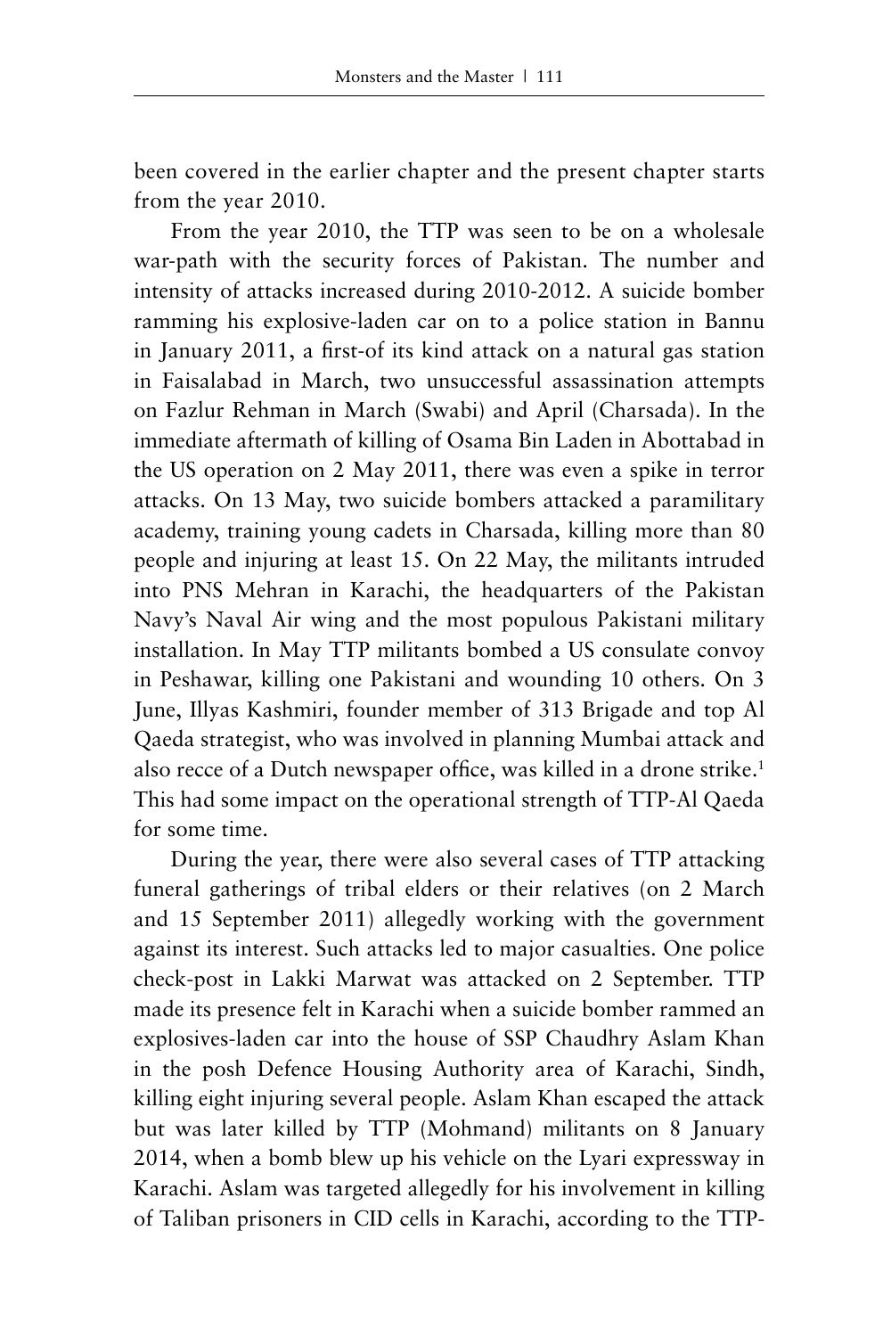been covered in the earlier chapter and the present chapter starts from the year 2010.

From the year 2010, the TTP was seen to be on a wholesale war-path with the security forces of Pakistan. The number and intensity of attacks increased during 2010-2012. A suicide bomber ramming his explosive-laden car on to a police station in Bannu in January 2011, a first-of its kind attack on a natural gas station in Faisalabad in March, two unsuccessful assassination attempts on Fazlur Rehman in March (Swabi) and April (Charsada). In the immediate aftermath of killing of Osama Bin Laden in Abottabad in the US operation on 2 May 2011, there was even a spike in terror attacks. On 13 May, two suicide bombers attacked a paramilitary academy, training young cadets in Charsada, killing more than 80 people and injuring at least 15. On 22 May, the militants intruded into PNS Mehran in Karachi, the headquarters of the Pakistan Navy's Naval Air wing and the most populous Pakistani military installation. In May TTP militants bombed a US consulate convoy in Peshawar, killing one Pakistani and wounding 10 others. On 3 June, Illyas Kashmiri, founder member of 313 Brigade and top Al Qaeda strategist, who was involved in planning Mumbai attack and also recce of a Dutch newspaper office, was killed in a drone strike.[1] This had some impact on the operational strength of TTP-Al Qaeda for some time.

During the year, there were also several cases of TTP attacking funeral gatherings of tribal elders or their relatives (on 2 March and 15 September 2011) allegedly working with the government against its interest. Such attacks led to major casualties. One police check-post in Lakki Marwat was attacked on 2 September. TTP made its presence felt in Karachi when a suicide bomber rammed an explosives-laden car into the house of SSP Chaudhry Aslam Khan in the posh Defence Housing Authority area of Karachi, Sindh, killing eight injuring several people. Aslam Khan escaped the attack but was later killed by TTP (Mohmand) militants on 8 January 2014, when a bomb blew up his vehicle on the Lyari expressway in Karachi. Aslam was targeted allegedly for his involvement in killing of Taliban prisoners in CID cells in Karachi, according to the TTP-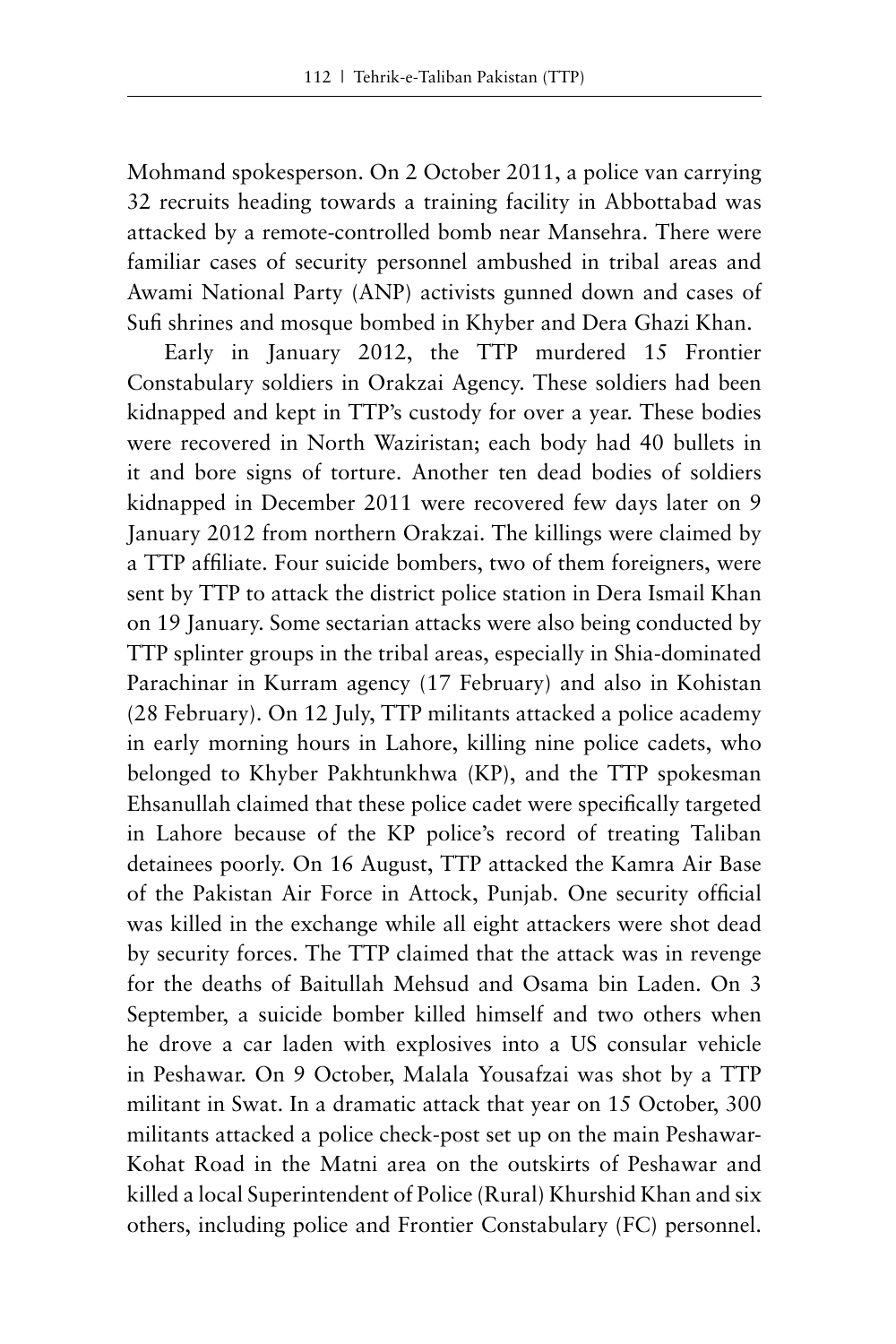Mohmand spokesperson. On 2 October 2011, a police van carrying 32 recruits heading towards a training facility in Abbottabad was attacked by a remote-controlled bomb near Mansehra. There were familiar cases of security personnel ambushed in tribal areas and Awami National Party (ANP) activists gunned down and cases of Sufi shrines and mosque bombed in Khyber and Dera Ghazi Khan.

Early in January 2012, the TTP murdered 15 Frontier Constabulary soldiers in Orakzai Agency. These soldiers had been kidnapped and kept in TTP's custody for over a year. These bodies were recovered in North Waziristan; each body had 40 bullets in it and bore signs of torture. Another ten dead bodies of soldiers kidnapped in December 2011 were recovered few days later on 9 January 2012 from northern Orakzai. The killings were claimed by a TTP affiliate. Four suicide bombers, two of them foreigners, were sent by TTP to attack the district police station in Dera Ismail Khan on 19 January. Some sectarian attacks were also being conducted by TTP splinter groups in the tribal areas, especially in Shia-dominated Parachinar in Kurram agency (17 February) and also in Kohistan (28 February). On 12 July, TTP militants attacked a police academy in early morning hours in Lahore, killing nine police cadets, who belonged to Khyber Pakhtunkhwa (KP), and the TTP spokesman Ehsanullah claimed that these police cadet were specifically targeted in Lahore because of the KP police's record of treating Taliban detainees poorly. On 16 August, TTP attacked the Kamra Air Base of the Pakistan Air Force in Attock, Punjab. One security official was killed in the exchange while all eight attackers were shot dead by security forces. The TTP claimed that the attack was in revenge for the deaths of Baitullah Mehsud and Osama bin Laden. On 3 September, a suicide bomber killed himself and two others when he drove a car laden with explosives into a US consular vehicle in Peshawar. On 9 October, Malala Yousafzai was shot by a TTP militant in Swat. In a dramatic attack that year on 15 October, 300 militants attacked a police check-post set up on the main Peshawar-Kohat Road in the Matni area on the outskirts of Peshawar and killed a local Superintendent of Police (Rural) Khurshid Khan and six others, including police and Frontier Constabulary (FC) personnel.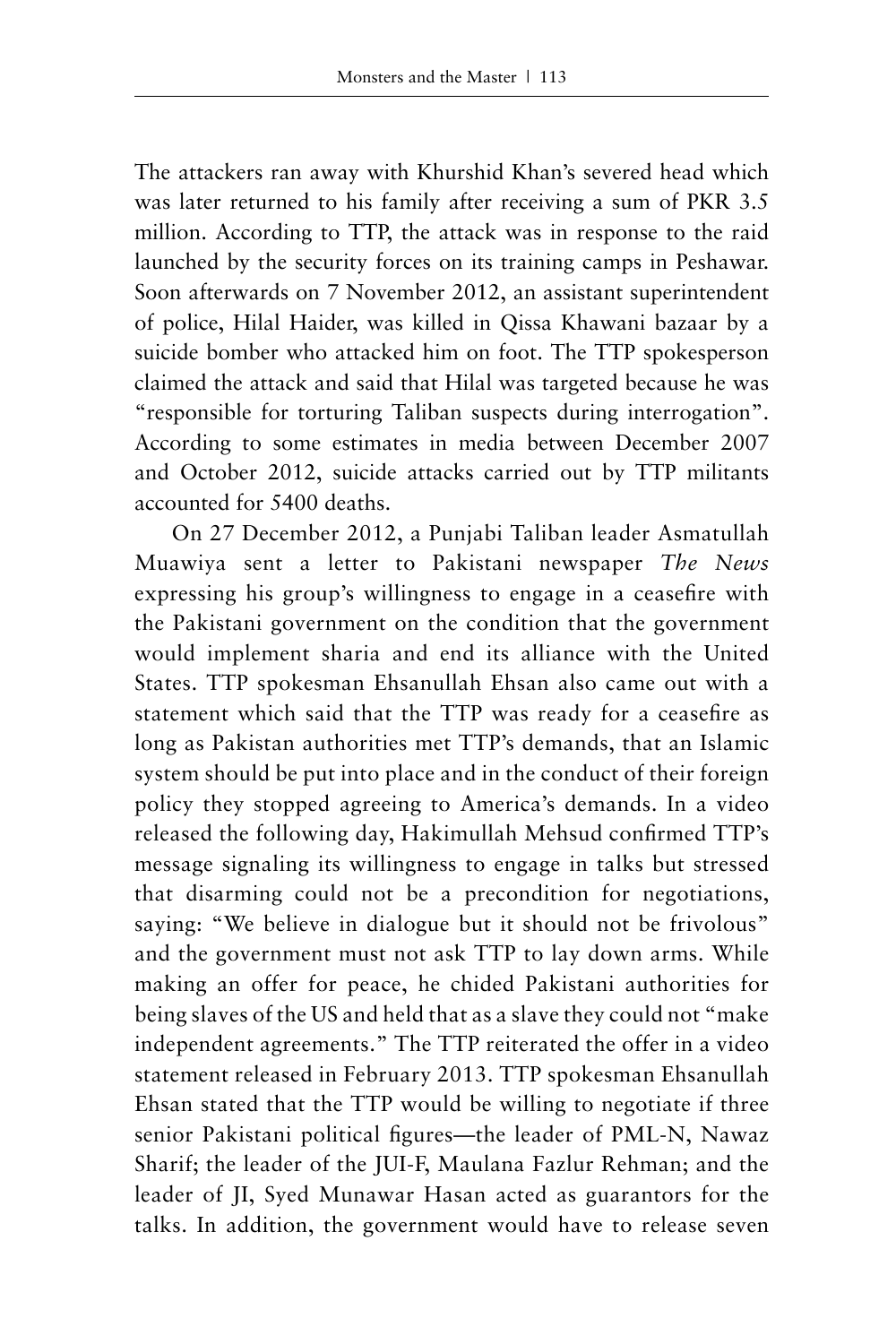The attackers ran away with Khurshid Khan's severed head which was later returned to his family after receiving a sum of PKR 3.5 million. According to TTP, the attack was in response to the raid launched by the security forces on its training camps in Peshawar. Soon afterwards on 7 November 2012, an assistant superintendent of police, Hilal Haider, was killed in Qissa Khawani bazaar by a suicide bomber who attacked him on foot. The TTP spokesperson claimed the attack and said that Hilal was targeted because he was "responsible for torturing Taliban suspects during interrogation". According to some estimates in media between December 2007 and October 2012, suicide attacks carried out by TTP militants accounted for 5400 deaths.

On 27 December 2012, a Punjabi Taliban leader Asmatullah Muawiya sent a letter to Pakistani newspaper *The News* expressing his group's willingness to engage in a ceasefire with the Pakistani government on the condition that the government would implement sharia and end its alliance with the United States. TTP spokesman Ehsanullah Ehsan also came out with a statement which said that the TTP was ready for a ceasefire as long as Pakistan authorities met TTP's demands, that an Islamic system should be put into place and in the conduct of their foreign policy they stopped agreeing to America's demands. In a video released the following day, Hakimullah Mehsud confirmed TTP's message signaling its willingness to engage in talks but stressed that disarming could not be a precondition for negotiations, saying: "We believe in dialogue but it should not be frivolous" and the government must not ask TTP to lay down arms. While making an offer for peace, he chided Pakistani authorities for being slaves of the US and held that as a slave they could not "make independent agreements." The TTP reiterated the offer in a video statement released in February 2013. TTP spokesman Ehsanullah Ehsan stated that the TTP would be willing to negotiate if three senior Pakistani political figures—the leader of PML-N, Nawaz Sharif; the leader of the JUI-F, Maulana Fazlur Rehman; and the leader of JI, Syed Munawar Hasan acted as guarantors for the talks. In addition, the government would have to release seven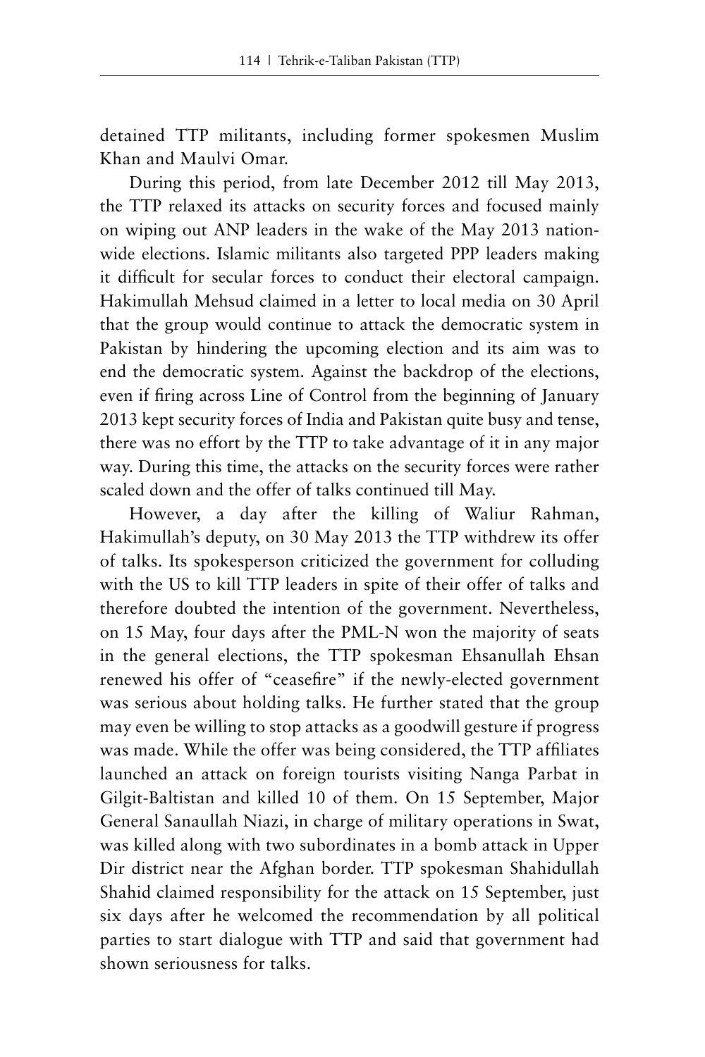detained TTP militants, including former spokesmen Muslim Khan and Maulvi Omar.

During this period, from late December 2012 till May 2013, the TTP relaxed its attacks on security forces and focused mainly on wiping out ANP leaders in the wake of the May 2013 nation-wide elections. Islamic militants also targeted PPP leaders making it difficult for secular forces to conduct their electoral campaign. Hakimullah Mehsud claimed in a letter to local media on 30 April that the group would continue to attack the democratic system in Pakistan by hindering the upcoming election and its aim was to end the democratic system. Against the backdrop of the elections, even if firing across Line of Control from the beginning of January 2013 kept security forces of India and Pakistan quite busy and tense, there was no effort by the TTP to take advantage of it in any major way. During this time, the attacks on the security forces were rather scaled down and the offer of talks continued till May.

However, a day after the killing of Waliur Rahman, Hakimullah's deputy, on 30 May 2013 the TTP withdrew its offer of talks. Its spokesperson criticized the government for colluding with the US to kill TTP leaders in spite of their offer of talks and therefore doubted the intention of the government. Nevertheless, on 15 May, four days after the PML-N won the majority of seats in the general elections, the TTP spokesman Ehsanullah Ehsan renewed his offer of "ceasefire" if the newly-elected government was serious about holding talks. He further stated that the group may even be willing to stop attacks as a goodwill gesture if progress was made. While the offer was being considered, the TTP affiliates launched an attack on foreign tourists visiting Nanga Parbat in Gilgit-Baltistan and killed 10 of them. On 15 September, Major General Sanaullah Niazi, in charge of military operations in Swat, was killed along with two subordinates in a bomb attack in Upper Dir district near the Afghan border. TTP spokesman Shahidullah Shahid claimed responsibility for the attack on 15 September, just six days after he welcomed the recommendation by all political parties to start dialogue with TTP and said that government had shown seriousness for talks.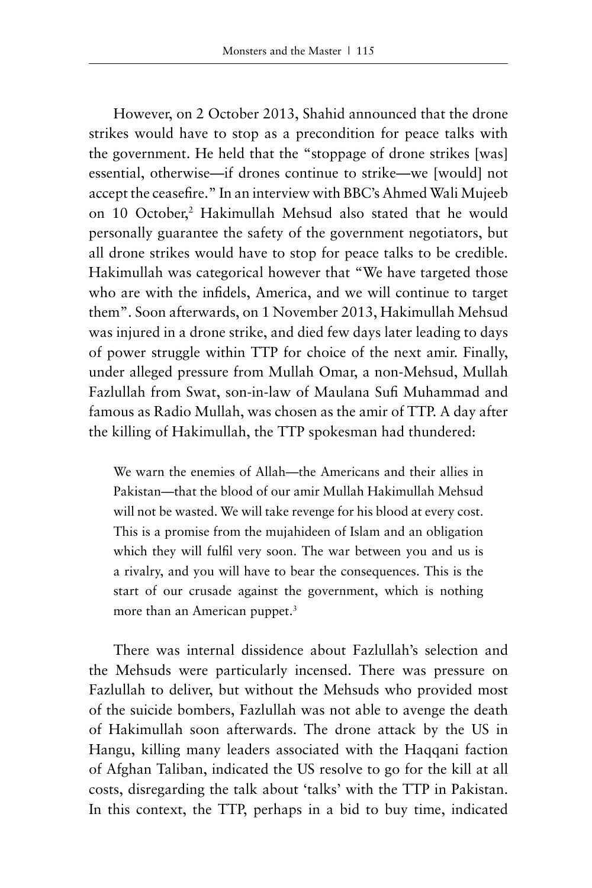However, on 2 October 2013, Shahid announced that the drone strikes would have to stop as a precondition for peace talks with the government. He held that the "stoppage of drone strikes [was] essential, otherwise—if drones continue to strike—we [would] not accept the ceasefire." In an interview with BBC's Ahmed Wali Mujeeb on 10 October,[2] Hakimullah Mehsud also stated that he would personally guarantee the safety of the government negotiators, but all drone strikes would have to stop for peace talks to be credible. Hakimullah was categorical however that "We have targeted those who are with the infidels, America, and we will continue to target them". Soon afterwards, on 1 November 2013, Hakimullah Mehsud was injured in a drone strike, and died few days later leading to days of power struggle within TTP for choice of the next amir. Finally, under alleged pressure from Mullah Omar, a non-Mehsud, Mullah Fazlullah from Swat, son-in-law of Maulana Sufi Muhammad and famous as Radio Mullah, was chosen as the amir of TTP. A day after the killing of Hakimullah, the TTP spokesman had thundered:

> We warn the enemies of Allah—the Americans and their allies in Pakistan—that the blood of our amir Mullah Hakimullah Mehsud will not be wasted. We will take revenge for his blood at every cost. This is a promise from the mujahideen of Islam and an obligation which they will fulfil very soon. The war between you and us is a rivalry, and you will have to bear the consequences. This is the start of our crusade against the government, which is nothing more than an American puppet.[3]

There was internal dissidence about Fazlullah's selection and the Mehsuds were particularly incensed. There was pressure on Fazlullah to deliver, but without the Mehsuds who provided most of the suicide bombers, Fazlullah was not able to avenge the death of Hakimullah soon afterwards. The drone attack by the US in Hangu, killing many leaders associated with the Haqqani faction of Afghan Taliban, indicated the US resolve to go for the kill at all costs, disregarding the talk about 'talks' with the TTP in Pakistan. In this context, the TTP, perhaps in a bid to buy time, indicated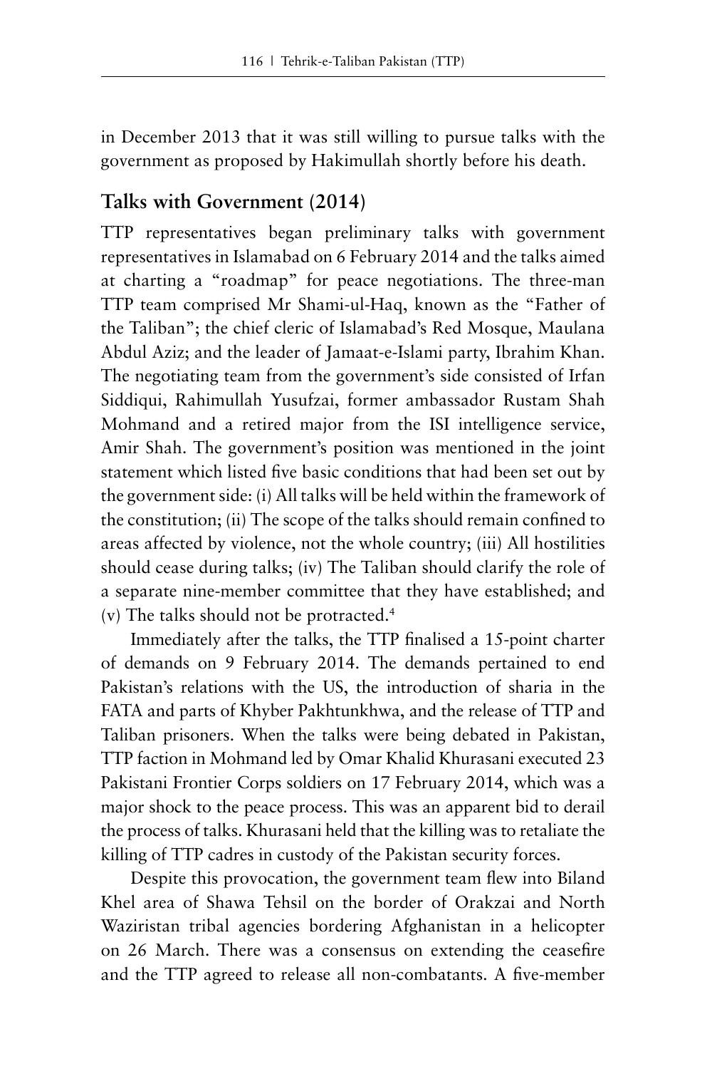in December 2013 that it was still willing to pursue talks with the government as proposed by Hakimullah shortly before his death.

## Talks with Government (2014)

TTP representatives began preliminary talks with government representatives in Islamabad on 6 February 2014 and the talks aimed at charting a "roadmap" for peace negotiations. The three-man TTP team comprised Mr Shami-ul-Haq, known as the "Father of the Taliban"; the chief cleric of Islamabad's Red Mosque, Maulana Abdul Aziz; and the leader of Jamaat-e-Islami party, Ibrahim Khan. The negotiating team from the government's side consisted of Irfan Siddiqui, Rahimullah Yusufzai, former ambassador Rustam Shah Mohmand and a retired major from the ISI intelligence service, Amir Shah. The government's position was mentioned in the joint statement which listed five basic conditions that had been set out by the government side: (i) All talks will be held within the framework of the constitution; (ii) The scope of the talks should remain confined to areas affected by violence, not the whole country; (iii) All hostilities should cease during talks; (iv) The Taliban should clarify the role of a separate nine-member committee that they have established; and (v) The talks should not be protracted.[4]

Immediately after the talks, the TTP finalised a 15-point charter of demands on 9 February 2014. The demands pertained to end Pakistan's relations with the US, the introduction of sharia in the FATA and parts of Khyber Pakhtunkhwa, and the release of TTP and Taliban prisoners. When the talks were being debated in Pakistan, TTP faction in Mohmand led by Omar Khalid Khurasani executed 23 Pakistani Frontier Corps soldiers on 17 February 2014, which was a major shock to the peace process. This was an apparent bid to derail the process of talks. Khurasani held that the killing was to retaliate the killing of TTP cadres in custody of the Pakistan security forces.

Despite this provocation, the government team flew into Biland Khel area of Shawa Tehsil on the border of Orakzai and North Waziristan tribal agencies bordering Afghanistan in a helicopter on 26 March. There was a consensus on extending the ceasefire and the TTP agreed to release all non-combatants. A five-member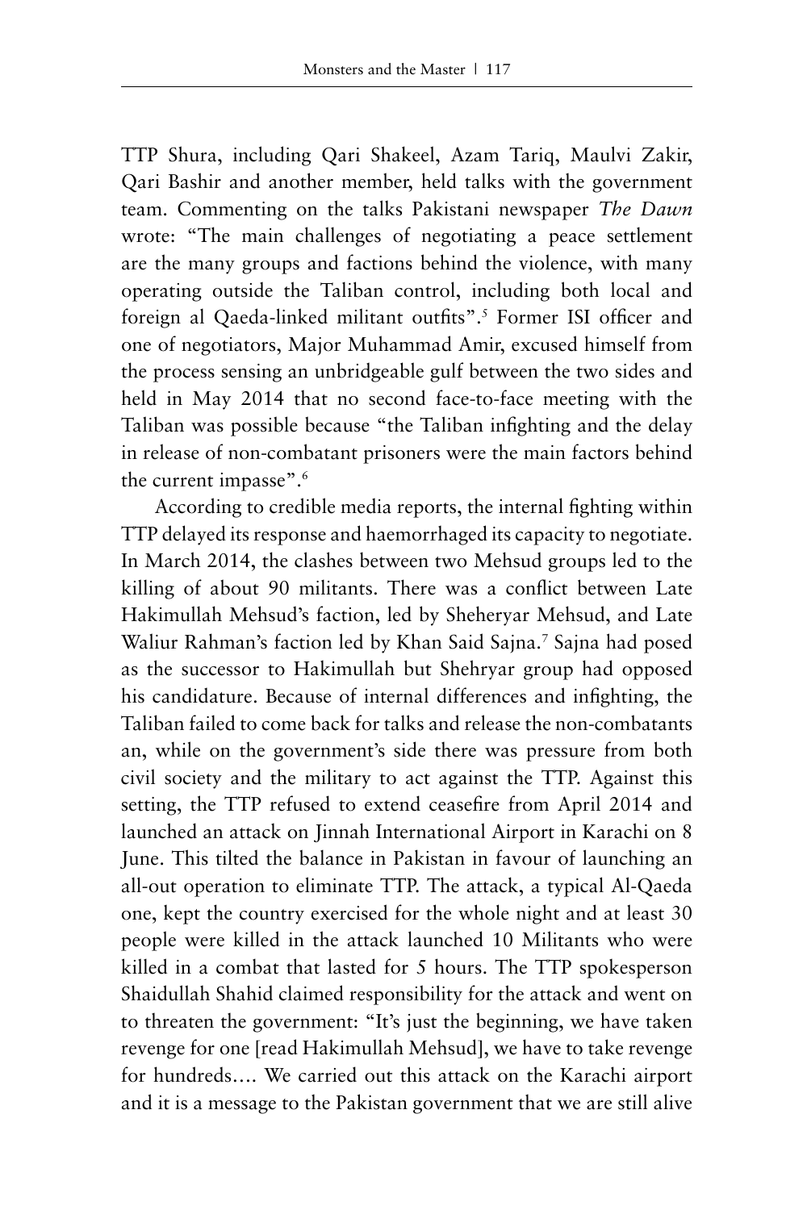TTP Shura, including Qari Shakeel, Azam Tariq, Maulvi Zakir, Qari Bashir and another member, held talks with the government team. Commenting on the talks Pakistani newspaper *The Dawn* wrote: "The main challenges of negotiating a peace settlement are the many groups and factions behind the violence, with many operating outside the Taliban control, including both local and foreign al Qaeda-linked militant outfits".[5] Former ISI officer and one of negotiators, Major Muhammad Amir, excused himself from the process sensing an unbridgeable gulf between the two sides and held in May 2014 that no second face-to-face meeting with the Taliban was possible because "the Taliban infighting and the delay in release of non-combatant prisoners were the main factors behind the current impasse".[6]

According to credible media reports, the internal fighting within TTP delayed its response and haemorrhaged its capacity to negotiate. In March 2014, the clashes between two Mehsud groups led to the killing of about 90 militants. There was a conflict between Late Hakimullah Mehsud's faction, led by Sheheryar Mehsud, and Late Waliur Rahman's faction led by Khan Said Sajna.[7] Sajna had posed as the successor to Hakimullah but Shehryar group had opposed his candidature. Because of internal differences and infighting, the Taliban failed to come back for talks and release the non-combatants an, while on the government's side there was pressure from both civil society and the military to act against the TTP. Against this setting, the TTP refused to extend ceasefire from April 2014 and launched an attack on Jinnah International Airport in Karachi on 8 June. This tilted the balance in Pakistan in favour of launching an all-out operation to eliminate TTP. The attack, a typical Al-Qaeda one, kept the country exercised for the whole night and at least 30 people were killed in the attack launched 10 Militants who were killed in a combat that lasted for 5 hours. The TTP spokesperson Shaidullah Shahid claimed responsibility for the attack and went on to threaten the government: "It's just the beginning, we have taken revenge for one [read Hakimullah Mehsud], we have to take revenge for hundreds…. We carried out this attack on the Karachi airport and it is a message to the Pakistan government that we are still alive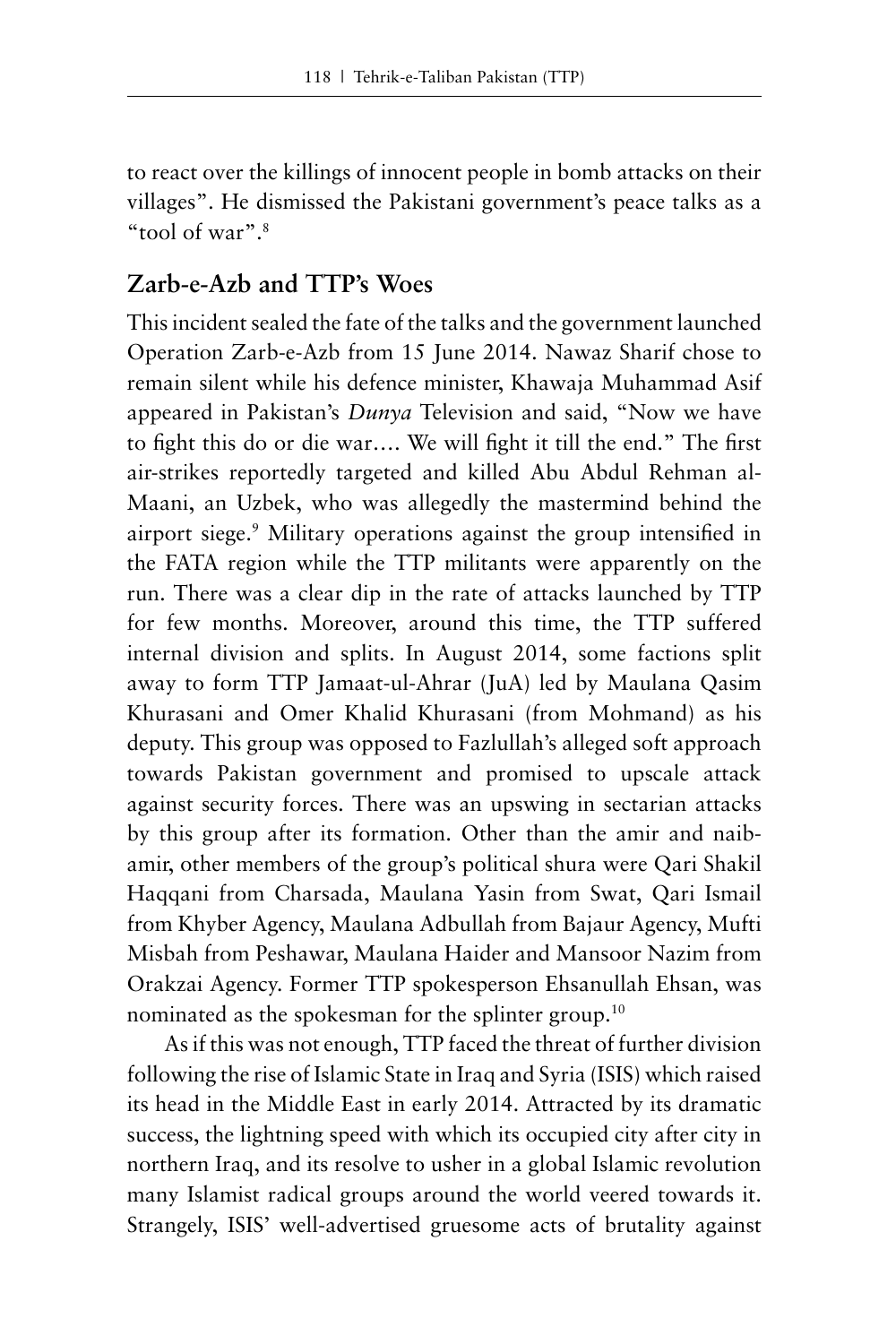to react over the killings of innocent people in bomb attacks on their villages". He dismissed the Pakistani government's peace talks as a "tool of war".[8]

## Zarb-e-Azb and TTP's Woes

This incident sealed the fate of the talks and the government launched Operation Zarb-e-Azb from 15 June 2014. Nawaz Sharif chose to remain silent while his defence minister, Khawaja Muhammad Asif appeared in Pakistan's *Dunya* Television and said, "Now we have to fight this do or die war.... We will fight it till the end." The first air-strikes reportedly targeted and killed Abu Abdul Rehman al-Maani, an Uzbek, who was allegedly the mastermind behind the airport siege.[9] Military operations against the group intensified in the FATA region while the TTP militants were apparently on the run. There was a clear dip in the rate of attacks launched by TTP for few months. Moreover, around this time, the TTP suffered internal division and splits. In August 2014, some factions split away to form TTP Jamaat-ul-Ahrar (JuA) led by Maulana Qasim Khurasani and Omer Khalid Khurasani (from Mohmand) as his deputy. This group was opposed to Fazlullah's alleged soft approach towards Pakistan government and promised to upscale attack against security forces. There was an upswing in sectarian attacks by this group after its formation. Other than the amir and naib-amir, other members of the group's political shura were Qari Shakil Haqqani from Charsada, Maulana Yasin from Swat, Qari Ismail from Khyber Agency, Maulana Adbullah from Bajaur Agency, Mufti Misbah from Peshawar, Maulana Haider and Mansoor Nazim from Orakzai Agency. Former TTP spokesperson Ehsanullah Ehsan, was nominated as the spokesman for the splinter group.[10]

As if this was not enough, TTP faced the threat of further division following the rise of Islamic State in Iraq and Syria (ISIS) which raised its head in the Middle East in early 2014. Attracted by its dramatic success, the lightning speed with which its occupied city after city in northern Iraq, and its resolve to usher in a global Islamic revolution many Islamist radical groups around the world veered towards it. Strangely, ISIS' well-advertised gruesome acts of brutality against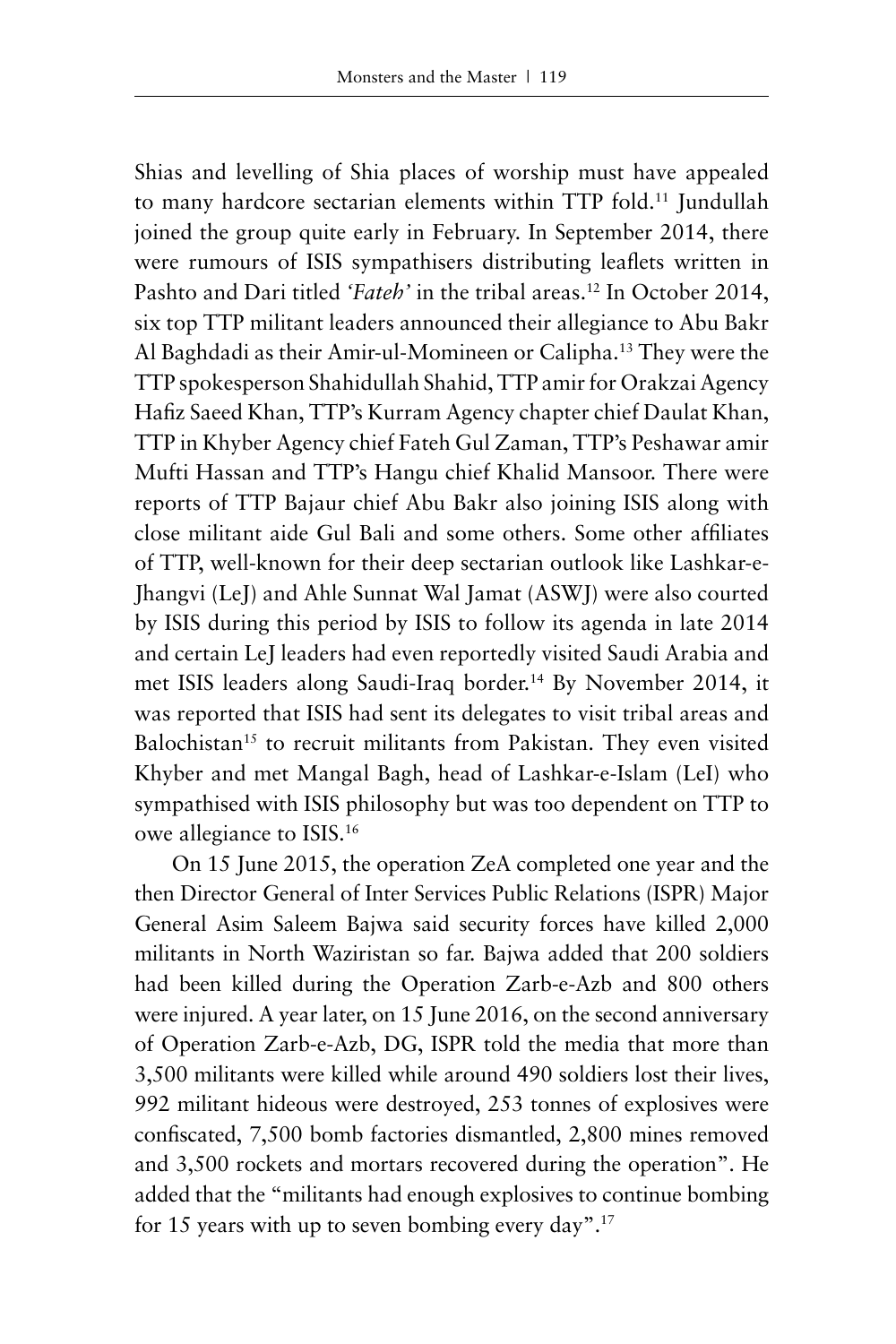Shias and levelling of Shia places of worship must have appealed to many hardcore sectarian elements within TTP fold.[11] Jundullah joined the group quite early in February. In September 2014, there were rumours of ISIS sympathisers distributing leaflets written in Pashto and Dari titled *'Fateh'* in the tribal areas.[12] In October 2014, six top TTP militant leaders announced their allegiance to Abu Bakr Al Baghdadi as their Amir-ul-Momineen or Calipha.[13] They were the TTP spokesperson Shahidullah Shahid, TTP amir for Orakzai Agency Hafiz Saeed Khan, TTP's Kurram Agency chapter chief Daulat Khan, TTP in Khyber Agency chief Fateh Gul Zaman, TTP's Peshawar amir Mufti Hassan and TTP's Hangu chief Khalid Mansoor. There were reports of TTP Bajaur chief Abu Bakr also joining ISIS along with close militant aide Gul Bali and some others. Some other affiliates of TTP, well-known for their deep sectarian outlook like Lashkar-e-Jhangvi (LeJ) and Ahle Sunnat Wal Jamat (ASWJ) were also courted by ISIS during this period by ISIS to follow its agenda in late 2014 and certain LeJ leaders had even reportedly visited Saudi Arabia and met ISIS leaders along Saudi-Iraq border.[14] By November 2014, it was reported that ISIS had sent its delegates to visit tribal areas and Balochistan[15] to recruit militants from Pakistan. They even visited Khyber and met Mangal Bagh, head of Lashkar-e-Islam (LeI) who sympathised with ISIS philosophy but was too dependent on TTP to owe allegiance to ISIS.[16]

On 15 June 2015, the operation ZeA completed one year and the then Director General of Inter Services Public Relations (ISPR) Major General Asim Saleem Bajwa said security forces have killed 2,000 militants in North Waziristan so far. Bajwa added that 200 soldiers had been killed during the Operation Zarb-e-Azb and 800 others were injured. A year later, on 15 June 2016, on the second anniversary of Operation Zarb-e-Azb, DG, ISPR told the media that more than 3,500 militants were killed while around 490 soldiers lost their lives, 992 militant hideous were destroyed, 253 tonnes of explosives were confiscated, 7,500 bomb factories dismantled, 2,800 mines removed and 3,500 rockets and mortars recovered during the operation". He added that the "militants had enough explosives to continue bombing for 15 years with up to seven bombing every day".[17]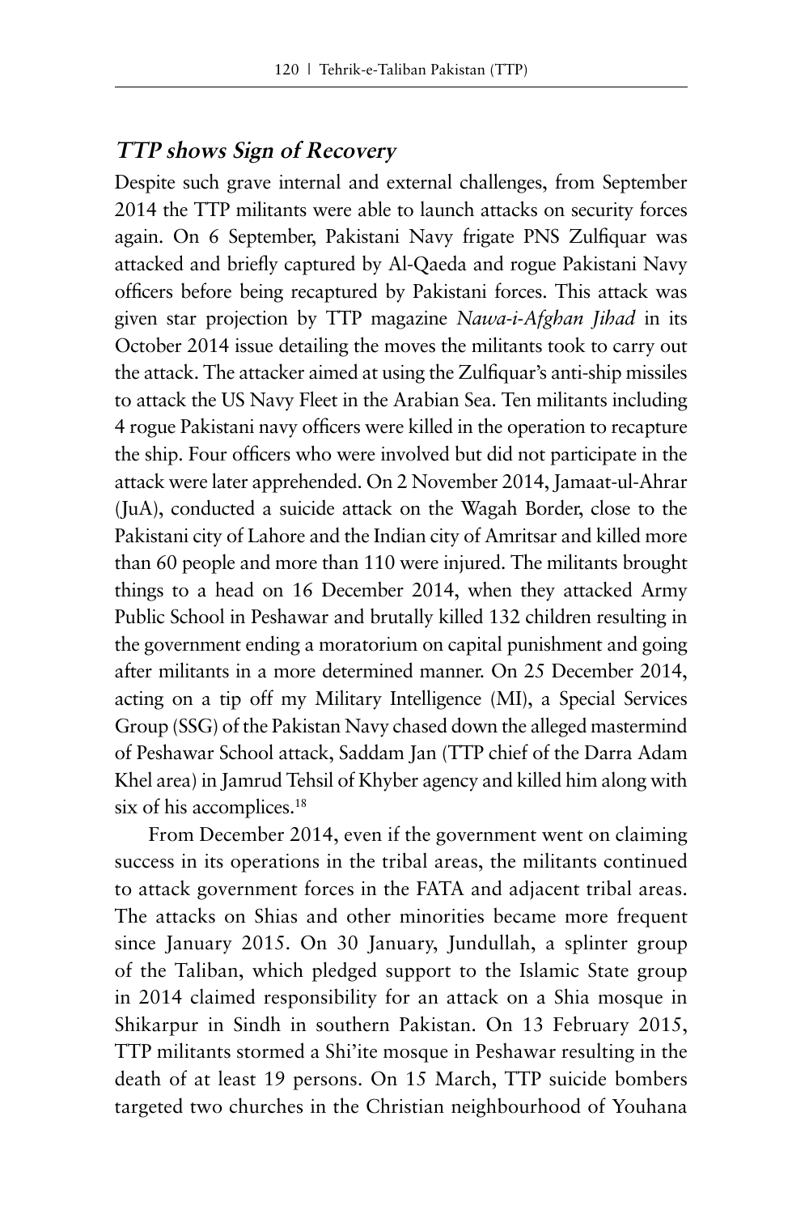## *TTP shows Sign of Recovery*

Despite such grave internal and external challenges, from September 2014 the TTP militants were able to launch attacks on security forces again. On 6 September, Pakistani Navy frigate PNS Zulfiquar was attacked and briefly captured by Al-Qaeda and rogue Pakistani Navy officers before being recaptured by Pakistani forces. This attack was given star projection by TTP magazine *Nawa-i-Afghan Jihad* in its October 2014 issue detailing the moves the militants took to carry out the attack. The attacker aimed at using the Zulfiquar's anti-ship missiles to attack the US Navy Fleet in the Arabian Sea. Ten militants including 4 rogue Pakistani navy officers were killed in the operation to recapture the ship. Four officers who were involved but did not participate in the attack were later apprehended. On 2 November 2014, Jamaat-ul-Ahrar (JuA), conducted a suicide attack on the Wagah Border, close to the Pakistani city of Lahore and the Indian city of Amritsar and killed more than 60 people and more than 110 were injured. The militants brought things to a head on 16 December 2014, when they attacked Army Public School in Peshawar and brutally killed 132 children resulting in the government ending a moratorium on capital punishment and going after militants in a more determined manner. On 25 December 2014, acting on a tip off my Military Intelligence (MI), a Special Services Group (SSG) of the Pakistan Navy chased down the alleged mastermind of Peshawar School attack, Saddam Jan (TTP chief of the Darra Adam Khel area) in Jamrud Tehsil of Khyber agency and killed him along with six of his accomplices.[18]

From December 2014, even if the government went on claiming success in its operations in the tribal areas, the militants continued to attack government forces in the FATA and adjacent tribal areas. The attacks on Shias and other minorities became more frequent since January 2015. On 30 January, Jundullah, a splinter group of the Taliban, which pledged support to the Islamic State group in 2014 claimed responsibility for an attack on a Shia mosque in Shikarpur in Sindh in southern Pakistan. On 13 February 2015, TTP militants stormed a Shi'ite mosque in Peshawar resulting in the death of at least 19 persons. On 15 March, TTP suicide bombers targeted two churches in the Christian neighbourhood of Youhana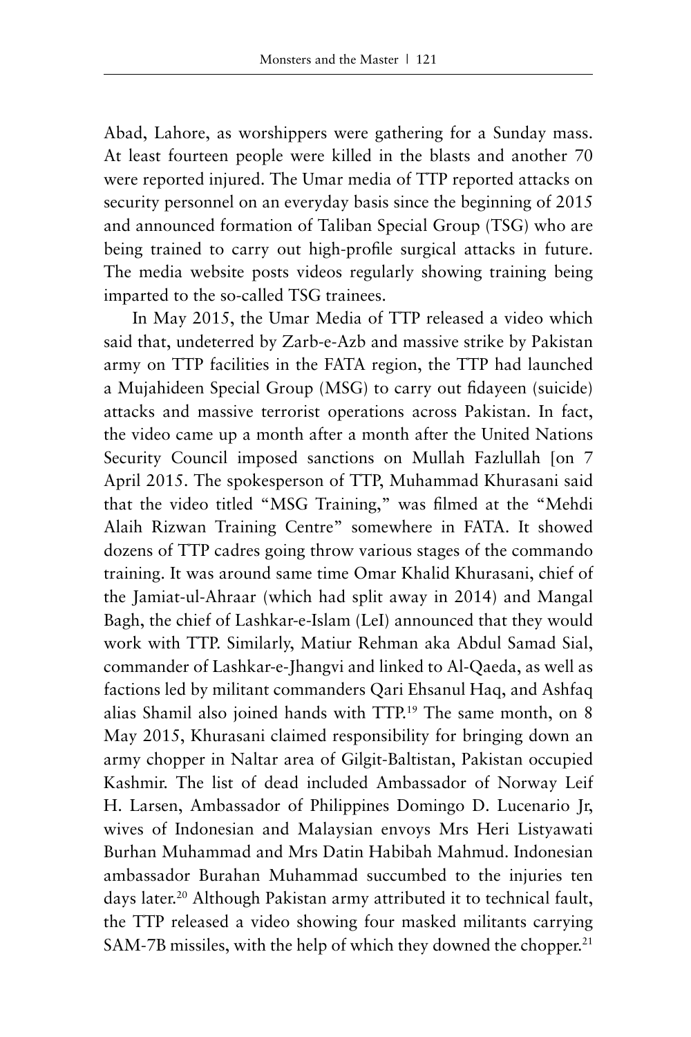Abad, Lahore, as worshippers were gathering for a Sunday mass. At least fourteen people were killed in the blasts and another 70 were reported injured. The Umar media of TTP reported attacks on security personnel on an everyday basis since the beginning of 2015 and announced formation of Taliban Special Group (TSG) who are being trained to carry out high-profile surgical attacks in future. The media website posts videos regularly showing training being imparted to the so-called TSG trainees.

In May 2015, the Umar Media of TTP released a video which said that, undeterred by Zarb-e-Azb and massive strike by Pakistan army on TTP facilities in the FATA region, the TTP had launched a Mujahideen Special Group (MSG) to carry out fidayeen (suicide) attacks and massive terrorist operations across Pakistan. In fact, the video came up a month after a month after the United Nations Security Council imposed sanctions on Mullah Fazlullah [on 7 April 2015. The spokesperson of TTP, Muhammad Khurasani said that the video titled "MSG Training," was filmed at the "Mehdi Alaih Rizwan Training Centre" somewhere in FATA. It showed dozens of TTP cadres going throw various stages of the commando training. It was around same time Omar Khalid Khurasani, chief of the Jamiat-ul-Ahraar (which had split away in 2014) and Mangal Bagh, the chief of Lashkar-e-Islam (LeI) announced that they would work with TTP. Similarly, Matiur Rehman aka Abdul Samad Sial, commander of Lashkar-e-Jhangvi and linked to Al-Qaeda, as well as factions led by militant commanders Qari Ehsanul Haq, and Ashfaq alias Shamil also joined hands with TTP.[19] The same month, on 8 May 2015, Khurasani claimed responsibility for bringing down an army chopper in Naltar area of Gilgit-Baltistan, Pakistan occupied Kashmir. The list of dead included Ambassador of Norway Leif H. Larsen, Ambassador of Philippines Domingo D. Lucenario Jr, wives of Indonesian and Malaysian envoys Mrs Heri Listyawati Burhan Muhammad and Mrs Datin Habibah Mahmud. Indonesian ambassador Burahan Muhammad succumbed to the injuries ten days later.[20] Although Pakistan army attributed it to technical fault, the TTP released a video showing four masked militants carrying SAM-7B missiles, with the help of which they downed the chopper.[21]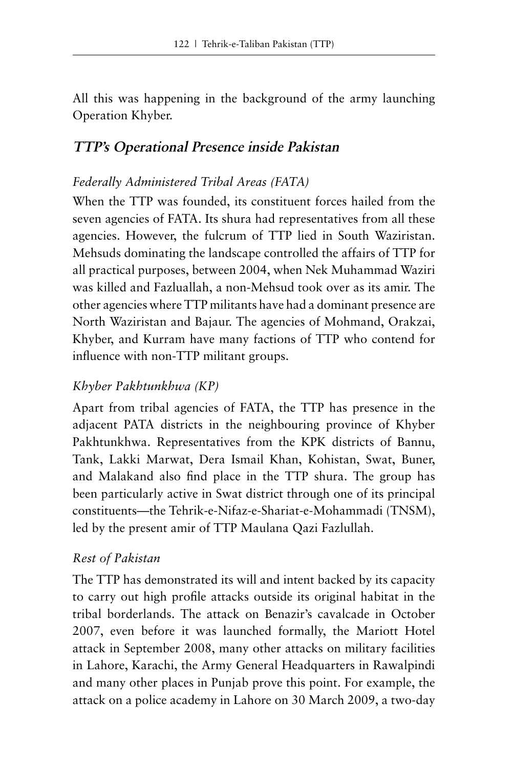All this was happening in the background of the army launching Operation Khyber.

## *TTP's Operational Presence inside Pakistan*

### *Federally Administered Tribal Areas (FATA)*

When the TTP was founded, its constituent forces hailed from the seven agencies of FATA. Its shura had representatives from all these agencies. However, the fulcrum of TTP lied in South Waziristan. Mehsuds dominating the landscape controlled the affairs of TTP for all practical purposes, between 2004, when Nek Muhammad Waziri was killed and Fazluallah, a non-Mehsud took over as its amir. The other agencies where TTP militants have had a dominant presence are North Waziristan and Bajaur. The agencies of Mohmand, Orakzai, Khyber, and Kurram have many factions of TTP who contend for influence with non-TTP militant groups.

### *Khyber Pakhtunkhwa (KP)*

Apart from tribal agencies of FATA, the TTP has presence in the adjacent PATA districts in the neighbouring province of Khyber Pakhtunkhwa. Representatives from the KPK districts of Bannu, Tank, Lakki Marwat, Dera Ismail Khan, Kohistan, Swat, Buner, and Malakand also find place in the TTP shura. The group has been particularly active in Swat district through one of its principal constituents—the Tehrik-e-Nifaz-e-Shariat-e-Mohammadi (TNSM), led by the present amir of TTP Maulana Qazi Fazlullah.

### *Rest of Pakistan*

The TTP has demonstrated its will and intent backed by its capacity to carry out high profile attacks outside its original habitat in the tribal borderlands. The attack on Benazir's cavalcade in October 2007, even before it was launched formally, the Mariott Hotel attack in September 2008, many other attacks on military facilities in Lahore, Karachi, the Army General Headquarters in Rawalpindi and many other places in Punjab prove this point. For example, the attack on a police academy in Lahore on 30 March 2009, a two-day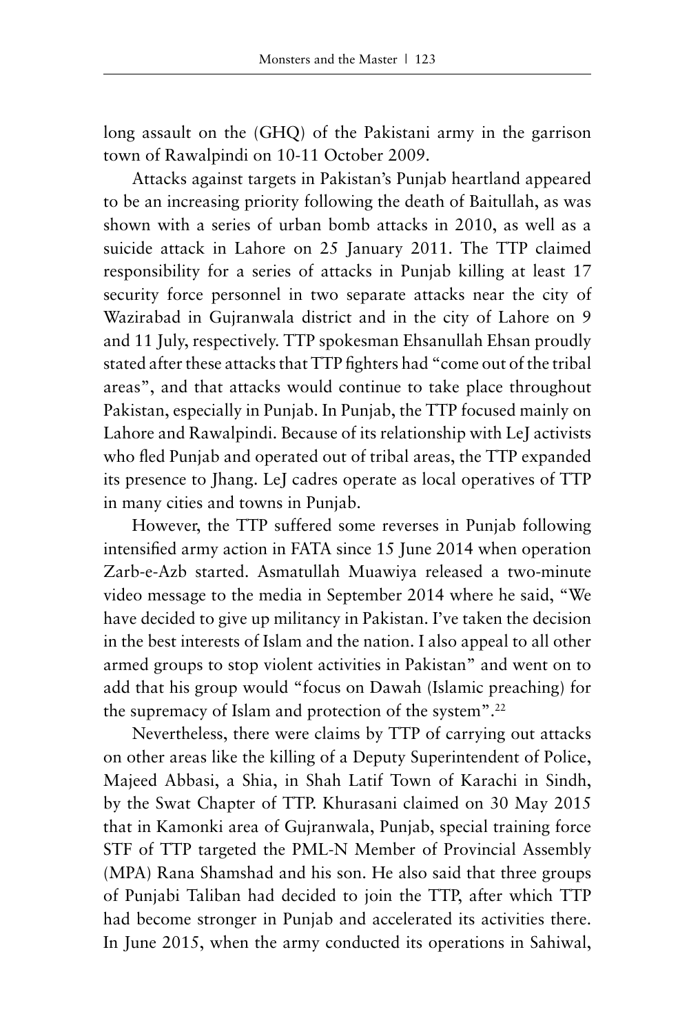long assault on the (GHQ) of the Pakistani army in the garrison town of Rawalpindi on 10-11 October 2009.

Attacks against targets in Pakistan's Punjab heartland appeared to be an increasing priority following the death of Baitullah, as was shown with a series of urban bomb attacks in 2010, as well as a suicide attack in Lahore on 25 January 2011. The TTP claimed responsibility for a series of attacks in Punjab killing at least 17 security force personnel in two separate attacks near the city of Wazirabad in Gujranwala district and in the city of Lahore on 9 and 11 July, respectively. TTP spokesman Ehsanullah Ehsan proudly stated after these attacks that TTP fighters had "come out of the tribal areas", and that attacks would continue to take place throughout Pakistan, especially in Punjab. In Punjab, the TTP focused mainly on Lahore and Rawalpindi. Because of its relationship with LeJ activists who fled Punjab and operated out of tribal areas, the TTP expanded its presence to Jhang. LeJ cadres operate as local operatives of TTP in many cities and towns in Punjab.

However, the TTP suffered some reverses in Punjab following intensified army action in FATA since 15 June 2014 when operation Zarb-e-Azb started. Asmatullah Muawiya released a two-minute video message to the media in September 2014 where he said, "We have decided to give up militancy in Pakistan. I've taken the decision in the best interests of Islam and the nation. I also appeal to all other armed groups to stop violent activities in Pakistan" and went on to add that his group would "focus on Dawah (Islamic preaching) for the supremacy of Islam and protection of the system".[22]

Nevertheless, there were claims by TTP of carrying out attacks on other areas like the killing of a Deputy Superintendent of Police, Majeed Abbasi, a Shia, in Shah Latif Town of Karachi in Sindh, by the Swat Chapter of TTP. Khurasani claimed on 30 May 2015 that in Kamonki area of Gujranwala, Punjab, special training force STF of TTP targeted the PML-N Member of Provincial Assembly (MPA) Rana Shamshad and his son. He also said that three groups of Punjabi Taliban had decided to join the TTP, after which TTP had become stronger in Punjab and accelerated its activities there. In June 2015, when the army conducted its operations in Sahiwal,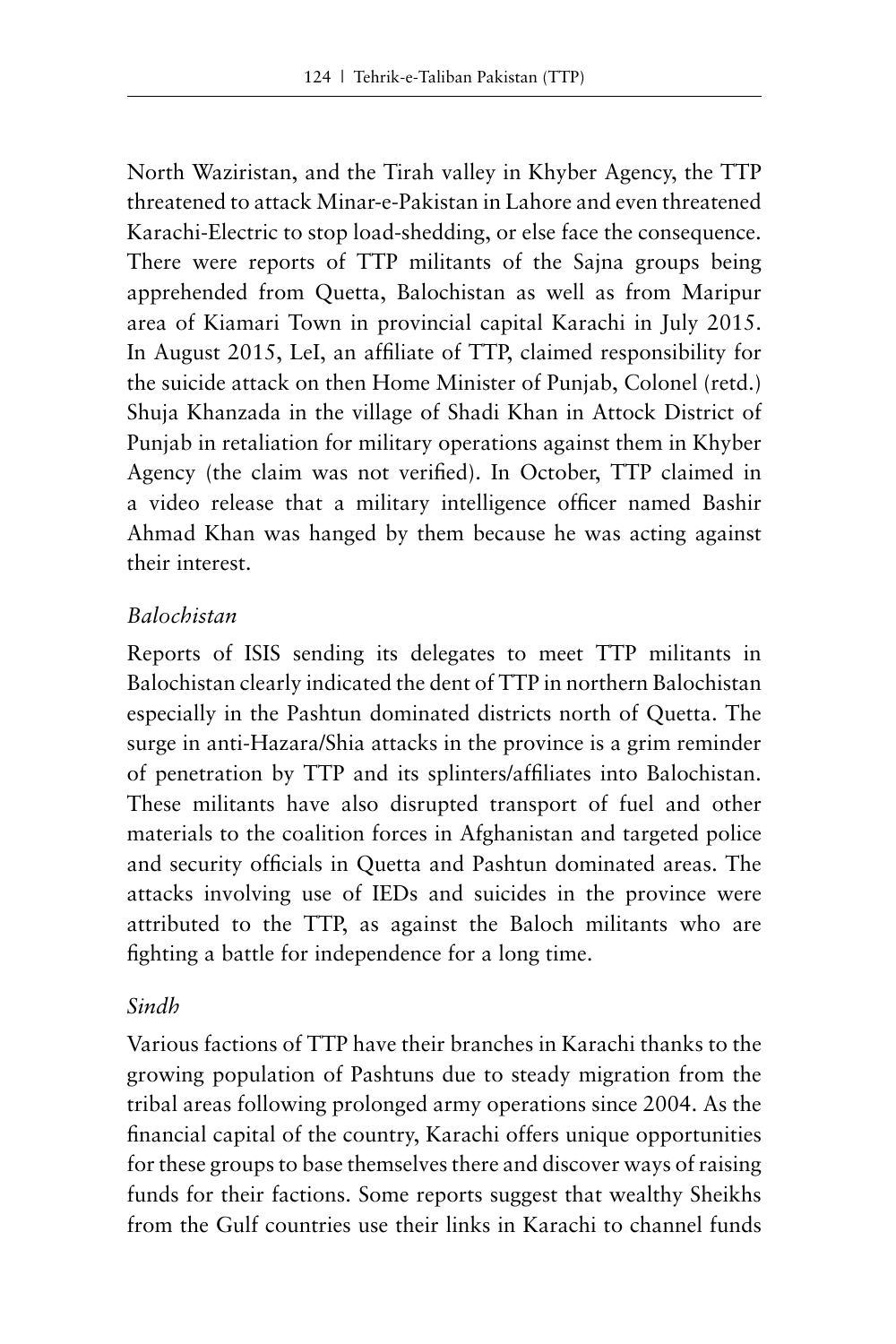North Waziristan, and the Tirah valley in Khyber Agency, the TTP threatened to attack Minar-e-Pakistan in Lahore and even threatened Karachi-Electric to stop load-shedding, or else face the consequence. There were reports of TTP militants of the Sajna groups being apprehended from Quetta, Balochistan as well as from Maripur area of Kiamari Town in provincial capital Karachi in July 2015. In August 2015, LeI, an affiliate of TTP, claimed responsibility for the suicide attack on then Home Minister of Punjab, Colonel (retd.) Shuja Khanzada in the village of Shadi Khan in Attock District of Punjab in retaliation for military operations against them in Khyber Agency (the claim was not verified). In October, TTP claimed in a video release that a military intelligence officer named Bashir Ahmad Khan was hanged by them because he was acting against their interest.

### *Balochistan*

Reports of ISIS sending its delegates to meet TTP militants in Balochistan clearly indicated the dent of TTP in northern Balochistan especially in the Pashtun dominated districts north of Quetta. The surge in anti-Hazara/Shia attacks in the province is a grim reminder of penetration by TTP and its splinters/affiliates into Balochistan. These militants have also disrupted transport of fuel and other materials to the coalition forces in Afghanistan and targeted police and security officials in Quetta and Pashtun dominated areas. The attacks involving use of IEDs and suicides in the province were attributed to the TTP, as against the Baloch militants who are fighting a battle for independence for a long time.

### *Sindh*

Various factions of TTP have their branches in Karachi thanks to the growing population of Pashtuns due to steady migration from the tribal areas following prolonged army operations since 2004. As the financial capital of the country, Karachi offers unique opportunities for these groups to base themselves there and discover ways of raising funds for their factions. Some reports suggest that wealthy Sheikhs from the Gulf countries use their links in Karachi to channel funds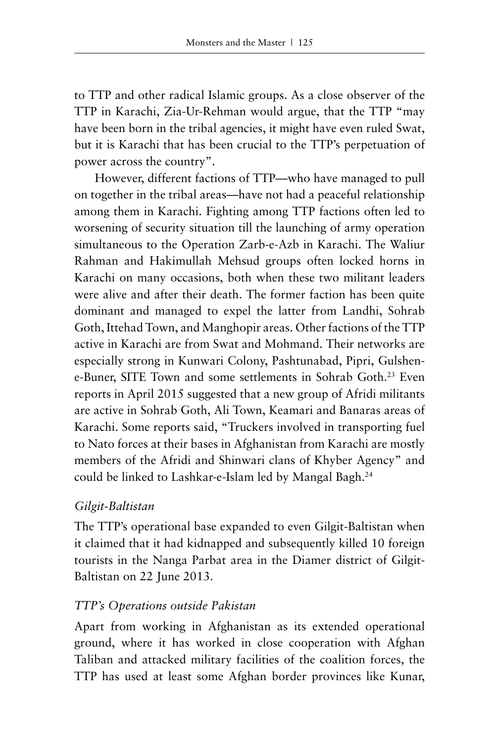to TTP and other radical Islamic groups. As a close observer of the TTP in Karachi, Zia-Ur-Rehman would argue, that the TTP "may have been born in the tribal agencies, it might have even ruled Swat, but it is Karachi that has been crucial to the TTP's perpetuation of power across the country".

However, different factions of TTP—who have managed to pull on together in the tribal areas—have not had a peaceful relationship among them in Karachi. Fighting among TTP factions often led to worsening of security situation till the launching of army operation simultaneous to the Operation Zarb-e-Azb in Karachi. The Waliur Rahman and Hakimullah Mehsud groups often locked horns in Karachi on many occasions, both when these two militant leaders were alive and after their death. The former faction has been quite dominant and managed to expel the latter from Landhi, Sohrab Goth, Ittehad Town, and Manghopir areas. Other factions of the TTP active in Karachi are from Swat and Mohmand. Their networks are especially strong in Kunwari Colony, Pashtunabad, Pipri, Gulshen-e-Buner, SITE Town and some settlements in Sohrab Goth.[23] Even reports in April 2015 suggested that a new group of Afridi militants are active in Sohrab Goth, Ali Town, Keamari and Banaras areas of Karachi. Some reports said, "Truckers involved in transporting fuel to Nato forces at their bases in Afghanistan from Karachi are mostly members of the Afridi and Shinwari clans of Khyber Agency" and could be linked to Lashkar-e-Islam led by Mangal Bagh.[24]

### *Gilgit-Baltistan*

The TTP's operational base expanded to even Gilgit-Baltistan when it claimed that it had kidnapped and subsequently killed 10 foreign tourists in the Nanga Parbat area in the Diamer district of Gilgit-Baltistan on 22 June 2013.

### *TTP's Operations outside Pakistan*

Apart from working in Afghanistan as its extended operational ground, where it has worked in close cooperation with Afghan Taliban and attacked military facilities of the coalition forces, the TTP has used at least some Afghan border provinces like Kunar,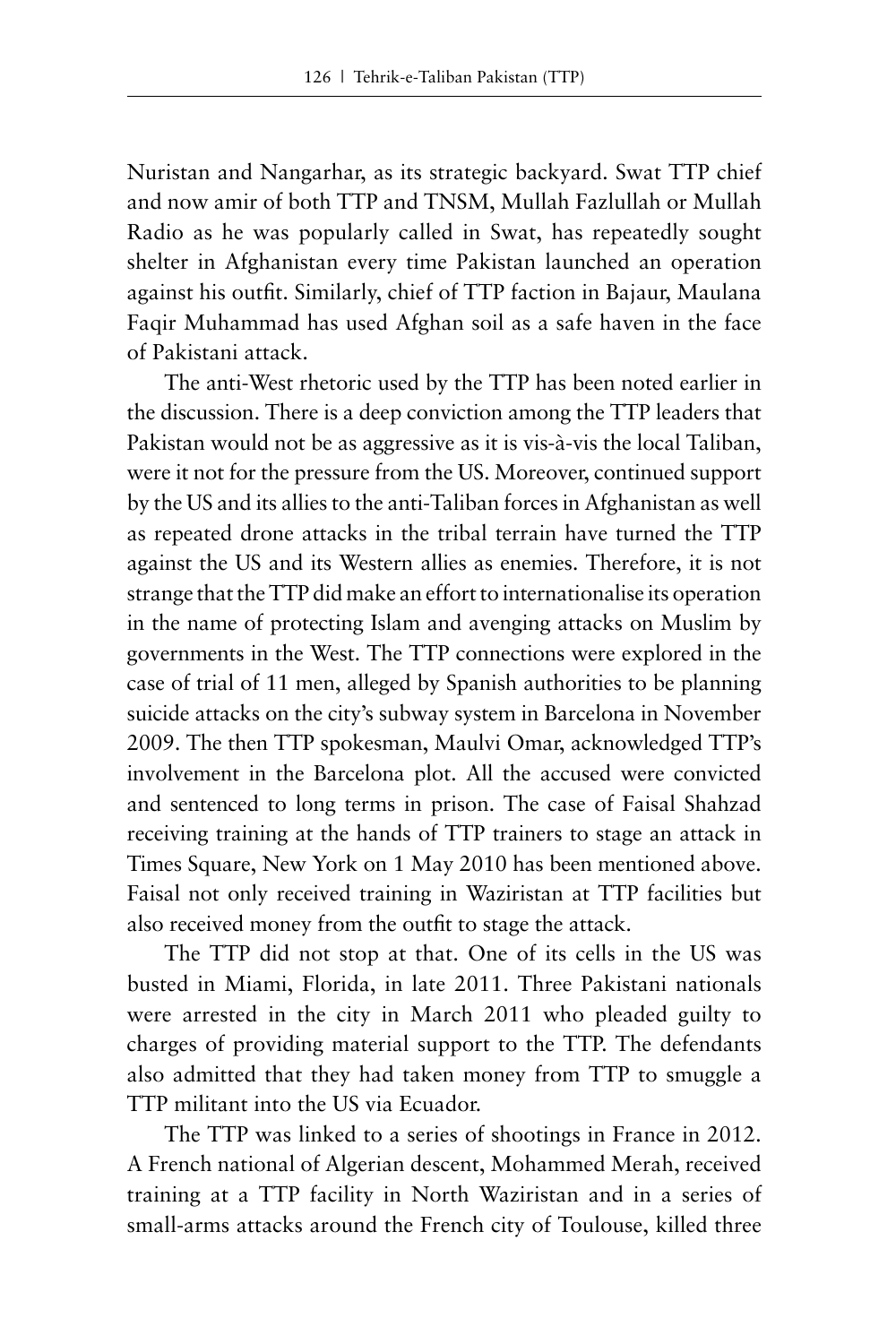Nuristan and Nangarhar, as its strategic backyard. Swat TTP chief and now amir of both TTP and TNSM, Mullah Fazlullah or Mullah Radio as he was popularly called in Swat, has repeatedly sought shelter in Afghanistan every time Pakistan launched an operation against his outfit. Similarly, chief of TTP faction in Bajaur, Maulana Faqir Muhammad has used Afghan soil as a safe haven in the face of Pakistani attack.

The anti-West rhetoric used by the TTP has been noted earlier in the discussion. There is a deep conviction among the TTP leaders that Pakistan would not be as aggressive as it is vis-à-vis the local Taliban, were it not for the pressure from the US. Moreover, continued support by the US and its allies to the anti-Taliban forces in Afghanistan as well as repeated drone attacks in the tribal terrain have turned the TTP against the US and its Western allies as enemies. Therefore, it is not strange that the TTP did make an effort to internationalise its operation in the name of protecting Islam and avenging attacks on Muslim by governments in the West. The TTP connections were explored in the case of trial of 11 men, alleged by Spanish authorities to be planning suicide attacks on the city's subway system in Barcelona in November 2009. The then TTP spokesman, Maulvi Omar, acknowledged TTP's involvement in the Barcelona plot. All the accused were convicted and sentenced to long terms in prison. The case of Faisal Shahzad receiving training at the hands of TTP trainers to stage an attack in Times Square, New York on 1 May 2010 has been mentioned above. Faisal not only received training in Waziristan at TTP facilities but also received money from the outfit to stage the attack.

The TTP did not stop at that. One of its cells in the US was busted in Miami, Florida, in late 2011. Three Pakistani nationals were arrested in the city in March 2011 who pleaded guilty to charges of providing material support to the TTP. The defendants also admitted that they had taken money from TTP to smuggle a TTP militant into the US via Ecuador.

The TTP was linked to a series of shootings in France in 2012. A French national of Algerian descent, Mohammed Merah, received training at a TTP facility in North Waziristan and in a series of small-arms attacks around the French city of Toulouse, killed three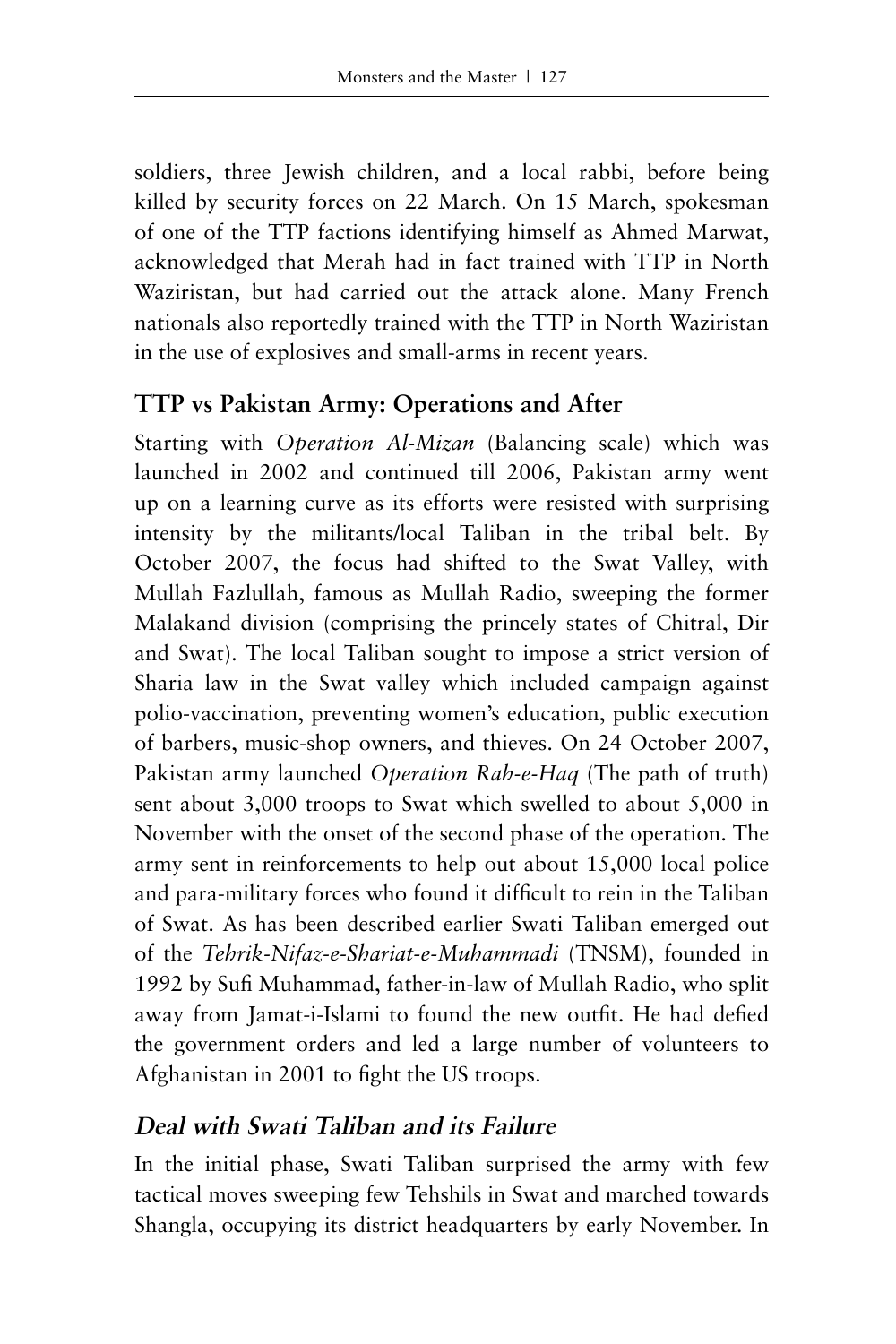soldiers, three Jewish children, and a local rabbi, before being killed by security forces on 22 March. On 15 March, spokesman of one of the TTP factions identifying himself as Ahmed Marwat, acknowledged that Merah had in fact trained with TTP in North Waziristan, but had carried out the attack alone. Many French nationals also reportedly trained with the TTP in North Waziristan in the use of explosives and small-arms in recent years.

## TTP vs Pakistan Army: Operations and After

Starting with *Operation Al-Mizan* (Balancing scale) which was launched in 2002 and continued till 2006, Pakistan army went up on a learning curve as its efforts were resisted with surprising intensity by the militants/local Taliban in the tribal belt. By October 2007, the focus had shifted to the Swat Valley, with Mullah Fazlullah, famous as Mullah Radio, sweeping the former Malakand division (comprising the princely states of Chitral, Dir and Swat). The local Taliban sought to impose a strict version of Sharia law in the Swat valley which included campaign against polio-vaccination, preventing women's education, public execution of barbers, music-shop owners, and thieves. On 24 October 2007, Pakistan army launched *Operation Rah-e-Haq* (The path of truth) sent about 3,000 troops to Swat which swelled to about 5,000 in November with the onset of the second phase of the operation. The army sent in reinforcements to help out about 15,000 local police and para-military forces who found it difficult to rein in the Taliban of Swat. As has been described earlier Swati Taliban emerged out of the *Tehrik-Nifaz-e-Shariat-e-Muhammadi* (TNSM), founded in 1992 by Sufi Muhammad, father-in-law of Mullah Radio, who split away from Jamat-i-Islami to found the new outfit. He had defied the government orders and led a large number of volunteers to Afghanistan in 2001 to fight the US troops.

### *Deal with Swati Taliban and its Failure*

In the initial phase, Swati Taliban surprised the army with few tactical moves sweeping few Tehshils in Swat and marched towards Shangla, occupying its district headquarters by early November. In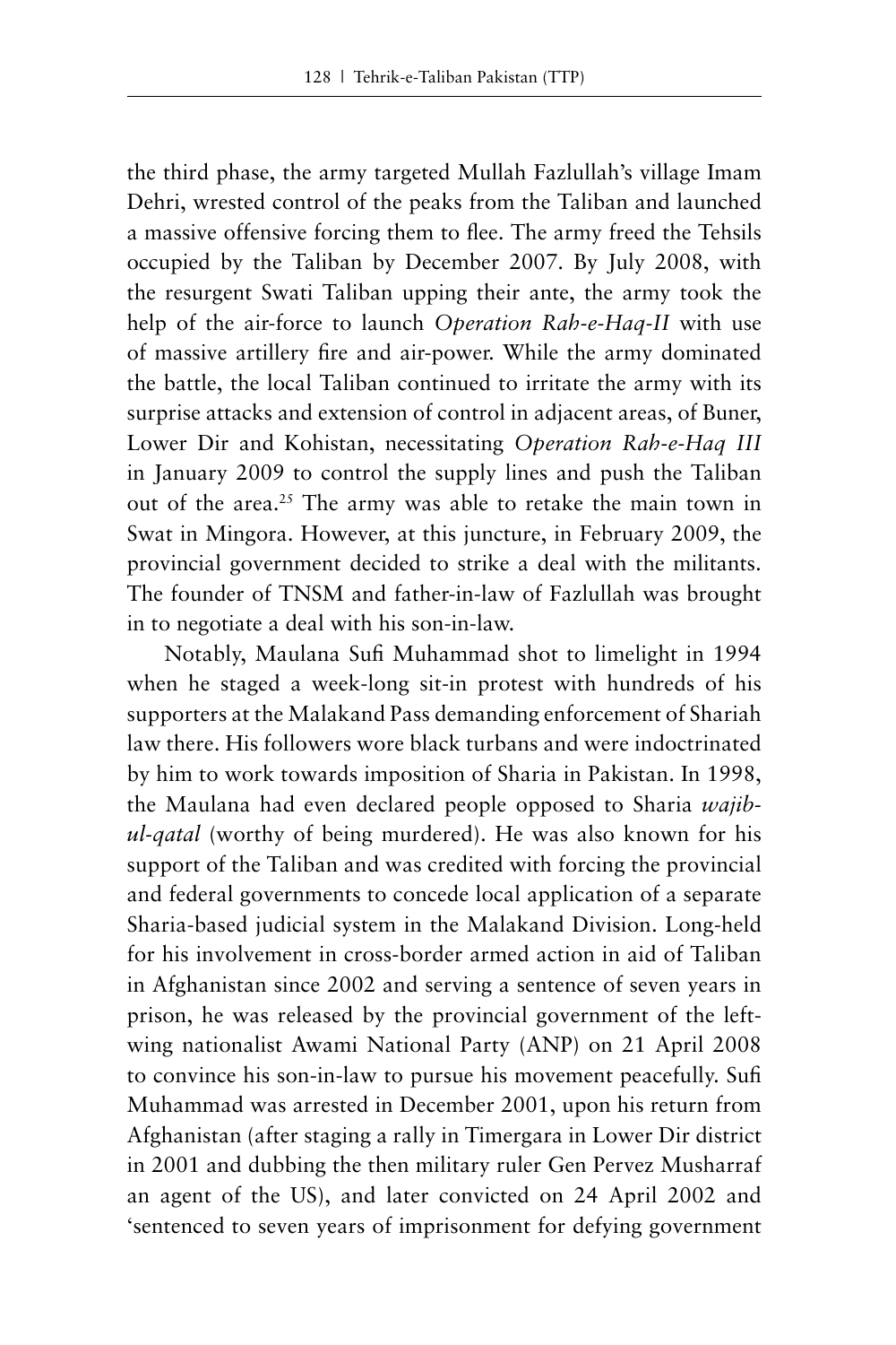the third phase, the army targeted Mullah Fazlullah's village Imam Dehri, wrested control of the peaks from the Taliban and launched a massive offensive forcing them to flee. The army freed the Tehsils occupied by the Taliban by December 2007. By July 2008, with the resurgent Swati Taliban upping their ante, the army took the help of the air-force to launch *Operation Rah-e-Haq-II* with use of massive artillery fire and air-power. While the army dominated the battle, the local Taliban continued to irritate the army with its surprise attacks and extension of control in adjacent areas, of Buner, Lower Dir and Kohistan, necessitating *Operation Rah-e-Haq III* in January 2009 to control the supply lines and push the Taliban out of the area.[25] The army was able to retake the main town in Swat in Mingora. However, at this juncture, in February 2009, the provincial government decided to strike a deal with the militants. The founder of TNSM and father-in-law of Fazlullah was brought in to negotiate a deal with his son-in-law.

Notably, Maulana Sufi Muhammad shot to limelight in 1994 when he staged a week-long sit-in protest with hundreds of his supporters at the Malakand Pass demanding enforcement of Shariah law there. His followers wore black turbans and were indoctrinated by him to work towards imposition of Sharia in Pakistan. In 1998, the Maulana had even declared people opposed to Sharia *wajib-ul-qatal* (worthy of being murdered). He was also known for his support of the Taliban and was credited with forcing the provincial and federal governments to concede local application of a separate Sharia-based judicial system in the Malakand Division. Long-held for his involvement in cross-border armed action in aid of Taliban in Afghanistan since 2002 and serving a sentence of seven years in prison, he was released by the provincial government of the left-wing nationalist Awami National Party (ANP) on 21 April 2008 to convince his son-in-law to pursue his movement peacefully. Sufi Muhammad was arrested in December 2001, upon his return from Afghanistan (after staging a rally in Timergara in Lower Dir district in 2001 and dubbing the then military ruler Gen Pervez Musharraf an agent of the US), and later convicted on 24 April 2002 and 'sentenced to seven years of imprisonment for defying government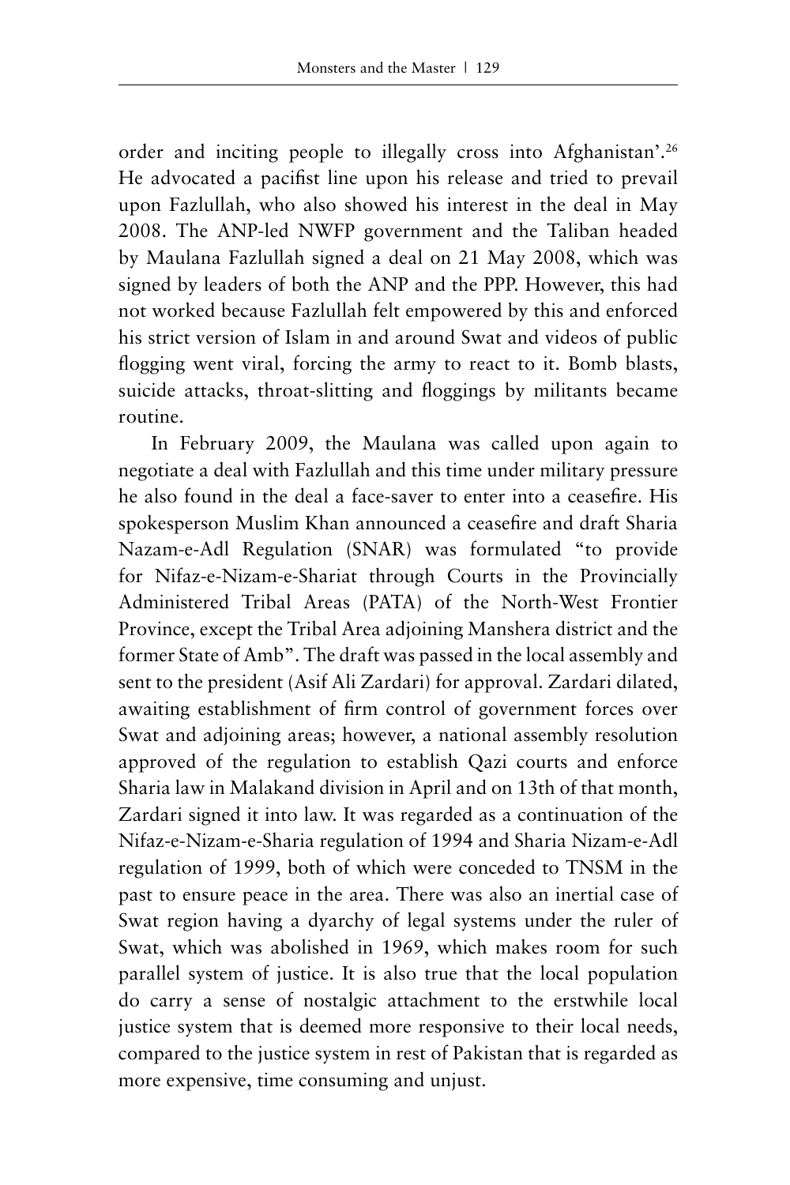order and inciting people to illegally cross into Afghanistan'.[26] He advocated a pacifist line upon his release and tried to prevail upon Fazlullah, who also showed his interest in the deal in May 2008. The ANP-led NWFP government and the Taliban headed by Maulana Fazlullah signed a deal on 21 May 2008, which was signed by leaders of both the ANP and the PPP. However, this had not worked because Fazlullah felt empowered by this and enforced his strict version of Islam in and around Swat and videos of public flogging went viral, forcing the army to react to it. Bomb blasts, suicide attacks, throat-slitting and floggings by militants became routine.

In February 2009, the Maulana was called upon again to negotiate a deal with Fazlullah and this time under military pressure he also found in the deal a face-saver to enter into a ceasefire. His spokesperson Muslim Khan announced a ceasefire and draft Sharia Nazam-e-Adl Regulation (SNAR) was formulated "to provide for Nifaz-e-Nizam-e-Shariat through Courts in the Provincially Administered Tribal Areas (PATA) of the North-West Frontier Province, except the Tribal Area adjoining Manshera district and the former State of Amb". The draft was passed in the local assembly and sent to the president (Asif Ali Zardari) for approval. Zardari dilated, awaiting establishment of firm control of government forces over Swat and adjoining areas; however, a national assembly resolution approved of the regulation to establish Qazi courts and enforce Sharia law in Malakand division in April and on 13th of that month, Zardari signed it into law. It was regarded as a continuation of the Nifaz-e-Nizam-e-Sharia regulation of 1994 and Sharia Nizam-e-Adl regulation of 1999, both of which were conceded to TNSM in the past to ensure peace in the area. There was also an inertial case of Swat region having a dyarchy of legal systems under the ruler of Swat, which was abolished in 1969, which makes room for such parallel system of justice. It is also true that the local population do carry a sense of nostalgic attachment to the erstwhile local justice system that is deemed more responsive to their local needs, compared to the justice system in rest of Pakistan that is regarded as more expensive, time consuming and unjust.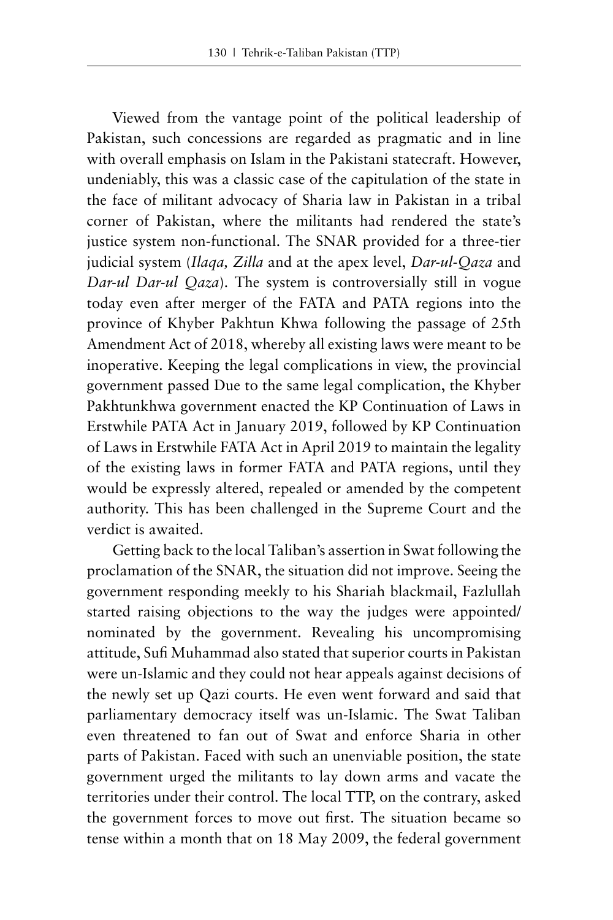Viewed from the vantage point of the political leadership of Pakistan, such concessions are regarded as pragmatic and in line with overall emphasis on Islam in the Pakistani statecraft. However, undeniably, this was a classic case of the capitulation of the state in the face of militant advocacy of Sharia law in Pakistan in a tribal corner of Pakistan, where the militants had rendered the state's justice system non-functional. The SNAR provided for a three-tier judicial system (*Ilaqa, Zilla* and at the apex level, *Dar-ul-Qaza* and *Dar-ul Dar-ul Qaza*). The system is controversially still in vogue today even after merger of the FATA and PATA regions into the province of Khyber Pakhtun Khwa following the passage of 25th Amendment Act of 2018, whereby all existing laws were meant to be inoperative. Keeping the legal complications in view, the provincial government passed Due to the same legal complication, the Khyber Pakhtunkhwa government enacted the KP Continuation of Laws in Erstwhile PATA Act in January 2019, followed by KP Continuation of Laws in Erstwhile FATA Act in April 2019 to maintain the legality of the existing laws in former FATA and PATA regions, until they would be expressly altered, repealed or amended by the competent authority. This has been challenged in the Supreme Court and the verdict is awaited.

Getting back to the local Taliban's assertion in Swat following the proclamation of the SNAR, the situation did not improve. Seeing the government responding meekly to his Shariah blackmail, Fazlullah started raising objections to the way the judges were appointed/nominated by the government. Revealing his uncompromising attitude, Sufi Muhammad also stated that superior courts in Pakistan were un-Islamic and they could not hear appeals against decisions of the newly set up Qazi courts. He even went forward and said that parliamentary democracy itself was un-Islamic. The Swat Taliban even threatened to fan out of Swat and enforce Sharia in other parts of Pakistan. Faced with such an unenviable position, the state government urged the militants to lay down arms and vacate the territories under their control. The local TTP, on the contrary, asked the government forces to move out first. The situation became so tense within a month that on 18 May 2009, the federal government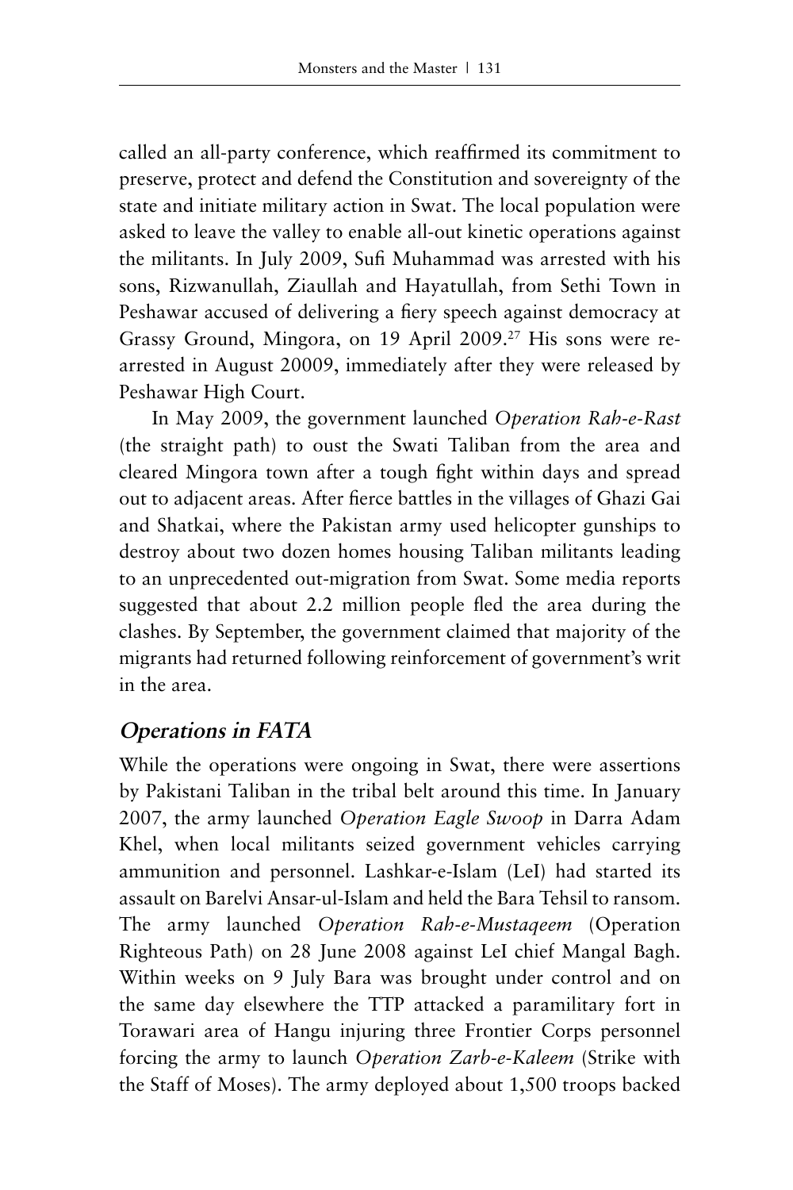called an all-party conference, which reaffirmed its commitment to preserve, protect and defend the Constitution and sovereignty of the state and initiate military action in Swat. The local population were asked to leave the valley to enable all-out kinetic operations against the militants. In July 2009, Sufi Muhammad was arrested with his sons, Rizwanullah, Ziaullah and Hayatullah, from Sethi Town in Peshawar accused of delivering a fiery speech against democracy at Grassy Ground, Mingora, on 19 April 2009.[27] His sons were re-arrested in August 20009, immediately after they were released by Peshawar High Court.

In May 2009, the government launched *Operation Rah-e-Rast* (the straight path) to oust the Swati Taliban from the area and cleared Mingora town after a tough fight within days and spread out to adjacent areas. After fierce battles in the villages of Ghazi Gai and Shatkai, where the Pakistan army used helicopter gunships to destroy about two dozen homes housing Taliban militants leading to an unprecedented out-migration from Swat. Some media reports suggested that about 2.2 million people fled the area during the clashes. By September, the government claimed that majority of the migrants had returned following reinforcement of government's writ in the area.

## *Operations in FATA*

While the operations were ongoing in Swat, there were assertions by Pakistani Taliban in the tribal belt around this time. In January 2007, the army launched *Operation Eagle Swoop* in Darra Adam Khel, when local militants seized government vehicles carrying ammunition and personnel. Lashkar-e-Islam (LeI) had started its assault on Barelvi Ansar-ul-Islam and held the Bara Tehsil to ransom. The army launched *Operation Rah-e-Mustaqeem* (Operation Righteous Path) on 28 June 2008 against LeI chief Mangal Bagh. Within weeks on 9 July Bara was brought under control and on the same day elsewhere the TTP attacked a paramilitary fort in Torawari area of Hangu injuring three Frontier Corps personnel forcing the army to launch *Operation Zarb-e-Kaleem* (Strike with the Staff of Moses). The army deployed about 1,500 troops backed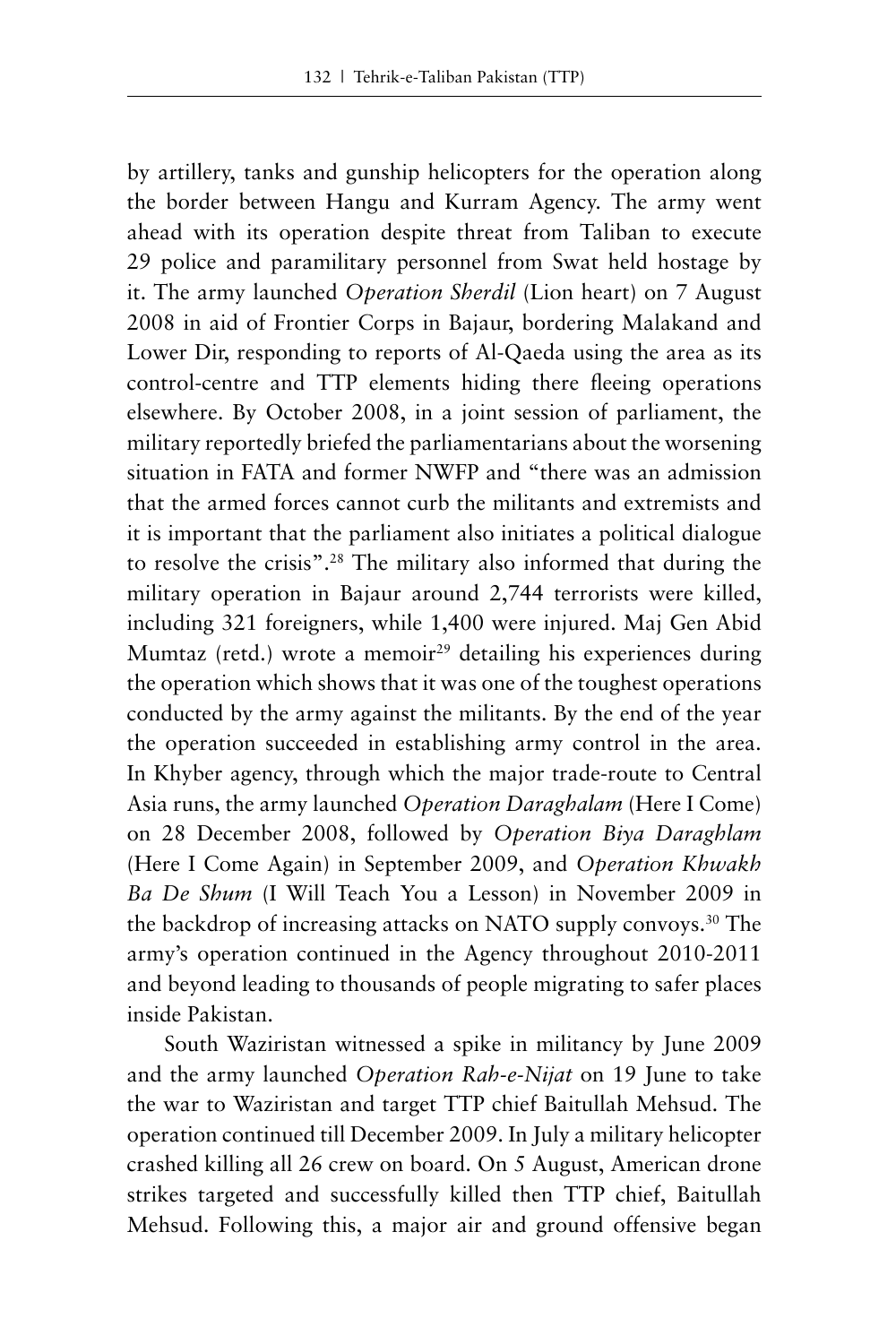by artillery, tanks and gunship helicopters for the operation along the border between Hangu and Kurram Agency. The army went ahead with its operation despite threat from Taliban to execute 29 police and paramilitary personnel from Swat held hostage by it. The army launched *Operation Sherdil* (Lion heart) on 7 August 2008 in aid of Frontier Corps in Bajaur, bordering Malakand and Lower Dir, responding to reports of Al-Qaeda using the area as its control-centre and TTP elements hiding there fleeing operations elsewhere. By October 2008, in a joint session of parliament, the military reportedly briefed the parliamentarians about the worsening situation in FATA and former NWFP and "there was an admission that the armed forces cannot curb the militants and extremists and it is important that the parliament also initiates a political dialogue to resolve the crisis".[28] The military also informed that during the military operation in Bajaur around 2,744 terrorists were killed, including 321 foreigners, while 1,400 were injured. Maj Gen Abid Mumtaz (retd.) wrote a memoir[29] detailing his experiences during the operation which shows that it was one of the toughest operations conducted by the army against the militants. By the end of the year the operation succeeded in establishing army control in the area. In Khyber agency, through which the major trade-route to Central Asia runs, the army launched *Operation Daraghalam* (Here I Come) on 28 December 2008, followed by *Operation Biya Daraghlam* (Here I Come Again) in September 2009, and *Operation Khwakh Ba De Shum* (I Will Teach You a Lesson) in November 2009 in the backdrop of increasing attacks on NATO supply convoys.[30] The army's operation continued in the Agency throughout 2010-2011 and beyond leading to thousands of people migrating to safer places inside Pakistan.

South Waziristan witnessed a spike in militancy by June 2009 and the army launched *Operation Rah-e-Nijat* on 19 June to take the war to Waziristan and target TTP chief Baitullah Mehsud. The operation continued till December 2009. In July a military helicopter crashed killing all 26 crew on board. On 5 August, American drone strikes targeted and successfully killed then TTP chief, Baitullah Mehsud. Following this, a major air and ground offensive began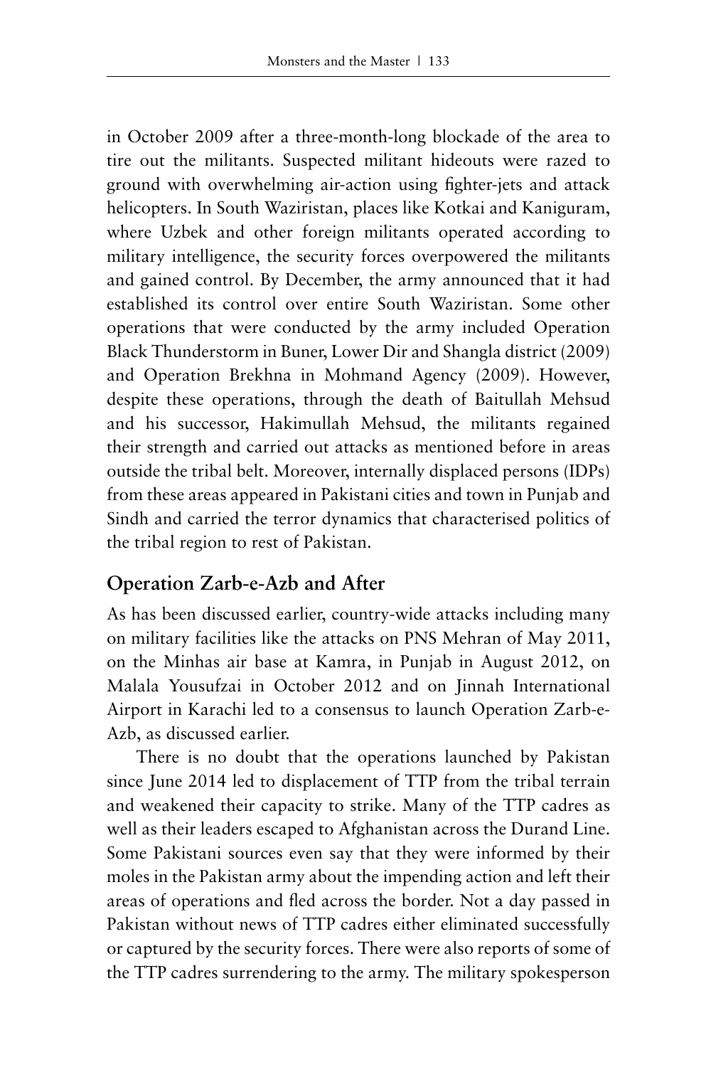in October 2009 after a three-month-long blockade of the area to tire out the militants. Suspected militant hideouts were razed to ground with overwhelming air-action using fighter-jets and attack helicopters. In South Waziristan, places like Kotkai and Kaniguram, where Uzbek and other foreign militants operated according to military intelligence, the security forces overpowered the militants and gained control. By December, the army announced that it had established its control over entire South Waziristan. Some other operations that were conducted by the army included Operation Black Thunderstorm in Buner, Lower Dir and Shangla district (2009) and Operation Brekhna in Mohmand Agency (2009). However, despite these operations, through the death of Baitullah Mehsud and his successor, Hakimullah Mehsud, the militants regained their strength and carried out attacks as mentioned before in areas outside the tribal belt. Moreover, internally displaced persons (IDPs) from these areas appeared in Pakistani cities and town in Punjab and Sindh and carried the terror dynamics that characterised politics of the tribal region to rest of Pakistan.

## Operation Zarb-e-Azb and After

As has been discussed earlier, country-wide attacks including many on military facilities like the attacks on PNS Mehran of May 2011, on the Minhas air base at Kamra, in Punjab in August 2012, on Malala Yousufzai in October 2012 and on Jinnah International Airport in Karachi led to a consensus to launch Operation Zarb-e-Azb, as discussed earlier.

There is no doubt that the operations launched by Pakistan since June 2014 led to displacement of TTP from the tribal terrain and weakened their capacity to strike. Many of the TTP cadres as well as their leaders escaped to Afghanistan across the Durand Line. Some Pakistani sources even say that they were informed by their moles in the Pakistan army about the impending action and left their areas of operations and fled across the border. Not a day passed in Pakistan without news of TTP cadres either eliminated successfully or captured by the security forces. There were also reports of some of the TTP cadres surrendering to the army. The military spokesperson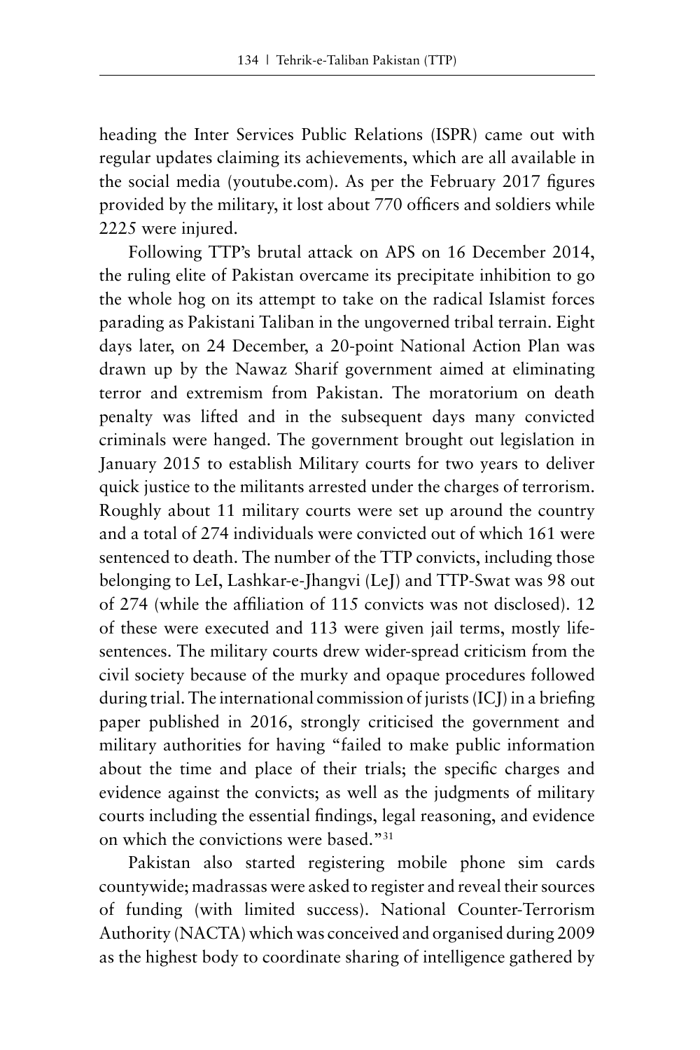heading the Inter Services Public Relations (ISPR) came out with regular updates claiming its achievements, which are all available in the social media (youtube.com). As per the February 2017 figures provided by the military, it lost about 770 officers and soldiers while 2225 were injured.

Following TTP's brutal attack on APS on 16 December 2014, the ruling elite of Pakistan overcame its precipitate inhibition to go the whole hog on its attempt to take on the radical Islamist forces parading as Pakistani Taliban in the ungoverned tribal terrain. Eight days later, on 24 December, a 20-point National Action Plan was drawn up by the Nawaz Sharif government aimed at eliminating terror and extremism from Pakistan. The moratorium on death penalty was lifted and in the subsequent days many convicted criminals were hanged. The government brought out legislation in January 2015 to establish Military courts for two years to deliver quick justice to the militants arrested under the charges of terrorism. Roughly about 11 military courts were set up around the country and a total of 274 individuals were convicted out of which 161 were sentenced to death. The number of the TTP convicts, including those belonging to LeI, Lashkar-e-Jhangvi (LeJ) and TTP-Swat was 98 out of 274 (while the affiliation of 115 convicts was not disclosed). 12 of these were executed and 113 were given jail terms, mostly life-sentences. The military courts drew wider-spread criticism from the civil society because of the murky and opaque procedures followed during trial. The international commission of jurists (ICJ) in a briefing paper published in 2016, strongly criticised the government and military authorities for having "failed to make public information about the time and place of their trials; the specific charges and evidence against the convicts; as well as the judgments of military courts including the essential findings, legal reasoning, and evidence on which the convictions were based."[31]

Pakistan also started registering mobile phone sim cards countywide; madrassas were asked to register and reveal their sources of funding (with limited success). National Counter-Terrorism Authority (NACTA) which was conceived and organised during 2009 as the highest body to coordinate sharing of intelligence gathered by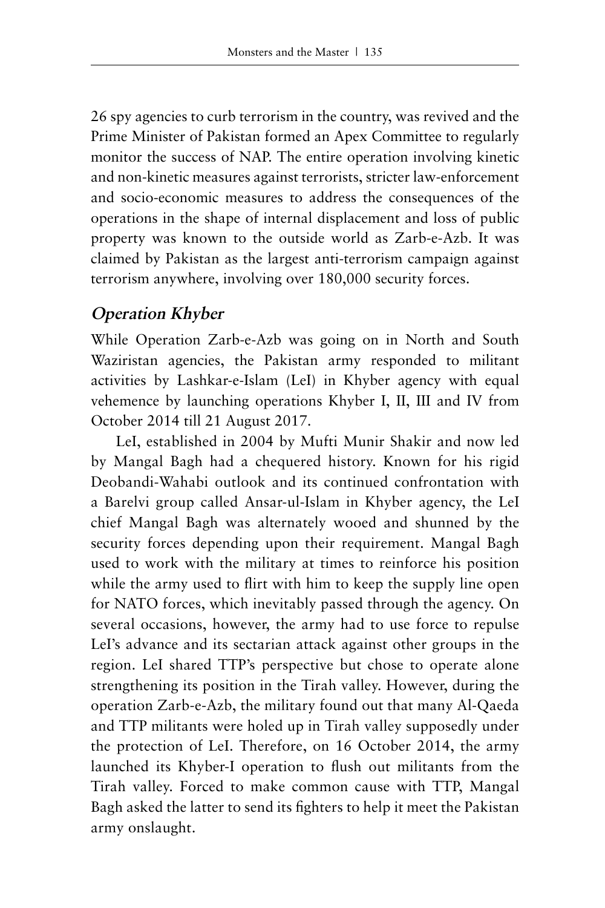26 spy agencies to curb terrorism in the country, was revived and the Prime Minister of Pakistan formed an Apex Committee to regularly monitor the success of NAP. The entire operation involving kinetic and non-kinetic measures against terrorists, stricter law-enforcement and socio-economic measures to address the consequences of the operations in the shape of internal displacement and loss of public property was known to the outside world as Zarb-e-Azb. It was claimed by Pakistan as the largest anti-terrorism campaign against terrorism anywhere, involving over 180,000 security forces.

## *Operation Khyber*

While Operation Zarb-e-Azb was going on in North and South Waziristan agencies, the Pakistan army responded to militant activities by Lashkar-e-Islam (LeI) in Khyber agency with equal vehemence by launching operations Khyber I, II, III and IV from October 2014 till 21 August 2017.

LeI, established in 2004 by Mufti Munir Shakir and now led by Mangal Bagh had a chequered history. Known for his rigid Deobandi-Wahabi outlook and its continued confrontation with a Barelvi group called Ansar-ul-Islam in Khyber agency, the LeI chief Mangal Bagh was alternately wooed and shunned by the security forces depending upon their requirement. Mangal Bagh used to work with the military at times to reinforce his position while the army used to flirt with him to keep the supply line open for NATO forces, which inevitably passed through the agency. On several occasions, however, the army had to use force to repulse LeI's advance and its sectarian attack against other groups in the region. LeI shared TTP's perspective but chose to operate alone strengthening its position in the Tirah valley. However, during the operation Zarb-e-Azb, the military found out that many Al-Qaeda and TTP militants were holed up in Tirah valley supposedly under the protection of LeI. Therefore, on 16 October 2014, the army launched its Khyber-I operation to flush out militants from the Tirah valley. Forced to make common cause with TTP, Mangal Bagh asked the latter to send its fighters to help it meet the Pakistan army onslaught.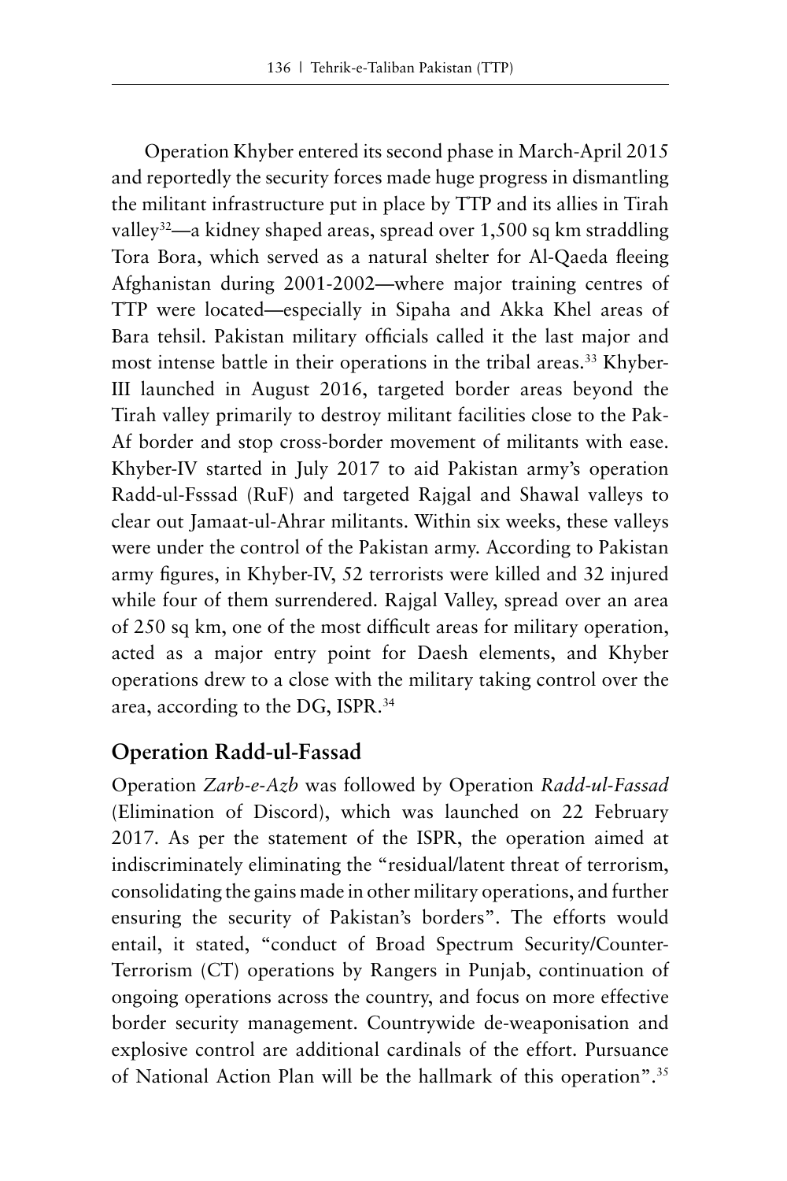Operation Khyber entered its second phase in March-April 2015 and reportedly the security forces made huge progress in dismantling the militant infrastructure put in place by TTP and its allies in Tirah valley[32]—a kidney shaped areas, spread over 1,500 sq km straddling Tora Bora, which served as a natural shelter for Al-Qaeda fleeing Afghanistan during 2001-2002—where major training centres of TTP were located—especially in Sipaha and Akka Khel areas of Bara tehsil. Pakistan military officials called it the last major and most intense battle in their operations in the tribal areas.[33] Khyber-III launched in August 2016, targeted border areas beyond the Tirah valley primarily to destroy militant facilities close to the Pak-Af border and stop cross-border movement of militants with ease. Khyber-IV started in July 2017 to aid Pakistan army's operation Radd-ul-Fsssad (RuF) and targeted Rajgal and Shawal valleys to clear out Jamaat-ul-Ahrar militants. Within six weeks, these valleys were under the control of the Pakistan army. According to Pakistan army figures, in Khyber-IV, 52 terrorists were killed and 32 injured while four of them surrendered. Rajgal Valley, spread over an area of 250 sq km, one of the most difficult areas for military operation, acted as a major entry point for Daesh elements, and Khyber operations drew to a close with the military taking control over the area, according to the DG, ISPR.[34]

## Operation Radd-ul-Fassad

Operation *Zarb-e-Azb* was followed by Operation *Radd-ul-Fassad* (Elimination of Discord), which was launched on 22 February 2017. As per the statement of the ISPR, the operation aimed at indiscriminately eliminating the "residual/latent threat of terrorism, consolidating the gains made in other military operations, and further ensuring the security of Pakistan's borders". The efforts would entail, it stated, "conduct of Broad Spectrum Security/Counter-Terrorism (CT) operations by Rangers in Punjab, continuation of ongoing operations across the country, and focus on more effective border security management. Countrywide de-weaponisation and explosive control are additional cardinals of the effort. Pursuance of National Action Plan will be the hallmark of this operation".[35]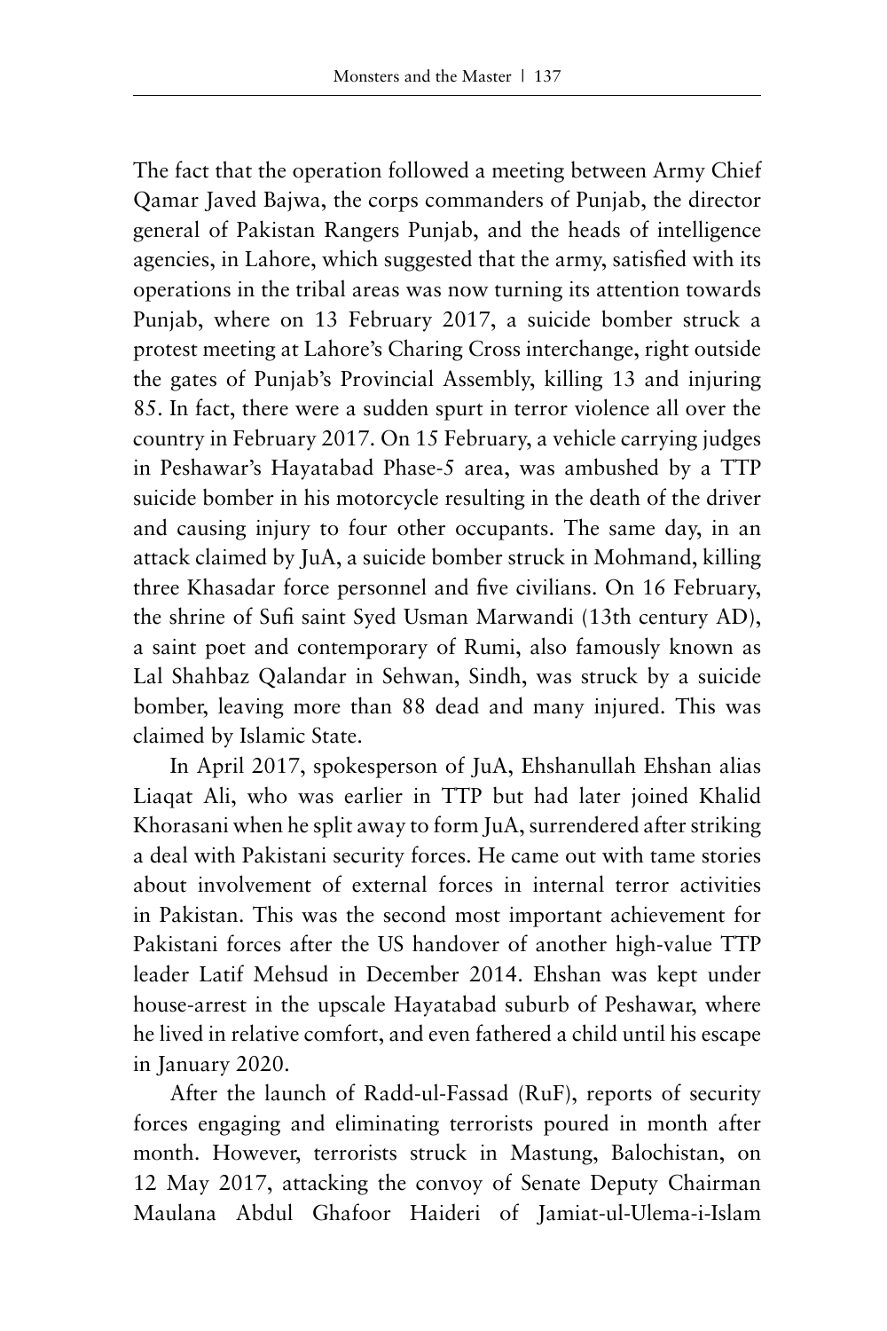The fact that the operation followed a meeting between Army Chief Qamar Javed Bajwa, the corps commanders of Punjab, the director general of Pakistan Rangers Punjab, and the heads of intelligence agencies, in Lahore, which suggested that the army, satisfied with its operations in the tribal areas was now turning its attention towards Punjab, where on 13 February 2017, a suicide bomber struck a protest meeting at Lahore's Charing Cross interchange, right outside the gates of Punjab's Provincial Assembly, killing 13 and injuring 85. In fact, there were a sudden spurt in terror violence all over the country in February 2017. On 15 February, a vehicle carrying judges in Peshawar's Hayatabad Phase-5 area, was ambushed by a TTP suicide bomber in his motorcycle resulting in the death of the driver and causing injury to four other occupants. The same day, in an attack claimed by JuA, a suicide bomber struck in Mohmand, killing three Khasadar force personnel and five civilians. On 16 February, the shrine of Sufi saint Syed Usman Marwandi (13th century AD), a saint poet and contemporary of Rumi, also famously known as Lal Shahbaz Qalandar in Sehwan, Sindh, was struck by a suicide bomber, leaving more than 88 dead and many injured. This was claimed by Islamic State.

In April 2017, spokesperson of JuA, Ehshanullah Ehshan alias Liaqat Ali, who was earlier in TTP but had later joined Khalid Khorasani when he split away to form JuA, surrendered after striking a deal with Pakistani security forces. He came out with tame stories about involvement of external forces in internal terror activities in Pakistan. This was the second most important achievement for Pakistani forces after the US handover of another high-value TTP leader Latif Mehsud in December 2014. Ehshan was kept under house-arrest in the upscale Hayatabad suburb of Peshawar, where he lived in relative comfort, and even fathered a child until his escape in January 2020.

After the launch of Radd-ul-Fassad (RuF), reports of security forces engaging and eliminating terrorists poured in month after month. However, terrorists struck in Mastung, Balochistan, on 12 May 2017, attacking the convoy of Senate Deputy Chairman Maulana Abdul Ghafoor Haideri of Jamiat-ul-Ulema-i-Islam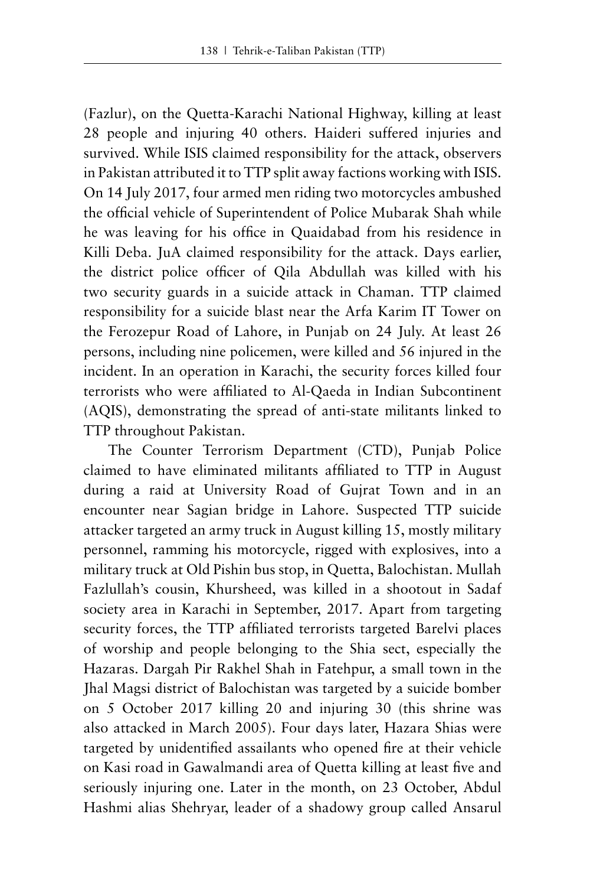(Fazlur), on the Quetta-Karachi National Highway, killing at least 28 people and injuring 40 others. Haideri suffered injuries and survived. While ISIS claimed responsibility for the attack, observers in Pakistan attributed it to TTP split away factions working with ISIS. On 14 July 2017, four armed men riding two motorcycles ambushed the official vehicle of Superintendent of Police Mubarak Shah while he was leaving for his office in Quaidabad from his residence in Killi Deba. JuA claimed responsibility for the attack. Days earlier, the district police officer of Qila Abdullah was killed with his two security guards in a suicide attack in Chaman. TTP claimed responsibility for a suicide blast near the Arfa Karim IT Tower on the Ferozepur Road of Lahore, in Punjab on 24 July. At least 26 persons, including nine policemen, were killed and 56 injured in the incident. In an operation in Karachi, the security forces killed four terrorists who were affiliated to Al-Qaeda in Indian Subcontinent (AQIS), demonstrating the spread of anti-state militants linked to TTP throughout Pakistan.

The Counter Terrorism Department (CTD), Punjab Police claimed to have eliminated militants affiliated to TTP in August during a raid at University Road of Gujrat Town and in an encounter near Sagian bridge in Lahore. Suspected TTP suicide attacker targeted an army truck in August killing 15, mostly military personnel, ramming his motorcycle, rigged with explosives, into a military truck at Old Pishin bus stop, in Quetta, Balochistan. Mullah Fazlullah's cousin, Khursheed, was killed in a shootout in Sadaf society area in Karachi in September, 2017. Apart from targeting security forces, the TTP affiliated terrorists targeted Barelvi places of worship and people belonging to the Shia sect, especially the Hazaras. Dargah Pir Rakhel Shah in Fatehpur, a small town in the Jhal Magsi district of Balochistan was targeted by a suicide bomber on 5 October 2017 killing 20 and injuring 30 (this shrine was also attacked in March 2005). Four days later, Hazara Shias were targeted by unidentified assailants who opened fire at their vehicle on Kasi road in Gawalmandi area of Quetta killing at least five and seriously injuring one. Later in the month, on 23 October, Abdul Hashmi alias Shehryar, leader of a shadowy group called Ansarul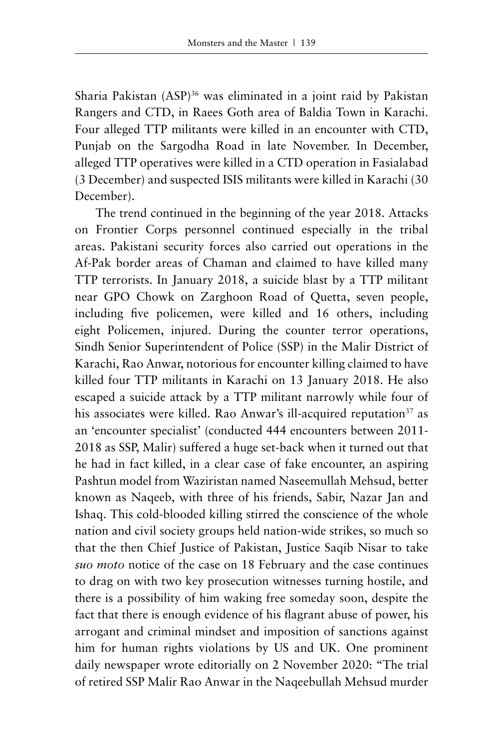Sharia Pakistan (ASP)[36] was eliminated in a joint raid by Pakistan Rangers and CTD, in Raees Goth area of Baldia Town in Karachi. Four alleged TTP militants were killed in an encounter with CTD, Punjab on the Sargodha Road in late November. In December, alleged TTP operatives were killed in a CTD operation in Fasialabad (3 December) and suspected ISIS militants were killed in Karachi (30 December).

The trend continued in the beginning of the year 2018. Attacks on Frontier Corps personnel continued especially in the tribal areas. Pakistani security forces also carried out operations in the Af-Pak border areas of Chaman and claimed to have killed many TTP terrorists. In January 2018, a suicide blast by a TTP militant near GPO Chowk on Zarghoon Road of Quetta, seven people, including five policemen, were killed and 16 others, including eight Policemen, injured. During the counter terror operations, Sindh Senior Superintendent of Police (SSP) in the Malir District of Karachi, Rao Anwar, notorious for encounter killing claimed to have killed four TTP militants in Karachi on 13 January 2018. He also escaped a suicide attack by a TTP militant narrowly while four of his associates were killed. Rao Anwar's ill-acquired reputation[37] as an 'encounter specialist' (conducted 444 encounters between 2011-2018 as SSP, Malir) suffered a huge set-back when it turned out that he had in fact killed, in a clear case of fake encounter, an aspiring Pashtun model from Waziristan named Naseemullah Mehsud, better known as Naqeeb, with three of his friends, Sabir, Nazar Jan and Ishaq. This cold-blooded killing stirred the conscience of the whole nation and civil society groups held nation-wide strikes, so much so that the then Chief Justice of Pakistan, Justice Saqib Nisar to take *suo moto* notice of the case on 18 February and the case continues to drag on with two key prosecution witnesses turning hostile, and there is a possibility of him waking free someday soon, despite the fact that there is enough evidence of his flagrant abuse of power, his arrogant and criminal mindset and imposition of sanctions against him for human rights violations by US and UK. One prominent daily newspaper wrote editorially on 2 November 2020: "The trial of retired SSP Malir Rao Anwar in the Naqeebullah Mehsud murder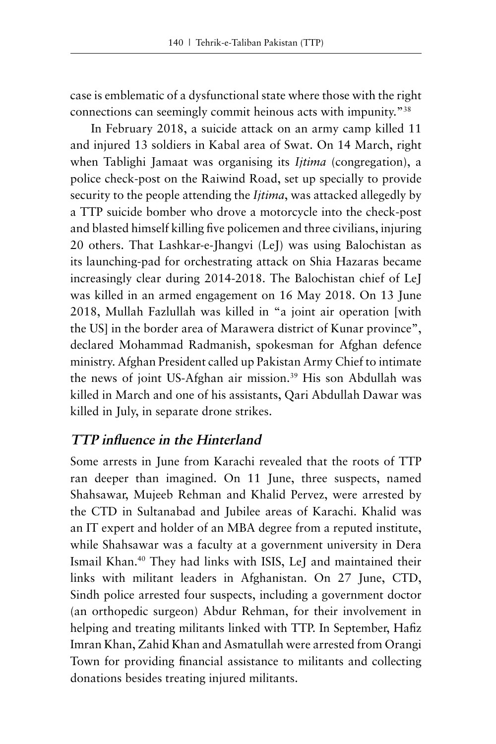case is emblematic of a dysfunctional state where those with the right connections can seemingly commit heinous acts with impunity."[38]

In February 2018, a suicide attack on an army camp killed 11 and injured 13 soldiers in Kabal area of Swat. On 14 March, right when Tablighi Jamaat was organising its *Ijtima* (congregation), a police check-post on the Raiwind Road, set up specially to provide security to the people attending the *Ijtima*, was attacked allegedly by a TTP suicide bomber who drove a motorcycle into the check-post and blasted himself killing five policemen and three civilians, injuring 20 others. That Lashkar-e-Jhangvi (LeJ) was using Balochistan as its launching-pad for orchestrating attack on Shia Hazaras became increasingly clear during 2014-2018. The Balochistan chief of LeJ was killed in an armed engagement on 16 May 2018. On 13 June 2018, Mullah Fazlullah was killed in "a joint air operation [with the US] in the border area of Marawera district of Kunar province", declared Mohammad Radmanish, spokesman for Afghan defence ministry. Afghan President called up Pakistan Army Chief to intimate the news of joint US-Afghan air mission.[39] His son Abdullah was killed in March and one of his assistants, Qari Abdullah Dawar was killed in July, in separate drone strikes.

## *TTP influence in the Hinterland*

Some arrests in June from Karachi revealed that the roots of TTP ran deeper than imagined. On 11 June, three suspects, named Shahsawar, Mujeeb Rehman and Khalid Pervez, were arrested by the CTD in Sultanabad and Jubilee areas of Karachi. Khalid was an IT expert and holder of an MBA degree from a reputed institute, while Shahsawar was a faculty at a government university in Dera Ismail Khan.[40] They had links with ISIS, LeJ and maintained their links with militant leaders in Afghanistan. On 27 June, CTD, Sindh police arrested four suspects, including a government doctor (an orthopedic surgeon) Abdur Rehman, for their involvement in helping and treating militants linked with TTP. In September, Hafiz Imran Khan, Zahid Khan and Asmatullah were arrested from Orangi Town for providing financial assistance to militants and collecting donations besides treating injured militants.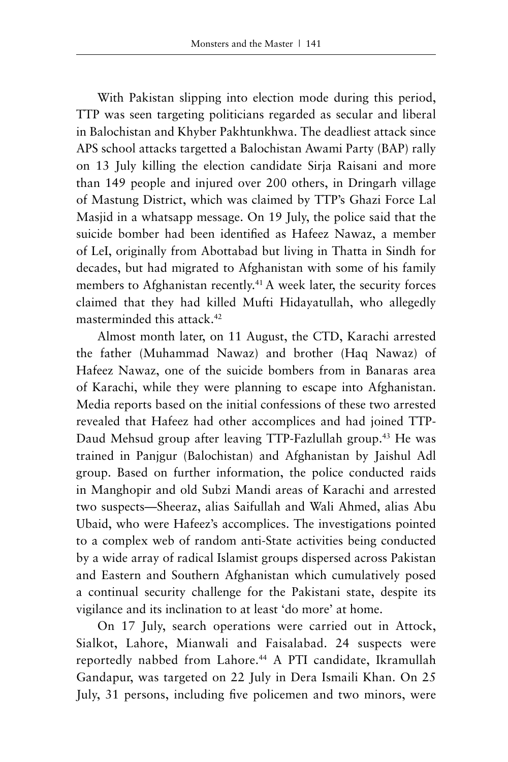With Pakistan slipping into election mode during this period, TTP was seen targeting politicians regarded as secular and liberal in Balochistan and Khyber Pakhtunkhwa. The deadliest attack since APS school attacks targetted a Balochistan Awami Party (BAP) rally on 13 July killing the election candidate Sirja Raisani and more than 149 people and injured over 200 others, in Dringarh village of Mastung District, which was claimed by TTP's Ghazi Force Lal Masjid in a whatsapp message. On 19 July, the police said that the suicide bomber had been identified as Hafeez Nawaz, a member of LeI, originally from Abottabad but living in Thatta in Sindh for decades, but had migrated to Afghanistan with some of his family members to Afghanistan recently.[41] A week later, the security forces claimed that they had killed Mufti Hidayatullah, who allegedly masterminded this attack.[42]

Almost month later, on 11 August, the CTD, Karachi arrested the father (Muhammad Nawaz) and brother (Haq Nawaz) of Hafeez Nawaz, one of the suicide bombers from in Banaras area of Karachi, while they were planning to escape into Afghanistan. Media reports based on the initial confessions of these two arrested revealed that Hafeez had other accomplices and had joined TTP-Daud Mehsud group after leaving TTP-Fazlullah group.[43] He was trained in Panjgur (Balochistan) and Afghanistan by Jaishul Adl group. Based on further information, the police conducted raids in Manghopir and old Subzi Mandi areas of Karachi and arrested two suspects—Sheeraz, alias Saifullah and Wali Ahmed, alias Abu Ubaid, who were Hafeez's accomplices. The investigations pointed to a complex web of random anti-State activities being conducted by a wide array of radical Islamist groups dispersed across Pakistan and Eastern and Southern Afghanistan which cumulatively posed a continual security challenge for the Pakistani state, despite its vigilance and its inclination to at least 'do more' at home.

On 17 July, search operations were carried out in Attock, Sialkot, Lahore, Mianwali and Faisalabad. 24 suspects were reportedly nabbed from Lahore.[44] A PTI candidate, Ikramullah Gandapur, was targeted on 22 July in Dera Ismaili Khan. On 25 July, 31 persons, including five policemen and two minors, were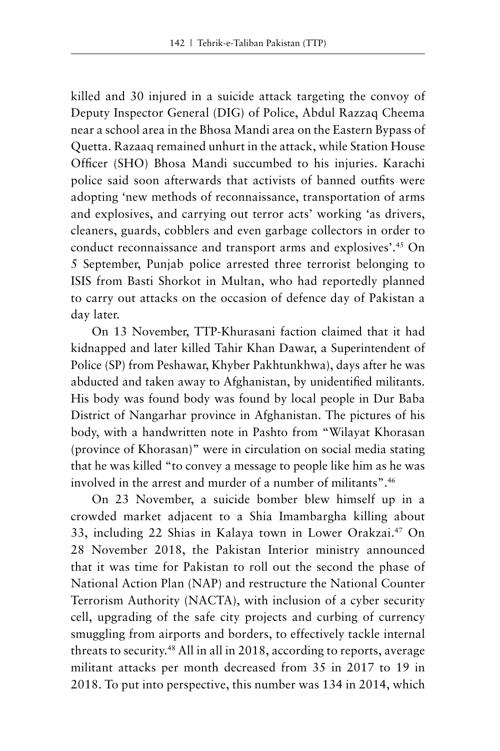killed and 30 injured in a suicide attack targeting the convoy of Deputy Inspector General (DIG) of Police, Abdul Razzaq Cheema near a school area in the Bhosa Mandi area on the Eastern Bypass of Quetta. Razaaq remained unhurt in the attack, while Station House Officer (SHO) Bhosa Mandi succumbed to his injuries. Karachi police said soon afterwards that activists of banned outfits were adopting 'new methods of reconnaissance, transportation of arms and explosives, and carrying out terror acts' working 'as drivers, cleaners, guards, cobblers and even garbage collectors in order to conduct reconnaissance and transport arms and explosives'.[45] On 5 September, Punjab police arrested three terrorist belonging to ISIS from Basti Shorkot in Multan, who had reportedly planned to carry out attacks on the occasion of defence day of Pakistan a day later.

On 13 November, TTP-Khurasani faction claimed that it had kidnapped and later killed Tahir Khan Dawar, a Superintendent of Police (SP) from Peshawar, Khyber Pakhtunkhwa), days after he was abducted and taken away to Afghanistan, by unidentified militants. His body was found body was found by local people in Dur Baba District of Nangarhar province in Afghanistan. The pictures of his body, with a handwritten note in Pashto from "Wilayat Khorasan (province of Khorasan)" were in circulation on social media stating that he was killed "to convey a message to people like him as he was involved in the arrest and murder of a number of militants".[46]

On 23 November, a suicide bomber blew himself up in a crowded market adjacent to a Shia Imambargha killing about 33, including 22 Shias in Kalaya town in Lower Orakzai.[47] On 28 November 2018, the Pakistan Interior ministry announced that it was time for Pakistan to roll out the second the phase of National Action Plan (NAP) and restructure the National Counter Terrorism Authority (NACTA), with inclusion of a cyber security cell, upgrading of the safe city projects and curbing of currency smuggling from airports and borders, to effectively tackle internal threats to security.[48] All in all in 2018, according to reports, average militant attacks per month decreased from 35 in 2017 to 19 in 2018. To put into perspective, this number was 134 in 2014, which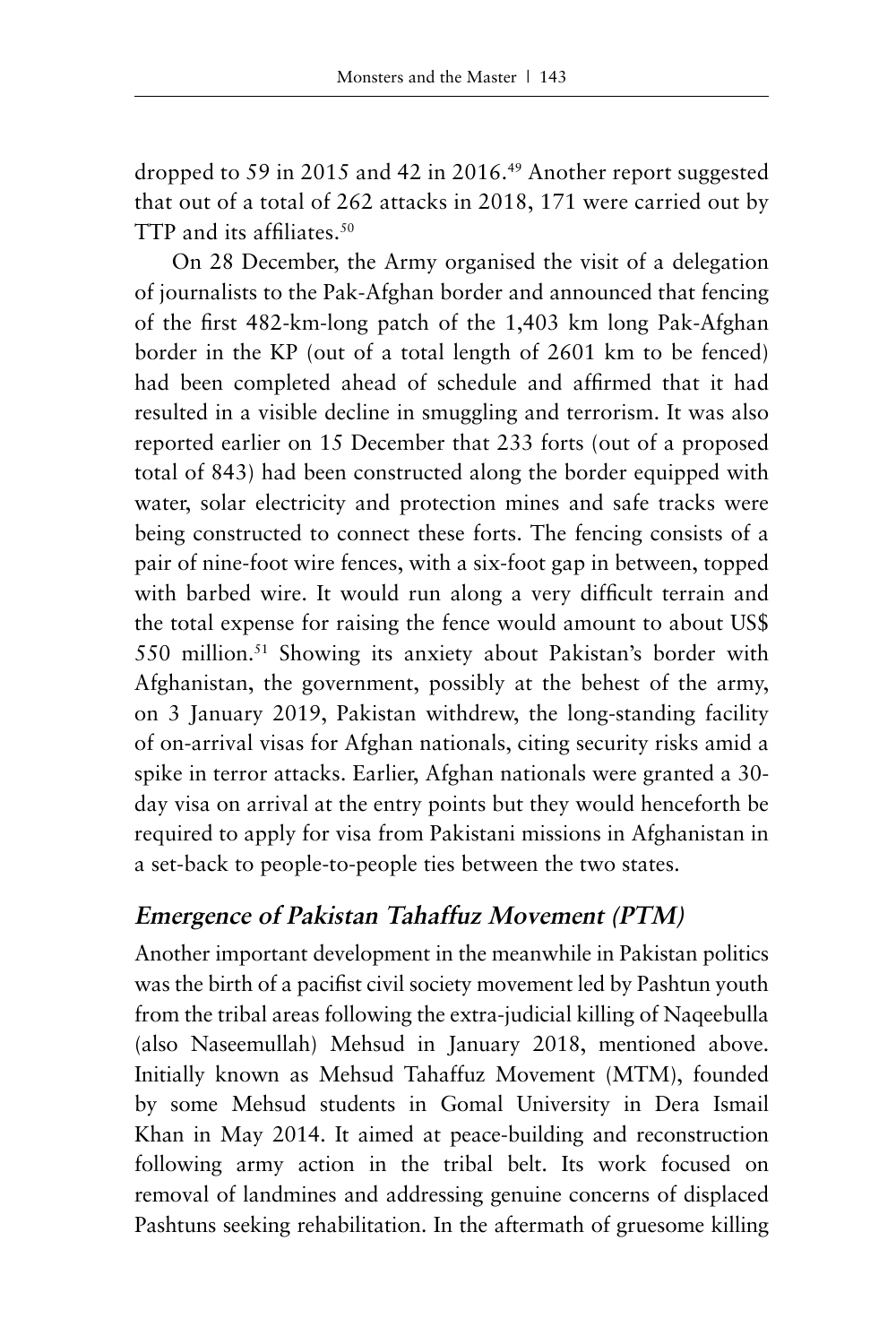dropped to 59 in 2015 and 42 in 2016.[49] Another report suggested that out of a total of 262 attacks in 2018, 171 were carried out by TTP and its affiliates.[50]

On 28 December, the Army organised the visit of a delegation of journalists to the Pak-Afghan border and announced that fencing of the first 482-km-long patch of the 1,403 km long Pak-Afghan border in the KP (out of a total length of 2601 km to be fenced) had been completed ahead of schedule and affirmed that it had resulted in a visible decline in smuggling and terrorism. It was also reported earlier on 15 December that 233 forts (out of a proposed total of 843) had been constructed along the border equipped with water, solar electricity and protection mines and safe tracks were being constructed to connect these forts. The fencing consists of a pair of nine-foot wire fences, with a six-foot gap in between, topped with barbed wire. It would run along a very difficult terrain and the total expense for raising the fence would amount to about US$ 550 million.[51] Showing its anxiety about Pakistan's border with Afghanistan, the government, possibly at the behest of the army, on 3 January 2019, Pakistan withdrew, the long-standing facility of on-arrival visas for Afghan nationals, citing security risks amid a spike in terror attacks. Earlier, Afghan nationals were granted a 30-day visa on arrival at the entry points but they would henceforth be required to apply for visa from Pakistani missions in Afghanistan in a set-back to people-to-people ties between the two states.

## *Emergence of Pakistan Tahaffuz Movement (PTM)*

Another important development in the meanwhile in Pakistan politics was the birth of a pacifist civil society movement led by Pashtun youth from the tribal areas following the extra-judicial killing of Naqeebulla (also Naseemullah) Mehsud in January 2018, mentioned above. Initially known as Mehsud Tahaffuz Movement (MTM), founded by some Mehsud students in Gomal University in Dera Ismail Khan in May 2014. It aimed at peace-building and reconstruction following army action in the tribal belt. Its work focused on removal of landmines and addressing genuine concerns of displaced Pashtuns seeking rehabilitation. In the aftermath of gruesome killing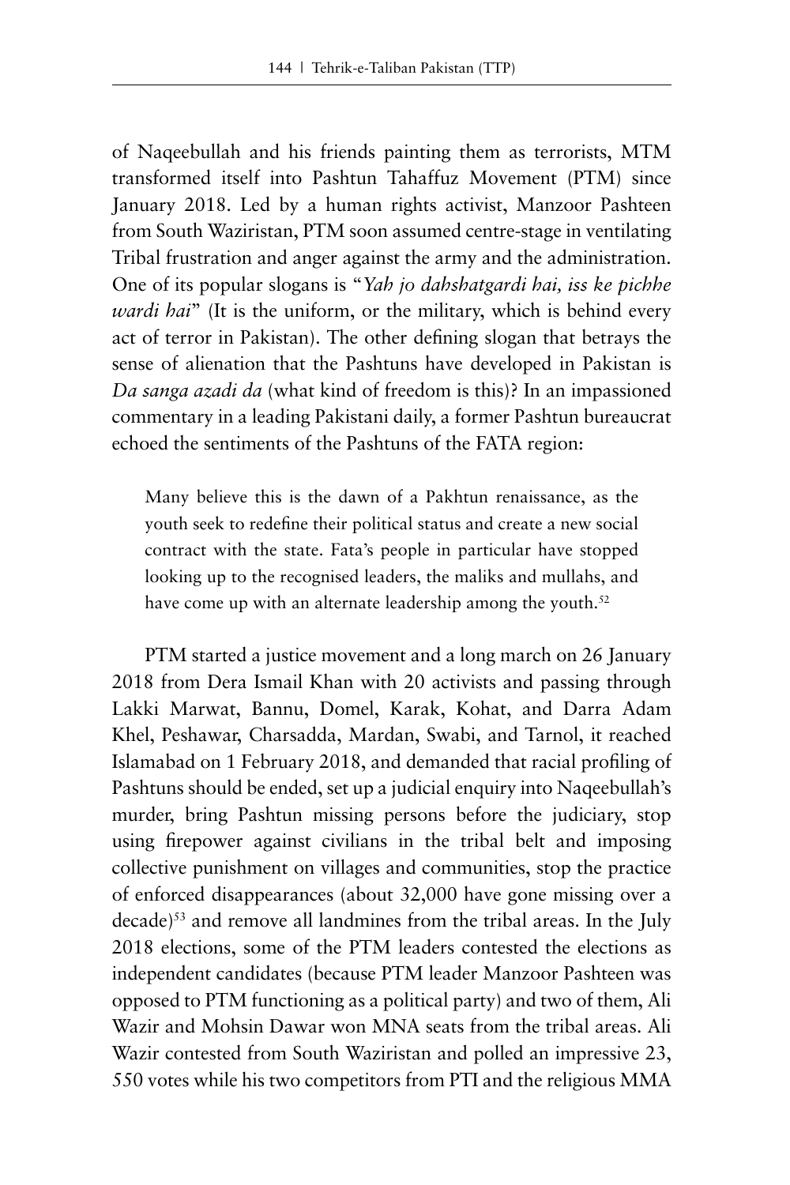of Naqeebullah and his friends painting them as terrorists, MTM transformed itself into Pashtun Tahaffuz Movement (PTM) since January 2018. Led by a human rights activist, Manzoor Pashteen from South Waziristan, PTM soon assumed centre-stage in ventilating Tribal frustration and anger against the army and the administration. One of its popular slogans is "*Yah jo dahshatgardi hai, iss ke pichhe wardi hai*" (It is the uniform, or the military, which is behind every act of terror in Pakistan). The other defining slogan that betrays the sense of alienation that the Pashtuns have developed in Pakistan is *Da sanga azadi da* (what kind of freedom is this)? In an impassioned commentary in a leading Pakistani daily, a former Pashtun bureaucrat echoed the sentiments of the Pashtuns of the FATA region:

> Many believe this is the dawn of a Pakhtun renaissance, as the youth seek to redefine their political status and create a new social contract with the state. Fata's people in particular have stopped looking up to the recognised leaders, the maliks and mullahs, and have come up with an alternate leadership among the youth.[52]

PTM started a justice movement and a long march on 26 January 2018 from Dera Ismail Khan with 20 activists and passing through Lakki Marwat, Bannu, Domel, Karak, Kohat, and Darra Adam Khel, Peshawar, Charsadda, Mardan, Swabi, and Tarnol, it reached Islamabad on 1 February 2018, and demanded that racial profiling of Pashtuns should be ended, set up a judicial enquiry into Naqeebullah's murder, bring Pashtun missing persons before the judiciary, stop using firepower against civilians in the tribal belt and imposing collective punishment on villages and communities, stop the practice of enforced disappearances (about 32,000 have gone missing over a decade)[53] and remove all landmines from the tribal areas. In the July 2018 elections, some of the PTM leaders contested the elections as independent candidates (because PTM leader Manzoor Pashteen was opposed to PTM functioning as a political party) and two of them, Ali Wazir and Mohsin Dawar won MNA seats from the tribal areas. Ali Wazir contested from South Waziristan and polled an impressive 23, 550 votes while his two competitors from PTI and the religious MMA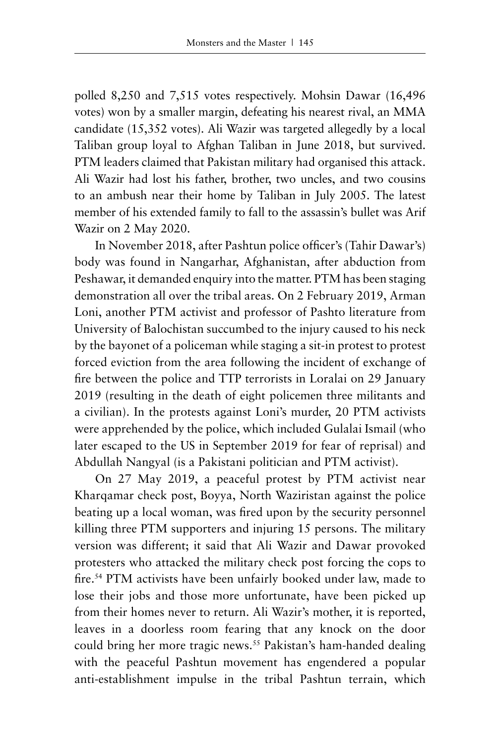polled 8,250 and 7,515 votes respectively. Mohsin Dawar (16,496 votes) won by a smaller margin, defeating his nearest rival, an MMA candidate (15,352 votes). Ali Wazir was targeted allegedly by a local Taliban group loyal to Afghan Taliban in June 2018, but survived. PTM leaders claimed that Pakistan military had organised this attack. Ali Wazir had lost his father, brother, two uncles, and two cousins to an ambush near their home by Taliban in July 2005. The latest member of his extended family to fall to the assassin's bullet was Arif Wazir on 2 May 2020.

In November 2018, after Pashtun police officer's (Tahir Dawar's) body was found in Nangarhar, Afghanistan, after abduction from Peshawar, it demanded enquiry into the matter. PTM has been staging demonstration all over the tribal areas. On 2 February 2019, Arman Loni, another PTM activist and professor of Pashto literature from University of Balochistan succumbed to the injury caused to his neck by the bayonet of a policeman while staging a sit-in protest to protest forced eviction from the area following the incident of exchange of fire between the police and TTP terrorists in Loralai on 29 January 2019 (resulting in the death of eight policemen three militants and a civilian). In the protests against Loni's murder, 20 PTM activists were apprehended by the police, which included Gulalai Ismail (who later escaped to the US in September 2019 for fear of reprisal) and Abdullah Nangyal (is a Pakistani politician and PTM activist).

On 27 May 2019, a peaceful protest by PTM activist near Kharqamar check post, Boyya, North Waziristan against the police beating up a local woman, was fired upon by the security personnel killing three PTM supporters and injuring 15 persons. The military version was different; it said that Ali Wazir and Dawar provoked protesters who attacked the military check post forcing the cops to fire.[54] PTM activists have been unfairly booked under law, made to lose their jobs and those more unfortunate, have been picked up from their homes never to return. Ali Wazir's mother, it is reported, leaves in a doorless room fearing that any knock on the door could bring her more tragic news.[55] Pakistan's ham-handed dealing with the peaceful Pashtun movement has engendered a popular anti-establishment impulse in the tribal Pashtun terrain, which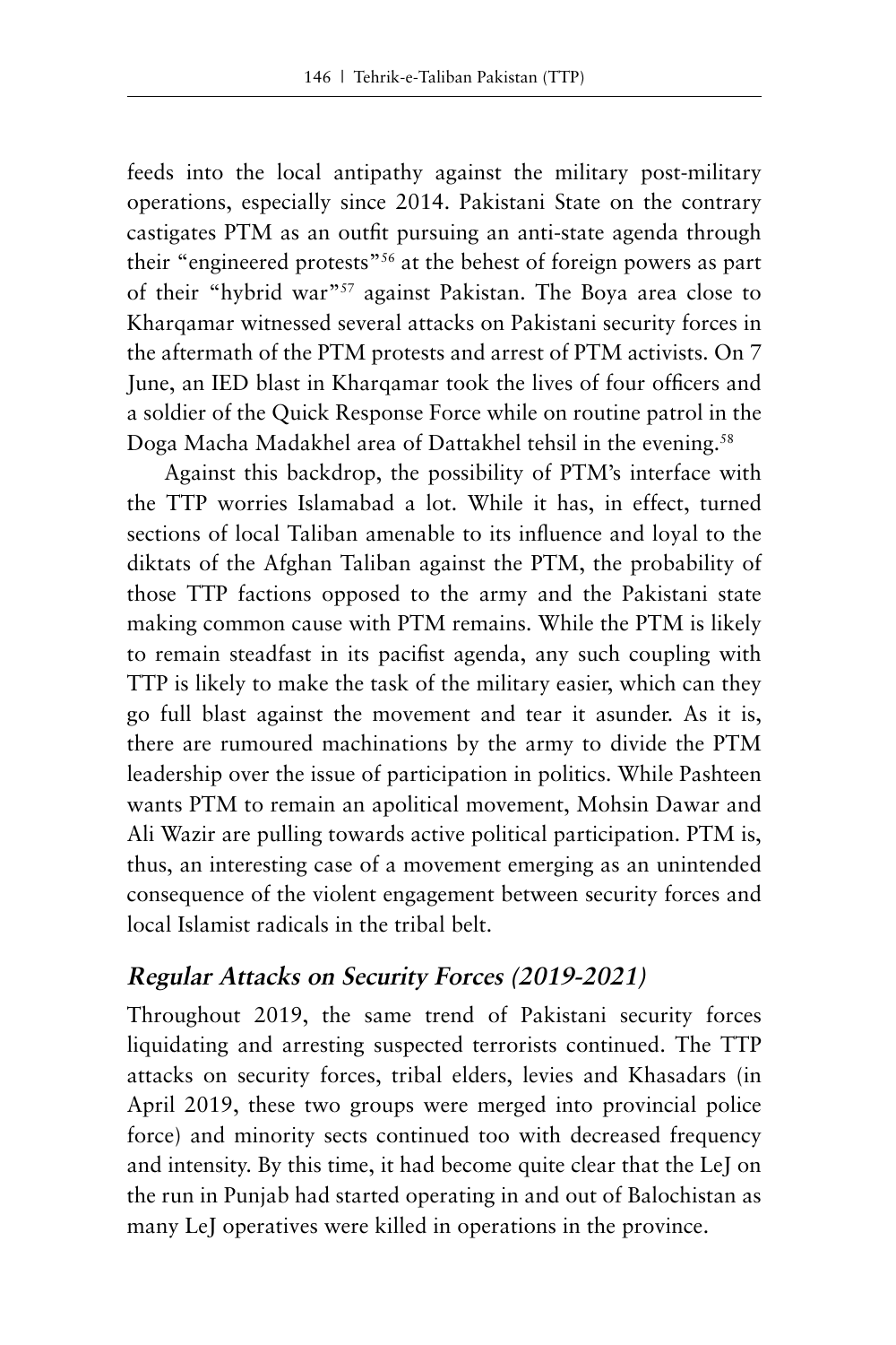feeds into the local antipathy against the military post-military operations, especially since 2014. Pakistani State on the contrary castigates PTM as an outfit pursuing an anti-state agenda through their "engineered protests"[56] at the behest of foreign powers as part of their "hybrid war"[57] against Pakistan. The Boya area close to Kharqamar witnessed several attacks on Pakistani security forces in the aftermath of the PTM protests and arrest of PTM activists. On 7 June, an IED blast in Kharqamar took the lives of four officers and a soldier of the Quick Response Force while on routine patrol in the Doga Macha Madakhel area of Dattakhel tehsil in the evening.[58]

Against this backdrop, the possibility of PTM's interface with the TTP worries Islamabad a lot. While it has, in effect, turned sections of local Taliban amenable to its influence and loyal to the diktats of the Afghan Taliban against the PTM, the probability of those TTP factions opposed to the army and the Pakistani state making common cause with PTM remains. While the PTM is likely to remain steadfast in its pacifist agenda, any such coupling with TTP is likely to make the task of the military easier, which can they go full blast against the movement and tear it asunder. As it is, there are rumoured machinations by the army to divide the PTM leadership over the issue of participation in politics. While Pashteen wants PTM to remain an apolitical movement, Mohsin Dawar and Ali Wazir are pulling towards active political participation. PTM is, thus, an interesting case of a movement emerging as an unintended consequence of the violent engagement between security forces and local Islamist radicals in the tribal belt.

## *Regular Attacks on Security Forces (2019-2021)*

Throughout 2019, the same trend of Pakistani security forces liquidating and arresting suspected terrorists continued. The TTP attacks on security forces, tribal elders, levies and Khasadars (in April 2019, these two groups were merged into provincial police force) and minority sects continued too with decreased frequency and intensity. By this time, it had become quite clear that the LeJ on the run in Punjab had started operating in and out of Balochistan as many LeJ operatives were killed in operations in the province.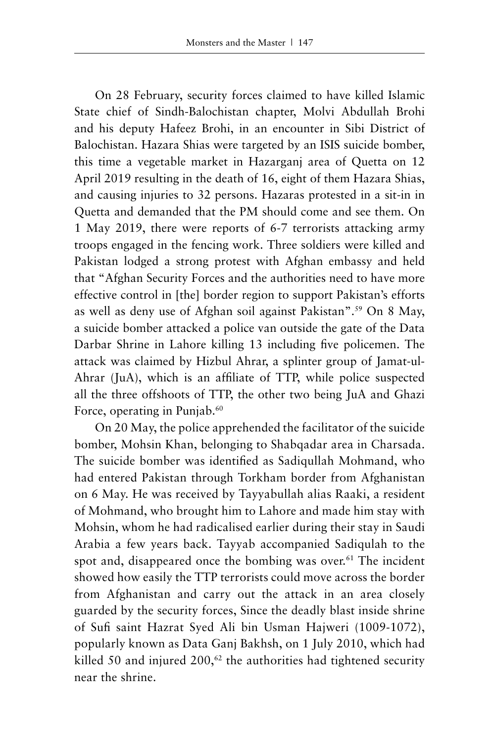On 28 February, security forces claimed to have killed Islamic State chief of Sindh-Balochistan chapter, Molvi Abdullah Brohi and his deputy Hafeez Brohi, in an encounter in Sibi District of Balochistan. Hazara Shias were targeted by an ISIS suicide bomber, this time a vegetable market in Hazarganj area of Quetta on 12 April 2019 resulting in the death of 16, eight of them Hazara Shias, and causing injuries to 32 persons. Hazaras protested in a sit-in in Quetta and demanded that the PM should come and see them. On 1 May 2019, there were reports of 6-7 terrorists attacking army troops engaged in the fencing work. Three soldiers were killed and Pakistan lodged a strong protest with Afghan embassy and held that "Afghan Security Forces and the authorities need to have more effective control in [the] border region to support Pakistan's efforts as well as deny use of Afghan soil against Pakistan".[59] On 8 May, a suicide bomber attacked a police van outside the gate of the Data Darbar Shrine in Lahore killing 13 including five policemen. The attack was claimed by Hizbul Ahrar, a splinter group of Jamat-ul-Ahrar (JuA), which is an affiliate of TTP, while police suspected all the three offshoots of TTP, the other two being JuA and Ghazi Force, operating in Punjab.[60]

On 20 May, the police apprehended the facilitator of the suicide bomber, Mohsin Khan, belonging to Shabqadar area in Charsada. The suicide bomber was identified as Sadiqullah Mohmand, who had entered Pakistan through Torkham border from Afghanistan on 6 May. He was received by Tayyabullah alias Raaki, a resident of Mohmand, who brought him to Lahore and made him stay with Mohsin, whom he had radicalised earlier during their stay in Saudi Arabia a few years back. Tayyab accompanied Sadiqulah to the spot and, disappeared once the bombing was over.[61] The incident showed how easily the TTP terrorists could move across the border from Afghanistan and carry out the attack in an area closely guarded by the security forces, Since the deadly blast inside shrine of Sufi saint Hazrat Syed Ali bin Usman Hajweri (1009-1072), popularly known as Data Ganj Bakhsh, on 1 July 2010, which had killed 50 and injured 200,[62] the authorities had tightened security near the shrine.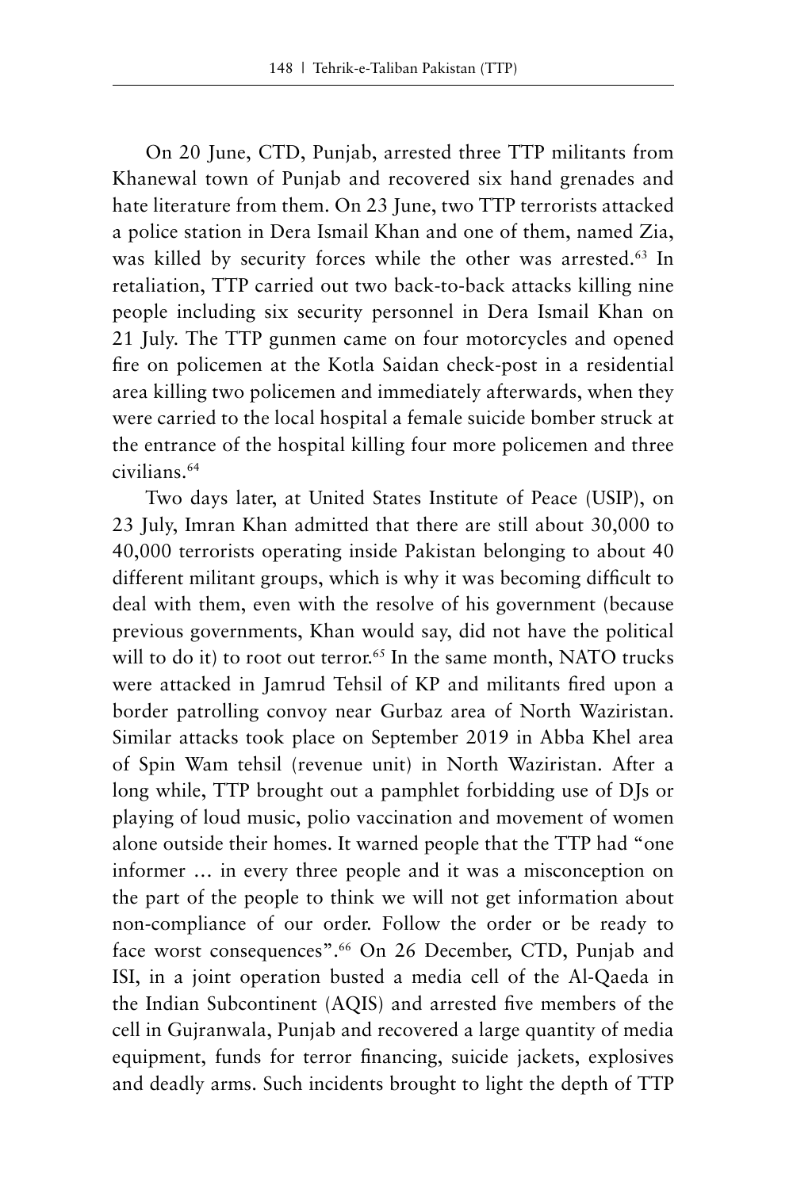On 20 June, CTD, Punjab, arrested three TTP militants from Khanewal town of Punjab and recovered six hand grenades and hate literature from them. On 23 June, two TTP terrorists attacked a police station in Dera Ismail Khan and one of them, named Zia, was killed by security forces while the other was arrested.[63] In retaliation, TTP carried out two back-to-back attacks killing nine people including six security personnel in Dera Ismail Khan on 21 July. The TTP gunmen came on four motorcycles and opened fire on policemen at the Kotla Saidan check-post in a residential area killing two policemen and immediately afterwards, when they were carried to the local hospital a female suicide bomber struck at the entrance of the hospital killing four more policemen and three civilians.[64]

Two days later, at United States Institute of Peace (USIP), on 23 July, Imran Khan admitted that there are still about 30,000 to 40,000 terrorists operating inside Pakistan belonging to about 40 different militant groups, which is why it was becoming difficult to deal with them, even with the resolve of his government (because previous governments, Khan would say, did not have the political will to do it) to root out terror.[65] In the same month, NATO trucks were attacked in Jamrud Tehsil of KP and militants fired upon a border patrolling convoy near Gurbaz area of North Waziristan. Similar attacks took place on September 2019 in Abba Khel area of Spin Wam tehsil (revenue unit) in North Waziristan. After a long while, TTP brought out a pamphlet forbidding use of DJs or playing of loud music, polio vaccination and movement of women alone outside their homes. It warned people that the TTP had "one informer … in every three people and it was a misconception on the part of the people to think we will not get information about non-compliance of our order. Follow the order or be ready to face worst consequences".[66] On 26 December, CTD, Punjab and ISI, in a joint operation busted a media cell of the Al-Qaeda in the Indian Subcontinent (AQIS) and arrested five members of the cell in Gujranwala, Punjab and recovered a large quantity of media equipment, funds for terror financing, suicide jackets, explosives and deadly arms. Such incidents brought to light the depth of TTP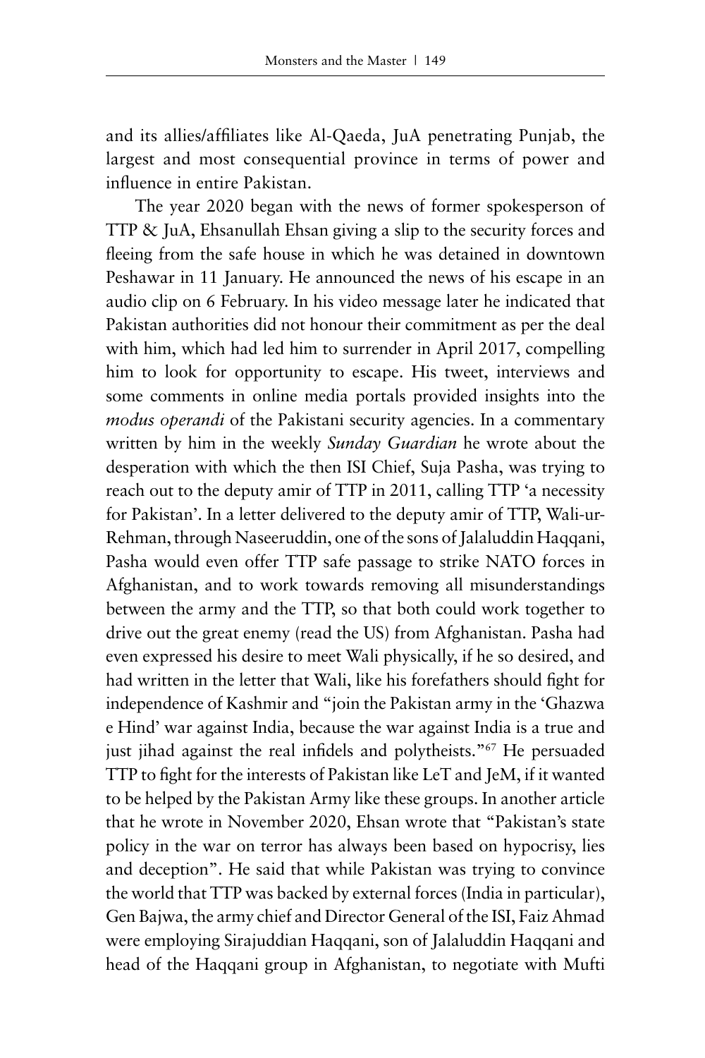and its allies/affiliates like Al-Qaeda, JuA penetrating Punjab, the largest and most consequential province in terms of power and influence in entire Pakistan.

The year 2020 began with the news of former spokesperson of TTP & JuA, Ehsanullah Ehsan giving a slip to the security forces and fleeing from the safe house in which he was detained in downtown Peshawar in 11 January. He announced the news of his escape in an audio clip on 6 February. In his video message later he indicated that Pakistan authorities did not honour their commitment as per the deal with him, which had led him to surrender in April 2017, compelling him to look for opportunity to escape. His tweet, interviews and some comments in online media portals provided insights into the *modus operandi* of the Pakistani security agencies. In a commentary written by him in the weekly *Sunday Guardian* he wrote about the desperation with which the then ISI Chief, Suja Pasha, was trying to reach out to the deputy amir of TTP in 2011, calling TTP 'a necessity for Pakistan'. In a letter delivered to the deputy amir of TTP, Wali-ur-Rehman, through Naseeruddin, one of the sons of Jalaluddin Haqqani, Pasha would even offer TTP safe passage to strike NATO forces in Afghanistan, and to work towards removing all misunderstandings between the army and the TTP, so that both could work together to drive out the great enemy (read the US) from Afghanistan. Pasha had even expressed his desire to meet Wali physically, if he so desired, and had written in the letter that Wali, like his forefathers should fight for independence of Kashmir and "join the Pakistan army in the 'Ghazwa e Hind' war against India, because the war against India is a true and just jihad against the real infidels and polytheists."[67] He persuaded TTP to fight for the interests of Pakistan like LeT and JeM, if it wanted to be helped by the Pakistan Army like these groups. In another article that he wrote in November 2020, Ehsan wrote that "Pakistan's state policy in the war on terror has always been based on hypocrisy, lies and deception". He said that while Pakistan was trying to convince the world that TTP was backed by external forces (India in particular), Gen Bajwa, the army chief and Director General of the ISI, Faiz Ahmad were employing Sirajuddian Haqqani, son of Jalaluddin Haqqani and head of the Haqqani group in Afghanistan, to negotiate with Mufti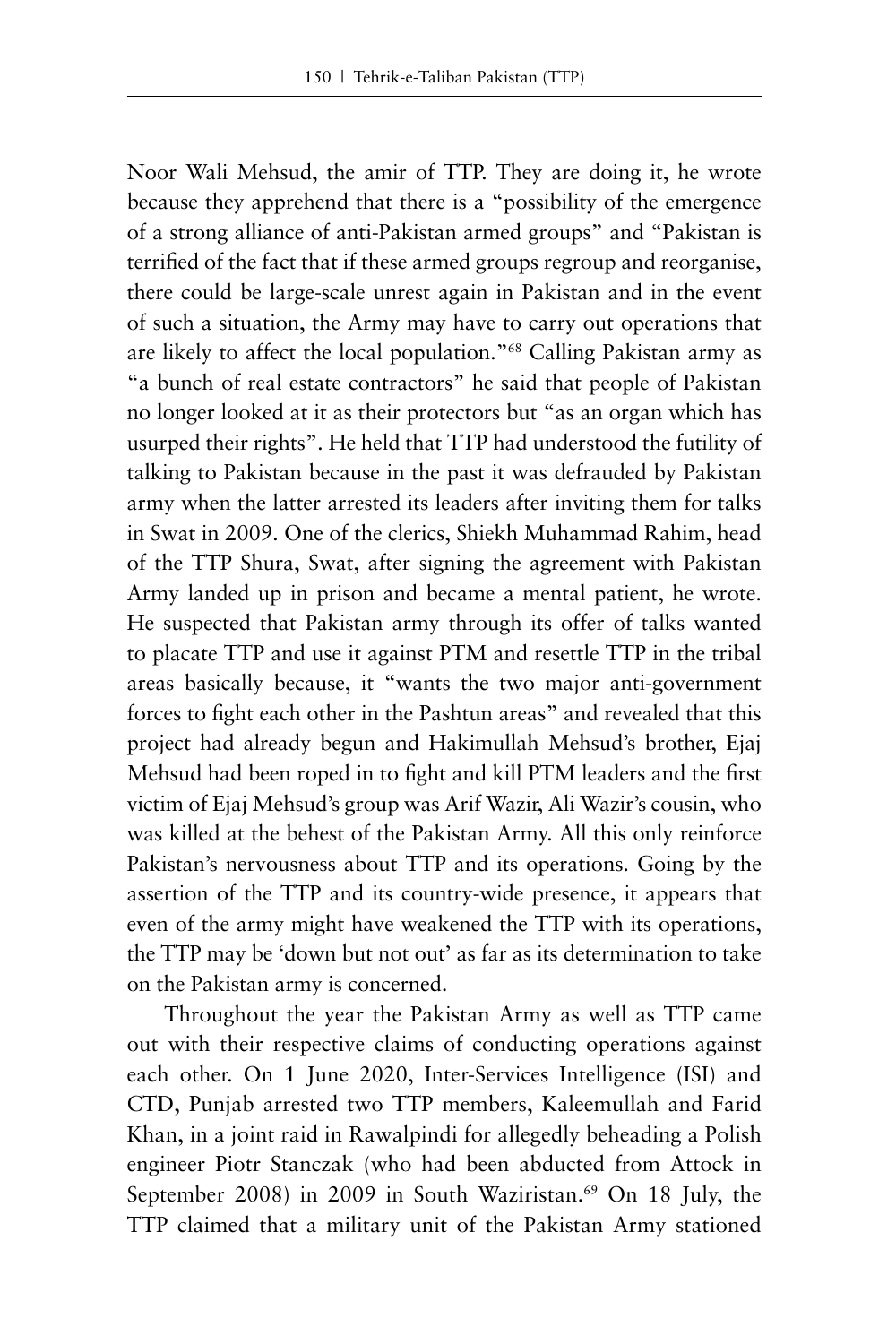Noor Wali Mehsud, the amir of TTP. They are doing it, he wrote because they apprehend that there is a "possibility of the emergence of a strong alliance of anti-Pakistan armed groups" and "Pakistan is terrified of the fact that if these armed groups regroup and reorganise, there could be large-scale unrest again in Pakistan and in the event of such a situation, the Army may have to carry out operations that are likely to affect the local population."[68] Calling Pakistan army as "a bunch of real estate contractors" he said that people of Pakistan no longer looked at it as their protectors but "as an organ which has usurped their rights". He held that TTP had understood the futility of talking to Pakistan because in the past it was defrauded by Pakistan army when the latter arrested its leaders after inviting them for talks in Swat in 2009. One of the clerics, Shiekh Muhammad Rahim, head of the TTP Shura, Swat, after signing the agreement with Pakistan Army landed up in prison and became a mental patient, he wrote. He suspected that Pakistan army through its offer of talks wanted to placate TTP and use it against PTM and resettle TTP in the tribal areas basically because, it "wants the two major anti-government forces to fight each other in the Pashtun areas" and revealed that this project had already begun and Hakimullah Mehsud's brother, Ejaj Mehsud had been roped in to fight and kill PTM leaders and the first victim of Ejaj Mehsud's group was Arif Wazir, Ali Wazir's cousin, who was killed at the behest of the Pakistan Army. All this only reinforce Pakistan's nervousness about TTP and its operations. Going by the assertion of the TTP and its country-wide presence, it appears that even of the army might have weakened the TTP with its operations, the TTP may be 'down but not out' as far as its determination to take on the Pakistan army is concerned.

Throughout the year the Pakistan Army as well as TTP came out with their respective claims of conducting operations against each other. On 1 June 2020, Inter-Services Intelligence (ISI) and CTD, Punjab arrested two TTP members, Kaleemullah and Farid Khan, in a joint raid in Rawalpindi for allegedly beheading a Polish engineer Piotr Stanczak (who had been abducted from Attock in September 2008) in 2009 in South Waziristan.[69] On 18 July, the TTP claimed that a military unit of the Pakistan Army stationed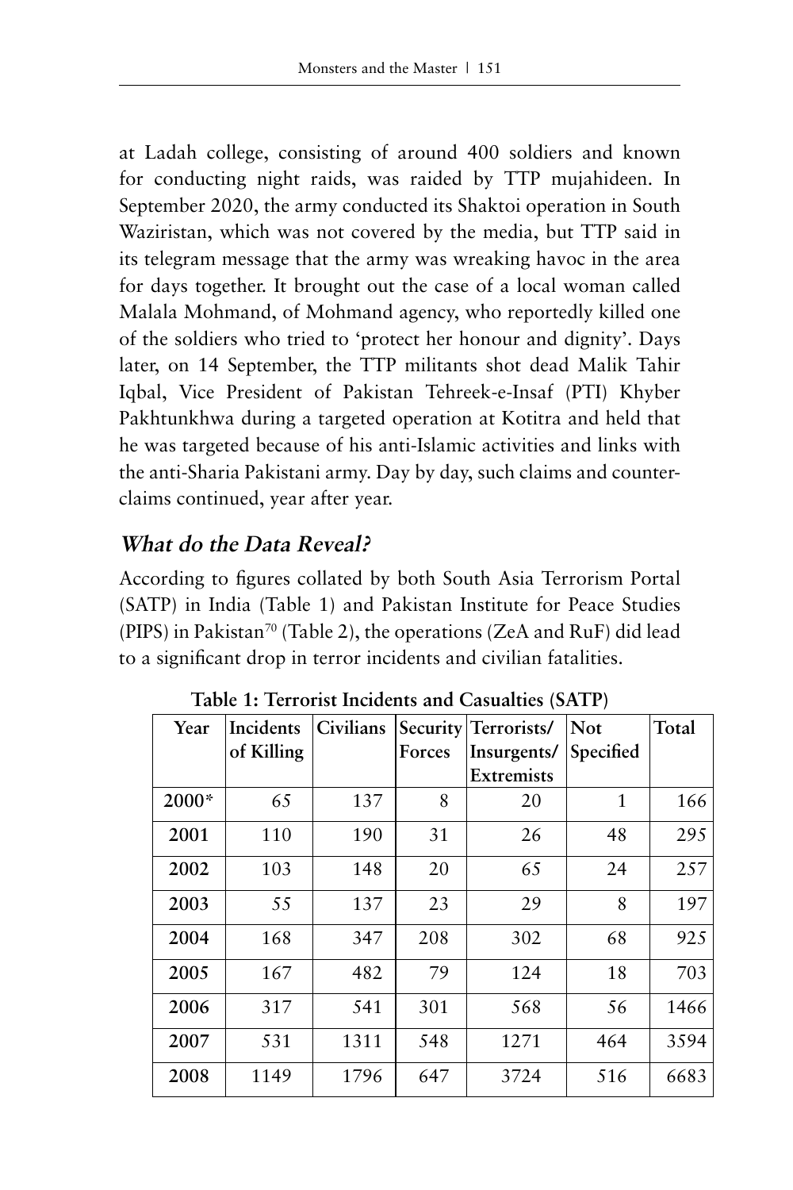at Ladah college, consisting of around 400 soldiers and known for conducting night raids, was raided by TTP mujahideen. In September 2020, the army conducted its Shaktoi operation in South Waziristan, which was not covered by the media, but TTP said in its telegram message that the army was wreaking havoc in the area for days together. It brought out the case of a local woman called Malala Mohmand, of Mohmand agency, who reportedly killed one of the soldiers who tried to 'protect her honour and dignity'. Days later, on 14 September, the TTP militants shot dead Malik Tahir Iqbal, Vice President of Pakistan Tehreek-e-Insaf (PTI) Khyber Pakhtunkhwa during a targeted operation at Kotitra and held that he was targeted because of his anti-Islamic activities and links with the anti-Sharia Pakistani army. Day by day, such claims and counter-claims continued, year after year.

## *What do the Data Reveal?*

According to figures collated by both South Asia Terrorism Portal (SATP) in India (Table 1) and Pakistan Institute for Peace Studies (PIPS) in Pakistan[70] (Table 2), the operations (ZeA and RuF) did lead to a significant drop in terror incidents and civilian fatalities.

**Table 1: Terrorist Incidents and Casualties (SATP)**

| Year | Incidents of Killing | Civilians | Security Forces | Terrorists/ Insurgents/ Extremists | Not Specified | Total |
|---|---|---|---|---|---|---|
| 2000* | 65 | 137 | 8 | 20 | 1 | 166 |
| 2001 | 110 | 190 | 31 | 26 | 48 | 295 |
| 2002 | 103 | 148 | 20 | 65 | 24 | 257 |
| 2003 | 55 | 137 | 23 | 29 | 8 | 197 |
| 2004 | 168 | 347 | 208 | 302 | 68 | 925 |
| 2005 | 167 | 482 | 79 | 124 | 18 | 703 |
| 2006 | 317 | 541 | 301 | 568 | 56 | 1466 |
| 2007 | 531 | 1311 | 548 | 1271 | 464 | 3594 |
| 2008 | 1149 | 1796 | 647 | 3724 | 516 | 6683 |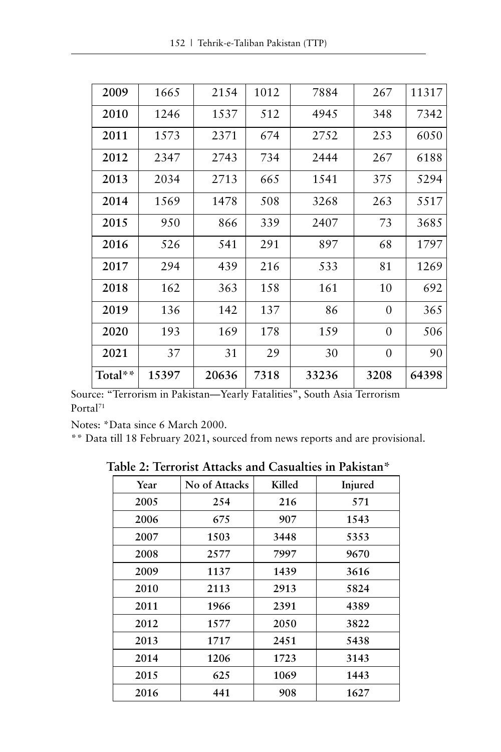| | | | | | | |
|---|---|---|---|---|---|---|
| **2009** | 1665 | 2154 | 1012 | 7884 | 267 | 11317 |
| **2010** | 1246 | 1537 | 512 | 4945 | 348 | 7342 |
| **2011** | 1573 | 2371 | 674 | 2752 | 253 | 6050 |
| **2012** | 2347 | 2743 | 734 | 2444 | 267 | 6188 |
| **2013** | 2034 | 2713 | 665 | 1541 | 375 | 5294 |
| **2014** | 1569 | 1478 | 508 | 3268 | 263 | 5517 |
| **2015** | 950 | 866 | 339 | 2407 | 73 | 3685 |
| **2016** | 526 | 541 | 291 | 897 | 68 | 1797 |
| **2017** | 294 | 439 | 216 | 533 | 81 | 1269 |
| **2018** | 162 | 363 | 158 | 161 | 10 | 692 |
| **2019** | 136 | 142 | 137 | 86 | 0 | 365 |
| **2020** | 193 | 169 | 178 | 159 | 0 | 506 |
| **2021** | 37 | 31 | 29 | 30 | 0 | 90 |
| **Total**** | **15397** | **20636** | **7318** | **33236** | **3208** | **64398** |

Source: "Terrorism in Pakistan—Yearly Fatalities", South Asia Terrorism Portal[71]

Notes: *Data since 6 March 2000.

** Data till 18 February 2021, sourced from news reports and are provisional.

**Table 2: Terrorist Attacks and Casualties in Pakistan***

| Year | No of Attacks | Killed | Injured |
|---|---|---|---|
| 2005 | 254 | 216 | 571 |
| 2006 | 675 | 907 | 1543 |
| 2007 | 1503 | 3448 | 5353 |
| 2008 | 2577 | 7997 | 9670 |
| 2009 | 1137 | 1439 | 3616 |
| 2010 | 2113 | 2913 | 5824 |
| 2011 | 1966 | 2391 | 4389 |
| 2012 | 1577 | 2050 | 3822 |
| 2013 | 1717 | 2451 | 5438 |
| 2014 | 1206 | 1723 | 3143 |
| 2015 | 625 | 1069 | 1443 |
| 2016 | 441 | 908 | 1627 |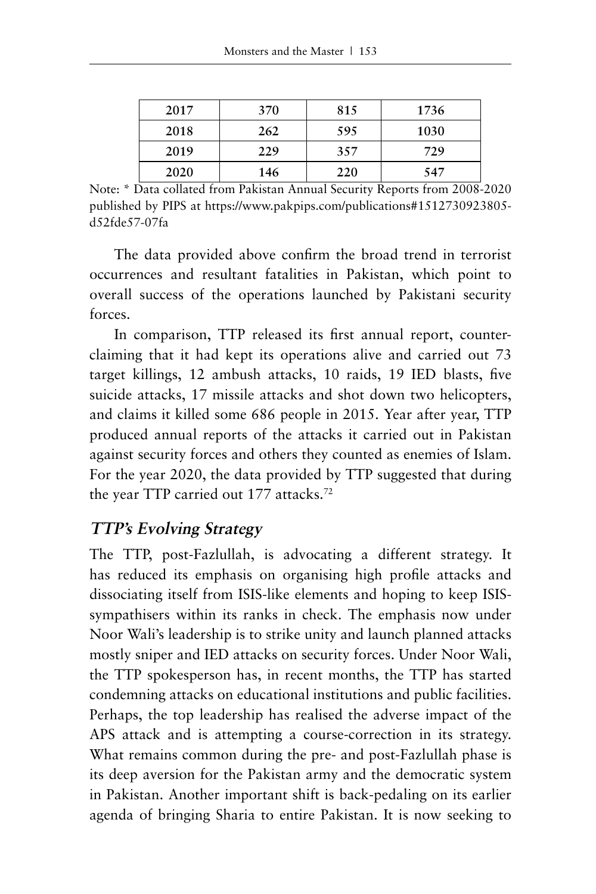| 2017 | 370 | 815 | 1736 |
|---|---|---|---|
| 2018 | 262 | 595 | 1030 |
| 2019 | 229 | 357 | 729 |
| 2020 | 146 | 220 | 547 |

Note: * Data collated from Pakistan Annual Security Reports from 2008-2020 published by PIPS at https://www.pakpips.com/publications#1512730923805-d52fde57-07fa

The data provided above confirm the broad trend in terrorist occurrences and resultant fatalities in Pakistan, which point to overall success of the operations launched by Pakistani security forces.

In comparison, TTP released its first annual report, counter-claiming that it had kept its operations alive and carried out 73 target killings, 12 ambush attacks, 10 raids, 19 IED blasts, five suicide attacks, 17 missile attacks and shot down two helicopters, and claims it killed some 686 people in 2015. Year after year, TTP produced annual reports of the attacks it carried out in Pakistan against security forces and others they counted as enemies of Islam. For the year 2020, the data provided by TTP suggested that during the year TTP carried out 177 attacks.[72]

## *TTP's Evolving Strategy*

The TTP, post-Fazlullah, is advocating a different strategy. It has reduced its emphasis on organising high profile attacks and dissociating itself from ISIS-like elements and hoping to keep ISIS-sympathisers within its ranks in check. The emphasis now under Noor Wali's leadership is to strike unity and launch planned attacks mostly sniper and IED attacks on security forces. Under Noor Wali, the TTP spokesperson has, in recent months, the TTP has started condemning attacks on educational institutions and public facilities. Perhaps, the top leadership has realised the adverse impact of the APS attack and is attempting a course-correction in its strategy. What remains common during the pre- and post-Fazlullah phase is its deep aversion for the Pakistan army and the democratic system in Pakistan. Another important shift is back-pedaling on its earlier agenda of bringing Sharia to entire Pakistan. It is now seeking to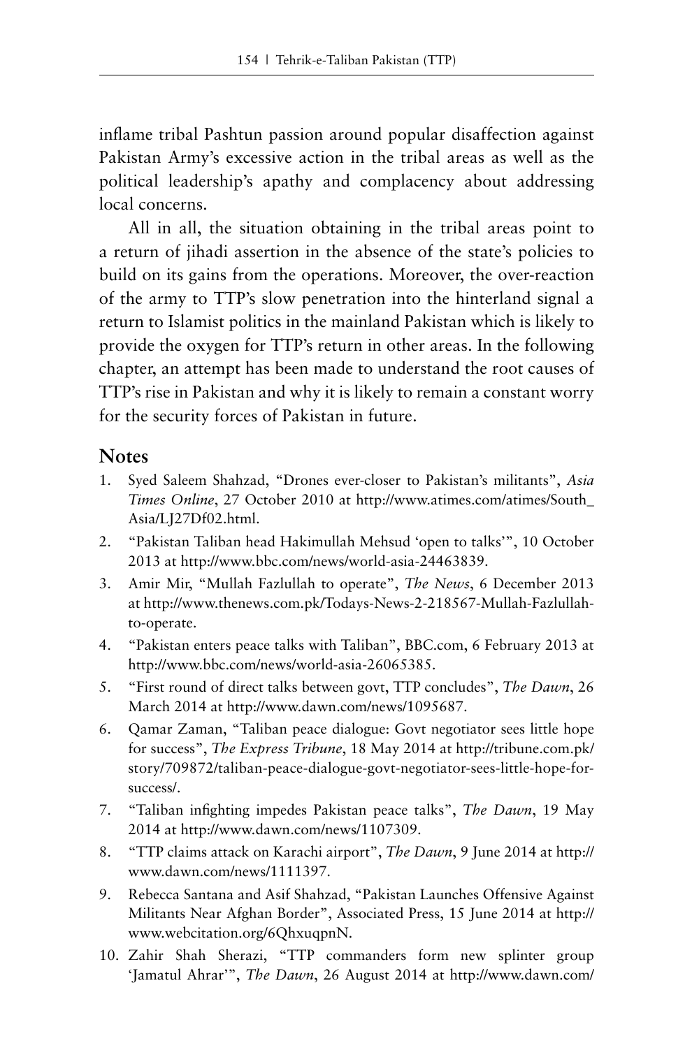inflame tribal Pashtun passion around popular disaffection against Pakistan Army's excessive action in the tribal areas as well as the political leadership's apathy and complacency about addressing local concerns.

All in all, the situation obtaining in the tribal areas point to a return of jihadi assertion in the absence of the state's policies to build on its gains from the operations. Moreover, the over-reaction of the army to TTP's slow penetration into the hinterland signal a return to Islamist politics in the mainland Pakistan which is likely to provide the oxygen for TTP's return in other areas. In the following chapter, an attempt has been made to understand the root causes of TTP's rise in Pakistan and why it is likely to remain a constant worry for the security forces of Pakistan in future.

## Notes

1. Syed Saleem Shahzad, "Drones ever-closer to Pakistan's militants", *Asia Times Online*, 27 October 2010 at http://www.atimes.com/atimes/South_Asia/LJ27Df02.html.
2. "Pakistan Taliban head Hakimullah Mehsud 'open to talks'", 10 October 2013 at http://www.bbc.com/news/world-asia-24463839.
3. Amir Mir, "Mullah Fazlullah to operate", *The News*, 6 December 2013 at http://www.thenews.com.pk/Todays-News-2-218567-Mullah-Fazlullah-to-operate.
4. "Pakistan enters peace talks with Taliban", BBC.com, 6 February 2013 at http://www.bbc.com/news/world-asia-26065385.
5. "First round of direct talks between govt, TTP concludes", *The Dawn*, 26 March 2014 at http://www.dawn.com/news/1095687.
6. Qamar Zaman, "Taliban peace dialogue: Govt negotiator sees little hope for success", *The Express Tribune*, 18 May 2014 at http://tribune.com.pk/story/709872/taliban-peace-dialogue-govt-negotiator-sees-little-hope-for-success/.
7. "Taliban infighting impedes Pakistan peace talks", *The Dawn*, 19 May 2014 at http://www.dawn.com/news/1107309.
8. "TTP claims attack on Karachi airport", *The Dawn*, 9 June 2014 at http://www.dawn.com/news/1111397.
9. Rebecca Santana and Asif Shahzad, "Pakistan Launches Offensive Against Militants Near Afghan Border", Associated Press, 15 June 2014 at http://www.webcitation.org/6QhxuqpnN.
10. Zahir Shah Sherazi, "TTP commanders form new splinter group 'Jamatul Ahrar'", *The Dawn*, 26 August 2014 at http://www.dawn.com/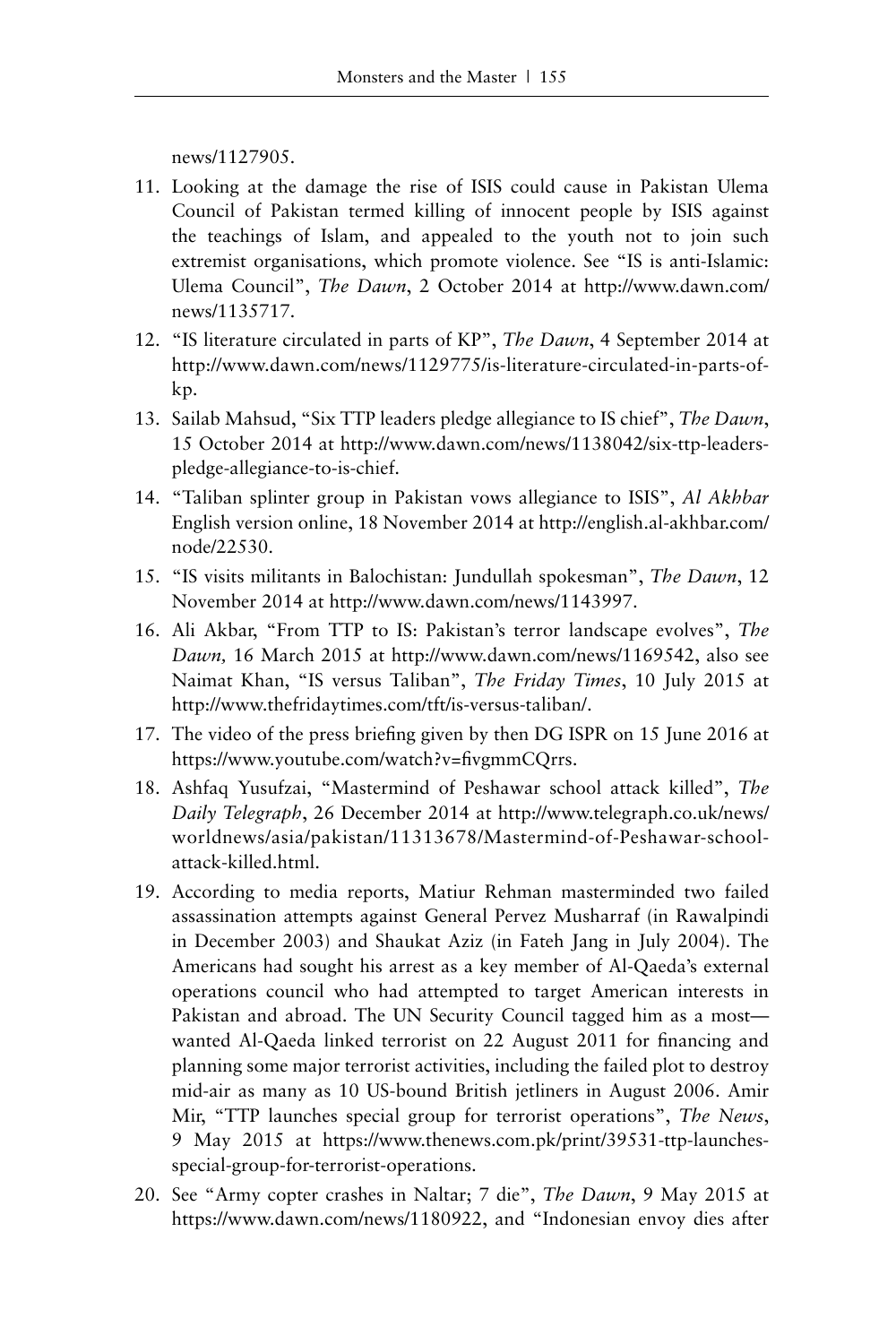news/1127905.

11. Looking at the damage the rise of ISIS could cause in Pakistan Ulema Council of Pakistan termed killing of innocent people by ISIS against the teachings of Islam, and appealed to the youth not to join such extremist organisations, which promote violence. See "IS is anti-Islamic: Ulema Council", *The Dawn*, 2 October 2014 at http://www.dawn.com/news/1135717.
12. "IS literature circulated in parts of KP", *The Dawn*, 4 September 2014 at http://www.dawn.com/news/1129775/is-literature-circulated-in-parts-of-kp.
13. Sailab Mahsud, "Six TTP leaders pledge allegiance to IS chief", *The Dawn*, 15 October 2014 at http://www.dawn.com/news/1138042/six-ttp-leaders-pledge-allegiance-to-is-chief.
14. "Taliban splinter group in Pakistan vows allegiance to ISIS", *Al Akhbar* English version online, 18 November 2014 at http://english.al-akhbar.com/node/22530.
15. "IS visits militants in Balochistan: Jundullah spokesman", *The Dawn*, 12 November 2014 at http://www.dawn.com/news/1143997.
16. Ali Akbar, "From TTP to IS: Pakistan's terror landscape evolves", *The Dawn,* 16 March 2015 at http://www.dawn.com/news/1169542, also see Naimat Khan, "IS versus Taliban", *The Friday Times*, 10 July 2015 at http://www.thefridaytimes.com/tft/is-versus-taliban/.
17. The video of the press briefing given by then DG ISPR on 15 June 2016 at https://www.youtube.com/watch?v=fivgmmCQrrs.
18. Ashfaq Yusufzai, "Mastermind of Peshawar school attack killed", *The Daily Telegraph*, 26 December 2014 at http://www.telegraph.co.uk/news/worldnews/asia/pakistan/11313678/Mastermind-of-Peshawar-school-attack-killed.html.
19. According to media reports, Matiur Rehman masterminded two failed assassination attempts against General Pervez Musharraf (in Rawalpindi in December 2003) and Shaukat Aziz (in Fateh Jang in July 2004). The Americans had sought his arrest as a key member of Al-Qaeda's external operations council who had attempted to target American interests in Pakistan and abroad. The UN Security Council tagged him as a most—wanted Al-Qaeda linked terrorist on 22 August 2011 for financing and planning some major terrorist activities, including the failed plot to destroy mid-air as many as 10 US-bound British jetliners in August 2006. Amir Mir, "TTP launches special group for terrorist operations", *The News*, 9 May 2015 at https://www.thenews.com.pk/print/39531-ttp-launches-special-group-for-terrorist-operations.
20. See "Army copter crashes in Naltar; 7 die", *The Dawn*, 9 May 2015 at https://www.dawn.com/news/1180922, and "Indonesian envoy dies after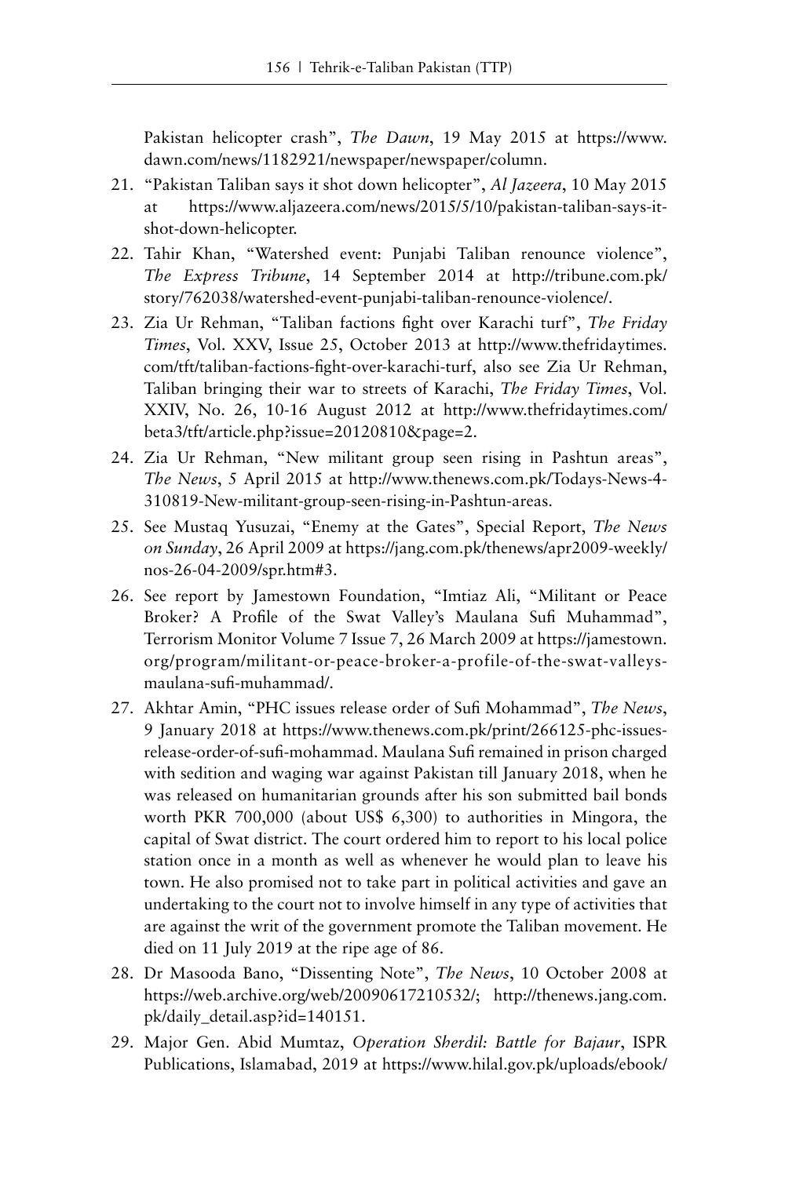Pakistan helicopter crash", *The Dawn*, 19 May 2015 at https://www.dawn.com/news/1182921/newspaper/newspaper/column.

21. "Pakistan Taliban says it shot down helicopter", *Al Jazeera*, 10 May 2015 at https://www.aljazeera.com/news/2015/5/10/pakistan-taliban-says-it-shot-down-helicopter.
22. Tahir Khan, "Watershed event: Punjabi Taliban renounce violence", *The Express Tribune*, 14 September 2014 at http://tribune.com.pk/story/762038/watershed-event-punjabi-taliban-renounce-violence/.
23. Zia Ur Rehman, "Taliban factions fight over Karachi turf", *The Friday Times*, Vol. XXV, Issue 25, October 2013 at http://www.thefridaytimes.com/tft/taliban-factions-fight-over-karachi-turf, also see Zia Ur Rehman, Taliban bringing their war to streets of Karachi, *The Friday Times*, Vol. XXIV, No. 26, 10-16 August 2012 at http://www.thefridaytimes.com/beta3/tft/article.php?issue=20120810&page=2.
24. Zia Ur Rehman, "New militant group seen rising in Pashtun areas", *The News*, 5 April 2015 at http://www.thenews.com.pk/Todays-News-4-310819-New-militant-group-seen-rising-in-Pashtun-areas.
25. See Mustaq Yusuzai, "Enemy at the Gates", Special Report, *The News on Sunday*, 26 April 2009 at https://jang.com.pk/thenews/apr2009-weekly/nos-26-04-2009/spr.htm#3.
26. See report by Jamestown Foundation, "Imtiaz Ali, "Militant or Peace Broker? A Profile of the Swat Valley's Maulana Sufi Muhammad", Terrorism Monitor Volume 7 Issue 7, 26 March 2009 at https://jamestown.org/program/militant-or-peace-broker-a-profile-of-the-swat-valleys-maulana-sufi-muhammad/.
27. Akhtar Amin, "PHC issues release order of Sufi Mohammad", *The News*, 9 January 2018 at https://www.thenews.com.pk/print/266125-phc-issues-release-order-of-sufi-mohammad. Maulana Sufi remained in prison charged with sedition and waging war against Pakistan till January 2018, when he was released on humanitarian grounds after his son submitted bail bonds worth PKR 700,000 (about US$ 6,300) to authorities in Mingora, the capital of Swat district. The court ordered him to report to his local police station once in a month as well as whenever he would plan to leave his town. He also promised not to take part in political activities and gave an undertaking to the court not to involve himself in any type of activities that are against the writ of the government promote the Taliban movement. He died on 11 July 2019 at the ripe age of 86.
28. Dr Masooda Bano, "Dissenting Note", *The News*, 10 October 2008 at https://web.archive.org/web/20090617210532/; http://thenews.jang.com.pk/daily_detail.asp?id=140151.
29. Major Gen. Abid Mumtaz, *Operation Sherdil: Battle for Bajaur*, ISPR Publications, Islamabad, 2019 at https://www.hilal.gov.pk/uploads/ebook/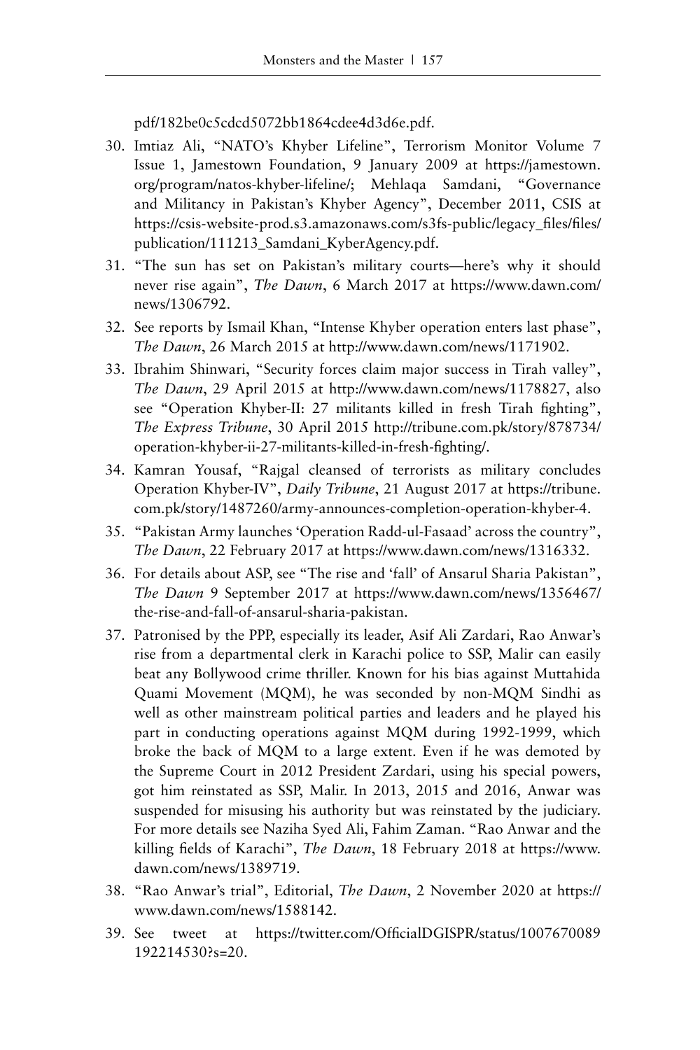pdf/182be0c5cdcd5072bb1864cdee4d3d6e.pdf.

30. Imtiaz Ali, "NATO's Khyber Lifeline", Terrorism Monitor Volume 7 Issue 1, Jamestown Foundation, 9 January 2009 at https://jamestown.org/program/natos-khyber-lifeline/; Mehlaqa Samdani, "Governance and Militancy in Pakistan's Khyber Agency", December 2011, CSIS at https://csis-website-prod.s3.amazonaws.com/s3fs-public/legacy_files/files/publication/111213_Samdani_KyberAgency.pdf.
31. "The sun has set on Pakistan's military courts—here's why it should never rise again", *The Dawn*, 6 March 2017 at https://www.dawn.com/news/1306792.
32. See reports by Ismail Khan, "Intense Khyber operation enters last phase", *The Dawn*, 26 March 2015 at http://www.dawn.com/news/1171902.
33. Ibrahim Shinwari, "Security forces claim major success in Tirah valley", *The Dawn*, 29 April 2015 at http://www.dawn.com/news/1178827, also see "Operation Khyber-II: 27 militants killed in fresh Tirah fighting", *The Express Tribune*, 30 April 2015 http://tribune.com.pk/story/878734/operation-khyber-ii-27-militants-killed-in-fresh-fighting/.
34. Kamran Yousaf, "Rajgal cleansed of terrorists as military concludes Operation Khyber-IV", *Daily Tribune*, 21 August 2017 at https://tribune.com.pk/story/1487260/army-announces-completion-operation-khyber-4.
35. "Pakistan Army launches 'Operation Radd-ul-Fasaad' across the country", *The Dawn*, 22 February 2017 at https://www.dawn.com/news/1316332.
36. For details about ASP, see "The rise and 'fall' of Ansarul Sharia Pakistan", *The Dawn* 9 September 2017 at https://www.dawn.com/news/1356467/the-rise-and-fall-of-ansarul-sharia-pakistan.
37. Patronised by the PPP, especially its leader, Asif Ali Zardari, Rao Anwar's rise from a departmental clerk in Karachi police to SSP, Malir can easily beat any Bollywood crime thriller. Known for his bias against Muttahida Quami Movement (MQM), he was seconded by non-MQM Sindhi as well as other mainstream political parties and leaders and he played his part in conducting operations against MQM during 1992-1999, which broke the back of MQM to a large extent. Even if he was demoted by the Supreme Court in 2012 President Zardari, using his special powers, got him reinstated as SSP, Malir. In 2013, 2015 and 2016, Anwar was suspended for misusing his authority but was reinstated by the judiciary. For more details see Naziha Syed Ali, Fahim Zaman. "Rao Anwar and the killing fields of Karachi", *The Dawn*, 18 February 2018 at https://www.dawn.com/news/1389719.
38. "Rao Anwar's trial", Editorial, *The Dawn*, 2 November 2020 at https://www.dawn.com/news/1588142.
39. See tweet at https://twitter.com/OfficialDGISPR/status/1007670089192214530?s=20.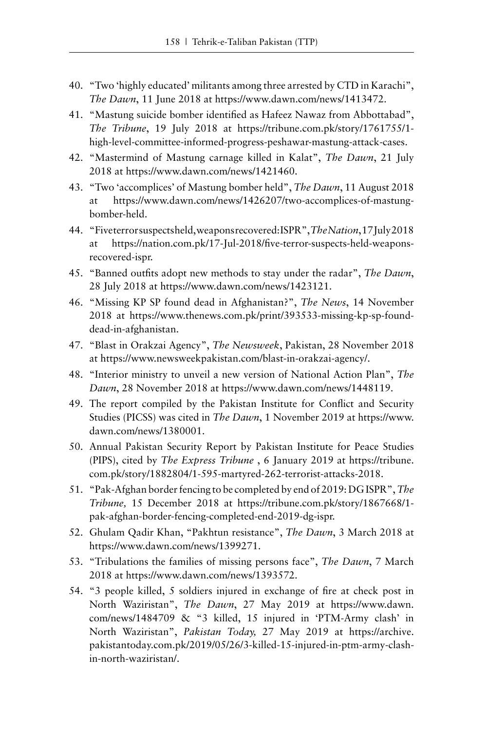40. "Two 'highly educated' militants among three arrested by CTD in Karachi", *The Dawn*, 11 June 2018 at https://www.dawn.com/news/1413472.
41. "Mastung suicide bomber identified as Hafeez Nawaz from Abbottabad", *The Tribune*, 19 July 2018 at https://tribune.com.pk/story/1761755/1-high-level-committee-informed-progress-peshawar-mastung-attack-cases.
42. "Mastermind of Mastung carnage killed in Kalat", *The Dawn*, 21 July 2018 at https://www.dawn.com/news/1421460.
43. "Two 'accomplices' of Mastung bomber held", *The Dawn*, 11 August 2018 at https://www.dawn.com/news/1426207/two-accomplices-of-mastung-bomber-held.
44. "Five terror suspects held, weapons recovered: ISPR", *The Nation*, 17 July 2018 at https://nation.com.pk/17-Jul-2018/five-terror-suspects-held-weapons-recovered-ispr.
45. "Banned outfits adopt new methods to stay under the radar", *The Dawn*, 28 July 2018 at https://www.dawn.com/news/1423121.
46. "Missing KP SP found dead in Afghanistan?", *The News*, 14 November 2018 at https://www.thenews.com.pk/print/393533-missing-kp-sp-found-dead-in-afghanistan.
47. "Blast in Orakzai Agency", *The Newsweek*, Pakistan, 28 November 2018 at https://www.newsweekpakistan.com/blast-in-orakzai-agency/.
48. "Interior ministry to unveil a new version of National Action Plan", *The Dawn*, 28 November 2018 at https://www.dawn.com/news/1448119.
49. The report compiled by the Pakistan Institute for Conflict and Security Studies (PICSS) was cited in *The Dawn*, 1 November 2019 at https://www.dawn.com/news/1380001.
50. Annual Pakistan Security Report by Pakistan Institute for Peace Studies (PIPS), cited by *The Express Tribune* , 6 January 2019 at https://tribune.com.pk/story/1882804/1-595-martyred-262-terrorist-attacks-2018.
51. "Pak-Afghan border fencing to be completed by end of 2019: DG ISPR", *The Tribune,* 15 December 2018 at https://tribune.com.pk/story/1867668/1-pak-afghan-border-fencing-completed-end-2019-dg-ispr.
52. Ghulam Qadir Khan, "Pakhtun resistance", *The Dawn*, 3 March 2018 at https://www.dawn.com/news/1399271.
53. "Tribulations the families of missing persons face", *The Dawn*, 7 March 2018 at https://www.dawn.com/news/1393572.
54. "3 people killed, 5 soldiers injured in exchange of fire at check post in North Waziristan", *The Dawn*, 27 May 2019 at https://www.dawn.com/news/1484709 & "3 killed, 15 injured in 'PTM-Army clash' in North Waziristan", *Pakistan Today,* 27 May 2019 at https://archive.pakistantoday.com.pk/2019/05/26/3-killed-15-injured-in-ptm-army-clash-in-north-waziristan/.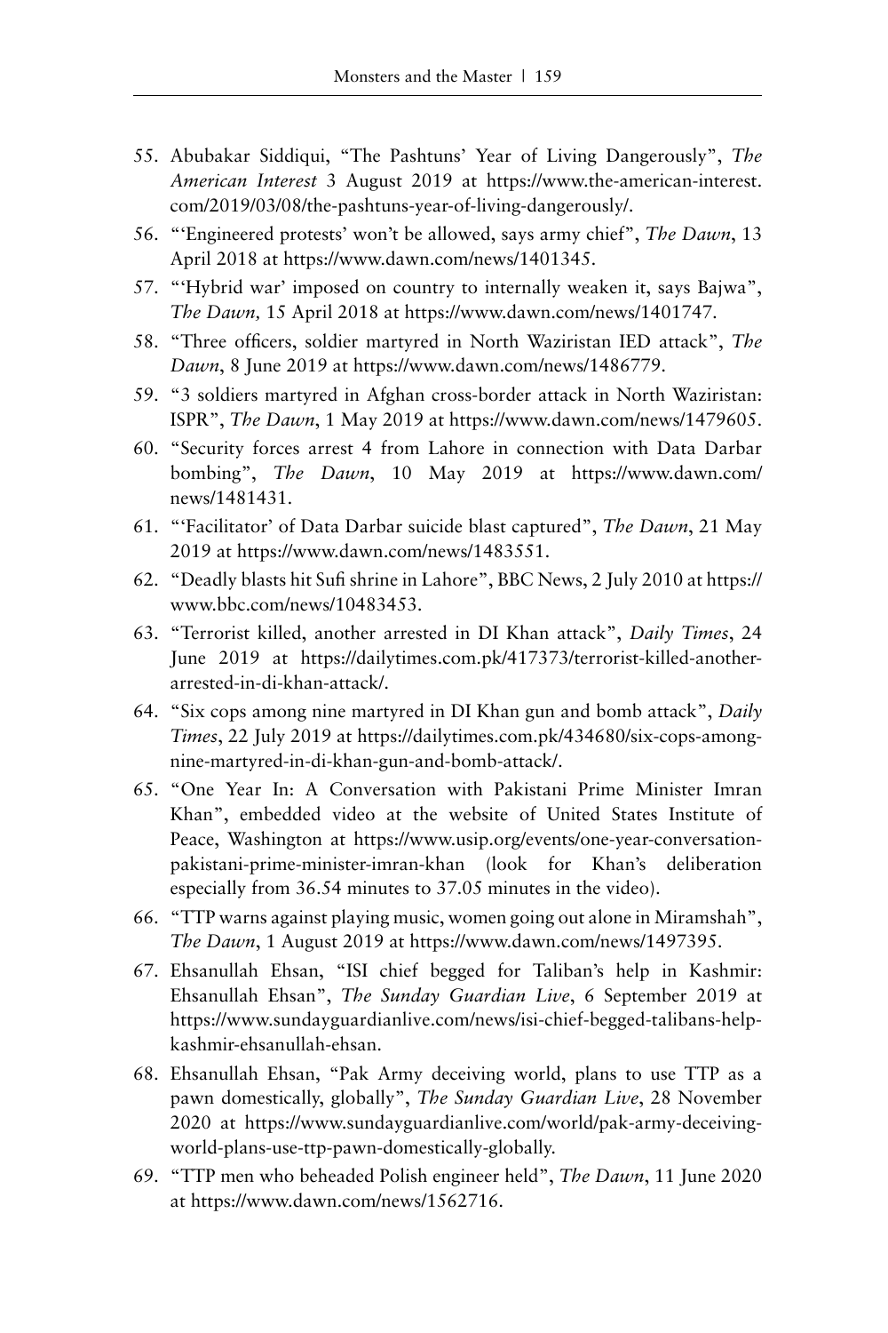55. Abubakar Siddiqui, "The Pashtuns' Year of Living Dangerously", *The American Interest* 3 August 2019 at https://www.the-american-interest.com/2019/03/08/the-pashtuns-year-of-living-dangerously/.
56. "'Engineered protests' won't be allowed, says army chief", *The Dawn*, 13 April 2018 at https://www.dawn.com/news/1401345.
57. "'Hybrid war' imposed on country to internally weaken it, says Bajwa", *The Dawn,* 15 April 2018 at https://www.dawn.com/news/1401747.
58. "Three officers, soldier martyred in North Waziristan IED attack", *The Dawn*, 8 June 2019 at https://www.dawn.com/news/1486779.
59. "3 soldiers martyred in Afghan cross-border attack in North Waziristan: ISPR", *The Dawn*, 1 May 2019 at https://www.dawn.com/news/1479605.
60. "Security forces arrest 4 from Lahore in connection with Data Darbar bombing", *The Dawn*, 10 May 2019 at https://www.dawn.com/news/1481431.
61. "'Facilitator' of Data Darbar suicide blast captured", *The Dawn*, 21 May 2019 at https://www.dawn.com/news/1483551.
62. "Deadly blasts hit Sufi shrine in Lahore", BBC News, 2 July 2010 at https://www.bbc.com/news/10483453.
63. "Terrorist killed, another arrested in DI Khan attack", *Daily Times*, 24 June 2019 at https://dailytimes.com.pk/417373/terrorist-killed-another-arrested-in-di-khan-attack/.
64. "Six cops among nine martyred in DI Khan gun and bomb attack", *Daily Times*, 22 July 2019 at https://dailytimes.com.pk/434680/six-cops-among-nine-martyred-in-di-khan-gun-and-bomb-attack/.
65. "One Year In: A Conversation with Pakistani Prime Minister Imran Khan", embedded video at the website of United States Institute of Peace, Washington at https://www.usip.org/events/one-year-conversation-pakistani-prime-minister-imran-khan (look for Khan's deliberation especially from 36.54 minutes to 37.05 minutes in the video).
66. "TTP warns against playing music, women going out alone in Miramshah", *The Dawn*, 1 August 2019 at https://www.dawn.com/news/1497395.
67. Ehsanullah Ehsan, "ISI chief begged for Taliban's help in Kashmir: Ehsanullah Ehsan", *The Sunday Guardian Live*, 6 September 2019 at https://www.sundayguardianlive.com/news/isi-chief-begged-talibans-help-kashmir-ehsanullah-ehsan.
68. Ehsanullah Ehsan, "Pak Army deceiving world, plans to use TTP as a pawn domestically, globally", *The Sunday Guardian Live*, 28 November 2020 at https://www.sundayguardianlive.com/world/pak-army-deceiving-world-plans-use-ttp-pawn-domestically-globally.
69. "TTP men who beheaded Polish engineer held", *The Dawn*, 11 June 2020 at https://www.dawn.com/news/1562716.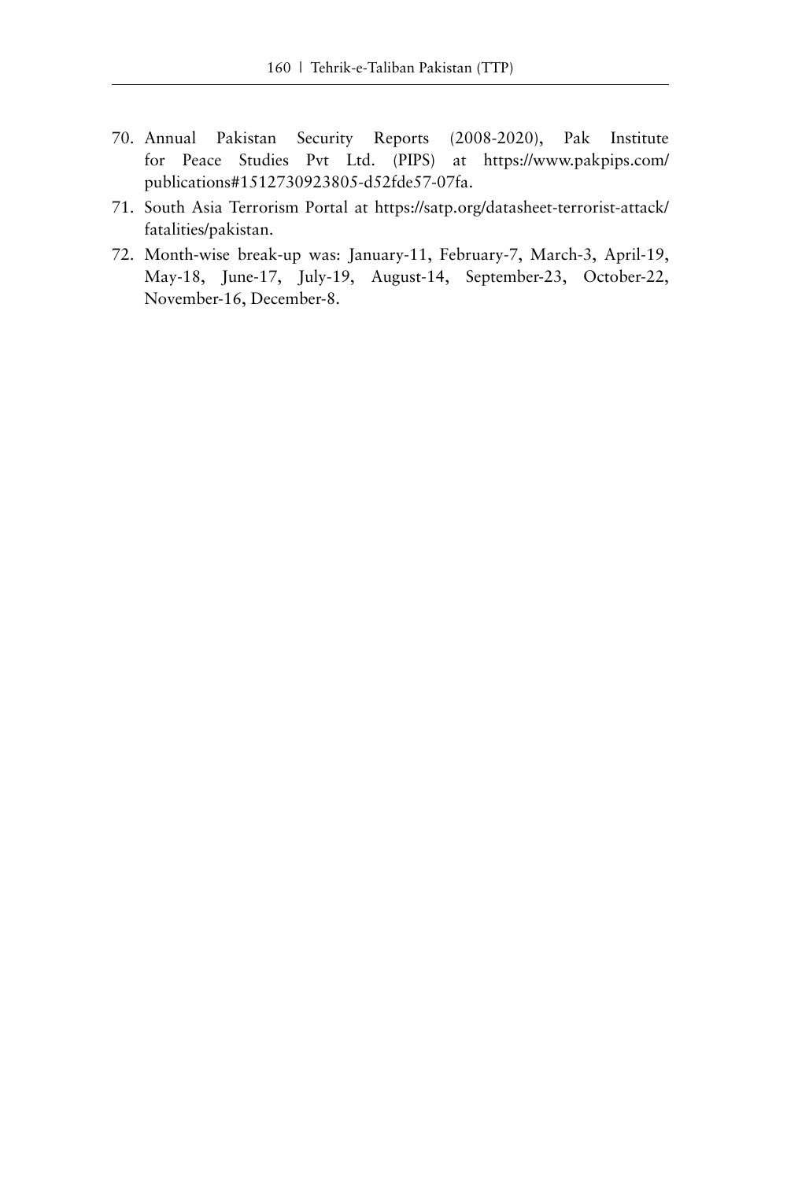70. Annual Pakistan Security Reports (2008-2020), Pak Institute for Peace Studies Pvt Ltd. (PIPS) at https://www.pakpips.com/publications#1512730923805-d52fde57-07fa.
71. South Asia Terrorism Portal at https://satp.org/datasheet-terrorist-attack/fatalities/pakistan.
72. Month-wise break-up was: January-11, February-7, March-3, April-19, May-18, June-17, July-19, August-14, September-23, October-22, November-16, December-8.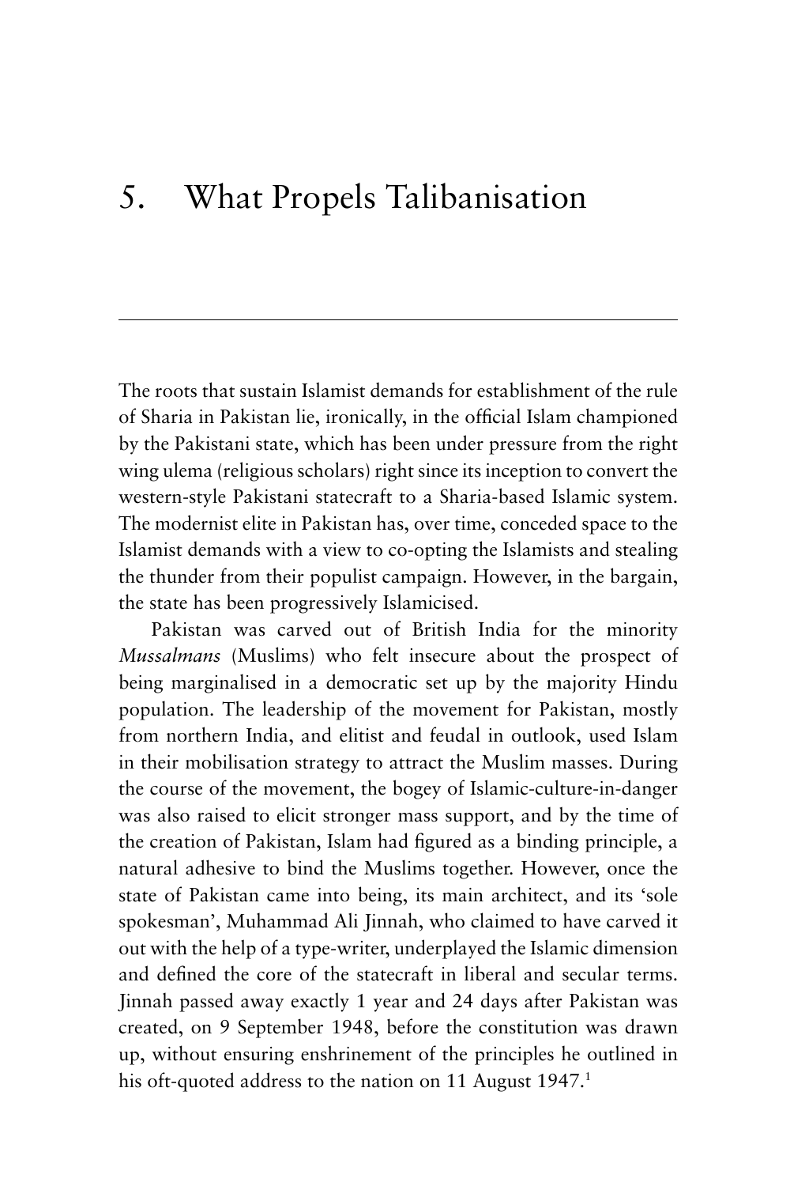# 5. What Propels Talibanisation

The roots that sustain Islamist demands for establishment of the rule of Sharia in Pakistan lie, ironically, in the official Islam championed by the Pakistani state, which has been under pressure from the right wing ulema (religious scholars) right since its inception to convert the western-style Pakistani statecraft to a Sharia-based Islamic system. The modernist elite in Pakistan has, over time, conceded space to the Islamist demands with a view to co-opting the Islamists and stealing the thunder from their populist campaign. However, in the bargain, the state has been progressively Islamicised.

Pakistan was carved out of British India for the minority *Mussalmans* (Muslims) who felt insecure about the prospect of being marginalised in a democratic set up by the majority Hindu population. The leadership of the movement for Pakistan, mostly from northern India, and elitist and feudal in outlook, used Islam in their mobilisation strategy to attract the Muslim masses. During the course of the movement, the bogey of Islamic-culture-in-danger was also raised to elicit stronger mass support, and by the time of the creation of Pakistan, Islam had figured as a binding principle, a natural adhesive to bind the Muslims together. However, once the state of Pakistan came into being, its main architect, and its 'sole spokesman', Muhammad Ali Jinnah, who claimed to have carved it out with the help of a type-writer, underplayed the Islamic dimension and defined the core of the statecraft in liberal and secular terms. Jinnah passed away exactly 1 year and 24 days after Pakistan was created, on 9 September 1948, before the constitution was drawn up, without ensuring enshrinement of the principles he outlined in his oft-quoted address to the nation on 11 August 1947.[1]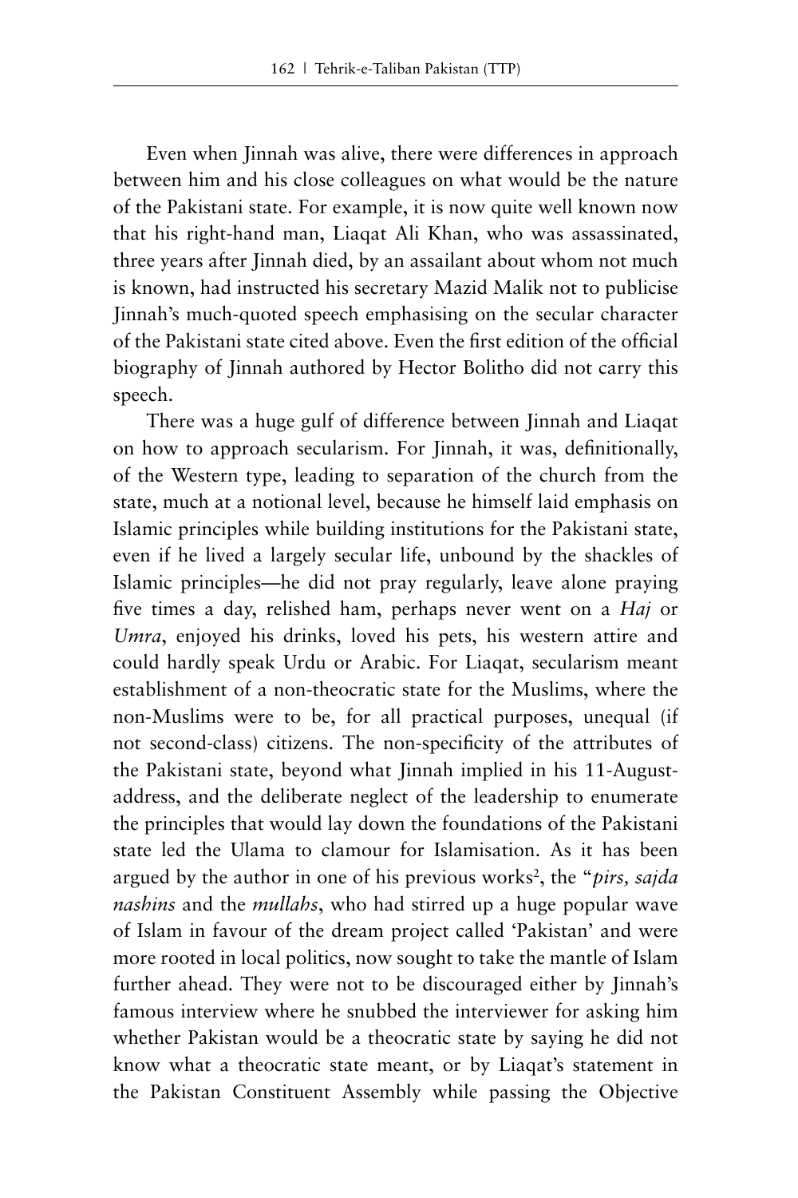Even when Jinnah was alive, there were differences in approach between him and his close colleagues on what would be the nature of the Pakistani state. For example, it is now quite well known now that his right-hand man, Liaqat Ali Khan, who was assassinated, three years after Jinnah died, by an assailant about whom not much is known, had instructed his secretary Mazid Malik not to publicise Jinnah's much-quoted speech emphasising on the secular character of the Pakistani state cited above. Even the first edition of the official biography of Jinnah authored by Hector Bolitho did not carry this speech.

There was a huge gulf of difference between Jinnah and Liaqat on how to approach secularism. For Jinnah, it was, definitionally, of the Western type, leading to separation of the church from the state, much at a notional level, because he himself laid emphasis on Islamic principles while building institutions for the Pakistani state, even if he lived a largely secular life, unbound by the shackles of Islamic principles—he did not pray regularly, leave alone praying five times a day, relished ham, perhaps never went on a *Haj* or *Umra*, enjoyed his drinks, loved his pets, his western attire and could hardly speak Urdu or Arabic. For Liaqat, secularism meant establishment of a non-theocratic state for the Muslims, where the non-Muslims were to be, for all practical purposes, unequal (if not second-class) citizens. The non-specificity of the attributes of the Pakistani state, beyond what Jinnah implied in his 11-August-address, and the deliberate neglect of the leadership to enumerate the principles that would lay down the foundations of the Pakistani state led the Ulama to clamour for Islamisation. As it has been argued by the author in one of his previous works[2], the "*pirs, sajda nashins* and the *mullahs*, who had stirred up a huge popular wave of Islam in favour of the dream project called 'Pakistan' and were more rooted in local politics, now sought to take the mantle of Islam further ahead. They were not to be discouraged either by Jinnah's famous interview where he snubbed the interviewer for asking him whether Pakistan would be a theocratic state by saying he did not know what a theocratic state meant, or by Liaqat's statement in the Pakistan Constituent Assembly while passing the Objective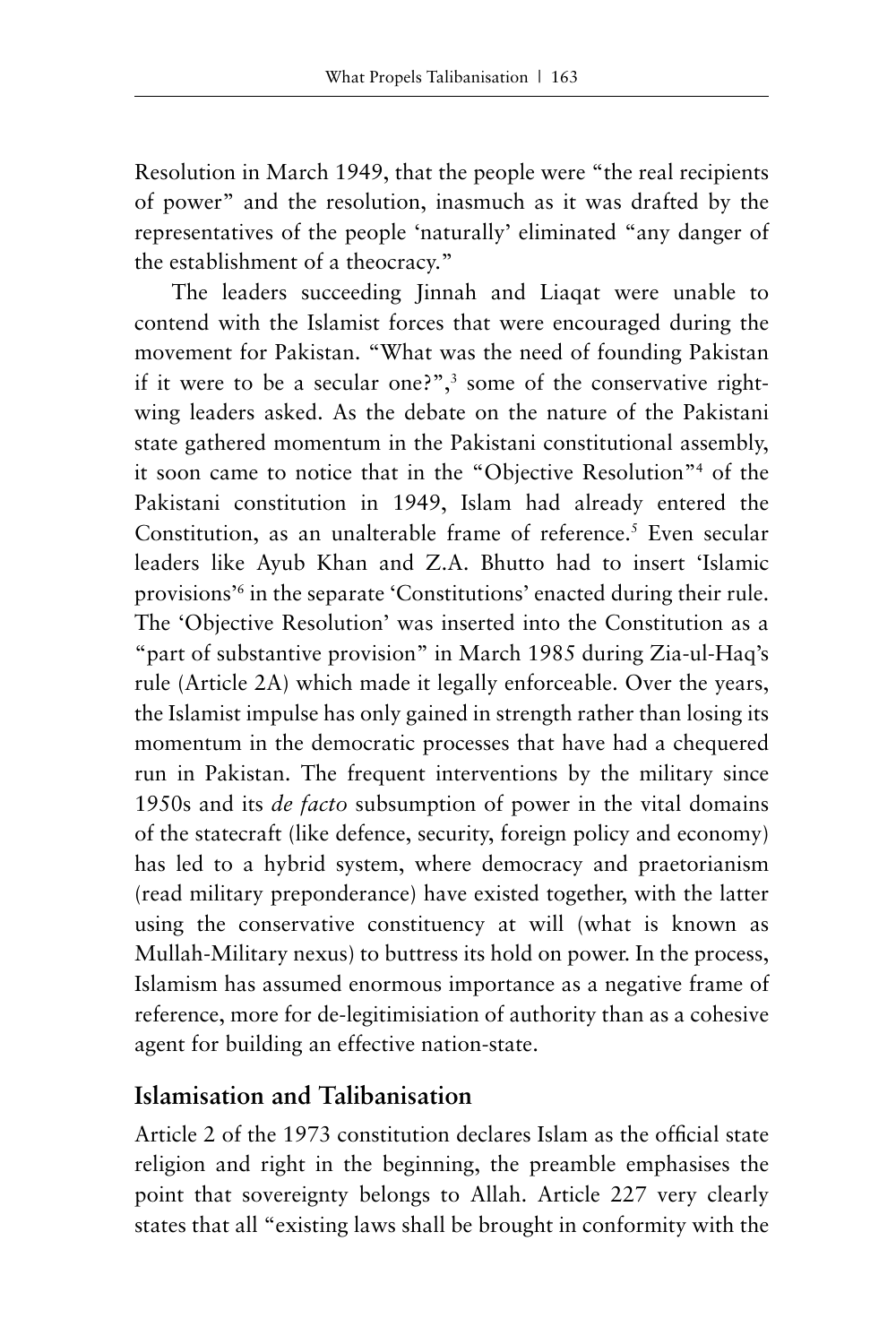Resolution in March 1949, that the people were "the real recipients of power" and the resolution, inasmuch as it was drafted by the representatives of the people 'naturally' eliminated "any danger of the establishment of a theocracy."

The leaders succeeding Jinnah and Liaqat were unable to contend with the Islamist forces that were encouraged during the movement for Pakistan. "What was the need of founding Pakistan if it were to be a secular one?",[3] some of the conservative right-wing leaders asked. As the debate on the nature of the Pakistani state gathered momentum in the Pakistani constitutional assembly, it soon came to notice that in the "Objective Resolution"[4] of the Pakistani constitution in 1949, Islam had already entered the Constitution, as an unalterable frame of reference.[5] Even secular leaders like Ayub Khan and Z.A. Bhutto had to insert 'Islamic provisions'[6] in the separate 'Constitutions' enacted during their rule. The 'Objective Resolution' was inserted into the Constitution as a "part of substantive provision" in March 1985 during Zia-ul-Haq's rule (Article 2A) which made it legally enforceable. Over the years, the Islamist impulse has only gained in strength rather than losing its momentum in the democratic processes that have had a chequered run in Pakistan. The frequent interventions by the military since 1950s and its *de facto* subsumption of power in the vital domains of the statecraft (like defence, security, foreign policy and economy) has led to a hybrid system, where democracy and praetorianism (read military preponderance) have existed together, with the latter using the conservative constituency at will (what is known as Mullah-Military nexus) to buttress its hold on power. In the process, Islamism has assumed enormous importance as a negative frame of reference, more for de-legitimisiation of authority than as a cohesive agent for building an effective nation-state.

## Islamisation and Talibanisation

Article 2 of the 1973 constitution declares Islam as the official state religion and right in the beginning, the preamble emphasises the point that sovereignty belongs to Allah. Article 227 very clearly states that all "existing laws shall be brought in conformity with the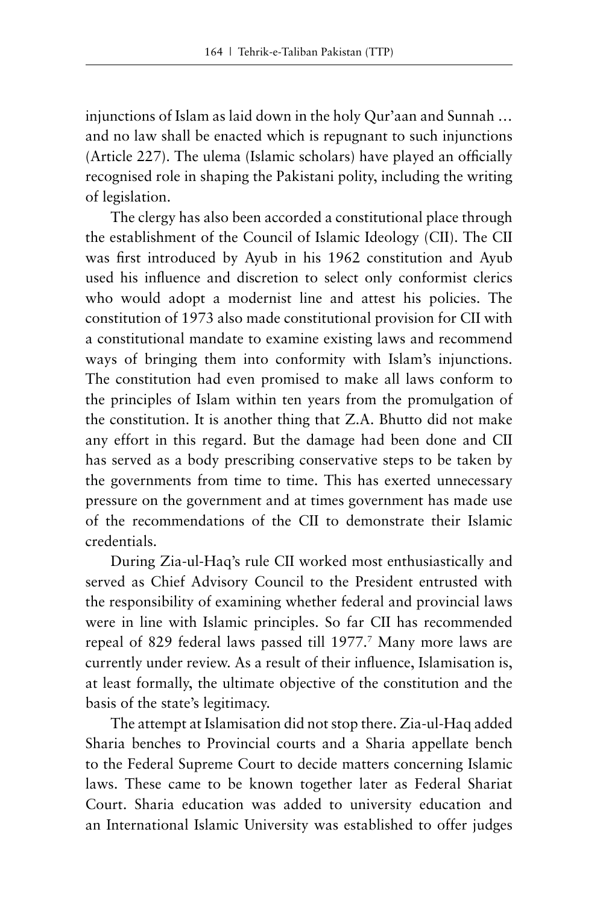injunctions of Islam as laid down in the holy Qur'aan and Sunnah … and no law shall be enacted which is repugnant to such injunctions (Article 227). The ulema (Islamic scholars) have played an officially recognised role in shaping the Pakistani polity, including the writing of legislation.

The clergy has also been accorded a constitutional place through the establishment of the Council of Islamic Ideology (CII). The CII was first introduced by Ayub in his 1962 constitution and Ayub used his influence and discretion to select only conformist clerics who would adopt a modernist line and attest his policies. The constitution of 1973 also made constitutional provision for CII with a constitutional mandate to examine existing laws and recommend ways of bringing them into conformity with Islam's injunctions. The constitution had even promised to make all laws conform to the principles of Islam within ten years from the promulgation of the constitution. It is another thing that Z.A. Bhutto did not make any effort in this regard. But the damage had been done and CII has served as a body prescribing conservative steps to be taken by the governments from time to time. This has exerted unnecessary pressure on the government and at times government has made use of the recommendations of the CII to demonstrate their Islamic credentials.

During Zia-ul-Haq's rule CII worked most enthusiastically and served as Chief Advisory Council to the President entrusted with the responsibility of examining whether federal and provincial laws were in line with Islamic principles. So far CII has recommended repeal of 829 federal laws passed till 1977.[7] Many more laws are currently under review. As a result of their influence, Islamisation is, at least formally, the ultimate objective of the constitution and the basis of the state's legitimacy.

The attempt at Islamisation did not stop there. Zia-ul-Haq added Sharia benches to Provincial courts and a Sharia appellate bench to the Federal Supreme Court to decide matters concerning Islamic laws. These came to be known together later as Federal Shariat Court. Sharia education was added to university education and an International Islamic University was established to offer judges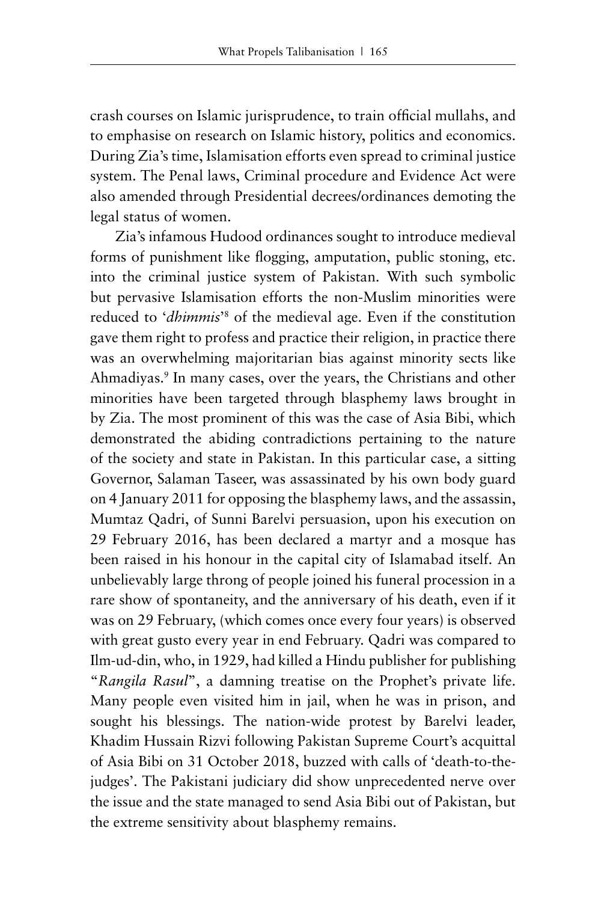crash courses on Islamic jurisprudence, to train official mullahs, and to emphasise on research on Islamic history, politics and economics. During Zia's time, Islamisation efforts even spread to criminal justice system. The Penal laws, Criminal procedure and Evidence Act were also amended through Presidential decrees/ordinances demoting the legal status of women.

Zia's infamous Hudood ordinances sought to introduce medieval forms of punishment like flogging, amputation, public stoning, etc. into the criminal justice system of Pakistan. With such symbolic but pervasive Islamisation efforts the non-Muslim minorities were reduced to '*dhimmis*'[8] of the medieval age. Even if the constitution gave them right to profess and practice their religion, in practice there was an overwhelming majoritarian bias against minority sects like Ahmadiyas.[9] In many cases, over the years, the Christians and other minorities have been targeted through blasphemy laws brought in by Zia. The most prominent of this was the case of Asia Bibi, which demonstrated the abiding contradictions pertaining to the nature of the society and state in Pakistan. In this particular case, a sitting Governor, Salaman Taseer, was assassinated by his own body guard on 4 January 2011 for opposing the blasphemy laws, and the assassin, Mumtaz Qadri, of Sunni Barelvi persuasion, upon his execution on 29 February 2016, has been declared a martyr and a mosque has been raised in his honour in the capital city of Islamabad itself. An unbelievably large throng of people joined his funeral procession in a rare show of spontaneity, and the anniversary of his death, even if it was on 29 February, (which comes once every four years) is observed with great gusto every year in end February. Qadri was compared to Ilm-ud-din, who, in 1929, had killed a Hindu publisher for publishing "*Rangila Rasul*", a damning treatise on the Prophet's private life. Many people even visited him in jail, when he was in prison, and sought his blessings. The nation-wide protest by Barelvi leader, Khadim Hussain Rizvi following Pakistan Supreme Court's acquittal of Asia Bibi on 31 October 2018, buzzed with calls of 'death-to-the-judges'. The Pakistani judiciary did show unprecedented nerve over the issue and the state managed to send Asia Bibi out of Pakistan, but the extreme sensitivity about blasphemy remains.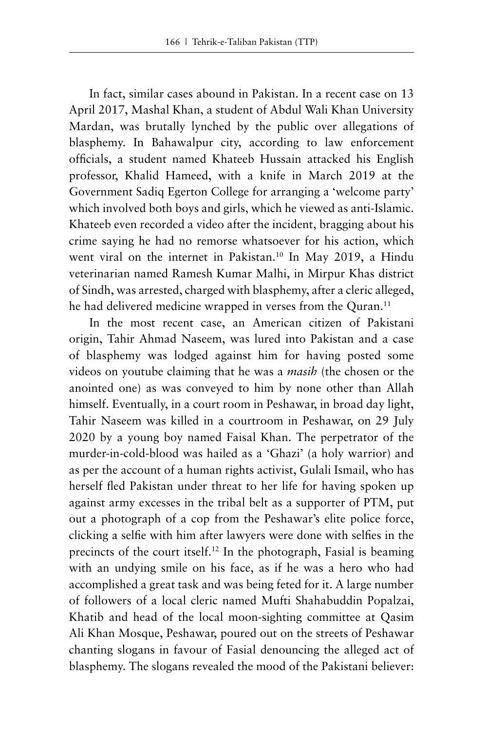In fact, similar cases abound in Pakistan. In a recent case on 13 April 2017, Mashal Khan, a student of Abdul Wali Khan University Mardan, was brutally lynched by the public over allegations of blasphemy. In Bahawalpur city, according to law enforcement officials, a student named Khateeb Hussain attacked his English professor, Khalid Hameed, with a knife in March 2019 at the Government Sadiq Egerton College for arranging a 'welcome party' which involved both boys and girls, which he viewed as anti-Islamic. Khateeb even recorded a video after the incident, bragging about his crime saying he had no remorse whatsoever for his action, which went viral on the internet in Pakistan.[10] In May 2019, a Hindu veterinarian named Ramesh Kumar Malhi, in Mirpur Khas district of Sindh, was arrested, charged with blasphemy, after a cleric alleged, he had delivered medicine wrapped in verses from the Quran.[11]

In the most recent case, an American citizen of Pakistani origin, Tahir Ahmad Naseem, was lured into Pakistan and a case of blasphemy was lodged against him for having posted some videos on youtube claiming that he was a *masih* (the chosen or the anointed one) as was conveyed to him by none other than Allah himself. Eventually, in a court room in Peshawar, in broad day light, Tahir Naseem was killed in a courtroom in Peshawar, on 29 July 2020 by a young boy named Faisal Khan. The perpetrator of the murder-in-cold-blood was hailed as a 'Ghazi' (a holy warrior) and as per the account of a human rights activist, Gulali Ismail, who has herself fled Pakistan under threat to her life for having spoken up against army excesses in the tribal belt as a supporter of PTM, put out a photograph of a cop from the Peshawar's elite police force, clicking a selfie with him after lawyers were done with selfies in the precincts of the court itself.[12] In the photograph, Fasial is beaming with an undying smile on his face, as if he was a hero who had accomplished a great task and was being feted for it. A large number of followers of a local cleric named Mufti Shahabuddin Popalzai, Khatib and head of the local moon-sighting committee at Qasim Ali Khan Mosque, Peshawar, poured out on the streets of Peshawar chanting slogans in favour of Fasial denouncing the alleged act of blasphemy. The slogans revealed the mood of the Pakistani believer: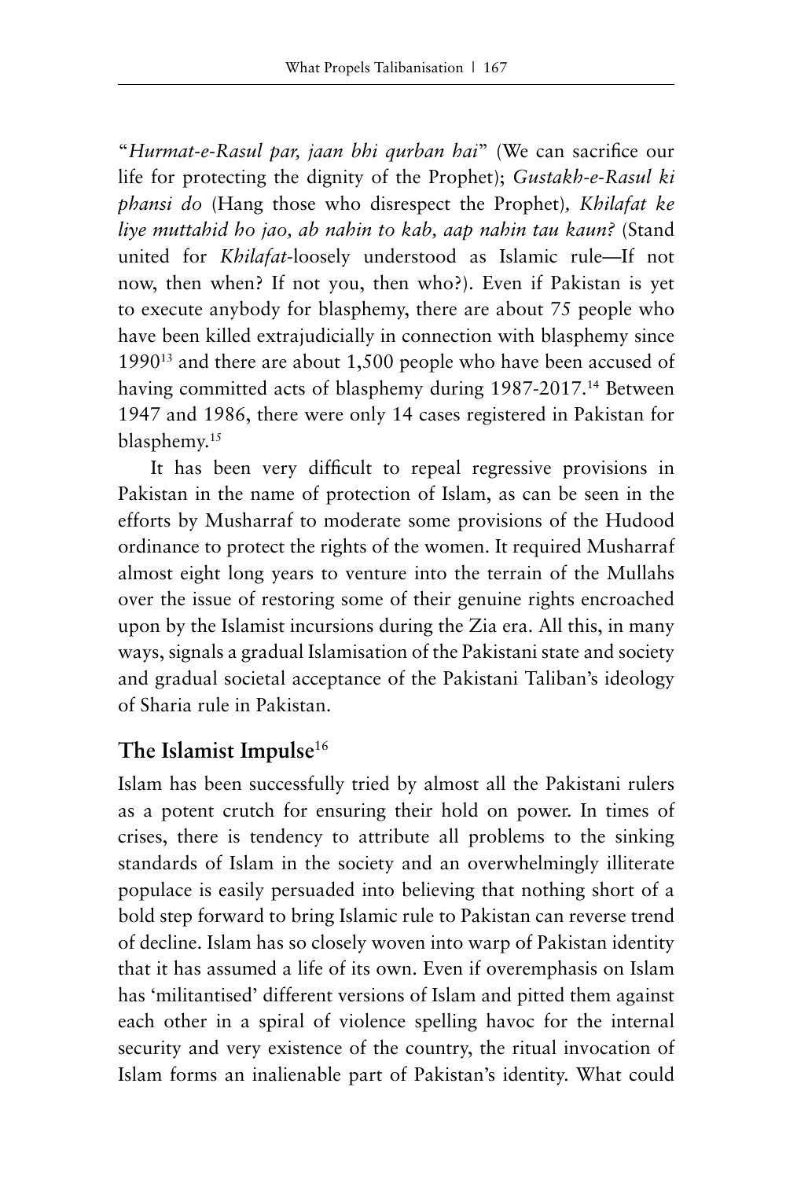"*Hurmat-e-Rasul par, jaan bhi qurban hai*" (We can sacrifice our life for protecting the dignity of the Prophet); *Gustakh-e-Rasul ki phansi do* (Hang those who disrespect the Prophet), *Khilafat ke liye muttahid ho jao, ab nahin to kab, aap nahin tau kaun?* (Stand united for *Khilafat*-loosely understood as Islamic rule—If not now, then when? If not you, then who?). Even if Pakistan is yet to execute anybody for blasphemy, there are about 75 people who have been killed extrajudicially in connection with blasphemy since 1990[13] and there are about 1,500 people who have been accused of having committed acts of blasphemy during 1987-2017.[14] Between 1947 and 1986, there were only 14 cases registered in Pakistan for blasphemy.[15]

It has been very difficult to repeal regressive provisions in Pakistan in the name of protection of Islam, as can be seen in the efforts by Musharraf to moderate some provisions of the Hudood ordinance to protect the rights of the women. It required Musharraf almost eight long years to venture into the terrain of the Mullahs over the issue of restoring some of their genuine rights encroached upon by the Islamist incursions during the Zia era. All this, in many ways, signals a gradual Islamisation of the Pakistani state and society and gradual societal acceptance of the Pakistani Taliban's ideology of Sharia rule in Pakistan.

## The Islamist Impulse[16]

Islam has been successfully tried by almost all the Pakistani rulers as a potent crutch for ensuring their hold on power. In times of crises, there is tendency to attribute all problems to the sinking standards of Islam in the society and an overwhelmingly illiterate populace is easily persuaded into believing that nothing short of a bold step forward to bring Islamic rule to Pakistan can reverse trend of decline. Islam has so closely woven into warp of Pakistan identity that it has assumed a life of its own. Even if overemphasis on Islam has 'militantised' different versions of Islam and pitted them against each other in a spiral of violence spelling havoc for the internal security and very existence of the country, the ritual invocation of Islam forms an inalienable part of Pakistan's identity. What could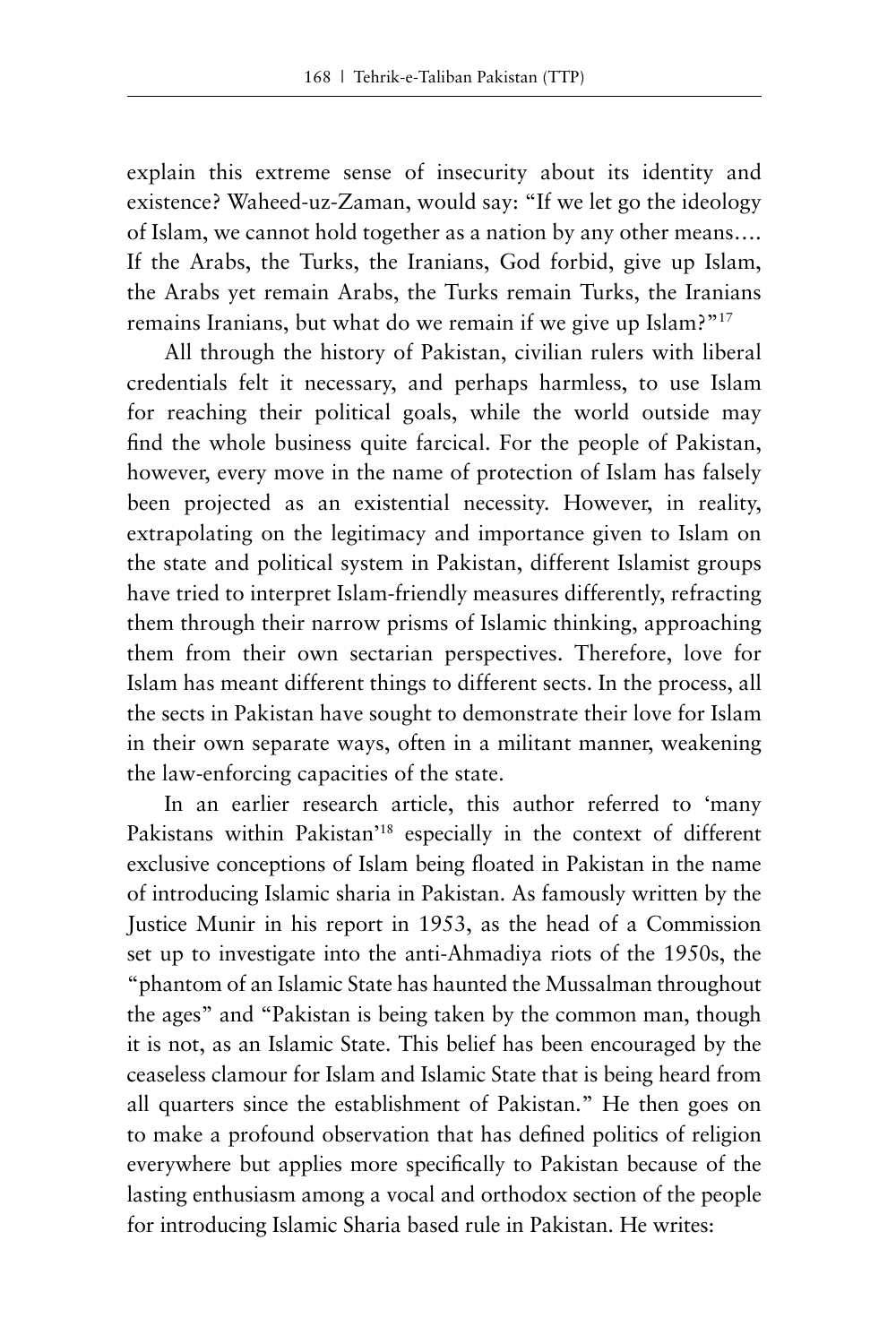explain this extreme sense of insecurity about its identity and existence? Waheed-uz-Zaman, would say: "If we let go the ideology of Islam, we cannot hold together as a nation by any other means.... If the Arabs, the Turks, the Iranians, God forbid, give up Islam, the Arabs yet remain Arabs, the Turks remain Turks, the Iranians remains Iranians, but what do we remain if we give up Islam?"[17]

All through the history of Pakistan, civilian rulers with liberal credentials felt it necessary, and perhaps harmless, to use Islam for reaching their political goals, while the world outside may find the whole business quite farcical. For the people of Pakistan, however, every move in the name of protection of Islam has falsely been projected as an existential necessity. However, in reality, extrapolating on the legitimacy and importance given to Islam on the state and political system in Pakistan, different Islamist groups have tried to interpret Islam-friendly measures differently, refracting them through their narrow prisms of Islamic thinking, approaching them from their own sectarian perspectives. Therefore, love for Islam has meant different things to different sects. In the process, all the sects in Pakistan have sought to demonstrate their love for Islam in their own separate ways, often in a militant manner, weakening the law-enforcing capacities of the state.

In an earlier research article, this author referred to 'many Pakistans within Pakistan'[18] especially in the context of different exclusive conceptions of Islam being floated in Pakistan in the name of introducing Islamic sharia in Pakistan. As famously written by the Justice Munir in his report in 1953, as the head of a Commission set up to investigate into the anti-Ahmadiya riots of the 1950s, the "phantom of an Islamic State has haunted the Mussalman throughout the ages" and "Pakistan is being taken by the common man, though it is not, as an Islamic State. This belief has been encouraged by the ceaseless clamour for Islam and Islamic State that is being heard from all quarters since the establishment of Pakistan." He then goes on to make a profound observation that has defined politics of religion everywhere but applies more specifically to Pakistan because of the lasting enthusiasm among a vocal and orthodox section of the people for introducing Islamic Sharia based rule in Pakistan. He writes: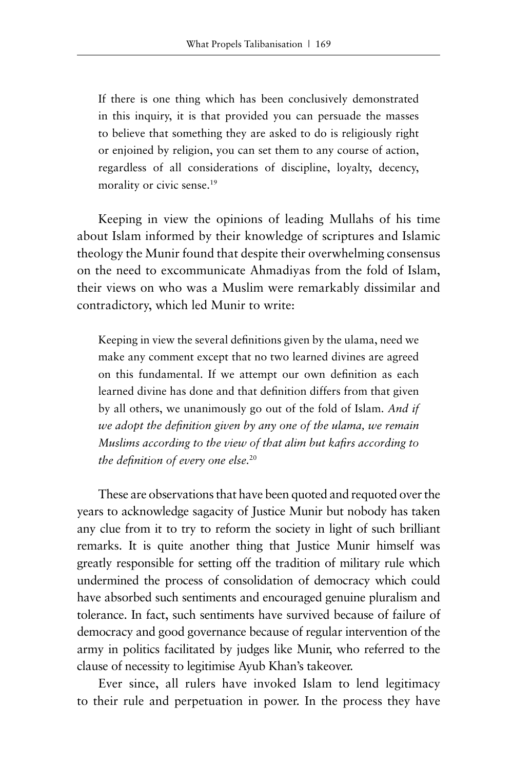> If there is one thing which has been conclusively demonstrated in this inquiry, it is that provided you can persuade the masses to believe that something they are asked to do is religiously right or enjoined by religion, you can set them to any course of action, regardless of all considerations of discipline, loyalty, decency, morality or civic sense.[19]

Keeping in view the opinions of leading Mullahs of his time about Islam informed by their knowledge of scriptures and Islamic theology the Munir found that despite their overwhelming consensus on the need to excommunicate Ahmadiyas from the fold of Islam, their views on who was a Muslim were remarkably dissimilar and contradictory, which led Munir to write:

> Keeping in view the several definitions given by the ulama, need we make any comment except that no two learned divines are agreed on this fundamental. If we attempt our own definition as each learned divine has done and that definition differs from that given by all others, we unanimously go out of the fold of Islam. *And if we adopt the definition given by any one of the ulama, we remain Muslims according to the view of that alim but kafirs according to the definition of every one else.*[20]

These are observations that have been quoted and requoted over the years to acknowledge sagacity of Justice Munir but nobody has taken any clue from it to try to reform the society in light of such brilliant remarks. It is quite another thing that Justice Munir himself was greatly responsible for setting off the tradition of military rule which undermined the process of consolidation of democracy which could have absorbed such sentiments and encouraged genuine pluralism and tolerance. In fact, such sentiments have survived because of failure of democracy and good governance because of regular intervention of the army in politics facilitated by judges like Munir, who referred to the clause of necessity to legitimise Ayub Khan's takeover.

Ever since, all rulers have invoked Islam to lend legitimacy to their rule and perpetuation in power. In the process they have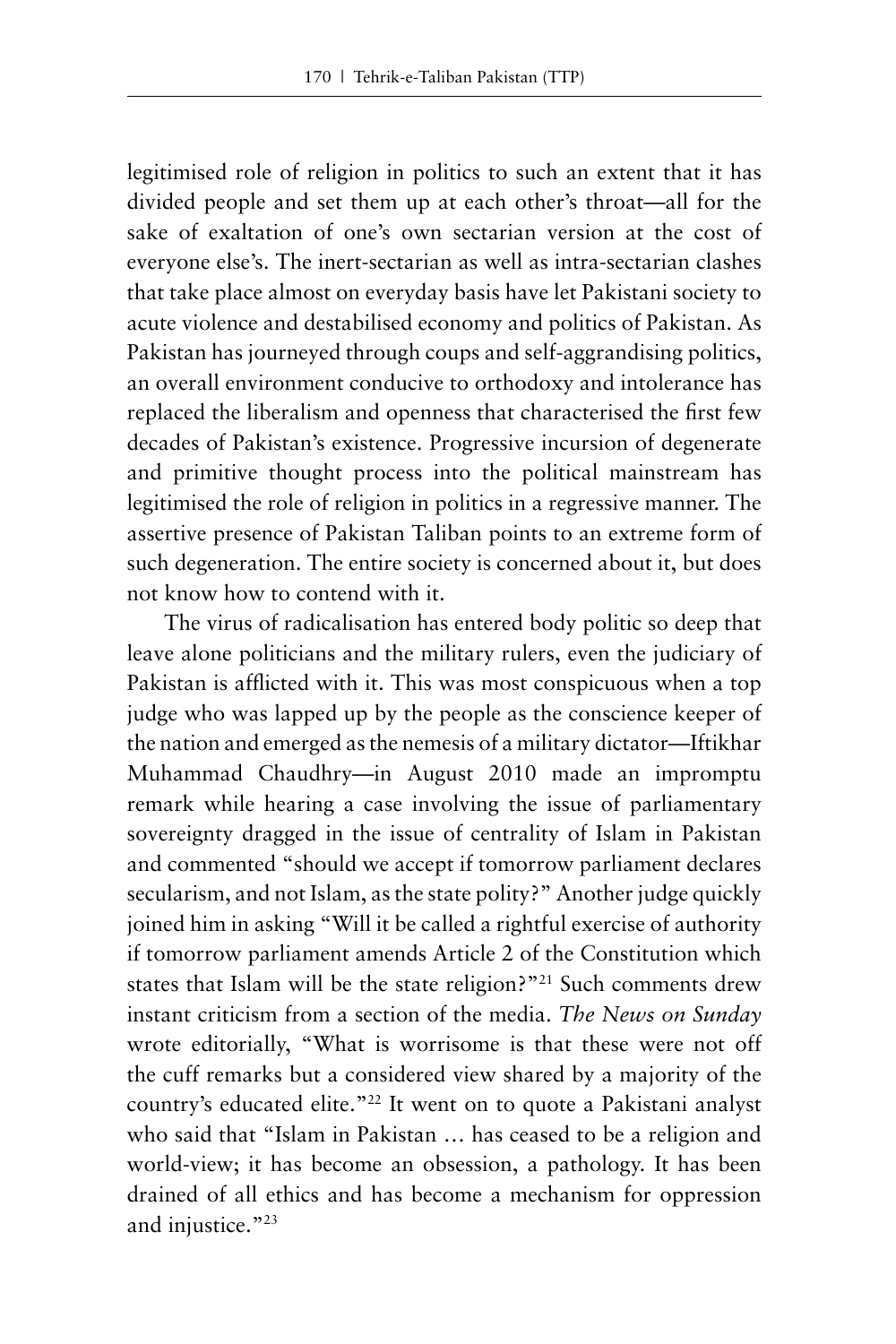legitimised role of religion in politics to such an extent that it has divided people and set them up at each other's throat—all for the sake of exaltation of one's own sectarian version at the cost of everyone else's. The inert-sectarian as well as intra-sectarian clashes that take place almost on everyday basis have let Pakistani society to acute violence and destabilised economy and politics of Pakistan. As Pakistan has journeyed through coups and self-aggrandising politics, an overall environment conducive to orthodoxy and intolerance has replaced the liberalism and openness that characterised the first few decades of Pakistan's existence. Progressive incursion of degenerate and primitive thought process into the political mainstream has legitimised the role of religion in politics in a regressive manner. The assertive presence of Pakistan Taliban points to an extreme form of such degeneration. The entire society is concerned about it, but does not know how to contend with it.

The virus of radicalisation has entered body politic so deep that leave alone politicians and the military rulers, even the judiciary of Pakistan is afflicted with it. This was most conspicuous when a top judge who was lapped up by the people as the conscience keeper of the nation and emerged as the nemesis of a military dictator—Iftikhar Muhammad Chaudhry—in August 2010 made an impromptu remark while hearing a case involving the issue of parliamentary sovereignty dragged in the issue of centrality of Islam in Pakistan and commented "should we accept if tomorrow parliament declares secularism, and not Islam, as the state polity?" Another judge quickly joined him in asking "Will it be called a rightful exercise of authority if tomorrow parliament amends Article 2 of the Constitution which states that Islam will be the state religion?"[21] Such comments drew instant criticism from a section of the media. *The News on Sunday* wrote editorially, "What is worrisome is that these were not off the cuff remarks but a considered view shared by a majority of the country's educated elite."[22] It went on to quote a Pakistani analyst who said that "Islam in Pakistan … has ceased to be a religion and world-view; it has become an obsession, a pathology. It has been drained of all ethics and has become a mechanism for oppression and injustice."[23]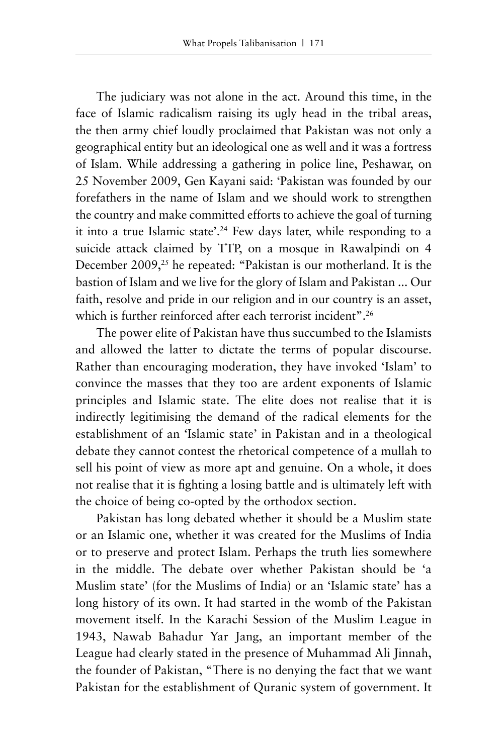The judiciary was not alone in the act. Around this time, in the face of Islamic radicalism raising its ugly head in the tribal areas, the then army chief loudly proclaimed that Pakistan was not only a geographical entity but an ideological one as well and it was a fortress of Islam. While addressing a gathering in police line, Peshawar, on 25 November 2009, Gen Kayani said: 'Pakistan was founded by our forefathers in the name of Islam and we should work to strengthen the country and make committed efforts to achieve the goal of turning it into a true Islamic state'.[24] Few days later, while responding to a suicide attack claimed by TTP, on a mosque in Rawalpindi on 4 December 2009,[25] he repeated: "Pakistan is our motherland. It is the bastion of Islam and we live for the glory of Islam and Pakistan ... Our faith, resolve and pride in our religion and in our country is an asset, which is further reinforced after each terrorist incident".[26]

The power elite of Pakistan have thus succumbed to the Islamists and allowed the latter to dictate the terms of popular discourse. Rather than encouraging moderation, they have invoked 'Islam' to convince the masses that they too are ardent exponents of Islamic principles and Islamic state. The elite does not realise that it is indirectly legitimising the demand of the radical elements for the establishment of an 'Islamic state' in Pakistan and in a theological debate they cannot contest the rhetorical competence of a mullah to sell his point of view as more apt and genuine. On a whole, it does not realise that it is fighting a losing battle and is ultimately left with the choice of being co-opted by the orthodox section.

Pakistan has long debated whether it should be a Muslim state or an Islamic one, whether it was created for the Muslims of India or to preserve and protect Islam. Perhaps the truth lies somewhere in the middle. The debate over whether Pakistan should be 'a Muslim state' (for the Muslims of India) or an 'Islamic state' has a long history of its own. It had started in the womb of the Pakistan movement itself. In the Karachi Session of the Muslim League in 1943, Nawab Bahadur Yar Jang, an important member of the League had clearly stated in the presence of Muhammad Ali Jinnah, the founder of Pakistan, "There is no denying the fact that we want Pakistan for the establishment of Quranic system of government. It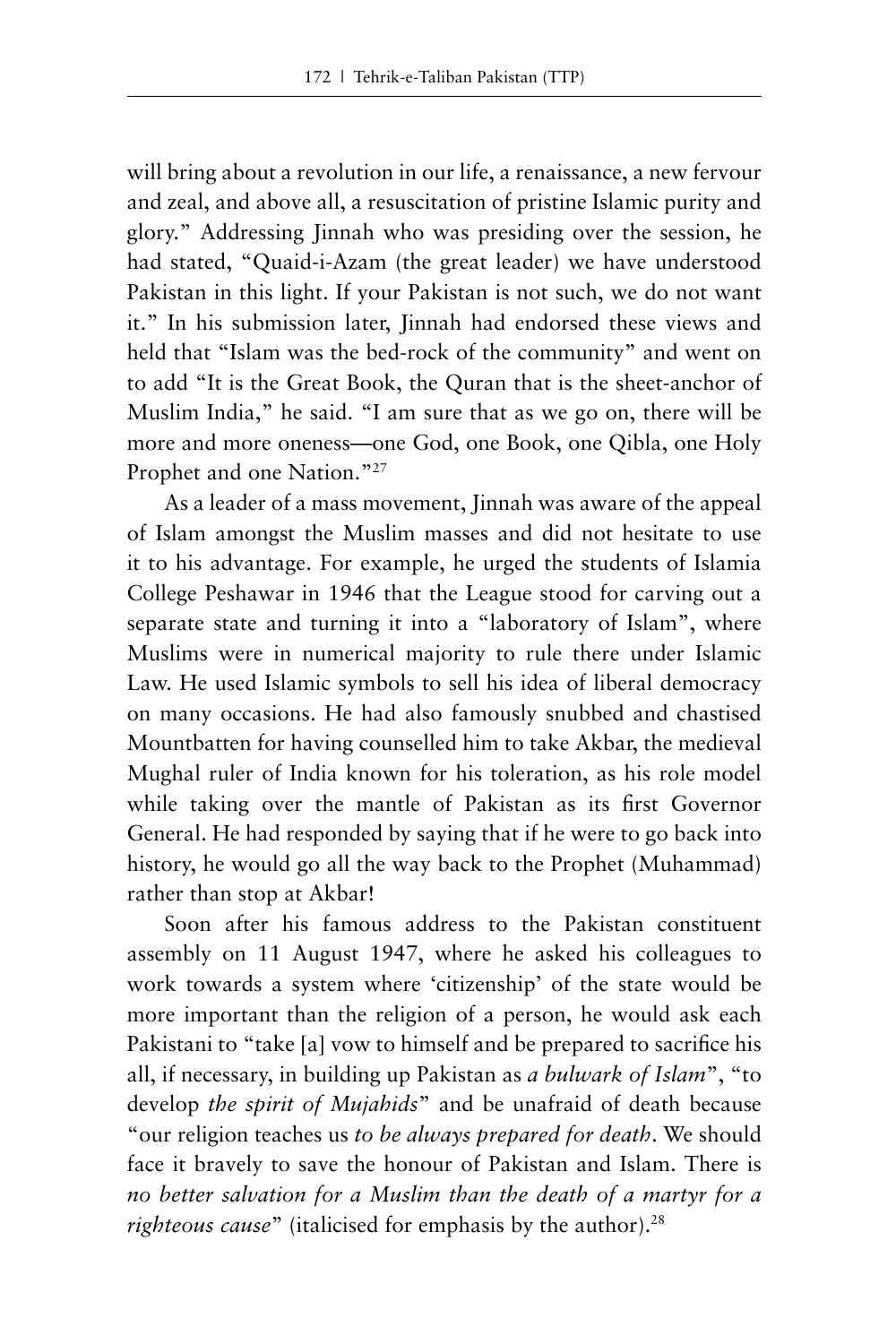will bring about a revolution in our life, a renaissance, a new fervour and zeal, and above all, a resuscitation of pristine Islamic purity and glory." Addressing Jinnah who was presiding over the session, he had stated, "Quaid-i-Azam (the great leader) we have understood Pakistan in this light. If your Pakistan is not such, we do not want it." In his submission later, Jinnah had endorsed these views and held that "Islam was the bed-rock of the community" and went on to add "It is the Great Book, the Quran that is the sheet-anchor of Muslim India," he said. "I am sure that as we go on, there will be more and more oneness—one God, one Book, one Qibla, one Holy Prophet and one Nation."[27]

As a leader of a mass movement, Jinnah was aware of the appeal of Islam amongst the Muslim masses and did not hesitate to use it to his advantage. For example, he urged the students of Islamia College Peshawar in 1946 that the League stood for carving out a separate state and turning it into a "laboratory of Islam", where Muslims were in numerical majority to rule there under Islamic Law. He used Islamic symbols to sell his idea of liberal democracy on many occasions. He had also famously snubbed and chastised Mountbatten for having counselled him to take Akbar, the medieval Mughal ruler of India known for his toleration, as his role model while taking over the mantle of Pakistan as its first Governor General. He had responded by saying that if he were to go back into history, he would go all the way back to the Prophet (Muhammad) rather than stop at Akbar!

Soon after his famous address to the Pakistan constituent assembly on 11 August 1947, where he asked his colleagues to work towards a system where 'citizenship' of the state would be more important than the religion of a person, he would ask each Pakistani to "take [a] vow to himself and be prepared to sacrifice his all, if necessary, in building up Pakistan as *a bulwark of Islam*", "to develop *the spirit of Mujahids*" and be unafraid of death because "our religion teaches us *to be always prepared for death*. We should face it bravely to save the honour of Pakistan and Islam. There is *no better salvation for a Muslim than the death of a martyr for a righteous cause*" (italicised for emphasis by the author).[28]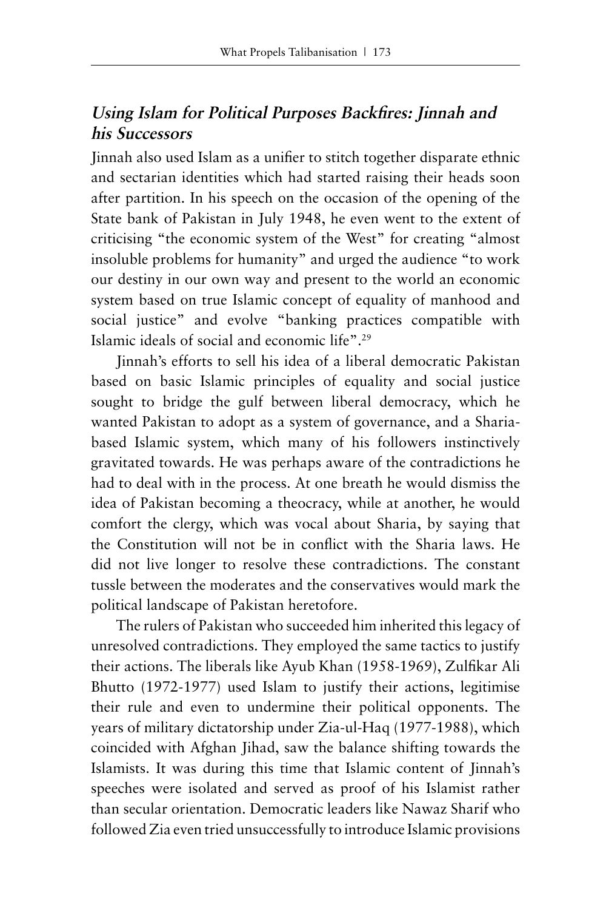### *Using Islam for Political Purposes Backfires: Jinnah and his Successors*

Jinnah also used Islam as a unifier to stitch together disparate ethnic and sectarian identities which had started raising their heads soon after partition. In his speech on the occasion of the opening of the State bank of Pakistan in July 1948, he even went to the extent of criticising "the economic system of the West" for creating "almost insoluble problems for humanity" and urged the audience "to work our destiny in our own way and present to the world an economic system based on true Islamic concept of equality of manhood and social justice" and evolve "banking practices compatible with Islamic ideals of social and economic life".[29]

Jinnah's efforts to sell his idea of a liberal democratic Pakistan based on basic Islamic principles of equality and social justice sought to bridge the gulf between liberal democracy, which he wanted Pakistan to adopt as a system of governance, and a Sharia-based Islamic system, which many of his followers instinctively gravitated towards. He was perhaps aware of the contradictions he had to deal with in the process. At one breath he would dismiss the idea of Pakistan becoming a theocracy, while at another, he would comfort the clergy, which was vocal about Sharia, by saying that the Constitution will not be in conflict with the Sharia laws. He did not live longer to resolve these contradictions. The constant tussle between the moderates and the conservatives would mark the political landscape of Pakistan heretofore.

The rulers of Pakistan who succeeded him inherited this legacy of unresolved contradictions. They employed the same tactics to justify their actions. The liberals like Ayub Khan (1958-1969), Zulfikar Ali Bhutto (1972-1977) used Islam to justify their actions, legitimise their rule and even to undermine their political opponents. The years of military dictatorship under Zia-ul-Haq (1977-1988), which coincided with Afghan Jihad, saw the balance shifting towards the Islamists. It was during this time that Islamic content of Jinnah's speeches were isolated and served as proof of his Islamist rather than secular orientation. Democratic leaders like Nawaz Sharif who followed Zia even tried unsuccessfully to introduce Islamic provisions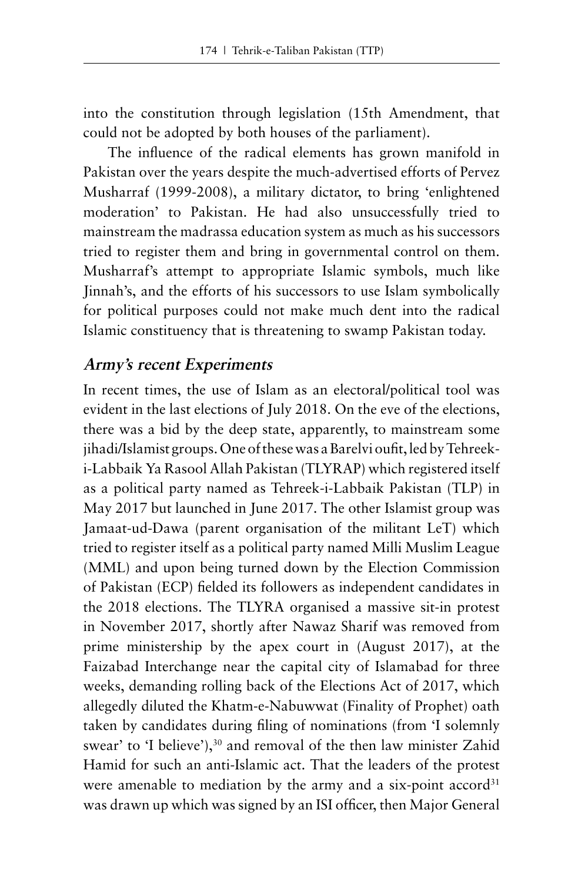into the constitution through legislation (15th Amendment, that could not be adopted by both houses of the parliament).

The influence of the radical elements has grown manifold in Pakistan over the years despite the much-advertised efforts of Pervez Musharraf (1999-2008), a military dictator, to bring 'enlightened moderation' to Pakistan. He had also unsuccessfully tried to mainstream the madrassa education system as much as his successors tried to register them and bring in governmental control on them. Musharraf's attempt to appropriate Islamic symbols, much like Jinnah's, and the efforts of his successors to use Islam symbolically for political purposes could not make much dent into the radical Islamic constituency that is threatening to swamp Pakistan today.

## *Army's recent Experiments*

In recent times, the use of Islam as an electoral/political tool was evident in the last elections of July 2018. On the eve of the elections, there was a bid by the deep state, apparently, to mainstream some jihadi/Islamist groups. One of these was a Barelvi oufit, led by Tehreek-i-Labbaik Ya Rasool Allah Pakistan (TLYRAP) which registered itself as a political party named as Tehreek-i-Labbaik Pakistan (TLP) in May 2017 but launched in June 2017. The other Islamist group was Jamaat-ud-Dawa (parent organisation of the militant LeT) which tried to register itself as a political party named Milli Muslim League (MML) and upon being turned down by the Election Commission of Pakistan (ECP) fielded its followers as independent candidates in the 2018 elections. The TLYRA organised a massive sit-in protest in November 2017, shortly after Nawaz Sharif was removed from prime ministership by the apex court in (August 2017), at the Faizabad Interchange near the capital city of Islamabad for three weeks, demanding rolling back of the Elections Act of 2017, which allegedly diluted the Khatm-e-Nabuwwat (Finality of Prophet) oath taken by candidates during filing of nominations (from 'I solemnly swear' to 'I believe'),[30] and removal of the then law minister Zahid Hamid for such an anti-Islamic act. That the leaders of the protest were amenable to mediation by the army and a six-point accord[31] was drawn up which was signed by an ISI officer, then Major General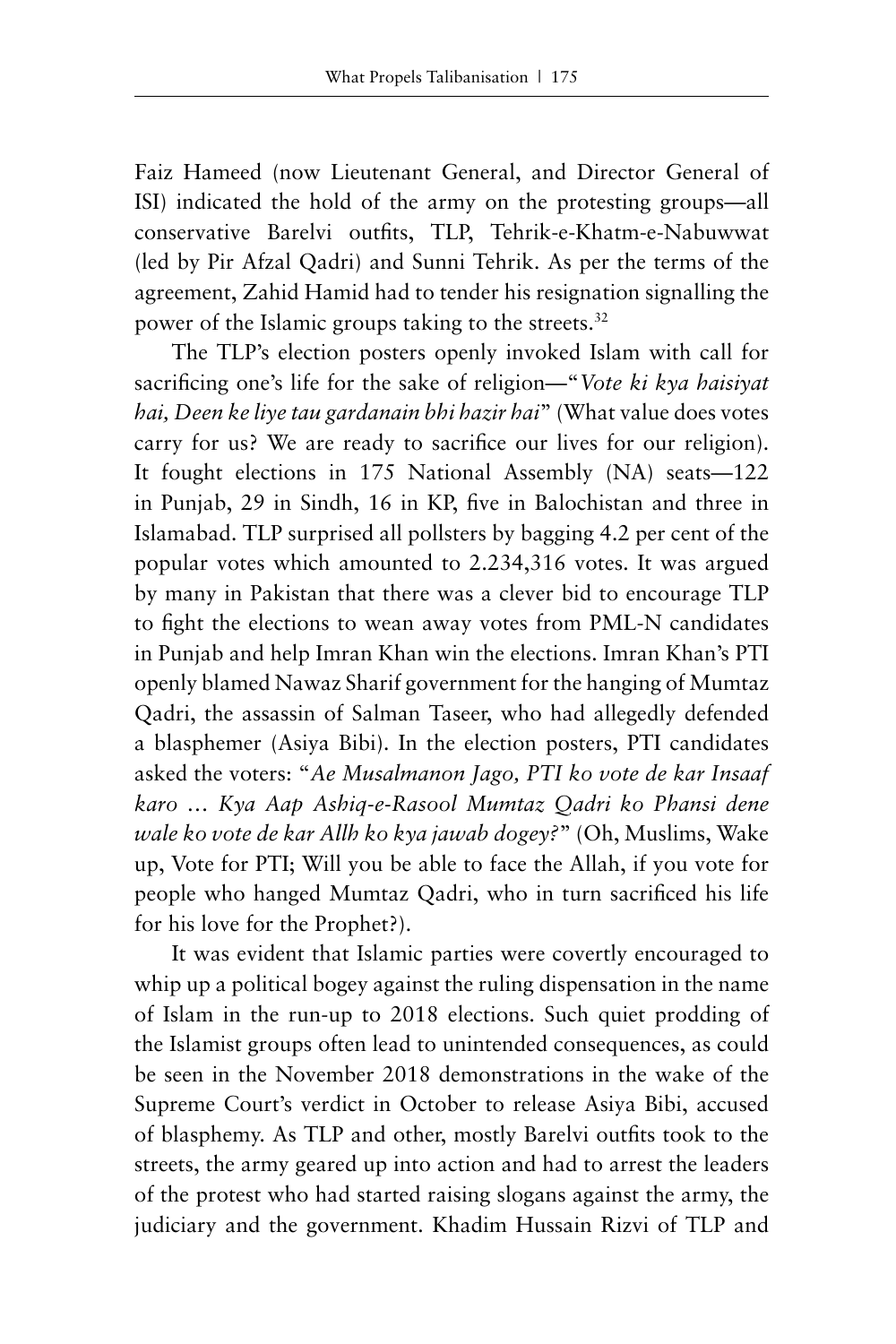Faiz Hameed (now Lieutenant General, and Director General of ISI) indicated the hold of the army on the protesting groups—all conservative Barelvi outfits, TLP, Tehrik-e-Khatm-e-Nabuwwat (led by Pir Afzal Qadri) and Sunni Tehrik. As per the terms of the agreement, Zahid Hamid had to tender his resignation signalling the power of the Islamic groups taking to the streets.[32]

The TLP's election posters openly invoked Islam with call for sacrificing one's life for the sake of religion—"*Vote ki kya haisiyat hai, Deen ke liye tau gardanain bhi hazir hai*" (What value does votes carry for us? We are ready to sacrifice our lives for our religion). It fought elections in 175 National Assembly (NA) seats—122 in Punjab, 29 in Sindh, 16 in KP, five in Balochistan and three in Islamabad. TLP surprised all pollsters by bagging 4.2 per cent of the popular votes which amounted to 2.234,316 votes. It was argued by many in Pakistan that there was a clever bid to encourage TLP to fight the elections to wean away votes from PML-N candidates in Punjab and help Imran Khan win the elections. Imran Khan's PTI openly blamed Nawaz Sharif government for the hanging of Mumtaz Qadri, the assassin of Salman Taseer, who had allegedly defended a blasphemer (Asiya Bibi). In the election posters, PTI candidates asked the voters: "*Ae Musalmanon Jago, PTI ko vote de kar Insaaf karo … Kya Aap Ashiq-e-Rasool Mumtaz Qadri ko Phansi dene wale ko vote de kar Allh ko kya jawab dogey?*" (Oh, Muslims, Wake up, Vote for PTI; Will you be able to face the Allah, if you vote for people who hanged Mumtaz Qadri, who in turn sacrificed his life for his love for the Prophet?).

It was evident that Islamic parties were covertly encouraged to whip up a political bogey against the ruling dispensation in the name of Islam in the run-up to 2018 elections. Such quiet prodding of the Islamist groups often lead to unintended consequences, as could be seen in the November 2018 demonstrations in the wake of the Supreme Court's verdict in October to release Asiya Bibi, accused of blasphemy. As TLP and other, mostly Barelvi outfits took to the streets, the army geared up into action and had to arrest the leaders of the protest who had started raising slogans against the army, the judiciary and the government. Khadim Hussain Rizvi of TLP and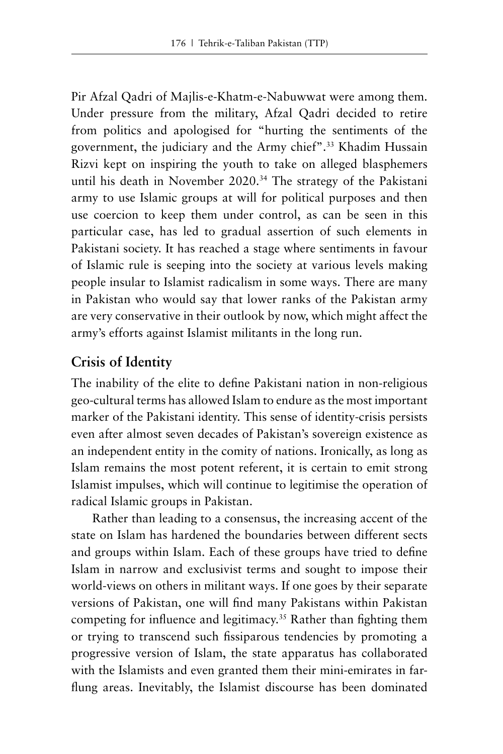Pir Afzal Qadri of Majlis-e-Khatm-e-Nabuwwat were among them. Under pressure from the military, Afzal Qadri decided to retire from politics and apologised for "hurting the sentiments of the government, the judiciary and the Army chief".[33] Khadim Hussain Rizvi kept on inspiring the youth to take on alleged blasphemers until his death in November 2020.[34] The strategy of the Pakistani army to use Islamic groups at will for political purposes and then use coercion to keep them under control, as can be seen in this particular case, has led to gradual assertion of such elements in Pakistani society. It has reached a stage where sentiments in favour of Islamic rule is seeping into the society at various levels making people insular to Islamist radicalism in some ways. There are many in Pakistan who would say that lower ranks of the Pakistan army are very conservative in their outlook by now, which might affect the army's efforts against Islamist militants in the long run.

## Crisis of Identity

The inability of the elite to define Pakistani nation in non-religious geo-cultural terms has allowed Islam to endure as the most important marker of the Pakistani identity. This sense of identity-crisis persists even after almost seven decades of Pakistan's sovereign existence as an independent entity in the comity of nations. Ironically, as long as Islam remains the most potent referent, it is certain to emit strong Islamist impulses, which will continue to legitimise the operation of radical Islamic groups in Pakistan.

Rather than leading to a consensus, the increasing accent of the state on Islam has hardened the boundaries between different sects and groups within Islam. Each of these groups have tried to define Islam in narrow and exclusivist terms and sought to impose their world-views on others in militant ways. If one goes by their separate versions of Pakistan, one will find many Pakistans within Pakistan competing for influence and legitimacy.[35] Rather than fighting them or trying to transcend such fissiparous tendencies by promoting a progressive version of Islam, the state apparatus has collaborated with the Islamists and even granted them their mini-emirates in far-flung areas. Inevitably, the Islamist discourse has been dominated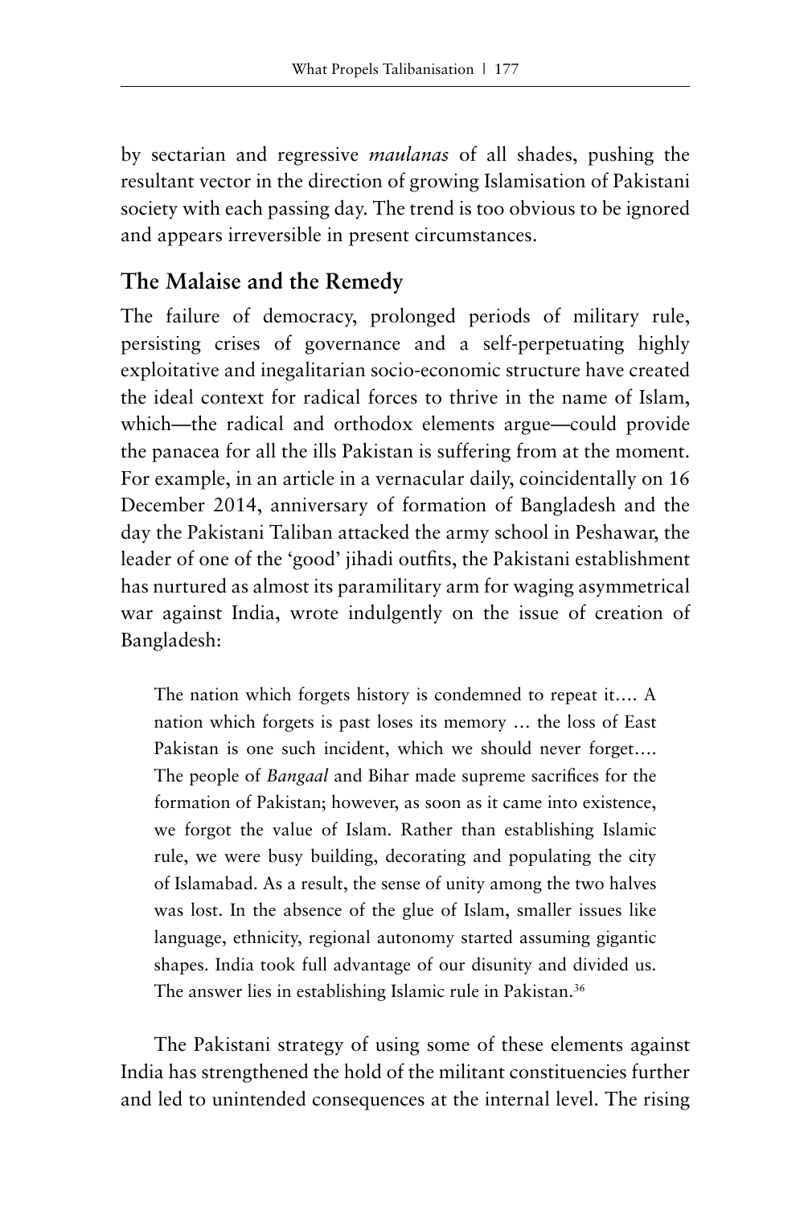by sectarian and regressive *maulanas* of all shades, pushing the resultant vector in the direction of growing Islamisation of Pakistani society with each passing day. The trend is too obvious to be ignored and appears irreversible in present circumstances.

## The Malaise and the Remedy

The failure of democracy, prolonged periods of military rule, persisting crises of governance and a self-perpetuating highly exploitative and inegalitarian socio-economic structure have created the ideal context for radical forces to thrive in the name of Islam, which—the radical and orthodox elements argue—could provide the panacea for all the ills Pakistan is suffering from at the moment. For example, in an article in a vernacular daily, coincidentally on 16 December 2014, anniversary of formation of Bangladesh and the day the Pakistani Taliban attacked the army school in Peshawar, the leader of one of the 'good' jihadi outfits, the Pakistani establishment has nurtured as almost its paramilitary arm for waging asymmetrical war against India, wrote indulgently on the issue of creation of Bangladesh:

> The nation which forgets history is condemned to repeat it.... A nation which forgets is past loses its memory ... the loss of East Pakistan is one such incident, which we should never forget.... The people of *Bangaal* and Bihar made supreme sacrifices for the formation of Pakistan; however, as soon as it came into existence, we forgot the value of Islam. Rather than establishing Islamic rule, we were busy building, decorating and populating the city of Islamabad. As a result, the sense of unity among the two halves was lost. In the absence of the glue of Islam, smaller issues like language, ethnicity, regional autonomy started assuming gigantic shapes. India took full advantage of our disunity and divided us. The answer lies in establishing Islamic rule in Pakistan.[36]

The Pakistani strategy of using some of these elements against India has strengthened the hold of the militant constituencies further and led to unintended consequences at the internal level. The rising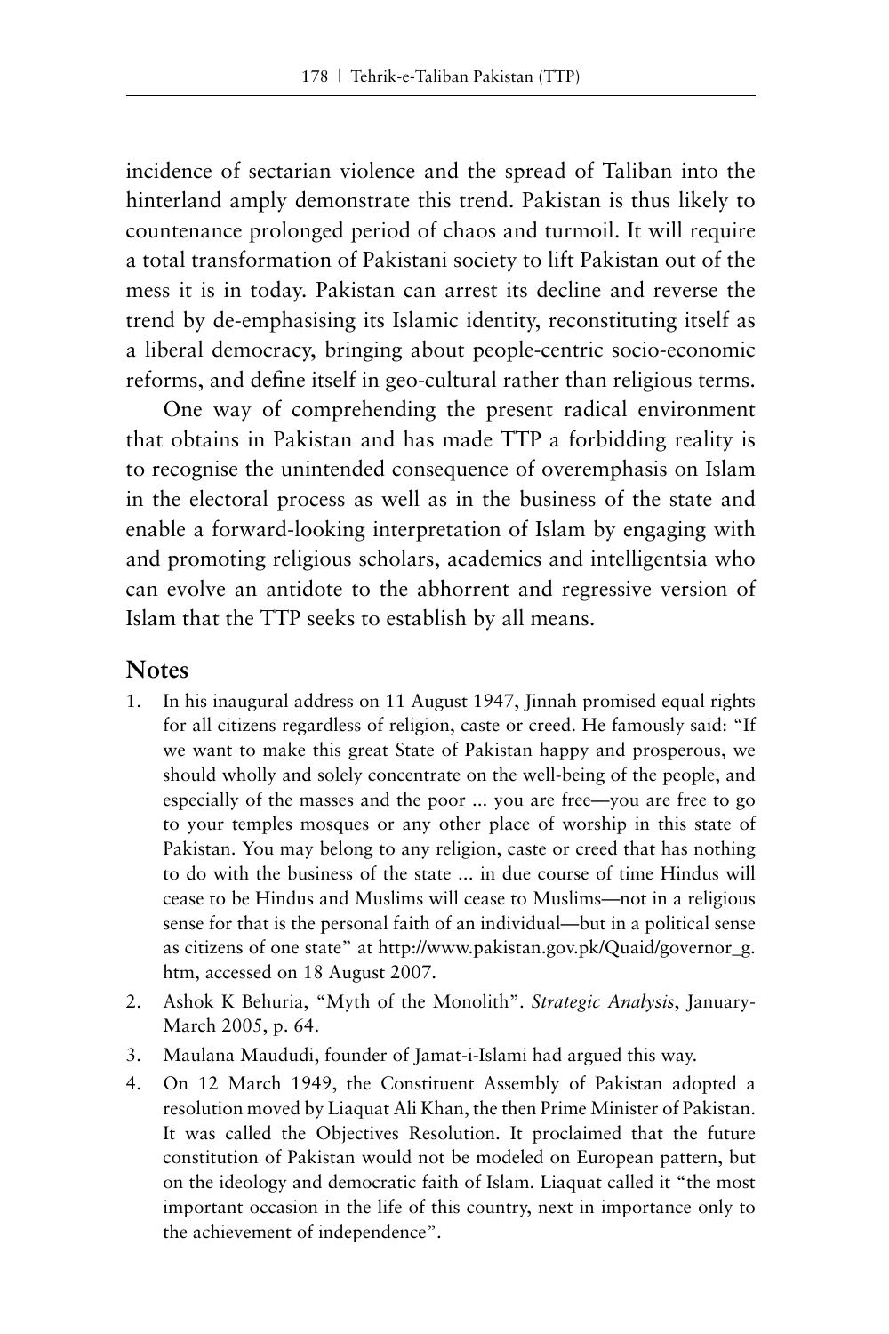incidence of sectarian violence and the spread of Taliban into the hinterland amply demonstrate this trend. Pakistan is thus likely to countenance prolonged period of chaos and turmoil. It will require a total transformation of Pakistani society to lift Pakistan out of the mess it is in today. Pakistan can arrest its decline and reverse the trend by de-emphasising its Islamic identity, reconstituting itself as a liberal democracy, bringing about people-centric socio-economic reforms, and define itself in geo-cultural rather than religious terms.

One way of comprehending the present radical environment that obtains in Pakistan and has made TTP a forbidding reality is to recognise the unintended consequence of overemphasis on Islam in the electoral process as well as in the business of the state and enable a forward-looking interpretation of Islam by engaging with and promoting religious scholars, academics and intelligentsia who can evolve an antidote to the abhorrent and regressive version of Islam that the TTP seeks to establish by all means.

## Notes

1. In his inaugural address on 11 August 1947, Jinnah promised equal rights for all citizens regardless of religion, caste or creed. He famously said: "If we want to make this great State of Pakistan happy and prosperous, we should wholly and solely concentrate on the well-being of the people, and especially of the masses and the poor ... you are free—you are free to go to your temples mosques or any other place of worship in this state of Pakistan. You may belong to any religion, caste or creed that has nothing to do with the business of the state ... in due course of time Hindus will cease to be Hindus and Muslims will cease to Muslims—not in a religious sense for that is the personal faith of an individual—but in a political sense as citizens of one state" at http://www.pakistan.gov.pk/Quaid/governor_g.htm, accessed on 18 August 2007.
2. Ashok K Behuria, "Myth of the Monolith". *Strategic Analysis*, January-March 2005, p. 64.
3. Maulana Maududi, founder of Jamat-i-Islami had argued this way.
4. On 12 March 1949, the Constituent Assembly of Pakistan adopted a resolution moved by Liaquat Ali Khan, the then Prime Minister of Pakistan. It was called the Objectives Resolution. It proclaimed that the future constitution of Pakistan would not be modeled on European pattern, but on the ideology and democratic faith of Islam. Liaquat called it "the most important occasion in the life of this country, next in importance only to the achievement of independence".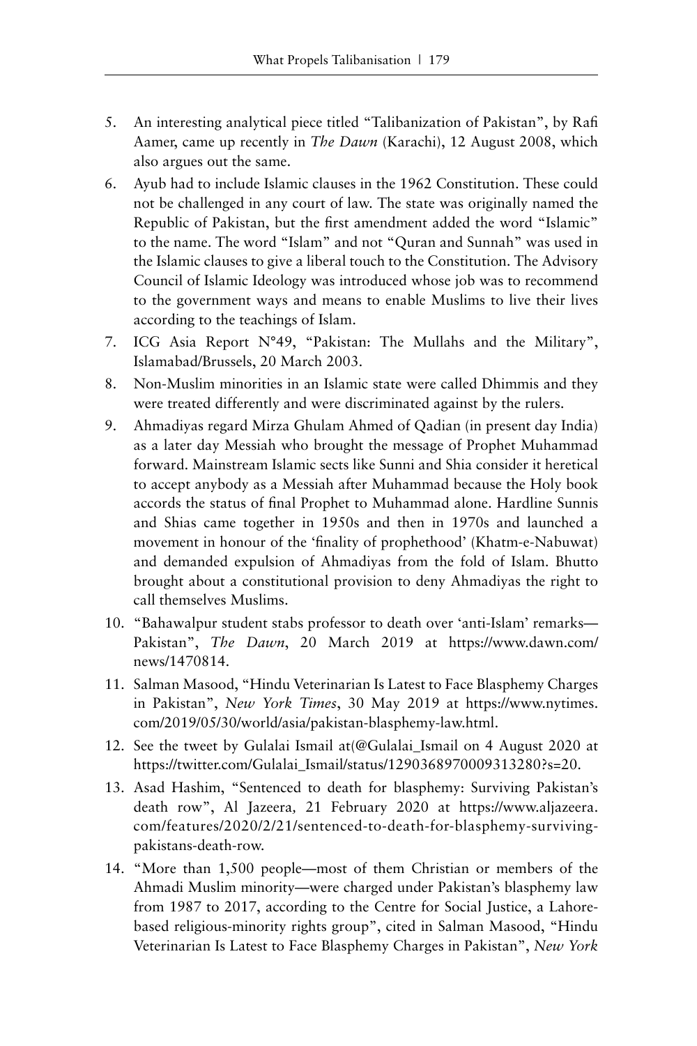5. An interesting analytical piece titled "Talibanization of Pakistan", by Rafi Aamer, came up recently in *The Dawn* (Karachi), 12 August 2008, which also argues out the same.
6. Ayub had to include Islamic clauses in the 1962 Constitution. These could not be challenged in any court of law. The state was originally named the Republic of Pakistan, but the first amendment added the word "Islamic" to the name. The word "Islam" and not "Quran and Sunnah" was used in the Islamic clauses to give a liberal touch to the Constitution. The Advisory Council of Islamic Ideology was introduced whose job was to recommend to the government ways and means to enable Muslims to live their lives according to the teachings of Islam.
7. ICG Asia Report N°49, "Pakistan: The Mullahs and the Military", Islamabad/Brussels, 20 March 2003.
8. Non-Muslim minorities in an Islamic state were called Dhimmis and they were treated differently and were discriminated against by the rulers.
9. Ahmadiyas regard Mirza Ghulam Ahmed of Qadian (in present day India) as a later day Messiah who brought the message of Prophet Muhammad forward. Mainstream Islamic sects like Sunni and Shia consider it heretical to accept anybody as a Messiah after Muhammad because the Holy book accords the status of final Prophet to Muhammad alone. Hardline Sunnis and Shias came together in 1950s and then in 1970s and launched a movement in honour of the 'finality of prophethood' (Khatm-e-Nabuwat) and demanded expulsion of Ahmadiyas from the fold of Islam. Bhutto brought about a constitutional provision to deny Ahmadiyas the right to call themselves Muslims.
10. "Bahawalpur student stabs professor to death over 'anti-Islam' remarks—Pakistan", *The Dawn*, 20 March 2019 at https://www.dawn.com/news/1470814.
11. Salman Masood, "Hindu Veterinarian Is Latest to Face Blasphemy Charges in Pakistan", *New York Times*, 30 May 2019 at https://www.nytimes.com/2019/05/30/world/asia/pakistan-blasphemy-law.html.
12. See the tweet by Gulalai Ismail at(@Gulalai_Ismail on 4 August 2020 at https://twitter.com/Gulalai_Ismail/status/1290368970009313280?s=20.
13. Asad Hashim, "Sentenced to death for blasphemy: Surviving Pakistan's death row", Al Jazeera, 21 February 2020 at https://www.aljazeera.com/features/2020/2/21/sentenced-to-death-for-blasphemy-surviving-pakistans-death-row.
14. "More than 1,500 people—most of them Christian or members of the Ahmadi Muslim minority—were charged under Pakistan's blasphemy law from 1987 to 2017, according to the Centre for Social Justice, a Lahore-based religious-minority rights group", cited in Salman Masood, "Hindu Veterinarian Is Latest to Face Blasphemy Charges in Pakistan", *New York*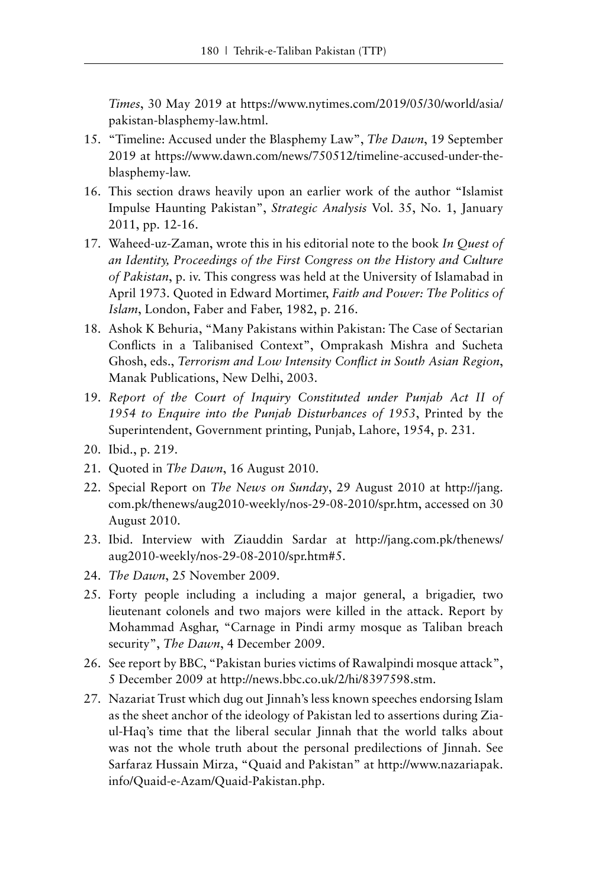*Times*, 30 May 2019 at https://www.nytimes.com/2019/05/30/world/asia/pakistan-blasphemy-law.html.

15. "Timeline: Accused under the Blasphemy Law", *The Dawn*, 19 September 2019 at https://www.dawn.com/news/750512/timeline-accused-under-the-blasphemy-law.
16. This section draws heavily upon an earlier work of the author "Islamist Impulse Haunting Pakistan", *Strategic Analysis* Vol. 35, No. 1, January 2011, pp. 12-16.
17. Waheed-uz-Zaman, wrote this in his editorial note to the book *In Quest of an Identity, Proceedings of the First Congress on the History and Culture of Pakistan*, p. iv. This congress was held at the University of Islamabad in April 1973. Quoted in Edward Mortimer, *Faith and Power: The Politics of Islam*, London, Faber and Faber, 1982, p. 216.
18. Ashok K Behuria, "Many Pakistans within Pakistan: The Case of Sectarian Conflicts in a Talibanised Context", Omprakash Mishra and Sucheta Ghosh, eds., *Terrorism and Low Intensity Conflict in South Asian Region*, Manak Publications, New Delhi, 2003.
19. *Report of the Court of Inquiry Constituted under Punjab Act II of 1954 to Enquire into the Punjab Disturbances of 1953*, Printed by the Superintendent, Government printing, Punjab, Lahore, 1954, p. 231.
20. Ibid., p. 219.
21. Quoted in *The Dawn*, 16 August 2010.
22. Special Report on *The News on Sunday*, 29 August 2010 at http://jang.com.pk/thenews/aug2010-weekly/nos-29-08-2010/spr.htm, accessed on 30 August 2010.
23. Ibid. Interview with Ziauddin Sardar at http://jang.com.pk/thenews/aug2010-weekly/nos-29-08-2010/spr.htm#5.
24. *The Dawn*, 25 November 2009.
25. Forty people including a including a major general, a brigadier, two lieutenant colonels and two majors were killed in the attack. Report by Mohammad Asghar, "Carnage in Pindi army mosque as Taliban breach security", *The Dawn*, 4 December 2009.
26. See report by BBC, "Pakistan buries victims of Rawalpindi mosque attack", 5 December 2009 at http://news.bbc.co.uk/2/hi/8397598.stm.
27. Nazariat Trust which dug out Jinnah's less known speeches endorsing Islam as the sheet anchor of the ideology of Pakistan led to assertions during Zia-ul-Haq's time that the liberal secular Jinnah that the world talks about was not the whole truth about the personal predilections of Jinnah. See Sarfaraz Hussain Mirza, "Quaid and Pakistan" at http://www.nazariapak.info/Quaid-e-Azam/Quaid-Pakistan.php.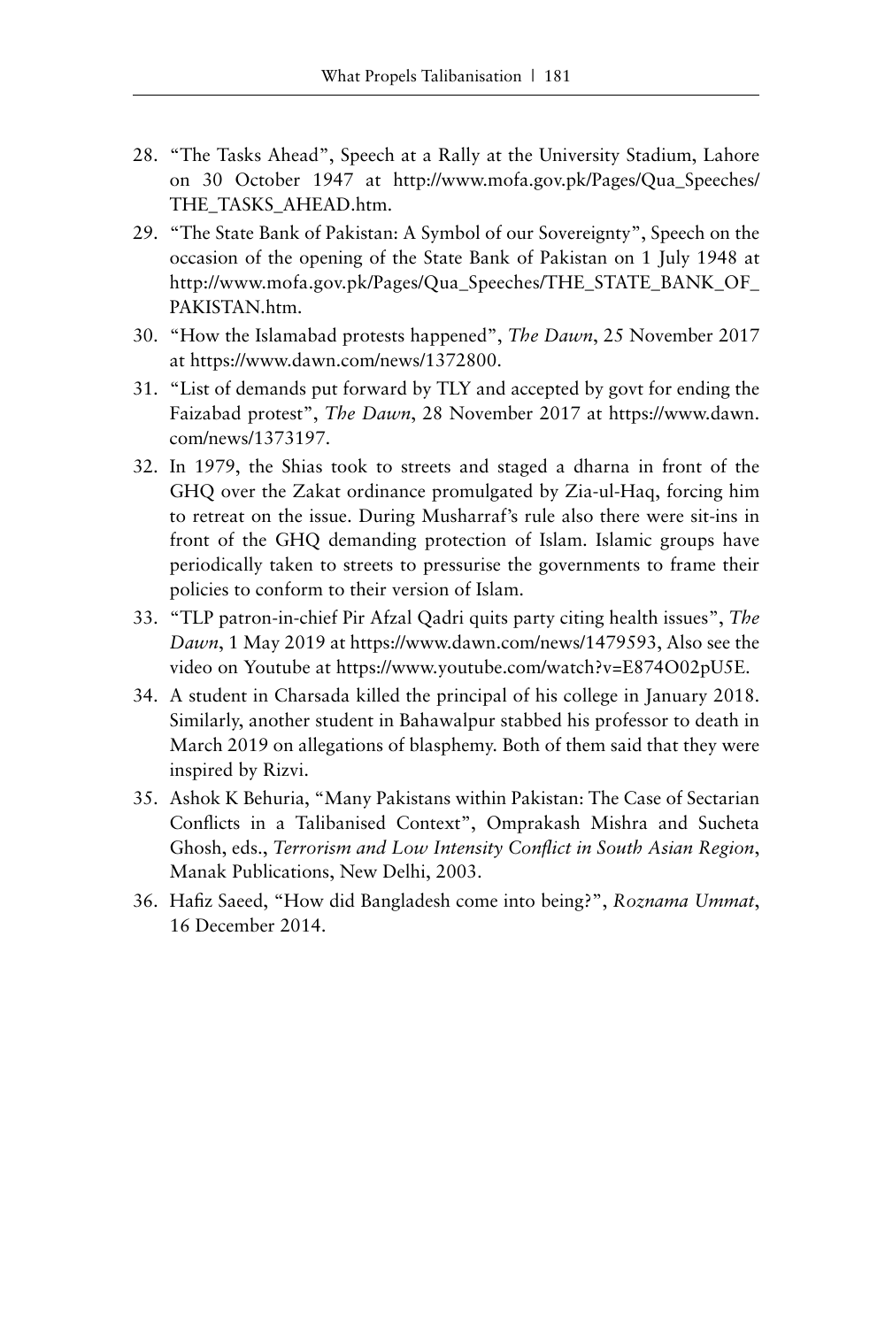28. "The Tasks Ahead", Speech at a Rally at the University Stadium, Lahore on 30 October 1947 at http://www.mofa.gov.pk/Pages/Qua_Speeches/THE_TASKS_AHEAD.htm.
29. "The State Bank of Pakistan: A Symbol of our Sovereignty", Speech on the occasion of the opening of the State Bank of Pakistan on 1 July 1948 at http://www.mofa.gov.pk/Pages/Qua_Speeches/THE_STATE_BANK_OF_PAKISTAN.htm.
30. "How the Islamabad protests happened", *The Dawn*, 25 November 2017 at https://www.dawn.com/news/1372800.
31. "List of demands put forward by TLY and accepted by govt for ending the Faizabad protest", *The Dawn*, 28 November 2017 at https://www.dawn.com/news/1373197.
32. In 1979, the Shias took to streets and staged a dharna in front of the GHQ over the Zakat ordinance promulgated by Zia-ul-Haq, forcing him to retreat on the issue. During Musharraf's rule also there were sit-ins in front of the GHQ demanding protection of Islam. Islamic groups have periodically taken to streets to pressurise the governments to frame their policies to conform to their version of Islam.
33. "TLP patron-in-chief Pir Afzal Qadri quits party citing health issues", *The Dawn*, 1 May 2019 at https://www.dawn.com/news/1479593, Also see the video on Youtube at https://www.youtube.com/watch?v=E874O02pU5E.
34. A student in Charsada killed the principal of his college in January 2018. Similarly, another student in Bahawalpur stabbed his professor to death in March 2019 on allegations of blasphemy. Both of them said that they were inspired by Rizvi.
35. Ashok K Behuria, "Many Pakistans within Pakistan: The Case of Sectarian Conflicts in a Talibanised Context", Omprakash Mishra and Sucheta Ghosh, eds., *Terrorism and Low Intensity Conflict in South Asian Region*, Manak Publications, New Delhi, 2003.
36. Hafiz Saeed, "How did Bangladesh come into being?", *Roznama Ummat*, 16 December 2014.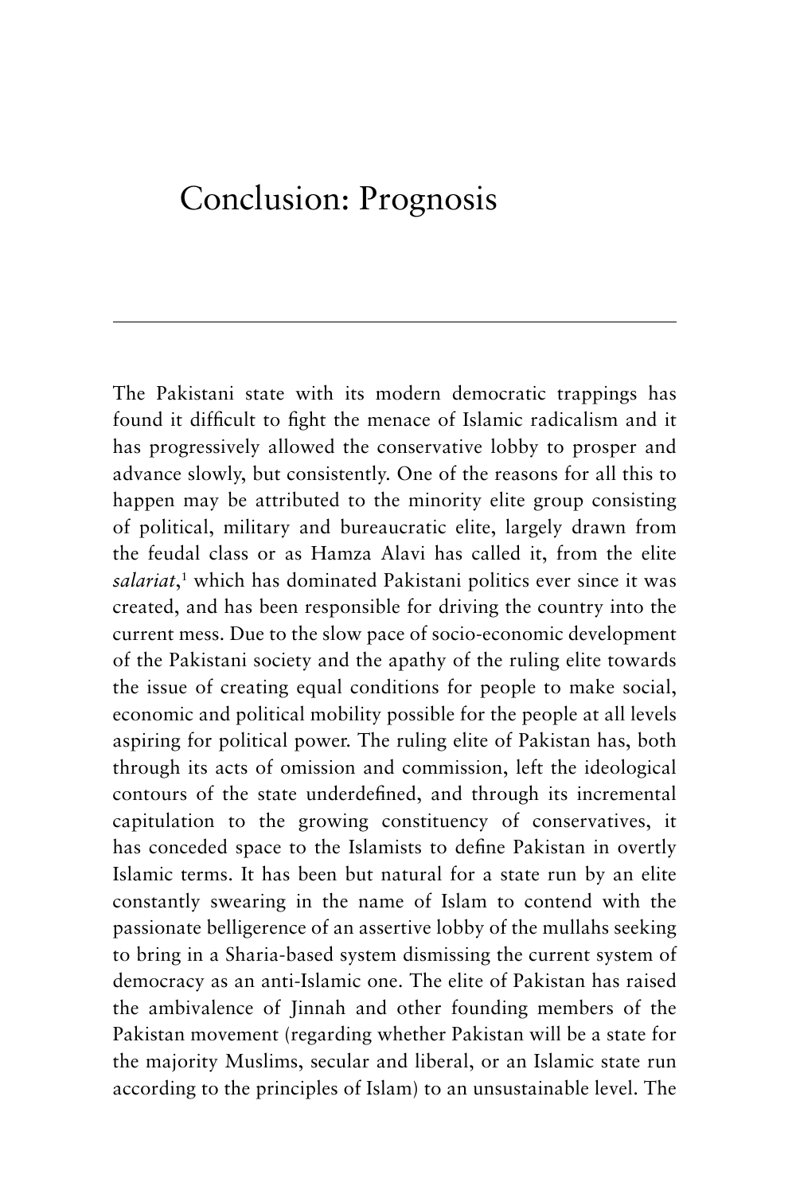# Conclusion: Prognosis

The Pakistani state with its modern democratic trappings has found it difficult to fight the menace of Islamic radicalism and it has progressively allowed the conservative lobby to prosper and advance slowly, but consistently. One of the reasons for all this to happen may be attributed to the minority elite group consisting of political, military and bureaucratic elite, largely drawn from the feudal class or as Hamza Alavi has called it, from the elite *salariat*,[1] which has dominated Pakistani politics ever since it was created, and has been responsible for driving the country into the current mess. Due to the slow pace of socio-economic development of the Pakistani society and the apathy of the ruling elite towards the issue of creating equal conditions for people to make social, economic and political mobility possible for the people at all levels aspiring for political power. The ruling elite of Pakistan has, both through its acts of omission and commission, left the ideological contours of the state underdefined, and through its incremental capitulation to the growing constituency of conservatives, it has conceded space to the Islamists to define Pakistan in overtly Islamic terms. It has been but natural for a state run by an elite constantly swearing in the name of Islam to contend with the passionate belligerence of an assertive lobby of the mullahs seeking to bring in a Sharia-based system dismissing the current system of democracy as an anti-Islamic one. The elite of Pakistan has raised the ambivalence of Jinnah and other founding members of the Pakistan movement (regarding whether Pakistan will be a state for the majority Muslims, secular and liberal, or an Islamic state run according to the principles of Islam) to an unsustainable level. The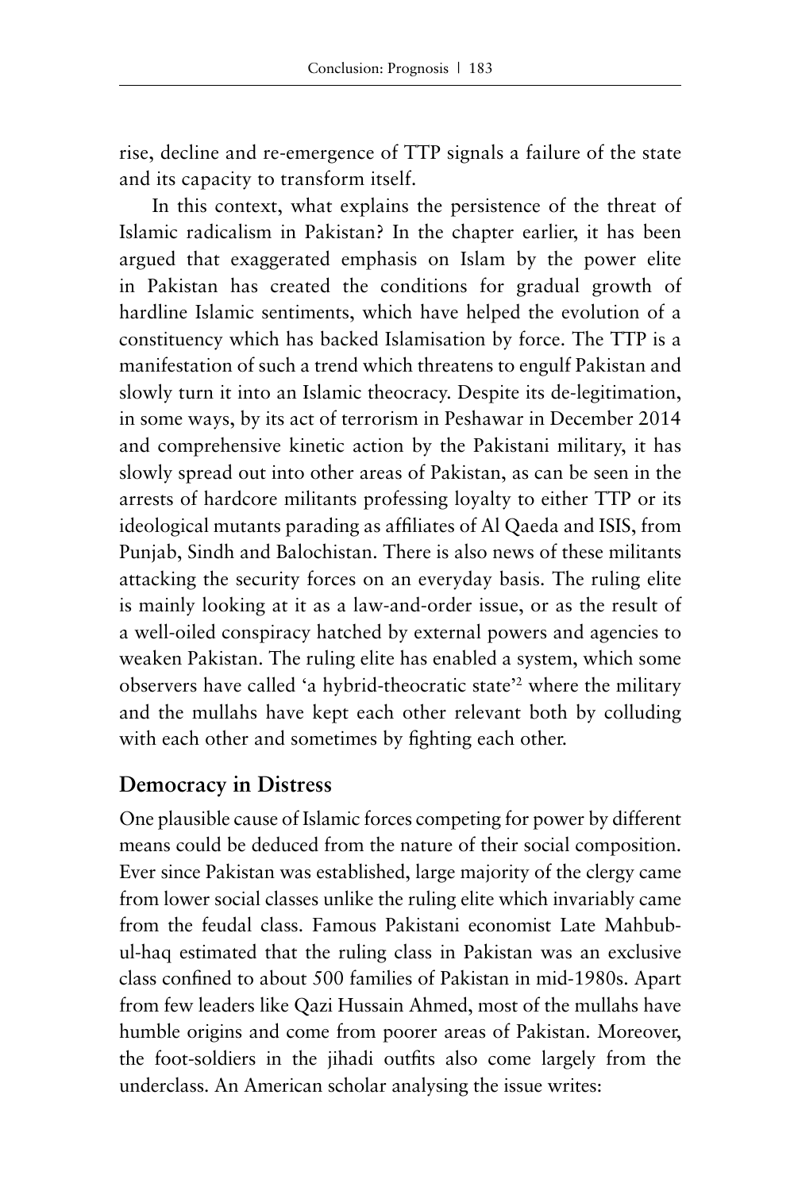rise, decline and re-emergence of TTP signals a failure of the state and its capacity to transform itself.

In this context, what explains the persistence of the threat of Islamic radicalism in Pakistan? In the chapter earlier, it has been argued that exaggerated emphasis on Islam by the power elite in Pakistan has created the conditions for gradual growth of hardline Islamic sentiments, which have helped the evolution of a constituency which has backed Islamisation by force. The TTP is a manifestation of such a trend which threatens to engulf Pakistan and slowly turn it into an Islamic theocracy. Despite its de-legitimation, in some ways, by its act of terrorism in Peshawar in December 2014 and comprehensive kinetic action by the Pakistani military, it has slowly spread out into other areas of Pakistan, as can be seen in the arrests of hardcore militants professing loyalty to either TTP or its ideological mutants parading as affiliates of Al Qaeda and ISIS, from Punjab, Sindh and Balochistan. There is also news of these militants attacking the security forces on an everyday basis. The ruling elite is mainly looking at it as a law-and-order issue, or as the result of a well-oiled conspiracy hatched by external powers and agencies to weaken Pakistan. The ruling elite has enabled a system, which some observers have called 'a hybrid-theocratic state'[2] where the military and the mullahs have kept each other relevant both by colluding with each other and sometimes by fighting each other.

## Democracy in Distress

One plausible cause of Islamic forces competing for power by different means could be deduced from the nature of their social composition. Ever since Pakistan was established, large majority of the clergy came from lower social classes unlike the ruling elite which invariably came from the feudal class. Famous Pakistani economist Late Mahbub-ul-haq estimated that the ruling class in Pakistan was an exclusive class confined to about 500 families of Pakistan in mid-1980s. Apart from few leaders like Qazi Hussain Ahmed, most of the mullahs have humble origins and come from poorer areas of Pakistan. Moreover, the foot-soldiers in the jihadi outfits also come largely from the underclass. An American scholar analysing the issue writes: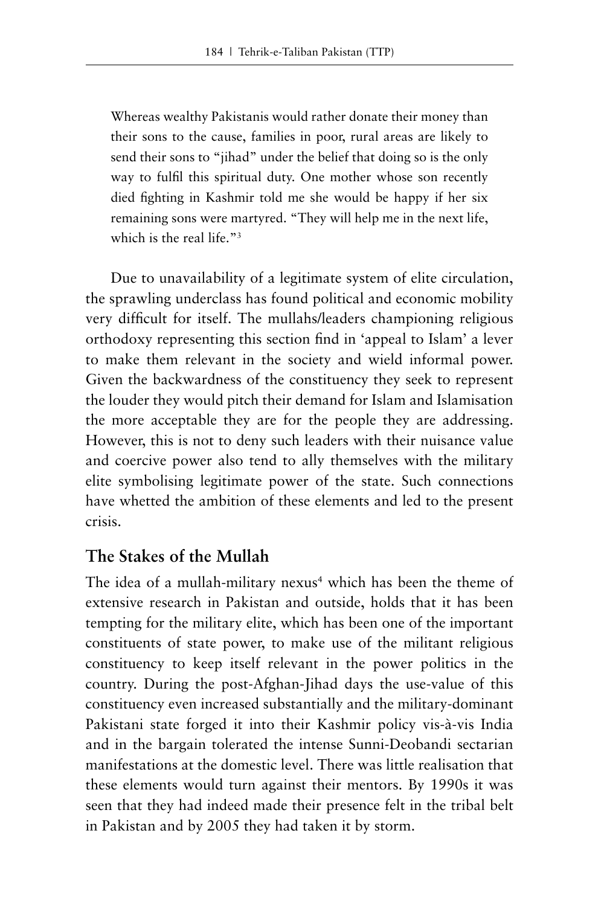> Whereas wealthy Pakistanis would rather donate their money than their sons to the cause, families in poor, rural areas are likely to send their sons to "jihad" under the belief that doing so is the only way to fulfil this spiritual duty. One mother whose son recently died fighting in Kashmir told me she would be happy if her six remaining sons were martyred. "They will help me in the next life, which is the real life."[3]

Due to unavailability of a legitimate system of elite circulation, the sprawling underclass has found political and economic mobility very difficult for itself. The mullahs/leaders championing religious orthodoxy representing this section find in 'appeal to Islam' a lever to make them relevant in the society and wield informal power. Given the backwardness of the constituency they seek to represent the louder they would pitch their demand for Islam and Islamisation the more acceptable they are for the people they are addressing. However, this is not to deny such leaders with their nuisance value and coercive power also tend to ally themselves with the military elite symbolising legitimate power of the state. Such connections have whetted the ambition of these elements and led to the present crisis.

## The Stakes of the Mullah

The idea of a mullah-military nexus[4] which has been the theme of extensive research in Pakistan and outside, holds that it has been tempting for the military elite, which has been one of the important constituents of state power, to make use of the militant religious constituency to keep itself relevant in the power politics in the country. During the post-Afghan-Jihad days the use-value of this constituency even increased substantially and the military-dominant Pakistani state forged it into their Kashmir policy vis-à-vis India and in the bargain tolerated the intense Sunni-Deobandi sectarian manifestations at the domestic level. There was little realisation that these elements would turn against their mentors. By 1990s it was seen that they had indeed made their presence felt in the tribal belt in Pakistan and by 2005 they had taken it by storm.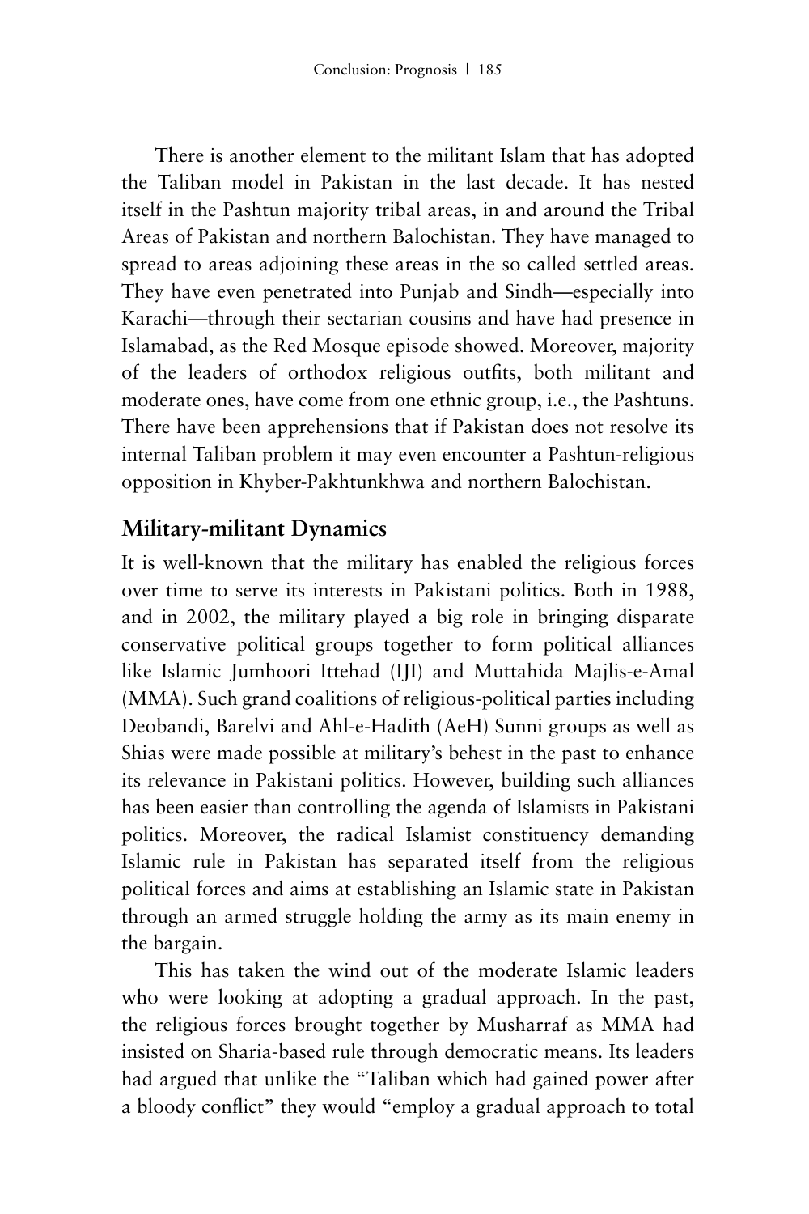There is another element to the militant Islam that has adopted the Taliban model in Pakistan in the last decade. It has nested itself in the Pashtun majority tribal areas, in and around the Tribal Areas of Pakistan and northern Balochistan. They have managed to spread to areas adjoining these areas in the so called settled areas. They have even penetrated into Punjab and Sindh—especially into Karachi—through their sectarian cousins and have had presence in Islamabad, as the Red Mosque episode showed. Moreover, majority of the leaders of orthodox religious outfits, both militant and moderate ones, have come from one ethnic group, i.e., the Pashtuns. There have been apprehensions that if Pakistan does not resolve its internal Taliban problem it may even encounter a Pashtun-religious opposition in Khyber-Pakhtunkhwa and northern Balochistan.

## Military-militant Dynamics

It is well-known that the military has enabled the religious forces over time to serve its interests in Pakistani politics. Both in 1988, and in 2002, the military played a big role in bringing disparate conservative political groups together to form political alliances like Islamic Jumhoori Ittehad (IJI) and Muttahida Majlis-e-Amal (MMA). Such grand coalitions of religious-political parties including Deobandi, Barelvi and Ahl-e-Hadith (AeH) Sunni groups as well as Shias were made possible at military's behest in the past to enhance its relevance in Pakistani politics. However, building such alliances has been easier than controlling the agenda of Islamists in Pakistani politics. Moreover, the radical Islamist constituency demanding Islamic rule in Pakistan has separated itself from the religious political forces and aims at establishing an Islamic state in Pakistan through an armed struggle holding the army as its main enemy in the bargain.

This has taken the wind out of the moderate Islamic leaders who were looking at adopting a gradual approach. In the past, the religious forces brought together by Musharraf as MMA had insisted on Sharia-based rule through democratic means. Its leaders had argued that unlike the "Taliban which had gained power after a bloody conflict" they would "employ a gradual approach to total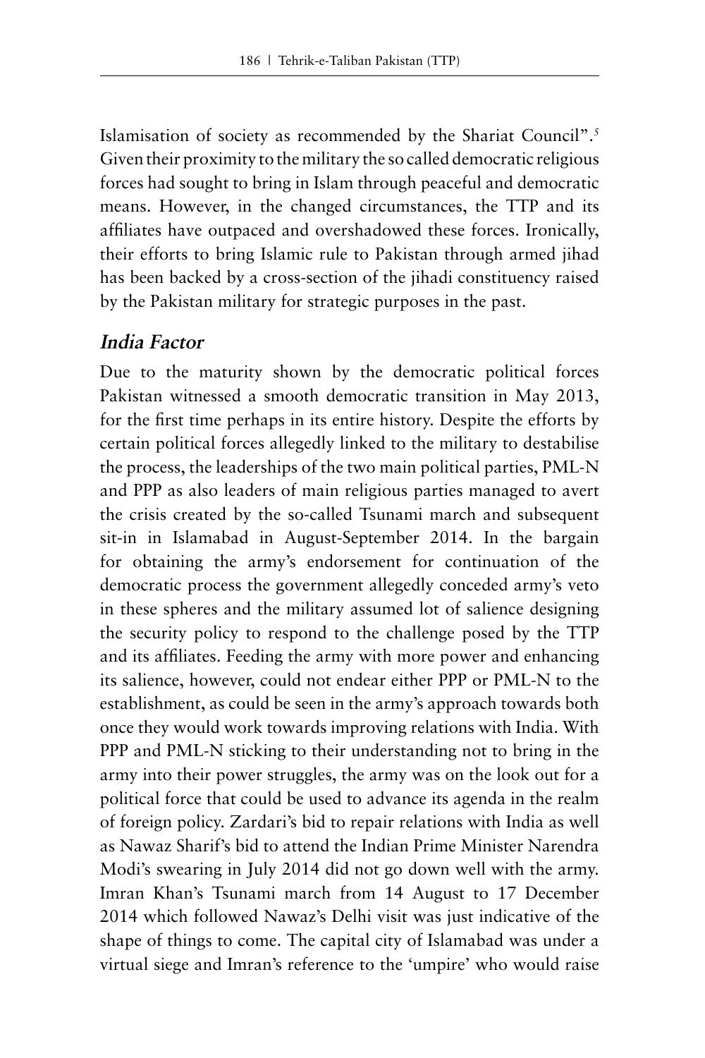Islamisation of society as recommended by the Shariat Council".[5] Given their proximity to the military the so called democratic religious forces had sought to bring in Islam through peaceful and democratic means. However, in the changed circumstances, the TTP and its affiliates have outpaced and overshadowed these forces. Ironically, their efforts to bring Islamic rule to Pakistan through armed jihad has been backed by a cross-section of the jihadi constituency raised by the Pakistan military for strategic purposes in the past.

### *India Factor*

Due to the maturity shown by the democratic political forces Pakistan witnessed a smooth democratic transition in May 2013, for the first time perhaps in its entire history. Despite the efforts by certain political forces allegedly linked to the military to destabilise the process, the leaderships of the two main political parties, PML-N and PPP as also leaders of main religious parties managed to avert the crisis created by the so-called Tsunami march and subsequent sit-in in Islamabad in August-September 2014. In the bargain for obtaining the army's endorsement for continuation of the democratic process the government allegedly conceded army's veto in these spheres and the military assumed lot of salience designing the security policy to respond to the challenge posed by the TTP and its affiliates. Feeding the army with more power and enhancing its salience, however, could not endear either PPP or PML-N to the establishment, as could be seen in the army's approach towards both once they would work towards improving relations with India. With PPP and PML-N sticking to their understanding not to bring in the army into their power struggles, the army was on the look out for a political force that could be used to advance its agenda in the realm of foreign policy. Zardari's bid to repair relations with India as well as Nawaz Sharif's bid to attend the Indian Prime Minister Narendra Modi's swearing in July 2014 did not go down well with the army. Imran Khan's Tsunami march from 14 August to 17 December 2014 which followed Nawaz's Delhi visit was just indicative of the shape of things to come. The capital city of Islamabad was under a virtual siege and Imran's reference to the 'umpire' who would raise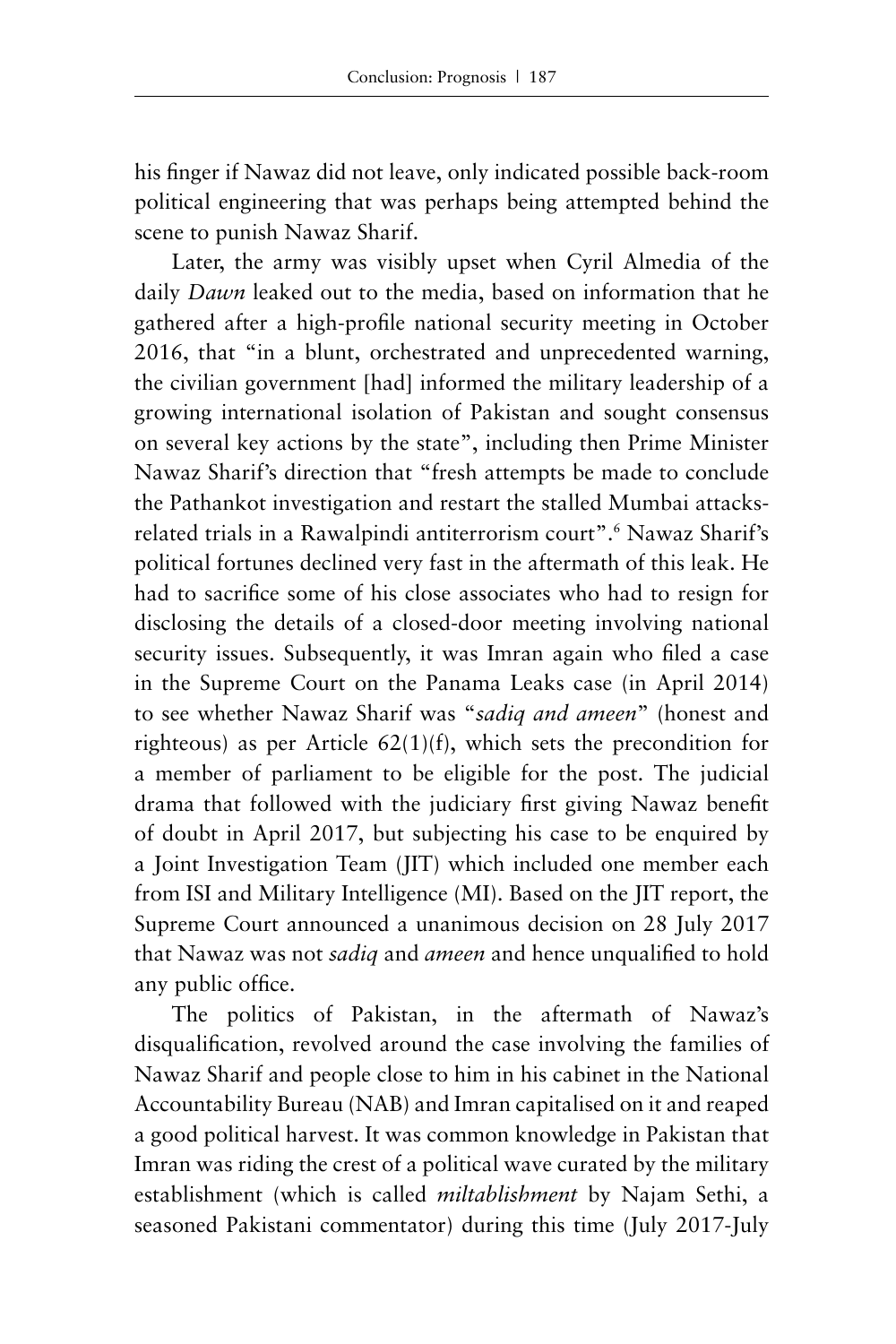his finger if Nawaz did not leave, only indicated possible back-room political engineering that was perhaps being attempted behind the scene to punish Nawaz Sharif.

Later, the army was visibly upset when Cyril Almedia of the daily *Dawn* leaked out to the media, based on information that he gathered after a high-profile national security meeting in October 2016, that "in a blunt, orchestrated and unprecedented warning, the civilian government [had] informed the military leadership of a growing international isolation of Pakistan and sought consensus on several key actions by the state", including then Prime Minister Nawaz Sharif's direction that "fresh attempts be made to conclude the Pathankot investigation and restart the stalled Mumbai attacks-related trials in a Rawalpindi antiterrorism court".[6] Nawaz Sharif's political fortunes declined very fast in the aftermath of this leak. He had to sacrifice some of his close associates who had to resign for disclosing the details of a closed-door meeting involving national security issues. Subsequently, it was Imran again who filed a case in the Supreme Court on the Panama Leaks case (in April 2014) to see whether Nawaz Sharif was "*sadiq and ameen*" (honest and righteous) as per Article 62(1)(f), which sets the precondition for a member of parliament to be eligible for the post. The judicial drama that followed with the judiciary first giving Nawaz benefit of doubt in April 2017, but subjecting his case to be enquired by a Joint Investigation Team (JIT) which included one member each from ISI and Military Intelligence (MI). Based on the JIT report, the Supreme Court announced a unanimous decision on 28 July 2017 that Nawaz was not *sadiq* and *ameen* and hence unqualified to hold any public office.

The politics of Pakistan, in the aftermath of Nawaz's disqualification, revolved around the case involving the families of Nawaz Sharif and people close to him in his cabinet in the National Accountability Bureau (NAB) and Imran capitalised on it and reaped a good political harvest. It was common knowledge in Pakistan that Imran was riding the crest of a political wave curated by the military establishment (which is called *miltablishment* by Najam Sethi, a seasoned Pakistani commentator) during this time (July 2017-July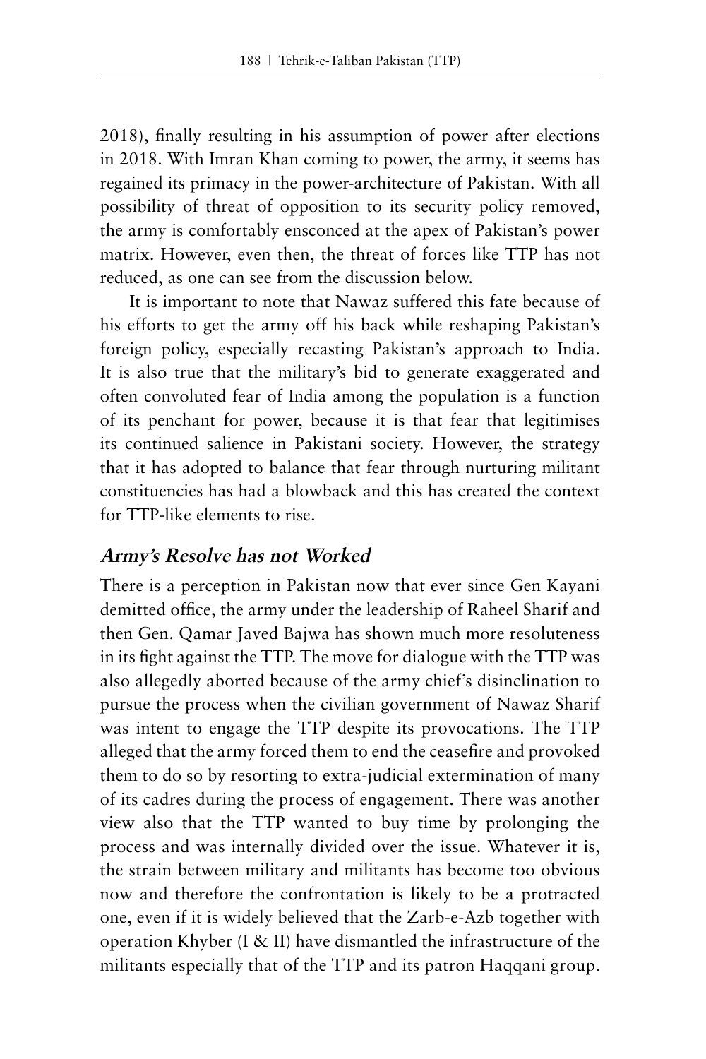2018), finally resulting in his assumption of power after elections in 2018. With Imran Khan coming to power, the army, it seems has regained its primacy in the power-architecture of Pakistan. With all possibility of threat of opposition to its security policy removed, the army is comfortably ensconced at the apex of Pakistan's power matrix. However, even then, the threat of forces like TTP has not reduced, as one can see from the discussion below.

It is important to note that Nawaz suffered this fate because of his efforts to get the army off his back while reshaping Pakistan's foreign policy, especially recasting Pakistan's approach to India. It is also true that the military's bid to generate exaggerated and often convoluted fear of India among the population is a function of its penchant for power, because it is that fear that legitimises its continued salience in Pakistani society. However, the strategy that it has adopted to balance that fear through nurturing militant constituencies has had a blowback and this has created the context for TTP-like elements to rise.

## *Army's Resolve has not Worked*

There is a perception in Pakistan now that ever since Gen Kayani demitted office, the army under the leadership of Raheel Sharif and then Gen. Qamar Javed Bajwa has shown much more resoluteness in its fight against the TTP. The move for dialogue with the TTP was also allegedly aborted because of the army chief's disinclination to pursue the process when the civilian government of Nawaz Sharif was intent to engage the TTP despite its provocations. The TTP alleged that the army forced them to end the ceasefire and provoked them to do so by resorting to extra-judicial extermination of many of its cadres during the process of engagement. There was another view also that the TTP wanted to buy time by prolonging the process and was internally divided over the issue. Whatever it is, the strain between military and militants has become too obvious now and therefore the confrontation is likely to be a protracted one, even if it is widely believed that the Zarb-e-Azb together with operation Khyber (I & II) have dismantled the infrastructure of the militants especially that of the TTP and its patron Haqqani group.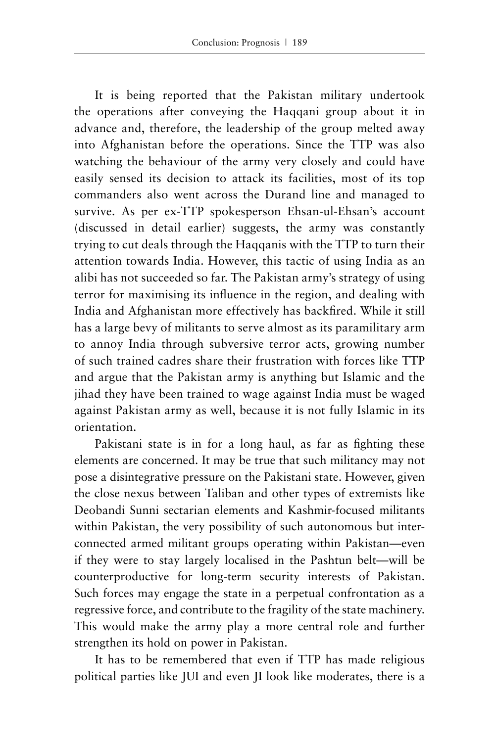It is being reported that the Pakistan military undertook the operations after conveying the Haqqani group about it in advance and, therefore, the leadership of the group melted away into Afghanistan before the operations. Since the TTP was also watching the behaviour of the army very closely and could have easily sensed its decision to attack its facilities, most of its top commanders also went across the Durand line and managed to survive. As per ex-TTP spokesperson Ehsan-ul-Ehsan's account (discussed in detail earlier) suggests, the army was constantly trying to cut deals through the Haqqanis with the TTP to turn their attention towards India. However, this tactic of using India as an alibi has not succeeded so far. The Pakistan army's strategy of using terror for maximising its influence in the region, and dealing with India and Afghanistan more effectively has backfired. While it still has a large bevy of militants to serve almost as its paramilitary arm to annoy India through subversive terror acts, growing number of such trained cadres share their frustration with forces like TTP and argue that the Pakistan army is anything but Islamic and the jihad they have been trained to wage against India must be waged against Pakistan army as well, because it is not fully Islamic in its orientation.

Pakistani state is in for a long haul, as far as fighting these elements are concerned. It may be true that such militancy may not pose a disintegrative pressure on the Pakistani state. However, given the close nexus between Taliban and other types of extremists like Deobandi Sunni sectarian elements and Kashmir-focused militants within Pakistan, the very possibility of such autonomous but inter-connected armed militant groups operating within Pakistan—even if they were to stay largely localised in the Pashtun belt—will be counterproductive for long-term security interests of Pakistan. Such forces may engage the state in a perpetual confrontation as a regressive force, and contribute to the fragility of the state machinery. This would make the army play a more central role and further strengthen its hold on power in Pakistan.

It has to be remembered that even if TTP has made religious political parties like JUI and even JI look like moderates, there is a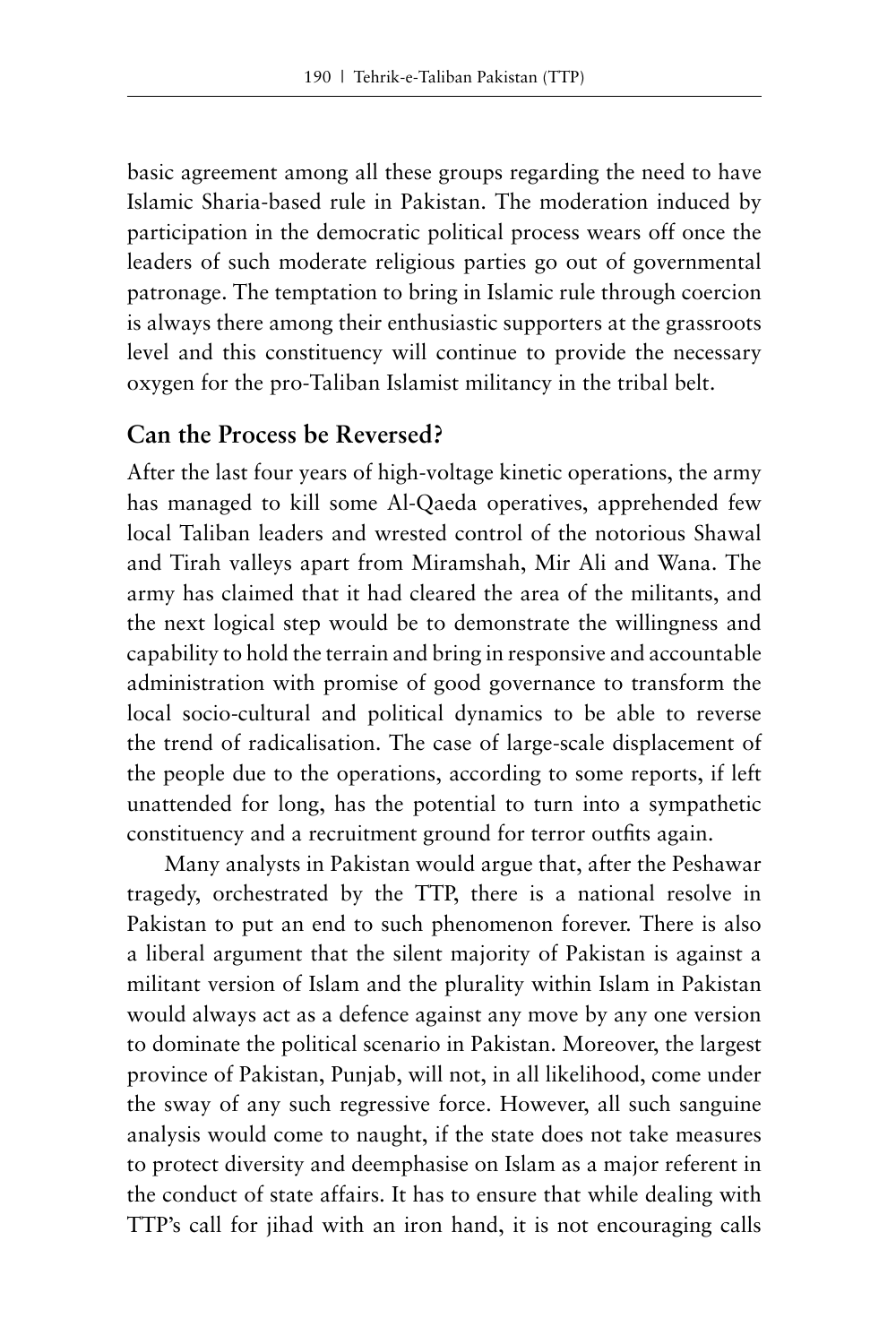basic agreement among all these groups regarding the need to have Islamic Sharia-based rule in Pakistan. The moderation induced by participation in the democratic political process wears off once the leaders of such moderate religious parties go out of governmental patronage. The temptation to bring in Islamic rule through coercion is always there among their enthusiastic supporters at the grassroots level and this constituency will continue to provide the necessary oxygen for the pro-Taliban Islamist militancy in the tribal belt.

## Can the Process be Reversed?

After the last four years of high-voltage kinetic operations, the army has managed to kill some Al-Qaeda operatives, apprehended few local Taliban leaders and wrested control of the notorious Shawal and Tirah valleys apart from Miramshah, Mir Ali and Wana. The army has claimed that it had cleared the area of the militants, and the next logical step would be to demonstrate the willingness and capability to hold the terrain and bring in responsive and accountable administration with promise of good governance to transform the local socio-cultural and political dynamics to be able to reverse the trend of radicalisation. The case of large-scale displacement of the people due to the operations, according to some reports, if left unattended for long, has the potential to turn into a sympathetic constituency and a recruitment ground for terror outfits again.

Many analysts in Pakistan would argue that, after the Peshawar tragedy, orchestrated by the TTP, there is a national resolve in Pakistan to put an end to such phenomenon forever. There is also a liberal argument that the silent majority of Pakistan is against a militant version of Islam and the plurality within Islam in Pakistan would always act as a defence against any move by any one version to dominate the political scenario in Pakistan. Moreover, the largest province of Pakistan, Punjab, will not, in all likelihood, come under the sway of any such regressive force. However, all such sanguine analysis would come to naught, if the state does not take measures to protect diversity and deemphasise on Islam as a major referent in the conduct of state affairs. It has to ensure that while dealing with TTP's call for jihad with an iron hand, it is not encouraging calls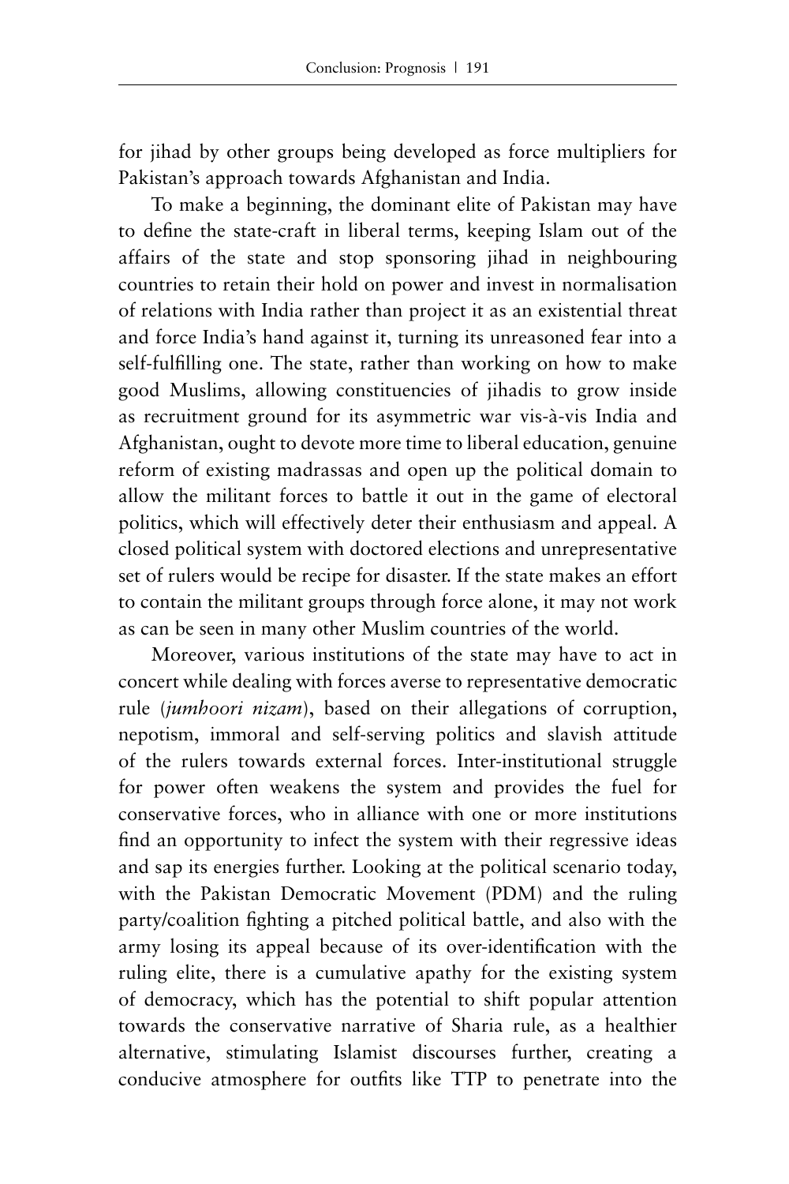for jihad by other groups being developed as force multipliers for Pakistan's approach towards Afghanistan and India.

To make a beginning, the dominant elite of Pakistan may have to define the state-craft in liberal terms, keeping Islam out of the affairs of the state and stop sponsoring jihad in neighbouring countries to retain their hold on power and invest in normalisation of relations with India rather than project it as an existential threat and force India's hand against it, turning its unreasoned fear into a self-fulfilling one. The state, rather than working on how to make good Muslims, allowing constituencies of jihadis to grow inside as recruitment ground for its asymmetric war vis-à-vis India and Afghanistan, ought to devote more time to liberal education, genuine reform of existing madrassas and open up the political domain to allow the militant forces to battle it out in the game of electoral politics, which will effectively deter their enthusiasm and appeal. A closed political system with doctored elections and unrepresentative set of rulers would be recipe for disaster. If the state makes an effort to contain the militant groups through force alone, it may not work as can be seen in many other Muslim countries of the world.

Moreover, various institutions of the state may have to act in concert while dealing with forces averse to representative democratic rule (*jumhoori nizam*), based on their allegations of corruption, nepotism, immoral and self-serving politics and slavish attitude of the rulers towards external forces. Inter-institutional struggle for power often weakens the system and provides the fuel for conservative forces, who in alliance with one or more institutions find an opportunity to infect the system with their regressive ideas and sap its energies further. Looking at the political scenario today, with the Pakistan Democratic Movement (PDM) and the ruling party/coalition fighting a pitched political battle, and also with the army losing its appeal because of its over-identification with the ruling elite, there is a cumulative apathy for the existing system of democracy, which has the potential to shift popular attention towards the conservative narrative of Sharia rule, as a healthier alternative, stimulating Islamist discourses further, creating a conducive atmosphere for outfits like TTP to penetrate into the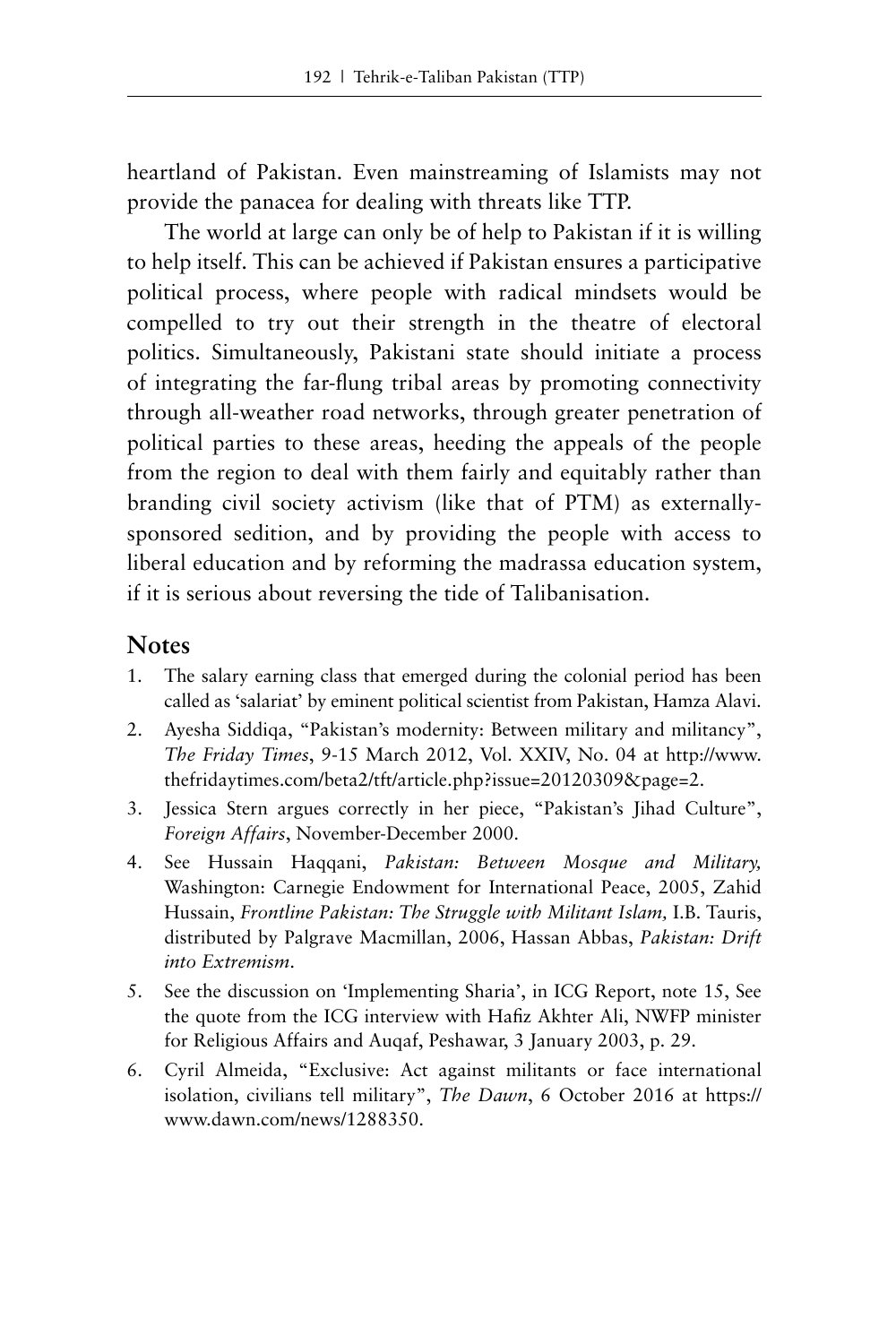heartland of Pakistan. Even mainstreaming of Islamists may not provide the panacea for dealing with threats like TTP.

The world at large can only be of help to Pakistan if it is willing to help itself. This can be achieved if Pakistan ensures a participative political process, where people with radical mindsets would be compelled to try out their strength in the theatre of electoral politics. Simultaneously, Pakistani state should initiate a process of integrating the far-flung tribal areas by promoting connectivity through all-weather road networks, through greater penetration of political parties to these areas, heeding the appeals of the people from the region to deal with them fairly and equitably rather than branding civil society activism (like that of PTM) as externally-sponsored sedition, and by providing the people with access to liberal education and by reforming the madrassa education system, if it is serious about reversing the tide of Talibanisation.

## Notes

1. The salary earning class that emerged during the colonial period has been called as 'salariat' by eminent political scientist from Pakistan, Hamza Alavi.
2. Ayesha Siddiqa, "Pakistan's modernity: Between military and militancy", *The Friday Times*, 9-15 March 2012, Vol. XXIV, No. 04 at http://www.thefridaytimes.com/beta2/tft/article.php?issue=20120309&page=2.
3. Jessica Stern argues correctly in her piece, "Pakistan's Jihad Culture", *Foreign Affairs*, November-December 2000.
4. See Hussain Haqqani, *Pakistan: Between Mosque and Military,* Washington: Carnegie Endowment for International Peace, 2005, Zahid Hussain, *Frontline Pakistan: The Struggle with Militant Islam,* I.B. Tauris, distributed by Palgrave Macmillan, 2006, Hassan Abbas, *Pakistan: Drift into Extremism*.
5. See the discussion on 'Implementing Sharia', in ICG Report, note 15, See the quote from the ICG interview with Hafiz Akhter Ali, NWFP minister for Religious Affairs and Auqaf, Peshawar, 3 January 2003, p. 29.
6. Cyril Almeida, "Exclusive: Act against militants or face international isolation, civilians tell military", *The Dawn*, 6 October 2016 at https://www.dawn.com/news/1288350.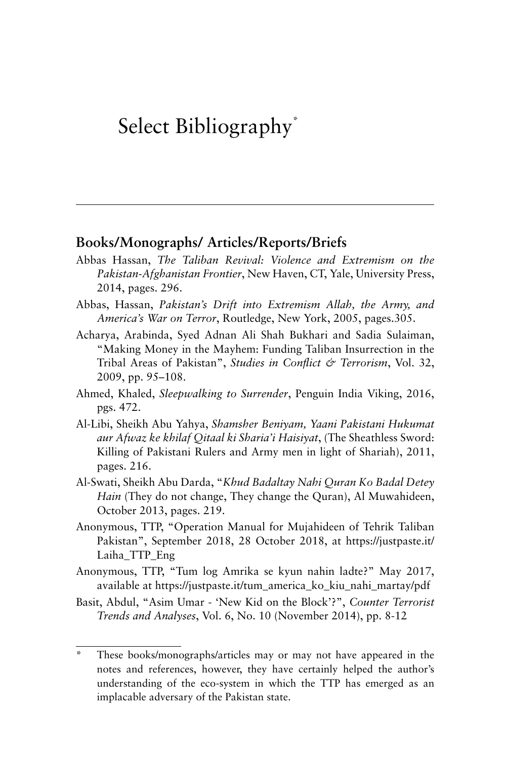# Select Bibliography[*]

## Books/Monographs/ Articles/Reports/Briefs

Abbas Hassan, *The Taliban Revival: Violence and Extremism on the Pakistan-Afghanistan Frontier*, New Haven, CT, Yale, University Press, 2014, pages. 296.

Abbas, Hassan, *Pakistan's Drift into Extremism Allah, the Army, and America's War on Terror*, Routledge, New York, 2005, pages.305.

Acharya, Arabinda, Syed Adnan Ali Shah Bukhari and Sadia Sulaiman, "Making Money in the Mayhem: Funding Taliban Insurrection in the Tribal Areas of Pakistan", *Studies in Conflict & Terrorism*, Vol. 32, 2009, pp. 95–108.

Ahmed, Khaled, *Sleepwalking to Surrender*, Penguin India Viking, 2016, pgs. 472.

Al-Libi, Sheikh Abu Yahya, *Shamsher Beniyam, Yaani Pakistani Hukumat aur Afwaz ke khilaf Qitaal ki Sharia'i Haisiyat*, (The Sheathless Sword: Killing of Pakistani Rulers and Army men in light of Shariah), 2011, pages. 216.

Al-Swati, Sheikh Abu Darda, "*Khud Badaltay Nahi Quran Ko Badal Detey Hain* (They do not change, They change the Quran), Al Muwahideen, October 2013, pages. 219.

Anonymous, TTP, "Operation Manual for Mujahideen of Tehrik Taliban Pakistan", September 2018, 28 October 2018, at https://justpaste.it/Laiha_TTP_Eng

Anonymous, TTP, "Tum log Amrika se kyun nahin ladte?" May 2017, available at https://justpaste.it/tum_america_ko_kiu_nahi_martay/pdf

Basit, Abdul, "Asim Umar - 'New Kid on the Block'?", *Counter Terrorist Trends and Analyses*, Vol. 6, No. 10 (November 2014), pp. 8-12

---

[*] These books/monographs/articles may or may not have appeared in the notes and references, however, they have certainly helped the author's understanding of the eco-system in which the TTP has emerged as an implacable adversary of the Pakistan state.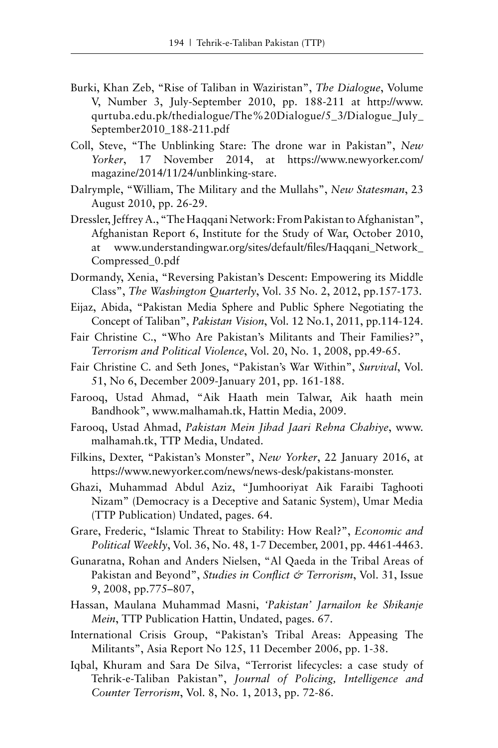Burki, Khan Zeb, "Rise of Taliban in Waziristan", *The Dialogue*, Volume V, Number 3, July-September 2010, pp. 188-211 at http://www.qurtuba.edu.pk/thedialogue/The%20Dialogue/5_3/Dialogue_July_September2010_188-211.pdf

Coll, Steve, "The Unblinking Stare: The drone war in Pakistan", *New Yorker*, 17 November 2014, at https://www.newyorker.com/magazine/2014/11/24/unblinking-stare.

Dalrymple, "William, The Military and the Mullahs", *New Statesman*, 23 August 2010, pp. 26-29.

Dressler, Jeffrey A., "The Haqqani Network: From Pakistan to Afghanistan", Afghanistan Report 6, Institute for the Study of War, October 2010, at www.understandingwar.org/sites/default/files/Haqqani_Network_Compressed_0.pdf

Dormandy, Xenia, "Reversing Pakistan's Descent: Empowering its Middle Class", *The Washington Quarterly*, Vol. 35 No. 2, 2012, pp.157-173.

Eijaz, Abida, "Pakistan Media Sphere and Public Sphere Negotiating the Concept of Taliban", *Pakistan Vision*, Vol. 12 No.1, 2011, pp.114-124.

Fair Christine C., "Who Are Pakistan's Militants and Their Families?", *Terrorism and Political Violence*, Vol. 20, No. 1, 2008, pp.49-65.

Fair Christine C. and Seth Jones, "Pakistan's War Within", *Survival*, Vol. 51, No 6, December 2009-January 201, pp. 161-188.

Farooq, Ustad Ahmad, "Aik Haath mein Talwar, Aik haath mein Bandhook", www.malhamah.tk, Hattin Media, 2009.

Farooq, Ustad Ahmad, *Pakistan Mein Jihad Jaari Rehna Chahiye*, www.malhamah.tk, TTP Media, Undated.

Filkins, Dexter, "Pakistan's Monster", *New Yorker*, 22 January 2016, at https://www.newyorker.com/news/news-desk/pakistans-monster.

Ghazi, Muhammad Abdul Aziz, "Jumhooriyat Aik Faraibi Taghooti Nizam" (Democracy is a Deceptive and Satanic System), Umar Media (TTP Publication) Undated, pages. 64.

Grare, Frederic, "Islamic Threat to Stability: How Real?", *Economic and Political Weekly*, Vol. 36, No. 48, 1-7 December, 2001, pp. 4461-4463.

Gunaratna, Rohan and Anders Nielsen, "Al Qaeda in the Tribal Areas of Pakistan and Beyond", *Studies in Conflict & Terrorism*, Vol. 31, Issue 9, 2008, pp.775–807,

Hassan, Maulana Muhammad Masni, *'Pakistan' Jarnailon ke Shikanje Mein*, TTP Publication Hattin, Undated, pages. 67.

International Crisis Group, "Pakistan's Tribal Areas: Appeasing The Militants", Asia Report No 125, 11 December 2006, pp. 1-38.

Iqbal, Khuram and Sara De Silva, "Terrorist lifecycles: a case study of Tehrik-e-Taliban Pakistan", *Journal of Policing, Intelligence and Counter Terrorism*, Vol. 8, No. 1, 2013, pp. 72-86.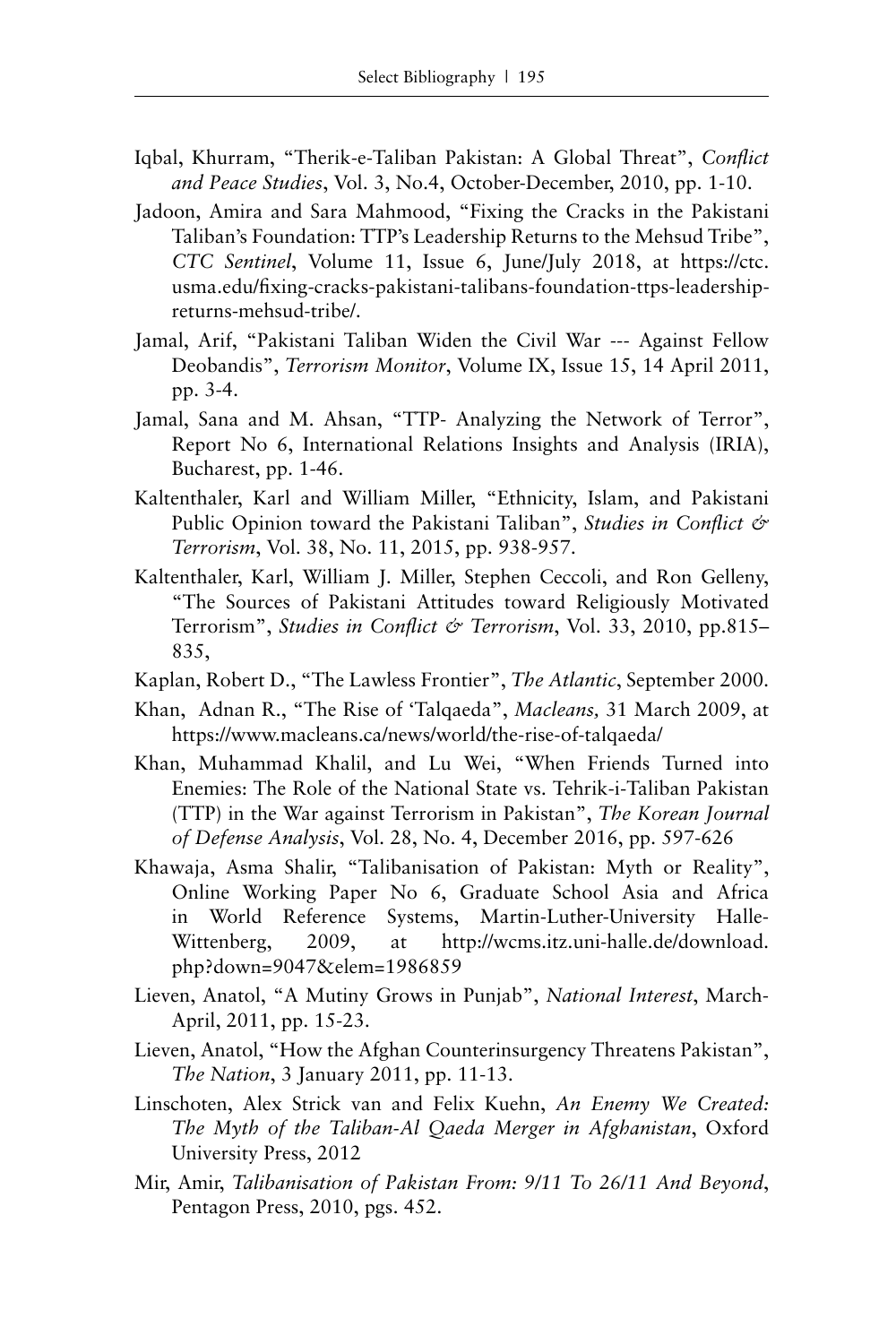Iqbal, Khurram, "Therik-e-Taliban Pakistan: A Global Threat", *Conflict and Peace Studies*, Vol. 3, No.4, October-December, 2010, pp. 1-10.

Jadoon, Amira and Sara Mahmood, "Fixing the Cracks in the Pakistani Taliban's Foundation: TTP's Leadership Returns to the Mehsud Tribe", *CTC Sentinel*, Volume 11, Issue 6, June/July 2018, at https://ctc.usma.edu/fixing-cracks-pakistani-talibans-foundation-ttps-leadership-returns-mehsud-tribe/.

Jamal, Arif, "Pakistani Taliban Widen the Civil War --- Against Fellow Deobandis", *Terrorism Monitor*, Volume IX, Issue 15, 14 April 2011, pp. 3-4.

Jamal, Sana and M. Ahsan, "TTP- Analyzing the Network of Terror", Report No 6, International Relations Insights and Analysis (IRIA), Bucharest, pp. 1-46.

Kaltenthaler, Karl and William Miller, "Ethnicity, Islam, and Pakistani Public Opinion toward the Pakistani Taliban", *Studies in Conflict & Terrorism*, Vol. 38, No. 11, 2015, pp. 938-957.

Kaltenthaler, Karl, William J. Miller, Stephen Ceccoli, and Ron Gelleny, "The Sources of Pakistani Attitudes toward Religiously Motivated Terrorism", *Studies in Conflict & Terrorism*, Vol. 33, 2010, pp.815–835,

Kaplan, Robert D., "The Lawless Frontier", *The Atlantic*, September 2000.

Khan, Adnan R., "The Rise of 'Talqaeda", *Macleans,* 31 March 2009, at https://www.macleans.ca/news/world/the-rise-of-talqaeda/

Khan, Muhammad Khalil, and Lu Wei, "When Friends Turned into Enemies: The Role of the National State vs. Tehrik-i-Taliban Pakistan (TTP) in the War against Terrorism in Pakistan", *The Korean Journal of Defense Analysis*, Vol. 28, No. 4, December 2016, pp. 597-626

Khawaja, Asma Shalir, "Talibanisation of Pakistan: Myth or Reality", Online Working Paper No 6, Graduate School Asia and Africa in World Reference Systems, Martin-Luther-University Halle-Wittenberg, 2009, at http://wcms.itz.uni-halle.de/download.php?down=9047&elem=1986859

Lieven, Anatol, "A Mutiny Grows in Punjab", *National Interest*, March-April, 2011, pp. 15-23.

Lieven, Anatol, "How the Afghan Counterinsurgency Threatens Pakistan", *The Nation*, 3 January 2011, pp. 11-13.

Linschoten, Alex Strick van and Felix Kuehn, *An Enemy We Created: The Myth of the Taliban-Al Qaeda Merger in Afghanistan*, Oxford University Press, 2012

Mir, Amir, *Talibanisation of Pakistan From: 9/11 To 26/11 And Beyond*, Pentagon Press, 2010, pgs. 452.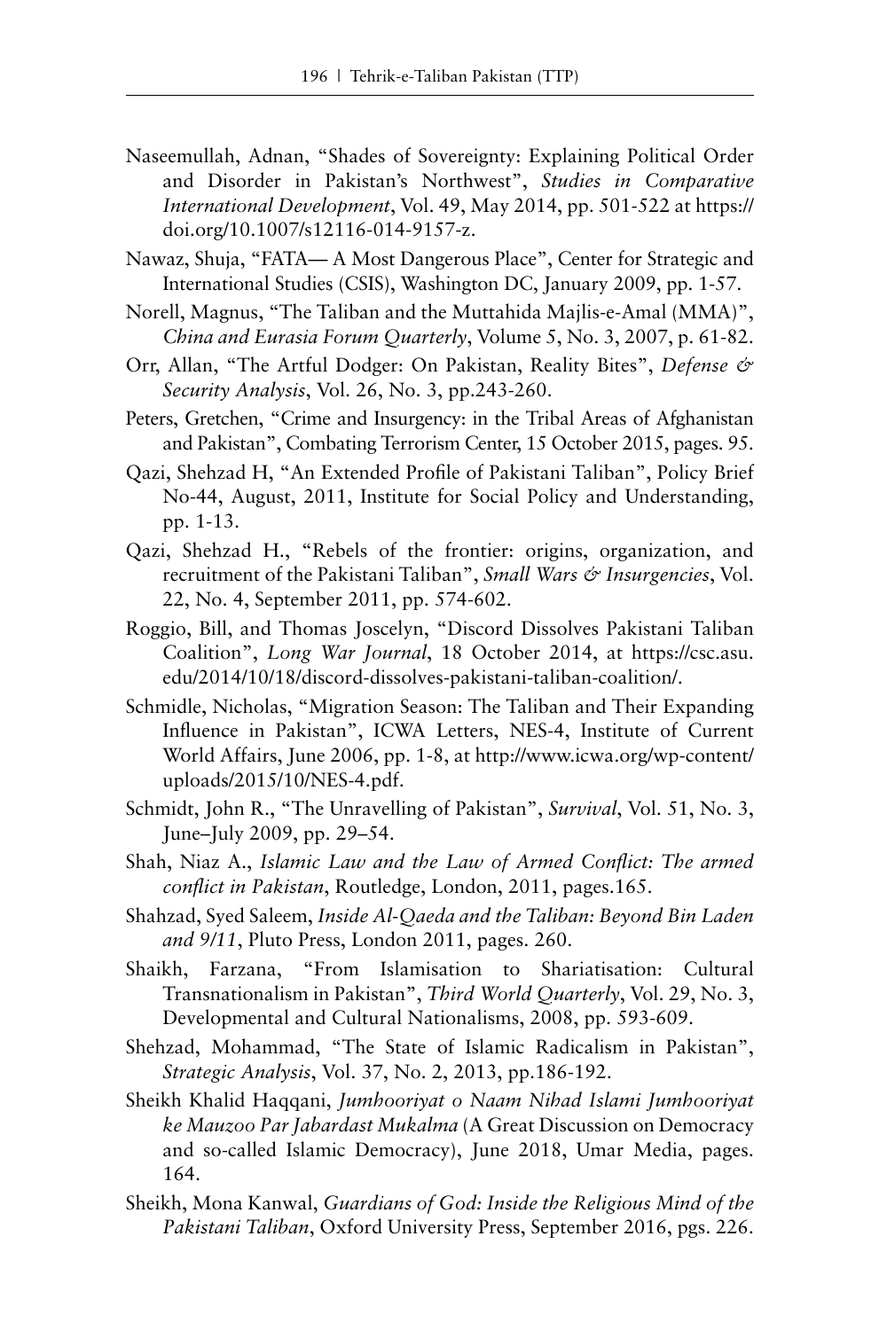Naseemullah, Adnan, "Shades of Sovereignty: Explaining Political Order and Disorder in Pakistan's Northwest", *Studies in Comparative International Development*, Vol. 49, May 2014, pp. 501-522 at https://doi.org/10.1007/s12116-014-9157-z.

Nawaz, Shuja, "FATA— A Most Dangerous Place", Center for Strategic and International Studies (CSIS), Washington DC, January 2009, pp. 1-57.

Norell, Magnus, "The Taliban and the Muttahida Majlis-e-Amal (MMA)", *China and Eurasia Forum Quarterly*, Volume 5, No. 3, 2007, p. 61-82.

Orr, Allan, "The Artful Dodger: On Pakistan, Reality Bites", *Defense & Security Analysis*, Vol. 26, No. 3, pp.243-260.

Peters, Gretchen, "Crime and Insurgency: in the Tribal Areas of Afghanistan and Pakistan", Combating Terrorism Center, 15 October 2015, pages. 95.

Qazi, Shehzad H, "An Extended Profile of Pakistani Taliban", Policy Brief No-44, August, 2011, Institute for Social Policy and Understanding, pp. 1-13.

Qazi, Shehzad H., "Rebels of the frontier: origins, organization, and recruitment of the Pakistani Taliban", *Small Wars & Insurgencies*, Vol. 22, No. 4, September 2011, pp. 574-602.

Roggio, Bill, and Thomas Joscelyn, "Discord Dissolves Pakistani Taliban Coalition", *Long War Journal*, 18 October 2014, at https://csc.asu.edu/2014/10/18/discord-dissolves-pakistani-taliban-coalition/.

Schmidle, Nicholas, "Migration Season: The Taliban and Their Expanding Influence in Pakistan", ICWA Letters, NES-4, Institute of Current World Affairs, June 2006, pp. 1-8, at http://www.icwa.org/wp-content/uploads/2015/10/NES-4.pdf.

Schmidt, John R., "The Unravelling of Pakistan", *Survival*, Vol. 51, No. 3, June–July 2009, pp. 29–54.

Shah, Niaz A., *Islamic Law and the Law of Armed Conflict: The armed conflict in Pakistan*, Routledge, London, 2011, pages.165.

Shahzad, Syed Saleem, *Inside Al-Qaeda and the Taliban: Beyond Bin Laden and 9/11*, Pluto Press, London 2011, pages. 260.

Shaikh, Farzana, "From Islamisation to Shariatisation: Cultural Transnationalism in Pakistan", *Third World Quarterly*, Vol. 29, No. 3, Developmental and Cultural Nationalisms, 2008, pp. 593-609.

Shehzad, Mohammad, "The State of Islamic Radicalism in Pakistan", *Strategic Analysis*, Vol. 37, No. 2, 2013, pp.186-192.

Sheikh Khalid Haqqani, *Jumhooriyat o Naam Nihad Islami Jumhooriyat ke Mauzoo Par Jabardast Mukalma* (A Great Discussion on Democracy and so-called Islamic Democracy), June 2018, Umar Media, pages. 164.

Sheikh, Mona Kanwal, *Guardians of God: Inside the Religious Mind of the Pakistani Taliban*, Oxford University Press, September 2016, pgs. 226.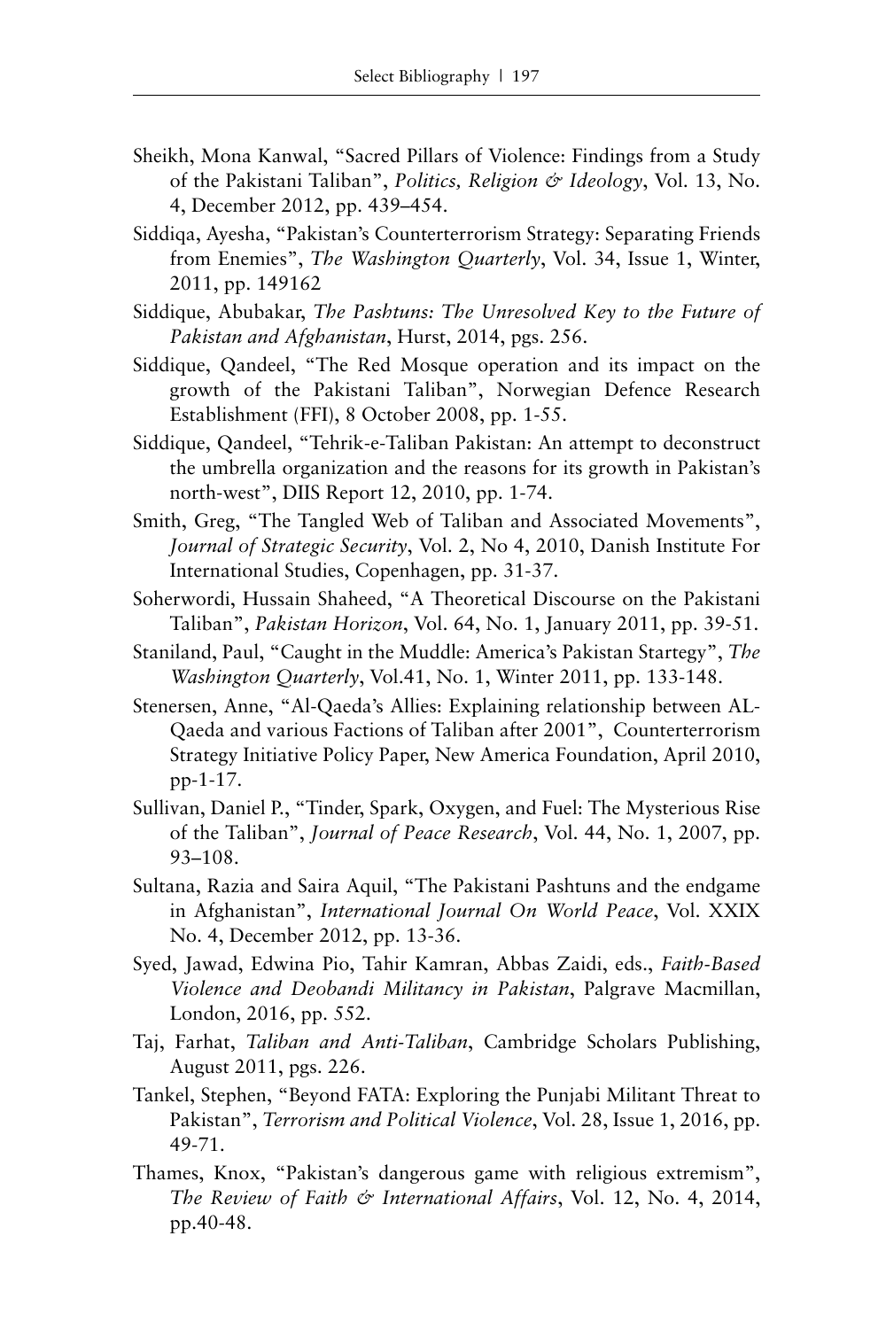Sheikh, Mona Kanwal, "Sacred Pillars of Violence: Findings from a Study of the Pakistani Taliban", *Politics, Religion & Ideology*, Vol. 13, No. 4, December 2012, pp. 439–454.

Siddiqa, Ayesha, "Pakistan's Counterterrorism Strategy: Separating Friends from Enemies", *The Washington Quarterly*, Vol. 34, Issue 1, Winter, 2011, pp. 149162

Siddique, Abubakar, *The Pashtuns: The Unresolved Key to the Future of Pakistan and Afghanistan*, Hurst, 2014, pgs. 256.

Siddique, Qandeel, "The Red Mosque operation and its impact on the growth of the Pakistani Taliban", Norwegian Defence Research Establishment (FFI), 8 October 2008, pp. 1-55.

Siddique, Qandeel, "Tehrik-e-Taliban Pakistan: An attempt to deconstruct the umbrella organization and the reasons for its growth in Pakistan's north-west", DIIS Report 12, 2010, pp. 1-74.

Smith, Greg, "The Tangled Web of Taliban and Associated Movements", *Journal of Strategic Security*, Vol. 2, No 4, 2010, Danish Institute For International Studies, Copenhagen, pp. 31-37.

Soherwordi, Hussain Shaheed, "A Theoretical Discourse on the Pakistani Taliban", *Pakistan Horizon*, Vol. 64, No. 1, January 2011, pp. 39-51.

Staniland, Paul, "Caught in the Muddle: America's Pakistan Startegy", *The Washington Quarterly*, Vol.41, No. 1, Winter 2011, pp. 133-148.

Stenersen, Anne, "Al-Qaeda's Allies: Explaining relationship between AL-Qaeda and various Factions of Taliban after 2001", Counterterrorism Strategy Initiative Policy Paper, New America Foundation, April 2010, pp-1-17.

Sullivan, Daniel P., "Tinder, Spark, Oxygen, and Fuel: The Mysterious Rise of the Taliban", *Journal of Peace Research*, Vol. 44, No. 1, 2007, pp. 93–108.

Sultana, Razia and Saira Aquil, "The Pakistani Pashtuns and the endgame in Afghanistan", *International Journal On World Peace*, Vol. XXIX No. 4, December 2012, pp. 13-36.

Syed, Jawad, Edwina Pio, Tahir Kamran, Abbas Zaidi, eds., *Faith-Based Violence and Deobandi Militancy in Pakistan*, Palgrave Macmillan, London, 2016, pp. 552.

Taj, Farhat, *Taliban and Anti-Taliban*, Cambridge Scholars Publishing, August 2011, pgs. 226.

Tankel, Stephen, "Beyond FATA: Exploring the Punjabi Militant Threat to Pakistan", *Terrorism and Political Violence*, Vol. 28, Issue 1, 2016, pp. 49-71.

Thames, Knox, "Pakistan's dangerous game with religious extremism", *The Review of Faith & International Affairs*, Vol. 12, No. 4, 2014, pp.40-48.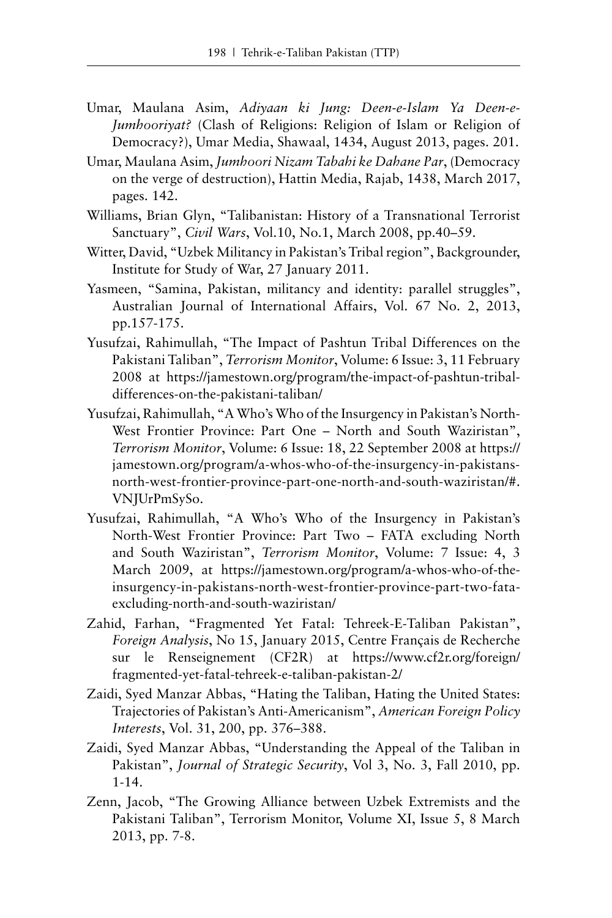Umar, Maulana Asim, *Adiyaan ki Jung: Deen-e-Islam Ya Deen-e-Jumhooriyat?* (Clash of Religions: Religion of Islam or Religion of Democracy?), Umar Media, Shawaal, 1434, August 2013, pages. 201.

Umar, Maulana Asim, *Jumhoori Nizam Tabahi ke Dahane Par*, (Democracy on the verge of destruction), Hattin Media, Rajab, 1438, March 2017, pages. 142.

Williams, Brian Glyn, "Talibanistan: History of a Transnational Terrorist Sanctuary", *Civil Wars*, Vol.10, No.1, March 2008, pp.40–59.

Witter, David, "Uzbek Militancy in Pakistan's Tribal region", Backgrounder, Institute for Study of War, 27 January 2011.

Yasmeen, "Samina, Pakistan, militancy and identity: parallel struggles", Australian Journal of International Affairs, Vol. 67 No. 2, 2013, pp.157-175.

Yusufzai, Rahimullah, "The Impact of Pashtun Tribal Differences on the Pakistani Taliban", *Terrorism Monitor*, Volume: 6 Issue: 3, 11 February 2008 at https://jamestown.org/program/the-impact-of-pashtun-tribal-differences-on-the-pakistani-taliban/

Yusufzai, Rahimullah, "A Who's Who of the Insurgency in Pakistan's North-West Frontier Province: Part One – North and South Waziristan", *Terrorism Monitor*, Volume: 6 Issue: 18, 22 September 2008 at https://jamestown.org/program/a-whos-who-of-the-insurgency-in-pakistans-north-west-frontier-province-part-one-north-and-south-waziristan/#.VNJUrPmSySo.

Yusufzai, Rahimullah, "A Who's Who of the Insurgency in Pakistan's North-West Frontier Province: Part Two – FATA excluding North and South Waziristan", *Terrorism Monitor*, Volume: 7 Issue: 4, 3 March 2009, at https://jamestown.org/program/a-whos-who-of-the-insurgency-in-pakistans-north-west-frontier-province-part-two-fata-excluding-north-and-south-waziristan/

Zahid, Farhan, "Fragmented Yet Fatal: Tehreek-E-Taliban Pakistan", *Foreign Analysis*, No 15, January 2015, Centre Français de Recherche sur le Renseignement (CF2R) at https://www.cf2r.org/foreign/fragmented-yet-fatal-tehreek-e-taliban-pakistan-2/

Zaidi, Syed Manzar Abbas, "Hating the Taliban, Hating the United States: Trajectories of Pakistan's Anti-Americanism", *American Foreign Policy Interests*, Vol. 31, 200, pp. 376–388.

Zaidi, Syed Manzar Abbas, "Understanding the Appeal of the Taliban in Pakistan", *Journal of Strategic Security*, Vol 3, No. 3, Fall 2010, pp. 1-14.

Zenn, Jacob, "The Growing Alliance between Uzbek Extremists and the Pakistani Taliban", Terrorism Monitor, Volume XI, Issue 5, 8 March 2013, pp. 7-8.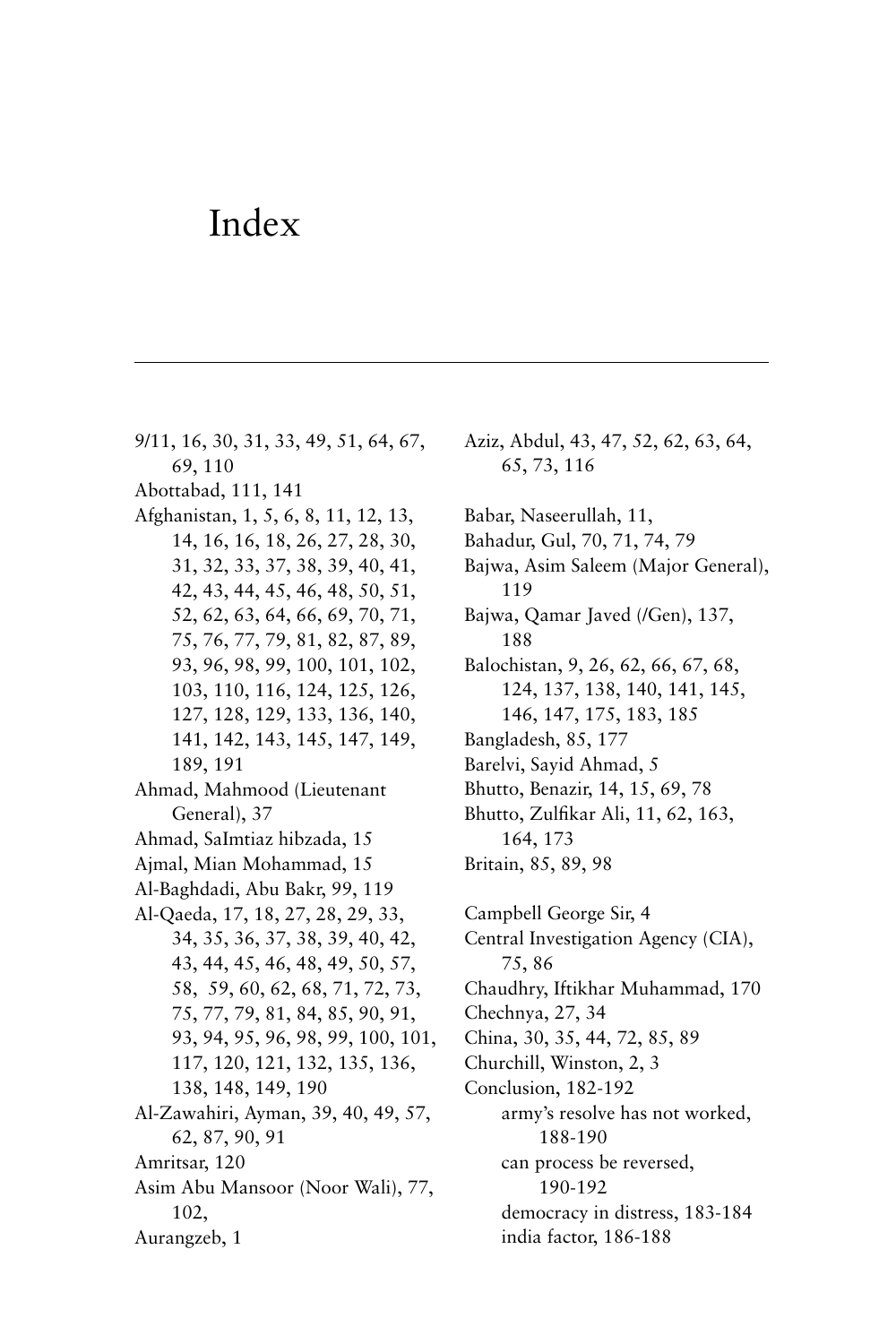# Index

9/11, 16, 30, 31, 33, 49, 51, 64, 67, 69, 110
Abottabad, 111, 141
Afghanistan, 1, 5, 6, 8, 11, 12, 13, 14, 16, 16, 18, 26, 27, 28, 30, 31, 32, 33, 37, 38, 39, 40, 41, 42, 43, 44, 45, 46, 48, 50, 51, 52, 62, 63, 64, 66, 69, 70, 71, 75, 76, 77, 79, 81, 82, 87, 89, 93, 96, 98, 99, 100, 101, 102, 103, 110, 116, 124, 125, 126, 127, 128, 129, 133, 136, 140, 141, 142, 143, 145, 147, 149, 189, 191
Ahmad, Mahmood (Lieutenant General), 37
Ahmad, SaImtiaz hibzada, 15
Ajmal, Mian Mohammad, 15
Al-Baghdadi, Abu Bakr, 99, 119
Al-Qaeda, 17, 18, 27, 28, 29, 33, 34, 35, 36, 37, 38, 39, 40, 42, 43, 44, 45, 46, 48, 49, 50, 57, 58, 59, 60, 62, 68, 71, 72, 73, 75, 77, 79, 81, 84, 85, 90, 91, 93, 94, 95, 96, 98, 99, 100, 101, 117, 120, 121, 132, 135, 136, 138, 148, 149, 190
Al-Zawahiri, Ayman, 39, 40, 49, 57, 62, 87, 90, 91
Amritsar, 120
Asim Abu Mansoor (Noor Wali), 77, 102,
Aurangzeb, 1

Aziz, Abdul, 43, 47, 52, 62, 63, 64, 65, 73, 116

Babar, Naseerullah, 11,
Bahadur, Gul, 70, 71, 74, 79
Bajwa, Asim Saleem (Major General), 119
Bajwa, Qamar Javed (/Gen), 137, 188
Balochistan, 9, 26, 62, 66, 67, 68, 124, 137, 138, 140, 141, 145, 146, 147, 175, 183, 185
Bangladesh, 85, 177
Barelvi, Sayid Ahmad, 5
Bhutto, Benazir, 14, 15, 69, 78
Bhutto, Zulfikar Ali, 11, 62, 163, 164, 173
Britain, 85, 89, 98

Campbell George Sir, 4
Central Investigation Agency (CIA), 75, 86
Chaudhry, Iftikhar Muhammad, 170
Chechnya, 27, 34
China, 30, 35, 44, 72, 85, 89
Churchill, Winston, 2, 3
Conclusion, 182-192
- army's resolve has not worked, 188-190
- can process be reversed, 190-192
- democracy in distress, 183-184
- india factor, 186-188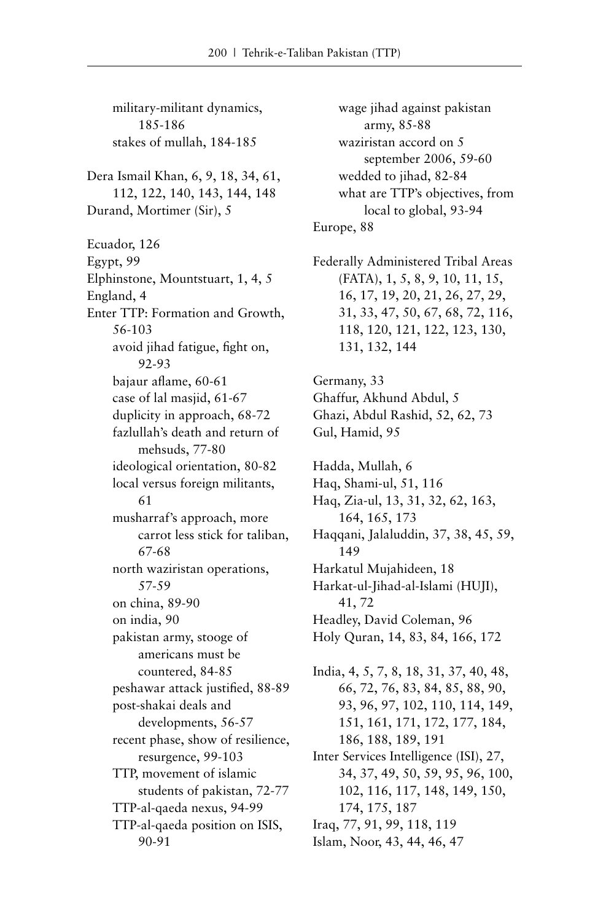military-militant dynamics, 185-186
stakes of mullah, 184-185

Dera Ismail Khan, 6, 9, 18, 34, 61, 112, 122, 140, 143, 144, 148
Durand, Mortimer (Sir), 5

Ecuador, 126
Egypt, 99
Elphinstone, Mountstuart, 1, 4, 5
England, 4
Enter TTP: Formation and Growth, 56-103
  avoid jihad fatigue, fight on, 92-93
  bajaur aflame, 60-61
  case of lal masjid, 61-67
  duplicity in approach, 68-72
  fazlullah's death and return of mehsuds, 77-80
  ideological orientation, 80-82
  local versus foreign militants, 61
  musharraf's approach, more carrot less stick for taliban, 67-68
  north waziristan operations, 57-59
  on china, 89-90
  on india, 90
  pakistan army, stooge of americans must be countered, 84-85
  peshawar attack justified, 88-89
  post-shakai deals and developments, 56-57
  recent phase, show of resilience, resurgence, 99-103
  TTP, movement of islamic students of pakistan, 72-77
  TTP-al-qaeda nexus, 94-99
  TTP-al-qaeda position on ISIS, 90-91
  wage jihad against pakistan army, 85-88
  waziristan accord on 5 september 2006, 59-60
  wedded to jihad, 82-84
  what are TTP's objectives, from local to global, 93-94
Europe, 88

Federally Administered Tribal Areas (FATA), 1, 5, 8, 9, 10, 11, 15, 16, 17, 19, 20, 21, 26, 27, 29, 31, 33, 47, 50, 67, 68, 72, 116, 118, 120, 121, 122, 123, 130, 131, 132, 144

Germany, 33
Ghaffur, Akhund Abdul, 5
Ghazi, Abdul Rashid, 52, 62, 73
Gul, Hamid, 95

Hadda, Mullah, 6
Haq, Shami-ul, 51, 116
Haq, Zia-ul, 13, 31, 32, 62, 163, 164, 165, 173
Haqqani, Jalaluddin, 37, 38, 45, 59, 149
Harkatul Mujahideen, 18
Harkat-ul-Jihad-al-Islami (HUJI), 41, 72
Headley, David Coleman, 96
Holy Quran, 14, 83, 84, 166, 172

India, 4, 5, 7, 8, 18, 31, 37, 40, 48, 66, 72, 76, 83, 84, 85, 88, 90, 93, 96, 97, 102, 110, 114, 149, 151, 161, 171, 172, 177, 184, 186, 188, 189, 191
Inter Services Intelligence (ISI), 27, 34, 37, 49, 50, 59, 95, 96, 100, 102, 116, 117, 148, 149, 150, 174, 175, 187
Iraq, 77, 91, 99, 118, 119
Islam, Noor, 43, 44, 46, 47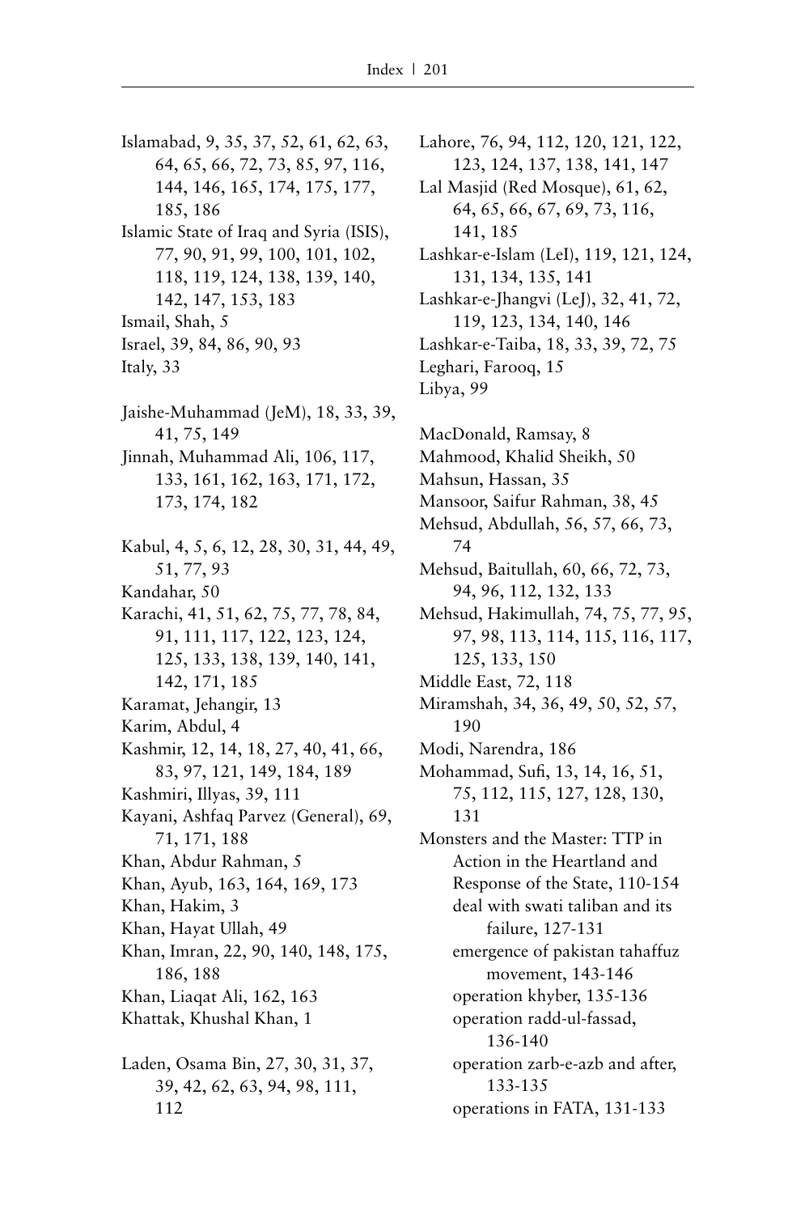Islamabad, 9, 35, 37, 52, 61, 62, 63, 64, 65, 66, 72, 73, 85, 97, 116, 144, 146, 165, 174, 175, 177, 185, 186
Islamic State of Iraq and Syria (ISIS), 77, 90, 91, 99, 100, 101, 102, 118, 119, 124, 138, 139, 140, 142, 147, 153, 183
Ismail, Shah, 5
Israel, 39, 84, 86, 90, 93
Italy, 33

Jaishe-Muhammad (JeM), 18, 33, 39, 41, 75, 149
Jinnah, Muhammad Ali, 106, 117, 133, 161, 162, 163, 171, 172, 173, 174, 182

Kabul, 4, 5, 6, 12, 28, 30, 31, 44, 49, 51, 77, 93
Kandahar, 50
Karachi, 41, 51, 62, 75, 77, 78, 84, 91, 111, 117, 122, 123, 124, 125, 133, 138, 139, 140, 141, 142, 171, 185
Karamat, Jehangir, 13
Karim, Abdul, 4
Kashmir, 12, 14, 18, 27, 40, 41, 66, 83, 97, 121, 149, 184, 189
Kashmiri, Illyas, 39, 111
Kayani, Ashfaq Parvez (General), 69, 71, 171, 188
Khan, Abdur Rahman, 5
Khan, Ayub, 163, 164, 169, 173
Khan, Hakim, 3
Khan, Hayat Ullah, 49
Khan, Imran, 22, 90, 140, 148, 175, 186, 188
Khan, Liaqat Ali, 162, 163
Khattak, Khushal Khan, 1

Laden, Osama Bin, 27, 30, 31, 37, 39, 42, 62, 63, 94, 98, 111, 112
Lahore, 76, 94, 112, 120, 121, 122, 123, 124, 137, 138, 141, 147
Lal Masjid (Red Mosque), 61, 62, 64, 65, 66, 67, 69, 73, 116, 141, 185
Lashkar-e-Islam (LeI), 119, 121, 124, 131, 134, 135, 141
Lashkar-e-Jhangvi (LeJ), 32, 41, 72, 119, 123, 134, 140, 146
Lashkar-e-Taiba, 18, 33, 39, 72, 75
Leghari, Farooq, 15
Libya, 99

MacDonald, Ramsay, 8
Mahmood, Khalid Sheikh, 50
Mahsun, Hassan, 35
Mansoor, Saifur Rahman, 38, 45
Mehsud, Abdullah, 56, 57, 66, 73, 74
Mehsud, Baitullah, 60, 66, 72, 73, 94, 96, 112, 132, 133
Mehsud, Hakimullah, 74, 75, 77, 95, 97, 98, 113, 114, 115, 116, 117, 125, 133, 150
Middle East, 72, 118
Miramshah, 34, 36, 49, 50, 52, 57, 190
Modi, Narendra, 186
Mohammad, Sufi, 13, 14, 16, 51, 75, 112, 115, 127, 128, 130, 131
Monsters and the Master: TTP in Action in the Heartland and Response of the State, 110-154
  deal with swati taliban and its failure, 127-131
  emergence of pakistan tahaffuz movement, 143-146
  operation khyber, 135-136
  operation radd-ul-fassad, 136-140
  operation zarb-e-azb and after, 133-135
  operations in FATA, 131-133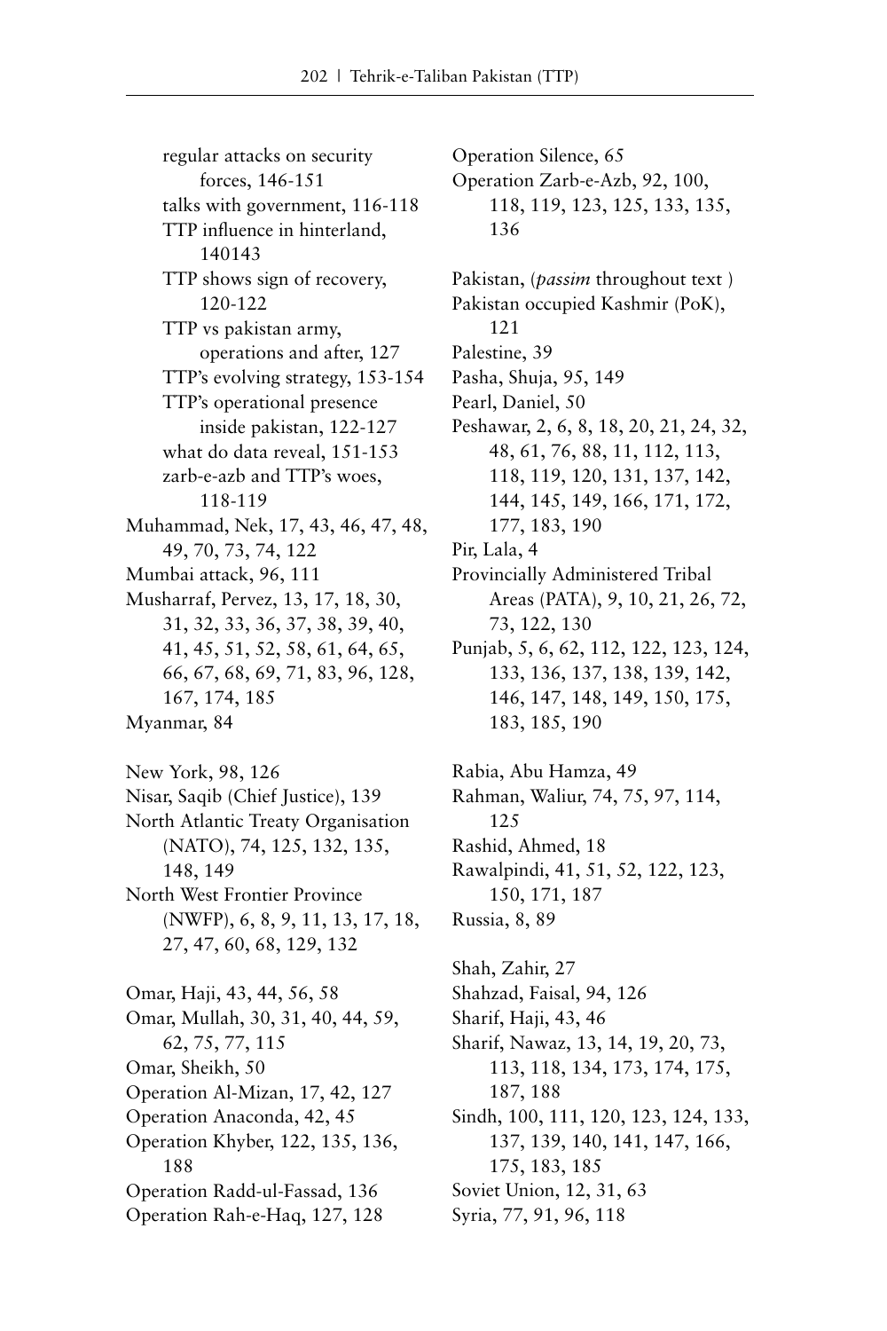regular attacks on security forces, 146-151
talks with government, 116-118
TTP influence in hinterland, 140143
TTP shows sign of recovery, 120-122
TTP vs pakistan army, operations and after, 127
TTP's evolving strategy, 153-154
TTP's operational presence inside pakistan, 122-127
what do data reveal, 151-153
zarb-e-azb and TTP's woes, 118-119

Muhammad, Nek, 17, 43, 46, 47, 48, 49, 70, 73, 74, 122
Mumbai attack, 96, 111
Musharraf, Pervez, 13, 17, 18, 30, 31, 32, 33, 36, 37, 38, 39, 40, 41, 45, 51, 52, 58, 61, 64, 65, 66, 67, 68, 69, 71, 83, 96, 128, 167, 174, 185
Myanmar, 84

New York, 98, 126
Nisar, Saqib (Chief Justice), 139
North Atlantic Treaty Organisation (NATO), 74, 125, 132, 135, 148, 149
North West Frontier Province (NWFP), 6, 8, 9, 11, 13, 17, 18, 27, 47, 60, 68, 129, 132

Omar, Haji, 43, 44, 56, 58
Omar, Mullah, 30, 31, 40, 44, 59, 62, 75, 77, 115
Omar, Sheikh, 50
Operation Al-Mizan, 17, 42, 127
Operation Anaconda, 42, 45
Operation Khyber, 122, 135, 136, 188
Operation Radd-ul-Fassad, 136
Operation Rah-e-Haq, 127, 128
Operation Silence, 65
Operation Zarb-e-Azb, 92, 100, 118, 119, 123, 125, 133, 135, 136

Pakistan, (*passim* throughout text )
Pakistan occupied Kashmir (PoK), 121
Palestine, 39
Pasha, Shuja, 95, 149
Pearl, Daniel, 50
Peshawar, 2, 6, 8, 18, 20, 21, 24, 32, 48, 61, 76, 88, 11, 112, 113, 118, 119, 120, 131, 137, 142, 144, 145, 149, 166, 171, 172, 177, 183, 190
Pir, Lala, 4
Provincially Administered Tribal Areas (PATA), 9, 10, 21, 26, 72, 73, 122, 130
Punjab, 5, 6, 62, 112, 122, 123, 124, 133, 136, 137, 138, 139, 142, 146, 147, 148, 149, 150, 175, 183, 185, 190

Rabia, Abu Hamza, 49
Rahman, Waliur, 74, 75, 97, 114, 125
Rashid, Ahmed, 18
Rawalpindi, 41, 51, 52, 122, 123, 150, 171, 187
Russia, 8, 89

Shah, Zahir, 27
Shahzad, Faisal, 94, 126
Sharif, Haji, 43, 46
Sharif, Nawaz, 13, 14, 19, 20, 73, 113, 118, 134, 173, 174, 175, 187, 188
Sindh, 100, 111, 120, 123, 124, 133, 137, 139, 140, 141, 147, 166, 175, 183, 185
Soviet Union, 12, 31, 63
Syria, 77, 91, 96, 118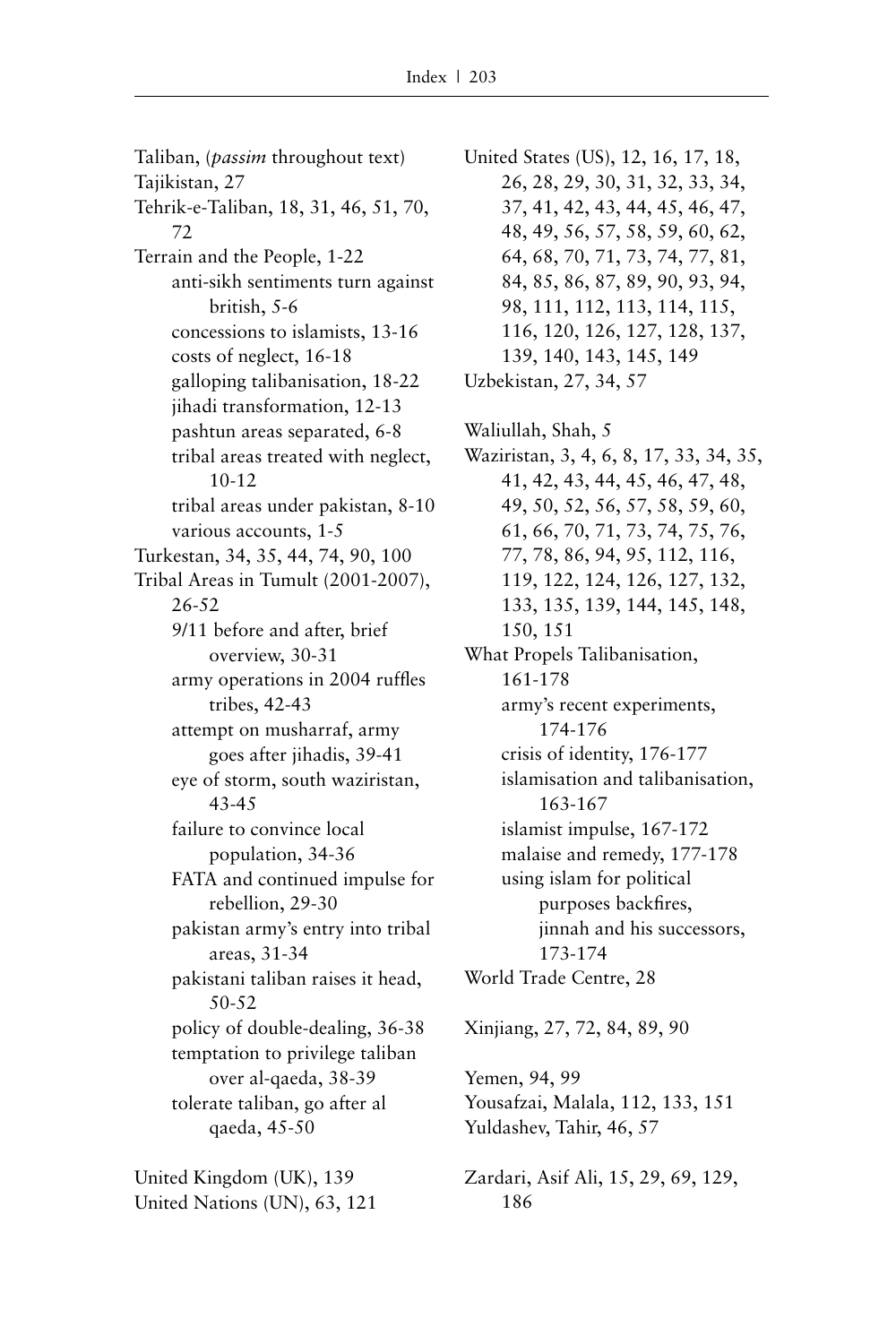Taliban, (*passim* throughout text)
Tajikistan, 27
Tehrik-e-Taliban, 18, 31, 46, 51, 70, 72
Terrain and the People, 1-22
- anti-sikh sentiments turn against british, 5-6
- concessions to islamists, 13-16
- costs of neglect, 16-18
- galloping talibanisation, 18-22
- jihadi transformation, 12-13
- pashtun areas separated, 6-8
- tribal areas treated with neglect, 10-12
- tribal areas under pakistan, 8-10
- various accounts, 1-5

Turkestan, 34, 35, 44, 74, 90, 100
Tribal Areas in Tumult (2001-2007), 26-52
- 9/11 before and after, brief overview, 30-31
- army operations in 2004 ruffles tribes, 42-43
- attempt on musharraf, army goes after jihadis, 39-41
- eye of storm, south waziristan, 43-45
- failure to convince local population, 34-36
- FATA and continued impulse for rebellion, 29-30
- pakistan army's entry into tribal areas, 31-34
- pakistani taliban raises it head, 50-52
- policy of double-dealing, 36-38
- temptation to privilege taliban over al-qaeda, 38-39
- tolerate taliban, go after al qaeda, 45-50

United Kingdom (UK), 139
United Nations (UN), 63, 121
United States (US), 12, 16, 17, 18, 26, 28, 29, 30, 31, 32, 33, 34, 37, 41, 42, 43, 44, 45, 46, 47, 48, 49, 56, 57, 58, 59, 60, 62, 64, 68, 70, 71, 73, 74, 77, 81, 84, 85, 86, 87, 89, 90, 93, 94, 98, 111, 112, 113, 114, 115, 116, 120, 126, 127, 128, 137, 139, 140, 143, 145, 149
Uzbekistan, 27, 34, 57

Waliullah, Shah, 5
Waziristan, 3, 4, 6, 8, 17, 33, 34, 35, 41, 42, 43, 44, 45, 46, 47, 48, 49, 50, 52, 56, 57, 58, 59, 60, 61, 66, 70, 71, 73, 74, 75, 76, 77, 78, 86, 94, 95, 112, 116, 119, 122, 124, 126, 127, 132, 133, 135, 139, 144, 145, 148, 150, 151
What Propels Talibanisation, 161-178
- army's recent experiments, 174-176
- crisis of identity, 176-177
- islamisation and talibanisation, 163-167
- islamist impulse, 167-172
- malaise and remedy, 177-178
- using islam for political purposes backfires, jinnah and his successors, 173-174

World Trade Centre, 28

Xinjiang, 27, 72, 84, 89, 90

Yemen, 94, 99
Yousafzai, Malala, 112, 133, 151
Yuldashev, Tahir, 46, 57

Zardari, Asif Ali, 15, 29, 69, 129, 186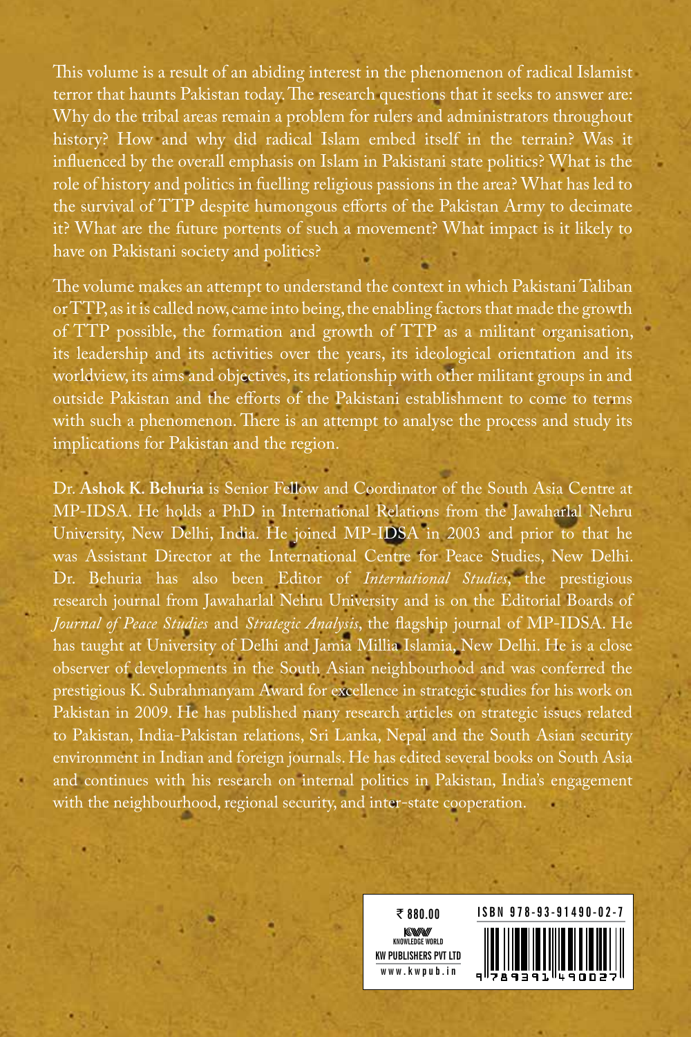This volume is a result of an abiding interest in the phenomenon of radical Islamist terror that haunts Pakistan today. The research questions that it seeks to answer are: Why do the tribal areas remain a problem for rulers and administrators throughout history? How and why did radical Islam embed itself in the terrain? Was it influenced by the overall emphasis on Islam in Pakistani state politics? What is the role of history and politics in fuelling religious passions in the area? What has led to the survival of TTP despite humongous efforts of the Pakistan Army to decimate it? What are the future portents of such a movement? What impact is it likely to have on Pakistani society and politics?

The volume makes an attempt to understand the context in which Pakistani Taliban or TTP, as it is called now, came into being, the enabling factors that made the growth of TTP possible, the formation and growth of TTP as a militant organisation, its leadership and its activities over the years, its ideological orientation and its worldview, its aims and objectives, its relationship with other militant groups in and outside Pakistan and the efforts of the Pakistani establishment to come to terms with such a phenomenon. There is an attempt to analyse the process and study its implications for Pakistan and the region.

Dr. **Ashok K. Behuria** is Senior Fellow and Coordinator of the South Asia Centre at MP-IDSA. He holds a PhD in International Relations from the Jawaharlal Nehru University, New Delhi, India. He joined MP-IDSA in 2003 and prior to that he was Assistant Director at the International Centre for Peace Studies, New Delhi. Dr. Behuria has also been Editor of *International Studies*, the prestigious research journal from Jawaharlal Nehru University and is on the Editorial Boards of *Journal of Peace Studies* and *Strategic Analysis*, the flagship journal of MP-IDSA. He has taught at University of Delhi and Jamia Millia Islamia, New Delhi. He is a close observer of developments in the South Asian neighbourhood and was conferred the prestigious K. Subrahmanyam Award for excellence in strategic studies for his work on Pakistan in 2009. He has published many research articles on strategic issues related to Pakistan, India-Pakistan relations, Sri Lanka, Nepal and the South Asian security environment in Indian and foreign journals. He has edited several books on South Asia and continues with his research on internal politics in Pakistan, India's engagement with the neighbourhood, regional security, and inter-state cooperation.

₹ 880.00

KNOWLEDGE WORLD

KW PUBLISHERS PVT LTD

www.kwpub.in

ISBN 978-93-91490-02-7